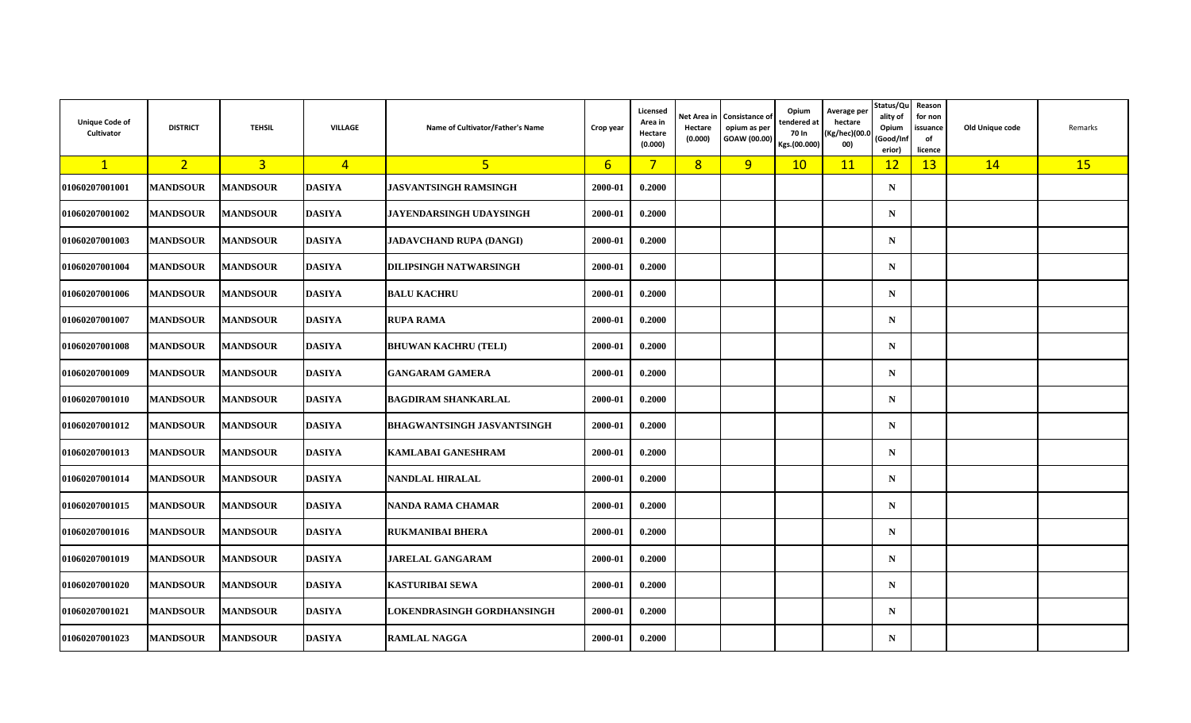| Unique Code of Cultivator | DISTRICT | TEHSIL | VILLAGE | Name of Cultivator/Father's Name | Crop year | Licensed Area in Hectare (0.000) | Net Area in Hectare (0.000) | Consistance of opium as per GOAW (00.00) | Opium tendered at 70 In Kgs.(00.000) | Average per hectare (Kg/hec)(00.000) | Status/Quality of Opium (Good/Inferior) | Reason for non issuance of licence | Old Unique code | Remarks |
|---|---|---|---|---|---|---|---|---|---|---|---|---|---|---|
| 1 | 2 | 3 | 4 | 5 | 6 | 7 | 8 | 9 | 10 | 11 | 12 | 13 | 14 | 15 |
| 01060207001001 | MANDSOUR | MANDSOUR | DASIYA | JASVANTSINGH RAMSINGH | 2000-01 | 0.2000 | | | | | N | | | |
| 01060207001002 | MANDSOUR | MANDSOUR | DASIYA | JAYENDARSINGH UDAYSINGH | 2000-01 | 0.2000 | | | | | N | | | |
| 01060207001003 | MANDSOUR | MANDSOUR | DASIYA | JADAVCHAND RUPA (DANGI) | 2000-01 | 0.2000 | | | | | N | | | |
| 01060207001004 | MANDSOUR | MANDSOUR | DASIYA | DILIPSINGH NATWARSINGH | 2000-01 | 0.2000 | | | | | N | | | |
| 01060207001006 | MANDSOUR | MANDSOUR | DASIYA | BALU KACHRU | 2000-01 | 0.2000 | | | | | N | | | |
| 01060207001007 | MANDSOUR | MANDSOUR | DASIYA | RUPA RAMA | 2000-01 | 0.2000 | | | | | N | | | |
| 01060207001008 | MANDSOUR | MANDSOUR | DASIYA | BHUWAN KACHRU (TELI) | 2000-01 | 0.2000 | | | | | N | | | |
| 01060207001009 | MANDSOUR | MANDSOUR | DASIYA | GANGARAM GAMERA | 2000-01 | 0.2000 | | | | | N | | | |
| 01060207001010 | MANDSOUR | MANDSOUR | DASIYA | BAGDIRAM SHANKARLAL | 2000-01 | 0.2000 | | | | | N | | | |
| 01060207001012 | MANDSOUR | MANDSOUR | DASIYA | BHAGWANTSINGH JASVANTSINGH | 2000-01 | 0.2000 | | | | | N | | | |
| 01060207001013 | MANDSOUR | MANDSOUR | DASIYA | KAMLABAI GANESHRAM | 2000-01 | 0.2000 | | | | | N | | | |
| 01060207001014 | MANDSOUR | MANDSOUR | DASIYA | NANDLAL HIRALAL | 2000-01 | 0.2000 | | | | | N | | | |
| 01060207001015 | MANDSOUR | MANDSOUR | DASIYA | NANDA RAMA CHAMAR | 2000-01 | 0.2000 | | | | | N | | | |
| 01060207001016 | MANDSOUR | MANDSOUR | DASIYA | RUKMANIBAI BHERA | 2000-01 | 0.2000 | | | | | N | | | |
| 01060207001019 | MANDSOUR | MANDSOUR | DASIYA | JARELAL GANGARAM | 2000-01 | 0.2000 | | | | | N | | | |
| 01060207001020 | MANDSOUR | MANDSOUR | DASIYA | KASTURIBAI SEWA | 2000-01 | 0.2000 | | | | | N | | | |
| 01060207001021 | MANDSOUR | MANDSOUR | DASIYA | LOKENDRASINGH GORDHANSINGH | 2000-01 | 0.2000 | | | | | N | | | |
| 01060207001023 | MANDSOUR | MANDSOUR | DASIYA | RAMLAL NAGGA | 2000-01 | 0.2000 | | | | | N | | | |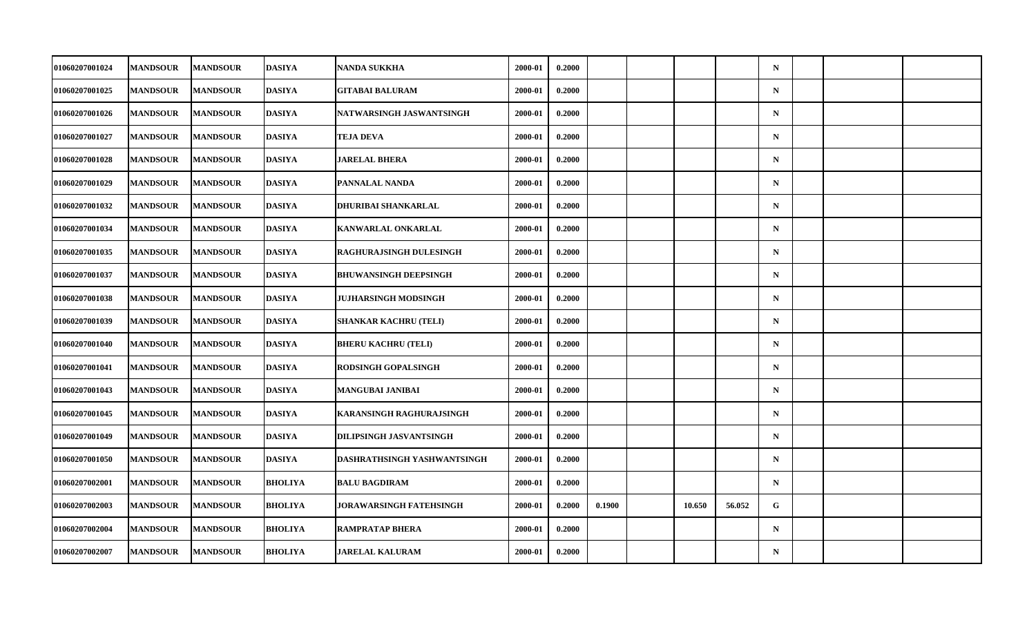| | | | | | | | | | | | | | | |
|---|---|---|---|---|---|---|---|---|---|---|---|---|---|---|
| 01060207001024 | MANDSOUR | MANDSOUR | DASIYA | NANDA SUKKHA | 2000-01 | 0.2000 | | | | | N | | | |
| 01060207001025 | MANDSOUR | MANDSOUR | DASIYA | GITABAI BALURAM | 2000-01 | 0.2000 | | | | | N | | | |
| 01060207001026 | MANDSOUR | MANDSOUR | DASIYA | NATWARSINGH JASWANTSINGH | 2000-01 | 0.2000 | | | | | N | | | |
| 01060207001027 | MANDSOUR | MANDSOUR | DASIYA | TEJA DEVA | 2000-01 | 0.2000 | | | | | N | | | |
| 01060207001028 | MANDSOUR | MANDSOUR | DASIYA | JARELAL BHERA | 2000-01 | 0.2000 | | | | | N | | | |
| 01060207001029 | MANDSOUR | MANDSOUR | DASIYA | PANNALAL NANDA | 2000-01 | 0.2000 | | | | | N | | | |
| 01060207001032 | MANDSOUR | MANDSOUR | DASIYA | DHURIBAI SHANKARLAL | 2000-01 | 0.2000 | | | | | N | | | |
| 01060207001034 | MANDSOUR | MANDSOUR | DASIYA | KANWARLAL ONKARLAL | 2000-01 | 0.2000 | | | | | N | | | |
| 01060207001035 | MANDSOUR | MANDSOUR | DASIYA | RAGHURAJSINGH DULESINGH | 2000-01 | 0.2000 | | | | | N | | | |
| 01060207001037 | MANDSOUR | MANDSOUR | DASIYA | BHUWANSINGH DEEPSINGH | 2000-01 | 0.2000 | | | | | N | | | |
| 01060207001038 | MANDSOUR | MANDSOUR | DASIYA | JUJHARSINGH MODSINGH | 2000-01 | 0.2000 | | | | | N | | | |
| 01060207001039 | MANDSOUR | MANDSOUR | DASIYA | SHANKAR KACHRU (TELI) | 2000-01 | 0.2000 | | | | | N | | | |
| 01060207001040 | MANDSOUR | MANDSOUR | DASIYA | BHERU KACHRU (TELI) | 2000-01 | 0.2000 | | | | | N | | | |
| 01060207001041 | MANDSOUR | MANDSOUR | DASIYA | RODSINGH GOPALSINGH | 2000-01 | 0.2000 | | | | | N | | | |
| 01060207001043 | MANDSOUR | MANDSOUR | DASIYA | MANGUBAI JANIBAI | 2000-01 | 0.2000 | | | | | N | | | |
| 01060207001045 | MANDSOUR | MANDSOUR | DASIYA | KARANSINGH RAGHURAJSINGH | 2000-01 | 0.2000 | | | | | N | | | |
| 01060207001049 | MANDSOUR | MANDSOUR | DASIYA | DILIPSINGH JASVANTSINGH | 2000-01 | 0.2000 | | | | | N | | | |
| 01060207001050 | MANDSOUR | MANDSOUR | DASIYA | DASHRATHSINGH YASHWANTSINGH | 2000-01 | 0.2000 | | | | | N | | | |
| 01060207002001 | MANDSOUR | MANDSOUR | BHOLIYA | BALU BAGDIRAM | 2000-01 | 0.2000 | | | | | N | | | |
| 01060207002003 | MANDSOUR | MANDSOUR | BHOLIYA | JORAWARSINGH FATEHSINGH | 2000-01 | 0.2000 | 0.1900 | | 10.650 | 56.052 | G | | | |
| 01060207002004 | MANDSOUR | MANDSOUR | BHOLIYA | RAMPRATAP BHERA | 2000-01 | 0.2000 | | | | | N | | | |
| 01060207002007 | MANDSOUR | MANDSOUR | BHOLIYA | JARELAL KALURAM | 2000-01 | 0.2000 | | | | | N | | | |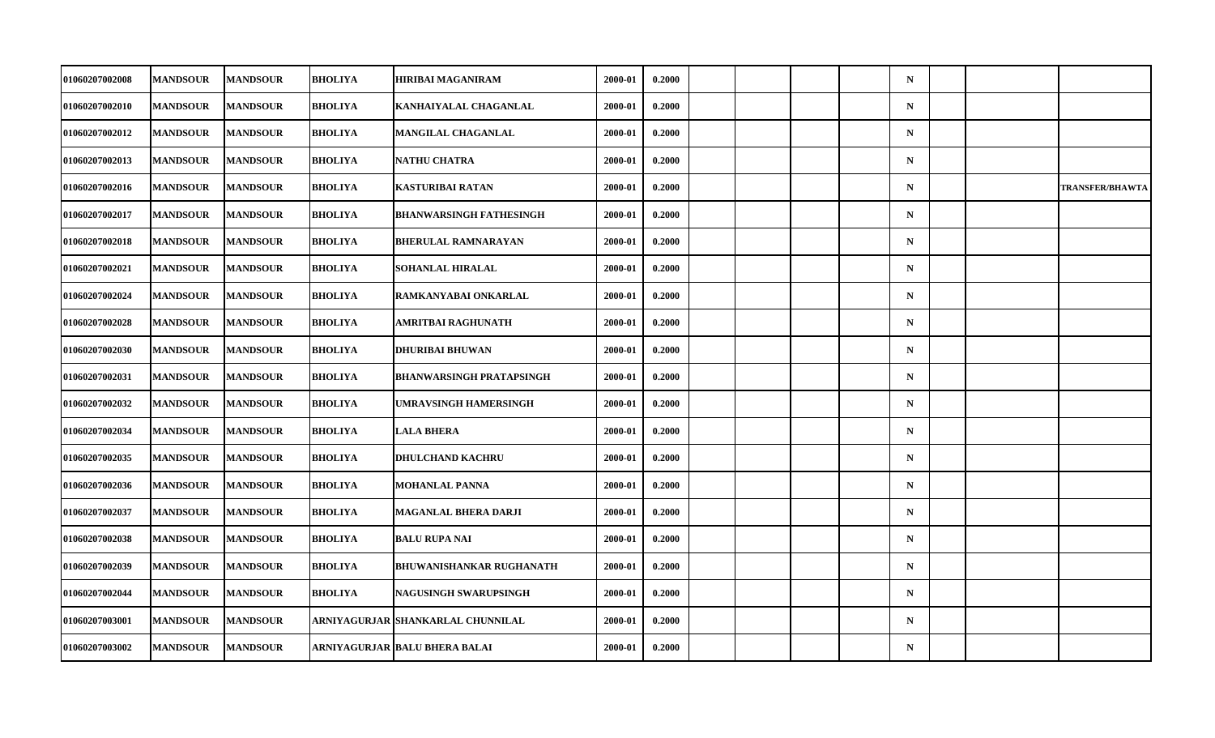| | | | | | | | | | | | | | | |
|---|---|---|---|---|---|---|---|---|---|---|---|---|---|---|
| 01060207002008 | MANDSOUR | MANDSOUR | BHOLIYA | HIRIBAI MAGANIRAM | 2000-01 | 0.2000 | | | | | N | | | |
| 01060207002010 | MANDSOUR | MANDSOUR | BHOLIYA | KANHAIYALAL CHAGANLAL | 2000-01 | 0.2000 | | | | | N | | | |
| 01060207002012 | MANDSOUR | MANDSOUR | BHOLIYA | MANGILAL CHAGANLAL | 2000-01 | 0.2000 | | | | | N | | | |
| 01060207002013 | MANDSOUR | MANDSOUR | BHOLIYA | NATHU CHATRA | 2000-01 | 0.2000 | | | | | N | | | |
| 01060207002016 | MANDSOUR | MANDSOUR | BHOLIYA | KASTURIBAI RATAN | 2000-01 | 0.2000 | | | | | N | | | TRANSFER/BHAWTA |
| 01060207002017 | MANDSOUR | MANDSOUR | BHOLIYA | BHANWARSINGH FATHESINGH | 2000-01 | 0.2000 | | | | | N | | | |
| 01060207002018 | MANDSOUR | MANDSOUR | BHOLIYA | BHERULAL RAMNARAYAN | 2000-01 | 0.2000 | | | | | N | | | |
| 01060207002021 | MANDSOUR | MANDSOUR | BHOLIYA | SOHANLAL HIRALAL | 2000-01 | 0.2000 | | | | | N | | | |
| 01060207002024 | MANDSOUR | MANDSOUR | BHOLIYA | RAMKANYABAI ONKARLAL | 2000-01 | 0.2000 | | | | | N | | | |
| 01060207002028 | MANDSOUR | MANDSOUR | BHOLIYA | AMRITBAI RAGHUNATH | 2000-01 | 0.2000 | | | | | N | | | |
| 01060207002030 | MANDSOUR | MANDSOUR | BHOLIYA | DHURIBAI BHUWAN | 2000-01 | 0.2000 | | | | | N | | | |
| 01060207002031 | MANDSOUR | MANDSOUR | BHOLIYA | BHANWARSINGH PRATAPSINGH | 2000-01 | 0.2000 | | | | | N | | | |
| 01060207002032 | MANDSOUR | MANDSOUR | BHOLIYA | UMRAVSINGH HAMERSINGH | 2000-01 | 0.2000 | | | | | N | | | |
| 01060207002034 | MANDSOUR | MANDSOUR | BHOLIYA | LALA BHERA | 2000-01 | 0.2000 | | | | | N | | | |
| 01060207002035 | MANDSOUR | MANDSOUR | BHOLIYA | DHULCHAND KACHRU | 2000-01 | 0.2000 | | | | | N | | | |
| 01060207002036 | MANDSOUR | MANDSOUR | BHOLIYA | MOHANLAL PANNA | 2000-01 | 0.2000 | | | | | N | | | |
| 01060207002037 | MANDSOUR | MANDSOUR | BHOLIYA | MAGANLAL BHERA DARJI | 2000-01 | 0.2000 | | | | | N | | | |
| 01060207002038 | MANDSOUR | MANDSOUR | BHOLIYA | BALU RUPA NAI | 2000-01 | 0.2000 | | | | | N | | | |
| 01060207002039 | MANDSOUR | MANDSOUR | BHOLIYA | BHUWANISHANKAR RUGHANATH | 2000-01 | 0.2000 | | | | | N | | | |
| 01060207002044 | MANDSOUR | MANDSOUR | BHOLIYA | NAGUSINGH SWARUPSINGH | 2000-01 | 0.2000 | | | | | N | | | |
| 01060207003001 | MANDSOUR | MANDSOUR | ARNIYAGURJAR | SHANKARLAL CHUNNILAL | 2000-01 | 0.2000 | | | | | N | | | |
| 01060207003002 | MANDSOUR | MANDSOUR | ARNIYAGURJAR | BALU BHERA BALAI | 2000-01 | 0.2000 | | | | | N | | | |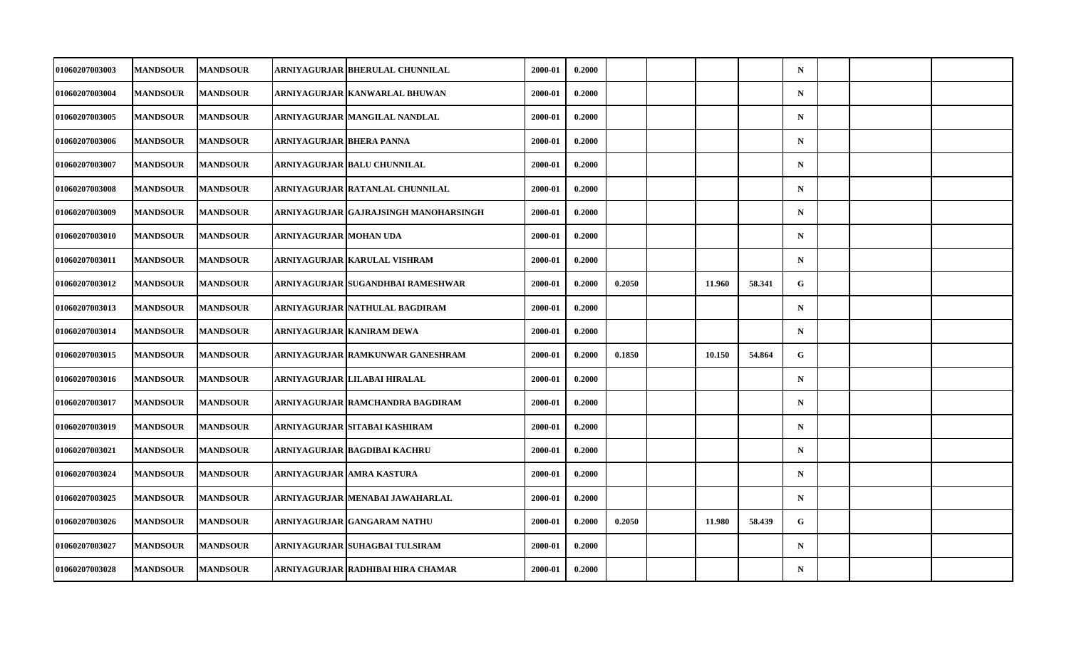| | | | | | | | | | | | | | | |
|---|---|---|---|---|---|---|---|---|---|---|---|---|---|---|
| 01060207003003 | MANDSOUR | MANDSOUR | ARNIYAGURJAR | BHERULAL CHUNNILAL | 2000-01 | 0.2000 | | | | | N | | | |
| 01060207003004 | MANDSOUR | MANDSOUR | ARNIYAGURJAR | KANWARLAL BHUWAN | 2000-01 | 0.2000 | | | | | N | | | |
| 01060207003005 | MANDSOUR | MANDSOUR | ARNIYAGURJAR | MANGILAL NANDLAL | 2000-01 | 0.2000 | | | | | N | | | |
| 01060207003006 | MANDSOUR | MANDSOUR | ARNIYAGURJAR | BHERA PANNA | 2000-01 | 0.2000 | | | | | N | | | |
| 01060207003007 | MANDSOUR | MANDSOUR | ARNIYAGURJAR | BALU CHUNNILAL | 2000-01 | 0.2000 | | | | | N | | | |
| 01060207003008 | MANDSOUR | MANDSOUR | ARNIYAGURJAR | RATANLAL CHUNNILAL | 2000-01 | 0.2000 | | | | | N | | | |
| 01060207003009 | MANDSOUR | MANDSOUR | ARNIYAGURJAR | GAJRAJSINGH MANOHARSINGH | 2000-01 | 0.2000 | | | | | N | | | |
| 01060207003010 | MANDSOUR | MANDSOUR | ARNIYAGURJAR | MOHAN UDA | 2000-01 | 0.2000 | | | | | N | | | |
| 01060207003011 | MANDSOUR | MANDSOUR | ARNIYAGURJAR | KARULAL VISHRAM | 2000-01 | 0.2000 | | | | | N | | | |
| 01060207003012 | MANDSOUR | MANDSOUR | ARNIYAGURJAR | SUGANDHBAI RAMESHWAR | 2000-01 | 0.2000 | 0.2050 | | 11.960 | 58.341 | G | | | |
| 01060207003013 | MANDSOUR | MANDSOUR | ARNIYAGURJAR | NATHULAL BAGDIRAM | 2000-01 | 0.2000 | | | | | N | | | |
| 01060207003014 | MANDSOUR | MANDSOUR | ARNIYAGURJAR | KANIRAM DEWA | 2000-01 | 0.2000 | | | | | N | | | |
| 01060207003015 | MANDSOUR | MANDSOUR | ARNIYAGURJAR | RAMKUNWAR GANESHRAM | 2000-01 | 0.2000 | 0.1850 | | 10.150 | 54.864 | G | | | |
| 01060207003016 | MANDSOUR | MANDSOUR | ARNIYAGURJAR | LILABAI HIRALAL | 2000-01 | 0.2000 | | | | | N | | | |
| 01060207003017 | MANDSOUR | MANDSOUR | ARNIYAGURJAR | RAMCHANDRA BAGDIRAM | 2000-01 | 0.2000 | | | | | N | | | |
| 01060207003019 | MANDSOUR | MANDSOUR | ARNIYAGURJAR | SITABAI KASHIRAM | 2000-01 | 0.2000 | | | | | N | | | |
| 01060207003021 | MANDSOUR | MANDSOUR | ARNIYAGURJAR | BAGDIBAI KACHRU | 2000-01 | 0.2000 | | | | | N | | | |
| 01060207003024 | MANDSOUR | MANDSOUR | ARNIYAGURJAR | AMRA KASTURA | 2000-01 | 0.2000 | | | | | N | | | |
| 01060207003025 | MANDSOUR | MANDSOUR | ARNIYAGURJAR | MENABAI JAWAHARLAL | 2000-01 | 0.2000 | | | | | N | | | |
| 01060207003026 | MANDSOUR | MANDSOUR | ARNIYAGURJAR | GANGARAM NATHU | 2000-01 | 0.2000 | 0.2050 | | 11.980 | 58.439 | G | | | |
| 01060207003027 | MANDSOUR | MANDSOUR | ARNIYAGURJAR | SUHAGBAI TULSIRAM | 2000-01 | 0.2000 | | | | | N | | | |
| 01060207003028 | MANDSOUR | MANDSOUR | ARNIYAGURJAR | RADHIBAI HIRA CHAMAR | 2000-01 | 0.2000 | | | | | N | | | |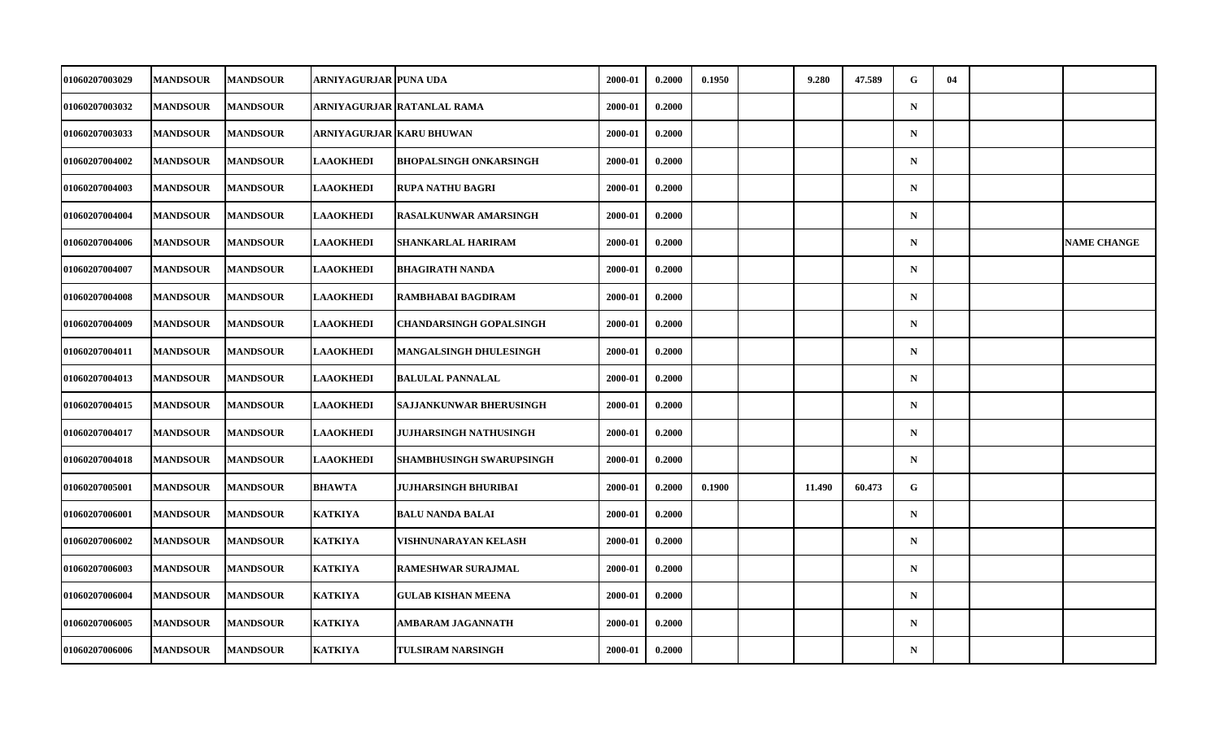| | | | | | | | | | | | | | | | |
|---|---|---|---|---|---|---|---|---|---|---|---|---|---|---|---|
| 01060207003029 | MANDSOUR | MANDSOUR | ARNIYAGURJAR | PUNA UDA | 2000-01 | 0.2000 | 0.1950 | | 9.280 | 47.589 | G | 04 | | |
| 01060207003032 | MANDSOUR | MANDSOUR | ARNIYAGURJAR | RATANLAL RAMA | 2000-01 | 0.2000 | | | | | N | | | |
| 01060207003033 | MANDSOUR | MANDSOUR | ARNIYAGURJAR | KARU BHUWAN | 2000-01 | 0.2000 | | | | | N | | | |
| 01060207004002 | MANDSOUR | MANDSOUR | LAAOKHEDI | BHOPALSINGH ONKARSINGH | 2000-01 | 0.2000 | | | | | N | | | |
| 01060207004003 | MANDSOUR | MANDSOUR | LAAOKHEDI | RUPA NATHU BAGRI | 2000-01 | 0.2000 | | | | | N | | | |
| 01060207004004 | MANDSOUR | MANDSOUR | LAAOKHEDI | RASALKUNWAR AMARSINGH | 2000-01 | 0.2000 | | | | | N | | | |
| 01060207004006 | MANDSOUR | MANDSOUR | LAAOKHEDI | SHANKARLAL HARIRAM | 2000-01 | 0.2000 | | | | | N | | | NAME CHANGE |
| 01060207004007 | MANDSOUR | MANDSOUR | LAAOKHEDI | BHAGIRATH NANDA | 2000-01 | 0.2000 | | | | | N | | | |
| 01060207004008 | MANDSOUR | MANDSOUR | LAAOKHEDI | RAMBHABAI BAGDIRAM | 2000-01 | 0.2000 | | | | | N | | | |
| 01060207004009 | MANDSOUR | MANDSOUR | LAAOKHEDI | CHANDARSINGH GOPALSINGH | 2000-01 | 0.2000 | | | | | N | | | |
| 01060207004011 | MANDSOUR | MANDSOUR | LAAOKHEDI | MANGALSINGH DHULESINGH | 2000-01 | 0.2000 | | | | | N | | | |
| 01060207004013 | MANDSOUR | MANDSOUR | LAAOKHEDI | BALULAL PANNALAL | 2000-01 | 0.2000 | | | | | N | | | |
| 01060207004015 | MANDSOUR | MANDSOUR | LAAOKHEDI | SAJJANKUNWAR BHERUSINGH | 2000-01 | 0.2000 | | | | | N | | | |
| 01060207004017 | MANDSOUR | MANDSOUR | LAAOKHEDI | JUJHARSINGH NATHUSINGH | 2000-01 | 0.2000 | | | | | N | | | |
| 01060207004018 | MANDSOUR | MANDSOUR | LAAOKHEDI | SHAMBHUSINGH SWARUPSINGH | 2000-01 | 0.2000 | | | | | N | | | |
| 01060207005001 | MANDSOUR | MANDSOUR | BHAWTA | JUJHARSINGH BHURIBAI | 2000-01 | 0.2000 | 0.1900 | | 11.490 | 60.473 | G | | | |
| 01060207006001 | MANDSOUR | MANDSOUR | KATKIYA | BALU NANDA BALAI | 2000-01 | 0.2000 | | | | | N | | | |
| 01060207006002 | MANDSOUR | MANDSOUR | KATKIYA | VISHNUNARAYAN KELASH | 2000-01 | 0.2000 | | | | | N | | | |
| 01060207006003 | MANDSOUR | MANDSOUR | KATKIYA | RAMESHWAR SURAJMAL | 2000-01 | 0.2000 | | | | | N | | | |
| 01060207006004 | MANDSOUR | MANDSOUR | KATKIYA | GULAB KISHAN MEENA | 2000-01 | 0.2000 | | | | | N | | | |
| 01060207006005 | MANDSOUR | MANDSOUR | KATKIYA | AMBARAM JAGANNATH | 2000-01 | 0.2000 | | | | | N | | | |
| 01060207006006 | MANDSOUR | MANDSOUR | KATKIYA | TULSIRAM NARSINGH | 2000-01 | 0.2000 | | | | | N | | | |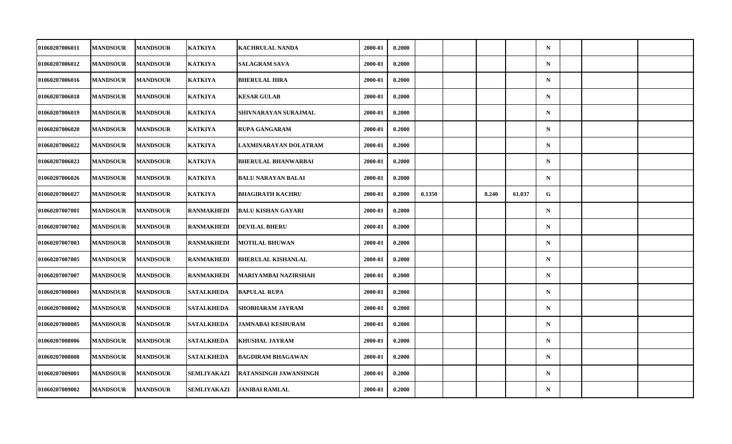| | | | | | | | | | | | | | | |
|---|---|---|---|---|---|---|---|---|---|---|---|---|---|---|
| 01060207006011 | MANDSOUR | MANDSOUR | KATKIYA | KACHRULAL NANDA | 2000-01 | 0.2000 | | | | | N | | | |
| 01060207006012 | MANDSOUR | MANDSOUR | KATKIYA | SALAGRAM SAVA | 2000-01 | 0.2000 | | | | | N | | | |
| 01060207006016 | MANDSOUR | MANDSOUR | KATKIYA | BHERULAL HIRA | 2000-01 | 0.2000 | | | | | N | | | |
| 01060207006018 | MANDSOUR | MANDSOUR | KATKIYA | KESAR GULAB | 2000-01 | 0.2000 | | | | | N | | | |
| 01060207006019 | MANDSOUR | MANDSOUR | KATKIYA | SHIVNARAYAN SURAJMAL | 2000-01 | 0.2000 | | | | | N | | | |
| 01060207006020 | MANDSOUR | MANDSOUR | KATKIYA | RUPA GANGARAM | 2000-01 | 0.2000 | | | | | N | | | |
| 01060207006022 | MANDSOUR | MANDSOUR | KATKIYA | LAXMINARAYAN DOLATRAM | 2000-01 | 0.2000 | | | | | N | | | |
| 01060207006023 | MANDSOUR | MANDSOUR | KATKIYA | BHERULAL BHANWARBAI | 2000-01 | 0.2000 | | | | | N | | | |
| 01060207006026 | MANDSOUR | MANDSOUR | KATKIYA | BALU NARAYAN BALAI | 2000-01 | 0.2000 | | | | | N | | | |
| 01060207006027 | MANDSOUR | MANDSOUR | KATKIYA | BHAGIRATH KACHRU | 2000-01 | 0.2000 | 0.1350 | | 8.240 | 61.037 | G | | | |
| 01060207007001 | MANDSOUR | MANDSOUR | RANMAKHEDI | BALU KISHAN GAYARI | 2000-01 | 0.2000 | | | | | N | | | |
| 01060207007002 | MANDSOUR | MANDSOUR | RANMAKHEDI | DEVILAL BHERU | 2000-01 | 0.2000 | | | | | N | | | |
| 01060207007003 | MANDSOUR | MANDSOUR | RANMAKHEDI | MOTILAL BHUWAN | 2000-01 | 0.2000 | | | | | N | | | |
| 01060207007005 | MANDSOUR | MANDSOUR | RANMAKHEDI | BHERULAL KISHANLAL | 2000-01 | 0.2000 | | | | | N | | | |
| 01060207007007 | MANDSOUR | MANDSOUR | RANMAKHEDI | MARIYAMBAI NAZIRSHAH | 2000-01 | 0.2000 | | | | | N | | | |
| 01060207008001 | MANDSOUR | MANDSOUR | SATALKHEDA | BAPULAL RUPA | 2000-01 | 0.2000 | | | | | N | | | |
| 01060207008002 | MANDSOUR | MANDSOUR | SATALKHEDA | SHOBHARAM JAYRAM | 2000-01 | 0.2000 | | | | | N | | | |
| 01060207008005 | MANDSOUR | MANDSOUR | SATALKHEDA | JAMNABAI KESHURAM | 2000-01 | 0.2000 | | | | | N | | | |
| 01060207008006 | MANDSOUR | MANDSOUR | SATALKHEDA | KHUSHAL JAYRAM | 2000-01 | 0.2000 | | | | | N | | | |
| 01060207008008 | MANDSOUR | MANDSOUR | SATALKHEDA | BAGDIRAM BHAGAWAN | 2000-01 | 0.2000 | | | | | N | | | |
| 01060207009001 | MANDSOUR | MANDSOUR | SEMLIYAKAZI | RATANSINGH JAWANSINGH | 2000-01 | 0.2000 | | | | | N | | | |
| 01060207009002 | MANDSOUR | MANDSOUR | SEMLIYAKAZI | JANIBAI RAMLAL | 2000-01 | 0.2000 | | | | | N | | | |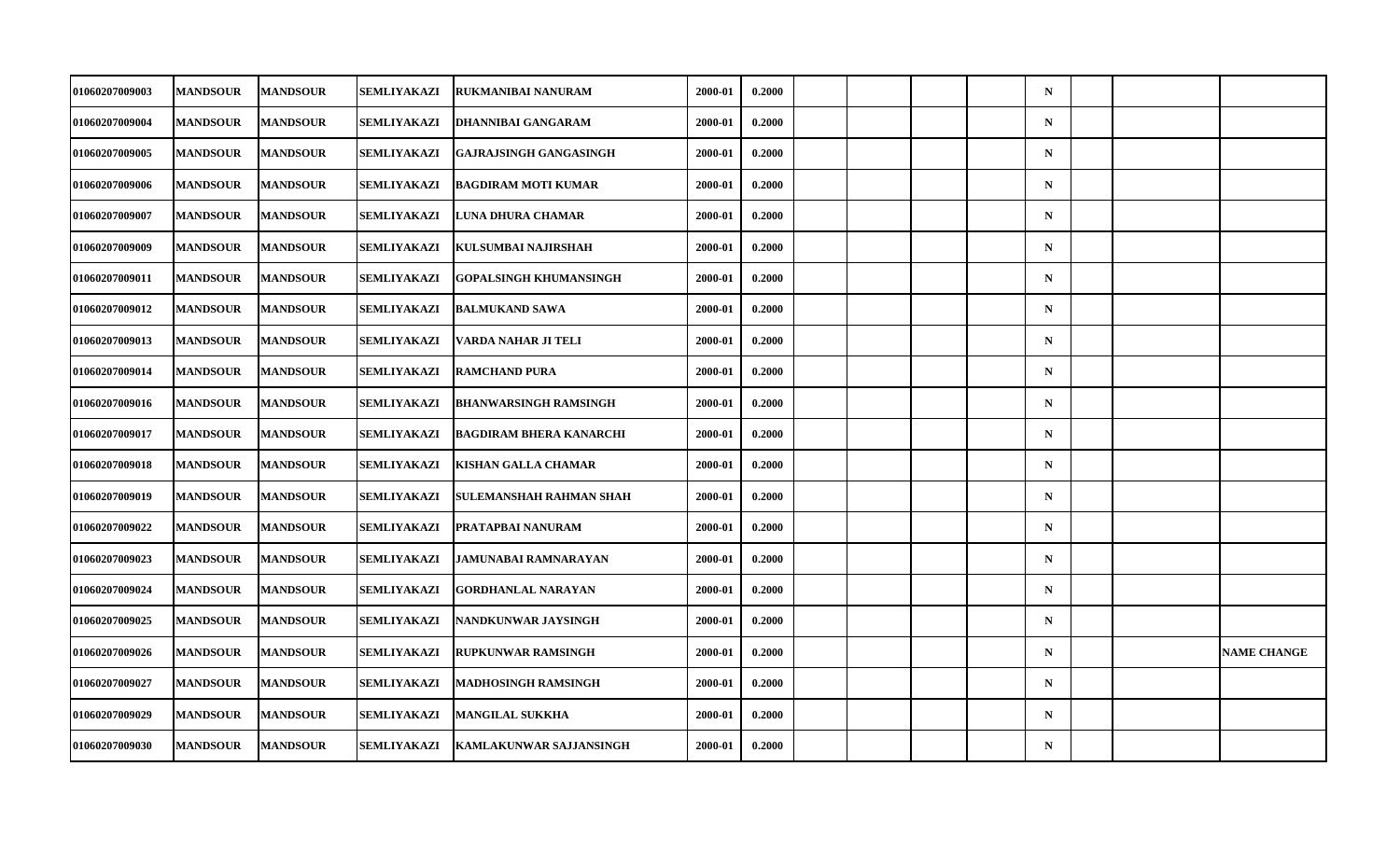| | | | | | | | | | | | | | | |
|---|---|---|---|---|---|---|---|---|---|---|---|---|---|---|
| 01060207009003 | MANDSOUR | MANDSOUR | SEMLIYAKAZI | RUKMANIBAI NANURAM | 2000-01 | 0.2000 | | | | | N | | | |
| 01060207009004 | MANDSOUR | MANDSOUR | SEMLIYAKAZI | DHANNIBAI GANGARAM | 2000-01 | 0.2000 | | | | | N | | | |
| 01060207009005 | MANDSOUR | MANDSOUR | SEMLIYAKAZI | GAJRAJSINGH GANGASINGH | 2000-01 | 0.2000 | | | | | N | | | |
| 01060207009006 | MANDSOUR | MANDSOUR | SEMLIYAKAZI | BAGDIRAM MOTI KUMAR | 2000-01 | 0.2000 | | | | | N | | | |
| 01060207009007 | MANDSOUR | MANDSOUR | SEMLIYAKAZI | LUNA DHURA CHAMAR | 2000-01 | 0.2000 | | | | | N | | | |
| 01060207009009 | MANDSOUR | MANDSOUR | SEMLIYAKAZI | KULSUMBAI NAJIRSHAH | 2000-01 | 0.2000 | | | | | N | | | |
| 01060207009011 | MANDSOUR | MANDSOUR | SEMLIYAKAZI | GOPALSINGH KHUMANSINGH | 2000-01 | 0.2000 | | | | | N | | | |
| 01060207009012 | MANDSOUR | MANDSOUR | SEMLIYAKAZI | BALMUKAND SAWA | 2000-01 | 0.2000 | | | | | N | | | |
| 01060207009013 | MANDSOUR | MANDSOUR | SEMLIYAKAZI | VARDA NAHAR JI TELI | 2000-01 | 0.2000 | | | | | N | | | |
| 01060207009014 | MANDSOUR | MANDSOUR | SEMLIYAKAZI | RAMCHAND PURA | 2000-01 | 0.2000 | | | | | N | | | |
| 01060207009016 | MANDSOUR | MANDSOUR | SEMLIYAKAZI | BHANWARSINGH RAMSINGH | 2000-01 | 0.2000 | | | | | N | | | |
| 01060207009017 | MANDSOUR | MANDSOUR | SEMLIYAKAZI | BAGDIRAM BHERA KANARCHI | 2000-01 | 0.2000 | | | | | N | | | |
| 01060207009018 | MANDSOUR | MANDSOUR | SEMLIYAKAZI | KISHAN GALLA CHAMAR | 2000-01 | 0.2000 | | | | | N | | | |
| 01060207009019 | MANDSOUR | MANDSOUR | SEMLIYAKAZI | SULEMANSHAH RAHMAN SHAH | 2000-01 | 0.2000 | | | | | N | | | |
| 01060207009022 | MANDSOUR | MANDSOUR | SEMLIYAKAZI | PRATAPBAI NANURAM | 2000-01 | 0.2000 | | | | | N | | | |
| 01060207009023 | MANDSOUR | MANDSOUR | SEMLIYAKAZI | JAMUNABAI RAMNARAYAN | 2000-01 | 0.2000 | | | | | N | | | |
| 01060207009024 | MANDSOUR | MANDSOUR | SEMLIYAKAZI | GORDHANLAL NARAYAN | 2000-01 | 0.2000 | | | | | N | | | |
| 01060207009025 | MANDSOUR | MANDSOUR | SEMLIYAKAZI | NANDKUNWAR JAYSINGH | 2000-01 | 0.2000 | | | | | N | | | |
| 01060207009026 | MANDSOUR | MANDSOUR | SEMLIYAKAZI | RUPKUNWAR RAMSINGH | 2000-01 | 0.2000 | | | | | N | | | NAME CHANGE |
| 01060207009027 | MANDSOUR | MANDSOUR | SEMLIYAKAZI | MADHOSINGH RAMSINGH | 2000-01 | 0.2000 | | | | | N | | | |
| 01060207009029 | MANDSOUR | MANDSOUR | SEMLIYAKAZI | MANGILAL SUKKHA | 2000-01 | 0.2000 | | | | | N | | | |
| 01060207009030 | MANDSOUR | MANDSOUR | SEMLIYAKAZI | KAMLAKUNWAR SAJJANSINGH | 2000-01 | 0.2000 | | | | | N | | | |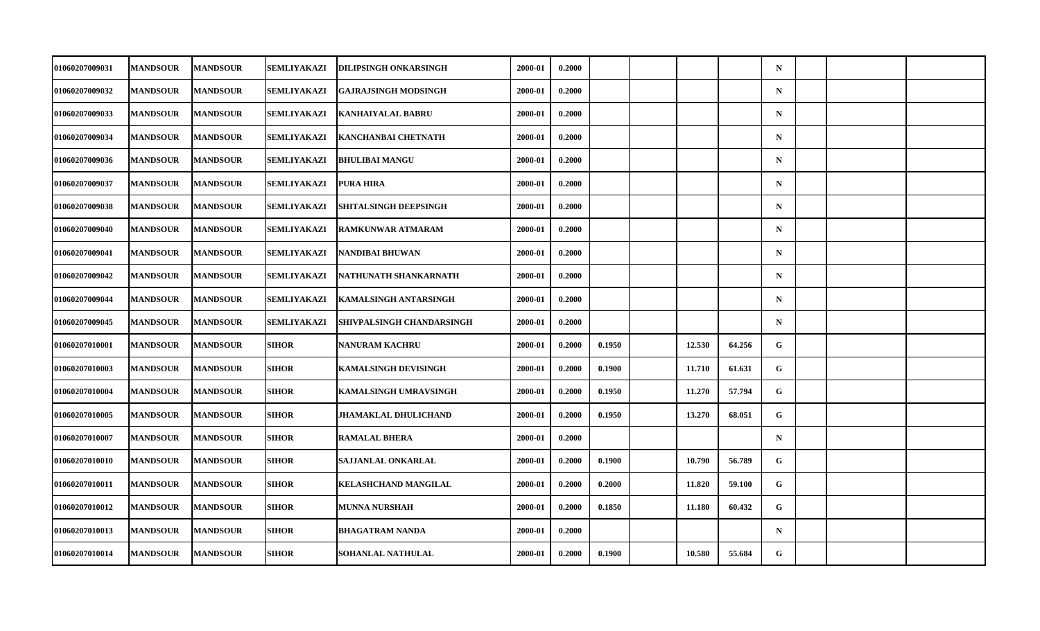| | | | | | | | | | | | | | | |
|---|---|---|---|---|---|---|---|---|---|---|---|---|---|---|
| 01060207009031 | MANDSOUR | MANDSOUR | SEMLIYAKAZI | DILIPSINGH ONKARSINGH | 2000-01 | 0.2000 | | | | | N | | | |
| 01060207009032 | MANDSOUR | MANDSOUR | SEMLIYAKAZI | GAJRAJSINGH MODSINGH | 2000-01 | 0.2000 | | | | | N | | | |
| 01060207009033 | MANDSOUR | MANDSOUR | SEMLIYAKAZI | KANHAIYALAL BABRU | 2000-01 | 0.2000 | | | | | N | | | |
| 01060207009034 | MANDSOUR | MANDSOUR | SEMLIYAKAZI | KANCHANBAI CHETNATH | 2000-01 | 0.2000 | | | | | N | | | |
| 01060207009036 | MANDSOUR | MANDSOUR | SEMLIYAKAZI | BHULIBAI MANGU | 2000-01 | 0.2000 | | | | | N | | | |
| 01060207009037 | MANDSOUR | MANDSOUR | SEMLIYAKAZI | PURA HIRA | 2000-01 | 0.2000 | | | | | N | | | |
| 01060207009038 | MANDSOUR | MANDSOUR | SEMLIYAKAZI | SHITALSINGH DEEPSINGH | 2000-01 | 0.2000 | | | | | N | | | |
| 01060207009040 | MANDSOUR | MANDSOUR | SEMLIYAKAZI | RAMKUNWAR ATMARAM | 2000-01 | 0.2000 | | | | | N | | | |
| 01060207009041 | MANDSOUR | MANDSOUR | SEMLIYAKAZI | NANDIBAI BHUWAN | 2000-01 | 0.2000 | | | | | N | | | |
| 01060207009042 | MANDSOUR | MANDSOUR | SEMLIYAKAZI | NATHUNATH SHANKARNATH | 2000-01 | 0.2000 | | | | | N | | | |
| 01060207009044 | MANDSOUR | MANDSOUR | SEMLIYAKAZI | KAMALSINGH ANTARSINGH | 2000-01 | 0.2000 | | | | | N | | | |
| 01060207009045 | MANDSOUR | MANDSOUR | SEMLIYAKAZI | SHIVPALSINGH CHANDARSINGH | 2000-01 | 0.2000 | | | | | N | | | |
| 01060207010001 | MANDSOUR | MANDSOUR | SIHOR | NANURAM KACHRU | 2000-01 | 0.2000 | 0.1950 | | 12.530 | 64.256 | G | | | |
| 01060207010003 | MANDSOUR | MANDSOUR | SIHOR | KAMALSINGH DEVISINGH | 2000-01 | 0.2000 | 0.1900 | | 11.710 | 61.631 | G | | | |
| 01060207010004 | MANDSOUR | MANDSOUR | SIHOR | KAMALSINGH UMRAVSINGH | 2000-01 | 0.2000 | 0.1950 | | 11.270 | 57.794 | G | | | |
| 01060207010005 | MANDSOUR | MANDSOUR | SIHOR | JHAMAKLAL DHULICHAND | 2000-01 | 0.2000 | 0.1950 | | 13.270 | 68.051 | G | | | |
| 01060207010007 | MANDSOUR | MANDSOUR | SIHOR | RAMALAL BHERA | 2000-01 | 0.2000 | | | | | N | | | |
| 01060207010010 | MANDSOUR | MANDSOUR | SIHOR | SAJJANLAL ONKARLAL | 2000-01 | 0.2000 | 0.1900 | | 10.790 | 56.789 | G | | | |
| 01060207010011 | MANDSOUR | MANDSOUR | SIHOR | KELASHCHAND MANGILAL | 2000-01 | 0.2000 | 0.2000 | | 11.820 | 59.100 | G | | | |
| 01060207010012 | MANDSOUR | MANDSOUR | SIHOR | MUNNA NURSHAH | 2000-01 | 0.2000 | 0.1850 | | 11.180 | 60.432 | G | | | |
| 01060207010013 | MANDSOUR | MANDSOUR | SIHOR | BHAGATRAM NANDA | 2000-01 | 0.2000 | | | | | N | | | |
| 01060207010014 | MANDSOUR | MANDSOUR | SIHOR | SOHANLAL NATHULAL | 2000-01 | 0.2000 | 0.1900 | | 10.580 | 55.684 | G | | | |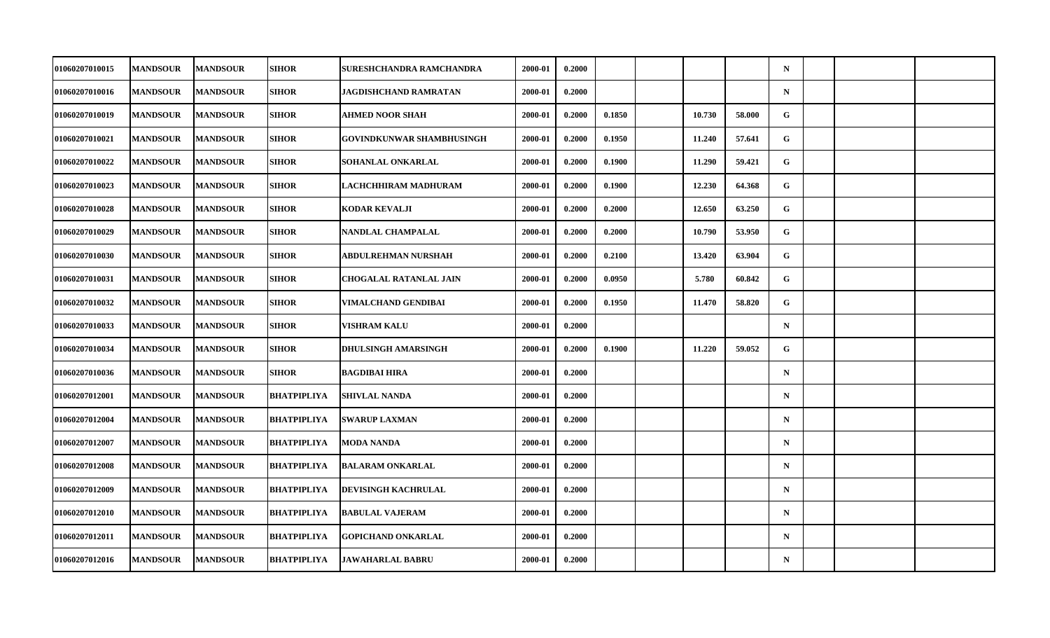| | | | | | | | | | | | | | | | |
|---|---|---|---|---|---|---|---|---|---|---|---|---|---|---|---|
| 01060207010015 | MANDSOUR | MANDSOUR | SIHOR | SURESHCHANDRA RAMCHANDRA | 2000-01 | 0.2000 | | | | | N | | | | |
| 01060207010016 | MANDSOUR | MANDSOUR | SIHOR | JAGDISHCHAND RAMRATAN | 2000-01 | 0.2000 | | | | | N | | | | |
| 01060207010019 | MANDSOUR | MANDSOUR | SIHOR | AHMED NOOR SHAH | 2000-01 | 0.2000 | 0.1850 | | 10.730 | 58.000 | G | | | | |
| 01060207010021 | MANDSOUR | MANDSOUR | SIHOR | GOVINDKUNWAR SHAMBHUSINGH | 2000-01 | 0.2000 | 0.1950 | | 11.240 | 57.641 | G | | | | |
| 01060207010022 | MANDSOUR | MANDSOUR | SIHOR | SOHANLAL ONKARLAL | 2000-01 | 0.2000 | 0.1900 | | 11.290 | 59.421 | G | | | | |
| 01060207010023 | MANDSOUR | MANDSOUR | SIHOR | LACHCHHIRAM MADHURAM | 2000-01 | 0.2000 | 0.1900 | | 12.230 | 64.368 | G | | | | |
| 01060207010028 | MANDSOUR | MANDSOUR | SIHOR | KODAR KEVALJI | 2000-01 | 0.2000 | 0.2000 | | 12.650 | 63.250 | G | | | | |
| 01060207010029 | MANDSOUR | MANDSOUR | SIHOR | NANDLAL CHAMPALAL | 2000-01 | 0.2000 | 0.2000 | | 10.790 | 53.950 | G | | | | |
| 01060207010030 | MANDSOUR | MANDSOUR | SIHOR | ABDULREHMAN NURSHAH | 2000-01 | 0.2000 | 0.2100 | | 13.420 | 63.904 | G | | | | |
| 01060207010031 | MANDSOUR | MANDSOUR | SIHOR | CHOGALAL RATANLAL JAIN | 2000-01 | 0.2000 | 0.0950 | | 5.780 | 60.842 | G | | | | |
| 01060207010032 | MANDSOUR | MANDSOUR | SIHOR | VIMALCHAND GENDIBAI | 2000-01 | 0.2000 | 0.1950 | | 11.470 | 58.820 | G | | | | |
| 01060207010033 | MANDSOUR | MANDSOUR | SIHOR | VISHRAM KALU | 2000-01 | 0.2000 | | | | | N | | | | |
| 01060207010034 | MANDSOUR | MANDSOUR | SIHOR | DHULSINGH AMARSINGH | 2000-01 | 0.2000 | 0.1900 | | 11.220 | 59.052 | G | | | | |
| 01060207010036 | MANDSOUR | MANDSOUR | SIHOR | BAGDIBAI HIRA | 2000-01 | 0.2000 | | | | | N | | | | |
| 01060207012001 | MANDSOUR | MANDSOUR | BHATPIPLIYA | SHIVLAL NANDA | 2000-01 | 0.2000 | | | | | N | | | | |
| 01060207012004 | MANDSOUR | MANDSOUR | BHATPIPLIYA | SWARUP LAXMAN | 2000-01 | 0.2000 | | | | | N | | | | |
| 01060207012007 | MANDSOUR | MANDSOUR | BHATPIPLIYA | MODA NANDA | 2000-01 | 0.2000 | | | | | N | | | | |
| 01060207012008 | MANDSOUR | MANDSOUR | BHATPIPLIYA | BALARAM ONKARLAL | 2000-01 | 0.2000 | | | | | N | | | | |
| 01060207012009 | MANDSOUR | MANDSOUR | BHATPIPLIYA | DEVISINGH KACHRULAL | 2000-01 | 0.2000 | | | | | N | | | | |
| 01060207012010 | MANDSOUR | MANDSOUR | BHATPIPLIYA | BABULAL VAJERAM | 2000-01 | 0.2000 | | | | | N | | | | |
| 01060207012011 | MANDSOUR | MANDSOUR | BHATPIPLIYA | GOPICHAND ONKARLAL | 2000-01 | 0.2000 | | | | | N | | | | |
| 01060207012016 | MANDSOUR | MANDSOUR | BHATPIPLIYA | JAWAHARLAL BABRU | 2000-01 | 0.2000 | | | | | N | | | | |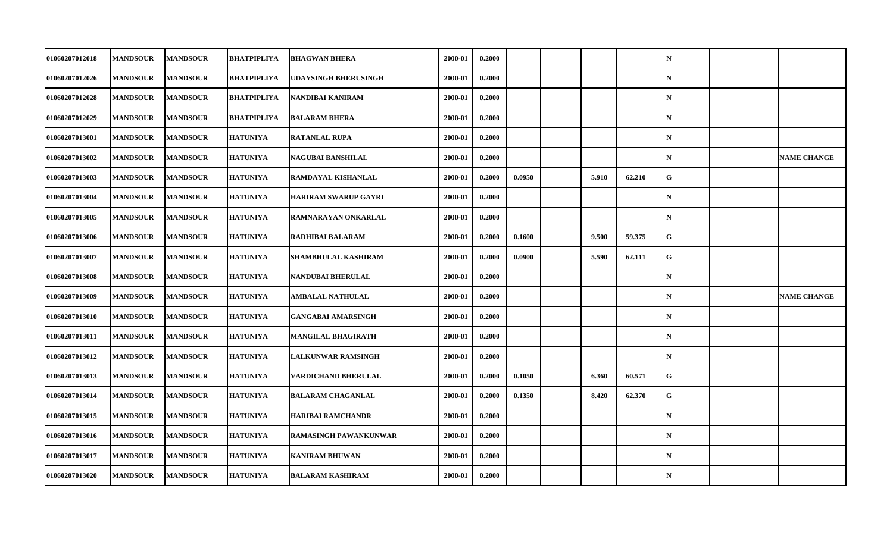| | | | | | | | | | | | | | | |
|---|---|---|---|---|---|---|---|---|---|---|---|---|---|---|
| 01060207012018 | MANDSOUR | MANDSOUR | BHATPIPLIYA | BHAGWAN BHERA | 2000-01 | 0.2000 | | | | | N | | | |
| 01060207012026 | MANDSOUR | MANDSOUR | BHATPIPLIYA | UDAYSINGH BHERUSINGH | 2000-01 | 0.2000 | | | | | N | | | |
| 01060207012028 | MANDSOUR | MANDSOUR | BHATPIPLIYA | NANDIBAI KANIRAM | 2000-01 | 0.2000 | | | | | N | | | |
| 01060207012029 | MANDSOUR | MANDSOUR | BHATPIPLIYA | BALARAM BHERA | 2000-01 | 0.2000 | | | | | N | | | |
| 01060207013001 | MANDSOUR | MANDSOUR | HATUNIYA | RATANLAL RUPA | 2000-01 | 0.2000 | | | | | N | | | |
| 01060207013002 | MANDSOUR | MANDSOUR | HATUNIYA | NAGUBAI BANSHILAL | 2000-01 | 0.2000 | | | | | N | | | NAME CHANGE |
| 01060207013003 | MANDSOUR | MANDSOUR | HATUNIYA | RAMDAYAL KISHANLAL | 2000-01 | 0.2000 | 0.0950 | | 5.910 | 62.210 | G | | | |
| 01060207013004 | MANDSOUR | MANDSOUR | HATUNIYA | HARIRAM SWARUP GAYRI | 2000-01 | 0.2000 | | | | | N | | | |
| 01060207013005 | MANDSOUR | MANDSOUR | HATUNIYA | RAMNARAYAN ONKARLAL | 2000-01 | 0.2000 | | | | | N | | | |
| 01060207013006 | MANDSOUR | MANDSOUR | HATUNIYA | RADHIBAI BALARAM | 2000-01 | 0.2000 | 0.1600 | | 9.500 | 59.375 | G | | | |
| 01060207013007 | MANDSOUR | MANDSOUR | HATUNIYA | SHAMBHULAL KASHIRAM | 2000-01 | 0.2000 | 0.0900 | | 5.590 | 62.111 | G | | | |
| 01060207013008 | MANDSOUR | MANDSOUR | HATUNIYA | NANDUBAI BHERULAL | 2000-01 | 0.2000 | | | | | N | | | |
| 01060207013009 | MANDSOUR | MANDSOUR | HATUNIYA | AMBALAL NATHULAL | 2000-01 | 0.2000 | | | | | N | | | NAME CHANGE |
| 01060207013010 | MANDSOUR | MANDSOUR | HATUNIYA | GANGABAI AMARSINGH | 2000-01 | 0.2000 | | | | | N | | | |
| 01060207013011 | MANDSOUR | MANDSOUR | HATUNIYA | MANGILAL BHAGIRATH | 2000-01 | 0.2000 | | | | | N | | | |
| 01060207013012 | MANDSOUR | MANDSOUR | HATUNIYA | LALKUNWAR RAMSINGH | 2000-01 | 0.2000 | | | | | N | | | |
| 01060207013013 | MANDSOUR | MANDSOUR | HATUNIYA | VARDICHAND BHERULAL | 2000-01 | 0.2000 | 0.1050 | | 6.360 | 60.571 | G | | | |
| 01060207013014 | MANDSOUR | MANDSOUR | HATUNIYA | BALARAM CHAGANLAL | 2000-01 | 0.2000 | 0.1350 | | 8.420 | 62.370 | G | | | |
| 01060207013015 | MANDSOUR | MANDSOUR | HATUNIYA | HARIBAI RAMCHANDR | 2000-01 | 0.2000 | | | | | N | | | |
| 01060207013016 | MANDSOUR | MANDSOUR | HATUNIYA | RAMASINGH PAWANKUNWAR | 2000-01 | 0.2000 | | | | | N | | | |
| 01060207013017 | MANDSOUR | MANDSOUR | HATUNIYA | KANIRAM BHUWAN | 2000-01 | 0.2000 | | | | | N | | | |
| 01060207013020 | MANDSOUR | MANDSOUR | HATUNIYA | BALARAM KASHIRAM | 2000-01 | 0.2000 | | | | | N | | | |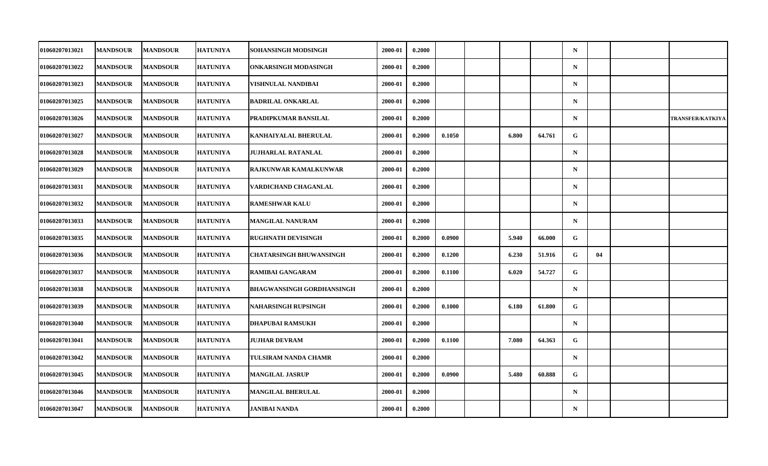| | | | | | | | | | | | | | | |
|---|---|---|---|---|---|---|---|---|---|---|---|---|---|---|
| 01060207013021 | MANDSOUR | MANDSOUR | HATUNIYA | SOHANSINGH MODSINGH | 2000-01 | 0.2000 | | | | | N | | | |
| 01060207013022 | MANDSOUR | MANDSOUR | HATUNIYA | ONKARSINGH MODASINGH | 2000-01 | 0.2000 | | | | | N | | | |
| 01060207013023 | MANDSOUR | MANDSOUR | HATUNIYA | VISHNULAL NANDIBAI | 2000-01 | 0.2000 | | | | | N | | | |
| 01060207013025 | MANDSOUR | MANDSOUR | HATUNIYA | BADRILAL ONKARLAL | 2000-01 | 0.2000 | | | | | N | | | |
| 01060207013026 | MANDSOUR | MANDSOUR | HATUNIYA | PRADIPKUMAR BANSILAL | 2000-01 | 0.2000 | | | | | N | | | TRANSFER/KATKIYA |
| 01060207013027 | MANDSOUR | MANDSOUR | HATUNIYA | KANHAIYALAL BHERULAL | 2000-01 | 0.2000 | 0.1050 | | 6.800 | 64.761 | G | | | |
| 01060207013028 | MANDSOUR | MANDSOUR | HATUNIYA | JUJHARLAL RATANLAL | 2000-01 | 0.2000 | | | | | N | | | |
| 01060207013029 | MANDSOUR | MANDSOUR | HATUNIYA | RAJKUNWAR KAMALKUNWAR | 2000-01 | 0.2000 | | | | | N | | | |
| 01060207013031 | MANDSOUR | MANDSOUR | HATUNIYA | VARDICHAND CHAGANLAL | 2000-01 | 0.2000 | | | | | N | | | |
| 01060207013032 | MANDSOUR | MANDSOUR | HATUNIYA | RAMESHWAR KALU | 2000-01 | 0.2000 | | | | | N | | | |
| 01060207013033 | MANDSOUR | MANDSOUR | HATUNIYA | MANGILAL NANURAM | 2000-01 | 0.2000 | | | | | N | | | |
| 01060207013035 | MANDSOUR | MANDSOUR | HATUNIYA | RUGHNATH DEVISINGH | 2000-01 | 0.2000 | 0.0900 | | 5.940 | 66.000 | G | | | |
| 01060207013036 | MANDSOUR | MANDSOUR | HATUNIYA | CHATARSINGH BHUWANSINGH | 2000-01 | 0.2000 | 0.1200 | | 6.230 | 51.916 | G | 04 | | |
| 01060207013037 | MANDSOUR | MANDSOUR | HATUNIYA | RAMIBAI GANGARAM | 2000-01 | 0.2000 | 0.1100 | | 6.020 | 54.727 | G | | | |
| 01060207013038 | MANDSOUR | MANDSOUR | HATUNIYA | BHAGWANSINGH GORDHANSINGH | 2000-01 | 0.2000 | | | | | N | | | |
| 01060207013039 | MANDSOUR | MANDSOUR | HATUNIYA | NAHARSINGH RUPSINGH | 2000-01 | 0.2000 | 0.1000 | | 6.180 | 61.800 | G | | | |
| 01060207013040 | MANDSOUR | MANDSOUR | HATUNIYA | DHAPUBAI RAMSUKH | 2000-01 | 0.2000 | | | | | N | | | |
| 01060207013041 | MANDSOUR | MANDSOUR | HATUNIYA | JUJHAR DEVRAM | 2000-01 | 0.2000 | 0.1100 | | 7.080 | 64.363 | G | | | |
| 01060207013042 | MANDSOUR | MANDSOUR | HATUNIYA | TULSIRAM NANDA CHAMR | 2000-01 | 0.2000 | | | | | N | | | |
| 01060207013045 | MANDSOUR | MANDSOUR | HATUNIYA | MANGILAL JASRUP | 2000-01 | 0.2000 | 0.0900 | | 5.480 | 60.888 | G | | | |
| 01060207013046 | MANDSOUR | MANDSOUR | HATUNIYA | MANGILAL BHERULAL | 2000-01 | 0.2000 | | | | | N | | | |
| 01060207013047 | MANDSOUR | MANDSOUR | HATUNIYA | JANIBAI NANDA | 2000-01 | 0.2000 | | | | | N | | | |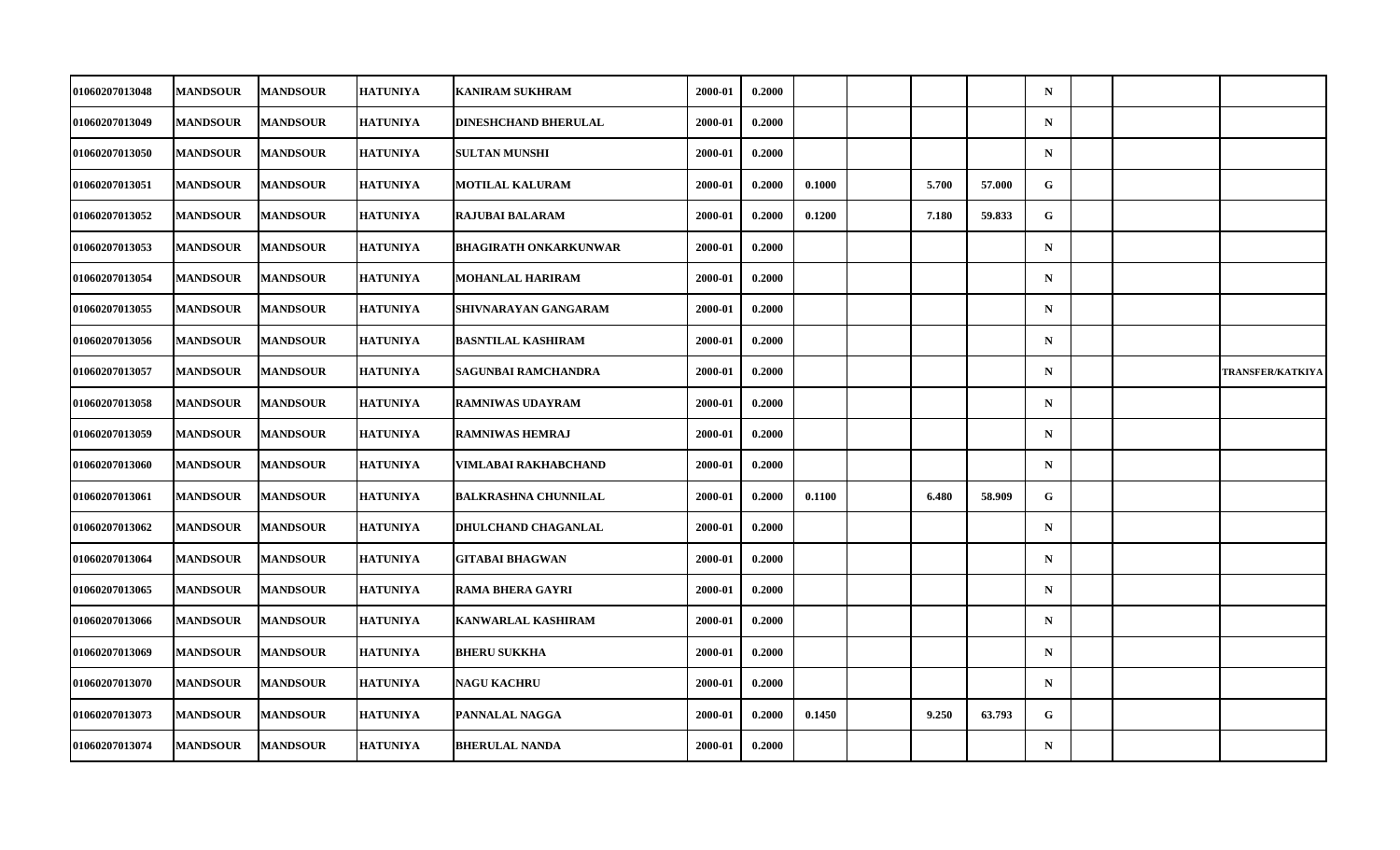| | | | | | | | | | | | | | | |
|---|---|---|---|---|---|---|---|---|---|---|---|---|---|---|
| 01060207013048 | MANDSOUR | MANDSOUR | HATUNIYA | KANIRAM SUKHRAM | 2000-01 | 0.2000 | | | | | N | | | |
| 01060207013049 | MANDSOUR | MANDSOUR | HATUNIYA | DINESHCHAND BHERULAL | 2000-01 | 0.2000 | | | | | N | | | |
| 01060207013050 | MANDSOUR | MANDSOUR | HATUNIYA | SULTAN MUNSHI | 2000-01 | 0.2000 | | | | | N | | | |
| 01060207013051 | MANDSOUR | MANDSOUR | HATUNIYA | MOTILAL KALURAM | 2000-01 | 0.2000 | 0.1000 | | 5.700 | 57.000 | G | | | |
| 01060207013052 | MANDSOUR | MANDSOUR | HATUNIYA | RAJUBAI BALARAM | 2000-01 | 0.2000 | 0.1200 | | 7.180 | 59.833 | G | | | |
| 01060207013053 | MANDSOUR | MANDSOUR | HATUNIYA | BHAGIRATH ONKARKUNWAR | 2000-01 | 0.2000 | | | | | N | | | |
| 01060207013054 | MANDSOUR | MANDSOUR | HATUNIYA | MOHANLAL HARIRAM | 2000-01 | 0.2000 | | | | | N | | | |
| 01060207013055 | MANDSOUR | MANDSOUR | HATUNIYA | SHIVNARAYAN GANGARAM | 2000-01 | 0.2000 | | | | | N | | | |
| 01060207013056 | MANDSOUR | MANDSOUR | HATUNIYA | BASNTILAL KASHIRAM | 2000-01 | 0.2000 | | | | | N | | | |
| 01060207013057 | MANDSOUR | MANDSOUR | HATUNIYA | SAGUNBAI RAMCHANDRA | 2000-01 | 0.2000 | | | | | N | | | TRANSFER/KATKIYA |
| 01060207013058 | MANDSOUR | MANDSOUR | HATUNIYA | RAMNIWAS UDAYRAM | 2000-01 | 0.2000 | | | | | N | | | |
| 01060207013059 | MANDSOUR | MANDSOUR | HATUNIYA | RAMNIWAS HEMRAJ | 2000-01 | 0.2000 | | | | | N | | | |
| 01060207013060 | MANDSOUR | MANDSOUR | HATUNIYA | VIMLABAI RAKHABCHAND | 2000-01 | 0.2000 | | | | | N | | | |
| 01060207013061 | MANDSOUR | MANDSOUR | HATUNIYA | BALKRASHNA CHUNNILAL | 2000-01 | 0.2000 | 0.1100 | | 6.480 | 58.909 | G | | | |
| 01060207013062 | MANDSOUR | MANDSOUR | HATUNIYA | DHULCHAND CHAGANLAL | 2000-01 | 0.2000 | | | | | N | | | |
| 01060207013064 | MANDSOUR | MANDSOUR | HATUNIYA | GITABAI BHAGWAN | 2000-01 | 0.2000 | | | | | N | | | |
| 01060207013065 | MANDSOUR | MANDSOUR | HATUNIYA | RAMA BHERA GAYRI | 2000-01 | 0.2000 | | | | | N | | | |
| 01060207013066 | MANDSOUR | MANDSOUR | HATUNIYA | KANWARLAL KASHIRAM | 2000-01 | 0.2000 | | | | | N | | | |
| 01060207013069 | MANDSOUR | MANDSOUR | HATUNIYA | BHERU SUKKHA | 2000-01 | 0.2000 | | | | | N | | | |
| 01060207013070 | MANDSOUR | MANDSOUR | HATUNIYA | NAGU KACHRU | 2000-01 | 0.2000 | | | | | N | | | |
| 01060207013073 | MANDSOUR | MANDSOUR | HATUNIYA | PANNALAL NAGGA | 2000-01 | 0.2000 | 0.1450 | | 9.250 | 63.793 | G | | | |
| 01060207013074 | MANDSOUR | MANDSOUR | HATUNIYA | BHERULAL NANDA | 2000-01 | 0.2000 | | | | | N | | | |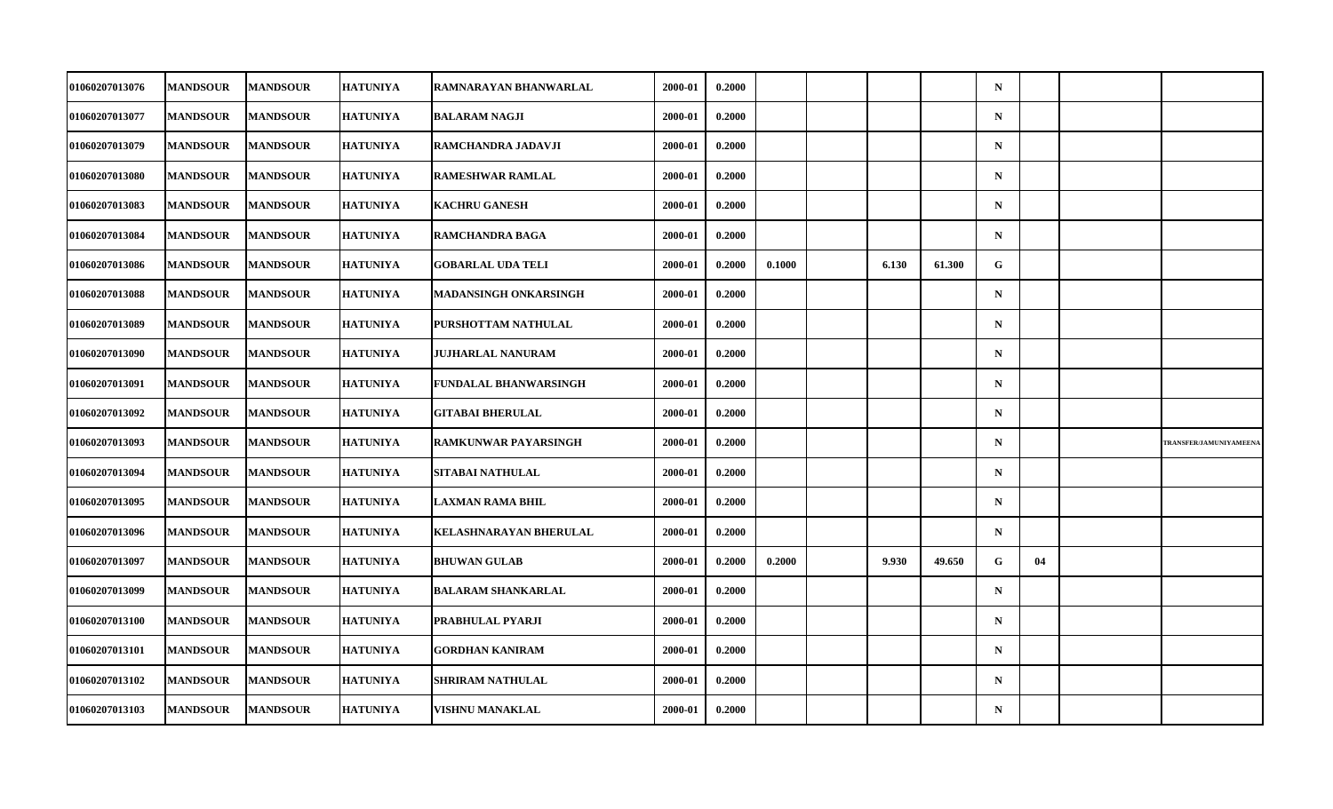| | | | | | | | | | | | | | | |
|---|---|---|---|---|---|---|---|---|---|---|---|---|---|---|
| 01060207013076 | MANDSOUR | MANDSOUR | HATUNIYA | RAMNARAYAN BHANWARLAL | 2000-01 | 0.2000 | | | | | N | | | |
| 01060207013077 | MANDSOUR | MANDSOUR | HATUNIYA | BALARAM NAGJI | 2000-01 | 0.2000 | | | | | N | | | |
| 01060207013079 | MANDSOUR | MANDSOUR | HATUNIYA | RAMCHANDRA JADAVJI | 2000-01 | 0.2000 | | | | | N | | | |
| 01060207013080 | MANDSOUR | MANDSOUR | HATUNIYA | RAMESHWAR RAMLAL | 2000-01 | 0.2000 | | | | | N | | | |
| 01060207013083 | MANDSOUR | MANDSOUR | HATUNIYA | KACHRU GANESH | 2000-01 | 0.2000 | | | | | N | | | |
| 01060207013084 | MANDSOUR | MANDSOUR | HATUNIYA | RAMCHANDRA BAGA | 2000-01 | 0.2000 | | | | | N | | | |
| 01060207013086 | MANDSOUR | MANDSOUR | HATUNIYA | GOBARLAL UDA TELI | 2000-01 | 0.2000 | 0.1000 | | 6.130 | 61.300 | G | | | |
| 01060207013088 | MANDSOUR | MANDSOUR | HATUNIYA | MADANSINGH ONKARSINGH | 2000-01 | 0.2000 | | | | | N | | | |
| 01060207013089 | MANDSOUR | MANDSOUR | HATUNIYA | PURSHOTTAM NATHULAL | 2000-01 | 0.2000 | | | | | N | | | |
| 01060207013090 | MANDSOUR | MANDSOUR | HATUNIYA | JUJHARLAL NANURAM | 2000-01 | 0.2000 | | | | | N | | | |
| 01060207013091 | MANDSOUR | MANDSOUR | HATUNIYA | FUNDALAL BHANWARSINGH | 2000-01 | 0.2000 | | | | | N | | | |
| 01060207013092 | MANDSOUR | MANDSOUR | HATUNIYA | GITABAI BHERULAL | 2000-01 | 0.2000 | | | | | N | | | |
| 01060207013093 | MANDSOUR | MANDSOUR | HATUNIYA | RAMKUNWAR PAYARSINGH | 2000-01 | 0.2000 | | | | | N | | | TRANSFER/JAMUNIYAMEENA |
| 01060207013094 | MANDSOUR | MANDSOUR | HATUNIYA | SITABAI NATHULAL | 2000-01 | 0.2000 | | | | | N | | | |
| 01060207013095 | MANDSOUR | MANDSOUR | HATUNIYA | LAXMAN RAMA BHIL | 2000-01 | 0.2000 | | | | | N | | | |
| 01060207013096 | MANDSOUR | MANDSOUR | HATUNIYA | KELASHNARAYAN BHERULAL | 2000-01 | 0.2000 | | | | | N | | | |
| 01060207013097 | MANDSOUR | MANDSOUR | HATUNIYA | BHUWAN GULAB | 2000-01 | 0.2000 | 0.2000 | | 9.930 | 49.650 | G | 04 | | |
| 01060207013099 | MANDSOUR | MANDSOUR | HATUNIYA | BALARAM SHANKARLAL | 2000-01 | 0.2000 | | | | | N | | | |
| 01060207013100 | MANDSOUR | MANDSOUR | HATUNIYA | PRABHULAL PYARJI | 2000-01 | 0.2000 | | | | | N | | | |
| 01060207013101 | MANDSOUR | MANDSOUR | HATUNIYA | GORDHAN KANIRAM | 2000-01 | 0.2000 | | | | | N | | | |
| 01060207013102 | MANDSOUR | MANDSOUR | HATUNIYA | SHRIRAM NATHULAL | 2000-01 | 0.2000 | | | | | N | | | |
| 01060207013103 | MANDSOUR | MANDSOUR | HATUNIYA | VISHNU MANAKLAL | 2000-01 | 0.2000 | | | | | N | | | |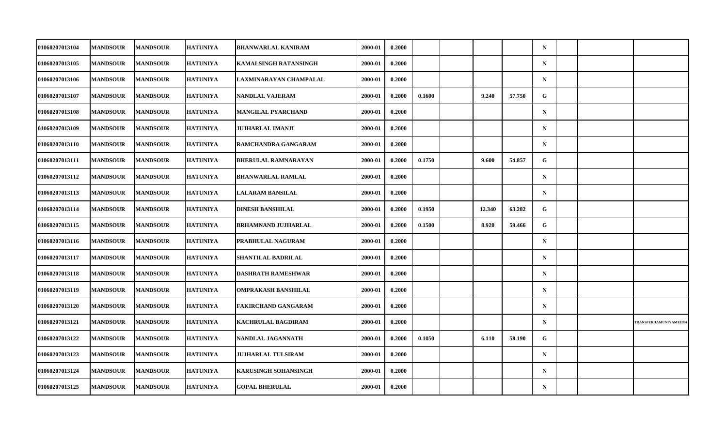| | | | | | | | | | | | | | | |
|---|---|---|---|---|---|---|---|---|---|---|---|---|---|---|
| 01060207013104 | MANDSOUR | MANDSOUR | HATUNIYA | BHANWARLAL KANIRAM | 2000-01 | 0.2000 | | | | | N | | | |
| 01060207013105 | MANDSOUR | MANDSOUR | HATUNIYA | KAMALSINGH RATANSINGH | 2000-01 | 0.2000 | | | | | N | | | |
| 01060207013106 | MANDSOUR | MANDSOUR | HATUNIYA | LAXMINARAYAN CHAMPALAL | 2000-01 | 0.2000 | | | | | N | | | |
| 01060207013107 | MANDSOUR | MANDSOUR | HATUNIYA | NANDLAL VAJERAM | 2000-01 | 0.2000 | 0.1600 | | 9.240 | 57.750 | G | | | |
| 01060207013108 | MANDSOUR | MANDSOUR | HATUNIYA | MANGILAL PYARCHAND | 2000-01 | 0.2000 | | | | | N | | | |
| 01060207013109 | MANDSOUR | MANDSOUR | HATUNIYA | JUJHARLAL IMANJI | 2000-01 | 0.2000 | | | | | N | | | |
| 01060207013110 | MANDSOUR | MANDSOUR | HATUNIYA | RAMCHANDRA GANGARAM | 2000-01 | 0.2000 | | | | | N | | | |
| 01060207013111 | MANDSOUR | MANDSOUR | HATUNIYA | BHERULAL RAMNARAYAN | 2000-01 | 0.2000 | 0.1750 | | 9.600 | 54.857 | G | | | |
| 01060207013112 | MANDSOUR | MANDSOUR | HATUNIYA | BHANWARLAL RAMLAL | 2000-01 | 0.2000 | | | | | N | | | |
| 01060207013113 | MANDSOUR | MANDSOUR | HATUNIYA | LALARAM BANSILAL | 2000-01 | 0.2000 | | | | | N | | | |
| 01060207013114 | MANDSOUR | MANDSOUR | HATUNIYA | DINESH BANSHILAL | 2000-01 | 0.2000 | 0.1950 | | 12.340 | 63.282 | G | | | |
| 01060207013115 | MANDSOUR | MANDSOUR | HATUNIYA | BRHAMNAND JUJHARLAL | 2000-01 | 0.2000 | 0.1500 | | 8.920 | 59.466 | G | | | |
| 01060207013116 | MANDSOUR | MANDSOUR | HATUNIYA | PRABHULAL NAGURAM | 2000-01 | 0.2000 | | | | | N | | | |
| 01060207013117 | MANDSOUR | MANDSOUR | HATUNIYA | SHANTILAL BADRILAL | 2000-01 | 0.2000 | | | | | N | | | |
| 01060207013118 | MANDSOUR | MANDSOUR | HATUNIYA | DASHRATH RAMESHWAR | 2000-01 | 0.2000 | | | | | N | | | |
| 01060207013119 | MANDSOUR | MANDSOUR | HATUNIYA | OMPRAKASH BANSHILAL | 2000-01 | 0.2000 | | | | | N | | | |
| 01060207013120 | MANDSOUR | MANDSOUR | HATUNIYA | FAKIRCHAND GANGARAM | 2000-01 | 0.2000 | | | | | N | | | |
| 01060207013121 | MANDSOUR | MANDSOUR | HATUNIYA | KACHRULAL BAGDIRAM | 2000-01 | 0.2000 | | | | | N | | | TRANSFER/JAMUNIYAMEENA |
| 01060207013122 | MANDSOUR | MANDSOUR | HATUNIYA | NANDLAL JAGANNATH | 2000-01 | 0.2000 | 0.1050 | | 6.110 | 58.190 | G | | | |
| 01060207013123 | MANDSOUR | MANDSOUR | HATUNIYA | JUJHARLAL TULSIRAM | 2000-01 | 0.2000 | | | | | N | | | |
| 01060207013124 | MANDSOUR | MANDSOUR | HATUNIYA | KARUSINGH SOHANSINGH | 2000-01 | 0.2000 | | | | | N | | | |
| 01060207013125 | MANDSOUR | MANDSOUR | HATUNIYA | GOPAL BHERULAL | 2000-01 | 0.2000 | | | | | N | | | |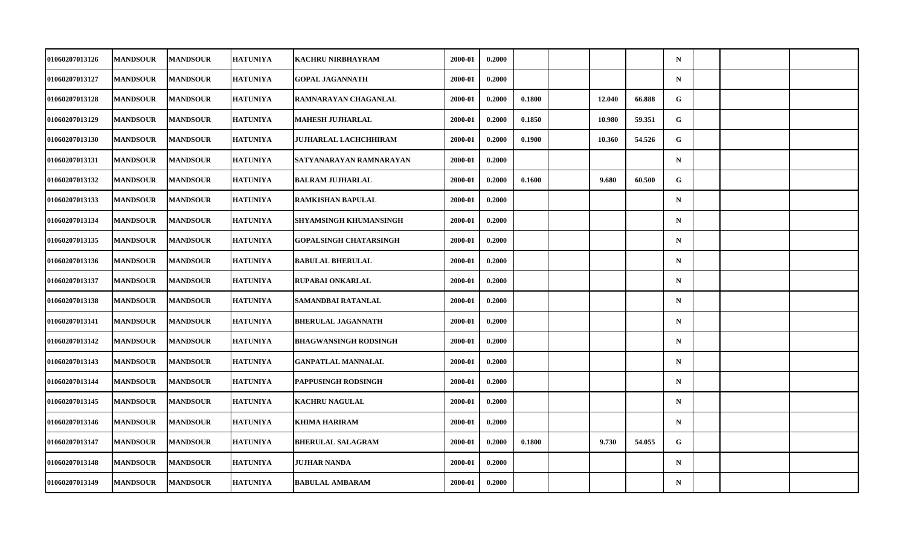| | | | | | | | | | | | | | | | |
|---|---|---|---|---|---|---|---|---|---|---|---|---|---|---|---|
| 01060207013126 | MANDSOUR | MANDSOUR | HATUNIYA | KACHRU NIRBHAYRAM | 2000-01 | 0.2000 | | | | | N | | | |
| 01060207013127 | MANDSOUR | MANDSOUR | HATUNIYA | GOPAL JAGANNATH | 2000-01 | 0.2000 | | | | | N | | | |
| 01060207013128 | MANDSOUR | MANDSOUR | HATUNIYA | RAMNARAYAN CHAGANLAL | 2000-01 | 0.2000 | 0.1800 | | 12.040 | 66.888 | G | | | |
| 01060207013129 | MANDSOUR | MANDSOUR | HATUNIYA | MAHESH JUJHARLAL | 2000-01 | 0.2000 | 0.1850 | | 10.980 | 59.351 | G | | | |
| 01060207013130 | MANDSOUR | MANDSOUR | HATUNIYA | JUJHARLAL LACHCHHIRAM | 2000-01 | 0.2000 | 0.1900 | | 10.360 | 54.526 | G | | | |
| 01060207013131 | MANDSOUR | MANDSOUR | HATUNIYA | SATYANARAYAN RAMNARAYAN | 2000-01 | 0.2000 | | | | | N | | | |
| 01060207013132 | MANDSOUR | MANDSOUR | HATUNIYA | BALRAM JUJHARLAL | 2000-01 | 0.2000 | 0.1600 | | 9.680 | 60.500 | G | | | |
| 01060207013133 | MANDSOUR | MANDSOUR | HATUNIYA | RAMKISHAN BAPULAL | 2000-01 | 0.2000 | | | | | N | | | |
| 01060207013134 | MANDSOUR | MANDSOUR | HATUNIYA | SHYAMSINGH KHUMANSINGH | 2000-01 | 0.2000 | | | | | N | | | |
| 01060207013135 | MANDSOUR | MANDSOUR | HATUNIYA | GOPALSINGH CHATARSINGH | 2000-01 | 0.2000 | | | | | N | | | |
| 01060207013136 | MANDSOUR | MANDSOUR | HATUNIYA | BABULAL BHERULAL | 2000-01 | 0.2000 | | | | | N | | | |
| 01060207013137 | MANDSOUR | MANDSOUR | HATUNIYA | RUPABAI ONKARLAL | 2000-01 | 0.2000 | | | | | N | | | |
| 01060207013138 | MANDSOUR | MANDSOUR | HATUNIYA | SAMANDBAI RATANLAL | 2000-01 | 0.2000 | | | | | N | | | |
| 01060207013141 | MANDSOUR | MANDSOUR | HATUNIYA | BHERULAL JAGANNATH | 2000-01 | 0.2000 | | | | | N | | | |
| 01060207013142 | MANDSOUR | MANDSOUR | HATUNIYA | BHAGWANSINGH RODSINGH | 2000-01 | 0.2000 | | | | | N | | | |
| 01060207013143 | MANDSOUR | MANDSOUR | HATUNIYA | GANPATLAL MANNALAL | 2000-01 | 0.2000 | | | | | N | | | |
| 01060207013144 | MANDSOUR | MANDSOUR | HATUNIYA | PAPPUSINGH RODSINGH | 2000-01 | 0.2000 | | | | | N | | | |
| 01060207013145 | MANDSOUR | MANDSOUR | HATUNIYA | KACHRU NAGULAL | 2000-01 | 0.2000 | | | | | N | | | |
| 01060207013146 | MANDSOUR | MANDSOUR | HATUNIYA | KHIMA HARIRAM | 2000-01 | 0.2000 | | | | | N | | | |
| 01060207013147 | MANDSOUR | MANDSOUR | HATUNIYA | BHERULAL SALAGRAM | 2000-01 | 0.2000 | 0.1800 | | 9.730 | 54.055 | G | | | |
| 01060207013148 | MANDSOUR | MANDSOUR | HATUNIYA | JUJHAR NANDA | 2000-01 | 0.2000 | | | | | N | | | |
| 01060207013149 | MANDSOUR | MANDSOUR | HATUNIYA | BABULAL AMBARAM | 2000-01 | 0.2000 | | | | | N | | | |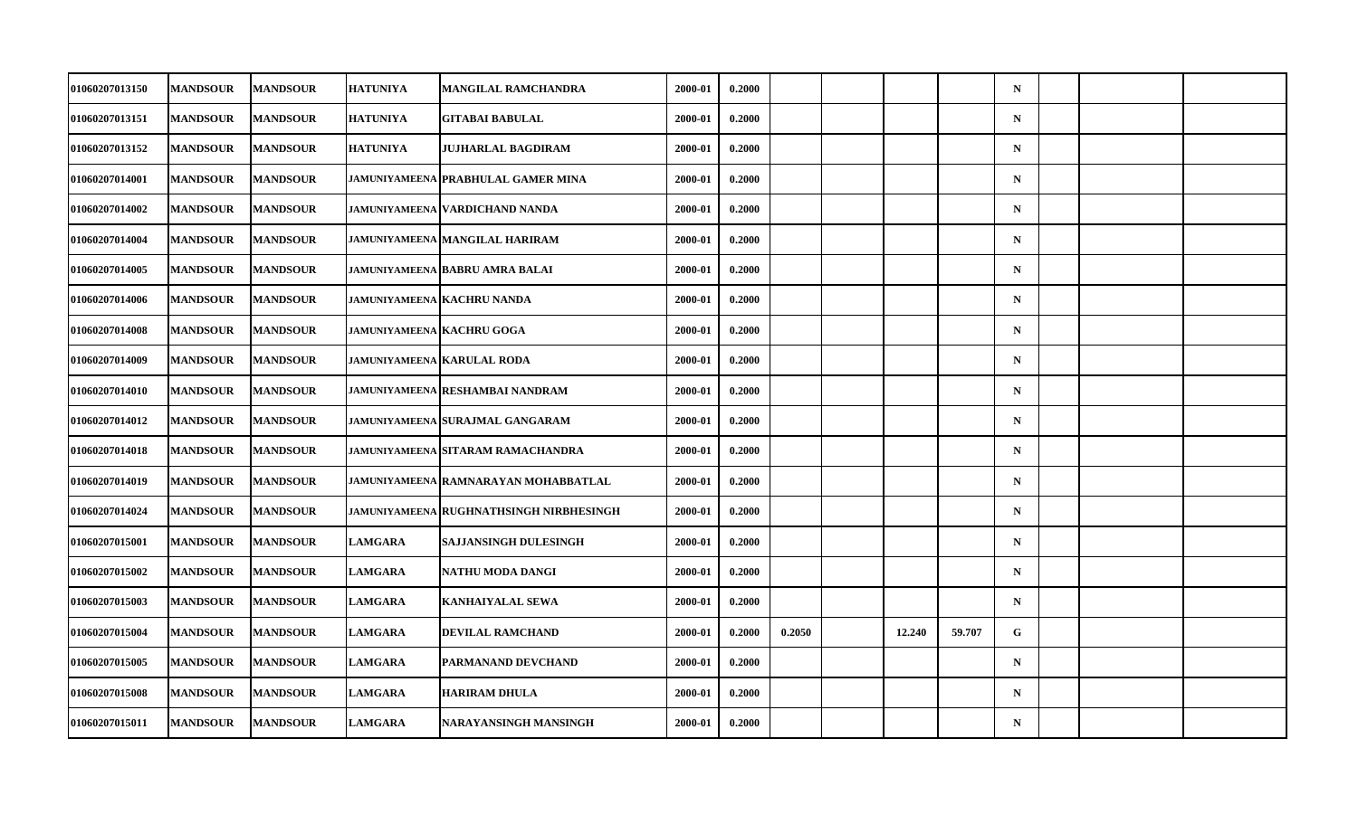| | | | | | | | | | | | | | | |
|---|---|---|---|---|---|---|---|---|---|---|---|---|---|---|
| 01060207013150 | MANDSOUR | MANDSOUR | HATUNIYA | MANGILAL RAMCHANDRA | 2000-01 | 0.2000 | | | | | N | | | |
| 01060207013151 | MANDSOUR | MANDSOUR | HATUNIYA | GITABAI BABULAL | 2000-01 | 0.2000 | | | | | N | | | |
| 01060207013152 | MANDSOUR | MANDSOUR | HATUNIYA | JUJHARLAL BAGDIRAM | 2000-01 | 0.2000 | | | | | N | | | |
| 01060207014001 | MANDSOUR | MANDSOUR | JAMUNIYAMEENA | PRABHULAL GAMER MINA | 2000-01 | 0.2000 | | | | | N | | | |
| 01060207014002 | MANDSOUR | MANDSOUR | JAMUNIYAMEENA | VARDICHAND NANDA | 2000-01 | 0.2000 | | | | | N | | | |
| 01060207014004 | MANDSOUR | MANDSOUR | JAMUNIYAMEENA | MANGILAL HARIRAM | 2000-01 | 0.2000 | | | | | N | | | |
| 01060207014005 | MANDSOUR | MANDSOUR | JAMUNIYAMEENA | BABRU AMRA BALAI | 2000-01 | 0.2000 | | | | | N | | | |
| 01060207014006 | MANDSOUR | MANDSOUR | JAMUNIYAMEENA | KACHRU NANDA | 2000-01 | 0.2000 | | | | | N | | | |
| 01060207014008 | MANDSOUR | MANDSOUR | JAMUNIYAMEENA | KACHRU GOGA | 2000-01 | 0.2000 | | | | | N | | | |
| 01060207014009 | MANDSOUR | MANDSOUR | JAMUNIYAMEENA | KARULAL RODA | 2000-01 | 0.2000 | | | | | N | | | |
| 01060207014010 | MANDSOUR | MANDSOUR | JAMUNIYAMEENA | RESHAMBAI NANDRAM | 2000-01 | 0.2000 | | | | | N | | | |
| 01060207014012 | MANDSOUR | MANDSOUR | JAMUNIYAMEENA | SURAJMAL GANGARAM | 2000-01 | 0.2000 | | | | | N | | | |
| 01060207014018 | MANDSOUR | MANDSOUR | JAMUNIYAMEENA | SITARAM RAMACHANDRA | 2000-01 | 0.2000 | | | | | N | | | |
| 01060207014019 | MANDSOUR | MANDSOUR | JAMUNIYAMEENA | RAMNARAYAN MOHABBATLAL | 2000-01 | 0.2000 | | | | | N | | | |
| 01060207014024 | MANDSOUR | MANDSOUR | JAMUNIYAMEENA | RUGHNATHSINGH NIRBHESINGH | 2000-01 | 0.2000 | | | | | N | | | |
| 01060207015001 | MANDSOUR | MANDSOUR | LAMGARA | SAJJANSINGH DULESINGH | 2000-01 | 0.2000 | | | | | N | | | |
| 01060207015002 | MANDSOUR | MANDSOUR | LAMGARA | NATHU MODA DANGI | 2000-01 | 0.2000 | | | | | N | | | |
| 01060207015003 | MANDSOUR | MANDSOUR | LAMGARA | KANHAIYALAL SEWA | 2000-01 | 0.2000 | | | | | N | | | |
| 01060207015004 | MANDSOUR | MANDSOUR | LAMGARA | DEVILAL RAMCHAND | 2000-01 | 0.2000 | 0.2050 | | 12.240 | 59.707 | G | | | |
| 01060207015005 | MANDSOUR | MANDSOUR | LAMGARA | PARMANAND DEVCHAND | 2000-01 | 0.2000 | | | | | N | | | |
| 01060207015008 | MANDSOUR | MANDSOUR | LAMGARA | HARIRAM DHULA | 2000-01 | 0.2000 | | | | | N | | | |
| 01060207015011 | MANDSOUR | MANDSOUR | LAMGARA | NARAYANSINGH MANSINGH | 2000-01 | 0.2000 | | | | | N | | | |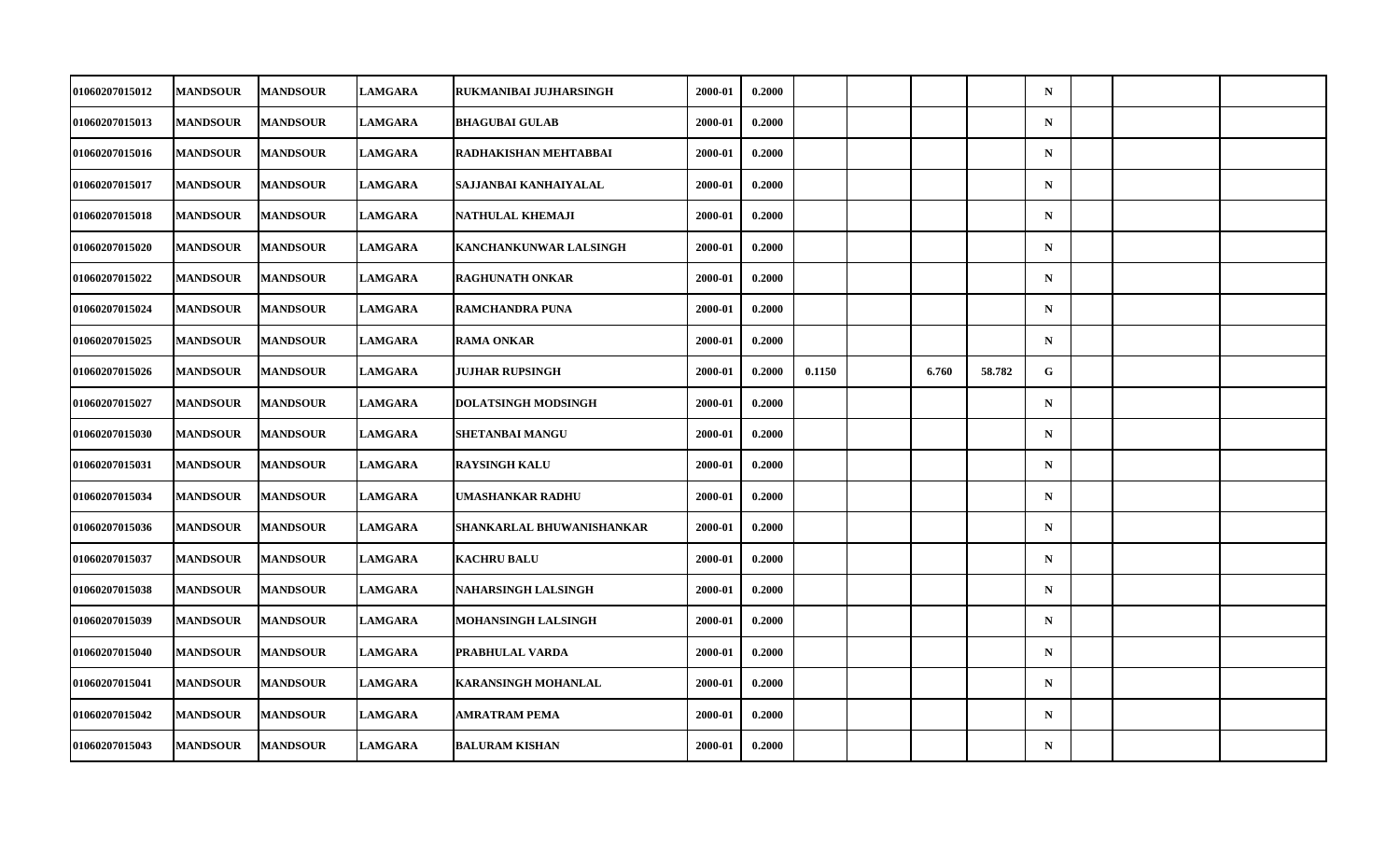| | | | | | | | | | | | | | | |
|---|---|---|---|---|---|---|---|---|---|---|---|---|---|---|
| 01060207015012 | MANDSOUR | MANDSOUR | LAMGARA | RUKMANIBAI JUJHARSINGH | 2000-01 | 0.2000 | | | | | N | | | |
| 01060207015013 | MANDSOUR | MANDSOUR | LAMGARA | BHAGUBAI GULAB | 2000-01 | 0.2000 | | | | | N | | | |
| 01060207015016 | MANDSOUR | MANDSOUR | LAMGARA | RADHAKISHAN MEHTABBAI | 2000-01 | 0.2000 | | | | | N | | | |
| 01060207015017 | MANDSOUR | MANDSOUR | LAMGARA | SAJJANBAI KANHAIYALAL | 2000-01 | 0.2000 | | | | | N | | | |
| 01060207015018 | MANDSOUR | MANDSOUR | LAMGARA | NATHULAL KHEMAJI | 2000-01 | 0.2000 | | | | | N | | | |
| 01060207015020 | MANDSOUR | MANDSOUR | LAMGARA | KANCHANKUNWAR LALSINGH | 2000-01 | 0.2000 | | | | | N | | | |
| 01060207015022 | MANDSOUR | MANDSOUR | LAMGARA | RAGHUNATH ONKAR | 2000-01 | 0.2000 | | | | | N | | | |
| 01060207015024 | MANDSOUR | MANDSOUR | LAMGARA | RAMCHANDRA PUNA | 2000-01 | 0.2000 | | | | | N | | | |
| 01060207015025 | MANDSOUR | MANDSOUR | LAMGARA | RAMA ONKAR | 2000-01 | 0.2000 | | | | | N | | | |
| 01060207015026 | MANDSOUR | MANDSOUR | LAMGARA | JUJHAR RUPSINGH | 2000-01 | 0.2000 | 0.1150 | | 6.760 | 58.782 | G | | | |
| 01060207015027 | MANDSOUR | MANDSOUR | LAMGARA | DOLATSINGH MODSINGH | 2000-01 | 0.2000 | | | | | N | | | |
| 01060207015030 | MANDSOUR | MANDSOUR | LAMGARA | SHETANBAI MANGU | 2000-01 | 0.2000 | | | | | N | | | |
| 01060207015031 | MANDSOUR | MANDSOUR | LAMGARA | RAYSINGH KALU | 2000-01 | 0.2000 | | | | | N | | | |
| 01060207015034 | MANDSOUR | MANDSOUR | LAMGARA | UMASHANKAR RADHU | 2000-01 | 0.2000 | | | | | N | | | |
| 01060207015036 | MANDSOUR | MANDSOUR | LAMGARA | SHANKARLAL BHUWANISHANKAR | 2000-01 | 0.2000 | | | | | N | | | |
| 01060207015037 | MANDSOUR | MANDSOUR | LAMGARA | KACHRU BALU | 2000-01 | 0.2000 | | | | | N | | | |
| 01060207015038 | MANDSOUR | MANDSOUR | LAMGARA | NAHARSINGH LALSINGH | 2000-01 | 0.2000 | | | | | N | | | |
| 01060207015039 | MANDSOUR | MANDSOUR | LAMGARA | MOHANSINGH LALSINGH | 2000-01 | 0.2000 | | | | | N | | | |
| 01060207015040 | MANDSOUR | MANDSOUR | LAMGARA | PRABHULAL VARDA | 2000-01 | 0.2000 | | | | | N | | | |
| 01060207015041 | MANDSOUR | MANDSOUR | LAMGARA | KARANSINGH MOHANLAL | 2000-01 | 0.2000 | | | | | N | | | |
| 01060207015042 | MANDSOUR | MANDSOUR | LAMGARA | AMRATRAM PEMA | 2000-01 | 0.2000 | | | | | N | | | |
| 01060207015043 | MANDSOUR | MANDSOUR | LAMGARA | BALURAM KISHAN | 2000-01 | 0.2000 | | | | | N | | | |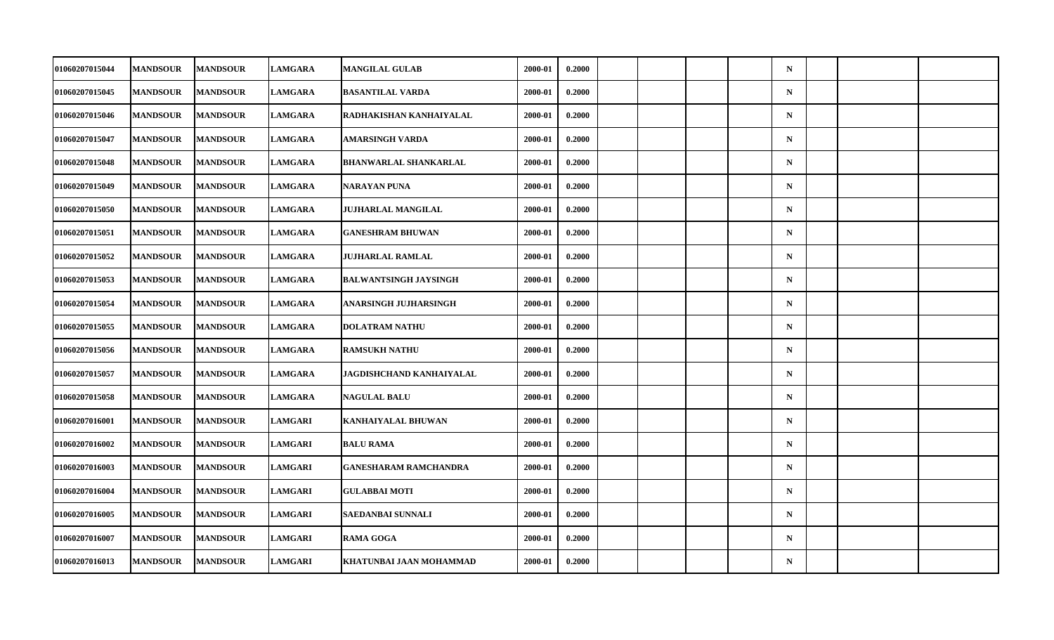| | | | | | | | | | | | | | | |
|---|---|---|---|---|---|---|---|---|---|---|---|---|---|---|
| 01060207015044 | MANDSOUR | MANDSOUR | LAMGARA | MANGILAL GULAB | 2000-01 | 0.2000 | | | | | N | | | |
| 01060207015045 | MANDSOUR | MANDSOUR | LAMGARA | BASANTILAL VARDA | 2000-01 | 0.2000 | | | | | N | | | |
| 01060207015046 | MANDSOUR | MANDSOUR | LAMGARA | RADHAKISHAN KANHAIYALAL | 2000-01 | 0.2000 | | | | | N | | | |
| 01060207015047 | MANDSOUR | MANDSOUR | LAMGARA | AMARSINGH VARDA | 2000-01 | 0.2000 | | | | | N | | | |
| 01060207015048 | MANDSOUR | MANDSOUR | LAMGARA | BHANWARLAL SHANKARLAL | 2000-01 | 0.2000 | | | | | N | | | |
| 01060207015049 | MANDSOUR | MANDSOUR | LAMGARA | NARAYAN PUNA | 2000-01 | 0.2000 | | | | | N | | | |
| 01060207015050 | MANDSOUR | MANDSOUR | LAMGARA | JUJHARLAL MANGILAL | 2000-01 | 0.2000 | | | | | N | | | |
| 01060207015051 | MANDSOUR | MANDSOUR | LAMGARA | GANESHRAM BHUWAN | 2000-01 | 0.2000 | | | | | N | | | |
| 01060207015052 | MANDSOUR | MANDSOUR | LAMGARA | JUJHARLAL RAMLAL | 2000-01 | 0.2000 | | | | | N | | | |
| 01060207015053 | MANDSOUR | MANDSOUR | LAMGARA | BALWANTSINGH JAYSINGH | 2000-01 | 0.2000 | | | | | N | | | |
| 01060207015054 | MANDSOUR | MANDSOUR | LAMGARA | ANARSINGH JUJHARSINGH | 2000-01 | 0.2000 | | | | | N | | | |
| 01060207015055 | MANDSOUR | MANDSOUR | LAMGARA | DOLATRAM NATHU | 2000-01 | 0.2000 | | | | | N | | | |
| 01060207015056 | MANDSOUR | MANDSOUR | LAMGARA | RAMSUKH NATHU | 2000-01 | 0.2000 | | | | | N | | | |
| 01060207015057 | MANDSOUR | MANDSOUR | LAMGARA | JAGDISHCHAND KANHAIYALAL | 2000-01 | 0.2000 | | | | | N | | | |
| 01060207015058 | MANDSOUR | MANDSOUR | LAMGARA | NAGULAL BALU | 2000-01 | 0.2000 | | | | | N | | | |
| 01060207016001 | MANDSOUR | MANDSOUR | LAMGARI | KANHAIYALAL BHUWAN | 2000-01 | 0.2000 | | | | | N | | | |
| 01060207016002 | MANDSOUR | MANDSOUR | LAMGARI | BALU RAMA | 2000-01 | 0.2000 | | | | | N | | | |
| 01060207016003 | MANDSOUR | MANDSOUR | LAMGARI | GANESHARAM RAMCHANDRA | 2000-01 | 0.2000 | | | | | N | | | |
| 01060207016004 | MANDSOUR | MANDSOUR | LAMGARI | GULABBAI MOTI | 2000-01 | 0.2000 | | | | | N | | | |
| 01060207016005 | MANDSOUR | MANDSOUR | LAMGARI | SAEDANBAI SUNNALI | 2000-01 | 0.2000 | | | | | N | | | |
| 01060207016007 | MANDSOUR | MANDSOUR | LAMGARI | RAMA GOGA | 2000-01 | 0.2000 | | | | | N | | | |
| 01060207016013 | MANDSOUR | MANDSOUR | LAMGARI | KHATUNBAI JAAN MOHAMMAD | 2000-01 | 0.2000 | | | | | N | | | |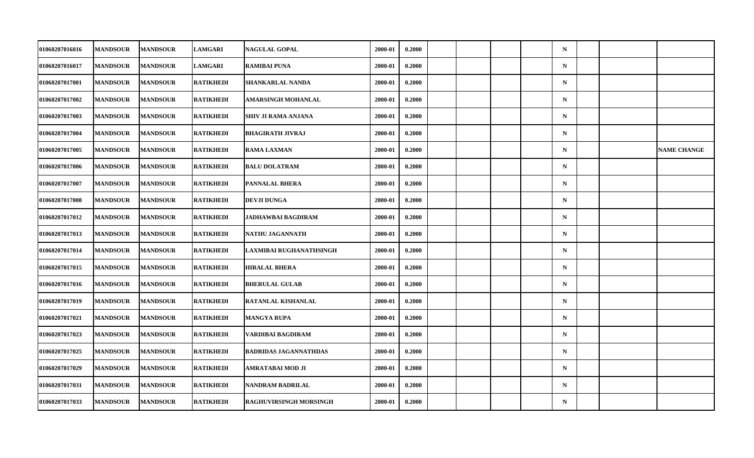| | | | | | | | | | | | | | | |
|---|---|---|---|---|---|---|---|---|---|---|---|---|---|---|
| 01060207016016 | MANDSOUR | MANDSOUR | LAMGARI | NAGULAL GOPAL | 2000-01 | 0.2000 | | | | | N | | | |
| 01060207016017 | MANDSOUR | MANDSOUR | LAMGARI | RAMIBAI PUNA | 2000-01 | 0.2000 | | | | | N | | | |
| 01060207017001 | MANDSOUR | MANDSOUR | RATIKHEDI | SHANKARLAL NANDA | 2000-01 | 0.2000 | | | | | N | | | |
| 01060207017002 | MANDSOUR | MANDSOUR | RATIKHEDI | AMARSINGH MOHANLAL | 2000-01 | 0.2000 | | | | | N | | | |
| 01060207017003 | MANDSOUR | MANDSOUR | RATIKHEDI | SHIV JI RAMA ANJANA | 2000-01 | 0.2000 | | | | | N | | | |
| 01060207017004 | MANDSOUR | MANDSOUR | RATIKHEDI | BHAGIRATH JIVRAJ | 2000-01 | 0.2000 | | | | | N | | | |
| 01060207017005 | MANDSOUR | MANDSOUR | RATIKHEDI | RAMA LAXMAN | 2000-01 | 0.2000 | | | | | N | | | NAME CHANGE |
| 01060207017006 | MANDSOUR | MANDSOUR | RATIKHEDI | BALU DOLATRAM | 2000-01 | 0.2000 | | | | | N | | | |
| 01060207017007 | MANDSOUR | MANDSOUR | RATIKHEDI | PANNALAL BHERA | 2000-01 | 0.2000 | | | | | N | | | |
| 01060207017008 | MANDSOUR | MANDSOUR | RATIKHEDI | DEVJI DUNGA | 2000-01 | 0.2000 | | | | | N | | | |
| 01060207017012 | MANDSOUR | MANDSOUR | RATIKHEDI | JADHAWBAI BAGDIRAM | 2000-01 | 0.2000 | | | | | N | | | |
| 01060207017013 | MANDSOUR | MANDSOUR | RATIKHEDI | NATHU JAGANNATH | 2000-01 | 0.2000 | | | | | N | | | |
| 01060207017014 | MANDSOUR | MANDSOUR | RATIKHEDI | LAXMIBAI RUGHANATHSINGH | 2000-01 | 0.2000 | | | | | N | | | |
| 01060207017015 | MANDSOUR | MANDSOUR | RATIKHEDI | HIRALAL BHERA | 2000-01 | 0.2000 | | | | | N | | | |
| 01060207017016 | MANDSOUR | MANDSOUR | RATIKHEDI | BHERULAL GULAB | 2000-01 | 0.2000 | | | | | N | | | |
| 01060207017019 | MANDSOUR | MANDSOUR | RATIKHEDI | RATANLAL KISHANLAL | 2000-01 | 0.2000 | | | | | N | | | |
| 01060207017021 | MANDSOUR | MANDSOUR | RATIKHEDI | MANGYA RUPA | 2000-01 | 0.2000 | | | | | N | | | |
| 01060207017023 | MANDSOUR | MANDSOUR | RATIKHEDI | VARDIBAI BAGDIRAM | 2000-01 | 0.2000 | | | | | N | | | |
| 01060207017025 | MANDSOUR | MANDSOUR | RATIKHEDI | BADRIDAS JAGANNATHDAS | 2000-01 | 0.2000 | | | | | N | | | |
| 01060207017029 | MANDSOUR | MANDSOUR | RATIKHEDI | AMRATABAI MOD JI | 2000-01 | 0.2000 | | | | | N | | | |
| 01060207017031 | MANDSOUR | MANDSOUR | RATIKHEDI | NANDRAM BADRILAL | 2000-01 | 0.2000 | | | | | N | | | |
| 01060207017033 | MANDSOUR | MANDSOUR | RATIKHEDI | RAGHUVIRSINGH MORSINGH | 2000-01 | 0.2000 | | | | | N | | | |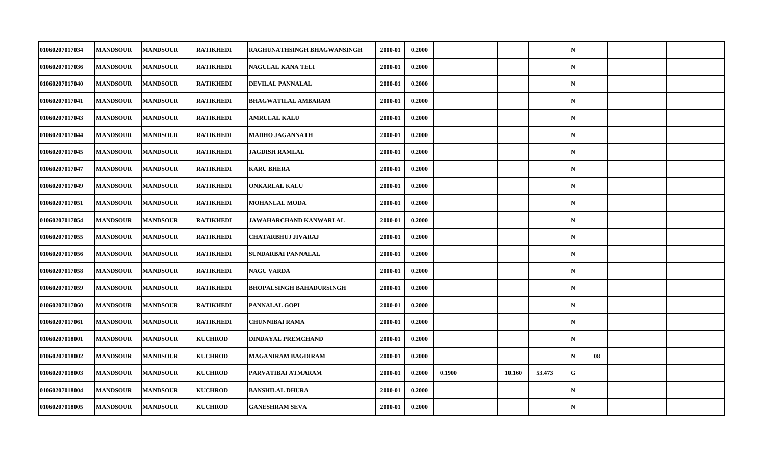| | | | | | | | | | | | | | | |
|---|---|---|---|---|---|---|---|---|---|---|---|---|---|---|
| 01060207017034 | MANDSOUR | MANDSOUR | RATIKHEDI | RAGHUNATHSINGH BHAGWANSINGH | 2000-01 | 0.2000 | | | | | N | | | |
| 01060207017036 | MANDSOUR | MANDSOUR | RATIKHEDI | NAGULAL KANA TELI | 2000-01 | 0.2000 | | | | | N | | | |
| 01060207017040 | MANDSOUR | MANDSOUR | RATIKHEDI | DEVILAL PANNALAL | 2000-01 | 0.2000 | | | | | N | | | |
| 01060207017041 | MANDSOUR | MANDSOUR | RATIKHEDI | BHAGWATILAL AMBARAM | 2000-01 | 0.2000 | | | | | N | | | |
| 01060207017043 | MANDSOUR | MANDSOUR | RATIKHEDI | AMRULAL KALU | 2000-01 | 0.2000 | | | | | N | | | |
| 01060207017044 | MANDSOUR | MANDSOUR | RATIKHEDI | MADHO JAGANNATH | 2000-01 | 0.2000 | | | | | N | | | |
| 01060207017045 | MANDSOUR | MANDSOUR | RATIKHEDI | JAGDISH RAMLAL | 2000-01 | 0.2000 | | | | | N | | | |
| 01060207017047 | MANDSOUR | MANDSOUR | RATIKHEDI | KARU BHERA | 2000-01 | 0.2000 | | | | | N | | | |
| 01060207017049 | MANDSOUR | MANDSOUR | RATIKHEDI | ONKARLAL KALU | 2000-01 | 0.2000 | | | | | N | | | |
| 01060207017051 | MANDSOUR | MANDSOUR | RATIKHEDI | MOHANLAL MODA | 2000-01 | 0.2000 | | | | | N | | | |
| 01060207017054 | MANDSOUR | MANDSOUR | RATIKHEDI | JAWAHARCHAND KANWARLAL | 2000-01 | 0.2000 | | | | | N | | | |
| 01060207017055 | MANDSOUR | MANDSOUR | RATIKHEDI | CHATARBHUJ JIVARAJ | 2000-01 | 0.2000 | | | | | N | | | |
| 01060207017056 | MANDSOUR | MANDSOUR | RATIKHEDI | SUNDARBAI PANNALAL | 2000-01 | 0.2000 | | | | | N | | | |
| 01060207017058 | MANDSOUR | MANDSOUR | RATIKHEDI | NAGU VARDA | 2000-01 | 0.2000 | | | | | N | | | |
| 01060207017059 | MANDSOUR | MANDSOUR | RATIKHEDI | BHOPALSINGH BAHADURSINGH | 2000-01 | 0.2000 | | | | | N | | | |
| 01060207017060 | MANDSOUR | MANDSOUR | RATIKHEDI | PANNALAL GOPI | 2000-01 | 0.2000 | | | | | N | | | |
| 01060207017061 | MANDSOUR | MANDSOUR | RATIKHEDI | CHUNNIBAI RAMA | 2000-01 | 0.2000 | | | | | N | | | |
| 01060207018001 | MANDSOUR | MANDSOUR | KUCHROD | DINDAYAL PREMCHAND | 2000-01 | 0.2000 | | | | | N | | | |
| 01060207018002 | MANDSOUR | MANDSOUR | KUCHROD | MAGANIRAM BAGDIRAM | 2000-01 | 0.2000 | | | | | N | 08 | | |
| 01060207018003 | MANDSOUR | MANDSOUR | KUCHROD | PARVATIBAI ATMARAM | 2000-01 | 0.2000 | 0.1900 | | 10.160 | 53.473 | G | | | |
| 01060207018004 | MANDSOUR | MANDSOUR | KUCHROD | BANSHILAL DHURA | 2000-01 | 0.2000 | | | | | N | | | |
| 01060207018005 | MANDSOUR | MANDSOUR | KUCHROD | GANESHRAM SEVA | 2000-01 | 0.2000 | | | | | N | | | |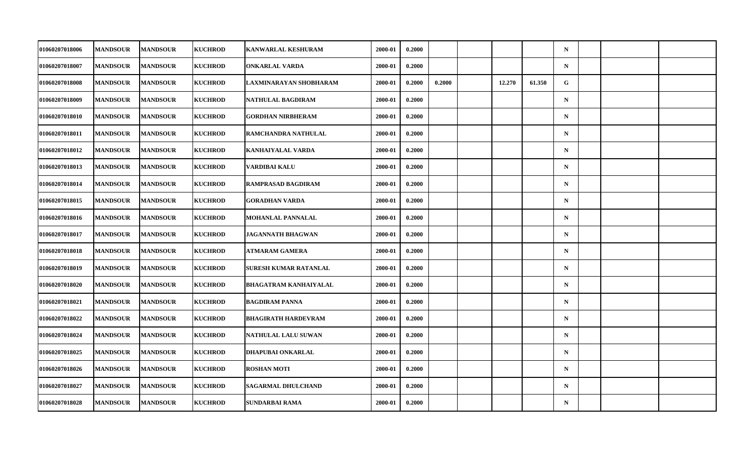| | | | | | | | | | | | | | | |
|---|---|---|---|---|---|---|---|---|---|---|---|---|---|---|
| 01060207018006 | MANDSOUR | MANDSOUR | KUCHROD | KANWARLAL KESHURAM | 2000-01 | 0.2000 | | | | | N | | | |
| 01060207018007 | MANDSOUR | MANDSOUR | KUCHROD | ONKARLAL VARDA | 2000-01 | 0.2000 | | | | | N | | | |
| 01060207018008 | MANDSOUR | MANDSOUR | KUCHROD | LAXMINARAYAN SHOBHARAM | 2000-01 | 0.2000 | 0.2000 | | 12.270 | 61.350 | G | | | |
| 01060207018009 | MANDSOUR | MANDSOUR | KUCHROD | NATHULAL BAGDIRAM | 2000-01 | 0.2000 | | | | | N | | | |
| 01060207018010 | MANDSOUR | MANDSOUR | KUCHROD | GORDHAN NIRBHERAM | 2000-01 | 0.2000 | | | | | N | | | |
| 01060207018011 | MANDSOUR | MANDSOUR | KUCHROD | RAMCHANDRA NATHULAL | 2000-01 | 0.2000 | | | | | N | | | |
| 01060207018012 | MANDSOUR | MANDSOUR | KUCHROD | KANHAIYALAL VARDA | 2000-01 | 0.2000 | | | | | N | | | |
| 01060207018013 | MANDSOUR | MANDSOUR | KUCHROD | VARDIBAI KALU | 2000-01 | 0.2000 | | | | | N | | | |
| 01060207018014 | MANDSOUR | MANDSOUR | KUCHROD | RAMPRASAD BAGDIRAM | 2000-01 | 0.2000 | | | | | N | | | |
| 01060207018015 | MANDSOUR | MANDSOUR | KUCHROD | GORADHAN VARDA | 2000-01 | 0.2000 | | | | | N | | | |
| 01060207018016 | MANDSOUR | MANDSOUR | KUCHROD | MOHANLAL PANNALAL | 2000-01 | 0.2000 | | | | | N | | | |
| 01060207018017 | MANDSOUR | MANDSOUR | KUCHROD | JAGANNATH BHAGWAN | 2000-01 | 0.2000 | | | | | N | | | |
| 01060207018018 | MANDSOUR | MANDSOUR | KUCHROD | ATMARAM GAMERA | 2000-01 | 0.2000 | | | | | N | | | |
| 01060207018019 | MANDSOUR | MANDSOUR | KUCHROD | SURESH KUMAR RATANLAL | 2000-01 | 0.2000 | | | | | N | | | |
| 01060207018020 | MANDSOUR | MANDSOUR | KUCHROD | BHAGATRAM KANHAIYALAL | 2000-01 | 0.2000 | | | | | N | | | |
| 01060207018021 | MANDSOUR | MANDSOUR | KUCHROD | BAGDIRAM PANNA | 2000-01 | 0.2000 | | | | | N | | | |
| 01060207018022 | MANDSOUR | MANDSOUR | KUCHROD | BHAGIRATH HARDEVRAM | 2000-01 | 0.2000 | | | | | N | | | |
| 01060207018024 | MANDSOUR | MANDSOUR | KUCHROD | NATHULAL LALU SUWAN | 2000-01 | 0.2000 | | | | | N | | | |
| 01060207018025 | MANDSOUR | MANDSOUR | KUCHROD | DHAPUBAI ONKARLAL | 2000-01 | 0.2000 | | | | | N | | | |
| 01060207018026 | MANDSOUR | MANDSOUR | KUCHROD | ROSHAN MOTI | 2000-01 | 0.2000 | | | | | N | | | |
| 01060207018027 | MANDSOUR | MANDSOUR | KUCHROD | SAGARMAL DHULCHAND | 2000-01 | 0.2000 | | | | | N | | | |
| 01060207018028 | MANDSOUR | MANDSOUR | KUCHROD | SUNDARBAI RAMA | 2000-01 | 0.2000 | | | | | N | | | |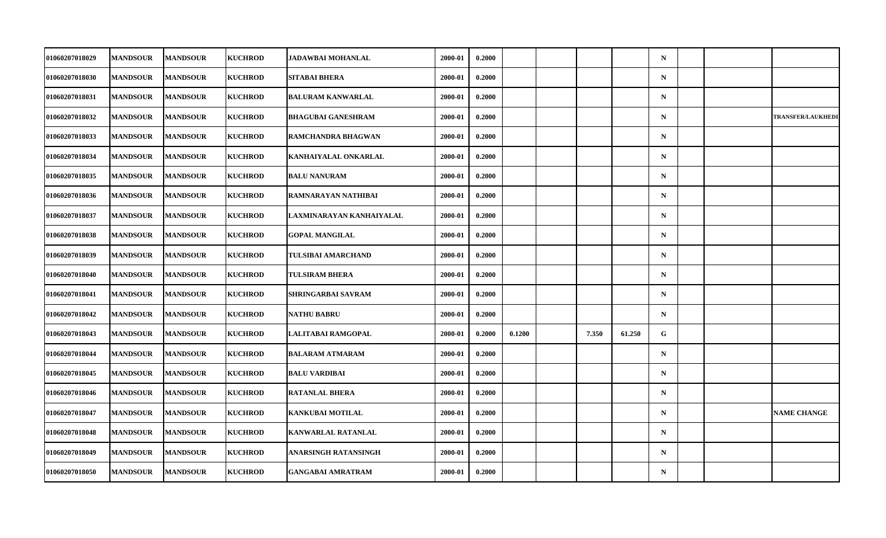| | | | | | | | | | | | | | | |
|---|---|---|---|---|---|---|---|---|---|---|---|---|---|---|
| 01060207018029 | MANDSOUR | MANDSOUR | KUCHROD | JADAWBAI MOHANLAL | 2000-01 | 0.2000 | | | | | N | | | |
| 01060207018030 | MANDSOUR | MANDSOUR | KUCHROD | SITABAI BHERA | 2000-01 | 0.2000 | | | | | N | | | |
| 01060207018031 | MANDSOUR | MANDSOUR | KUCHROD | BALURAM KANWARLAL | 2000-01 | 0.2000 | | | | | N | | | |
| 01060207018032 | MANDSOUR | MANDSOUR | KUCHROD | BHAGUBAI GANESHRAM | 2000-01 | 0.2000 | | | | | N | | | TRANSFER/LAUKHEDI |
| 01060207018033 | MANDSOUR | MANDSOUR | KUCHROD | RAMCHANDRA BHAGWAN | 2000-01 | 0.2000 | | | | | N | | | |
| 01060207018034 | MANDSOUR | MANDSOUR | KUCHROD | KANHAIYALAL ONKARLAL | 2000-01 | 0.2000 | | | | | N | | | |
| 01060207018035 | MANDSOUR | MANDSOUR | KUCHROD | BALU NANURAM | 2000-01 | 0.2000 | | | | | N | | | |
| 01060207018036 | MANDSOUR | MANDSOUR | KUCHROD | RAMNARAYAN NATHIBAI | 2000-01 | 0.2000 | | | | | N | | | |
| 01060207018037 | MANDSOUR | MANDSOUR | KUCHROD | LAXMINARAYAN KANHAIYALAL | 2000-01 | 0.2000 | | | | | N | | | |
| 01060207018038 | MANDSOUR | MANDSOUR | KUCHROD | GOPAL MANGILAL | 2000-01 | 0.2000 | | | | | N | | | |
| 01060207018039 | MANDSOUR | MANDSOUR | KUCHROD | TULSIBAI AMARCHAND | 2000-01 | 0.2000 | | | | | N | | | |
| 01060207018040 | MANDSOUR | MANDSOUR | KUCHROD | TULSIRAM BHERA | 2000-01 | 0.2000 | | | | | N | | | |
| 01060207018041 | MANDSOUR | MANDSOUR | KUCHROD | SHRINGARBAI SAVRAM | 2000-01 | 0.2000 | | | | | N | | | |
| 01060207018042 | MANDSOUR | MANDSOUR | KUCHROD | NATHU BABRU | 2000-01 | 0.2000 | | | | | N | | | |
| 01060207018043 | MANDSOUR | MANDSOUR | KUCHROD | LALITABAI RAMGOPAL | 2000-01 | 0.2000 | 0.1200 | | 7.350 | 61.250 | G | | | |
| 01060207018044 | MANDSOUR | MANDSOUR | KUCHROD | BALARAM ATMARAM | 2000-01 | 0.2000 | | | | | N | | | |
| 01060207018045 | MANDSOUR | MANDSOUR | KUCHROD | BALU VARDIBAI | 2000-01 | 0.2000 | | | | | N | | | |
| 01060207018046 | MANDSOUR | MANDSOUR | KUCHROD | RATANLAL BHERA | 2000-01 | 0.2000 | | | | | N | | | |
| 01060207018047 | MANDSOUR | MANDSOUR | KUCHROD | KANKUBAI MOTILAL | 2000-01 | 0.2000 | | | | | N | | | NAME CHANGE |
| 01060207018048 | MANDSOUR | MANDSOUR | KUCHROD | KANWARLAL RATANLAL | 2000-01 | 0.2000 | | | | | N | | | |
| 01060207018049 | MANDSOUR | MANDSOUR | KUCHROD | ANARSINGH RATANSINGH | 2000-01 | 0.2000 | | | | | N | | | |
| 01060207018050 | MANDSOUR | MANDSOUR | KUCHROD | GANGABAI AMRATRAM | 2000-01 | 0.2000 | | | | | N | | | |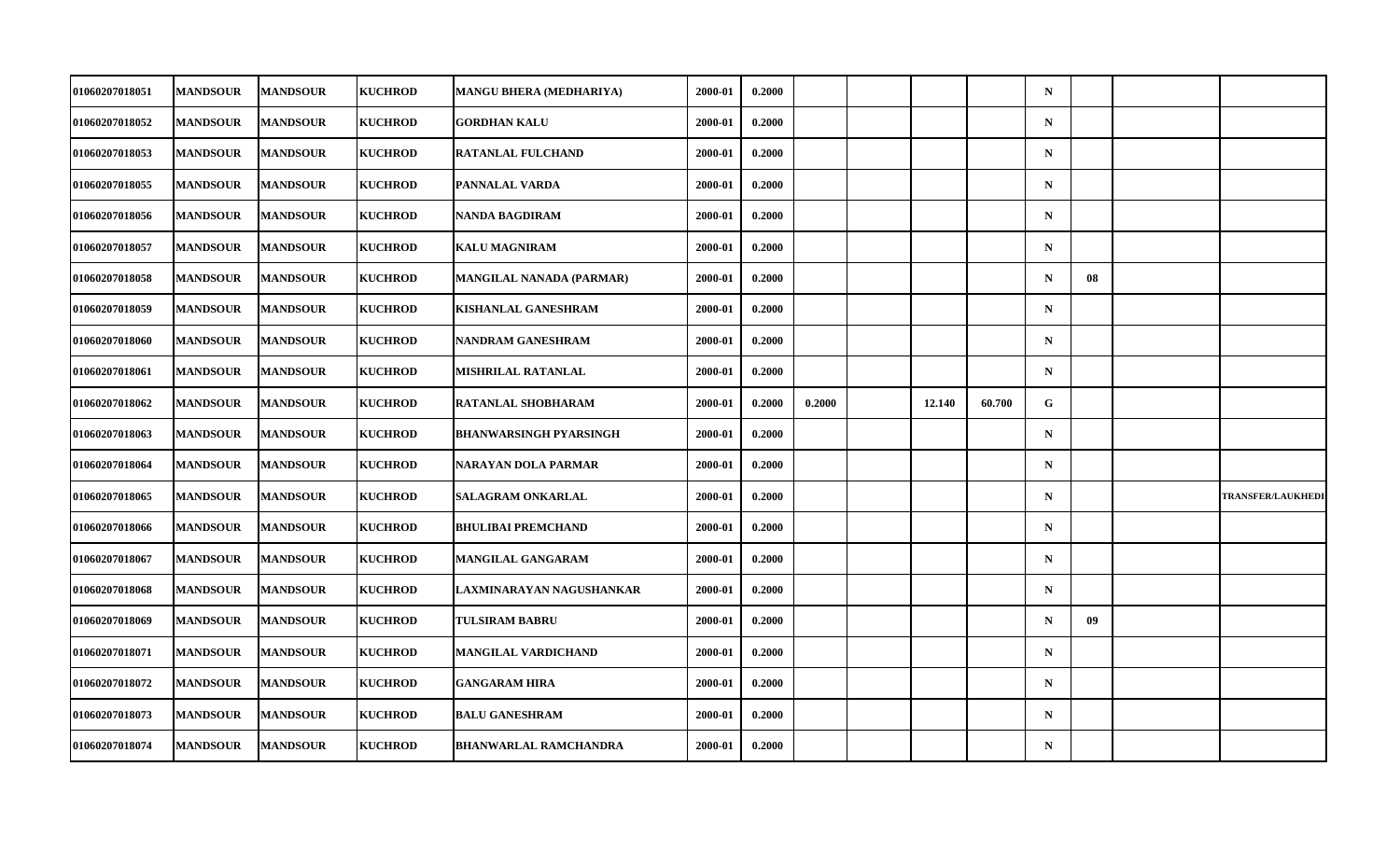| | | | | | | | | | | | | | | |
|---|---|---|---|---|---|---|---|---|---|---|---|---|---|---|
| 01060207018051 | MANDSOUR | MANDSOUR | KUCHROD | MANGU BHERA (MEDHARIYA) | 2000-01 | 0.2000 | | | | | N | | | |
| 01060207018052 | MANDSOUR | MANDSOUR | KUCHROD | GORDHAN KALU | 2000-01 | 0.2000 | | | | | N | | | |
| 01060207018053 | MANDSOUR | MANDSOUR | KUCHROD | RATANLAL FULCHAND | 2000-01 | 0.2000 | | | | | N | | | |
| 01060207018055 | MANDSOUR | MANDSOUR | KUCHROD | PANNALAL VARDA | 2000-01 | 0.2000 | | | | | N | | | |
| 01060207018056 | MANDSOUR | MANDSOUR | KUCHROD | NANDA BAGDIRAM | 2000-01 | 0.2000 | | | | | N | | | |
| 01060207018057 | MANDSOUR | MANDSOUR | KUCHROD | KALU MAGNIRAM | 2000-01 | 0.2000 | | | | | N | | | |
| 01060207018058 | MANDSOUR | MANDSOUR | KUCHROD | MANGILAL NANADA (PARMAR) | 2000-01 | 0.2000 | | | | | N | 08 | | |
| 01060207018059 | MANDSOUR | MANDSOUR | KUCHROD | KISHANLAL GANESHRAM | 2000-01 | 0.2000 | | | | | N | | | |
| 01060207018060 | MANDSOUR | MANDSOUR | KUCHROD | NANDRAM GANESHRAM | 2000-01 | 0.2000 | | | | | N | | | |
| 01060207018061 | MANDSOUR | MANDSOUR | KUCHROD | MISHRILAL RATANLAL | 2000-01 | 0.2000 | | | | | N | | | |
| 01060207018062 | MANDSOUR | MANDSOUR | KUCHROD | RATANLAL SHOBHARAM | 2000-01 | 0.2000 | 0.2000 | | 12.140 | 60.700 | G | | | |
| 01060207018063 | MANDSOUR | MANDSOUR | KUCHROD | BHANWARSINGH PYARSINGH | 2000-01 | 0.2000 | | | | | N | | | |
| 01060207018064 | MANDSOUR | MANDSOUR | KUCHROD | NARAYAN DOLA PARMAR | 2000-01 | 0.2000 | | | | | N | | | |
| 01060207018065 | MANDSOUR | MANDSOUR | KUCHROD | SALAGRAM ONKARLAL | 2000-01 | 0.2000 | | | | | N | | | TRANSFER/LAUKHEDI |
| 01060207018066 | MANDSOUR | MANDSOUR | KUCHROD | BHULIBAI PREMCHAND | 2000-01 | 0.2000 | | | | | N | | | |
| 01060207018067 | MANDSOUR | MANDSOUR | KUCHROD | MANGILAL GANGARAM | 2000-01 | 0.2000 | | | | | N | | | |
| 01060207018068 | MANDSOUR | MANDSOUR | KUCHROD | LAXMINARAYAN NAGUSHANKAR | 2000-01 | 0.2000 | | | | | N | | | |
| 01060207018069 | MANDSOUR | MANDSOUR | KUCHROD | TULSIRAM BABRU | 2000-01 | 0.2000 | | | | | N | 09 | | |
| 01060207018071 | MANDSOUR | MANDSOUR | KUCHROD | MANGILAL VARDICHAND | 2000-01 | 0.2000 | | | | | N | | | |
| 01060207018072 | MANDSOUR | MANDSOUR | KUCHROD | GANGARAM HIRA | 2000-01 | 0.2000 | | | | | N | | | |
| 01060207018073 | MANDSOUR | MANDSOUR | KUCHROD | BALU GANESHRAM | 2000-01 | 0.2000 | | | | | N | | | |
| 01060207018074 | MANDSOUR | MANDSOUR | KUCHROD | BHANWARLAL RAMCHANDRA | 2000-01 | 0.2000 | | | | | N | | | |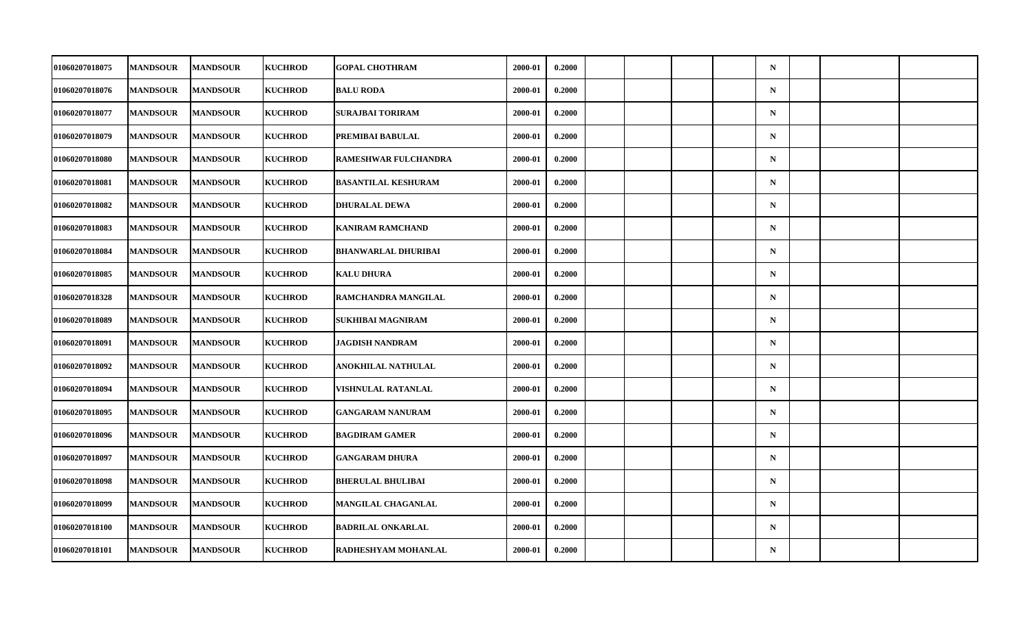| | | | | | | | | | | | | | | |
|---|---|---|---|---|---|---|---|---|---|---|---|---|---|---|
| 01060207018075 | MANDSOUR | MANDSOUR | KUCHROD | GOPAL CHOTHRAM | 2000-01 | 0.2000 | | | | | N | | | |
| 01060207018076 | MANDSOUR | MANDSOUR | KUCHROD | BALU RODA | 2000-01 | 0.2000 | | | | | N | | | |
| 01060207018077 | MANDSOUR | MANDSOUR | KUCHROD | SURAJBAI TORIRAM | 2000-01 | 0.2000 | | | | | N | | | |
| 01060207018079 | MANDSOUR | MANDSOUR | KUCHROD | PREMIBAI BABULAL | 2000-01 | 0.2000 | | | | | N | | | |
| 01060207018080 | MANDSOUR | MANDSOUR | KUCHROD | RAMESHWAR FULCHANDRA | 2000-01 | 0.2000 | | | | | N | | | |
| 01060207018081 | MANDSOUR | MANDSOUR | KUCHROD | BASANTILAL KESHURAM | 2000-01 | 0.2000 | | | | | N | | | |
| 01060207018082 | MANDSOUR | MANDSOUR | KUCHROD | DHURALAL DEWA | 2000-01 | 0.2000 | | | | | N | | | |
| 01060207018083 | MANDSOUR | MANDSOUR | KUCHROD | KANIRAM RAMCHAND | 2000-01 | 0.2000 | | | | | N | | | |
| 01060207018084 | MANDSOUR | MANDSOUR | KUCHROD | BHANWARLAL DHURIBAI | 2000-01 | 0.2000 | | | | | N | | | |
| 01060207018085 | MANDSOUR | MANDSOUR | KUCHROD | KALU DHURA | 2000-01 | 0.2000 | | | | | N | | | |
| 01060207018328 | MANDSOUR | MANDSOUR | KUCHROD | RAMCHANDRA MANGILAL | 2000-01 | 0.2000 | | | | | N | | | |
| 01060207018089 | MANDSOUR | MANDSOUR | KUCHROD | SUKHIBAI MAGNIRAM | 2000-01 | 0.2000 | | | | | N | | | |
| 01060207018091 | MANDSOUR | MANDSOUR | KUCHROD | JAGDISH NANDRAM | 2000-01 | 0.2000 | | | | | N | | | |
| 01060207018092 | MANDSOUR | MANDSOUR | KUCHROD | ANOKHILAL NATHULAL | 2000-01 | 0.2000 | | | | | N | | | |
| 01060207018094 | MANDSOUR | MANDSOUR | KUCHROD | VISHNULAL RATANLAL | 2000-01 | 0.2000 | | | | | N | | | |
| 01060207018095 | MANDSOUR | MANDSOUR | KUCHROD | GANGARAM NANURAM | 2000-01 | 0.2000 | | | | | N | | | |
| 01060207018096 | MANDSOUR | MANDSOUR | KUCHROD | BAGDIRAM GAMER | 2000-01 | 0.2000 | | | | | N | | | |
| 01060207018097 | MANDSOUR | MANDSOUR | KUCHROD | GANGARAM DHURA | 2000-01 | 0.2000 | | | | | N | | | |
| 01060207018098 | MANDSOUR | MANDSOUR | KUCHROD | BHERULAL BHULIBAI | 2000-01 | 0.2000 | | | | | N | | | |
| 01060207018099 | MANDSOUR | MANDSOUR | KUCHROD | MANGILAL CHAGANLAL | 2000-01 | 0.2000 | | | | | N | | | |
| 01060207018100 | MANDSOUR | MANDSOUR | KUCHROD | BADRILAL ONKARLAL | 2000-01 | 0.2000 | | | | | N | | | |
| 01060207018101 | MANDSOUR | MANDSOUR | KUCHROD | RADHESHYAM MOHANLAL | 2000-01 | 0.2000 | | | | | N | | | |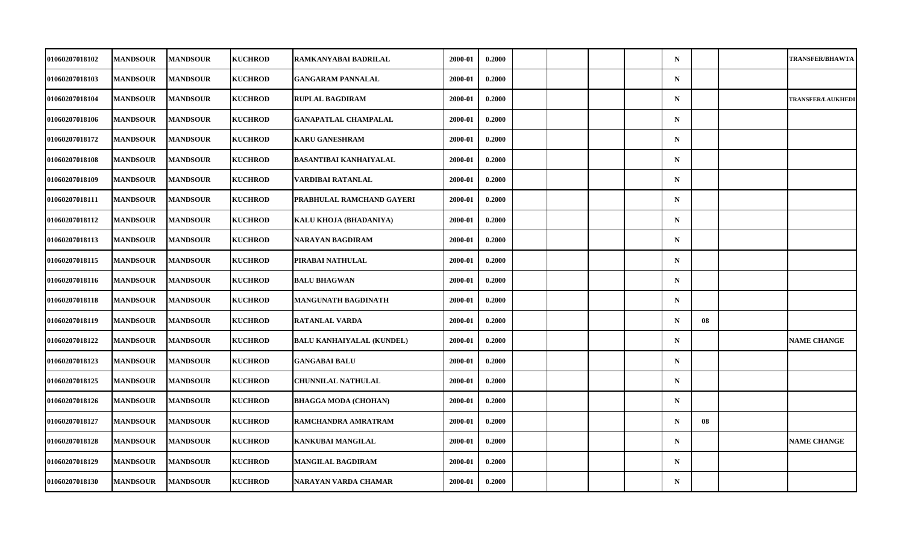| | | | | | | | | | | | | | | |
|---|---|---|---|---|---|---|---|---|---|---|---|---|---|---|
| 01060207018102 | MANDSOUR | MANDSOUR | KUCHROD | RAMKANYABAI BADRILAL | 2000-01 | 0.2000 | | | | | N | | | TRANSFER/BHAWTA |
| 01060207018103 | MANDSOUR | MANDSOUR | KUCHROD | GANGARAM PANNALAL | 2000-01 | 0.2000 | | | | | N | | | |
| 01060207018104 | MANDSOUR | MANDSOUR | KUCHROD | RUPLAL BAGDIRAM | 2000-01 | 0.2000 | | | | | N | | | TRANSFER/LAUKHEDI |
| 01060207018106 | MANDSOUR | MANDSOUR | KUCHROD | GANAPATLAL CHAMPALAL | 2000-01 | 0.2000 | | | | | N | | | |
| 01060207018172 | MANDSOUR | MANDSOUR | KUCHROD | KARU GANESHRAM | 2000-01 | 0.2000 | | | | | N | | | |
| 01060207018108 | MANDSOUR | MANDSOUR | KUCHROD | BASANTIBAI KANHAIYALAL | 2000-01 | 0.2000 | | | | | N | | | |
| 01060207018109 | MANDSOUR | MANDSOUR | KUCHROD | VARDIBAI RATANLAL | 2000-01 | 0.2000 | | | | | N | | | |
| 01060207018111 | MANDSOUR | MANDSOUR | KUCHROD | PRABHULAL RAMCHAND GAYERI | 2000-01 | 0.2000 | | | | | N | | | |
| 01060207018112 | MANDSOUR | MANDSOUR | KUCHROD | KALU KHOJA (BHADANIYA) | 2000-01 | 0.2000 | | | | | N | | | |
| 01060207018113 | MANDSOUR | MANDSOUR | KUCHROD | NARAYAN BAGDIRAM | 2000-01 | 0.2000 | | | | | N | | | |
| 01060207018115 | MANDSOUR | MANDSOUR | KUCHROD | PIRABAI NATHULAL | 2000-01 | 0.2000 | | | | | N | | | |
| 01060207018116 | MANDSOUR | MANDSOUR | KUCHROD | BALU BHAGWAN | 2000-01 | 0.2000 | | | | | N | | | |
| 01060207018118 | MANDSOUR | MANDSOUR | KUCHROD | MANGUNATH BAGDINATH | 2000-01 | 0.2000 | | | | | N | | | |
| 01060207018119 | MANDSOUR | MANDSOUR | KUCHROD | RATANLAL VARDA | 2000-01 | 0.2000 | | | | | N | 08 | | |
| 01060207018122 | MANDSOUR | MANDSOUR | KUCHROD | BALU KANHAIYALAL (KUNDEL) | 2000-01 | 0.2000 | | | | | N | | | NAME CHANGE |
| 01060207018123 | MANDSOUR | MANDSOUR | KUCHROD | GANGABAI BALU | 2000-01 | 0.2000 | | | | | N | | | |
| 01060207018125 | MANDSOUR | MANDSOUR | KUCHROD | CHUNNILAL NATHULAL | 2000-01 | 0.2000 | | | | | N | | | |
| 01060207018126 | MANDSOUR | MANDSOUR | KUCHROD | BHAGGA MODA (CHOHAN) | 2000-01 | 0.2000 | | | | | N | | | |
| 01060207018127 | MANDSOUR | MANDSOUR | KUCHROD | RAMCHANDRA AMRATRAM | 2000-01 | 0.2000 | | | | | N | 08 | | |
| 01060207018128 | MANDSOUR | MANDSOUR | KUCHROD | KANKUBAI MANGILAL | 2000-01 | 0.2000 | | | | | N | | | NAME CHANGE |
| 01060207018129 | MANDSOUR | MANDSOUR | KUCHROD | MANGILAL BAGDIRAM | 2000-01 | 0.2000 | | | | | N | | | |
| 01060207018130 | MANDSOUR | MANDSOUR | KUCHROD | NARAYAN VARDA CHAMAR | 2000-01 | 0.2000 | | | | | N | | | |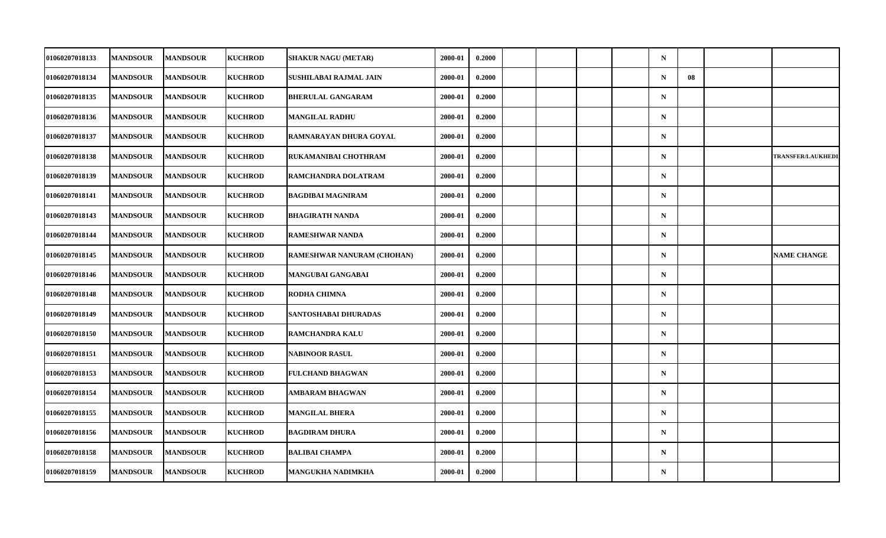| | | | | | | | | | | | | | | |
|---|---|---|---|---|---|---|---|---|---|---|---|---|---|---|
| 01060207018133 | MANDSOUR | MANDSOUR | KUCHROD | SHAKUR NAGU (METAR) | 2000-01 | 0.2000 | | | | | N | | | |
| 01060207018134 | MANDSOUR | MANDSOUR | KUCHROD | SUSHILABAI RAJMAL JAIN | 2000-01 | 0.2000 | | | | | N | 08 | | |
| 01060207018135 | MANDSOUR | MANDSOUR | KUCHROD | BHERULAL GANGARAM | 2000-01 | 0.2000 | | | | | N | | | |
| 01060207018136 | MANDSOUR | MANDSOUR | KUCHROD | MANGILAL RADHU | 2000-01 | 0.2000 | | | | | N | | | |
| 01060207018137 | MANDSOUR | MANDSOUR | KUCHROD | RAMNARAYAN DHURA GOYAL | 2000-01 | 0.2000 | | | | | N | | | |
| 01060207018138 | MANDSOUR | MANDSOUR | KUCHROD | RUKAMANIBAI CHOTHRAM | 2000-01 | 0.2000 | | | | | N | | | TRANSFER/LAUKHEDI |
| 01060207018139 | MANDSOUR | MANDSOUR | KUCHROD | RAMCHANDRA DOLATRAM | 2000-01 | 0.2000 | | | | | N | | | |
| 01060207018141 | MANDSOUR | MANDSOUR | KUCHROD | BAGDIBAI MAGNIRAM | 2000-01 | 0.2000 | | | | | N | | | |
| 01060207018143 | MANDSOUR | MANDSOUR | KUCHROD | BHAGIRATH NANDA | 2000-01 | 0.2000 | | | | | N | | | |
| 01060207018144 | MANDSOUR | MANDSOUR | KUCHROD | RAMESHWAR NANDA | 2000-01 | 0.2000 | | | | | N | | | |
| 01060207018145 | MANDSOUR | MANDSOUR | KUCHROD | RAMESHWAR NANURAM (CHOHAN) | 2000-01 | 0.2000 | | | | | N | | | NAME CHANGE |
| 01060207018146 | MANDSOUR | MANDSOUR | KUCHROD | MANGUBAI GANGABAI | 2000-01 | 0.2000 | | | | | N | | | |
| 01060207018148 | MANDSOUR | MANDSOUR | KUCHROD | RODHA CHIMNA | 2000-01 | 0.2000 | | | | | N | | | |
| 01060207018149 | MANDSOUR | MANDSOUR | KUCHROD | SANTOSHABAI DHURADAS | 2000-01 | 0.2000 | | | | | N | | | |
| 01060207018150 | MANDSOUR | MANDSOUR | KUCHROD | RAMCHANDRA KALU | 2000-01 | 0.2000 | | | | | N | | | |
| 01060207018151 | MANDSOUR | MANDSOUR | KUCHROD | NABINOOR RASUL | 2000-01 | 0.2000 | | | | | N | | | |
| 01060207018153 | MANDSOUR | MANDSOUR | KUCHROD | FULCHAND BHAGWAN | 2000-01 | 0.2000 | | | | | N | | | |
| 01060207018154 | MANDSOUR | MANDSOUR | KUCHROD | AMBARAM BHAGWAN | 2000-01 | 0.2000 | | | | | N | | | |
| 01060207018155 | MANDSOUR | MANDSOUR | KUCHROD | MANGILAL BHERA | 2000-01 | 0.2000 | | | | | N | | | |
| 01060207018156 | MANDSOUR | MANDSOUR | KUCHROD | BAGDIRAM DHURA | 2000-01 | 0.2000 | | | | | N | | | |
| 01060207018158 | MANDSOUR | MANDSOUR | KUCHROD | BALIBAI CHAMPA | 2000-01 | 0.2000 | | | | | N | | | |
| 01060207018159 | MANDSOUR | MANDSOUR | KUCHROD | MANGUKHA NADIMKHA | 2000-01 | 0.2000 | | | | | N | | | |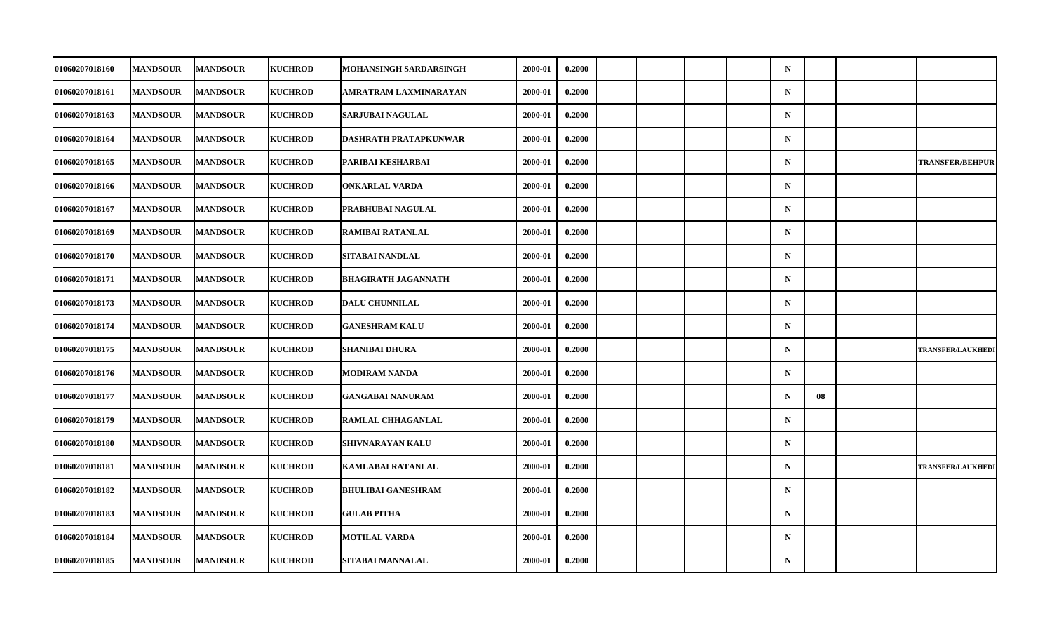| | | | | | | | | | | | N | | | |
|---|---|---|---|---|---|---|---|---|---|---|---|---|---|---|
| 01060207018160 | MANDSOUR | MANDSOUR | KUCHROD | MOHANSINGH SARDARSINGH | 2000-01 | 0.2000 | | | | | N | | | |
| 01060207018161 | MANDSOUR | MANDSOUR | KUCHROD | AMRATRAM LAXMINARAYAN | 2000-01 | 0.2000 | | | | | N | | | |
| 01060207018163 | MANDSOUR | MANDSOUR | KUCHROD | SARJUBAI NAGULAL | 2000-01 | 0.2000 | | | | | N | | | |
| 01060207018164 | MANDSOUR | MANDSOUR | KUCHROD | DASHRATH PRATAPKUNWAR | 2000-01 | 0.2000 | | | | | N | | | |
| 01060207018165 | MANDSOUR | MANDSOUR | KUCHROD | PARIBAI KESHARBAI | 2000-01 | 0.2000 | | | | | N | | | TRANSFER/BEHPUR |
| 01060207018166 | MANDSOUR | MANDSOUR | KUCHROD | ONKARLAL VARDA | 2000-01 | 0.2000 | | | | | N | | | |
| 01060207018167 | MANDSOUR | MANDSOUR | KUCHROD | PRABHUBAI NAGULAL | 2000-01 | 0.2000 | | | | | N | | | |
| 01060207018169 | MANDSOUR | MANDSOUR | KUCHROD | RAMIBAI RATANLAL | 2000-01 | 0.2000 | | | | | N | | | |
| 01060207018170 | MANDSOUR | MANDSOUR | KUCHROD | SITABAI NANDLAL | 2000-01 | 0.2000 | | | | | N | | | |
| 01060207018171 | MANDSOUR | MANDSOUR | KUCHROD | BHAGIRATH JAGANNATH | 2000-01 | 0.2000 | | | | | N | | | |
| 01060207018173 | MANDSOUR | MANDSOUR | KUCHROD | DALU CHUNNILAL | 2000-01 | 0.2000 | | | | | N | | | |
| 01060207018174 | MANDSOUR | MANDSOUR | KUCHROD | GANESHRAM KALU | 2000-01 | 0.2000 | | | | | N | | | |
| 01060207018175 | MANDSOUR | MANDSOUR | KUCHROD | SHANIBAI DHURA | 2000-01 | 0.2000 | | | | | N | | | TRANSFER/LAUKHEDI |
| 01060207018176 | MANDSOUR | MANDSOUR | KUCHROD | MODIRAM NANDA | 2000-01 | 0.2000 | | | | | N | | | |
| 01060207018177 | MANDSOUR | MANDSOUR | KUCHROD | GANGABAI NANURAM | 2000-01 | 0.2000 | | | | | N | 08 | | |
| 01060207018179 | MANDSOUR | MANDSOUR | KUCHROD | RAMLAL CHHAGANLAL | 2000-01 | 0.2000 | | | | | N | | | |
| 01060207018180 | MANDSOUR | MANDSOUR | KUCHROD | SHIVNARAYAN KALU | 2000-01 | 0.2000 | | | | | N | | | |
| 01060207018181 | MANDSOUR | MANDSOUR | KUCHROD | KAMLABAI RATANLAL | 2000-01 | 0.2000 | | | | | N | | | TRANSFER/LAUKHEDI |
| 01060207018182 | MANDSOUR | MANDSOUR | KUCHROD | BHULIBAI GANESHRAM | 2000-01 | 0.2000 | | | | | N | | | |
| 01060207018183 | MANDSOUR | MANDSOUR | KUCHROD | GULAB PITHA | 2000-01 | 0.2000 | | | | | N | | | |
| 01060207018184 | MANDSOUR | MANDSOUR | KUCHROD | MOTILAL VARDA | 2000-01 | 0.2000 | | | | | N | | | |
| 01060207018185 | MANDSOUR | MANDSOUR | KUCHROD | SITABAI MANNALAL | 2000-01 | 0.2000 | | | | | N | | | |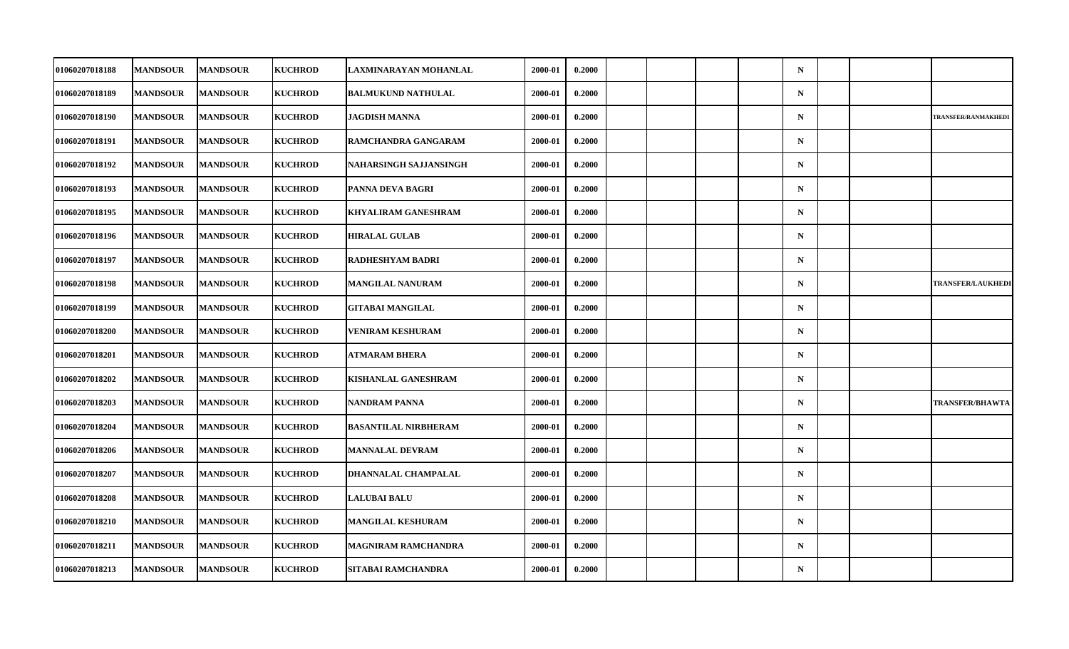| | | | | | | | | | | | | | | |
|---|---|---|---|---|---|---|---|---|---|---|---|---|---|---|
| 01060207018188 | MANDSOUR | MANDSOUR | KUCHROD | LAXMINARAYAN MOHANLAL | 2000-01 | 0.2000 | | | | | N | | | |
| 01060207018189 | MANDSOUR | MANDSOUR | KUCHROD | BALMUKUND NATHULAL | 2000-01 | 0.2000 | | | | | N | | | |
| 01060207018190 | MANDSOUR | MANDSOUR | KUCHROD | JAGDISH MANNA | 2000-01 | 0.2000 | | | | | N | | | TRANSFER/RANMAKHEDI |
| 01060207018191 | MANDSOUR | MANDSOUR | KUCHROD | RAMCHANDRA GANGARAM | 2000-01 | 0.2000 | | | | | N | | | |
| 01060207018192 | MANDSOUR | MANDSOUR | KUCHROD | NAHARSINGH SAJJANSINGH | 2000-01 | 0.2000 | | | | | N | | | |
| 01060207018193 | MANDSOUR | MANDSOUR | KUCHROD | PANNA DEVA BAGRI | 2000-01 | 0.2000 | | | | | N | | | |
| 01060207018195 | MANDSOUR | MANDSOUR | KUCHROD | KHYALIRAM GANESHRAM | 2000-01 | 0.2000 | | | | | N | | | |
| 01060207018196 | MANDSOUR | MANDSOUR | KUCHROD | HIRALAL GULAB | 2000-01 | 0.2000 | | | | | N | | | |
| 01060207018197 | MANDSOUR | MANDSOUR | KUCHROD | RADHESHYAM BADRI | 2000-01 | 0.2000 | | | | | N | | | |
| 01060207018198 | MANDSOUR | MANDSOUR | KUCHROD | MANGILAL NANURAM | 2000-01 | 0.2000 | | | | | N | | | TRANSFER/LAUKHEDI |
| 01060207018199 | MANDSOUR | MANDSOUR | KUCHROD | GITABAI MANGILAL | 2000-01 | 0.2000 | | | | | N | | | |
| 01060207018200 | MANDSOUR | MANDSOUR | KUCHROD | VENIRAM KESHURAM | 2000-01 | 0.2000 | | | | | N | | | |
| 01060207018201 | MANDSOUR | MANDSOUR | KUCHROD | ATMARAM BHERA | 2000-01 | 0.2000 | | | | | N | | | |
| 01060207018202 | MANDSOUR | MANDSOUR | KUCHROD | KISHANLAL GANESHRAM | 2000-01 | 0.2000 | | | | | N | | | |
| 01060207018203 | MANDSOUR | MANDSOUR | KUCHROD | NANDRAM PANNA | 2000-01 | 0.2000 | | | | | N | | | TRANSFER/BHAWTA |
| 01060207018204 | MANDSOUR | MANDSOUR | KUCHROD | BASANTILAL NIRBHERAM | 2000-01 | 0.2000 | | | | | N | | | |
| 01060207018206 | MANDSOUR | MANDSOUR | KUCHROD | MANNALAL DEVRAM | 2000-01 | 0.2000 | | | | | N | | | |
| 01060207018207 | MANDSOUR | MANDSOUR | KUCHROD | DHANNALAL CHAMPALAL | 2000-01 | 0.2000 | | | | | N | | | |
| 01060207018208 | MANDSOUR | MANDSOUR | KUCHROD | LALUBAI BALU | 2000-01 | 0.2000 | | | | | N | | | |
| 01060207018210 | MANDSOUR | MANDSOUR | KUCHROD | MANGILAL KESHURAM | 2000-01 | 0.2000 | | | | | N | | | |
| 01060207018211 | MANDSOUR | MANDSOUR | KUCHROD | MAGNIRAM RAMCHANDRA | 2000-01 | 0.2000 | | | | | N | | | |
| 01060207018213 | MANDSOUR | MANDSOUR | KUCHROD | SITABAI RAMCHANDRA | 2000-01 | 0.2000 | | | | | N | | | |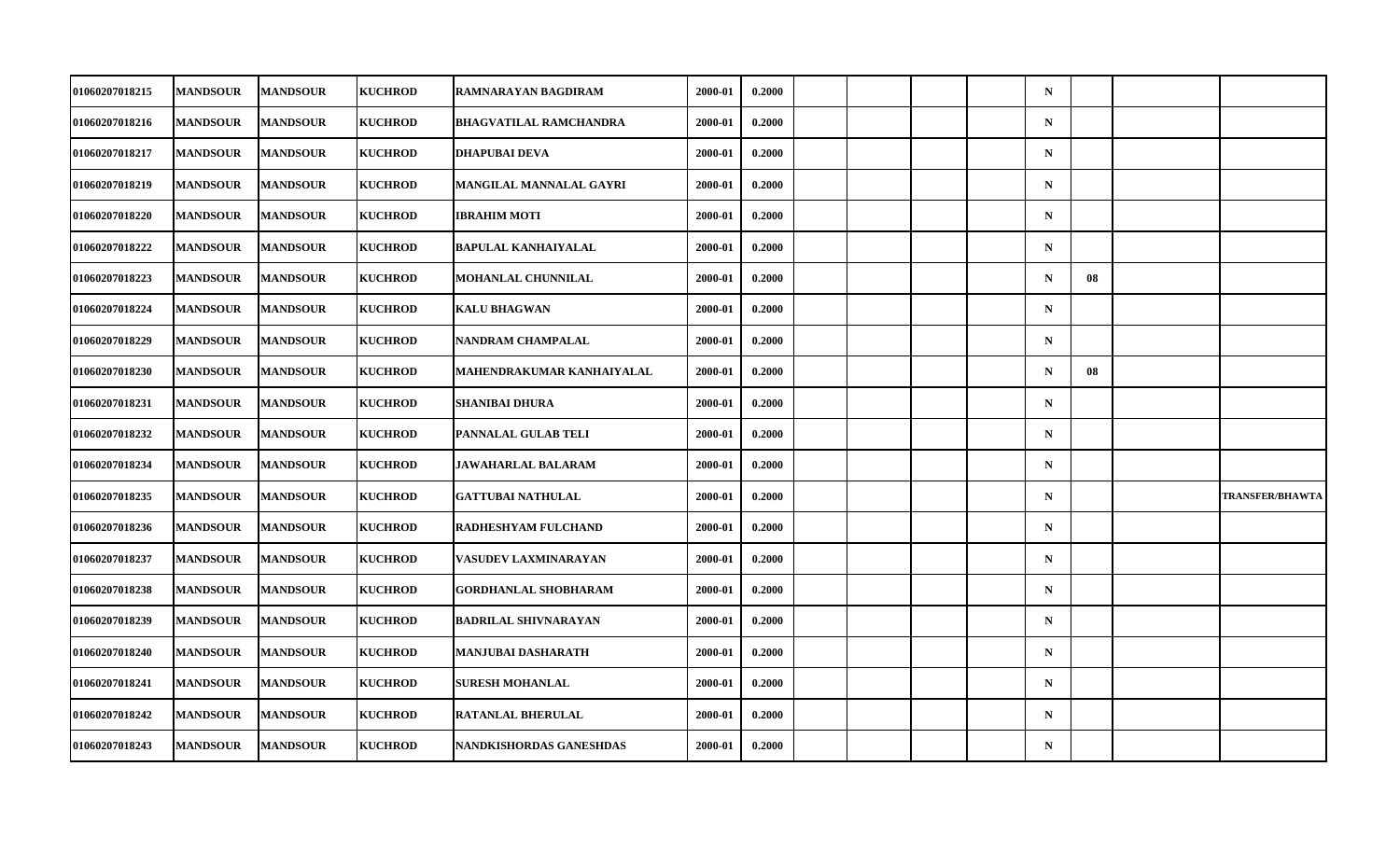| | | | | | | | | | | | | | | |
|---|---|---|---|---|---|---|---|---|---|---|---|---|---|---|
| 01060207018215 | MANDSOUR | MANDSOUR | KUCHROD | RAMNARAYAN BAGDIRAM | 2000-01 | 0.2000 | | | | | N | | | |
| 01060207018216 | MANDSOUR | MANDSOUR | KUCHROD | BHAGVATILAL RAMCHANDRA | 2000-01 | 0.2000 | | | | | N | | | |
| 01060207018217 | MANDSOUR | MANDSOUR | KUCHROD | DHAPUBAI DEVA | 2000-01 | 0.2000 | | | | | N | | | |
| 01060207018219 | MANDSOUR | MANDSOUR | KUCHROD | MANGILAL MANNALAL GAYRI | 2000-01 | 0.2000 | | | | | N | | | |
| 01060207018220 | MANDSOUR | MANDSOUR | KUCHROD | IBRAHIM MOTI | 2000-01 | 0.2000 | | | | | N | | | |
| 01060207018222 | MANDSOUR | MANDSOUR | KUCHROD | BAPULAL KANHAIYALAL | 2000-01 | 0.2000 | | | | | N | | | |
| 01060207018223 | MANDSOUR | MANDSOUR | KUCHROD | MOHANLAL CHUNNILAL | 2000-01 | 0.2000 | | | | | N | 08 | | |
| 01060207018224 | MANDSOUR | MANDSOUR | KUCHROD | KALU BHAGWAN | 2000-01 | 0.2000 | | | | | N | | | |
| 01060207018229 | MANDSOUR | MANDSOUR | KUCHROD | NANDRAM CHAMPALAL | 2000-01 | 0.2000 | | | | | N | | | |
| 01060207018230 | MANDSOUR | MANDSOUR | KUCHROD | MAHENDRAKUMAR KANHAIYALAL | 2000-01 | 0.2000 | | | | | N | 08 | | |
| 01060207018231 | MANDSOUR | MANDSOUR | KUCHROD | SHANIBAI DHURA | 2000-01 | 0.2000 | | | | | N | | | |
| 01060207018232 | MANDSOUR | MANDSOUR | KUCHROD | PANNALAL GULAB TELI | 2000-01 | 0.2000 | | | | | N | | | |
| 01060207018234 | MANDSOUR | MANDSOUR | KUCHROD | JAWAHARLAL BALARAM | 2000-01 | 0.2000 | | | | | N | | | |
| 01060207018235 | MANDSOUR | MANDSOUR | KUCHROD | GATTUBAI NATHULAL | 2000-01 | 0.2000 | | | | | N | | | TRANSFER/BHAWTA |
| 01060207018236 | MANDSOUR | MANDSOUR | KUCHROD | RADHESHYAM FULCHAND | 2000-01 | 0.2000 | | | | | N | | | |
| 01060207018237 | MANDSOUR | MANDSOUR | KUCHROD | VASUDEV LAXMINARAYAN | 2000-01 | 0.2000 | | | | | N | | | |
| 01060207018238 | MANDSOUR | MANDSOUR | KUCHROD | GORDHANLAL SHOBHARAM | 2000-01 | 0.2000 | | | | | N | | | |
| 01060207018239 | MANDSOUR | MANDSOUR | KUCHROD | BADRILAL SHIVNARAYAN | 2000-01 | 0.2000 | | | | | N | | | |
| 01060207018240 | MANDSOUR | MANDSOUR | KUCHROD | MANJUBAI DASHARATH | 2000-01 | 0.2000 | | | | | N | | | |
| 01060207018241 | MANDSOUR | MANDSOUR | KUCHROD | SURESH MOHANLAL | 2000-01 | 0.2000 | | | | | N | | | |
| 01060207018242 | MANDSOUR | MANDSOUR | KUCHROD | RATANLAL BHERULAL | 2000-01 | 0.2000 | | | | | N | | | |
| 01060207018243 | MANDSOUR | MANDSOUR | KUCHROD | NANDKISHORDAS GANESHDAS | 2000-01 | 0.2000 | | | | | N | | | |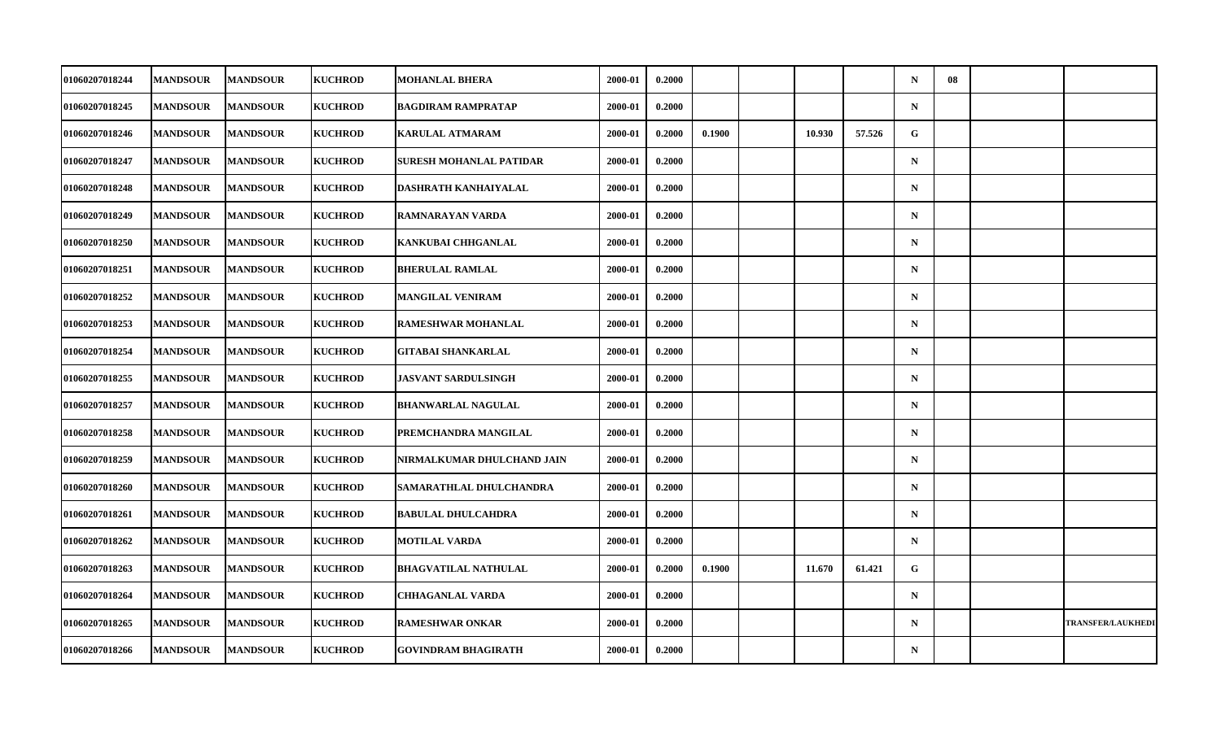| | | | | | | | | | | | | | | |
|---|---|---|---|---|---|---|---|---|---|---|---|---|---|---|
| 01060207018244 | MANDSOUR | MANDSOUR | KUCHROD | MOHANLAL BHERA | 2000-01 | 0.2000 | | | | | N | 08 | | |
| 01060207018245 | MANDSOUR | MANDSOUR | KUCHROD | BAGDIRAM RAMPRATAP | 2000-01 | 0.2000 | | | | | N | | | |
| 01060207018246 | MANDSOUR | MANDSOUR | KUCHROD | KARULAL ATMARAM | 2000-01 | 0.2000 | 0.1900 | | 10.930 | 57.526 | G | | | |
| 01060207018247 | MANDSOUR | MANDSOUR | KUCHROD | SURESH MOHANLAL PATIDAR | 2000-01 | 0.2000 | | | | | N | | | |
| 01060207018248 | MANDSOUR | MANDSOUR | KUCHROD | DASHRATH KANHAIYALAL | 2000-01 | 0.2000 | | | | | N | | | |
| 01060207018249 | MANDSOUR | MANDSOUR | KUCHROD | RAMNARAYAN VARDA | 2000-01 | 0.2000 | | | | | N | | | |
| 01060207018250 | MANDSOUR | MANDSOUR | KUCHROD | KANKUBAI CHHGANLAL | 2000-01 | 0.2000 | | | | | N | | | |
| 01060207018251 | MANDSOUR | MANDSOUR | KUCHROD | BHERULAL RAMLAL | 2000-01 | 0.2000 | | | | | N | | | |
| 01060207018252 | MANDSOUR | MANDSOUR | KUCHROD | MANGILAL VENIRAM | 2000-01 | 0.2000 | | | | | N | | | |
| 01060207018253 | MANDSOUR | MANDSOUR | KUCHROD | RAMESHWAR MOHANLAL | 2000-01 | 0.2000 | | | | | N | | | |
| 01060207018254 | MANDSOUR | MANDSOUR | KUCHROD | GITABAI SHANKARLAL | 2000-01 | 0.2000 | | | | | N | | | |
| 01060207018255 | MANDSOUR | MANDSOUR | KUCHROD | JASVANT SARDULSINGH | 2000-01 | 0.2000 | | | | | N | | | |
| 01060207018257 | MANDSOUR | MANDSOUR | KUCHROD | BHANWARLAL NAGULAL | 2000-01 | 0.2000 | | | | | N | | | |
| 01060207018258 | MANDSOUR | MANDSOUR | KUCHROD | PREMCHANDRA MANGILAL | 2000-01 | 0.2000 | | | | | N | | | |
| 01060207018259 | MANDSOUR | MANDSOUR | KUCHROD | NIRMALKUMAR DHULCHAND JAIN | 2000-01 | 0.2000 | | | | | N | | | |
| 01060207018260 | MANDSOUR | MANDSOUR | KUCHROD | SAMARATHLAL DHULCHANDRA | 2000-01 | 0.2000 | | | | | N | | | |
| 01060207018261 | MANDSOUR | MANDSOUR | KUCHROD | BABULAL DHULCAHDRA | 2000-01 | 0.2000 | | | | | N | | | |
| 01060207018262 | MANDSOUR | MANDSOUR | KUCHROD | MOTILAL VARDA | 2000-01 | 0.2000 | | | | | N | | | |
| 01060207018263 | MANDSOUR | MANDSOUR | KUCHROD | BHAGVATILAL NATHULAL | 2000-01 | 0.2000 | 0.1900 | | 11.670 | 61.421 | G | | | |
| 01060207018264 | MANDSOUR | MANDSOUR | KUCHROD | CHHAGANLAL VARDA | 2000-01 | 0.2000 | | | | | N | | | |
| 01060207018265 | MANDSOUR | MANDSOUR | KUCHROD | RAMESHWAR ONKAR | 2000-01 | 0.2000 | | | | | N | | | TRANSFER/LAUKHEDI |
| 01060207018266 | MANDSOUR | MANDSOUR | KUCHROD | GOVINDRAM BHAGIRATH | 2000-01 | 0.2000 | | | | | N | | | |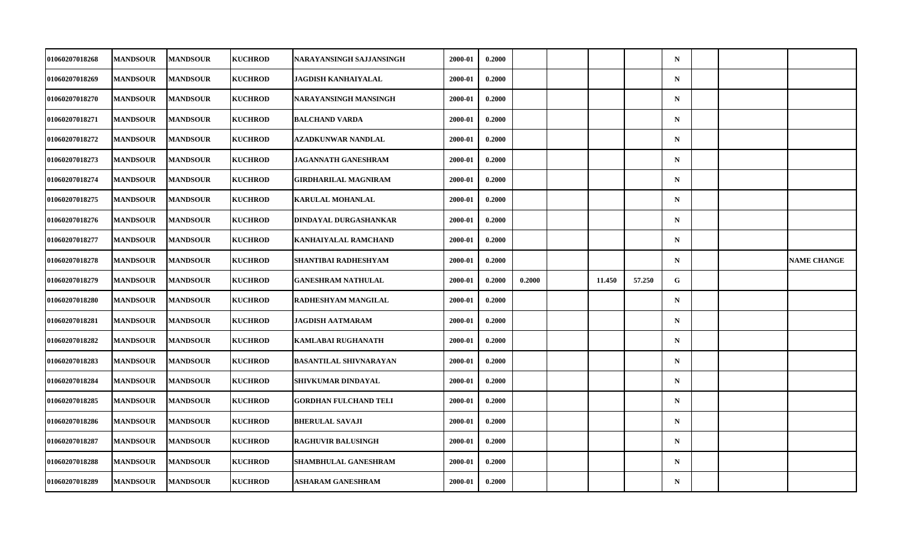| | | | | | | | | | | | | | | |
|---|---|---|---|---|---|---|---|---|---|---|---|---|---|---|
| 01060207018268 | MANDSOUR | MANDSOUR | KUCHROD | NARAYANSINGH SAJJANSINGH | 2000-01 | 0.2000 | | | | | N | | | |
| 01060207018269 | MANDSOUR | MANDSOUR | KUCHROD | JAGDISH KANHAIYALAL | 2000-01 | 0.2000 | | | | | N | | | |
| 01060207018270 | MANDSOUR | MANDSOUR | KUCHROD | NARAYANSINGH MANSINGH | 2000-01 | 0.2000 | | | | | N | | | |
| 01060207018271 | MANDSOUR | MANDSOUR | KUCHROD | BALCHAND VARDA | 2000-01 | 0.2000 | | | | | N | | | |
| 01060207018272 | MANDSOUR | MANDSOUR | KUCHROD | AZADKUNWAR NANDLAL | 2000-01 | 0.2000 | | | | | N | | | |
| 01060207018273 | MANDSOUR | MANDSOUR | KUCHROD | JAGANNATH GANESHRAM | 2000-01 | 0.2000 | | | | | N | | | |
| 01060207018274 | MANDSOUR | MANDSOUR | KUCHROD | GIRDHARILAL MAGNIRAM | 2000-01 | 0.2000 | | | | | N | | | |
| 01060207018275 | MANDSOUR | MANDSOUR | KUCHROD | KARULAL MOHANLAL | 2000-01 | 0.2000 | | | | | N | | | |
| 01060207018276 | MANDSOUR | MANDSOUR | KUCHROD | DINDAYAL DURGASHANKAR | 2000-01 | 0.2000 | | | | | N | | | |
| 01060207018277 | MANDSOUR | MANDSOUR | KUCHROD | KANHAIYALAL RAMCHAND | 2000-01 | 0.2000 | | | | | N | | | |
| 01060207018278 | MANDSOUR | MANDSOUR | KUCHROD | SHANTIBAI RADHESHYAM | 2000-01 | 0.2000 | | | | | N | | | NAME CHANGE |
| 01060207018279 | MANDSOUR | MANDSOUR | KUCHROD | GANESHRAM NATHULAL | 2000-01 | 0.2000 | 0.2000 | | 11.450 | 57.250 | G | | | |
| 01060207018280 | MANDSOUR | MANDSOUR | KUCHROD | RADHESHYAM MANGILAL | 2000-01 | 0.2000 | | | | | N | | | |
| 01060207018281 | MANDSOUR | MANDSOUR | KUCHROD | JAGDISH AATMARAM | 2000-01 | 0.2000 | | | | | N | | | |
| 01060207018282 | MANDSOUR | MANDSOUR | KUCHROD | KAMLABAI RUGHANATH | 2000-01 | 0.2000 | | | | | N | | | |
| 01060207018283 | MANDSOUR | MANDSOUR | KUCHROD | BASANTILAL SHIVNARAYAN | 2000-01 | 0.2000 | | | | | N | | | |
| 01060207018284 | MANDSOUR | MANDSOUR | KUCHROD | SHIVKUMAR DINDAYAL | 2000-01 | 0.2000 | | | | | N | | | |
| 01060207018285 | MANDSOUR | MANDSOUR | KUCHROD | GORDHAN FULCHAND TELI | 2000-01 | 0.2000 | | | | | N | | | |
| 01060207018286 | MANDSOUR | MANDSOUR | KUCHROD | BHERULAL SAVAJI | 2000-01 | 0.2000 | | | | | N | | | |
| 01060207018287 | MANDSOUR | MANDSOUR | KUCHROD | RAGHUVIR BALUSINGH | 2000-01 | 0.2000 | | | | | N | | | |
| 01060207018288 | MANDSOUR | MANDSOUR | KUCHROD | SHAMBHULAL GANESHRAM | 2000-01 | 0.2000 | | | | | N | | | |
| 01060207018289 | MANDSOUR | MANDSOUR | KUCHROD | ASHARAM GANESHRAM | 2000-01 | 0.2000 | | | | | N | | | |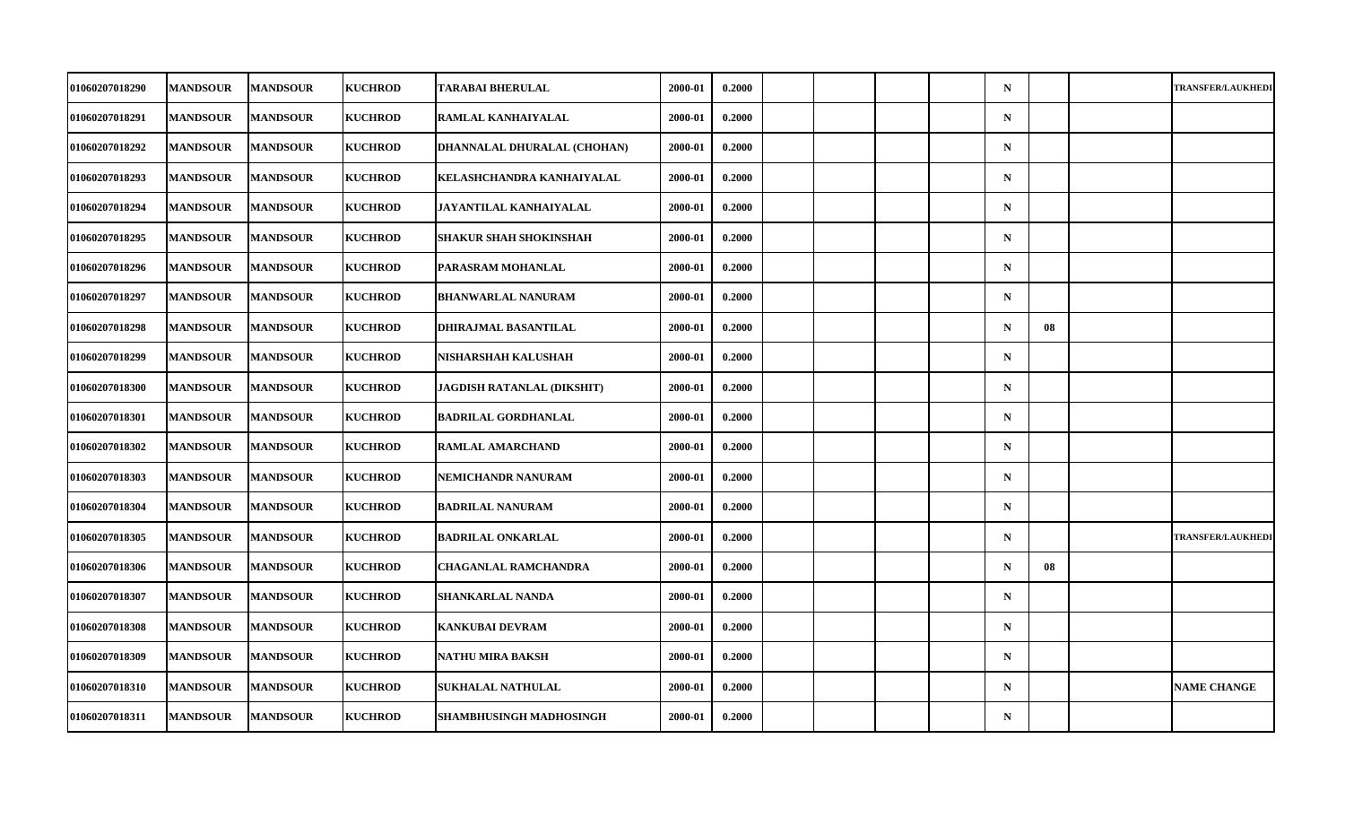| | | | | | | | | | | | | | | |
|---|---|---|---|---|---|---|---|---|---|---|---|---|---|---|
| 01060207018290 | MANDSOUR | MANDSOUR | KUCHROD | TARABAI BHERULAL | 2000-01 | 0.2000 | | | | | N | | | TRANSFER/LAUKHEDI |
| 01060207018291 | MANDSOUR | MANDSOUR | KUCHROD | RAMLAL KANHAIYALAL | 2000-01 | 0.2000 | | | | | N | | | |
| 01060207018292 | MANDSOUR | MANDSOUR | KUCHROD | DHANNALAL DHURALAL (CHOHAN) | 2000-01 | 0.2000 | | | | | N | | | |
| 01060207018293 | MANDSOUR | MANDSOUR | KUCHROD | KELASHCHANDRA KANHAIYALAL | 2000-01 | 0.2000 | | | | | N | | | |
| 01060207018294 | MANDSOUR | MANDSOUR | KUCHROD | JAYANTILAL KANHAIYALAL | 2000-01 | 0.2000 | | | | | N | | | |
| 01060207018295 | MANDSOUR | MANDSOUR | KUCHROD | SHAKUR SHAH SHOKINSHAH | 2000-01 | 0.2000 | | | | | N | | | |
| 01060207018296 | MANDSOUR | MANDSOUR | KUCHROD | PARASRAM MOHANLAL | 2000-01 | 0.2000 | | | | | N | | | |
| 01060207018297 | MANDSOUR | MANDSOUR | KUCHROD | BHANWARLAL NANURAM | 2000-01 | 0.2000 | | | | | N | | | |
| 01060207018298 | MANDSOUR | MANDSOUR | KUCHROD | DHIRAJMAL BASANTILAL | 2000-01 | 0.2000 | | | | | N | 08 | | |
| 01060207018299 | MANDSOUR | MANDSOUR | KUCHROD | NISHARSHAH KALUSHAH | 2000-01 | 0.2000 | | | | | N | | | |
| 01060207018300 | MANDSOUR | MANDSOUR | KUCHROD | JAGDISH RATANLAL (DIKSHIT) | 2000-01 | 0.2000 | | | | | N | | | |
| 01060207018301 | MANDSOUR | MANDSOUR | KUCHROD | BADRILAL GORDHANLAL | 2000-01 | 0.2000 | | | | | N | | | |
| 01060207018302 | MANDSOUR | MANDSOUR | KUCHROD | RAMLAL AMARCHAND | 2000-01 | 0.2000 | | | | | N | | | |
| 01060207018303 | MANDSOUR | MANDSOUR | KUCHROD | NEMICHANDR NANURAM | 2000-01 | 0.2000 | | | | | N | | | |
| 01060207018304 | MANDSOUR | MANDSOUR | KUCHROD | BADRILAL NANURAM | 2000-01 | 0.2000 | | | | | N | | | |
| 01060207018305 | MANDSOUR | MANDSOUR | KUCHROD | BADRILAL ONKARLAL | 2000-01 | 0.2000 | | | | | N | | | TRANSFER/LAUKHEDI |
| 01060207018306 | MANDSOUR | MANDSOUR | KUCHROD | CHAGANLAL RAMCHANDRA | 2000-01 | 0.2000 | | | | | N | 08 | | |
| 01060207018307 | MANDSOUR | MANDSOUR | KUCHROD | SHANKARLAL NANDA | 2000-01 | 0.2000 | | | | | N | | | |
| 01060207018308 | MANDSOUR | MANDSOUR | KUCHROD | KANKUBAI DEVRAM | 2000-01 | 0.2000 | | | | | N | | | |
| 01060207018309 | MANDSOUR | MANDSOUR | KUCHROD | NATHU MIRA BAKSH | 2000-01 | 0.2000 | | | | | N | | | |
| 01060207018310 | MANDSOUR | MANDSOUR | KUCHROD | SUKHALAL NATHULAL | 2000-01 | 0.2000 | | | | | N | | | NAME CHANGE |
| 01060207018311 | MANDSOUR | MANDSOUR | KUCHROD | SHAMBHUSINGH MADHOSINGH | 2000-01 | 0.2000 | | | | | N | | | |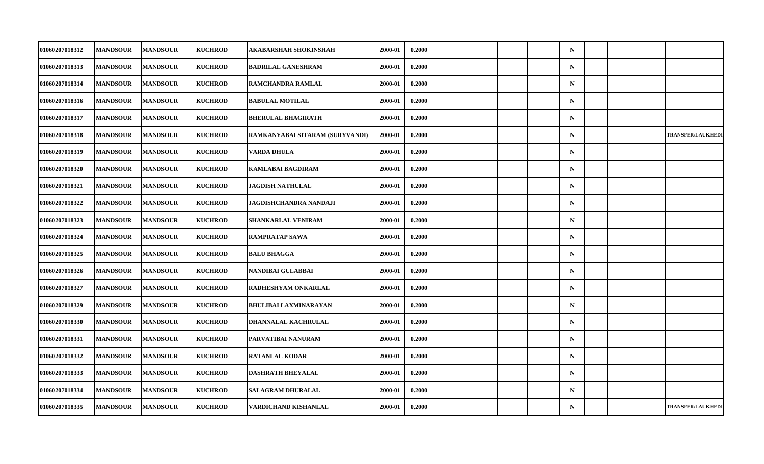| | | | | | | | | | | | | | | |
|---|---|---|---|---|---|---|---|---|---|---|---|---|---|---|
| 01060207018312 | MANDSOUR | MANDSOUR | KUCHROD | AKABARSHAH SHOKINSHAH | 2000-01 | 0.2000 | | | | | N | | | |
| 01060207018313 | MANDSOUR | MANDSOUR | KUCHROD | BADRILAL GANESHRAM | 2000-01 | 0.2000 | | | | | N | | | |
| 01060207018314 | MANDSOUR | MANDSOUR | KUCHROD | RAMCHANDRA RAMLAL | 2000-01 | 0.2000 | | | | | N | | | |
| 01060207018316 | MANDSOUR | MANDSOUR | KUCHROD | BABULAL MOTILAL | 2000-01 | 0.2000 | | | | | N | | | |
| 01060207018317 | MANDSOUR | MANDSOUR | KUCHROD | BHERULAL BHAGIRATH | 2000-01 | 0.2000 | | | | | N | | | |
| 01060207018318 | MANDSOUR | MANDSOUR | KUCHROD | RAMKANYABAI SITARAM (SURYVANDI) | 2000-01 | 0.2000 | | | | | N | | | TRANSFER/LAUKHEDI |
| 01060207018319 | MANDSOUR | MANDSOUR | KUCHROD | VARDA DHULA | 2000-01 | 0.2000 | | | | | N | | | |
| 01060207018320 | MANDSOUR | MANDSOUR | KUCHROD | KAMLABAI BAGDIRAM | 2000-01 | 0.2000 | | | | | N | | | |
| 01060207018321 | MANDSOUR | MANDSOUR | KUCHROD | JAGDISH NATHULAL | 2000-01 | 0.2000 | | | | | N | | | |
| 01060207018322 | MANDSOUR | MANDSOUR | KUCHROD | JAGDISHCHANDRA NANDAJI | 2000-01 | 0.2000 | | | | | N | | | |
| 01060207018323 | MANDSOUR | MANDSOUR | KUCHROD | SHANKARLAL VENIRAM | 2000-01 | 0.2000 | | | | | N | | | |
| 01060207018324 | MANDSOUR | MANDSOUR | KUCHROD | RAMPRATAP SAWA | 2000-01 | 0.2000 | | | | | N | | | |
| 01060207018325 | MANDSOUR | MANDSOUR | KUCHROD | BALU BHAGGA | 2000-01 | 0.2000 | | | | | N | | | |
| 01060207018326 | MANDSOUR | MANDSOUR | KUCHROD | NANDIBAI GULABBAI | 2000-01 | 0.2000 | | | | | N | | | |
| 01060207018327 | MANDSOUR | MANDSOUR | KUCHROD | RADHESHYAM ONKARLAL | 2000-01 | 0.2000 | | | | | N | | | |
| 01060207018329 | MANDSOUR | MANDSOUR | KUCHROD | BHULIBAI LAXMINARAYAN | 2000-01 | 0.2000 | | | | | N | | | |
| 01060207018330 | MANDSOUR | MANDSOUR | KUCHROD | DHANNALAL KACHRULAL | 2000-01 | 0.2000 | | | | | N | | | |
| 01060207018331 | MANDSOUR | MANDSOUR | KUCHROD | PARVATIBAI NANURAM | 2000-01 | 0.2000 | | | | | N | | | |
| 01060207018332 | MANDSOUR | MANDSOUR | KUCHROD | RATANLAL KODAR | 2000-01 | 0.2000 | | | | | N | | | |
| 01060207018333 | MANDSOUR | MANDSOUR | KUCHROD | DASHRATH BHEYALAL | 2000-01 | 0.2000 | | | | | N | | | |
| 01060207018334 | MANDSOUR | MANDSOUR | KUCHROD | SALAGRAM DHURALAL | 2000-01 | 0.2000 | | | | | N | | | |
| 01060207018335 | MANDSOUR | MANDSOUR | KUCHROD | VARDICHAND KISHANLAL | 2000-01 | 0.2000 | | | | | N | | | TRANSFER/LAUKHEDI |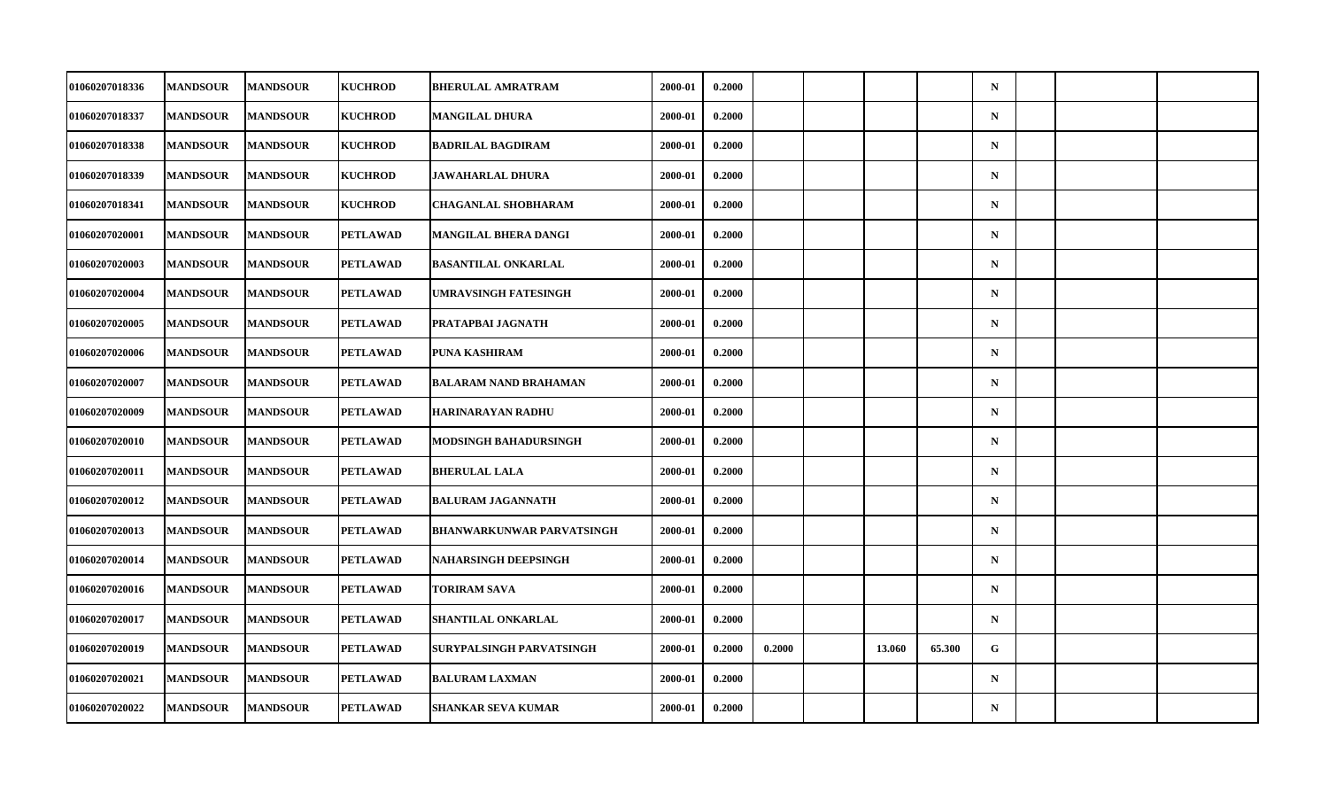| | | | | | | | | | | | | | | |
|---|---|---|---|---|---|---|---|---|---|---|---|---|---|---|
| 01060207018336 | MANDSOUR | MANDSOUR | KUCHROD | BHERULAL AMRATRAM | 2000-01 | 0.2000 | | | | | N | | | |
| 01060207018337 | MANDSOUR | MANDSOUR | KUCHROD | MANGILAL DHURA | 2000-01 | 0.2000 | | | | | N | | | |
| 01060207018338 | MANDSOUR | MANDSOUR | KUCHROD | BADRILAL BAGDIRAM | 2000-01 | 0.2000 | | | | | N | | | |
| 01060207018339 | MANDSOUR | MANDSOUR | KUCHROD | JAWAHARLAL DHURA | 2000-01 | 0.2000 | | | | | N | | | |
| 01060207018341 | MANDSOUR | MANDSOUR | KUCHROD | CHAGANLAL SHOBHARAM | 2000-01 | 0.2000 | | | | | N | | | |
| 01060207020001 | MANDSOUR | MANDSOUR | PETLAWAD | MANGILAL BHERA DANGI | 2000-01 | 0.2000 | | | | | N | | | |
| 01060207020003 | MANDSOUR | MANDSOUR | PETLAWAD | BASANTILAL ONKARLAL | 2000-01 | 0.2000 | | | | | N | | | |
| 01060207020004 | MANDSOUR | MANDSOUR | PETLAWAD | UMRAVSINGH FATESINGH | 2000-01 | 0.2000 | | | | | N | | | |
| 01060207020005 | MANDSOUR | MANDSOUR | PETLAWAD | PRATAPBAI JAGNATH | 2000-01 | 0.2000 | | | | | N | | | |
| 01060207020006 | MANDSOUR | MANDSOUR | PETLAWAD | PUNA KASHIRAM | 2000-01 | 0.2000 | | | | | N | | | |
| 01060207020007 | MANDSOUR | MANDSOUR | PETLAWAD | BALARAM NAND BRAHAMAN | 2000-01 | 0.2000 | | | | | N | | | |
| 01060207020009 | MANDSOUR | MANDSOUR | PETLAWAD | HARINARAYAN RADHU | 2000-01 | 0.2000 | | | | | N | | | |
| 01060207020010 | MANDSOUR | MANDSOUR | PETLAWAD | MODSINGH BAHADURSINGH | 2000-01 | 0.2000 | | | | | N | | | |
| 01060207020011 | MANDSOUR | MANDSOUR | PETLAWAD | BHERULAL LALA | 2000-01 | 0.2000 | | | | | N | | | |
| 01060207020012 | MANDSOUR | MANDSOUR | PETLAWAD | BALURAM JAGANNATH | 2000-01 | 0.2000 | | | | | N | | | |
| 01060207020013 | MANDSOUR | MANDSOUR | PETLAWAD | BHANWARKUNWAR PARVATSINGH | 2000-01 | 0.2000 | | | | | N | | | |
| 01060207020014 | MANDSOUR | MANDSOUR | PETLAWAD | NAHARSINGH DEEPSINGH | 2000-01 | 0.2000 | | | | | N | | | |
| 01060207020016 | MANDSOUR | MANDSOUR | PETLAWAD | TORIRAM SAVA | 2000-01 | 0.2000 | | | | | N | | | |
| 01060207020017 | MANDSOUR | MANDSOUR | PETLAWAD | SHANTILAL ONKARLAL | 2000-01 | 0.2000 | | | | | N | | | |
| 01060207020019 | MANDSOUR | MANDSOUR | PETLAWAD | SURYPALSINGH PARVATSINGH | 2000-01 | 0.2000 | 0.2000 | | 13.060 | 65.300 | G | | | |
| 01060207020021 | MANDSOUR | MANDSOUR | PETLAWAD | BALURAM LAXMAN | 2000-01 | 0.2000 | | | | | N | | | |
| 01060207020022 | MANDSOUR | MANDSOUR | PETLAWAD | SHANKAR SEVA KUMAR | 2000-01 | 0.2000 | | | | | N | | | |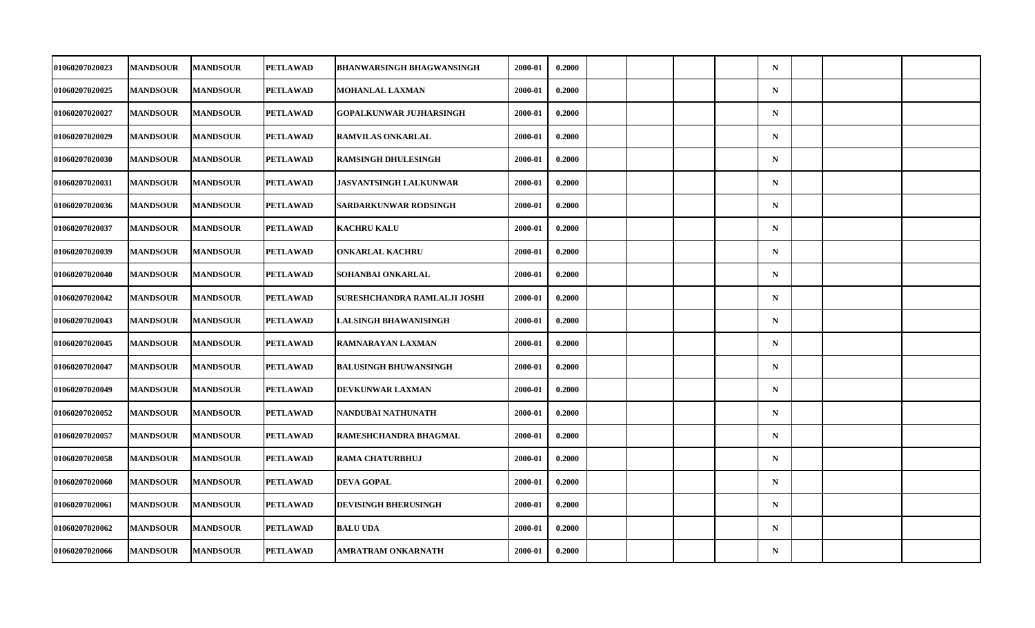| | | | | | | | | | | | | | | |
|---|---|---|---|---|---|---|---|---|---|---|---|---|---|---|
| 01060207020023 | MANDSOUR | MANDSOUR | PETLAWAD | BHANWARSINGH BHAGWANSINGH | 2000-01 | 0.2000 | | | | | N | | | |
| 01060207020025 | MANDSOUR | MANDSOUR | PETLAWAD | MOHANLAL LAXMAN | 2000-01 | 0.2000 | | | | | N | | | |
| 01060207020027 | MANDSOUR | MANDSOUR | PETLAWAD | GOPALKUNWAR JUJHARSINGH | 2000-01 | 0.2000 | | | | | N | | | |
| 01060207020029 | MANDSOUR | MANDSOUR | PETLAWAD | RAMVILAS ONKARLAL | 2000-01 | 0.2000 | | | | | N | | | |
| 01060207020030 | MANDSOUR | MANDSOUR | PETLAWAD | RAMSINGH DHULESINGH | 2000-01 | 0.2000 | | | | | N | | | |
| 01060207020031 | MANDSOUR | MANDSOUR | PETLAWAD | JASVANTSINGH LALKUNWAR | 2000-01 | 0.2000 | | | | | N | | | |
| 01060207020036 | MANDSOUR | MANDSOUR | PETLAWAD | SARDARKUNWAR RODSINGH | 2000-01 | 0.2000 | | | | | N | | | |
| 01060207020037 | MANDSOUR | MANDSOUR | PETLAWAD | KACHRU KALU | 2000-01 | 0.2000 | | | | | N | | | |
| 01060207020039 | MANDSOUR | MANDSOUR | PETLAWAD | ONKARLAL KACHRU | 2000-01 | 0.2000 | | | | | N | | | |
| 01060207020040 | MANDSOUR | MANDSOUR | PETLAWAD | SOHANBAI ONKARLAL | 2000-01 | 0.2000 | | | | | N | | | |
| 01060207020042 | MANDSOUR | MANDSOUR | PETLAWAD | SURESHCHANDRA RAMLALJI JOSHI | 2000-01 | 0.2000 | | | | | N | | | |
| 01060207020043 | MANDSOUR | MANDSOUR | PETLAWAD | LALSINGH BHAWANISINGH | 2000-01 | 0.2000 | | | | | N | | | |
| 01060207020045 | MANDSOUR | MANDSOUR | PETLAWAD | RAMNARAYAN LAXMAN | 2000-01 | 0.2000 | | | | | N | | | |
| 01060207020047 | MANDSOUR | MANDSOUR | PETLAWAD | BALUSINGH BHUWANSINGH | 2000-01 | 0.2000 | | | | | N | | | |
| 01060207020049 | MANDSOUR | MANDSOUR | PETLAWAD | DEVKUNWAR LAXMAN | 2000-01 | 0.2000 | | | | | N | | | |
| 01060207020052 | MANDSOUR | MANDSOUR | PETLAWAD | NANDUBAI NATHUNATH | 2000-01 | 0.2000 | | | | | N | | | |
| 01060207020057 | MANDSOUR | MANDSOUR | PETLAWAD | RAMESHCHANDRA BHAGMAL | 2000-01 | 0.2000 | | | | | N | | | |
| 01060207020058 | MANDSOUR | MANDSOUR | PETLAWAD | RAMA CHATURBHUJ | 2000-01 | 0.2000 | | | | | N | | | |
| 01060207020060 | MANDSOUR | MANDSOUR | PETLAWAD | DEVA GOPAL | 2000-01 | 0.2000 | | | | | N | | | |
| 01060207020061 | MANDSOUR | MANDSOUR | PETLAWAD | DEVISINGH BHERUSINGH | 2000-01 | 0.2000 | | | | | N | | | |
| 01060207020062 | MANDSOUR | MANDSOUR | PETLAWAD | BALU UDA | 2000-01 | 0.2000 | | | | | N | | | |
| 01060207020066 | MANDSOUR | MANDSOUR | PETLAWAD | AMRATRAM ONKARNATH | 2000-01 | 0.2000 | | | | | N | | | |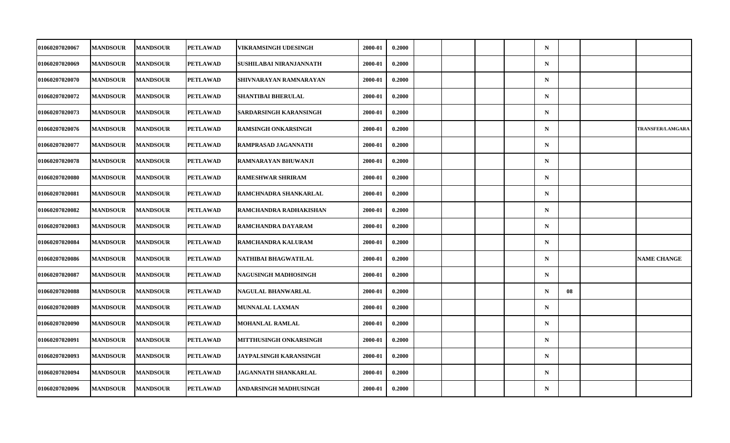| | | | | | | | | | | | | | | |
|---|---|---|---|---|---|---|---|---|---|---|---|---|---|---|
| 01060207020067 | MANDSOUR | MANDSOUR | PETLAWAD | VIKRAMSINGH UDESINGH | 2000-01 | 0.2000 | | | | | N | | | |
| 01060207020069 | MANDSOUR | MANDSOUR | PETLAWAD | SUSHILABAI NIRANJANNATH | 2000-01 | 0.2000 | | | | | N | | | |
| 01060207020070 | MANDSOUR | MANDSOUR | PETLAWAD | SHIVNARAYAN RAMNARAYAN | 2000-01 | 0.2000 | | | | | N | | | |
| 01060207020072 | MANDSOUR | MANDSOUR | PETLAWAD | SHANTIBAI BHERULAL | 2000-01 | 0.2000 | | | | | N | | | |
| 01060207020073 | MANDSOUR | MANDSOUR | PETLAWAD | SARDARSINGH KARANSINGH | 2000-01 | 0.2000 | | | | | N | | | |
| 01060207020076 | MANDSOUR | MANDSOUR | PETLAWAD | RAMSINGH ONKARSINGH | 2000-01 | 0.2000 | | | | | N | | | TRANSFER/LAMGARA |
| 01060207020077 | MANDSOUR | MANDSOUR | PETLAWAD | RAMPRASAD JAGANNATH | 2000-01 | 0.2000 | | | | | N | | | |
| 01060207020078 | MANDSOUR | MANDSOUR | PETLAWAD | RAMNARAYAN BHUWANJI | 2000-01 | 0.2000 | | | | | N | | | |
| 01060207020080 | MANDSOUR | MANDSOUR | PETLAWAD | RAMESHWAR SHRIRAM | 2000-01 | 0.2000 | | | | | N | | | |
| 01060207020081 | MANDSOUR | MANDSOUR | PETLAWAD | RAMCHNADRA SHANKARLAL | 2000-01 | 0.2000 | | | | | N | | | |
| 01060207020082 | MANDSOUR | MANDSOUR | PETLAWAD | RAMCHANDRA RADHAKISHAN | 2000-01 | 0.2000 | | | | | N | | | |
| 01060207020083 | MANDSOUR | MANDSOUR | PETLAWAD | RAMCHANDRA DAYARAM | 2000-01 | 0.2000 | | | | | N | | | |
| 01060207020084 | MANDSOUR | MANDSOUR | PETLAWAD | RAMCHANDRA KALURAM | 2000-01 | 0.2000 | | | | | N | | | |
| 01060207020086 | MANDSOUR | MANDSOUR | PETLAWAD | NATHIBAI BHAGWATILAL | 2000-01 | 0.2000 | | | | | N | | | NAME CHANGE |
| 01060207020087 | MANDSOUR | MANDSOUR | PETLAWAD | NAGUSINGH MADHOSINGH | 2000-01 | 0.2000 | | | | | N | | | |
| 01060207020088 | MANDSOUR | MANDSOUR | PETLAWAD | NAGULAL BHANWARLAL | 2000-01 | 0.2000 | | | | | N | 08 | | |
| 01060207020089 | MANDSOUR | MANDSOUR | PETLAWAD | MUNNALAL LAXMAN | 2000-01 | 0.2000 | | | | | N | | | |
| 01060207020090 | MANDSOUR | MANDSOUR | PETLAWAD | MOHANLAL RAMLAL | 2000-01 | 0.2000 | | | | | N | | | |
| 01060207020091 | MANDSOUR | MANDSOUR | PETLAWAD | MITTHUSINGH ONKARSINGH | 2000-01 | 0.2000 | | | | | N | | | |
| 01060207020093 | MANDSOUR | MANDSOUR | PETLAWAD | JAYPALSINGH KARANSINGH | 2000-01 | 0.2000 | | | | | N | | | |
| 01060207020094 | MANDSOUR | MANDSOUR | PETLAWAD | JAGANNATH SHANKARLAL | 2000-01 | 0.2000 | | | | | N | | | |
| 01060207020096 | MANDSOUR | MANDSOUR | PETLAWAD | ANDARSINGH MADHUSINGH | 2000-01 | 0.2000 | | | | | N | | | |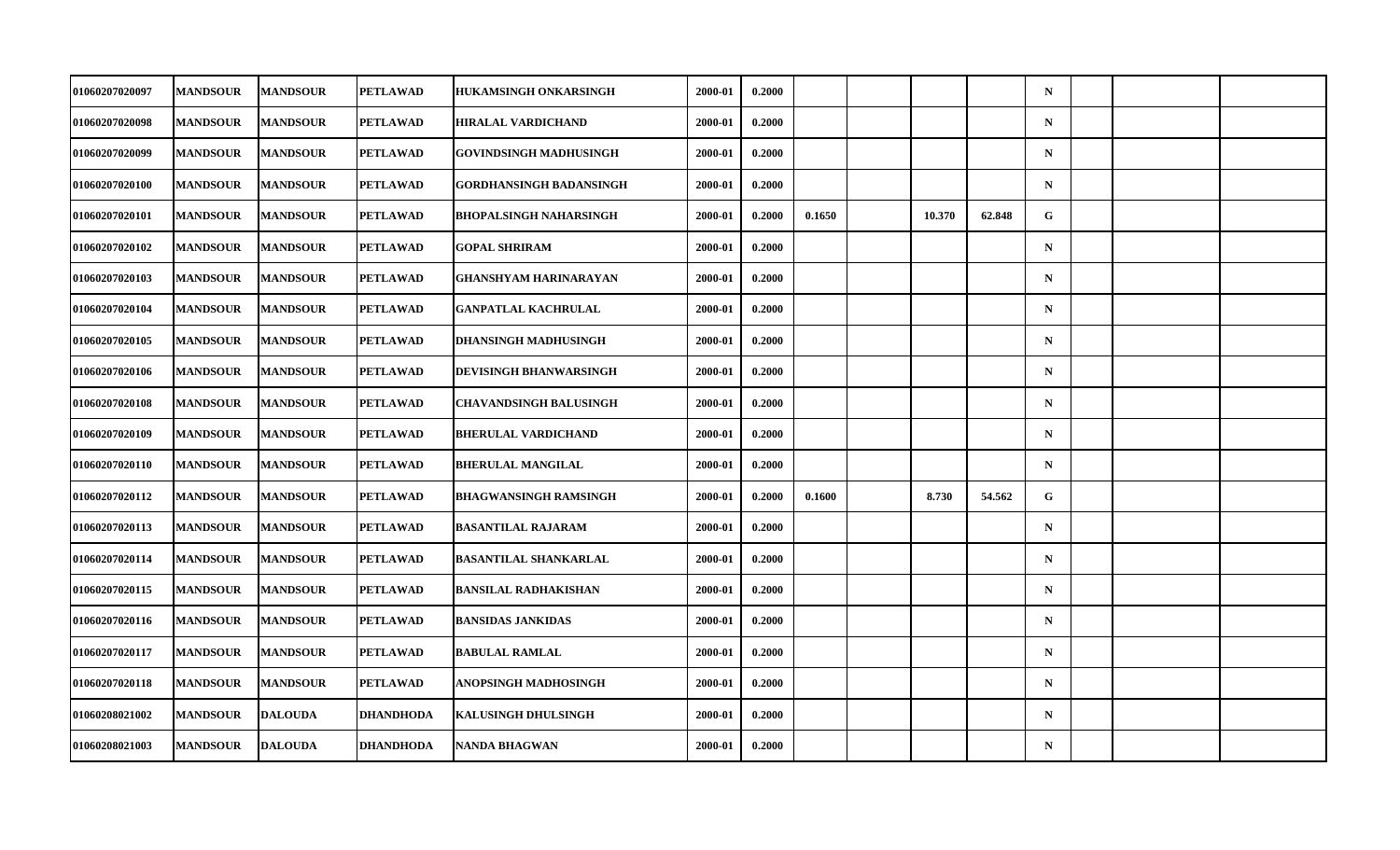| | | | | | | | | | | | | | | |
|---|---|---|---|---|---|---|---|---|---|---|---|---|---|---|
| 01060207020097 | MANDSOUR | MANDSOUR | PETLAWAD | HUKAMSINGH ONKARSINGH | 2000-01 | 0.2000 | | | | | N | | | |
| 01060207020098 | MANDSOUR | MANDSOUR | PETLAWAD | HIRALAL VARDICHAND | 2000-01 | 0.2000 | | | | | N | | | |
| 01060207020099 | MANDSOUR | MANDSOUR | PETLAWAD | GOVINDSINGH MADHUSINGH | 2000-01 | 0.2000 | | | | | N | | | |
| 01060207020100 | MANDSOUR | MANDSOUR | PETLAWAD | GORDHANSINGH BADANSINGH | 2000-01 | 0.2000 | | | | | N | | | |
| 01060207020101 | MANDSOUR | MANDSOUR | PETLAWAD | BHOPALSINGH NAHARSINGH | 2000-01 | 0.2000 | 0.1650 | | 10.370 | 62.848 | G | | | |
| 01060207020102 | MANDSOUR | MANDSOUR | PETLAWAD | GOPAL SHRIRAM | 2000-01 | 0.2000 | | | | | N | | | |
| 01060207020103 | MANDSOUR | MANDSOUR | PETLAWAD | GHANSHYAM HARINARAYAN | 2000-01 | 0.2000 | | | | | N | | | |
| 01060207020104 | MANDSOUR | MANDSOUR | PETLAWAD | GANPATLAL KACHRULAL | 2000-01 | 0.2000 | | | | | N | | | |
| 01060207020105 | MANDSOUR | MANDSOUR | PETLAWAD | DHANSINGH MADHUSINGH | 2000-01 | 0.2000 | | | | | N | | | |
| 01060207020106 | MANDSOUR | MANDSOUR | PETLAWAD | DEVISINGH BHANWARSINGH | 2000-01 | 0.2000 | | | | | N | | | |
| 01060207020108 | MANDSOUR | MANDSOUR | PETLAWAD | CHAVANDSINGH BALUSINGH | 2000-01 | 0.2000 | | | | | N | | | |
| 01060207020109 | MANDSOUR | MANDSOUR | PETLAWAD | BHERULAL VARDICHAND | 2000-01 | 0.2000 | | | | | N | | | |
| 01060207020110 | MANDSOUR | MANDSOUR | PETLAWAD | BHERULAL MANGILAL | 2000-01 | 0.2000 | | | | | N | | | |
| 01060207020112 | MANDSOUR | MANDSOUR | PETLAWAD | BHAGWANSINGH RAMSINGH | 2000-01 | 0.2000 | 0.1600 | | 8.730 | 54.562 | G | | | |
| 01060207020113 | MANDSOUR | MANDSOUR | PETLAWAD | BASANTILAL RAJARAM | 2000-01 | 0.2000 | | | | | N | | | |
| 01060207020114 | MANDSOUR | MANDSOUR | PETLAWAD | BASANTILAL SHANKARLAL | 2000-01 | 0.2000 | | | | | N | | | |
| 01060207020115 | MANDSOUR | MANDSOUR | PETLAWAD | BANSILAL RADHAKISHAN | 2000-01 | 0.2000 | | | | | N | | | |
| 01060207020116 | MANDSOUR | MANDSOUR | PETLAWAD | BANSIDAS JANKIDAS | 2000-01 | 0.2000 | | | | | N | | | |
| 01060207020117 | MANDSOUR | MANDSOUR | PETLAWAD | BABULAL RAMLAL | 2000-01 | 0.2000 | | | | | N | | | |
| 01060207020118 | MANDSOUR | MANDSOUR | PETLAWAD | ANOPSINGH MADHOSINGH | 2000-01 | 0.2000 | | | | | N | | | |
| 01060208021002 | MANDSOUR | DALOUDA | DHANDHODA | KALUSINGH DHULSINGH | 2000-01 | 0.2000 | | | | | N | | | |
| 01060208021003 | MANDSOUR | DALOUDA | DHANDHODA | NANDA BHAGWAN | 2000-01 | 0.2000 | | | | | N | | | |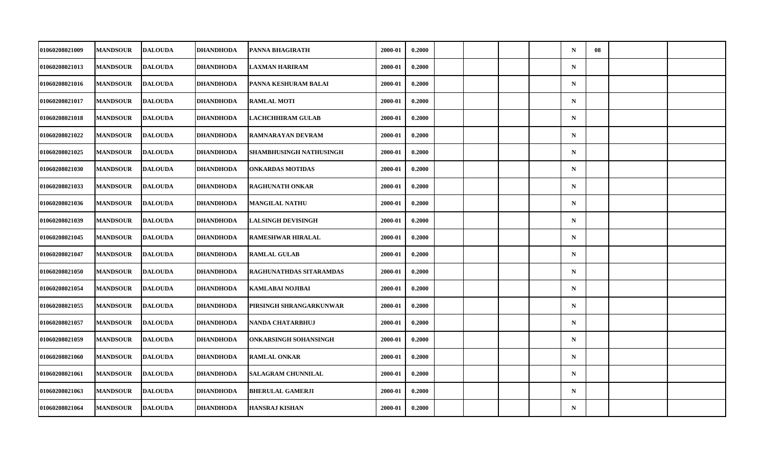| | | | | | | | | | | | | | | |
|---|---|---|---|---|---|---|---|---|---|---|---|---|---|---|
| 01060208021009 | MANDSOUR | DALOUDA | DHANDHODA | PANNA BHAGIRATH | 2000-01 | 0.2000 | | | | | N | 08 | | |
| 01060208021013 | MANDSOUR | DALOUDA | DHANDHODA | LAXMAN HARIRAM | 2000-01 | 0.2000 | | | | | N | | | |
| 01060208021016 | MANDSOUR | DALOUDA | DHANDHODA | PANNA KESHURAM BALAI | 2000-01 | 0.2000 | | | | | N | | | |
| 01060208021017 | MANDSOUR | DALOUDA | DHANDHODA | RAMLAL MOTI | 2000-01 | 0.2000 | | | | | N | | | |
| 01060208021018 | MANDSOUR | DALOUDA | DHANDHODA | LACHCHHIRAM GULAB | 2000-01 | 0.2000 | | | | | N | | | |
| 01060208021022 | MANDSOUR | DALOUDA | DHANDHODA | RAMNARAYAN DEVRAM | 2000-01 | 0.2000 | | | | | N | | | |
| 01060208021025 | MANDSOUR | DALOUDA | DHANDHODA | SHAMBHUSINGH NATHUSINGH | 2000-01 | 0.2000 | | | | | N | | | |
| 01060208021030 | MANDSOUR | DALOUDA | DHANDHODA | ONKARDAS MOTIDAS | 2000-01 | 0.2000 | | | | | N | | | |
| 01060208021033 | MANDSOUR | DALOUDA | DHANDHODA | RAGHUNATH ONKAR | 2000-01 | 0.2000 | | | | | N | | | |
| 01060208021036 | MANDSOUR | DALOUDA | DHANDHODA | MANGILAL NATHU | 2000-01 | 0.2000 | | | | | N | | | |
| 01060208021039 | MANDSOUR | DALOUDA | DHANDHODA | LALSINGH DEVISINGH | 2000-01 | 0.2000 | | | | | N | | | |
| 01060208021045 | MANDSOUR | DALOUDA | DHANDHODA | RAMESHWAR HIRALAL | 2000-01 | 0.2000 | | | | | N | | | |
| 01060208021047 | MANDSOUR | DALOUDA | DHANDHODA | RAMLAL GULAB | 2000-01 | 0.2000 | | | | | N | | | |
| 01060208021050 | MANDSOUR | DALOUDA | DHANDHODA | RAGHUNATHDAS SITARAMDAS | 2000-01 | 0.2000 | | | | | N | | | |
| 01060208021054 | MANDSOUR | DALOUDA | DHANDHODA | KAMLABAI NOJIBAI | 2000-01 | 0.2000 | | | | | N | | | |
| 01060208021055 | MANDSOUR | DALOUDA | DHANDHODA | PIRSINGH SHRANGARKUNWAR | 2000-01 | 0.2000 | | | | | N | | | |
| 01060208021057 | MANDSOUR | DALOUDA | DHANDHODA | NANDA CHATARBHUJ | 2000-01 | 0.2000 | | | | | N | | | |
| 01060208021059 | MANDSOUR | DALOUDA | DHANDHODA | ONKARSINGH SOHANSINGH | 2000-01 | 0.2000 | | | | | N | | | |
| 01060208021060 | MANDSOUR | DALOUDA | DHANDHODA | RAMLAL ONKAR | 2000-01 | 0.2000 | | | | | N | | | |
| 01060208021061 | MANDSOUR | DALOUDA | DHANDHODA | SALAGRAM CHUNNILAL | 2000-01 | 0.2000 | | | | | N | | | |
| 01060208021063 | MANDSOUR | DALOUDA | DHANDHODA | BHERULAL GAMERJI | 2000-01 | 0.2000 | | | | | N | | | |
| 01060208021064 | MANDSOUR | DALOUDA | DHANDHODA | HANSRAJ KISHAN | 2000-01 | 0.2000 | | | | | N | | | |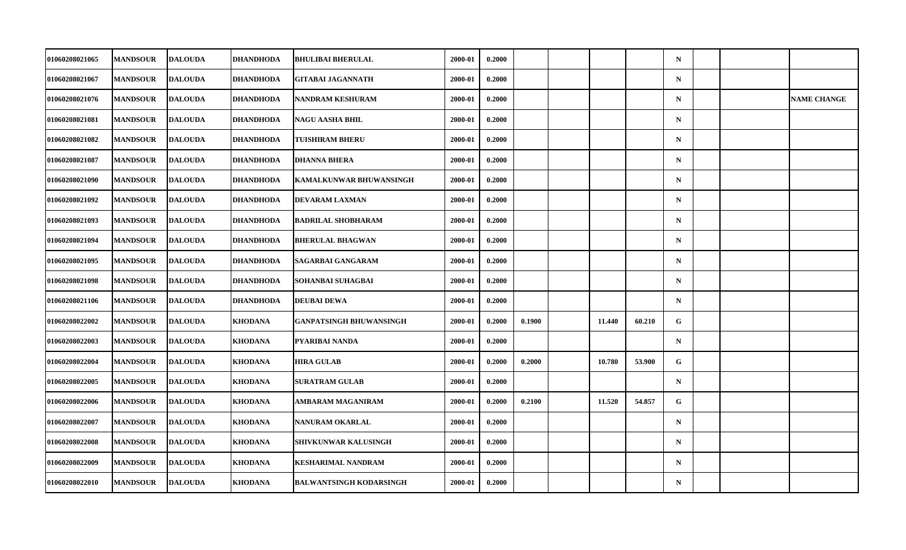| | | | | | | | | | | | | | | |
|---|---|---|---|---|---|---|---|---|---|---|---|---|---|---|
| 01060208021065 | MANDSOUR | DALOUDA | DHANDHODA | BHULIBAI BHERULAL | 2000-01 | 0.2000 | | | | | N | | | |
| 01060208021067 | MANDSOUR | DALOUDA | DHANDHODA | GITABAI JAGANNATH | 2000-01 | 0.2000 | | | | | N | | | |
| 01060208021076 | MANDSOUR | DALOUDA | DHANDHODA | NANDRAM KESHURAM | 2000-01 | 0.2000 | | | | | N | | | NAME CHANGE |
| 01060208021081 | MANDSOUR | DALOUDA | DHANDHODA | NAGU AASHA BHIL | 2000-01 | 0.2000 | | | | | N | | | |
| 01060208021082 | MANDSOUR | DALOUDA | DHANDHODA | TUISHIRAM BHERU | 2000-01 | 0.2000 | | | | | N | | | |
| 01060208021087 | MANDSOUR | DALOUDA | DHANDHODA | DHANNA BHERA | 2000-01 | 0.2000 | | | | | N | | | |
| 01060208021090 | MANDSOUR | DALOUDA | DHANDHODA | KAMALKUNWAR BHUWANSINGH | 2000-01 | 0.2000 | | | | | N | | | |
| 01060208021092 | MANDSOUR | DALOUDA | DHANDHODA | DEVARAM LAXMAN | 2000-01 | 0.2000 | | | | | N | | | |
| 01060208021093 | MANDSOUR | DALOUDA | DHANDHODA | BADRILAL SHOBHARAM | 2000-01 | 0.2000 | | | | | N | | | |
| 01060208021094 | MANDSOUR | DALOUDA | DHANDHODA | BHERULAL BHAGWAN | 2000-01 | 0.2000 | | | | | N | | | |
| 01060208021095 | MANDSOUR | DALOUDA | DHANDHODA | SAGARBAI GANGARAM | 2000-01 | 0.2000 | | | | | N | | | |
| 01060208021098 | MANDSOUR | DALOUDA | DHANDHODA | SOHANBAI SUHAGBAI | 2000-01 | 0.2000 | | | | | N | | | |
| 01060208021106 | MANDSOUR | DALOUDA | DHANDHODA | DEUBAI DEWA | 2000-01 | 0.2000 | | | | | N | | | |
| 01060208022002 | MANDSOUR | DALOUDA | KHODANA | GANPATSINGH BHUWANSINGH | 2000-01 | 0.2000 | 0.1900 | | 11.440 | 60.210 | G | | | |
| 01060208022003 | MANDSOUR | DALOUDA | KHODANA | PYARIBAI NANDA | 2000-01 | 0.2000 | | | | | N | | | |
| 01060208022004 | MANDSOUR | DALOUDA | KHODANA | HIRA GULAB | 2000-01 | 0.2000 | 0.2000 | | 10.780 | 53.900 | G | | | |
| 01060208022005 | MANDSOUR | DALOUDA | KHODANA | SURATRAM GULAB | 2000-01 | 0.2000 | | | | | N | | | |
| 01060208022006 | MANDSOUR | DALOUDA | KHODANA | AMBARAM MAGANIRAM | 2000-01 | 0.2000 | 0.2100 | | 11.520 | 54.857 | G | | | |
| 01060208022007 | MANDSOUR | DALOUDA | KHODANA | NANURAM OKARLAL | 2000-01 | 0.2000 | | | | | N | | | |
| 01060208022008 | MANDSOUR | DALOUDA | KHODANA | SHIVKUNWAR KALUSINGH | 2000-01 | 0.2000 | | | | | N | | | |
| 01060208022009 | MANDSOUR | DALOUDA | KHODANA | KESHARIMAL NANDRAM | 2000-01 | 0.2000 | | | | | N | | | |
| 01060208022010 | MANDSOUR | DALOUDA | KHODANA | BALWANTSINGH KODARSINGH | 2000-01 | 0.2000 | | | | | N | | | |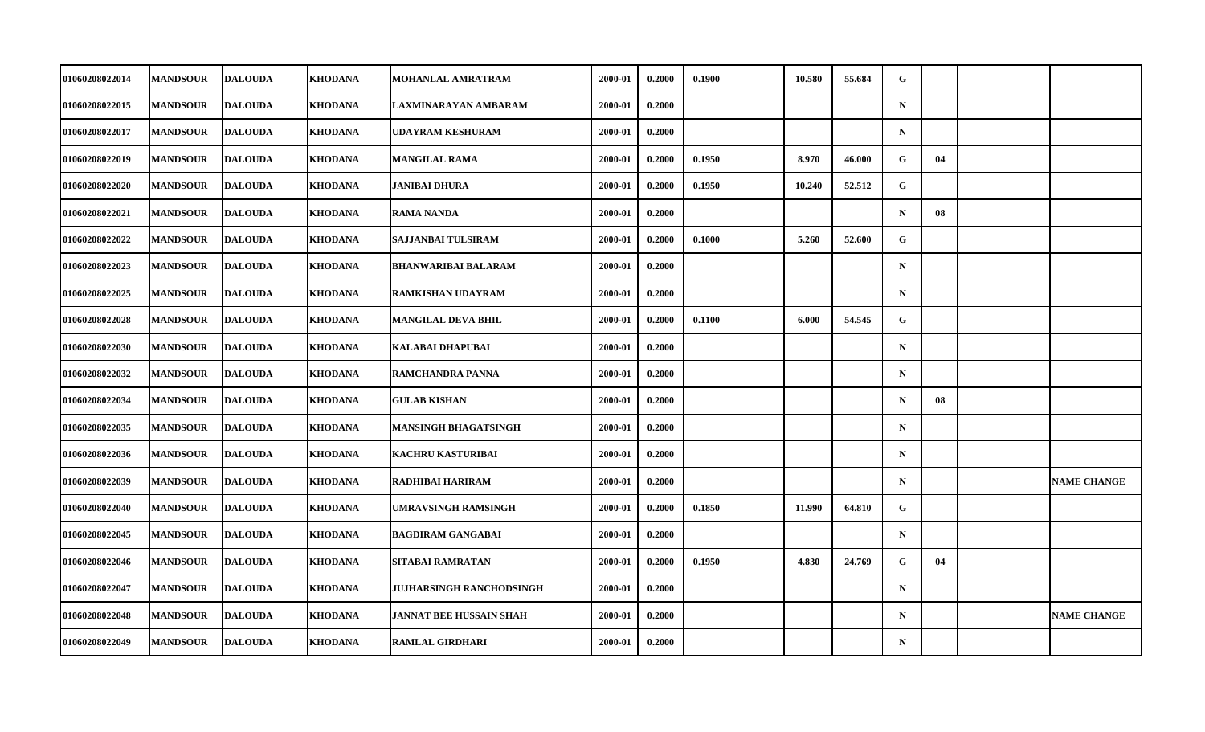| | | | | | | | | | | | | | | |
|---|---|---|---|---|---|---|---|---|---|---|---|---|---|---|
| 01060208022014 | MANDSOUR | DALOUDA | KHODANA | MOHANLAL AMRATRAM | 2000-01 | 0.2000 | 0.1900 | | 10.580 | 55.684 | G | | | |
| 01060208022015 | MANDSOUR | DALOUDA | KHODANA | LAXMINARAYAN AMBARAM | 2000-01 | 0.2000 | | | | | N | | | |
| 01060208022017 | MANDSOUR | DALOUDA | KHODANA | UDAYRAM KESHURAM | 2000-01 | 0.2000 | | | | | N | | | |
| 01060208022019 | MANDSOUR | DALOUDA | KHODANA | MANGILAL RAMA | 2000-01 | 0.2000 | 0.1950 | | 8.970 | 46.000 | G | 04 | | |
| 01060208022020 | MANDSOUR | DALOUDA | KHODANA | JANIBAI DHURA | 2000-01 | 0.2000 | 0.1950 | | 10.240 | 52.512 | G | | | |
| 01060208022021 | MANDSOUR | DALOUDA | KHODANA | RAMA NANDA | 2000-01 | 0.2000 | | | | | N | 08 | | |
| 01060208022022 | MANDSOUR | DALOUDA | KHODANA | SAJJANBAI TULSIRAM | 2000-01 | 0.2000 | 0.1000 | | 5.260 | 52.600 | G | | | |
| 01060208022023 | MANDSOUR | DALOUDA | KHODANA | BHANWARIBAI BALARAM | 2000-01 | 0.2000 | | | | | N | | | |
| 01060208022025 | MANDSOUR | DALOUDA | KHODANA | RAMKISHAN UDAYRAM | 2000-01 | 0.2000 | | | | | N | | | |
| 01060208022028 | MANDSOUR | DALOUDA | KHODANA | MANGILAL DEVA BHIL | 2000-01 | 0.2000 | 0.1100 | | 6.000 | 54.545 | G | | | |
| 01060208022030 | MANDSOUR | DALOUDA | KHODANA | KALABAI DHAPUBAI | 2000-01 | 0.2000 | | | | | N | | | |
| 01060208022032 | MANDSOUR | DALOUDA | KHODANA | RAMCHANDRA PANNA | 2000-01 | 0.2000 | | | | | N | | | |
| 01060208022034 | MANDSOUR | DALOUDA | KHODANA | GULAB KISHAN | 2000-01 | 0.2000 | | | | | N | 08 | | |
| 01060208022035 | MANDSOUR | DALOUDA | KHODANA | MANSINGH BHAGATSINGH | 2000-01 | 0.2000 | | | | | N | | | |
| 01060208022036 | MANDSOUR | DALOUDA | KHODANA | KACHRU KASTURIBAI | 2000-01 | 0.2000 | | | | | N | | | |
| 01060208022039 | MANDSOUR | DALOUDA | KHODANA | RADHIBAI HARIRAM | 2000-01 | 0.2000 | | | | | N | | | NAME CHANGE |
| 01060208022040 | MANDSOUR | DALOUDA | KHODANA | UMRAVSINGH RAMSINGH | 2000-01 | 0.2000 | 0.1850 | | 11.990 | 64.810 | G | | | |
| 01060208022045 | MANDSOUR | DALOUDA | KHODANA | BAGDIRAM GANGABAI | 2000-01 | 0.2000 | | | | | N | | | |
| 01060208022046 | MANDSOUR | DALOUDA | KHODANA | SITABAI RAMRATAN | 2000-01 | 0.2000 | 0.1950 | | 4.830 | 24.769 | G | 04 | | |
| 01060208022047 | MANDSOUR | DALOUDA | KHODANA | JUJHARSINGH RANCHODSINGH | 2000-01 | 0.2000 | | | | | N | | | |
| 01060208022048 | MANDSOUR | DALOUDA | KHODANA | JANNAT BEE HUSSAIN SHAH | 2000-01 | 0.2000 | | | | | N | | | NAME CHANGE |
| 01060208022049 | MANDSOUR | DALOUDA | KHODANA | RAMLAL GIRDHARI | 2000-01 | 0.2000 | | | | | N | | | |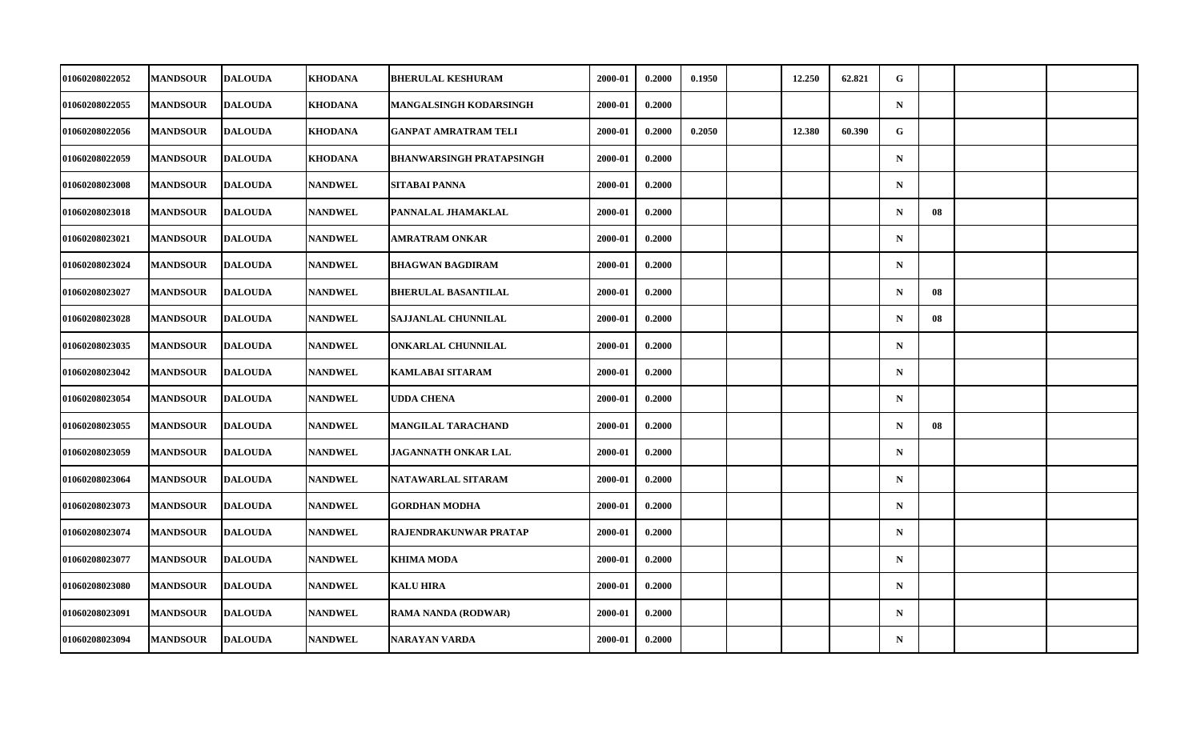| | | | | | | | | | | | | | | |
|---|---|---|---|---|---|---|---|---|---|---|---|---|---|---|
| 01060208022052 | MANDSOUR | DALOUDA | KHODANA | BHERULAL KESHURAM | 2000-01 | 0.2000 | 0.1950 | | 12.250 | 62.821 | G | | | |
| 01060208022055 | MANDSOUR | DALOUDA | KHODANA | MANGALSINGH KODARSINGH | 2000-01 | 0.2000 | | | | | N | | | |
| 01060208022056 | MANDSOUR | DALOUDA | KHODANA | GANPAT AMRATRAM TELI | 2000-01 | 0.2000 | 0.2050 | | 12.380 | 60.390 | G | | | |
| 01060208022059 | MANDSOUR | DALOUDA | KHODANA | BHANWARSINGH PRATAPSINGH | 2000-01 | 0.2000 | | | | | N | | | |
| 01060208023008 | MANDSOUR | DALOUDA | NANDWEL | SITABAI PANNA | 2000-01 | 0.2000 | | | | | N | | | |
| 01060208023018 | MANDSOUR | DALOUDA | NANDWEL | PANNALAL JHAMAKLAL | 2000-01 | 0.2000 | | | | | N | 08 | | |
| 01060208023021 | MANDSOUR | DALOUDA | NANDWEL | AMRATRAM ONKAR | 2000-01 | 0.2000 | | | | | N | | | |
| 01060208023024 | MANDSOUR | DALOUDA | NANDWEL | BHAGWAN BAGDIRAM | 2000-01 | 0.2000 | | | | | N | | | |
| 01060208023027 | MANDSOUR | DALOUDA | NANDWEL | BHERULAL BASANTILAL | 2000-01 | 0.2000 | | | | | N | 08 | | |
| 01060208023028 | MANDSOUR | DALOUDA | NANDWEL | SAJJANLAL CHUNNILAL | 2000-01 | 0.2000 | | | | | N | 08 | | |
| 01060208023035 | MANDSOUR | DALOUDA | NANDWEL | ONKARLAL CHUNNILAL | 2000-01 | 0.2000 | | | | | N | | | |
| 01060208023042 | MANDSOUR | DALOUDA | NANDWEL | KAMLABAI SITARAM | 2000-01 | 0.2000 | | | | | N | | | |
| 01060208023054 | MANDSOUR | DALOUDA | NANDWEL | UDDA CHENA | 2000-01 | 0.2000 | | | | | N | | | |
| 01060208023055 | MANDSOUR | DALOUDA | NANDWEL | MANGILAL TARACHAND | 2000-01 | 0.2000 | | | | | N | 08 | | |
| 01060208023059 | MANDSOUR | DALOUDA | NANDWEL | JAGANNATH ONKAR LAL | 2000-01 | 0.2000 | | | | | N | | | |
| 01060208023064 | MANDSOUR | DALOUDA | NANDWEL | NATAWARLAL SITARAM | 2000-01 | 0.2000 | | | | | N | | | |
| 01060208023073 | MANDSOUR | DALOUDA | NANDWEL | GORDHAN MODHA | 2000-01 | 0.2000 | | | | | N | | | |
| 01060208023074 | MANDSOUR | DALOUDA | NANDWEL | RAJENDRAKUNWAR PRATAP | 2000-01 | 0.2000 | | | | | N | | | |
| 01060208023077 | MANDSOUR | DALOUDA | NANDWEL | KHIMA MODA | 2000-01 | 0.2000 | | | | | N | | | |
| 01060208023080 | MANDSOUR | DALOUDA | NANDWEL | KALU HIRA | 2000-01 | 0.2000 | | | | | N | | | |
| 01060208023091 | MANDSOUR | DALOUDA | NANDWEL | RAMA NANDA (RODWAR) | 2000-01 | 0.2000 | | | | | N | | | |
| 01060208023094 | MANDSOUR | DALOUDA | NANDWEL | NARAYAN VARDA | 2000-01 | 0.2000 | | | | | N | | | |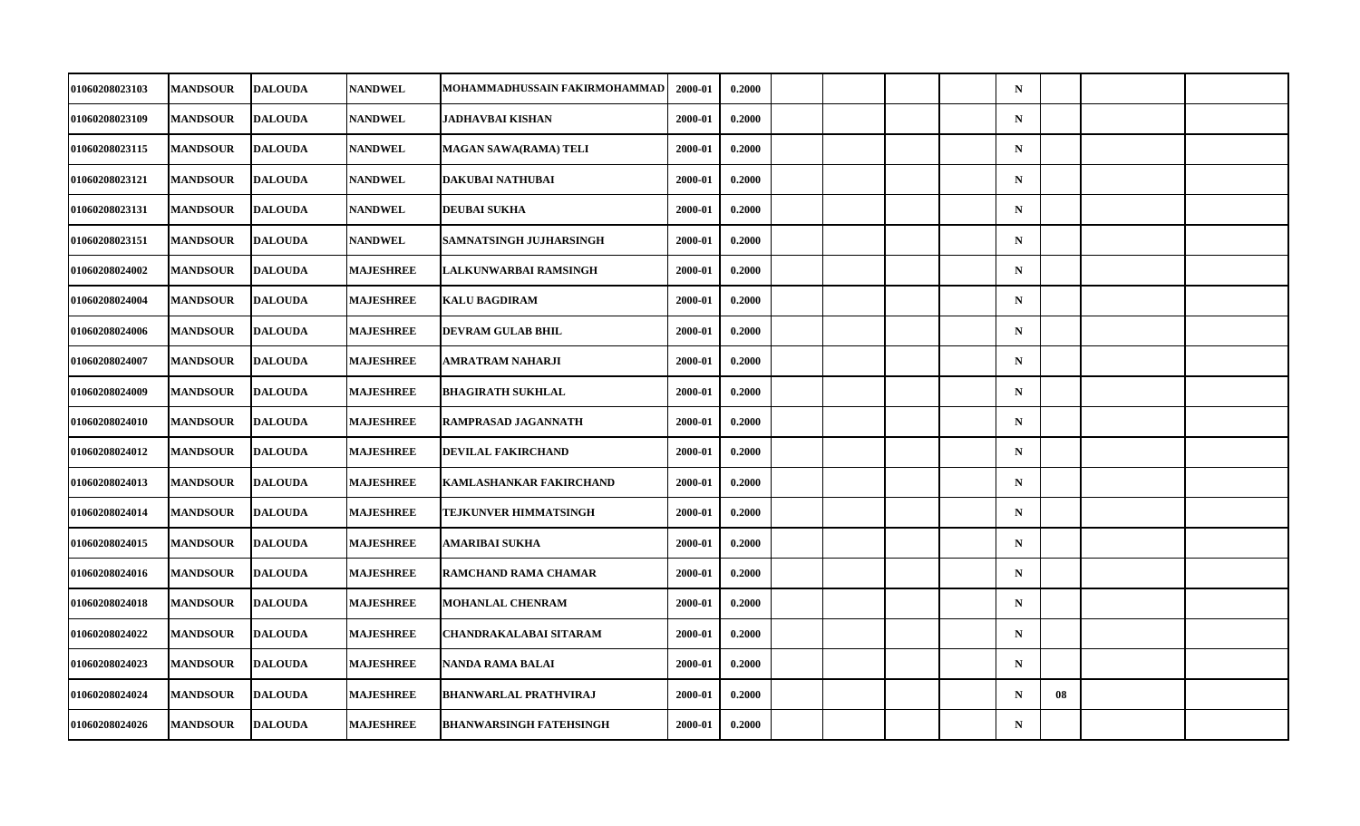| | | | | | | | | | | | | | | |
|---|---|---|---|---|---|---|---|---|---|---|---|---|---|---|
| 01060208023103 | MANDSOUR | DALOUDA | NANDWEL | MOHAMMADHUSSAIN FAKIRMOHAMMAD | 2000-01 | 0.2000 | | | | | N | | | |
| 01060208023109 | MANDSOUR | DALOUDA | NANDWEL | JADHAVBAI KISHAN | 2000-01 | 0.2000 | | | | | N | | | |
| 01060208023115 | MANDSOUR | DALOUDA | NANDWEL | MAGAN SAWA(RAMA) TELI | 2000-01 | 0.2000 | | | | | N | | | |
| 01060208023121 | MANDSOUR | DALOUDA | NANDWEL | DAKUBAI NATHUBAI | 2000-01 | 0.2000 | | | | | N | | | |
| 01060208023131 | MANDSOUR | DALOUDA | NANDWEL | DEUBAI SUKHA | 2000-01 | 0.2000 | | | | | N | | | |
| 01060208023151 | MANDSOUR | DALOUDA | NANDWEL | SAMNATSINGH JUJHARSINGH | 2000-01 | 0.2000 | | | | | N | | | |
| 01060208024002 | MANDSOUR | DALOUDA | MAJESHREE | LALKUNWARBAI RAMSINGH | 2000-01 | 0.2000 | | | | | N | | | |
| 01060208024004 | MANDSOUR | DALOUDA | MAJESHREE | KALU BAGDIRAM | 2000-01 | 0.2000 | | | | | N | | | |
| 01060208024006 | MANDSOUR | DALOUDA | MAJESHREE | DEVRAM GULAB BHIL | 2000-01 | 0.2000 | | | | | N | | | |
| 01060208024007 | MANDSOUR | DALOUDA | MAJESHREE | AMRATRAM NAHARJI | 2000-01 | 0.2000 | | | | | N | | | |
| 01060208024009 | MANDSOUR | DALOUDA | MAJESHREE | BHAGIRATH SUKHLAL | 2000-01 | 0.2000 | | | | | N | | | |
| 01060208024010 | MANDSOUR | DALOUDA | MAJESHREE | RAMPRASAD JAGANNATH | 2000-01 | 0.2000 | | | | | N | | | |
| 01060208024012 | MANDSOUR | DALOUDA | MAJESHREE | DEVILAL FAKIRCHAND | 2000-01 | 0.2000 | | | | | N | | | |
| 01060208024013 | MANDSOUR | DALOUDA | MAJESHREE | KAMLASHANKAR FAKIRCHAND | 2000-01 | 0.2000 | | | | | N | | | |
| 01060208024014 | MANDSOUR | DALOUDA | MAJESHREE | TEJKUNVER HIMMATSINGH | 2000-01 | 0.2000 | | | | | N | | | |
| 01060208024015 | MANDSOUR | DALOUDA | MAJESHREE | AMARIBAI SUKHA | 2000-01 | 0.2000 | | | | | N | | | |
| 01060208024016 | MANDSOUR | DALOUDA | MAJESHREE | RAMCHAND RAMA CHAMAR | 2000-01 | 0.2000 | | | | | N | | | |
| 01060208024018 | MANDSOUR | DALOUDA | MAJESHREE | MOHANLAL CHENRAM | 2000-01 | 0.2000 | | | | | N | | | |
| 01060208024022 | MANDSOUR | DALOUDA | MAJESHREE | CHANDRAKALABAI SITARAM | 2000-01 | 0.2000 | | | | | N | | | |
| 01060208024023 | MANDSOUR | DALOUDA | MAJESHREE | NANDA RAMA BALAI | 2000-01 | 0.2000 | | | | | N | | | |
| 01060208024024 | MANDSOUR | DALOUDA | MAJESHREE | BHANWARLAL PRATHVIRAJ | 2000-01 | 0.2000 | | | | | N | 08 | | |
| 01060208024026 | MANDSOUR | DALOUDA | MAJESHREE | BHANWARSINGH FATEHSINGH | 2000-01 | 0.2000 | | | | | N | | | |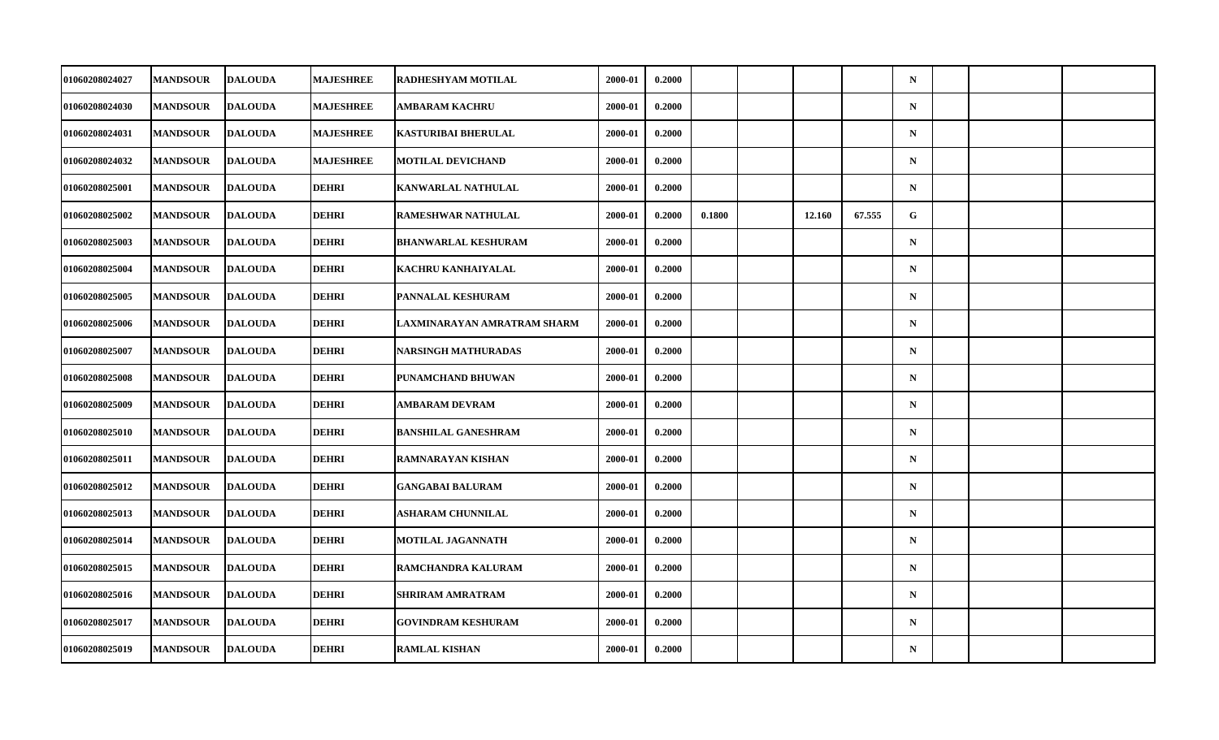| | | | | | | | | | | | | | | | |
|---|---|---|---|---|---|---|---|---|---|---|---|---|---|---|---|
| 01060208024027 | MANDSOUR | DALOUDA | MAJESHREE | RADHESHYAM MOTILAL | 2000-01 | 0.2000 | | | | | N | | | |
| 01060208024030 | MANDSOUR | DALOUDA | MAJESHREE | AMBARAM KACHRU | 2000-01 | 0.2000 | | | | | N | | | |
| 01060208024031 | MANDSOUR | DALOUDA | MAJESHREE | KASTURIBAI BHERULAL | 2000-01 | 0.2000 | | | | | N | | | |
| 01060208024032 | MANDSOUR | DALOUDA | MAJESHREE | MOTILAL DEVICHAND | 2000-01 | 0.2000 | | | | | N | | | |
| 01060208025001 | MANDSOUR | DALOUDA | DEHRI | KANWARLAL NATHULAL | 2000-01 | 0.2000 | | | | | N | | | |
| 01060208025002 | MANDSOUR | DALOUDA | DEHRI | RAMESHWAR NATHULAL | 2000-01 | 0.2000 | 0.1800 | | 12.160 | 67.555 | G | | | |
| 01060208025003 | MANDSOUR | DALOUDA | DEHRI | BHANWARLAL KESHURAM | 2000-01 | 0.2000 | | | | | N | | | |
| 01060208025004 | MANDSOUR | DALOUDA | DEHRI | KACHRU KANHAIYALAL | 2000-01 | 0.2000 | | | | | N | | | |
| 01060208025005 | MANDSOUR | DALOUDA | DEHRI | PANNALAL KESHURAM | 2000-01 | 0.2000 | | | | | N | | | |
| 01060208025006 | MANDSOUR | DALOUDA | DEHRI | LAXMINARAYAN AMRATRAM SHARM | 2000-01 | 0.2000 | | | | | N | | | |
| 01060208025007 | MANDSOUR | DALOUDA | DEHRI | NARSINGH MATHURADAS | 2000-01 | 0.2000 | | | | | N | | | |
| 01060208025008 | MANDSOUR | DALOUDA | DEHRI | PUNAMCHAND BHUWAN | 2000-01 | 0.2000 | | | | | N | | | |
| 01060208025009 | MANDSOUR | DALOUDA | DEHRI | AMBARAM DEVRAM | 2000-01 | 0.2000 | | | | | N | | | |
| 01060208025010 | MANDSOUR | DALOUDA | DEHRI | BANSHILAL GANESHRAM | 2000-01 | 0.2000 | | | | | N | | | |
| 01060208025011 | MANDSOUR | DALOUDA | DEHRI | RAMNARAYAN KISHAN | 2000-01 | 0.2000 | | | | | N | | | |
| 01060208025012 | MANDSOUR | DALOUDA | DEHRI | GANGABAI BALURAM | 2000-01 | 0.2000 | | | | | N | | | |
| 01060208025013 | MANDSOUR | DALOUDA | DEHRI | ASHARAM CHUNNILAL | 2000-01 | 0.2000 | | | | | N | | | |
| 01060208025014 | MANDSOUR | DALOUDA | DEHRI | MOTILAL JAGANNATH | 2000-01 | 0.2000 | | | | | N | | | |
| 01060208025015 | MANDSOUR | DALOUDA | DEHRI | RAMCHANDRA KALURAM | 2000-01 | 0.2000 | | | | | N | | | |
| 01060208025016 | MANDSOUR | DALOUDA | DEHRI | SHRIRAM AMRATRAM | 2000-01 | 0.2000 | | | | | N | | | |
| 01060208025017 | MANDSOUR | DALOUDA | DEHRI | GOVINDRAM KESHURAM | 2000-01 | 0.2000 | | | | | N | | | |
| 01060208025019 | MANDSOUR | DALOUDA | DEHRI | RAMLAL KISHAN | 2000-01 | 0.2000 | | | | | N | | | |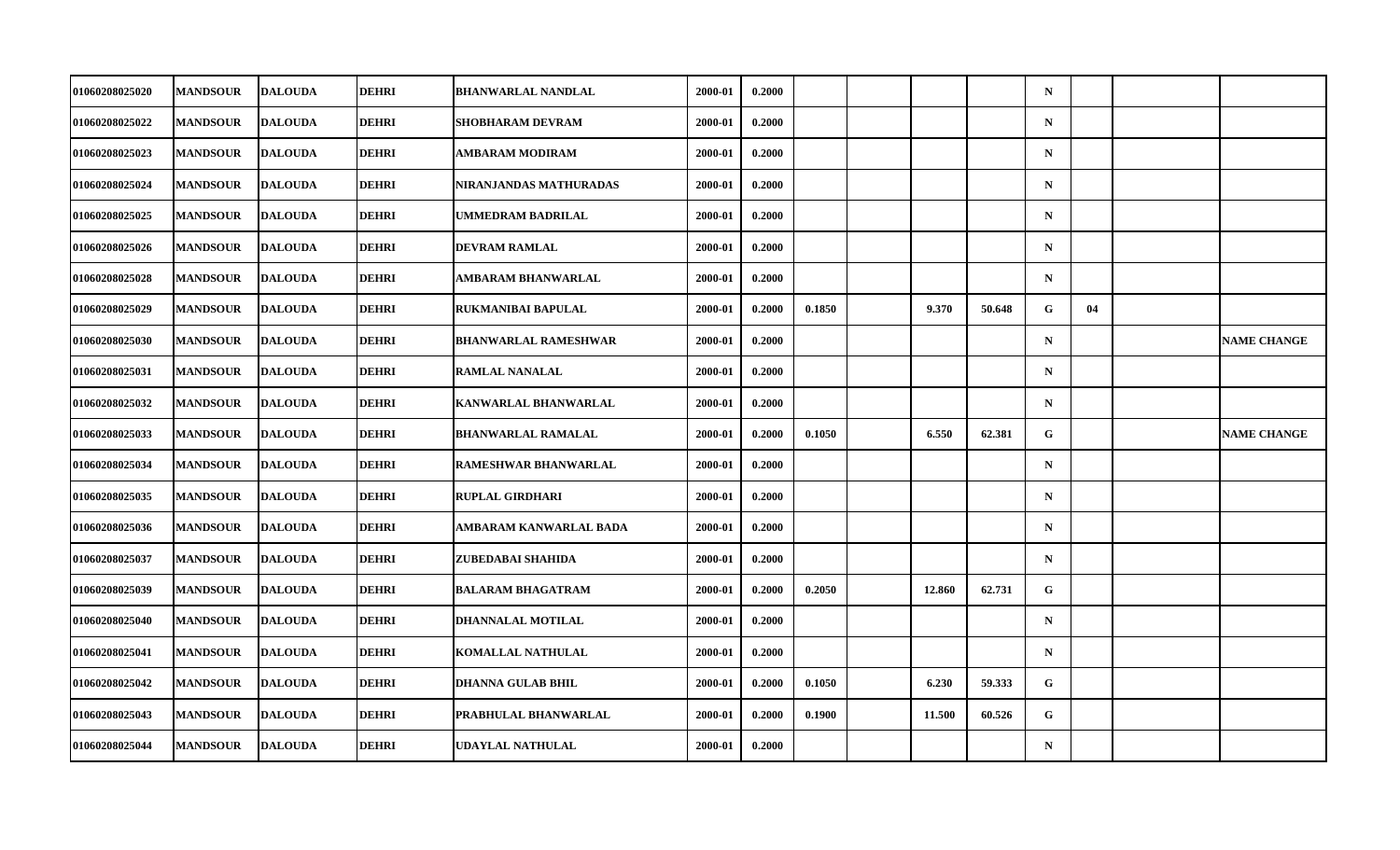| | | | | | | | | | | | | | | |
|---|---|---|---|---|---|---|---|---|---|---|---|---|---|---|
| 01060208025020 | MANDSOUR | DALOUDA | DEHRI | BHANWARLAL NANDLAL | 2000-01 | 0.2000 | | | | | N | | | |
| 01060208025022 | MANDSOUR | DALOUDA | DEHRI | SHOBHARAM DEVRAM | 2000-01 | 0.2000 | | | | | N | | | |
| 01060208025023 | MANDSOUR | DALOUDA | DEHRI | AMBARAM MODIRAM | 2000-01 | 0.2000 | | | | | N | | | |
| 01060208025024 | MANDSOUR | DALOUDA | DEHRI | NIRANJANDAS MATHURADAS | 2000-01 | 0.2000 | | | | | N | | | |
| 01060208025025 | MANDSOUR | DALOUDA | DEHRI | UMMEDRAM BADRILAL | 2000-01 | 0.2000 | | | | | N | | | |
| 01060208025026 | MANDSOUR | DALOUDA | DEHRI | DEVRAM RAMLAL | 2000-01 | 0.2000 | | | | | N | | | |
| 01060208025028 | MANDSOUR | DALOUDA | DEHRI | AMBARAM BHANWARLAL | 2000-01 | 0.2000 | | | | | N | | | |
| 01060208025029 | MANDSOUR | DALOUDA | DEHRI | RUKMANIBAI BAPULAL | 2000-01 | 0.2000 | 0.1850 | | 9.370 | 50.648 | G | 04 | | |
| 01060208025030 | MANDSOUR | DALOUDA | DEHRI | BHANWARLAL RAMESHWAR | 2000-01 | 0.2000 | | | | | N | | | NAME CHANGE |
| 01060208025031 | MANDSOUR | DALOUDA | DEHRI | RAMLAL NANALAL | 2000-01 | 0.2000 | | | | | N | | | |
| 01060208025032 | MANDSOUR | DALOUDA | DEHRI | KANWARLAL BHANWARLAL | 2000-01 | 0.2000 | | | | | N | | | |
| 01060208025033 | MANDSOUR | DALOUDA | DEHRI | BHANWARLAL RAMALAL | 2000-01 | 0.2000 | 0.1050 | | 6.550 | 62.381 | G | | | NAME CHANGE |
| 01060208025034 | MANDSOUR | DALOUDA | DEHRI | RAMESHWAR BHANWARLAL | 2000-01 | 0.2000 | | | | | N | | | |
| 01060208025035 | MANDSOUR | DALOUDA | DEHRI | RUPLAL GIRDHARI | 2000-01 | 0.2000 | | | | | N | | | |
| 01060208025036 | MANDSOUR | DALOUDA | DEHRI | AMBARAM KANWARLAL BADA | 2000-01 | 0.2000 | | | | | N | | | |
| 01060208025037 | MANDSOUR | DALOUDA | DEHRI | ZUBEDABAI SHAHIDA | 2000-01 | 0.2000 | | | | | N | | | |
| 01060208025039 | MANDSOUR | DALOUDA | DEHRI | BALARAM BHAGATRAM | 2000-01 | 0.2000 | 0.2050 | | 12.860 | 62.731 | G | | | |
| 01060208025040 | MANDSOUR | DALOUDA | DEHRI | DHANNALAL MOTILAL | 2000-01 | 0.2000 | | | | | N | | | |
| 01060208025041 | MANDSOUR | DALOUDA | DEHRI | KOMALLAL NATHULAL | 2000-01 | 0.2000 | | | | | N | | | |
| 01060208025042 | MANDSOUR | DALOUDA | DEHRI | DHANNA GULAB BHIL | 2000-01 | 0.2000 | 0.1050 | | 6.230 | 59.333 | G | | | |
| 01060208025043 | MANDSOUR | DALOUDA | DEHRI | PRABHULAL BHANWARLAL | 2000-01 | 0.2000 | 0.1900 | | 11.500 | 60.526 | G | | | |
| 01060208025044 | MANDSOUR | DALOUDA | DEHRI | UDAYLAL NATHULAL | 2000-01 | 0.2000 | | | | | N | | | |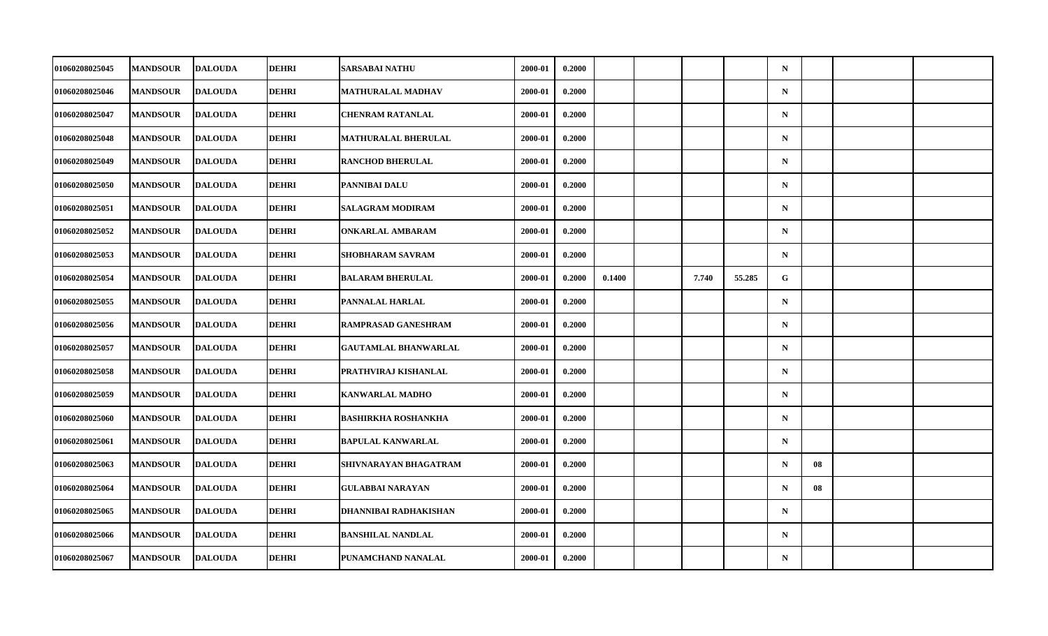| | | | | | | | | | | | | | | |
|---|---|---|---|---|---|---|---|---|---|---|---|---|---|---|
| 01060208025045 | MANDSOUR | DALOUDA | DEHRI | SARSABAI NATHU | 2000-01 | 0.2000 | | | | | N | | | |
| 01060208025046 | MANDSOUR | DALOUDA | DEHRI | MATHURALAL MADHAV | 2000-01 | 0.2000 | | | | | N | | | |
| 01060208025047 | MANDSOUR | DALOUDA | DEHRI | CHENRAM RATANLAL | 2000-01 | 0.2000 | | | | | N | | | |
| 01060208025048 | MANDSOUR | DALOUDA | DEHRI | MATHURALAL BHERULAL | 2000-01 | 0.2000 | | | | | N | | | |
| 01060208025049 | MANDSOUR | DALOUDA | DEHRI | RANCHOD BHERULAL | 2000-01 | 0.2000 | | | | | N | | | |
| 01060208025050 | MANDSOUR | DALOUDA | DEHRI | PANNIBAI DALU | 2000-01 | 0.2000 | | | | | N | | | |
| 01060208025051 | MANDSOUR | DALOUDA | DEHRI | SALAGRAM MODIRAM | 2000-01 | 0.2000 | | | | | N | | | |
| 01060208025052 | MANDSOUR | DALOUDA | DEHRI | ONKARLAL AMBARAM | 2000-01 | 0.2000 | | | | | N | | | |
| 01060208025053 | MANDSOUR | DALOUDA | DEHRI | SHOBHARAM SAVRAM | 2000-01 | 0.2000 | | | | | N | | | |
| 01060208025054 | MANDSOUR | DALOUDA | DEHRI | BALARAM BHERULAL | 2000-01 | 0.2000 | 0.1400 | | 7.740 | 55.285 | G | | | |
| 01060208025055 | MANDSOUR | DALOUDA | DEHRI | PANNALAL HARLAL | 2000-01 | 0.2000 | | | | | N | | | |
| 01060208025056 | MANDSOUR | DALOUDA | DEHRI | RAMPRASAD GANESHRAM | 2000-01 | 0.2000 | | | | | N | | | |
| 01060208025057 | MANDSOUR | DALOUDA | DEHRI | GAUTAMLAL BHANWARLAL | 2000-01 | 0.2000 | | | | | N | | | |
| 01060208025058 | MANDSOUR | DALOUDA | DEHRI | PRATHVIRAJ KISHANLAL | 2000-01 | 0.2000 | | | | | N | | | |
| 01060208025059 | MANDSOUR | DALOUDA | DEHRI | KANWARLAL MADHO | 2000-01 | 0.2000 | | | | | N | | | |
| 01060208025060 | MANDSOUR | DALOUDA | DEHRI | BASHIRKHA ROSHANKHA | 2000-01 | 0.2000 | | | | | N | | | |
| 01060208025061 | MANDSOUR | DALOUDA | DEHRI | BAPULAL KANWARLAL | 2000-01 | 0.2000 | | | | | N | | | |
| 01060208025063 | MANDSOUR | DALOUDA | DEHRI | SHIVNARAYAN BHAGATRAM | 2000-01 | 0.2000 | | | | | N | 08 | | |
| 01060208025064 | MANDSOUR | DALOUDA | DEHRI | GULABBAI NARAYAN | 2000-01 | 0.2000 | | | | | N | 08 | | |
| 01060208025065 | MANDSOUR | DALOUDA | DEHRI | DHANNIBAI RADHAKISHAN | 2000-01 | 0.2000 | | | | | N | | | |
| 01060208025066 | MANDSOUR | DALOUDA | DEHRI | BANSHILAL NANDLAL | 2000-01 | 0.2000 | | | | | N | | | |
| 01060208025067 | MANDSOUR | DALOUDA | DEHRI | PUNAMCHAND NANALAL | 2000-01 | 0.2000 | | | | | N | | | |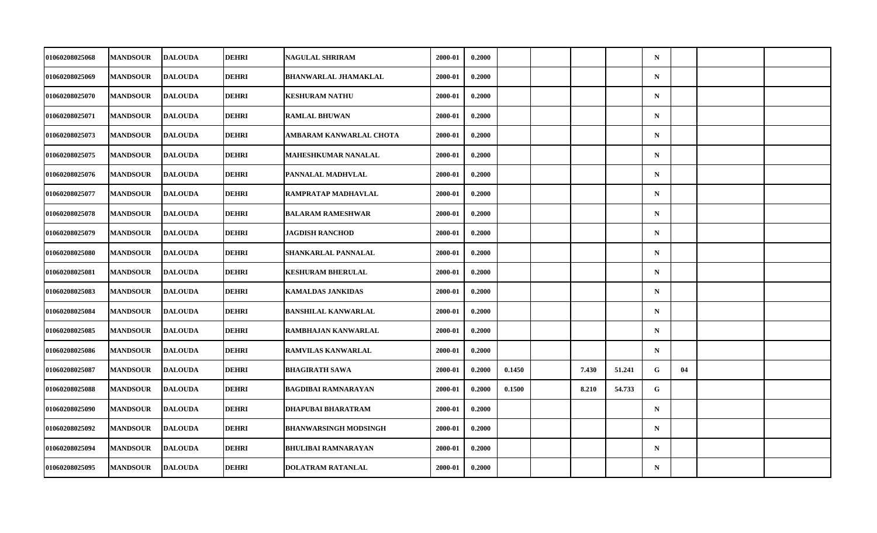| | | | | | | | | | | | | | | | |
|---|---|---|---|---|---|---|---|---|---|---|---|---|---|---|---|
| 01060208025068 | MANDSOUR | DALOUDA | DEHRI | NAGULAL SHRIRAM | 2000-01 | 0.2000 | | | | | N | | | |
| 01060208025069 | MANDSOUR | DALOUDA | DEHRI | BHANWARLAL JHAMAKLAL | 2000-01 | 0.2000 | | | | | N | | | |
| 01060208025070 | MANDSOUR | DALOUDA | DEHRI | KESHURAM NATHU | 2000-01 | 0.2000 | | | | | N | | | |
| 01060208025071 | MANDSOUR | DALOUDA | DEHRI | RAMLAL BHUWAN | 2000-01 | 0.2000 | | | | | N | | | |
| 01060208025073 | MANDSOUR | DALOUDA | DEHRI | AMBARAM KANWARLAL CHOTA | 2000-01 | 0.2000 | | | | | N | | | |
| 01060208025075 | MANDSOUR | DALOUDA | DEHRI | MAHESHKUMAR NANALAL | 2000-01 | 0.2000 | | | | | N | | | |
| 01060208025076 | MANDSOUR | DALOUDA | DEHRI | PANNALAL MADHVLAL | 2000-01 | 0.2000 | | | | | N | | | |
| 01060208025077 | MANDSOUR | DALOUDA | DEHRI | RAMPRATAP MADHAVLAL | 2000-01 | 0.2000 | | | | | N | | | |
| 01060208025078 | MANDSOUR | DALOUDA | DEHRI | BALARAM RAMESHWAR | 2000-01 | 0.2000 | | | | | N | | | |
| 01060208025079 | MANDSOUR | DALOUDA | DEHRI | JAGDISH RANCHOD | 2000-01 | 0.2000 | | | | | N | | | |
| 01060208025080 | MANDSOUR | DALOUDA | DEHRI | SHANKARLAL PANNALAL | 2000-01 | 0.2000 | | | | | N | | | |
| 01060208025081 | MANDSOUR | DALOUDA | DEHRI | KESHURAM BHERULAL | 2000-01 | 0.2000 | | | | | N | | | |
| 01060208025083 | MANDSOUR | DALOUDA | DEHRI | KAMALDAS JANKIDAS | 2000-01 | 0.2000 | | | | | N | | | |
| 01060208025084 | MANDSOUR | DALOUDA | DEHRI | BANSHILAL KANWARLAL | 2000-01 | 0.2000 | | | | | N | | | |
| 01060208025085 | MANDSOUR | DALOUDA | DEHRI | RAMBHAJAN KANWARLAL | 2000-01 | 0.2000 | | | | | N | | | |
| 01060208025086 | MANDSOUR | DALOUDA | DEHRI | RAMVILAS KANWARLAL | 2000-01 | 0.2000 | | | | | N | | | |
| 01060208025087 | MANDSOUR | DALOUDA | DEHRI | BHAGIRATH SAWA | 2000-01 | 0.2000 | 0.1450 | | 7.430 | 51.241 | G | 04 | | |
| 01060208025088 | MANDSOUR | DALOUDA | DEHRI | BAGDIBAI RAMNARAYAN | 2000-01 | 0.2000 | 0.1500 | | 8.210 | 54.733 | G | | | |
| 01060208025090 | MANDSOUR | DALOUDA | DEHRI | DHAPUBAI BHARATRAM | 2000-01 | 0.2000 | | | | | N | | | |
| 01060208025092 | MANDSOUR | DALOUDA | DEHRI | BHANWARSINGH MODSINGH | 2000-01 | 0.2000 | | | | | N | | | |
| 01060208025094 | MANDSOUR | DALOUDA | DEHRI | BHULIBAI RAMNARAYAN | 2000-01 | 0.2000 | | | | | N | | | |
| 01060208025095 | MANDSOUR | DALOUDA | DEHRI | DOLATRAM RATANLAL | 2000-01 | 0.2000 | | | | | N | | | |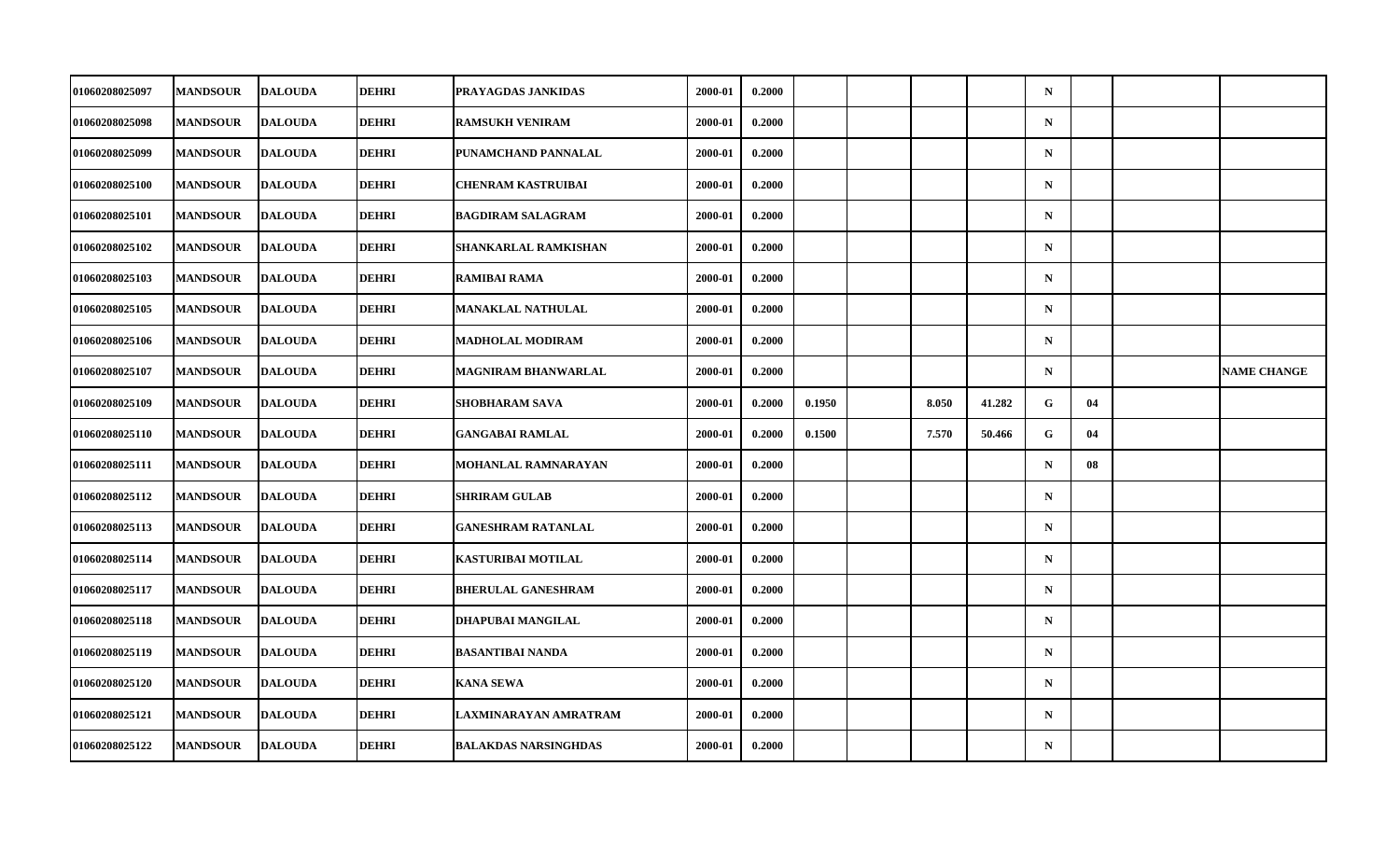| | | | | | | | | | | | | | | |
|---|---|---|---|---|---|---|---|---|---|---|---|---|---|---|
| 01060208025097 | MANDSOUR | DALOUDA | DEHRI | PRAYAGDAS JANKIDAS | 2000-01 | 0.2000 | | | | | N | | | |
| 01060208025098 | MANDSOUR | DALOUDA | DEHRI | RAMSUKH VENIRAM | 2000-01 | 0.2000 | | | | | N | | | |
| 01060208025099 | MANDSOUR | DALOUDA | DEHRI | PUNAMCHAND PANNALAL | 2000-01 | 0.2000 | | | | | N | | | |
| 01060208025100 | MANDSOUR | DALOUDA | DEHRI | CHENRAM KASTRUIBAI | 2000-01 | 0.2000 | | | | | N | | | |
| 01060208025101 | MANDSOUR | DALOUDA | DEHRI | BAGDIRAM SALAGRAM | 2000-01 | 0.2000 | | | | | N | | | |
| 01060208025102 | MANDSOUR | DALOUDA | DEHRI | SHANKARLAL RAMKISHAN | 2000-01 | 0.2000 | | | | | N | | | |
| 01060208025103 | MANDSOUR | DALOUDA | DEHRI | RAMIBAI RAMA | 2000-01 | 0.2000 | | | | | N | | | |
| 01060208025105 | MANDSOUR | DALOUDA | DEHRI | MANAKLAL NATHULAL | 2000-01 | 0.2000 | | | | | N | | | |
| 01060208025106 | MANDSOUR | DALOUDA | DEHRI | MADHOLAL MODIRAM | 2000-01 | 0.2000 | | | | | N | | | |
| 01060208025107 | MANDSOUR | DALOUDA | DEHRI | MAGNIRAM BHANWARLAL | 2000-01 | 0.2000 | | | | | N | | | NAME CHANGE |
| 01060208025109 | MANDSOUR | DALOUDA | DEHRI | SHOBHARAM SAVA | 2000-01 | 0.2000 | 0.1950 | | 8.050 | 41.282 | G | 04 | | |
| 01060208025110 | MANDSOUR | DALOUDA | DEHRI | GANGABAI RAMLAL | 2000-01 | 0.2000 | 0.1500 | | 7.570 | 50.466 | G | 04 | | |
| 01060208025111 | MANDSOUR | DALOUDA | DEHRI | MOHANLAL RAMNARAYAN | 2000-01 | 0.2000 | | | | | N | 08 | | |
| 01060208025112 | MANDSOUR | DALOUDA | DEHRI | SHRIRAM GULAB | 2000-01 | 0.2000 | | | | | N | | | |
| 01060208025113 | MANDSOUR | DALOUDA | DEHRI | GANESHRAM RATANLAL | 2000-01 | 0.2000 | | | | | N | | | |
| 01060208025114 | MANDSOUR | DALOUDA | DEHRI | KASTURIBAI MOTILAL | 2000-01 | 0.2000 | | | | | N | | | |
| 01060208025117 | MANDSOUR | DALOUDA | DEHRI | BHERULAL GANESHRAM | 2000-01 | 0.2000 | | | | | N | | | |
| 01060208025118 | MANDSOUR | DALOUDA | DEHRI | DHAPUBAI MANGILAL | 2000-01 | 0.2000 | | | | | N | | | |
| 01060208025119 | MANDSOUR | DALOUDA | DEHRI | BASANTIBAI NANDA | 2000-01 | 0.2000 | | | | | N | | | |
| 01060208025120 | MANDSOUR | DALOUDA | DEHRI | KANA SEWA | 2000-01 | 0.2000 | | | | | N | | | |
| 01060208025121 | MANDSOUR | DALOUDA | DEHRI | LAXMINARAYAN AMRATRAM | 2000-01 | 0.2000 | | | | | N | | | |
| 01060208025122 | MANDSOUR | DALOUDA | DEHRI | BALAKDAS NARSINGHDAS | 2000-01 | 0.2000 | | | | | N | | | |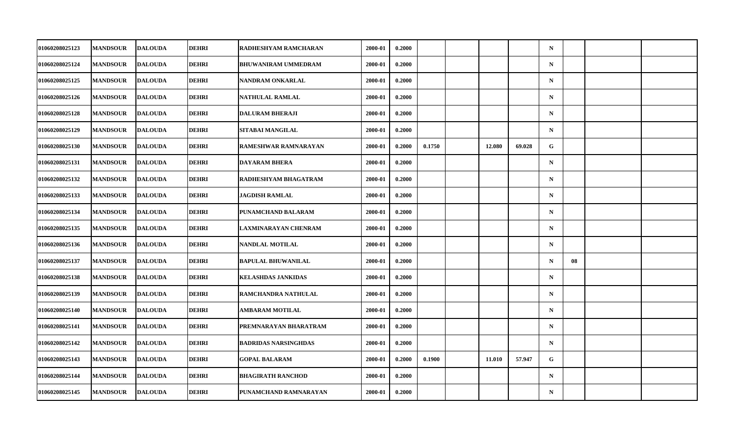| | | | | | | | | | | | | | | |
|---|---|---|---|---|---|---|---|---|---|---|---|---|---|---|
| 01060208025123 | MANDSOUR | DALOUDA | DEHRI | RADHESHYAM RAMCHARAN | 2000-01 | 0.2000 | | | | | N | | | |
| 01060208025124 | MANDSOUR | DALOUDA | DEHRI | BHUWANIRAM UMMEDRAM | 2000-01 | 0.2000 | | | | | N | | | |
| 01060208025125 | MANDSOUR | DALOUDA | DEHRI | NANDRAM ONKARLAL | 2000-01 | 0.2000 | | | | | N | | | |
| 01060208025126 | MANDSOUR | DALOUDA | DEHRI | NATHULAL RAMLAL | 2000-01 | 0.2000 | | | | | N | | | |
| 01060208025128 | MANDSOUR | DALOUDA | DEHRI | DALURAM BHERAJI | 2000-01 | 0.2000 | | | | | N | | | |
| 01060208025129 | MANDSOUR | DALOUDA | DEHRI | SITABAI MANGILAL | 2000-01 | 0.2000 | | | | | N | | | |
| 01060208025130 | MANDSOUR | DALOUDA | DEHRI | RAMESHWAR RAMNARAYAN | 2000-01 | 0.2000 | 0.1750 | | 12.080 | 69.028 | G | | | |
| 01060208025131 | MANDSOUR | DALOUDA | DEHRI | DAYARAM BHERA | 2000-01 | 0.2000 | | | | | N | | | |
| 01060208025132 | MANDSOUR | DALOUDA | DEHRI | RADHESHYAM BHAGATRAM | 2000-01 | 0.2000 | | | | | N | | | |
| 01060208025133 | MANDSOUR | DALOUDA | DEHRI | JAGDISH RAMLAL | 2000-01 | 0.2000 | | | | | N | | | |
| 01060208025134 | MANDSOUR | DALOUDA | DEHRI | PUNAMCHAND BALARAM | 2000-01 | 0.2000 | | | | | N | | | |
| 01060208025135 | MANDSOUR | DALOUDA | DEHRI | LAXMINARAYAN CHENRAM | 2000-01 | 0.2000 | | | | | N | | | |
| 01060208025136 | MANDSOUR | DALOUDA | DEHRI | NANDLAL MOTILAL | 2000-01 | 0.2000 | | | | | N | | | |
| 01060208025137 | MANDSOUR | DALOUDA | DEHRI | BAPULAL BHUWANILAL | 2000-01 | 0.2000 | | | | | N | 08 | | |
| 01060208025138 | MANDSOUR | DALOUDA | DEHRI | KELASHDAS JANKIDAS | 2000-01 | 0.2000 | | | | | N | | | |
| 01060208025139 | MANDSOUR | DALOUDA | DEHRI | RAMCHANDRA NATHULAL | 2000-01 | 0.2000 | | | | | N | | | |
| 01060208025140 | MANDSOUR | DALOUDA | DEHRI | AMBARAM MOTILAL | 2000-01 | 0.2000 | | | | | N | | | |
| 01060208025141 | MANDSOUR | DALOUDA | DEHRI | PREMNARAYAN BHARATRAM | 2000-01 | 0.2000 | | | | | N | | | |
| 01060208025142 | MANDSOUR | DALOUDA | DEHRI | BADRIDAS NARSINGHDAS | 2000-01 | 0.2000 | | | | | N | | | |
| 01060208025143 | MANDSOUR | DALOUDA | DEHRI | GOPAL BALARAM | 2000-01 | 0.2000 | 0.1900 | | 11.010 | 57.947 | G | | | |
| 01060208025144 | MANDSOUR | DALOUDA | DEHRI | BHAGIRATH RANCHOD | 2000-01 | 0.2000 | | | | | N | | | |
| 01060208025145 | MANDSOUR | DALOUDA | DEHRI | PUNAMCHAND RAMNARAYAN | 2000-01 | 0.2000 | | | | | N | | | |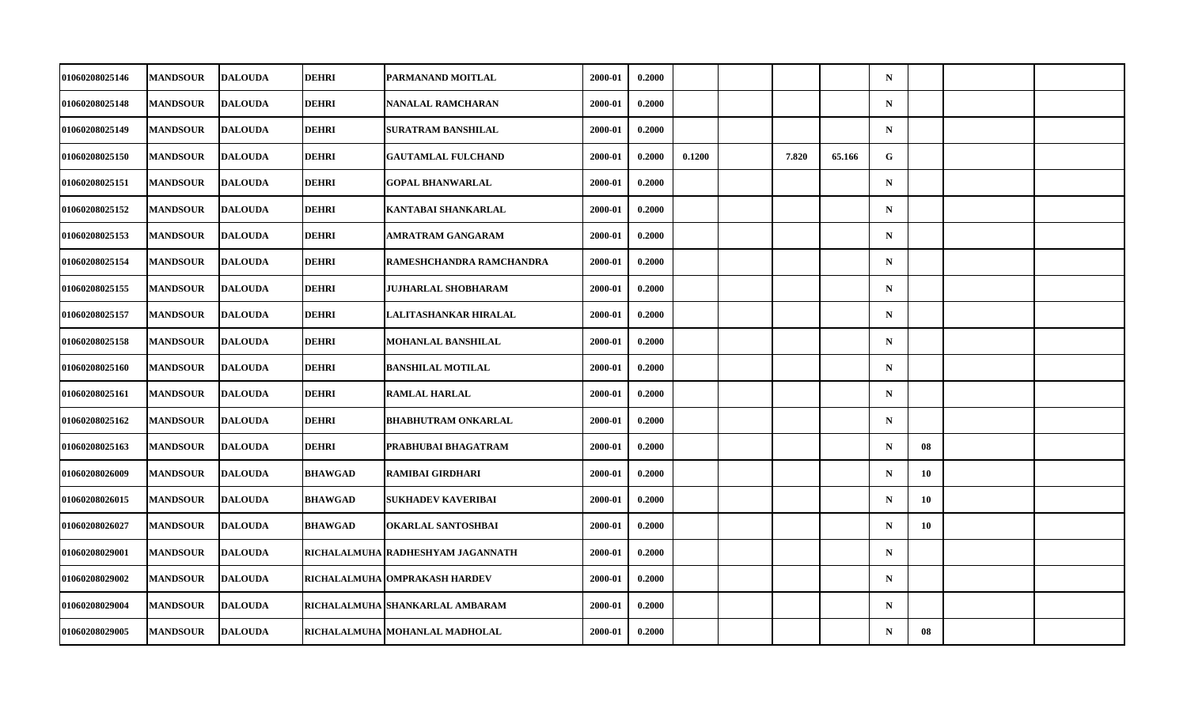| | | | | | | | | | | | | | | |
|---|---|---|---|---|---|---|---|---|---|---|---|---|---|---|
| 01060208025146 | MANDSOUR | DALOUDA | DEHRI | PARMANAND MOITLAL | 2000-01 | 0.2000 | | | | | N | | | |
| 01060208025148 | MANDSOUR | DALOUDA | DEHRI | NANALAL RAMCHARAN | 2000-01 | 0.2000 | | | | | N | | | |
| 01060208025149 | MANDSOUR | DALOUDA | DEHRI | SURATRAM BANSHILAL | 2000-01 | 0.2000 | | | | | N | | | |
| 01060208025150 | MANDSOUR | DALOUDA | DEHRI | GAUTAMLAL FULCHAND | 2000-01 | 0.2000 | 0.1200 | | 7.820 | 65.166 | G | | | |
| 01060208025151 | MANDSOUR | DALOUDA | DEHRI | GOPAL BHANWARLAL | 2000-01 | 0.2000 | | | | | N | | | |
| 01060208025152 | MANDSOUR | DALOUDA | DEHRI | KANTABAI SHANKARLAL | 2000-01 | 0.2000 | | | | | N | | | |
| 01060208025153 | MANDSOUR | DALOUDA | DEHRI | AMRATRAM GANGARAM | 2000-01 | 0.2000 | | | | | N | | | |
| 01060208025154 | MANDSOUR | DALOUDA | DEHRI | RAMESHCHANDRA RAMCHANDRA | 2000-01 | 0.2000 | | | | | N | | | |
| 01060208025155 | MANDSOUR | DALOUDA | DEHRI | JUJHARLAL SHOBHARAM | 2000-01 | 0.2000 | | | | | N | | | |
| 01060208025157 | MANDSOUR | DALOUDA | DEHRI | LALITASHANKAR HIRALAL | 2000-01 | 0.2000 | | | | | N | | | |
| 01060208025158 | MANDSOUR | DALOUDA | DEHRI | MOHANLAL BANSHILAL | 2000-01 | 0.2000 | | | | | N | | | |
| 01060208025160 | MANDSOUR | DALOUDA | DEHRI | BANSHILAL MOTILAL | 2000-01 | 0.2000 | | | | | N | | | |
| 01060208025161 | MANDSOUR | DALOUDA | DEHRI | RAMLAL HARLAL | 2000-01 | 0.2000 | | | | | N | | | |
| 01060208025162 | MANDSOUR | DALOUDA | DEHRI | BHABHUTRAM ONKARLAL | 2000-01 | 0.2000 | | | | | N | | | |
| 01060208025163 | MANDSOUR | DALOUDA | DEHRI | PRABHUBAI BHAGATRAM | 2000-01 | 0.2000 | | | | | N | 08 | | |
| 01060208026009 | MANDSOUR | DALOUDA | BHAWGAD | RAMIBAI GIRDHARI | 2000-01 | 0.2000 | | | | | N | 10 | | |
| 01060208026015 | MANDSOUR | DALOUDA | BHAWGAD | SUKHADEV KAVERIBAI | 2000-01 | 0.2000 | | | | | N | 10 | | |
| 01060208026027 | MANDSOUR | DALOUDA | BHAWGAD | OKARLAL SANTOSHBAI | 2000-01 | 0.2000 | | | | | N | 10 | | |
| 01060208029001 | MANDSOUR | DALOUDA | RICHALALMUHA | RADHESHYAM JAGANNATH | 2000-01 | 0.2000 | | | | | N | | | |
| 01060208029002 | MANDSOUR | DALOUDA | RICHALALMUHA | OMPRAKASH HARDEV | 2000-01 | 0.2000 | | | | | N | | | |
| 01060208029004 | MANDSOUR | DALOUDA | RICHALALMUHA | SHANKARLAL AMBARAM | 2000-01 | 0.2000 | | | | | N | | | |
| 01060208029005 | MANDSOUR | DALOUDA | RICHALALMUHA | MOHANLAL MADHOLAL | 2000-01 | 0.2000 | | | | | N | 08 | | |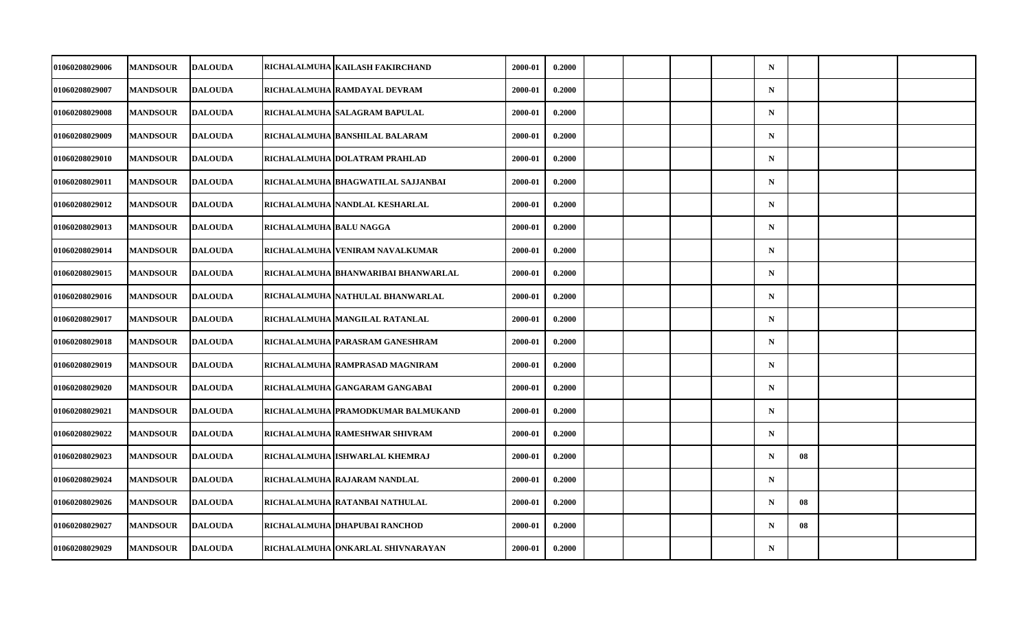| | | | | | | | | | | | | | | |
|---|---|---|---|---|---|---|---|---|---|---|---|---|---|---|
| 01060208029006 | MANDSOUR | DALOUDA | RICHALALMUHA | KAILASH FAKIRCHAND | 2000-01 | 0.2000 | | | | | N | | | |
| 01060208029007 | MANDSOUR | DALOUDA | RICHALALMUHA | RAMDAYAL DEVRAM | 2000-01 | 0.2000 | | | | | N | | | |
| 01060208029008 | MANDSOUR | DALOUDA | RICHALALMUHA | SALAGRAM BAPULAL | 2000-01 | 0.2000 | | | | | N | | | |
| 01060208029009 | MANDSOUR | DALOUDA | RICHALALMUHA | BANSHILAL BALARAM | 2000-01 | 0.2000 | | | | | N | | | |
| 01060208029010 | MANDSOUR | DALOUDA | RICHALALMUHA | DOLATRAM PRAHLAD | 2000-01 | 0.2000 | | | | | N | | | |
| 01060208029011 | MANDSOUR | DALOUDA | RICHALALMUHA | BHAGWATILAL SAJJANBAI | 2000-01 | 0.2000 | | | | | N | | | |
| 01060208029012 | MANDSOUR | DALOUDA | RICHALALMUHA | NANDLAL KESHARLAL | 2000-01 | 0.2000 | | | | | N | | | |
| 01060208029013 | MANDSOUR | DALOUDA | RICHALALMUHA | BALU NAGGA | 2000-01 | 0.2000 | | | | | N | | | |
| 01060208029014 | MANDSOUR | DALOUDA | RICHALALMUHA | VENIRAM NAVALKUMAR | 2000-01 | 0.2000 | | | | | N | | | |
| 01060208029015 | MANDSOUR | DALOUDA | RICHALALMUHA | BHANWARIBAI BHANWARLAL | 2000-01 | 0.2000 | | | | | N | | | |
| 01060208029016 | MANDSOUR | DALOUDA | RICHALALMUHA | NATHULAL BHANWARLAL | 2000-01 | 0.2000 | | | | | N | | | |
| 01060208029017 | MANDSOUR | DALOUDA | RICHALALMUHA | MANGILAL RATANLAL | 2000-01 | 0.2000 | | | | | N | | | |
| 01060208029018 | MANDSOUR | DALOUDA | RICHALALMUHA | PARASRAM GANESHRAM | 2000-01 | 0.2000 | | | | | N | | | |
| 01060208029019 | MANDSOUR | DALOUDA | RICHALALMUHA | RAMPRASAD MAGNIRAM | 2000-01 | 0.2000 | | | | | N | | | |
| 01060208029020 | MANDSOUR | DALOUDA | RICHALALMUHA | GANGARAM GANGABAI | 2000-01 | 0.2000 | | | | | N | | | |
| 01060208029021 | MANDSOUR | DALOUDA | RICHALALMUHA | PRAMODKUMAR BALMUKAND | 2000-01 | 0.2000 | | | | | N | | | |
| 01060208029022 | MANDSOUR | DALOUDA | RICHALALMUHA | RAMESHWAR SHIVRAM | 2000-01 | 0.2000 | | | | | N | | | |
| 01060208029023 | MANDSOUR | DALOUDA | RICHALALMUHA | ISHWARLAL KHEMRAJ | 2000-01 | 0.2000 | | | | | N | 08 | | |
| 01060208029024 | MANDSOUR | DALOUDA | RICHALALMUHA | RAJARAM NANDLAL | 2000-01 | 0.2000 | | | | | N | | | |
| 01060208029026 | MANDSOUR | DALOUDA | RICHALALMUHA | RATANBAI NATHULAL | 2000-01 | 0.2000 | | | | | N | 08 | | |
| 01060208029027 | MANDSOUR | DALOUDA | RICHALALMUHA | DHAPUBAI RANCHOD | 2000-01 | 0.2000 | | | | | N | 08 | | |
| 01060208029029 | MANDSOUR | DALOUDA | RICHALALMUHA | ONKARLAL SHIVNARAYAN | 2000-01 | 0.2000 | | | | | N | | | |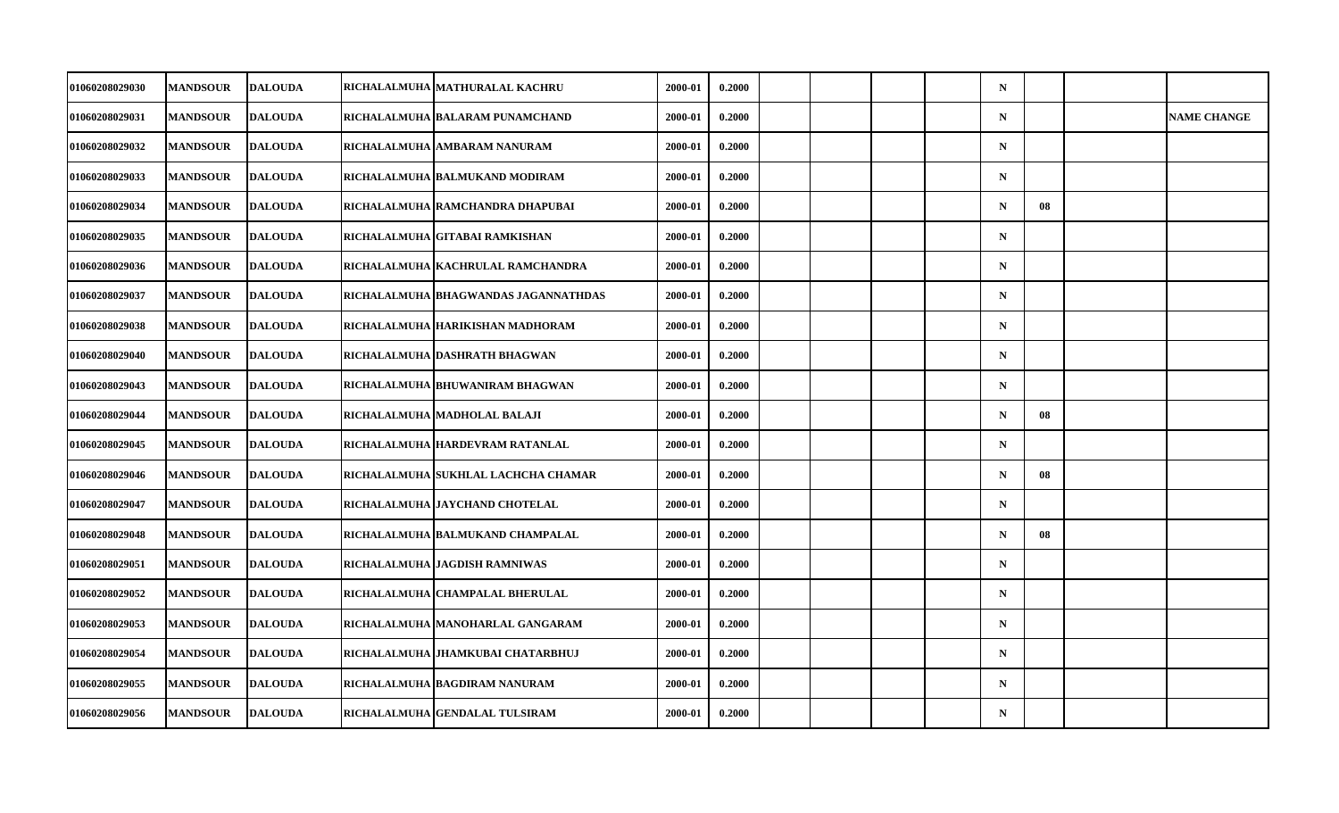| | | | | | | | | | | | | | | |
|---|---|---|---|---|---|---|---|---|---|---|---|---|---|---|
| 01060208029030 | MANDSOUR | DALOUDA | RICHALALMUHA | MATHURALAL KACHRU | 2000-01 | 0.2000 | | | | | N | | | |
| 01060208029031 | MANDSOUR | DALOUDA | RICHALALMUHA | BALARAM PUNAMCHAND | 2000-01 | 0.2000 | | | | | N | | | NAME CHANGE |
| 01060208029032 | MANDSOUR | DALOUDA | RICHALALMUHA | AMBARAM NANURAM | 2000-01 | 0.2000 | | | | | N | | | |
| 01060208029033 | MANDSOUR | DALOUDA | RICHALALMUHA | BALMUKAND MODIRAM | 2000-01 | 0.2000 | | | | | N | | | |
| 01060208029034 | MANDSOUR | DALOUDA | RICHALALMUHA | RAMCHANDRA DHAPUBAI | 2000-01 | 0.2000 | | | | | N | 08 | | |
| 01060208029035 | MANDSOUR | DALOUDA | RICHALALMUHA | GITABAI RAMKISHAN | 2000-01 | 0.2000 | | | | | N | | | |
| 01060208029036 | MANDSOUR | DALOUDA | RICHALALMUHA | KACHRULAL RAMCHANDRA | 2000-01 | 0.2000 | | | | | N | | | |
| 01060208029037 | MANDSOUR | DALOUDA | RICHALALMUHA | BHAGWANDAS JAGANNATHDAS | 2000-01 | 0.2000 | | | | | N | | | |
| 01060208029038 | MANDSOUR | DALOUDA | RICHALALMUHA | HARIKISHAN MADHORAM | 2000-01 | 0.2000 | | | | | N | | | |
| 01060208029040 | MANDSOUR | DALOUDA | RICHALALMUHA | DASHRATH BHAGWAN | 2000-01 | 0.2000 | | | | | N | | | |
| 01060208029043 | MANDSOUR | DALOUDA | RICHALALMUHA | BHUWANIRAM BHAGWAN | 2000-01 | 0.2000 | | | | | N | | | |
| 01060208029044 | MANDSOUR | DALOUDA | RICHALALMUHA | MADHOLAL BALAJI | 2000-01 | 0.2000 | | | | | N | 08 | | |
| 01060208029045 | MANDSOUR | DALOUDA | RICHALALMUHA | HARDEVRAM RATANLAL | 2000-01 | 0.2000 | | | | | N | | | |
| 01060208029046 | MANDSOUR | DALOUDA | RICHALALMUHA | SUKHLAL LACHCHA CHAMAR | 2000-01 | 0.2000 | | | | | N | 08 | | |
| 01060208029047 | MANDSOUR | DALOUDA | RICHALALMUHA | JAYCHAND CHOTELAL | 2000-01 | 0.2000 | | | | | N | | | |
| 01060208029048 | MANDSOUR | DALOUDA | RICHALALMUHA | BALMUKAND CHAMPALAL | 2000-01 | 0.2000 | | | | | N | 08 | | |
| 01060208029051 | MANDSOUR | DALOUDA | RICHALALMUHA | JAGDISH RAMNIWAS | 2000-01 | 0.2000 | | | | | N | | | |
| 01060208029052 | MANDSOUR | DALOUDA | RICHALALMUHA | CHAMPALAL BHERULAL | 2000-01 | 0.2000 | | | | | N | | | |
| 01060208029053 | MANDSOUR | DALOUDA | RICHALALMUHA | MANOHARLAL GANGARAM | 2000-01 | 0.2000 | | | | | N | | | |
| 01060208029054 | MANDSOUR | DALOUDA | RICHALALMUHA | JHAMKUBAI CHATARBHUJ | 2000-01 | 0.2000 | | | | | N | | | |
| 01060208029055 | MANDSOUR | DALOUDA | RICHALALMUHA | BAGDIRAM NANURAM | 2000-01 | 0.2000 | | | | | N | | | |
| 01060208029056 | MANDSOUR | DALOUDA | RICHALALMUHA | GENDALAL TULSIRAM | 2000-01 | 0.2000 | | | | | N | | | |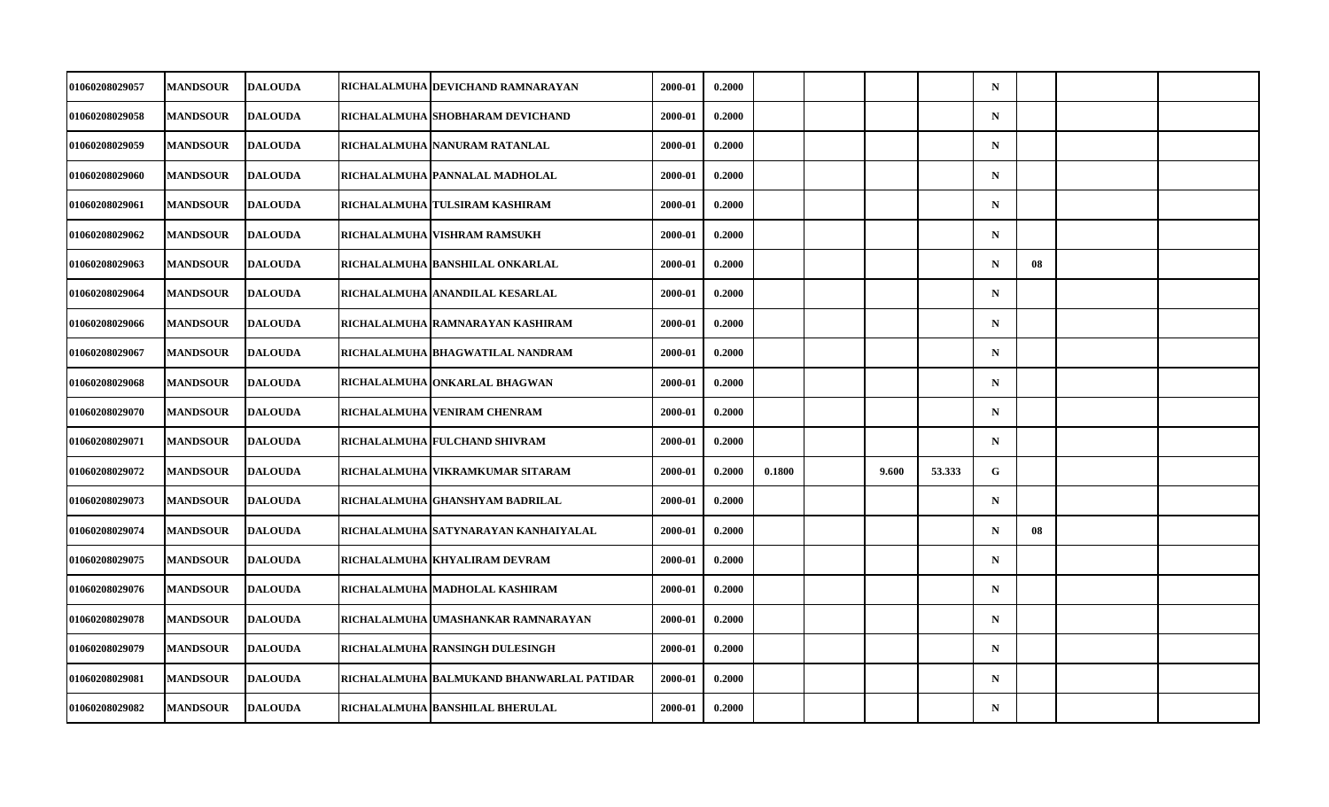| | | | | | | | | | | | | | | |
|---|---|---|---|---|---|---|---|---|---|---|---|---|---|---|
| 01060208029057 | MANDSOUR | DALOUDA | RICHALALMUHA | DEVICHAND RAMNARAYAN | 2000-01 | 0.2000 | | | | | N | | | |
| 01060208029058 | MANDSOUR | DALOUDA | RICHALALMUHA | SHOBHARAM DEVICHAND | 2000-01 | 0.2000 | | | | | N | | | |
| 01060208029059 | MANDSOUR | DALOUDA | RICHALALMUHA | NANURAM RATANLAL | 2000-01 | 0.2000 | | | | | N | | | |
| 01060208029060 | MANDSOUR | DALOUDA | RICHALALMUHA | PANNALAL MADHOLAL | 2000-01 | 0.2000 | | | | | N | | | |
| 01060208029061 | MANDSOUR | DALOUDA | RICHALALMUHA | TULSIRAM KASHIRAM | 2000-01 | 0.2000 | | | | | N | | | |
| 01060208029062 | MANDSOUR | DALOUDA | RICHALALMUHA | VISHRAM RAMSUKH | 2000-01 | 0.2000 | | | | | N | | | |
| 01060208029063 | MANDSOUR | DALOUDA | RICHALALMUHA | BANSHILAL ONKARLAL | 2000-01 | 0.2000 | | | | | N | 08 | | |
| 01060208029064 | MANDSOUR | DALOUDA | RICHALALMUHA | ANANDILAL KESARLAL | 2000-01 | 0.2000 | | | | | N | | | |
| 01060208029066 | MANDSOUR | DALOUDA | RICHALALMUHA | RAMNARAYAN KASHIRAM | 2000-01 | 0.2000 | | | | | N | | | |
| 01060208029067 | MANDSOUR | DALOUDA | RICHALALMUHA | BHAGWATILAL NANDRAM | 2000-01 | 0.2000 | | | | | N | | | |
| 01060208029068 | MANDSOUR | DALOUDA | RICHALALMUHA | ONKARLAL BHAGWAN | 2000-01 | 0.2000 | | | | | N | | | |
| 01060208029070 | MANDSOUR | DALOUDA | RICHALALMUHA | VENIRAM CHENRAM | 2000-01 | 0.2000 | | | | | N | | | |
| 01060208029071 | MANDSOUR | DALOUDA | RICHALALMUHA | FULCHAND SHIVRAM | 2000-01 | 0.2000 | | | | | N | | | |
| 01060208029072 | MANDSOUR | DALOUDA | RICHALALMUHA | VIKRAMKUMAR SITARAM | 2000-01 | 0.2000 | 0.1800 | | 9.600 | 53.333 | G | | | |
| 01060208029073 | MANDSOUR | DALOUDA | RICHALALMUHA | GHANSHYAM BADRILAL | 2000-01 | 0.2000 | | | | | N | | | |
| 01060208029074 | MANDSOUR | DALOUDA | RICHALALMUHA | SATYNARAYAN KANHAIYALAL | 2000-01 | 0.2000 | | | | | N | 08 | | |
| 01060208029075 | MANDSOUR | DALOUDA | RICHALALMUHA | KHYALIRAM DEVRAM | 2000-01 | 0.2000 | | | | | N | | | |
| 01060208029076 | MANDSOUR | DALOUDA | RICHALALMUHA | MADHOLAL KASHIRAM | 2000-01 | 0.2000 | | | | | N | | | |
| 01060208029078 | MANDSOUR | DALOUDA | RICHALALMUHA | UMASHANKAR RAMNARAYAN | 2000-01 | 0.2000 | | | | | N | | | |
| 01060208029079 | MANDSOUR | DALOUDA | RICHALALMUHA | RANSINGH DULESINGH | 2000-01 | 0.2000 | | | | | N | | | |
| 01060208029081 | MANDSOUR | DALOUDA | RICHALALMUHA | BALMUKAND BHANWARLAL PATIDAR | 2000-01 | 0.2000 | | | | | N | | | |
| 01060208029082 | MANDSOUR | DALOUDA | RICHALALMUHA | BANSHILAL BHERULAL | 2000-01 | 0.2000 | | | | | N | | | |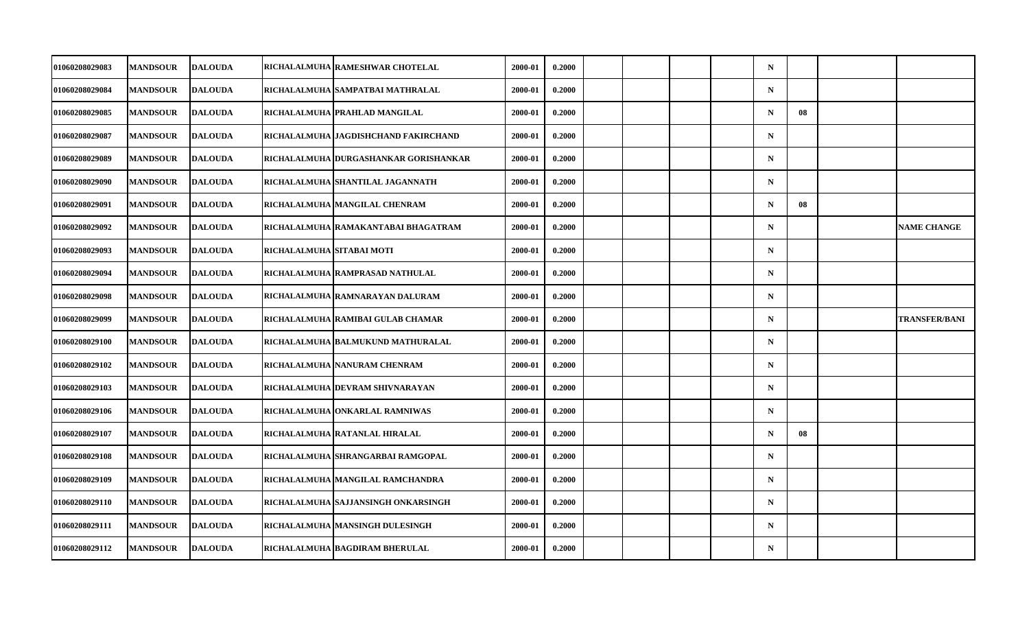| | | | | | | | | | | | | | | |
|---|---|---|---|---|---|---|---|---|---|---|---|---|---|---|
| 01060208029083 | MANDSOUR | DALOUDA | RICHALALMUHA | RAMESHWAR CHOTELAL | 2000-01 | 0.2000 | | | | | N | | | |
| 01060208029084 | MANDSOUR | DALOUDA | RICHALALMUHA | SAMPATBAI MATHRALAL | 2000-01 | 0.2000 | | | | | N | | | |
| 01060208029085 | MANDSOUR | DALOUDA | RICHALALMUHA | PRAHLAD MANGILAL | 2000-01 | 0.2000 | | | | | N | 08 | | |
| 01060208029087 | MANDSOUR | DALOUDA | RICHALALMUHA | JAGDISHCHAND FAKIRCHAND | 2000-01 | 0.2000 | | | | | N | | | |
| 01060208029089 | MANDSOUR | DALOUDA | RICHALALMUHA | DURGASHANKAR GORISHANKAR | 2000-01 | 0.2000 | | | | | N | | | |
| 01060208029090 | MANDSOUR | DALOUDA | RICHALALMUHA | SHANTILAL JAGANNATH | 2000-01 | 0.2000 | | | | | N | | | |
| 01060208029091 | MANDSOUR | DALOUDA | RICHALALMUHA | MANGILAL CHENRAM | 2000-01 | 0.2000 | | | | | N | 08 | | |
| 01060208029092 | MANDSOUR | DALOUDA | RICHALALMUHA | RAMAKANTABAI BHAGATRAM | 2000-01 | 0.2000 | | | | | N | | | NAME CHANGE |
| 01060208029093 | MANDSOUR | DALOUDA | RICHALALMUHA | SITABAI MOTI | 2000-01 | 0.2000 | | | | | N | | | |
| 01060208029094 | MANDSOUR | DALOUDA | RICHALALMUHA | RAMPRASAD NATHULAL | 2000-01 | 0.2000 | | | | | N | | | |
| 01060208029098 | MANDSOUR | DALOUDA | RICHALALMUHA | RAMNARAYAN DALURAM | 2000-01 | 0.2000 | | | | | N | | | |
| 01060208029099 | MANDSOUR | DALOUDA | RICHALALMUHA | RAMIBAI GULAB CHAMAR | 2000-01 | 0.2000 | | | | | N | | | TRANSFER/BANI |
| 01060208029100 | MANDSOUR | DALOUDA | RICHALALMUHA | BALMUKUND MATHURALAL | 2000-01 | 0.2000 | | | | | N | | | |
| 01060208029102 | MANDSOUR | DALOUDA | RICHALALMUHA | NANURAM CHENRAM | 2000-01 | 0.2000 | | | | | N | | | |
| 01060208029103 | MANDSOUR | DALOUDA | RICHALALMUHA | DEVRAM SHIVNARAYAN | 2000-01 | 0.2000 | | | | | N | | | |
| 01060208029106 | MANDSOUR | DALOUDA | RICHALALMUHA | ONKARLAL RAMNIWAS | 2000-01 | 0.2000 | | | | | N | | | |
| 01060208029107 | MANDSOUR | DALOUDA | RICHALALMUHA | RATANLAL HIRALAL | 2000-01 | 0.2000 | | | | | N | 08 | | |
| 01060208029108 | MANDSOUR | DALOUDA | RICHALALMUHA | SHRANGARBAI RAMGOPAL | 2000-01 | 0.2000 | | | | | N | | | |
| 01060208029109 | MANDSOUR | DALOUDA | RICHALALMUHA | MANGILAL RAMCHANDRA | 2000-01 | 0.2000 | | | | | N | | | |
| 01060208029110 | MANDSOUR | DALOUDA | RICHALALMUHA | SAJJANSINGH ONKARSINGH | 2000-01 | 0.2000 | | | | | N | | | |
| 01060208029111 | MANDSOUR | DALOUDA | RICHALALMUHA | MANSINGH DULESINGH | 2000-01 | 0.2000 | | | | | N | | | |
| 01060208029112 | MANDSOUR | DALOUDA | RICHALALMUHA | BAGDIRAM BHERULAL | 2000-01 | 0.2000 | | | | | N | | | |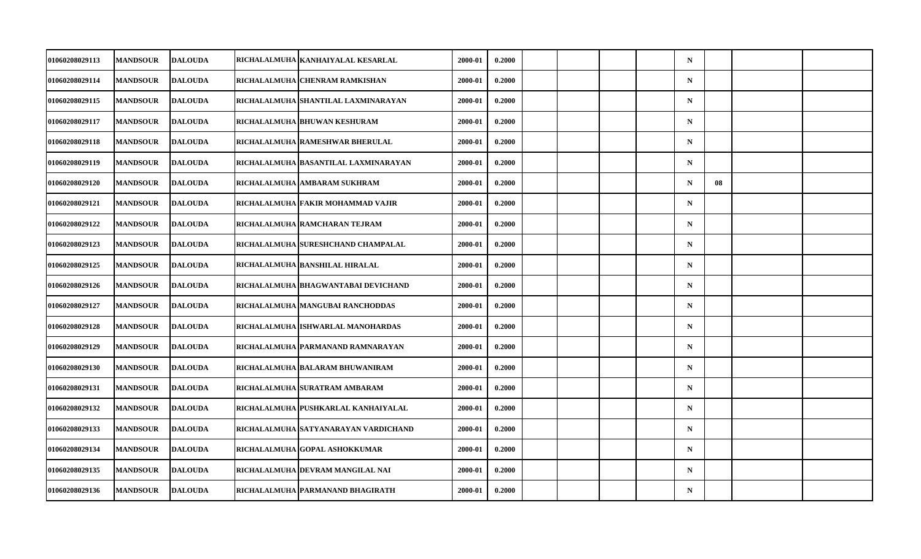| | | | | | | | | | | | | | | | |
|---|---|---|---|---|---|---|---|---|---|---|---|---|---|---|---|
| 01060208029113 | MANDSOUR | DALOUDA | RICHALALMUHA | KANHAIYALAL KESARLAL | 2000-01 | 0.2000 | | | | | N | | | |
| 01060208029114 | MANDSOUR | DALOUDA | RICHALALMUHA | CHENRAM RAMKISHAN | 2000-01 | 0.2000 | | | | | N | | | |
| 01060208029115 | MANDSOUR | DALOUDA | RICHALALMUHA | SHANTILAL LAXMINARAYAN | 2000-01 | 0.2000 | | | | | N | | | |
| 01060208029117 | MANDSOUR | DALOUDA | RICHALALMUHA | BHUWAN KESHURAM | 2000-01 | 0.2000 | | | | | N | | | |
| 01060208029118 | MANDSOUR | DALOUDA | RICHALALMUHA | RAMESHWAR BHERULAL | 2000-01 | 0.2000 | | | | | N | | | |
| 01060208029119 | MANDSOUR | DALOUDA | RICHALALMUHA | BASANTILAL LAXMINARAYAN | 2000-01 | 0.2000 | | | | | N | | | |
| 01060208029120 | MANDSOUR | DALOUDA | RICHALALMUHA | AMBARAM SUKHRAM | 2000-01 | 0.2000 | | | | | N | 08 | | |
| 01060208029121 | MANDSOUR | DALOUDA | RICHALALMUHA | FAKIR MOHAMMAD VAJIR | 2000-01 | 0.2000 | | | | | N | | | |
| 01060208029122 | MANDSOUR | DALOUDA | RICHALALMUHA | RAMCHARAN TEJRAM | 2000-01 | 0.2000 | | | | | N | | | |
| 01060208029123 | MANDSOUR | DALOUDA | RICHALALMUHA | SURESHCHAND CHAMPALAL | 2000-01 | 0.2000 | | | | | N | | | |
| 01060208029125 | MANDSOUR | DALOUDA | RICHALALMUHA | BANSHILAL HIRALAL | 2000-01 | 0.2000 | | | | | N | | | |
| 01060208029126 | MANDSOUR | DALOUDA | RICHALALMUHA | BHAGWANTABAI DEVICHAND | 2000-01 | 0.2000 | | | | | N | | | |
| 01060208029127 | MANDSOUR | DALOUDA | RICHALALMUHA | MANGUBAI RANCHODDAS | 2000-01 | 0.2000 | | | | | N | | | |
| 01060208029128 | MANDSOUR | DALOUDA | RICHALALMUHA | ISHWARLAL MANOHARDAS | 2000-01 | 0.2000 | | | | | N | | | |
| 01060208029129 | MANDSOUR | DALOUDA | RICHALALMUHA | PARMANAND RAMNARAYAN | 2000-01 | 0.2000 | | | | | N | | | |
| 01060208029130 | MANDSOUR | DALOUDA | RICHALALMUHA | BALARAM BHUWANIRAM | 2000-01 | 0.2000 | | | | | N | | | |
| 01060208029131 | MANDSOUR | DALOUDA | RICHALALMUHA | SURATRAM AMBARAM | 2000-01 | 0.2000 | | | | | N | | | |
| 01060208029132 | MANDSOUR | DALOUDA | RICHALALMUHA | PUSHKARLAL KANHAIYALAL | 2000-01 | 0.2000 | | | | | N | | | |
| 01060208029133 | MANDSOUR | DALOUDA | RICHALALMUHA | SATYANARAYAN VARDICHAND | 2000-01 | 0.2000 | | | | | N | | | |
| 01060208029134 | MANDSOUR | DALOUDA | RICHALALMUHA | GOPAL ASHOKKUMAR | 2000-01 | 0.2000 | | | | | N | | | |
| 01060208029135 | MANDSOUR | DALOUDA | RICHALALMUHA | DEVRAM MANGILAL NAI | 2000-01 | 0.2000 | | | | | N | | | |
| 01060208029136 | MANDSOUR | DALOUDA | RICHALALMUHA | PARMANAND BHAGIRATH | 2000-01 | 0.2000 | | | | | N | | | |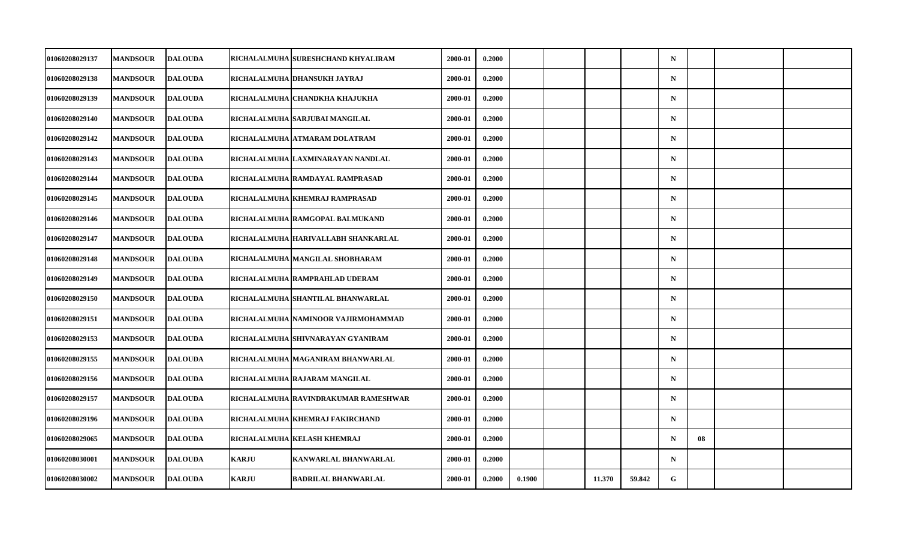| | | | | | | | | | | | | | | |
|---|---|---|---|---|---|---|---|---|---|---|---|---|---|---|
| 01060208029137 | MANDSOUR | DALOUDA | RICHALALMUHA | SURESHCHAND KHYALIRAM | 2000-01 | 0.2000 | | | | | N | | | |
| 01060208029138 | MANDSOUR | DALOUDA | RICHALALMUHA | DHANSUKH JAYRAJ | 2000-01 | 0.2000 | | | | | N | | | |
| 01060208029139 | MANDSOUR | DALOUDA | RICHALALMUHA | CHANDKHA KHAJUKHA | 2000-01 | 0.2000 | | | | | N | | | |
| 01060208029140 | MANDSOUR | DALOUDA | RICHALALMUHA | SARJUBAI MANGILAL | 2000-01 | 0.2000 | | | | | N | | | |
| 01060208029142 | MANDSOUR | DALOUDA | RICHALALMUHA | ATMARAM DOLATRAM | 2000-01 | 0.2000 | | | | | N | | | |
| 01060208029143 | MANDSOUR | DALOUDA | RICHALALMUHA | LAXMINARAYAN NANDLAL | 2000-01 | 0.2000 | | | | | N | | | |
| 01060208029144 | MANDSOUR | DALOUDA | RICHALALMUHA | RAMDAYAL RAMPRASAD | 2000-01 | 0.2000 | | | | | N | | | |
| 01060208029145 | MANDSOUR | DALOUDA | RICHALALMUHA | KHEMRAJ RAMPRASAD | 2000-01 | 0.2000 | | | | | N | | | |
| 01060208029146 | MANDSOUR | DALOUDA | RICHALALMUHA | RAMGOPAL BALMUKAND | 2000-01 | 0.2000 | | | | | N | | | |
| 01060208029147 | MANDSOUR | DALOUDA | RICHALALMUHA | HARIVALLABH SHANKARLAL | 2000-01 | 0.2000 | | | | | N | | | |
| 01060208029148 | MANDSOUR | DALOUDA | RICHALALMUHA | MANGILAL SHOBHARAM | 2000-01 | 0.2000 | | | | | N | | | |
| 01060208029149 | MANDSOUR | DALOUDA | RICHALALMUHA | RAMPRAHLAD UDERAM | 2000-01 | 0.2000 | | | | | N | | | |
| 01060208029150 | MANDSOUR | DALOUDA | RICHALALMUHA | SHANTILAL BHANWARLAL | 2000-01 | 0.2000 | | | | | N | | | |
| 01060208029151 | MANDSOUR | DALOUDA | RICHALALMUHA | NAMINOOR VAJIRMOHAMMAD | 2000-01 | 0.2000 | | | | | N | | | |
| 01060208029153 | MANDSOUR | DALOUDA | RICHALALMUHA | SHIVNARAYAN GYANIRAM | 2000-01 | 0.2000 | | | | | N | | | |
| 01060208029155 | MANDSOUR | DALOUDA | RICHALALMUHA | MAGANIRAM BHANWARLAL | 2000-01 | 0.2000 | | | | | N | | | |
| 01060208029156 | MANDSOUR | DALOUDA | RICHALALMUHA | RAJARAM MANGILAL | 2000-01 | 0.2000 | | | | | N | | | |
| 01060208029157 | MANDSOUR | DALOUDA | RICHALALMUHA | RAVINDRAKUMAR RAMESHWAR | 2000-01 | 0.2000 | | | | | N | | | |
| 01060208029196 | MANDSOUR | DALOUDA | RICHALALMUHA | KHEMRAJ FAKIRCHAND | 2000-01 | 0.2000 | | | | | N | | | |
| 01060208029065 | MANDSOUR | DALOUDA | RICHALALMUHA | KELASH KHEMRAJ | 2000-01 | 0.2000 | | | | | N | 08 | | |
| 01060208030001 | MANDSOUR | DALOUDA | KARJU | KANWARLAL BHANWARLAL | 2000-01 | 0.2000 | | | | | N | | | |
| 01060208030002 | MANDSOUR | DALOUDA | KARJU | BADRILAL BHANWARLAL | 2000-01 | 0.2000 | 0.1900 | | 11.370 | 59.842 | G | | | |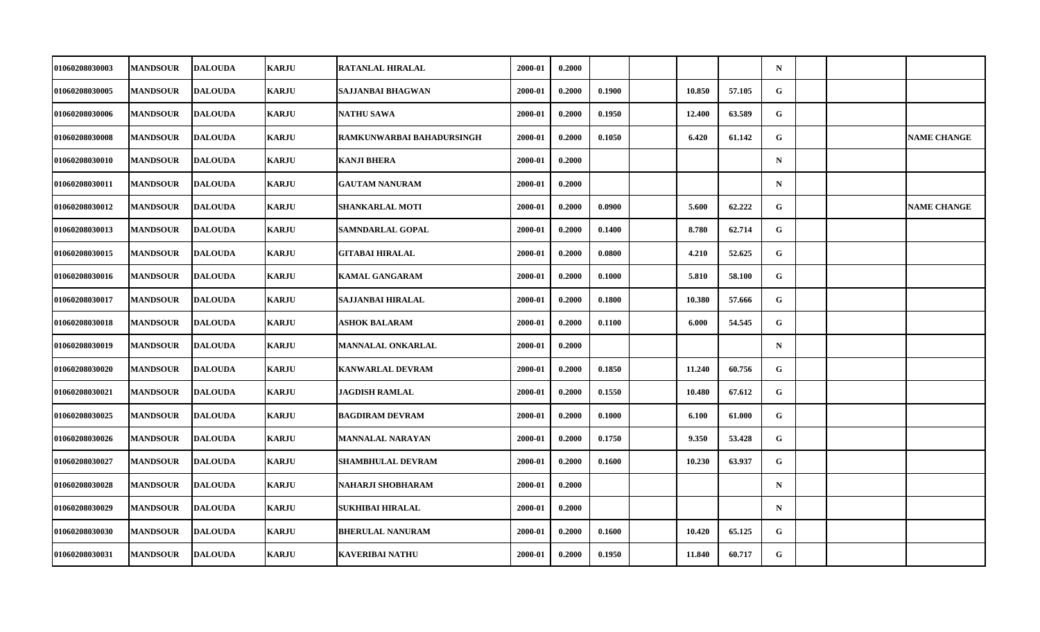| | | | | | | | | | | | | | | |
|---|---|---|---|---|---|---|---|---|---|---|---|---|---|---|
| 01060208030003 | MANDSOUR | DALOUDA | KARJU | RATANLAL HIRALAL | 2000-01 | 0.2000 | | | | | N | | | |
| 01060208030005 | MANDSOUR | DALOUDA | KARJU | SAJJANBAI BHAGWAN | 2000-01 | 0.2000 | 0.1900 | | 10.850 | 57.105 | G | | | |
| 01060208030006 | MANDSOUR | DALOUDA | KARJU | NATHU SAWA | 2000-01 | 0.2000 | 0.1950 | | 12.400 | 63.589 | G | | | |
| 01060208030008 | MANDSOUR | DALOUDA | KARJU | RAMKUNWARBAI BAHADURSINGH | 2000-01 | 0.2000 | 0.1050 | | 6.420 | 61.142 | G | | | NAME CHANGE |
| 01060208030010 | MANDSOUR | DALOUDA | KARJU | KANJI BHERA | 2000-01 | 0.2000 | | | | | N | | | |
| 01060208030011 | MANDSOUR | DALOUDA | KARJU | GAUTAM NANURAM | 2000-01 | 0.2000 | | | | | N | | | |
| 01060208030012 | MANDSOUR | DALOUDA | KARJU | SHANKARLAL MOTI | 2000-01 | 0.2000 | 0.0900 | | 5.600 | 62.222 | G | | | NAME CHANGE |
| 01060208030013 | MANDSOUR | DALOUDA | KARJU | SAMNDARLAL GOPAL | 2000-01 | 0.2000 | 0.1400 | | 8.780 | 62.714 | G | | | |
| 01060208030015 | MANDSOUR | DALOUDA | KARJU | GITABAI HIRALAL | 2000-01 | 0.2000 | 0.0800 | | 4.210 | 52.625 | G | | | |
| 01060208030016 | MANDSOUR | DALOUDA | KARJU | KAMAL GANGARAM | 2000-01 | 0.2000 | 0.1000 | | 5.810 | 58.100 | G | | | |
| 01060208030017 | MANDSOUR | DALOUDA | KARJU | SAJJANBAI HIRALAL | 2000-01 | 0.2000 | 0.1800 | | 10.380 | 57.666 | G | | | |
| 01060208030018 | MANDSOUR | DALOUDA | KARJU | ASHOK BALARAM | 2000-01 | 0.2000 | 0.1100 | | 6.000 | 54.545 | G | | | |
| 01060208030019 | MANDSOUR | DALOUDA | KARJU | MANNALAL ONKARLAL | 2000-01 | 0.2000 | | | | | N | | | |
| 01060208030020 | MANDSOUR | DALOUDA | KARJU | KANWARLAL DEVRAM | 2000-01 | 0.2000 | 0.1850 | | 11.240 | 60.756 | G | | | |
| 01060208030021 | MANDSOUR | DALOUDA | KARJU | JAGDISH RAMLAL | 2000-01 | 0.2000 | 0.1550 | | 10.480 | 67.612 | G | | | |
| 01060208030025 | MANDSOUR | DALOUDA | KARJU | BAGDIRAM DEVRAM | 2000-01 | 0.2000 | 0.1000 | | 6.100 | 61.000 | G | | | |
| 01060208030026 | MANDSOUR | DALOUDA | KARJU | MANNALAL NARAYAN | 2000-01 | 0.2000 | 0.1750 | | 9.350 | 53.428 | G | | | |
| 01060208030027 | MANDSOUR | DALOUDA | KARJU | SHAMBHULAL DEVRAM | 2000-01 | 0.2000 | 0.1600 | | 10.230 | 63.937 | G | | | |
| 01060208030028 | MANDSOUR | DALOUDA | KARJU | NAHARJI SHOBHARAM | 2000-01 | 0.2000 | | | | | N | | | |
| 01060208030029 | MANDSOUR | DALOUDA | KARJU | SUKHIBAI HIRALAL | 2000-01 | 0.2000 | | | | | N | | | |
| 01060208030030 | MANDSOUR | DALOUDA | KARJU | BHERULAL NANURAM | 2000-01 | 0.2000 | 0.1600 | | 10.420 | 65.125 | G | | | |
| 01060208030031 | MANDSOUR | DALOUDA | KARJU | KAVERIBAI NATHU | 2000-01 | 0.2000 | 0.1950 | | 11.840 | 60.717 | G | | | |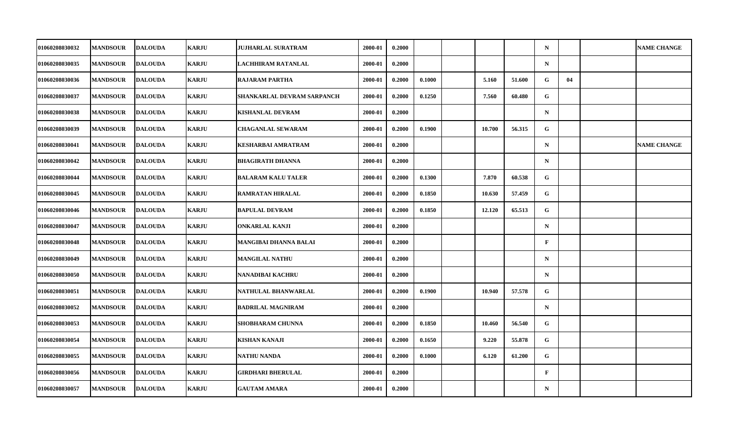| | | | | | | | | | | | | | | |
|---|---|---|---|---|---|---|---|---|---|---|---|---|---|---|
| 01060208030032 | MANDSOUR | DALOUDA | KARJU | JUJHARLAL SURATRAM | 2000-01 | 0.2000 | | | | | N | | | NAME CHANGE |
| 01060208030035 | MANDSOUR | DALOUDA | KARJU | LACHHIRAM RATANLAL | 2000-01 | 0.2000 | | | | | N | | | |
| 01060208030036 | MANDSOUR | DALOUDA | KARJU | RAJARAM PARTHA | 2000-01 | 0.2000 | 0.1000 | | 5.160 | 51.600 | G | 04 | | |
| 01060208030037 | MANDSOUR | DALOUDA | KARJU | SHANKARLAL DEVRAM SARPANCH | 2000-01 | 0.2000 | 0.1250 | | 7.560 | 60.480 | G | | | |
| 01060208030038 | MANDSOUR | DALOUDA | KARJU | KISHANLAL DEVRAM | 2000-01 | 0.2000 | | | | | N | | | |
| 01060208030039 | MANDSOUR | DALOUDA | KARJU | CHAGANLAL SEWARAM | 2000-01 | 0.2000 | 0.1900 | | 10.700 | 56.315 | G | | | |
| 01060208030041 | MANDSOUR | DALOUDA | KARJU | KESHARBAI AMRATRAM | 2000-01 | 0.2000 | | | | | N | | | NAME CHANGE |
| 01060208030042 | MANDSOUR | DALOUDA | KARJU | BHAGIRATH DHANNA | 2000-01 | 0.2000 | | | | | N | | | |
| 01060208030044 | MANDSOUR | DALOUDA | KARJU | BALARAM KALU TALER | 2000-01 | 0.2000 | 0.1300 | | 7.870 | 60.538 | G | | | |
| 01060208030045 | MANDSOUR | DALOUDA | KARJU | RAMRATAN HIRALAL | 2000-01 | 0.2000 | 0.1850 | | 10.630 | 57.459 | G | | | |
| 01060208030046 | MANDSOUR | DALOUDA | KARJU | BAPULAL DEVRAM | 2000-01 | 0.2000 | 0.1850 | | 12.120 | 65.513 | G | | | |
| 01060208030047 | MANDSOUR | DALOUDA | KARJU | ONKARLAL KANJI | 2000-01 | 0.2000 | | | | | N | | | |
| 01060208030048 | MANDSOUR | DALOUDA | KARJU | MANGIBAI DHANNA BALAI | 2000-01 | 0.2000 | | | | | F | | | |
| 01060208030049 | MANDSOUR | DALOUDA | KARJU | MANGILAL NATHU | 2000-01 | 0.2000 | | | | | N | | | |
| 01060208030050 | MANDSOUR | DALOUDA | KARJU | NANADIBAI KACHRU | 2000-01 | 0.2000 | | | | | N | | | |
| 01060208030051 | MANDSOUR | DALOUDA | KARJU | NATHULAL BHANWARLAL | 2000-01 | 0.2000 | 0.1900 | | 10.940 | 57.578 | G | | | |
| 01060208030052 | MANDSOUR | DALOUDA | KARJU | BADRILAL MAGNIRAM | 2000-01 | 0.2000 | | | | | N | | | |
| 01060208030053 | MANDSOUR | DALOUDA | KARJU | SHOBHARAM CHUNNA | 2000-01 | 0.2000 | 0.1850 | | 10.460 | 56.540 | G | | | |
| 01060208030054 | MANDSOUR | DALOUDA | KARJU | KISHAN KANAJI | 2000-01 | 0.2000 | 0.1650 | | 9.220 | 55.878 | G | | | |
| 01060208030055 | MANDSOUR | DALOUDA | KARJU | NATHU NANDA | 2000-01 | 0.2000 | 0.1000 | | 6.120 | 61.200 | G | | | |
| 01060208030056 | MANDSOUR | DALOUDA | KARJU | GIRDHARI BHERULAL | 2000-01 | 0.2000 | | | | | F | | | |
| 01060208030057 | MANDSOUR | DALOUDA | KARJU | GAUTAM AMARA | 2000-01 | 0.2000 | | | | | N | | | |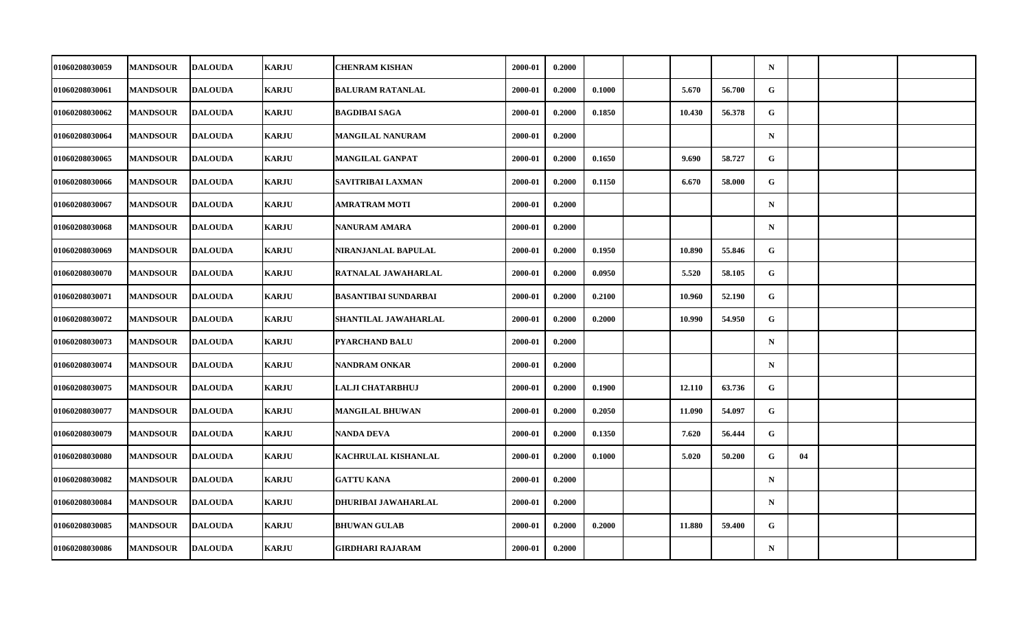| | | | | | | | | | | | | | | |
|---|---|---|---|---|---|---|---|---|---|---|---|---|---|---|
| 01060208030059 | MANDSOUR | DALOUDA | KARJU | CHENRAM KISHAN | 2000-01 | 0.2000 | | | | | N | | | |
| 01060208030061 | MANDSOUR | DALOUDA | KARJU | BALURAM RATANLAL | 2000-01 | 0.2000 | 0.1000 | | 5.670 | 56.700 | G | | | |
| 01060208030062 | MANDSOUR | DALOUDA | KARJU | BAGDIBAI SAGA | 2000-01 | 0.2000 | 0.1850 | | 10.430 | 56.378 | G | | | |
| 01060208030064 | MANDSOUR | DALOUDA | KARJU | MANGILAL NANURAM | 2000-01 | 0.2000 | | | | | N | | | |
| 01060208030065 | MANDSOUR | DALOUDA | KARJU | MANGILAL GANPAT | 2000-01 | 0.2000 | 0.1650 | | 9.690 | 58.727 | G | | | |
| 01060208030066 | MANDSOUR | DALOUDA | KARJU | SAVITRIBAI LAXMAN | 2000-01 | 0.2000 | 0.1150 | | 6.670 | 58.000 | G | | | |
| 01060208030067 | MANDSOUR | DALOUDA | KARJU | AMRATRAM MOTI | 2000-01 | 0.2000 | | | | | N | | | |
| 01060208030068 | MANDSOUR | DALOUDA | KARJU | NANURAM AMARA | 2000-01 | 0.2000 | | | | | N | | | |
| 01060208030069 | MANDSOUR | DALOUDA | KARJU | NIRANJANLAL BAPULAL | 2000-01 | 0.2000 | 0.1950 | | 10.890 | 55.846 | G | | | |
| 01060208030070 | MANDSOUR | DALOUDA | KARJU | RATNALAL JAWAHARLAL | 2000-01 | 0.2000 | 0.0950 | | 5.520 | 58.105 | G | | | |
| 01060208030071 | MANDSOUR | DALOUDA | KARJU | BASANTIBAI SUNDARBAI | 2000-01 | 0.2000 | 0.2100 | | 10.960 | 52.190 | G | | | |
| 01060208030072 | MANDSOUR | DALOUDA | KARJU | SHANTILAL JAWAHARLAL | 2000-01 | 0.2000 | 0.2000 | | 10.990 | 54.950 | G | | | |
| 01060208030073 | MANDSOUR | DALOUDA | KARJU | PYARCHAND BALU | 2000-01 | 0.2000 | | | | | N | | | |
| 01060208030074 | MANDSOUR | DALOUDA | KARJU | NANDRAM ONKAR | 2000-01 | 0.2000 | | | | | N | | | |
| 01060208030075 | MANDSOUR | DALOUDA | KARJU | LALJI CHATARBHUJ | 2000-01 | 0.2000 | 0.1900 | | 12.110 | 63.736 | G | | | |
| 01060208030077 | MANDSOUR | DALOUDA | KARJU | MANGILAL BHUWAN | 2000-01 | 0.2000 | 0.2050 | | 11.090 | 54.097 | G | | | |
| 01060208030079 | MANDSOUR | DALOUDA | KARJU | NANDA DEVA | 2000-01 | 0.2000 | 0.1350 | | 7.620 | 56.444 | G | | | |
| 01060208030080 | MANDSOUR | DALOUDA | KARJU | KACHRULAL KISHANLAL | 2000-01 | 0.2000 | 0.1000 | | 5.020 | 50.200 | G | 04 | | |
| 01060208030082 | MANDSOUR | DALOUDA | KARJU | GATTU KANA | 2000-01 | 0.2000 | | | | | N | | | |
| 01060208030084 | MANDSOUR | DALOUDA | KARJU | DHURIBAI JAWAHARLAL | 2000-01 | 0.2000 | | | | | N | | | |
| 01060208030085 | MANDSOUR | DALOUDA | KARJU | BHUWAN GULAB | 2000-01 | 0.2000 | 0.2000 | | 11.880 | 59.400 | G | | | |
| 01060208030086 | MANDSOUR | DALOUDA | KARJU | GIRDHARI RAJARAM | 2000-01 | 0.2000 | | | | | N | | | |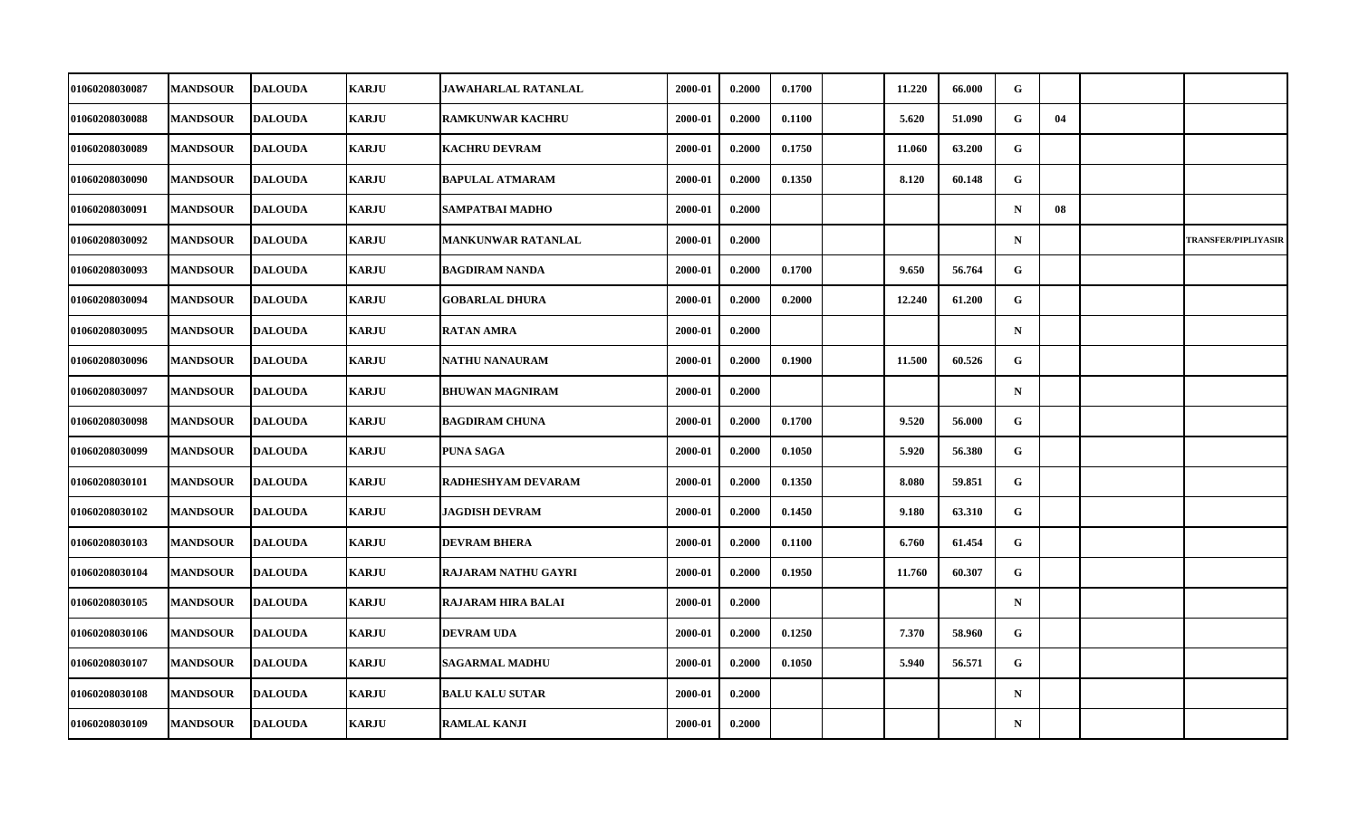| | | | | | | | | | | | | | | |
|---|---|---|---|---|---|---|---|---|---|---|---|---|---|---|
| 01060208030087 | MANDSOUR | DALOUDA | KARJU | JAWAHARLAL RATANLAL | 2000-01 | 0.2000 | 0.1700 | | 11.220 | 66.000 | G | | | |
| 01060208030088 | MANDSOUR | DALOUDA | KARJU | RAMKUNWAR KACHRU | 2000-01 | 0.2000 | 0.1100 | | 5.620 | 51.090 | G | 04 | | |
| 01060208030089 | MANDSOUR | DALOUDA | KARJU | KACHRU DEVRAM | 2000-01 | 0.2000 | 0.1750 | | 11.060 | 63.200 | G | | | |
| 01060208030090 | MANDSOUR | DALOUDA | KARJU | BAPULAL ATMARAM | 2000-01 | 0.2000 | 0.1350 | | 8.120 | 60.148 | G | | | |
| 01060208030091 | MANDSOUR | DALOUDA | KARJU | SAMPATBAI MADHO | 2000-01 | 0.2000 | | | | | N | 08 | | |
| 01060208030092 | MANDSOUR | DALOUDA | KARJU | MANKUNWAR RATANLAL | 2000-01 | 0.2000 | | | | | N | | | TRANSFER/PIPLIYASIR |
| 01060208030093 | MANDSOUR | DALOUDA | KARJU | BAGDIRAM NANDA | 2000-01 | 0.2000 | 0.1700 | | 9.650 | 56.764 | G | | | |
| 01060208030094 | MANDSOUR | DALOUDA | KARJU | GOBARLAL DHURA | 2000-01 | 0.2000 | 0.2000 | | 12.240 | 61.200 | G | | | |
| 01060208030095 | MANDSOUR | DALOUDA | KARJU | RATAN AMRA | 2000-01 | 0.2000 | | | | | N | | | |
| 01060208030096 | MANDSOUR | DALOUDA | KARJU | NATHU NANAURAM | 2000-01 | 0.2000 | 0.1900 | | 11.500 | 60.526 | G | | | |
| 01060208030097 | MANDSOUR | DALOUDA | KARJU | BHUWAN MAGNIRAM | 2000-01 | 0.2000 | | | | | N | | | |
| 01060208030098 | MANDSOUR | DALOUDA | KARJU | BAGDIRAM CHUNA | 2000-01 | 0.2000 | 0.1700 | | 9.520 | 56.000 | G | | | |
| 01060208030099 | MANDSOUR | DALOUDA | KARJU | PUNA SAGA | 2000-01 | 0.2000 | 0.1050 | | 5.920 | 56.380 | G | | | |
| 01060208030101 | MANDSOUR | DALOUDA | KARJU | RADHESHYAM DEVARAM | 2000-01 | 0.2000 | 0.1350 | | 8.080 | 59.851 | G | | | |
| 01060208030102 | MANDSOUR | DALOUDA | KARJU | JAGDISH DEVRAM | 2000-01 | 0.2000 | 0.1450 | | 9.180 | 63.310 | G | | | |
| 01060208030103 | MANDSOUR | DALOUDA | KARJU | DEVRAM BHERA | 2000-01 | 0.2000 | 0.1100 | | 6.760 | 61.454 | G | | | |
| 01060208030104 | MANDSOUR | DALOUDA | KARJU | RAJARAM NATHU GAYRI | 2000-01 | 0.2000 | 0.1950 | | 11.760 | 60.307 | G | | | |
| 01060208030105 | MANDSOUR | DALOUDA | KARJU | RAJARAM HIRA BALAI | 2000-01 | 0.2000 | | | | | N | | | |
| 01060208030106 | MANDSOUR | DALOUDA | KARJU | DEVRAM UDA | 2000-01 | 0.2000 | 0.1250 | | 7.370 | 58.960 | G | | | |
| 01060208030107 | MANDSOUR | DALOUDA | KARJU | SAGARMAL MADHU | 2000-01 | 0.2000 | 0.1050 | | 5.940 | 56.571 | G | | | |
| 01060208030108 | MANDSOUR | DALOUDA | KARJU | BALU KALU SUTAR | 2000-01 | 0.2000 | | | | | N | | | |
| 01060208030109 | MANDSOUR | DALOUDA | KARJU | RAMLAL KANJI | 2000-01 | 0.2000 | | | | | N | | | |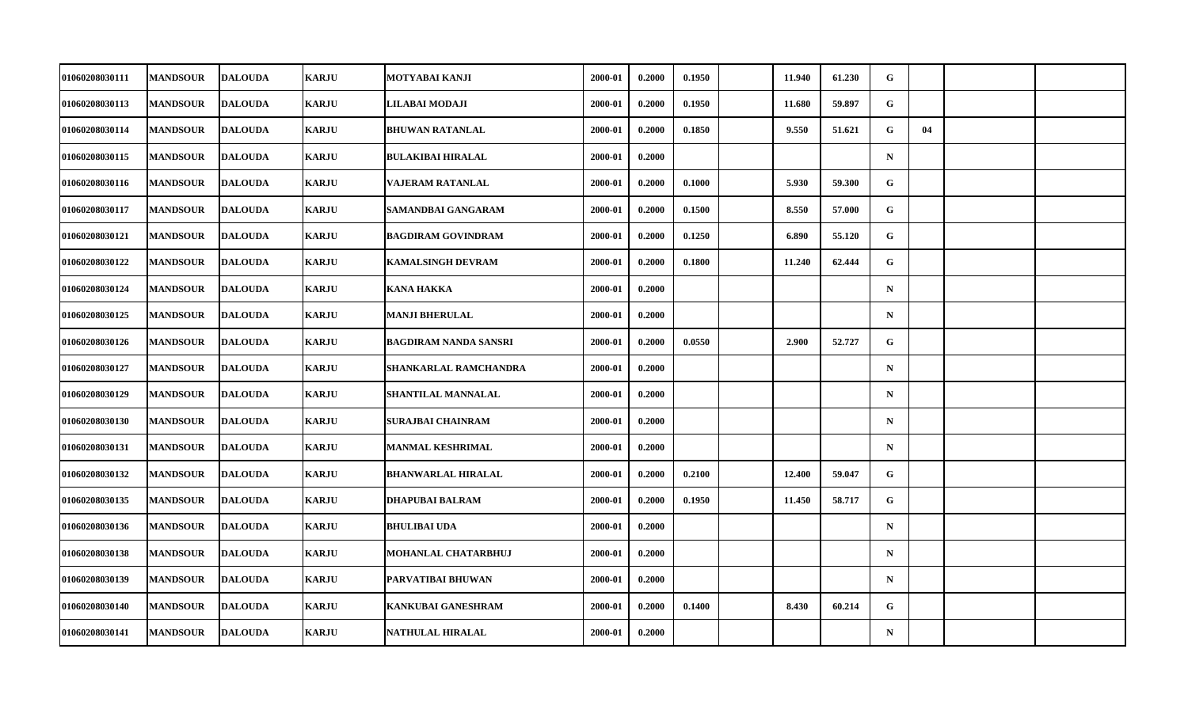| | | | | | | | | | | | | | | |
|---|---|---|---|---|---|---|---|---|---|---|---|---|---|---|
| 01060208030111 | MANDSOUR | DALOUDA | KARJU | MOTYABAI KANJI | 2000-01 | 0.2000 | 0.1950 | | 11.940 | 61.230 | G | | | |
| 01060208030113 | MANDSOUR | DALOUDA | KARJU | LILABAI MODAJI | 2000-01 | 0.2000 | 0.1950 | | 11.680 | 59.897 | G | | | |
| 01060208030114 | MANDSOUR | DALOUDA | KARJU | BHUWAN RATANLAL | 2000-01 | 0.2000 | 0.1850 | | 9.550 | 51.621 | G | 04 | | |
| 01060208030115 | MANDSOUR | DALOUDA | KARJU | BULAKIBAI HIRALAL | 2000-01 | 0.2000 | | | | | N | | | |
| 01060208030116 | MANDSOUR | DALOUDA | KARJU | VAJERAM RATANLAL | 2000-01 | 0.2000 | 0.1000 | | 5.930 | 59.300 | G | | | |
| 01060208030117 | MANDSOUR | DALOUDA | KARJU | SAMANDBAI GANGARAM | 2000-01 | 0.2000 | 0.1500 | | 8.550 | 57.000 | G | | | |
| 01060208030121 | MANDSOUR | DALOUDA | KARJU | BAGDIRAM GOVINDRAM | 2000-01 | 0.2000 | 0.1250 | | 6.890 | 55.120 | G | | | |
| 01060208030122 | MANDSOUR | DALOUDA | KARJU | KAMALSINGH DEVRAM | 2000-01 | 0.2000 | 0.1800 | | 11.240 | 62.444 | G | | | |
| 01060208030124 | MANDSOUR | DALOUDA | KARJU | KANA HAKKA | 2000-01 | 0.2000 | | | | | N | | | |
| 01060208030125 | MANDSOUR | DALOUDA | KARJU | MANJI BHERULAL | 2000-01 | 0.2000 | | | | | N | | | |
| 01060208030126 | MANDSOUR | DALOUDA | KARJU | BAGDIRAM NANDA SANSRI | 2000-01 | 0.2000 | 0.0550 | | 2.900 | 52.727 | G | | | |
| 01060208030127 | MANDSOUR | DALOUDA | KARJU | SHANKARLAL RAMCHANDRA | 2000-01 | 0.2000 | | | | | N | | | |
| 01060208030129 | MANDSOUR | DALOUDA | KARJU | SHANTILAL MANNALAL | 2000-01 | 0.2000 | | | | | N | | | |
| 01060208030130 | MANDSOUR | DALOUDA | KARJU | SURAJBAI CHAINRAM | 2000-01 | 0.2000 | | | | | N | | | |
| 01060208030131 | MANDSOUR | DALOUDA | KARJU | MANMAL KESHRIMAL | 2000-01 | 0.2000 | | | | | N | | | |
| 01060208030132 | MANDSOUR | DALOUDA | KARJU | BHANWARLAL HIRALAL | 2000-01 | 0.2000 | 0.2100 | | 12.400 | 59.047 | G | | | |
| 01060208030135 | MANDSOUR | DALOUDA | KARJU | DHAPUBAI BALRAM | 2000-01 | 0.2000 | 0.1950 | | 11.450 | 58.717 | G | | | |
| 01060208030136 | MANDSOUR | DALOUDA | KARJU | BHULIBAI UDA | 2000-01 | 0.2000 | | | | | N | | | |
| 01060208030138 | MANDSOUR | DALOUDA | KARJU | MOHANLAL CHATARBHUJ | 2000-01 | 0.2000 | | | | | N | | | |
| 01060208030139 | MANDSOUR | DALOUDA | KARJU | PARVATIBAI BHUWAN | 2000-01 | 0.2000 | | | | | N | | | |
| 01060208030140 | MANDSOUR | DALOUDA | KARJU | KANKUBAI GANESHRAM | 2000-01 | 0.2000 | 0.1400 | | 8.430 | 60.214 | G | | | |
| 01060208030141 | MANDSOUR | DALOUDA | KARJU | NATHULAL HIRALAL | 2000-01 | 0.2000 | | | | | N | | | |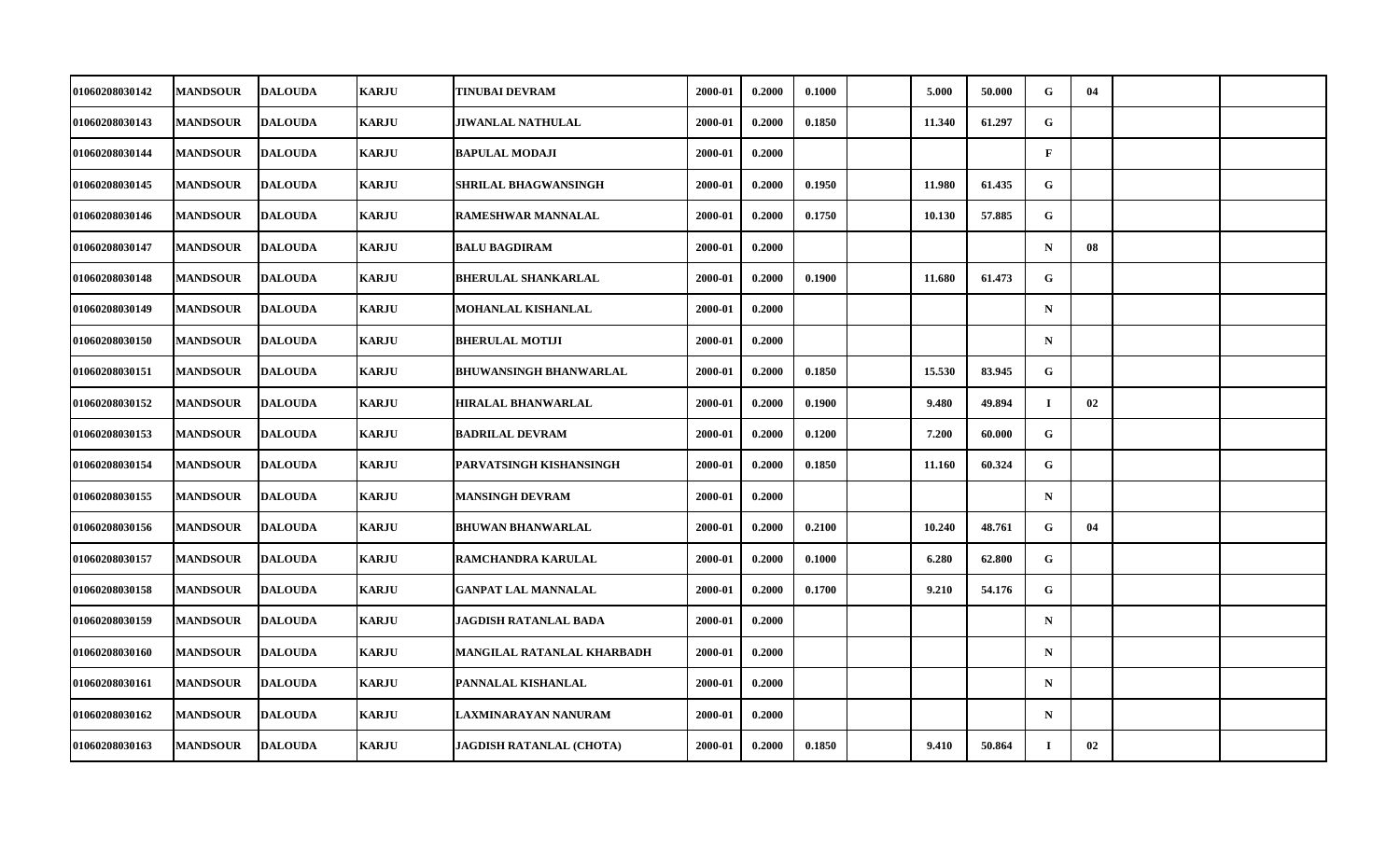| | | | | | | | | | | | | | | |
|---|---|---|---|---|---|---|---|---|---|---|---|---|---|---|
| 01060208030142 | MANDSOUR | DALOUDA | KARJU | TINUBAI DEVRAM | 2000-01 | 0.2000 | 0.1000 | | 5.000 | 50.000 | G | 04 | | |
| 01060208030143 | MANDSOUR | DALOUDA | KARJU | JIWANLAL NATHULAL | 2000-01 | 0.2000 | 0.1850 | | 11.340 | 61.297 | G | | | |
| 01060208030144 | MANDSOUR | DALOUDA | KARJU | BAPULAL MODAJI | 2000-01 | 0.2000 | | | | | F | | | |
| 01060208030145 | MANDSOUR | DALOUDA | KARJU | SHRILAL BHAGWANSINGH | 2000-01 | 0.2000 | 0.1950 | | 11.980 | 61.435 | G | | | |
| 01060208030146 | MANDSOUR | DALOUDA | KARJU | RAMESHWAR MANNALAL | 2000-01 | 0.2000 | 0.1750 | | 10.130 | 57.885 | G | | | |
| 01060208030147 | MANDSOUR | DALOUDA | KARJU | BALU BAGDIRAM | 2000-01 | 0.2000 | | | | | N | 08 | | |
| 01060208030148 | MANDSOUR | DALOUDA | KARJU | BHERULAL SHANKARLAL | 2000-01 | 0.2000 | 0.1900 | | 11.680 | 61.473 | G | | | |
| 01060208030149 | MANDSOUR | DALOUDA | KARJU | MOHANLAL KISHANLAL | 2000-01 | 0.2000 | | | | | N | | | |
| 01060208030150 | MANDSOUR | DALOUDA | KARJU | BHERULAL MOTIJI | 2000-01 | 0.2000 | | | | | N | | | |
| 01060208030151 | MANDSOUR | DALOUDA | KARJU | BHUWANSINGH BHANWARLAL | 2000-01 | 0.2000 | 0.1850 | | 15.530 | 83.945 | G | | | |
| 01060208030152 | MANDSOUR | DALOUDA | KARJU | HIRALAL BHANWARLAL | 2000-01 | 0.2000 | 0.1900 | | 9.480 | 49.894 | I | 02 | | |
| 01060208030153 | MANDSOUR | DALOUDA | KARJU | BADRILAL DEVRAM | 2000-01 | 0.2000 | 0.1200 | | 7.200 | 60.000 | G | | | |
| 01060208030154 | MANDSOUR | DALOUDA | KARJU | PARVATSINGH KISHANSINGH | 2000-01 | 0.2000 | 0.1850 | | 11.160 | 60.324 | G | | | |
| 01060208030155 | MANDSOUR | DALOUDA | KARJU | MANSINGH DEVRAM | 2000-01 | 0.2000 | | | | | N | | | |
| 01060208030156 | MANDSOUR | DALOUDA | KARJU | BHUWAN BHANWARLAL | 2000-01 | 0.2000 | 0.2100 | | 10.240 | 48.761 | G | 04 | | |
| 01060208030157 | MANDSOUR | DALOUDA | KARJU | RAMCHANDRA KARULAL | 2000-01 | 0.2000 | 0.1000 | | 6.280 | 62.800 | G | | | |
| 01060208030158 | MANDSOUR | DALOUDA | KARJU | GANPAT LAL MANNALAL | 2000-01 | 0.2000 | 0.1700 | | 9.210 | 54.176 | G | | | |
| 01060208030159 | MANDSOUR | DALOUDA | KARJU | JAGDISH RATANLAL BADA | 2000-01 | 0.2000 | | | | | N | | | |
| 01060208030160 | MANDSOUR | DALOUDA | KARJU | MANGILAL RATANLAL KHARBADH | 2000-01 | 0.2000 | | | | | N | | | |
| 01060208030161 | MANDSOUR | DALOUDA | KARJU | PANNALAL KISHANLAL | 2000-01 | 0.2000 | | | | | N | | | |
| 01060208030162 | MANDSOUR | DALOUDA | KARJU | LAXMINARAYAN NANURAM | 2000-01 | 0.2000 | | | | | N | | | |
| 01060208030163 | MANDSOUR | DALOUDA | KARJU | JAGDISH RATANLAL (CHOTA) | 2000-01 | 0.2000 | 0.1850 | | 9.410 | 50.864 | I | 02 | | |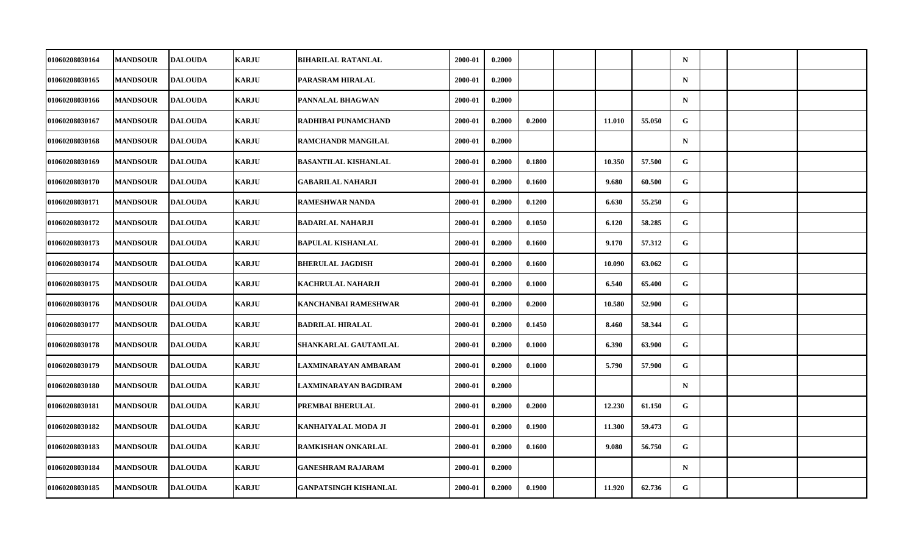| | | | | | | | | | | | | | | |
|---|---|---|---|---|---|---|---|---|---|---|---|---|---|---|
| 01060208030164 | MANDSOUR | DALOUDA | KARJU | BIHARILAL RATANLAL | 2000-01 | 0.2000 | | | | | N | | | |
| 01060208030165 | MANDSOUR | DALOUDA | KARJU | PARASRAM HIRALAL | 2000-01 | 0.2000 | | | | | N | | | |
| 01060208030166 | MANDSOUR | DALOUDA | KARJU | PANNALAL BHAGWAN | 2000-01 | 0.2000 | | | | | N | | | |
| 01060208030167 | MANDSOUR | DALOUDA | KARJU | RADHIBAI PUNAMCHAND | 2000-01 | 0.2000 | 0.2000 | | 11.010 | 55.050 | G | | | |
| 01060208030168 | MANDSOUR | DALOUDA | KARJU | RAMCHANDR MANGILAL | 2000-01 | 0.2000 | | | | | N | | | |
| 01060208030169 | MANDSOUR | DALOUDA | KARJU | BASANTILAL KISHANLAL | 2000-01 | 0.2000 | 0.1800 | | 10.350 | 57.500 | G | | | |
| 01060208030170 | MANDSOUR | DALOUDA | KARJU | GABARILAL NAHARJI | 2000-01 | 0.2000 | 0.1600 | | 9.680 | 60.500 | G | | | |
| 01060208030171 | MANDSOUR | DALOUDA | KARJU | RAMESHWAR NANDA | 2000-01 | 0.2000 | 0.1200 | | 6.630 | 55.250 | G | | | |
| 01060208030172 | MANDSOUR | DALOUDA | KARJU | BADARLAL NAHARJI | 2000-01 | 0.2000 | 0.1050 | | 6.120 | 58.285 | G | | | |
| 01060208030173 | MANDSOUR | DALOUDA | KARJU | BAPULAL KISHANLAL | 2000-01 | 0.2000 | 0.1600 | | 9.170 | 57.312 | G | | | |
| 01060208030174 | MANDSOUR | DALOUDA | KARJU | BHERULAL JAGDISH | 2000-01 | 0.2000 | 0.1600 | | 10.090 | 63.062 | G | | | |
| 01060208030175 | MANDSOUR | DALOUDA | KARJU | KACHRULAL NAHARJI | 2000-01 | 0.2000 | 0.1000 | | 6.540 | 65.400 | G | | | |
| 01060208030176 | MANDSOUR | DALOUDA | KARJU | KANCHANBAI RAMESHWAR | 2000-01 | 0.2000 | 0.2000 | | 10.580 | 52.900 | G | | | |
| 01060208030177 | MANDSOUR | DALOUDA | KARJU | BADRILAL HIRALAL | 2000-01 | 0.2000 | 0.1450 | | 8.460 | 58.344 | G | | | |
| 01060208030178 | MANDSOUR | DALOUDA | KARJU | SHANKARLAL GAUTAMLAL | 2000-01 | 0.2000 | 0.1000 | | 6.390 | 63.900 | G | | | |
| 01060208030179 | MANDSOUR | DALOUDA | KARJU | LAXMINARAYAN AMBARAM | 2000-01 | 0.2000 | 0.1000 | | 5.790 | 57.900 | G | | | |
| 01060208030180 | MANDSOUR | DALOUDA | KARJU | LAXMINARAYAN BAGDIRAM | 2000-01 | 0.2000 | | | | | N | | | |
| 01060208030181 | MANDSOUR | DALOUDA | KARJU | PREMBAI BHERULAL | 2000-01 | 0.2000 | 0.2000 | | 12.230 | 61.150 | G | | | |
| 01060208030182 | MANDSOUR | DALOUDA | KARJU | KANHAIYALAL MODA JI | 2000-01 | 0.2000 | 0.1900 | | 11.300 | 59.473 | G | | | |
| 01060208030183 | MANDSOUR | DALOUDA | KARJU | RAMKISHAN ONKARLAL | 2000-01 | 0.2000 | 0.1600 | | 9.080 | 56.750 | G | | | |
| 01060208030184 | MANDSOUR | DALOUDA | KARJU | GANESHRAM RAJARAM | 2000-01 | 0.2000 | | | | | N | | | |
| 01060208030185 | MANDSOUR | DALOUDA | KARJU | GANPATSINGH KISHANLAL | 2000-01 | 0.2000 | 0.1900 | | 11.920 | 62.736 | G | | | |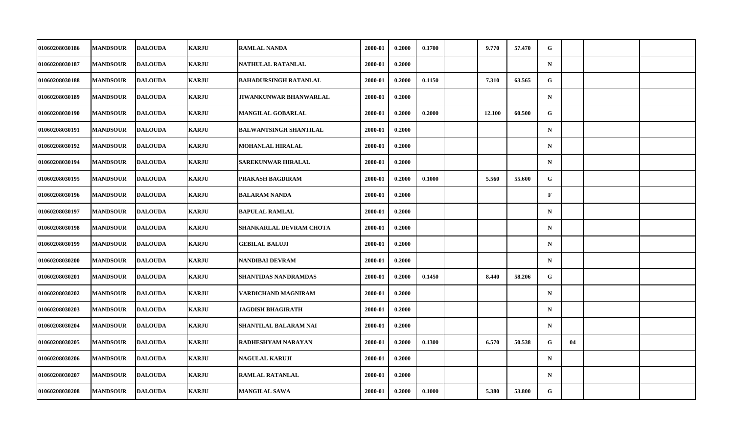| | | | | | | | | | | | | | | |
|---|---|---|---|---|---|---|---|---|---|---|---|---|---|---|
| 01060208030186 | MANDSOUR | DALOUDA | KARJU | RAMLAL NANDA | 2000-01 | 0.2000 | 0.1700 | | 9.770 | 57.470 | G | | | |
| 01060208030187 | MANDSOUR | DALOUDA | KARJU | NATHULAL RATANLAL | 2000-01 | 0.2000 | | | | | N | | | |
| 01060208030188 | MANDSOUR | DALOUDA | KARJU | BAHADURSINGH RATANLAL | 2000-01 | 0.2000 | 0.1150 | | 7.310 | 63.565 | G | | | |
| 01060208030189 | MANDSOUR | DALOUDA | KARJU | JIWANKUNWAR BHANWARLAL | 2000-01 | 0.2000 | | | | | N | | | |
| 01060208030190 | MANDSOUR | DALOUDA | KARJU | MANGILAL GOBARLAL | 2000-01 | 0.2000 | 0.2000 | | 12.100 | 60.500 | G | | | |
| 01060208030191 | MANDSOUR | DALOUDA | KARJU | BALWANTSINGH SHANTILAL | 2000-01 | 0.2000 | | | | | N | | | |
| 01060208030192 | MANDSOUR | DALOUDA | KARJU | MOHANLAL HIRALAL | 2000-01 | 0.2000 | | | | | N | | | |
| 01060208030194 | MANDSOUR | DALOUDA | KARJU | SAREKUNWAR HIRALAL | 2000-01 | 0.2000 | | | | | N | | | |
| 01060208030195 | MANDSOUR | DALOUDA | KARJU | PRAKASH BAGDIRAM | 2000-01 | 0.2000 | 0.1000 | | 5.560 | 55.600 | G | | | |
| 01060208030196 | MANDSOUR | DALOUDA | KARJU | BALARAM NANDA | 2000-01 | 0.2000 | | | | | F | | | |
| 01060208030197 | MANDSOUR | DALOUDA | KARJU | BAPULAL RAMLAL | 2000-01 | 0.2000 | | | | | N | | | |
| 01060208030198 | MANDSOUR | DALOUDA | KARJU | SHANKARLAL DEVRAM CHOTA | 2000-01 | 0.2000 | | | | | N | | | |
| 01060208030199 | MANDSOUR | DALOUDA | KARJU | GEBILAL BALUJI | 2000-01 | 0.2000 | | | | | N | | | |
| 01060208030200 | MANDSOUR | DALOUDA | KARJU | NANDIBAI DEVRAM | 2000-01 | 0.2000 | | | | | N | | | |
| 01060208030201 | MANDSOUR | DALOUDA | KARJU | SHANTIDAS NANDRAMDAS | 2000-01 | 0.2000 | 0.1450 | | 8.440 | 58.206 | G | | | |
| 01060208030202 | MANDSOUR | DALOUDA | KARJU | VARDICHAND MAGNIRAM | 2000-01 | 0.2000 | | | | | N | | | |
| 01060208030203 | MANDSOUR | DALOUDA | KARJU | JAGDISH BHAGIRATH | 2000-01 | 0.2000 | | | | | N | | | |
| 01060208030204 | MANDSOUR | DALOUDA | KARJU | SHANTILAL BALARAM NAI | 2000-01 | 0.2000 | | | | | N | | | |
| 01060208030205 | MANDSOUR | DALOUDA | KARJU | RADHESHYAM NARAYAN | 2000-01 | 0.2000 | 0.1300 | | 6.570 | 50.538 | G | 04 | | |
| 01060208030206 | MANDSOUR | DALOUDA | KARJU | NAGULAL KARUJI | 2000-01 | 0.2000 | | | | | N | | | |
| 01060208030207 | MANDSOUR | DALOUDA | KARJU | RAMLAL RATANLAL | 2000-01 | 0.2000 | | | | | N | | | |
| 01060208030208 | MANDSOUR | DALOUDA | KARJU | MANGILAL SAWA | 2000-01 | 0.2000 | 0.1000 | | 5.380 | 53.800 | G | | | |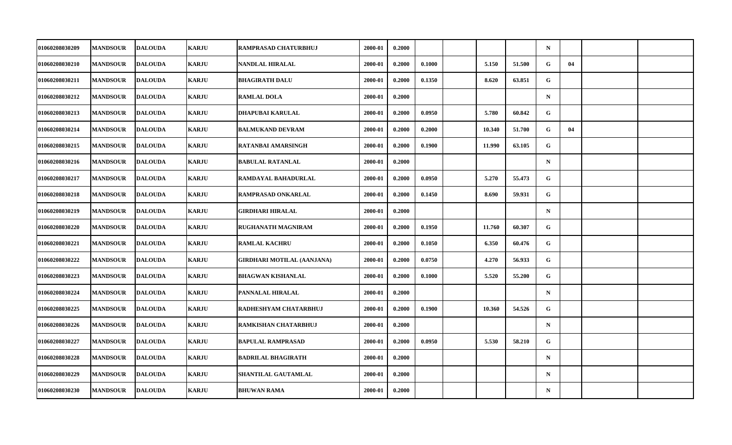| | | | | | | | | | | | | | | |
|---|---|---|---|---|---|---|---|---|---|---|---|---|---|---|
| 01060208030209 | MANDSOUR | DALOUDA | KARJU | RAMPRASAD CHATURBHUJ | 2000-01 | 0.2000 | | | | | N | | | |
| 01060208030210 | MANDSOUR | DALOUDA | KARJU | NANDLAL HIRALAL | 2000-01 | 0.2000 | 0.1000 | | 5.150 | 51.500 | G | 04 | | |
| 01060208030211 | MANDSOUR | DALOUDA | KARJU | BHAGIRATH DALU | 2000-01 | 0.2000 | 0.1350 | | 8.620 | 63.851 | G | | | |
| 01060208030212 | MANDSOUR | DALOUDA | KARJU | RAMLAL DOLA | 2000-01 | 0.2000 | | | | | N | | | |
| 01060208030213 | MANDSOUR | DALOUDA | KARJU | DHAPUBAI KARULAL | 2000-01 | 0.2000 | 0.0950 | | 5.780 | 60.842 | G | | | |
| 01060208030214 | MANDSOUR | DALOUDA | KARJU | BALMUKAND DEVRAM | 2000-01 | 0.2000 | 0.2000 | | 10.340 | 51.700 | G | 04 | | |
| 01060208030215 | MANDSOUR | DALOUDA | KARJU | RATANBAI AMARSINGH | 2000-01 | 0.2000 | 0.1900 | | 11.990 | 63.105 | G | | | |
| 01060208030216 | MANDSOUR | DALOUDA | KARJU | BABULAL RATANLAL | 2000-01 | 0.2000 | | | | | N | | | |
| 01060208030217 | MANDSOUR | DALOUDA | KARJU | RAMDAYAL BAHADURLAL | 2000-01 | 0.2000 | 0.0950 | | 5.270 | 55.473 | G | | | |
| 01060208030218 | MANDSOUR | DALOUDA | KARJU | RAMPRASAD ONKARLAL | 2000-01 | 0.2000 | 0.1450 | | 8.690 | 59.931 | G | | | |
| 01060208030219 | MANDSOUR | DALOUDA | KARJU | GIRDHARI HIRALAL | 2000-01 | 0.2000 | | | | | N | | | |
| 01060208030220 | MANDSOUR | DALOUDA | KARJU | RUGHANATH MAGNIRAM | 2000-01 | 0.2000 | 0.1950 | | 11.760 | 60.307 | G | | | |
| 01060208030221 | MANDSOUR | DALOUDA | KARJU | RAMLAL KACHRU | 2000-01 | 0.2000 | 0.1050 | | 6.350 | 60.476 | G | | | |
| 01060208030222 | MANDSOUR | DALOUDA | KARJU | GIRDHARI MOTILAL (AANJANA) | 2000-01 | 0.2000 | 0.0750 | | 4.270 | 56.933 | G | | | |
| 01060208030223 | MANDSOUR | DALOUDA | KARJU | BHAGWAN KISHANLAL | 2000-01 | 0.2000 | 0.1000 | | 5.520 | 55.200 | G | | | |
| 01060208030224 | MANDSOUR | DALOUDA | KARJU | PANNALAL HIRALAL | 2000-01 | 0.2000 | | | | | N | | | |
| 01060208030225 | MANDSOUR | DALOUDA | KARJU | RADHESHYAM CHATARBHUJ | 2000-01 | 0.2000 | 0.1900 | | 10.360 | 54.526 | G | | | |
| 01060208030226 | MANDSOUR | DALOUDA | KARJU | RAMKISHAN CHATARBHUJ | 2000-01 | 0.2000 | | | | | N | | | |
| 01060208030227 | MANDSOUR | DALOUDA | KARJU | BAPULAL RAMPRASAD | 2000-01 | 0.2000 | 0.0950 | | 5.530 | 58.210 | G | | | |
| 01060208030228 | MANDSOUR | DALOUDA | KARJU | BADRILAL BHAGIRATH | 2000-01 | 0.2000 | | | | | N | | | |
| 01060208030229 | MANDSOUR | DALOUDA | KARJU | SHANTILAL GAUTAMLAL | 2000-01 | 0.2000 | | | | | N | | | |
| 01060208030230 | MANDSOUR | DALOUDA | KARJU | BHUWAN RAMA | 2000-01 | 0.2000 | | | | | N | | | |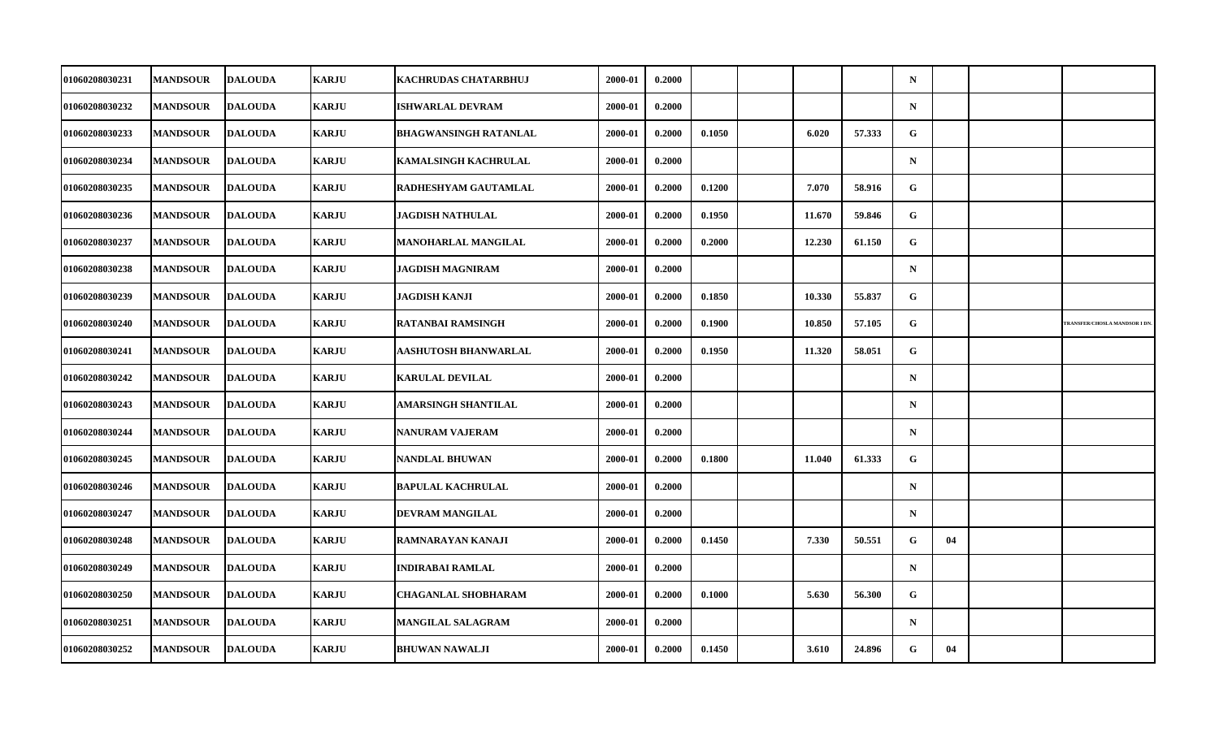| | | | | | | | | | | | | | | |
|---|---|---|---|---|---|---|---|---|---|---|---|---|---|---|
| 01060208030231 | MANDSOUR | DALOUDA | KARJU | KACHRUDAS CHATARBHUJ | 2000-01 | 0.2000 | | | | | N | | | |
| 01060208030232 | MANDSOUR | DALOUDA | KARJU | ISHWARLAL DEVRAM | 2000-01 | 0.2000 | | | | | N | | | |
| 01060208030233 | MANDSOUR | DALOUDA | KARJU | BHAGWANSINGH RATANLAL | 2000-01 | 0.2000 | 0.1050 | | 6.020 | 57.333 | G | | | |
| 01060208030234 | MANDSOUR | DALOUDA | KARJU | KAMALSINGH KACHRULAL | 2000-01 | 0.2000 | | | | | N | | | |
| 01060208030235 | MANDSOUR | DALOUDA | KARJU | RADHESHYAM GAUTAMLAL | 2000-01 | 0.2000 | 0.1200 | | 7.070 | 58.916 | G | | | |
| 01060208030236 | MANDSOUR | DALOUDA | KARJU | JAGDISH NATHULAL | 2000-01 | 0.2000 | 0.1950 | | 11.670 | 59.846 | G | | | |
| 01060208030237 | MANDSOUR | DALOUDA | KARJU | MANOHARLAL MANGILAL | 2000-01 | 0.2000 | 0.2000 | | 12.230 | 61.150 | G | | | |
| 01060208030238 | MANDSOUR | DALOUDA | KARJU | JAGDISH MAGNIRAM | 2000-01 | 0.2000 | | | | | N | | | |
| 01060208030239 | MANDSOUR | DALOUDA | KARJU | JAGDISH KANJI | 2000-01 | 0.2000 | 0.1850 | | 10.330 | 55.837 | G | | | |
| 01060208030240 | MANDSOUR | DALOUDA | KARJU | RATANBAI RAMSINGH | 2000-01 | 0.2000 | 0.1900 | | 10.850 | 57.105 | G | | | TRANSFER/CHOSLA MANDSOR I DN. |
| 01060208030241 | MANDSOUR | DALOUDA | KARJU | AASHUTOSH BHANWARLAL | 2000-01 | 0.2000 | 0.1950 | | 11.320 | 58.051 | G | | | |
| 01060208030242 | MANDSOUR | DALOUDA | KARJU | KARULAL DEVILAL | 2000-01 | 0.2000 | | | | | N | | | |
| 01060208030243 | MANDSOUR | DALOUDA | KARJU | AMARSINGH SHANTILAL | 2000-01 | 0.2000 | | | | | N | | | |
| 01060208030244 | MANDSOUR | DALOUDA | KARJU | NANURAM VAJERAM | 2000-01 | 0.2000 | | | | | N | | | |
| 01060208030245 | MANDSOUR | DALOUDA | KARJU | NANDLAL BHUWAN | 2000-01 | 0.2000 | 0.1800 | | 11.040 | 61.333 | G | | | |
| 01060208030246 | MANDSOUR | DALOUDA | KARJU | BAPULAL KACHRULAL | 2000-01 | 0.2000 | | | | | N | | | |
| 01060208030247 | MANDSOUR | DALOUDA | KARJU | DEVRAM MANGILAL | 2000-01 | 0.2000 | | | | | N | | | |
| 01060208030248 | MANDSOUR | DALOUDA | KARJU | RAMNARAYAN KANAJI | 2000-01 | 0.2000 | 0.1450 | | 7.330 | 50.551 | G | 04 | | |
| 01060208030249 | MANDSOUR | DALOUDA | KARJU | INDIRABAI RAMLAL | 2000-01 | 0.2000 | | | | | N | | | |
| 01060208030250 | MANDSOUR | DALOUDA | KARJU | CHAGANLAL SHOBHARAM | 2000-01 | 0.2000 | 0.1000 | | 5.630 | 56.300 | G | | | |
| 01060208030251 | MANDSOUR | DALOUDA | KARJU | MANGILAL SALAGRAM | 2000-01 | 0.2000 | | | | | N | | | |
| 01060208030252 | MANDSOUR | DALOUDA | KARJU | BHUWAN NAWALJI | 2000-01 | 0.2000 | 0.1450 | | 3.610 | 24.896 | G | 04 | | |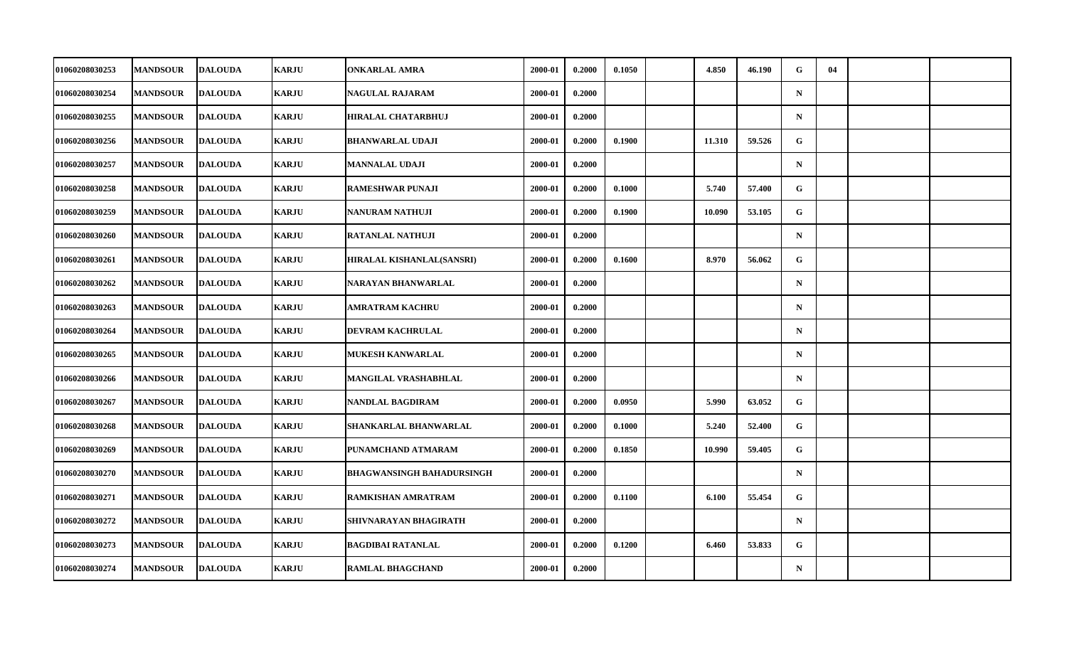| | | | | | | | | | | | | | | | |
|---|---|---|---|---|---|---|---|---|---|---|---|---|---|---|---|
| 01060208030253 | MANDSOUR | DALOUDA | KARJU | ONKARLAL AMRA | 2000-01 | 0.2000 | 0.1050 | | 4.850 | 46.190 | G | 04 | | |
| 01060208030254 | MANDSOUR | DALOUDA | KARJU | NAGULAL RAJARAM | 2000-01 | 0.2000 | | | | | N | | | |
| 01060208030255 | MANDSOUR | DALOUDA | KARJU | HIRALAL CHATARBHUJ | 2000-01 | 0.2000 | | | | | N | | | |
| 01060208030256 | MANDSOUR | DALOUDA | KARJU | BHANWARLAL UDAJI | 2000-01 | 0.2000 | 0.1900 | | 11.310 | 59.526 | G | | | |
| 01060208030257 | MANDSOUR | DALOUDA | KARJU | MANNALAL UDAJI | 2000-01 | 0.2000 | | | | | N | | | |
| 01060208030258 | MANDSOUR | DALOUDA | KARJU | RAMESHWAR PUNAJI | 2000-01 | 0.2000 | 0.1000 | | 5.740 | 57.400 | G | | | |
| 01060208030259 | MANDSOUR | DALOUDA | KARJU | NANURAM NATHUJI | 2000-01 | 0.2000 | 0.1900 | | 10.090 | 53.105 | G | | | |
| 01060208030260 | MANDSOUR | DALOUDA | KARJU | RATANLAL NATHUJI | 2000-01 | 0.2000 | | | | | N | | | |
| 01060208030261 | MANDSOUR | DALOUDA | KARJU | HIRALAL KISHANLAL(SANSRI) | 2000-01 | 0.2000 | 0.1600 | | 8.970 | 56.062 | G | | | |
| 01060208030262 | MANDSOUR | DALOUDA | KARJU | NARAYAN BHANWARLAL | 2000-01 | 0.2000 | | | | | N | | | |
| 01060208030263 | MANDSOUR | DALOUDA | KARJU | AMRATRAM KACHRU | 2000-01 | 0.2000 | | | | | N | | | |
| 01060208030264 | MANDSOUR | DALOUDA | KARJU | DEVRAM KACHRULAL | 2000-01 | 0.2000 | | | | | N | | | |
| 01060208030265 | MANDSOUR | DALOUDA | KARJU | MUKESH KANWARLAL | 2000-01 | 0.2000 | | | | | N | | | |
| 01060208030266 | MANDSOUR | DALOUDA | KARJU | MANGILAL VRASHABHLAL | 2000-01 | 0.2000 | | | | | N | | | |
| 01060208030267 | MANDSOUR | DALOUDA | KARJU | NANDLAL BAGDIRAM | 2000-01 | 0.2000 | 0.0950 | | 5.990 | 63.052 | G | | | |
| 01060208030268 | MANDSOUR | DALOUDA | KARJU | SHANKARLAL BHANWARLAL | 2000-01 | 0.2000 | 0.1000 | | 5.240 | 52.400 | G | | | |
| 01060208030269 | MANDSOUR | DALOUDA | KARJU | PUNAMCHAND ATMARAM | 2000-01 | 0.2000 | 0.1850 | | 10.990 | 59.405 | G | | | |
| 01060208030270 | MANDSOUR | DALOUDA | KARJU | BHAGWANSINGH BAHADURSINGH | 2000-01 | 0.2000 | | | | | N | | | |
| 01060208030271 | MANDSOUR | DALOUDA | KARJU | RAMKISHAN AMRATRAM | 2000-01 | 0.2000 | 0.1100 | | 6.100 | 55.454 | G | | | |
| 01060208030272 | MANDSOUR | DALOUDA | KARJU | SHIVNARAYAN BHAGIRATH | 2000-01 | 0.2000 | | | | | N | | | |
| 01060208030273 | MANDSOUR | DALOUDA | KARJU | BAGDIBAI RATANLAL | 2000-01 | 0.2000 | 0.1200 | | 6.460 | 53.833 | G | | | |
| 01060208030274 | MANDSOUR | DALOUDA | KARJU | RAMLAL BHAGCHAND | 2000-01 | 0.2000 | | | | | N | | | |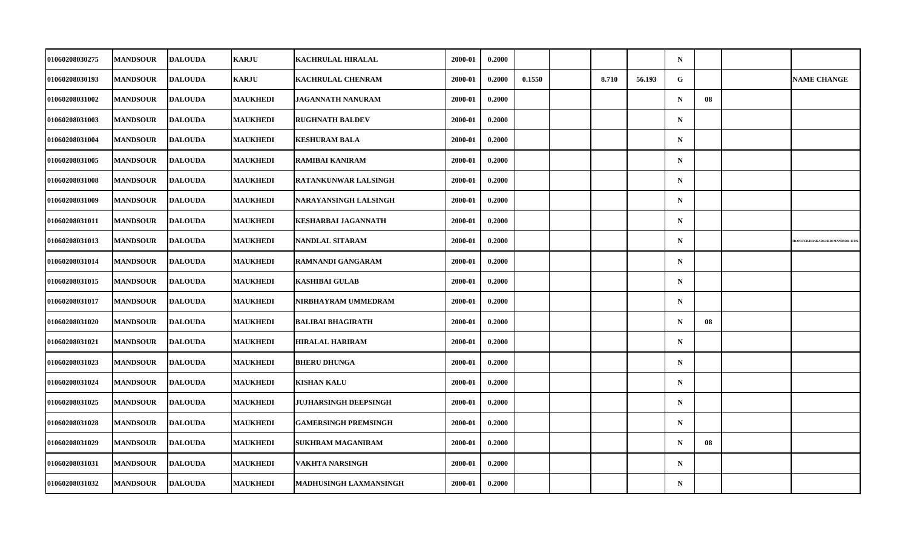| | | | | | | | | | | | | | | |
|---|---|---|---|---|---|---|---|---|---|---|---|---|---|---|
| 01060208030275 | MANDSOUR | DALOUDA | KARJU | KACHRULAL HIRALAL | 2000-01 | 0.2000 | | | | | N | | | |
| 01060208030193 | MANDSOUR | DALOUDA | KARJU | KACHRULAL CHENRAM | 2000-01 | 0.2000 | 0.1550 | | 8.710 | 56.193 | G | | | NAME CHANGE |
| 01060208031002 | MANDSOUR | DALOUDA | MAUKHEDI | JAGANNATH NANURAM | 2000-01 | 0.2000 | | | | | N | 08 | | |
| 01060208031003 | MANDSOUR | DALOUDA | MAUKHEDI | RUGHNATH BALDEV | 2000-01 | 0.2000 | | | | | N | | | |
| 01060208031004 | MANDSOUR | DALOUDA | MAUKHEDI | KESHURAM BALA | 2000-01 | 0.2000 | | | | | N | | | |
| 01060208031005 | MANDSOUR | DALOUDA | MAUKHEDI | RAMIBAI KANIRAM | 2000-01 | 0.2000 | | | | | N | | | |
| 01060208031008 | MANDSOUR | DALOUDA | MAUKHEDI | RATANKUNWAR LALSINGH | 2000-01 | 0.2000 | | | | | N | | | |
| 01060208031009 | MANDSOUR | DALOUDA | MAUKHEDI | NARAYANSINGH LALSINGH | 2000-01 | 0.2000 | | | | | N | | | |
| 01060208031011 | MANDSOUR | DALOUDA | MAUKHEDI | KESHARBAI JAGANNATH | 2000-01 | 0.2000 | | | | | N | | | |
| 01060208031013 | MANDSOUR | DALOUDA | MAUKHEDI | NANDLAL SITARAM | 2000-01 | 0.2000 | | | | | N | | | TRANSFER/DHAKADKHEDI MANDSOR II DN. |
| 01060208031014 | MANDSOUR | DALOUDA | MAUKHEDI | RAMNANDI GANGARAM | 2000-01 | 0.2000 | | | | | N | | | |
| 01060208031015 | MANDSOUR | DALOUDA | MAUKHEDI | KASHIBAI GULAB | 2000-01 | 0.2000 | | | | | N | | | |
| 01060208031017 | MANDSOUR | DALOUDA | MAUKHEDI | NIRBHAYRAM UMMEDRAM | 2000-01 | 0.2000 | | | | | N | | | |
| 01060208031020 | MANDSOUR | DALOUDA | MAUKHEDI | BALIBAI BHAGIRATH | 2000-01 | 0.2000 | | | | | N | 08 | | |
| 01060208031021 | MANDSOUR | DALOUDA | MAUKHEDI | HIRALAL HARIRAM | 2000-01 | 0.2000 | | | | | N | | | |
| 01060208031023 | MANDSOUR | DALOUDA | MAUKHEDI | BHERU DHUNGA | 2000-01 | 0.2000 | | | | | N | | | |
| 01060208031024 | MANDSOUR | DALOUDA | MAUKHEDI | KISHAN KALU | 2000-01 | 0.2000 | | | | | N | | | |
| 01060208031025 | MANDSOUR | DALOUDA | MAUKHEDI | JUJHARSINGH DEEPSINGH | 2000-01 | 0.2000 | | | | | N | | | |
| 01060208031028 | MANDSOUR | DALOUDA | MAUKHEDI | GAMERSINGH PREMSINGH | 2000-01 | 0.2000 | | | | | N | | | |
| 01060208031029 | MANDSOUR | DALOUDA | MAUKHEDI | SUKHRAM MAGANIRAM | 2000-01 | 0.2000 | | | | | N | 08 | | |
| 01060208031031 | MANDSOUR | DALOUDA | MAUKHEDI | VAKHTA NARSINGH | 2000-01 | 0.2000 | | | | | N | | | |
| 01060208031032 | MANDSOUR | DALOUDA | MAUKHEDI | MADHUSINGH LAXMANSINGH | 2000-01 | 0.2000 | | | | | N | | | |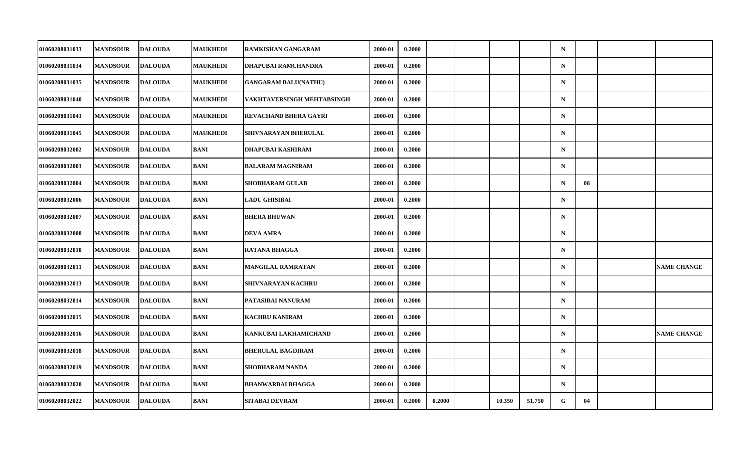|  |  |  |  |  |  |  |  |  |  |  |  |  |  |  |
|---|---|---|---|---|---|---|---|---|---|---|---|---|---|---|
| 01060208031033 | MANDSOUR | DALOUDA | MAUKHEDI | RAMKISHAN GANGARAM | 2000-01 | 0.2000 |  |  |  |  | N |  |  |  |
| 01060208031034 | MANDSOUR | DALOUDA | MAUKHEDI | DHAPUBAI RAMCHANDRA | 2000-01 | 0.2000 |  |  |  |  | N |  |  |  |
| 01060208031035 | MANDSOUR | DALOUDA | MAUKHEDI | GANGARAM BALU(NATHU) | 2000-01 | 0.2000 |  |  |  |  | N |  |  |  |
| 01060208031040 | MANDSOUR | DALOUDA | MAUKHEDI | VAKHTAVERSINGH MEHTABSINGH | 2000-01 | 0.2000 |  |  |  |  | N |  |  |  |
| 01060208031043 | MANDSOUR | DALOUDA | MAUKHEDI | REVACHAND BHERA GAYRI | 2000-01 | 0.2000 |  |  |  |  | N |  |  |  |
| 01060208031045 | MANDSOUR | DALOUDA | MAUKHEDI | SHIVNARAYAN BHERULAL | 2000-01 | 0.2000 |  |  |  |  | N |  |  |  |
| 01060208032002 | MANDSOUR | DALOUDA | BANI | DHAPUBAI KASHIRAM | 2000-01 | 0.2000 |  |  |  |  | N |  |  |  |
| 01060208032003 | MANDSOUR | DALOUDA | BANI | BALARAM MAGNIRAM | 2000-01 | 0.2000 |  |  |  |  | N |  |  |  |
| 01060208032004 | MANDSOUR | DALOUDA | BANI | SHOBHARAM GULAB | 2000-01 | 0.2000 |  |  |  |  | N | 08 |  |  |
| 01060208032006 | MANDSOUR | DALOUDA | BANI | LADU GHISIBAI | 2000-01 | 0.2000 |  |  |  |  | N |  |  |  |
| 01060208032007 | MANDSOUR | DALOUDA | BANI | BHERA BHUWAN | 2000-01 | 0.2000 |  |  |  |  | N |  |  |  |
| 01060208032008 | MANDSOUR | DALOUDA | BANI | DEVA AMRA | 2000-01 | 0.2000 |  |  |  |  | N |  |  |  |
| 01060208032010 | MANDSOUR | DALOUDA | BANI | RATANA BHAGGA | 2000-01 | 0.2000 |  |  |  |  | N |  |  |  |
| 01060208032011 | MANDSOUR | DALOUDA | BANI | MANGILAL RAMRATAN | 2000-01 | 0.2000 |  |  |  |  | N |  |  | NAME CHANGE |
| 01060208032013 | MANDSOUR | DALOUDA | BANI | SHIVNARAYAN KACHRU | 2000-01 | 0.2000 |  |  |  |  | N |  |  |  |
| 01060208032014 | MANDSOUR | DALOUDA | BANI | PATASIBAI NANURAM | 2000-01 | 0.2000 |  |  |  |  | N |  |  |  |
| 01060208032015 | MANDSOUR | DALOUDA | BANI | KACHRU KANIRAM | 2000-01 | 0.2000 |  |  |  |  | N |  |  |  |
| 01060208032016 | MANDSOUR | DALOUDA | BANI | KANKUBAI LAKHAMICHAND | 2000-01 | 0.2000 |  |  |  |  | N |  |  | NAME CHANGE |
| 01060208032018 | MANDSOUR | DALOUDA | BANI | BHERULAL BAGDIRAM | 2000-01 | 0.2000 |  |  |  |  | N |  |  |  |
| 01060208032019 | MANDSOUR | DALOUDA | BANI | SHOBHARAM NANDA | 2000-01 | 0.2000 |  |  |  |  | N |  |  |  |
| 01060208032020 | MANDSOUR | DALOUDA | BANI | BHANWARBAI BHAGGA | 2000-01 | 0.2000 |  |  |  |  | N |  |  |  |
| 01060208032022 | MANDSOUR | DALOUDA | BANI | SITABAI DEVRAM | 2000-01 | 0.2000 | 0.2000 |  | 10.350 | 51.750 | G | 04 |  |  |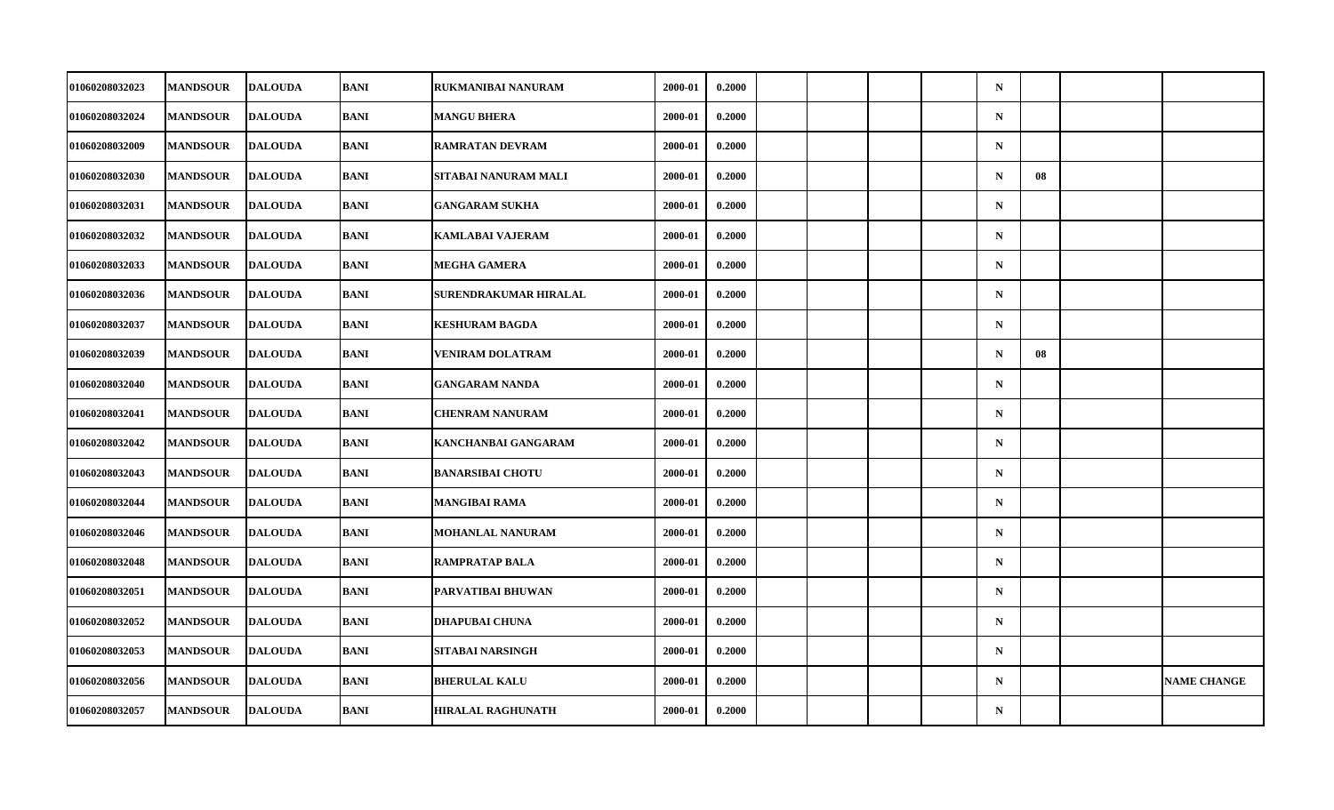| | | | | | | | | | | | | | | |
|---|---|---|---|---|---|---|---|---|---|---|---|---|---|---|
| 01060208032023 | MANDSOUR | DALOUDA | BANI | RUKMANIBAI NANURAM | 2000-01 | 0.2000 | | | | | N | | | |
| 01060208032024 | MANDSOUR | DALOUDA | BANI | MANGU BHERA | 2000-01 | 0.2000 | | | | | N | | | |
| 01060208032009 | MANDSOUR | DALOUDA | BANI | RAMRATAN DEVRAM | 2000-01 | 0.2000 | | | | | N | | | |
| 01060208032030 | MANDSOUR | DALOUDA | BANI | SITABAI NANURAM MALI | 2000-01 | 0.2000 | | | | | N | 08 | | |
| 01060208032031 | MANDSOUR | DALOUDA | BANI | GANGARAM SUKHA | 2000-01 | 0.2000 | | | | | N | | | |
| 01060208032032 | MANDSOUR | DALOUDA | BANI | KAMLABAI VAJERAM | 2000-01 | 0.2000 | | | | | N | | | |
| 01060208032033 | MANDSOUR | DALOUDA | BANI | MEGHA GAMERA | 2000-01 | 0.2000 | | | | | N | | | |
| 01060208032036 | MANDSOUR | DALOUDA | BANI | SURENDRAKUMAR HIRALAL | 2000-01 | 0.2000 | | | | | N | | | |
| 01060208032037 | MANDSOUR | DALOUDA | BANI | KESHURAM BAGDA | 2000-01 | 0.2000 | | | | | N | | | |
| 01060208032039 | MANDSOUR | DALOUDA | BANI | VENIRAM DOLATRAM | 2000-01 | 0.2000 | | | | | N | 08 | | |
| 01060208032040 | MANDSOUR | DALOUDA | BANI | GANGARAM NANDA | 2000-01 | 0.2000 | | | | | N | | | |
| 01060208032041 | MANDSOUR | DALOUDA | BANI | CHENRAM NANURAM | 2000-01 | 0.2000 | | | | | N | | | |
| 01060208032042 | MANDSOUR | DALOUDA | BANI | KANCHANBAI GANGARAM | 2000-01 | 0.2000 | | | | | N | | | |
| 01060208032043 | MANDSOUR | DALOUDA | BANI | BANARSIBAI CHOTU | 2000-01 | 0.2000 | | | | | N | | | |
| 01060208032044 | MANDSOUR | DALOUDA | BANI | MANGIBAI RAMA | 2000-01 | 0.2000 | | | | | N | | | |
| 01060208032046 | MANDSOUR | DALOUDA | BANI | MOHANLAL NANURAM | 2000-01 | 0.2000 | | | | | N | | | |
| 01060208032048 | MANDSOUR | DALOUDA | BANI | RAMPRATAP BALA | 2000-01 | 0.2000 | | | | | N | | | |
| 01060208032051 | MANDSOUR | DALOUDA | BANI | PARVATIBAI BHUWAN | 2000-01 | 0.2000 | | | | | N | | | |
| 01060208032052 | MANDSOUR | DALOUDA | BANI | DHAPUBAI CHUNA | 2000-01 | 0.2000 | | | | | N | | | |
| 01060208032053 | MANDSOUR | DALOUDA | BANI | SITABAI NARSINGH | 2000-01 | 0.2000 | | | | | N | | | |
| 01060208032056 | MANDSOUR | DALOUDA | BANI | BHERULAL KALU | 2000-01 | 0.2000 | | | | | N | | | NAME CHANGE |
| 01060208032057 | MANDSOUR | DALOUDA | BANI | HIRALAL RAGHUNATH | 2000-01 | 0.2000 | | | | | N | | | |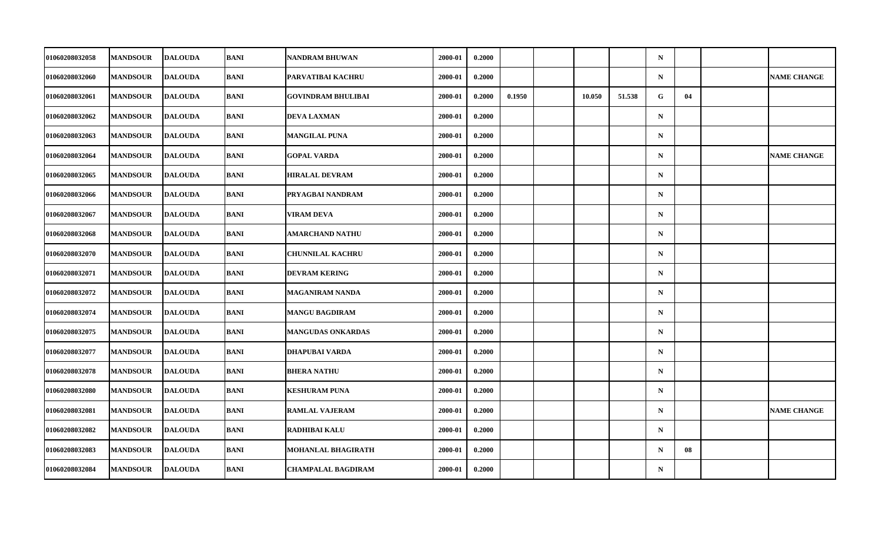| | | | | | | | | | | | | | | |
|---|---|---|---|---|---|---|---|---|---|---|---|---|---|---|
| 01060208032058 | MANDSOUR | DALOUDA | BANI | NANDRAM BHUWAN | 2000-01 | 0.2000 | | | | | N | | | |
| 01060208032060 | MANDSOUR | DALOUDA | BANI | PARVATIBAI KACHRU | 2000-01 | 0.2000 | | | | | N | | | NAME CHANGE |
| 01060208032061 | MANDSOUR | DALOUDA | BANI | GOVINDRAM BHULIBAI | 2000-01 | 0.2000 | 0.1950 | | 10.050 | 51.538 | G | 04 | | |
| 01060208032062 | MANDSOUR | DALOUDA | BANI | DEVA LAXMAN | 2000-01 | 0.2000 | | | | | N | | | |
| 01060208032063 | MANDSOUR | DALOUDA | BANI | MANGILAL PUNA | 2000-01 | 0.2000 | | | | | N | | | |
| 01060208032064 | MANDSOUR | DALOUDA | BANI | GOPAL VARDA | 2000-01 | 0.2000 | | | | | N | | | NAME CHANGE |
| 01060208032065 | MANDSOUR | DALOUDA | BANI | HIRALAL DEVRAM | 2000-01 | 0.2000 | | | | | N | | | |
| 01060208032066 | MANDSOUR | DALOUDA | BANI | PRYAGBAI NANDRAM | 2000-01 | 0.2000 | | | | | N | | | |
| 01060208032067 | MANDSOUR | DALOUDA | BANI | VIRAM DEVA | 2000-01 | 0.2000 | | | | | N | | | |
| 01060208032068 | MANDSOUR | DALOUDA | BANI | AMARCHAND NATHU | 2000-01 | 0.2000 | | | | | N | | | |
| 01060208032070 | MANDSOUR | DALOUDA | BANI | CHUNNILAL KACHRU | 2000-01 | 0.2000 | | | | | N | | | |
| 01060208032071 | MANDSOUR | DALOUDA | BANI | DEVRAM KERING | 2000-01 | 0.2000 | | | | | N | | | |
| 01060208032072 | MANDSOUR | DALOUDA | BANI | MAGANIRAM NANDA | 2000-01 | 0.2000 | | | | | N | | | |
| 01060208032074 | MANDSOUR | DALOUDA | BANI | MANGU BAGDIRAM | 2000-01 | 0.2000 | | | | | N | | | |
| 01060208032075 | MANDSOUR | DALOUDA | BANI | MANGUDAS ONKARDAS | 2000-01 | 0.2000 | | | | | N | | | |
| 01060208032077 | MANDSOUR | DALOUDA | BANI | DHAPUBAI VARDA | 2000-01 | 0.2000 | | | | | N | | | |
| 01060208032078 | MANDSOUR | DALOUDA | BANI | BHERA NATHU | 2000-01 | 0.2000 | | | | | N | | | |
| 01060208032080 | MANDSOUR | DALOUDA | BANI | KESHURAM PUNA | 2000-01 | 0.2000 | | | | | N | | | |
| 01060208032081 | MANDSOUR | DALOUDA | BANI | RAMLAL VAJERAM | 2000-01 | 0.2000 | | | | | N | | | NAME CHANGE |
| 01060208032082 | MANDSOUR | DALOUDA | BANI | RADHIBAI KALU | 2000-01 | 0.2000 | | | | | N | | | |
| 01060208032083 | MANDSOUR | DALOUDA | BANI | MOHANLAL BHAGIRATH | 2000-01 | 0.2000 | | | | | N | 08 | | |
| 01060208032084 | MANDSOUR | DALOUDA | BANI | CHAMPALAL BAGDIRAM | 2000-01 | 0.2000 | | | | | N | | | |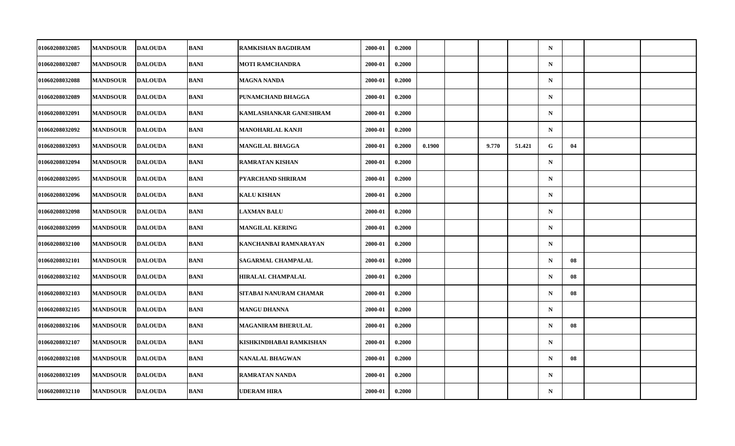| | | | | | | | | | | | | | | | |
|---|---|---|---|---|---|---|---|---|---|---|---|---|---|---|---|
| 01060208032085 | MANDSOUR | DALOUDA | BANI | RAMKISHAN BAGDIRAM | 2000-01 | 0.2000 | | | | | N | | | |
| 01060208032087 | MANDSOUR | DALOUDA | BANI | MOTI RAMCHANDRA | 2000-01 | 0.2000 | | | | | N | | | |
| 01060208032088 | MANDSOUR | DALOUDA | BANI | MAGNA NANDA | 2000-01 | 0.2000 | | | | | N | | | |
| 01060208032089 | MANDSOUR | DALOUDA | BANI | PUNAMCHAND BHAGGA | 2000-01 | 0.2000 | | | | | N | | | |
| 01060208032091 | MANDSOUR | DALOUDA | BANI | KAMLASHANKAR GANESHRAM | 2000-01 | 0.2000 | | | | | N | | | |
| 01060208032092 | MANDSOUR | DALOUDA | BANI | MANOHARLAL KANJI | 2000-01 | 0.2000 | | | | | N | | | |
| 01060208032093 | MANDSOUR | DALOUDA | BANI | MANGILAL BHAGGA | 2000-01 | 0.2000 | 0.1900 | | 9.770 | 51.421 | G | 04 | | |
| 01060208032094 | MANDSOUR | DALOUDA | BANI | RAMRATAN KISHAN | 2000-01 | 0.2000 | | | | | N | | | |
| 01060208032095 | MANDSOUR | DALOUDA | BANI | PYARCHAND SHRIRAM | 2000-01 | 0.2000 | | | | | N | | | |
| 01060208032096 | MANDSOUR | DALOUDA | BANI | KALU KISHAN | 2000-01 | 0.2000 | | | | | N | | | |
| 01060208032098 | MANDSOUR | DALOUDA | BANI | LAXMAN BALU | 2000-01 | 0.2000 | | | | | N | | | |
| 01060208032099 | MANDSOUR | DALOUDA | BANI | MANGILAL KERING | 2000-01 | 0.2000 | | | | | N | | | |
| 01060208032100 | MANDSOUR | DALOUDA | BANI | KANCHANBAI RAMNARAYAN | 2000-01 | 0.2000 | | | | | N | | | |
| 01060208032101 | MANDSOUR | DALOUDA | BANI | SAGARMAL CHAMPALAL | 2000-01 | 0.2000 | | | | | N | 08 | | |
| 01060208032102 | MANDSOUR | DALOUDA | BANI | HIRALAL CHAMPALAL | 2000-01 | 0.2000 | | | | | N | 08 | | |
| 01060208032103 | MANDSOUR | DALOUDA | BANI | SITABAI NANURAM CHAMAR | 2000-01 | 0.2000 | | | | | N | 08 | | |
| 01060208032105 | MANDSOUR | DALOUDA | BANI | MANGU DHANNA | 2000-01 | 0.2000 | | | | | N | | | |
| 01060208032106 | MANDSOUR | DALOUDA | BANI | MAGANIRAM BHERULAL | 2000-01 | 0.2000 | | | | | N | 08 | | |
| 01060208032107 | MANDSOUR | DALOUDA | BANI | KISHKINDHABAI RAMKISHAN | 2000-01 | 0.2000 | | | | | N | | | |
| 01060208032108 | MANDSOUR | DALOUDA | BANI | NANALAL BHAGWAN | 2000-01 | 0.2000 | | | | | N | 08 | | |
| 01060208032109 | MANDSOUR | DALOUDA | BANI | RAMRATAN NANDA | 2000-01 | 0.2000 | | | | | N | | | |
| 01060208032110 | MANDSOUR | DALOUDA | BANI | UDERAM HIRA | 2000-01 | 0.2000 | | | | | N | | | |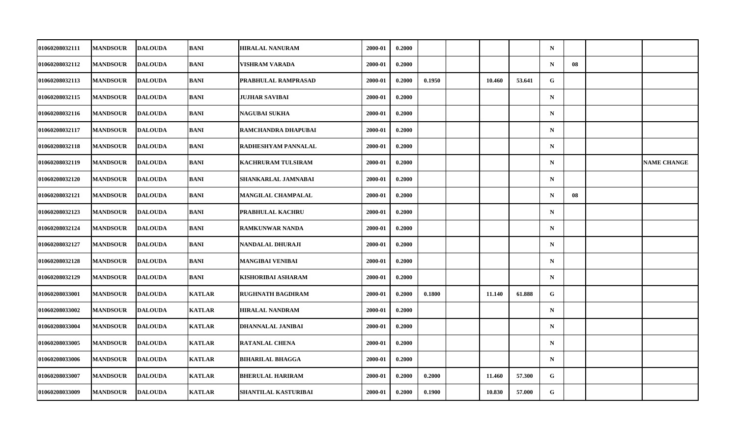| | | | | | | | | | | | | | | |
|---|---|---|---|---|---|---|---|---|---|---|---|---|---|---|
| 01060208032111 | MANDSOUR | DALOUDA | BANI | HIRALAL NANURAM | 2000-01 | 0.2000 | | | | | N | | | |
| 01060208032112 | MANDSOUR | DALOUDA | BANI | VISHRAM VARADA | 2000-01 | 0.2000 | | | | | N | 08 | | |
| 01060208032113 | MANDSOUR | DALOUDA | BANI | PRABHULAL RAMPRASAD | 2000-01 | 0.2000 | 0.1950 | | 10.460 | 53.641 | G | | | |
| 01060208032115 | MANDSOUR | DALOUDA | BANI | JUJHAR SAVIBAI | 2000-01 | 0.2000 | | | | | N | | | |
| 01060208032116 | MANDSOUR | DALOUDA | BANI | NAGUBAI SUKHA | 2000-01 | 0.2000 | | | | | N | | | |
| 01060208032117 | MANDSOUR | DALOUDA | BANI | RAMCHANDRA DHAPUBAI | 2000-01 | 0.2000 | | | | | N | | | |
| 01060208032118 | MANDSOUR | DALOUDA | BANI | RADHESHYAM PANNALAL | 2000-01 | 0.2000 | | | | | N | | | |
| 01060208032119 | MANDSOUR | DALOUDA | BANI | KACHRURAM TULSIRAM | 2000-01 | 0.2000 | | | | | N | | | NAME CHANGE |
| 01060208032120 | MANDSOUR | DALOUDA | BANI | SHANKARLAL JAMNABAI | 2000-01 | 0.2000 | | | | | N | | | |
| 01060208032121 | MANDSOUR | DALOUDA | BANI | MANGILAL CHAMPALAL | 2000-01 | 0.2000 | | | | | N | 08 | | |
| 01060208032123 | MANDSOUR | DALOUDA | BANI | PRABHULAL KACHRU | 2000-01 | 0.2000 | | | | | N | | | |
| 01060208032124 | MANDSOUR | DALOUDA | BANI | RAMKUNWAR NANDA | 2000-01 | 0.2000 | | | | | N | | | |
| 01060208032127 | MANDSOUR | DALOUDA | BANI | NANDALAL DHURAJI | 2000-01 | 0.2000 | | | | | N | | | |
| 01060208032128 | MANDSOUR | DALOUDA | BANI | MANGIBAI VENIBAI | 2000-01 | 0.2000 | | | | | N | | | |
| 01060208032129 | MANDSOUR | DALOUDA | BANI | KISHORIBAI ASHARAM | 2000-01 | 0.2000 | | | | | N | | | |
| 01060208033001 | MANDSOUR | DALOUDA | KATLAR | RUGHNATH BAGDIRAM | 2000-01 | 0.2000 | 0.1800 | | 11.140 | 61.888 | G | | | |
| 01060208033002 | MANDSOUR | DALOUDA | KATLAR | HIRALAL NANDRAM | 2000-01 | 0.2000 | | | | | N | | | |
| 01060208033004 | MANDSOUR | DALOUDA | KATLAR | DHANNALAL JANIBAI | 2000-01 | 0.2000 | | | | | N | | | |
| 01060208033005 | MANDSOUR | DALOUDA | KATLAR | RATANLAL CHENA | 2000-01 | 0.2000 | | | | | N | | | |
| 01060208033006 | MANDSOUR | DALOUDA | KATLAR | BIHARILAL BHAGGA | 2000-01 | 0.2000 | | | | | N | | | |
| 01060208033007 | MANDSOUR | DALOUDA | KATLAR | BHERULAL HARIRAM | 2000-01 | 0.2000 | 0.2000 | | 11.460 | 57.300 | G | | | |
| 01060208033009 | MANDSOUR | DALOUDA | KATLAR | SHANTILAL KASTURIBAI | 2000-01 | 0.2000 | 0.1900 | | 10.830 | 57.000 | G | | | |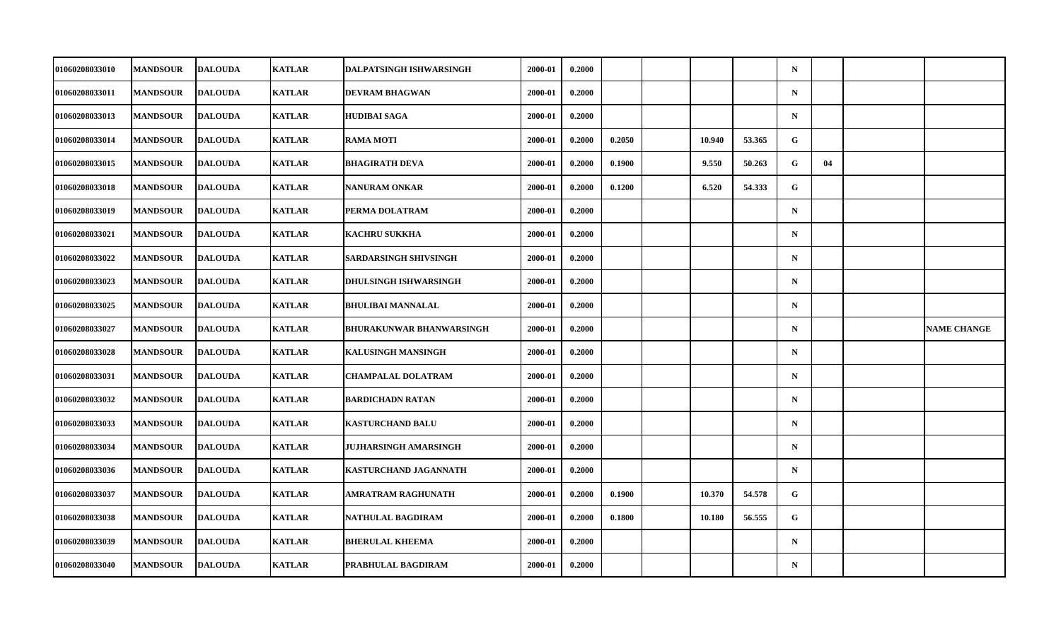| | | | | | | | | | | | | | | |
|---|---|---|---|---|---|---|---|---|---|---|---|---|---|---|
| 01060208033010 | MANDSOUR | DALOUDA | KATLAR | DALPATSINGH ISHWARSINGH | 2000-01 | 0.2000 | | | | | N | | | |
| 01060208033011 | MANDSOUR | DALOUDA | KATLAR | DEVRAM BHAGWAN | 2000-01 | 0.2000 | | | | | N | | | |
| 01060208033013 | MANDSOUR | DALOUDA | KATLAR | HUDIBAI SAGA | 2000-01 | 0.2000 | | | | | N | | | |
| 01060208033014 | MANDSOUR | DALOUDA | KATLAR | RAMA MOTI | 2000-01 | 0.2000 | 0.2050 | | 10.940 | 53.365 | G | | | |
| 01060208033015 | MANDSOUR | DALOUDA | KATLAR | BHAGIRATH DEVA | 2000-01 | 0.2000 | 0.1900 | | 9.550 | 50.263 | G | 04 | | |
| 01060208033018 | MANDSOUR | DALOUDA | KATLAR | NANURAM ONKAR | 2000-01 | 0.2000 | 0.1200 | | 6.520 | 54.333 | G | | | |
| 01060208033019 | MANDSOUR | DALOUDA | KATLAR | PERMA DOLATRAM | 2000-01 | 0.2000 | | | | | N | | | |
| 01060208033021 | MANDSOUR | DALOUDA | KATLAR | KACHRU SUKKHA | 2000-01 | 0.2000 | | | | | N | | | |
| 01060208033022 | MANDSOUR | DALOUDA | KATLAR | SARDARSINGH SHIVSINGH | 2000-01 | 0.2000 | | | | | N | | | |
| 01060208033023 | MANDSOUR | DALOUDA | KATLAR | DHULSINGH ISHWARSINGH | 2000-01 | 0.2000 | | | | | N | | | |
| 01060208033025 | MANDSOUR | DALOUDA | KATLAR | BHULIBAI MANNALAL | 2000-01 | 0.2000 | | | | | N | | | |
| 01060208033027 | MANDSOUR | DALOUDA | KATLAR | BHURAKUNWAR BHANWARSINGH | 2000-01 | 0.2000 | | | | | N | | | NAME CHANGE |
| 01060208033028 | MANDSOUR | DALOUDA | KATLAR | KALUSINGH MANSINGH | 2000-01 | 0.2000 | | | | | N | | | |
| 01060208033031 | MANDSOUR | DALOUDA | KATLAR | CHAMPALAL DOLATRAM | 2000-01 | 0.2000 | | | | | N | | | |
| 01060208033032 | MANDSOUR | DALOUDA | KATLAR | BARDICHADN RATAN | 2000-01 | 0.2000 | | | | | N | | | |
| 01060208033033 | MANDSOUR | DALOUDA | KATLAR | KASTURCHAND BALU | 2000-01 | 0.2000 | | | | | N | | | |
| 01060208033034 | MANDSOUR | DALOUDA | KATLAR | JUJHARSINGH AMARSINGH | 2000-01 | 0.2000 | | | | | N | | | |
| 01060208033036 | MANDSOUR | DALOUDA | KATLAR | KASTURCHAND JAGANNATH | 2000-01 | 0.2000 | | | | | N | | | |
| 01060208033037 | MANDSOUR | DALOUDA | KATLAR | AMRATRAM RAGHUNATH | 2000-01 | 0.2000 | 0.1900 | | 10.370 | 54.578 | G | | | |
| 01060208033038 | MANDSOUR | DALOUDA | KATLAR | NATHULAL BAGDIRAM | 2000-01 | 0.2000 | 0.1800 | | 10.180 | 56.555 | G | | | |
| 01060208033039 | MANDSOUR | DALOUDA | KATLAR | BHERULAL KHEEMA | 2000-01 | 0.2000 | | | | | N | | | |
| 01060208033040 | MANDSOUR | DALOUDA | KATLAR | PRABHULAL BAGDIRAM | 2000-01 | 0.2000 | | | | | N | | | |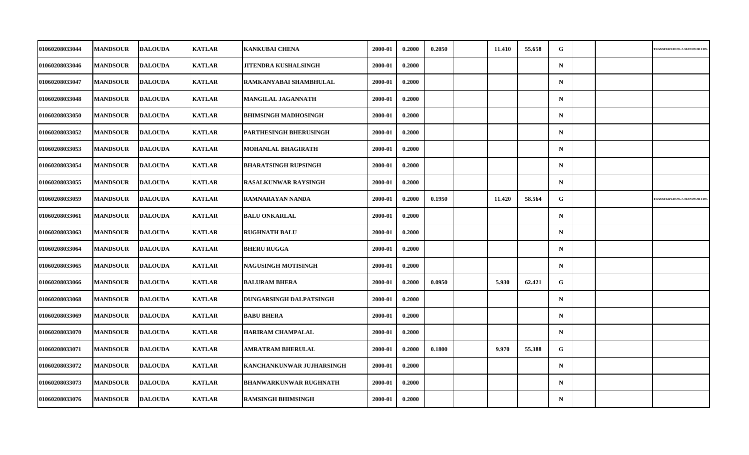| | | | | | | | | | | | | | | |
|---|---|---|---|---|---|---|---|---|---|---|---|---|---|---|
| 01060208033044 | MANDSOUR | DALOUDA | KATLAR | KANKUBAI CHENA | 2000-01 | 0.2000 | 0.2050 | | 11.410 | 55.658 | G | | | TRANSFER/CHOSLA MANDSOR I DN. |
| 01060208033046 | MANDSOUR | DALOUDA | KATLAR | JITENDRA KUSHALSINGH | 2000-01 | 0.2000 | | | | | N | | | |
| 01060208033047 | MANDSOUR | DALOUDA | KATLAR | RAMKANYABAI SHAMBHULAL | 2000-01 | 0.2000 | | | | | N | | | |
| 01060208033048 | MANDSOUR | DALOUDA | KATLAR | MANGILAL JAGANNATH | 2000-01 | 0.2000 | | | | | N | | | |
| 01060208033050 | MANDSOUR | DALOUDA | KATLAR | BHIMSINGH MADHOSINGH | 2000-01 | 0.2000 | | | | | N | | | |
| 01060208033052 | MANDSOUR | DALOUDA | KATLAR | PARTHESINGH BHERUSINGH | 2000-01 | 0.2000 | | | | | N | | | |
| 01060208033053 | MANDSOUR | DALOUDA | KATLAR | MOHANLAL BHAGIRATH | 2000-01 | 0.2000 | | | | | N | | | |
| 01060208033054 | MANDSOUR | DALOUDA | KATLAR | BHARATSINGH RUPSINGH | 2000-01 | 0.2000 | | | | | N | | | |
| 01060208033055 | MANDSOUR | DALOUDA | KATLAR | RASALKUNWAR RAYSINGH | 2000-01 | 0.2000 | | | | | N | | | |
| 01060208033059 | MANDSOUR | DALOUDA | KATLAR | RAMNARAYAN NANDA | 2000-01 | 0.2000 | 0.1950 | | 11.420 | 58.564 | G | | | TRANSFER/CHOSLA MANDSOR I DN. |
| 01060208033061 | MANDSOUR | DALOUDA | KATLAR | BALU ONKARLAL | 2000-01 | 0.2000 | | | | | N | | | |
| 01060208033063 | MANDSOUR | DALOUDA | KATLAR | RUGHNATH BALU | 2000-01 | 0.2000 | | | | | N | | | |
| 01060208033064 | MANDSOUR | DALOUDA | KATLAR | BHERU RUGGA | 2000-01 | 0.2000 | | | | | N | | | |
| 01060208033065 | MANDSOUR | DALOUDA | KATLAR | NAGUSINGH MOTISINGH | 2000-01 | 0.2000 | | | | | N | | | |
| 01060208033066 | MANDSOUR | DALOUDA | KATLAR | BALURAM BHERA | 2000-01 | 0.2000 | 0.0950 | | 5.930 | 62.421 | G | | | |
| 01060208033068 | MANDSOUR | DALOUDA | KATLAR | DUNGARSINGH DALPATSINGH | 2000-01 | 0.2000 | | | | | N | | | |
| 01060208033069 | MANDSOUR | DALOUDA | KATLAR | BABU BHERA | 2000-01 | 0.2000 | | | | | N | | | |
| 01060208033070 | MANDSOUR | DALOUDA | KATLAR | HARIRAM CHAMPALAL | 2000-01 | 0.2000 | | | | | N | | | |
| 01060208033071 | MANDSOUR | DALOUDA | KATLAR | AMRATRAM BHERULAL | 2000-01 | 0.2000 | 0.1800 | | 9.970 | 55.388 | G | | | |
| 01060208033072 | MANDSOUR | DALOUDA | KATLAR | KANCHANKUNWAR JUJHARSINGH | 2000-01 | 0.2000 | | | | | N | | | |
| 01060208033073 | MANDSOUR | DALOUDA | KATLAR | BHANWARKUNWAR RUGHNATH | 2000-01 | 0.2000 | | | | | N | | | |
| 01060208033076 | MANDSOUR | DALOUDA | KATLAR | RAMSINGH BHIMSINGH | 2000-01 | 0.2000 | | | | | N | | | |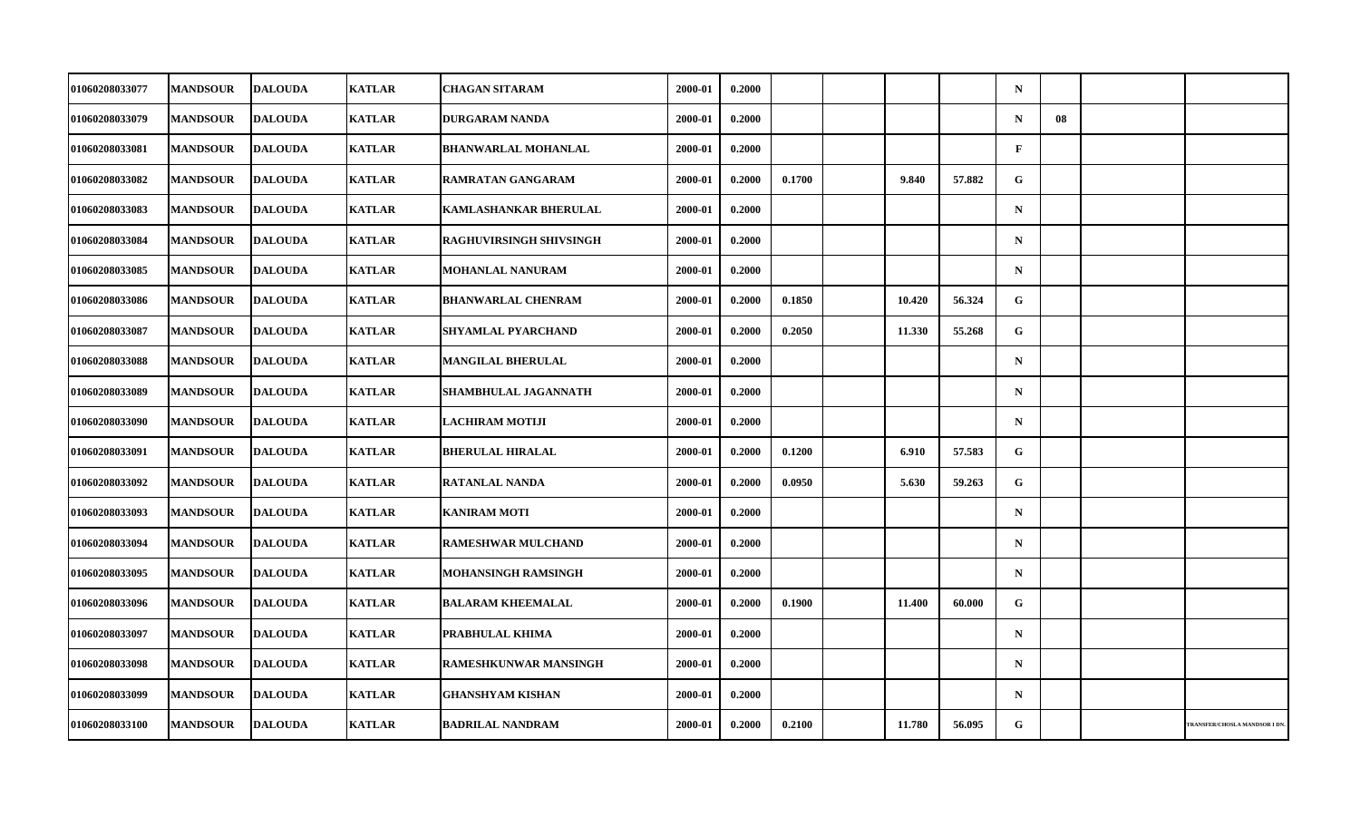| | | | | | | | | | | | | | | |
|---|---|---|---|---|---|---|---|---|---|---|---|---|---|---|
| 01060208033077 | MANDSOUR | DALOUDA | KATLAR | CHAGAN SITARAM | 2000-01 | 0.2000 | | | | | N | | | |
| 01060208033079 | MANDSOUR | DALOUDA | KATLAR | DURGARAM NANDA | 2000-01 | 0.2000 | | | | | N | 08 | | |
| 01060208033081 | MANDSOUR | DALOUDA | KATLAR | BHANWARLAL MOHANLAL | 2000-01 | 0.2000 | | | | | F | | | |
| 01060208033082 | MANDSOUR | DALOUDA | KATLAR | RAMRATAN GANGARAM | 2000-01 | 0.2000 | 0.1700 | | 9.840 | 57.882 | G | | | |
| 01060208033083 | MANDSOUR | DALOUDA | KATLAR | KAMLASHANKAR BHERULAL | 2000-01 | 0.2000 | | | | | N | | | |
| 01060208033084 | MANDSOUR | DALOUDA | KATLAR | RAGHUVIRSINGH SHIVSINGH | 2000-01 | 0.2000 | | | | | N | | | |
| 01060208033085 | MANDSOUR | DALOUDA | KATLAR | MOHANLAL NANURAM | 2000-01 | 0.2000 | | | | | N | | | |
| 01060208033086 | MANDSOUR | DALOUDA | KATLAR | BHANWARLAL CHENRAM | 2000-01 | 0.2000 | 0.1850 | | 10.420 | 56.324 | G | | | |
| 01060208033087 | MANDSOUR | DALOUDA | KATLAR | SHYAMLAL PYARCHAND | 2000-01 | 0.2000 | 0.2050 | | 11.330 | 55.268 | G | | | |
| 01060208033088 | MANDSOUR | DALOUDA | KATLAR | MANGILAL BHERULAL | 2000-01 | 0.2000 | | | | | N | | | |
| 01060208033089 | MANDSOUR | DALOUDA | KATLAR | SHAMBHULAL JAGANNATH | 2000-01 | 0.2000 | | | | | N | | | |
| 01060208033090 | MANDSOUR | DALOUDA | KATLAR | LACHIRAM MOTIJI | 2000-01 | 0.2000 | | | | | N | | | |
| 01060208033091 | MANDSOUR | DALOUDA | KATLAR | BHERULAL HIRALAL | 2000-01 | 0.2000 | 0.1200 | | 6.910 | 57.583 | G | | | |
| 01060208033092 | MANDSOUR | DALOUDA | KATLAR | RATANLAL NANDA | 2000-01 | 0.2000 | 0.0950 | | 5.630 | 59.263 | G | | | |
| 01060208033093 | MANDSOUR | DALOUDA | KATLAR | KANIRAM MOTI | 2000-01 | 0.2000 | | | | | N | | | |
| 01060208033094 | MANDSOUR | DALOUDA | KATLAR | RAMESHWAR MULCHAND | 2000-01 | 0.2000 | | | | | N | | | |
| 01060208033095 | MANDSOUR | DALOUDA | KATLAR | MOHANSINGH RAMSINGH | 2000-01 | 0.2000 | | | | | N | | | |
| 01060208033096 | MANDSOUR | DALOUDA | KATLAR | BALARAM KHEEMALAL | 2000-01 | 0.2000 | 0.1900 | | 11.400 | 60.000 | G | | | |
| 01060208033097 | MANDSOUR | DALOUDA | KATLAR | PRABHULAL KHIMA | 2000-01 | 0.2000 | | | | | N | | | |
| 01060208033098 | MANDSOUR | DALOUDA | KATLAR | RAMESHKUNWAR MANSINGH | 2000-01 | 0.2000 | | | | | N | | | |
| 01060208033099 | MANDSOUR | DALOUDA | KATLAR | GHANSHYAM KISHAN | 2000-01 | 0.2000 | | | | | N | | | |
| 01060208033100 | MANDSOUR | DALOUDA | KATLAR | BADRILAL NANDRAM | 2000-01 | 0.2000 | 0.2100 | | 11.780 | 56.095 | G | | | TRANSFER/CHOSLA MANDSOR I DN. |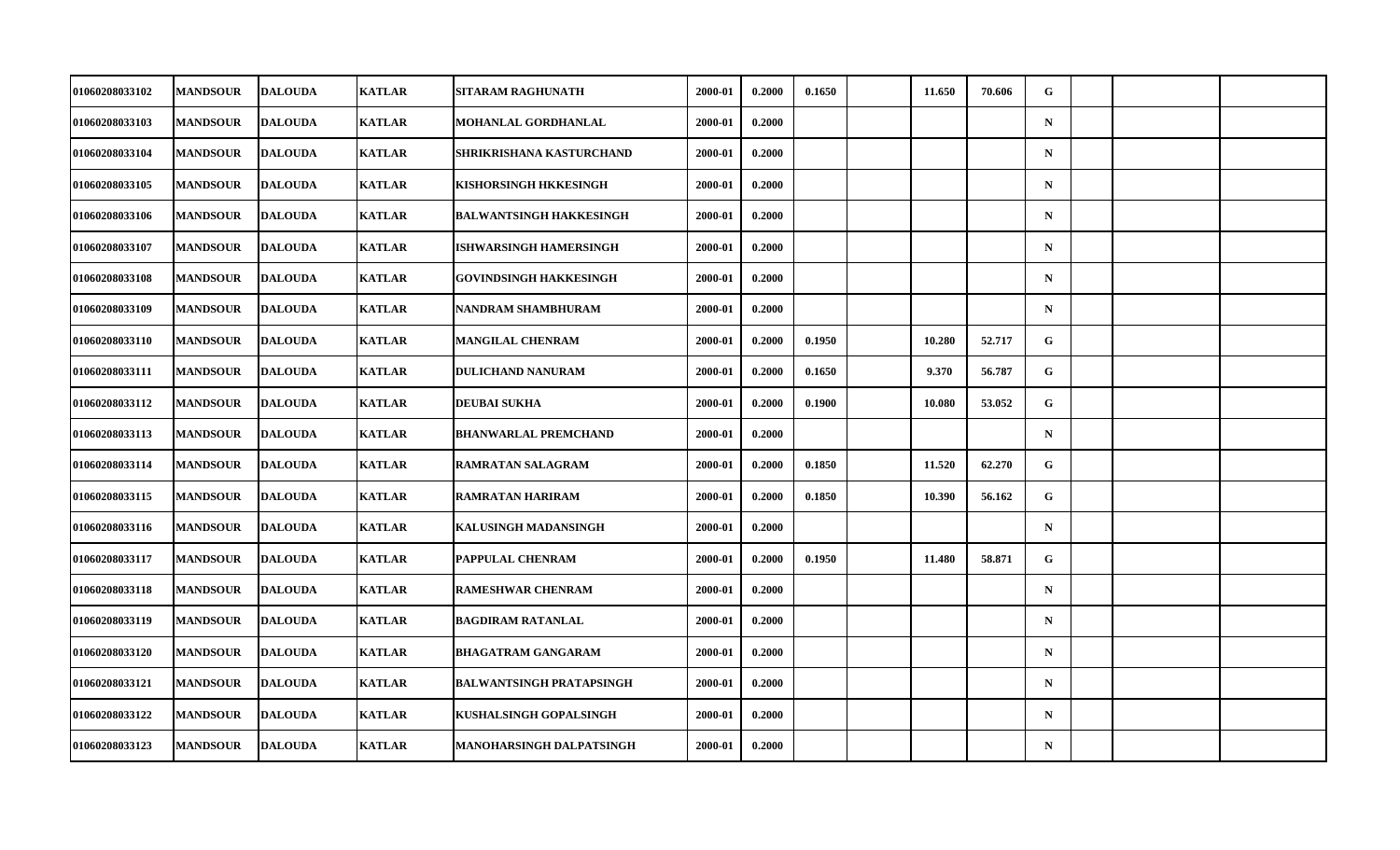| | | | | | | | | | | | | | | |
|---|---|---|---|---|---|---|---|---|---|---|---|---|---|---|
| 01060208033102 | MANDSOUR | DALOUDA | KATLAR | SITARAM RAGHUNATH | 2000-01 | 0.2000 | 0.1650 | | 11.650 | 70.606 | G | | | |
| 01060208033103 | MANDSOUR | DALOUDA | KATLAR | MOHANLAL GORDHANLAL | 2000-01 | 0.2000 | | | | | N | | | |
| 01060208033104 | MANDSOUR | DALOUDA | KATLAR | SHRIKRISHANA KASTURCHAND | 2000-01 | 0.2000 | | | | | N | | | |
| 01060208033105 | MANDSOUR | DALOUDA | KATLAR | KISHORSINGH HKKESINGH | 2000-01 | 0.2000 | | | | | N | | | |
| 01060208033106 | MANDSOUR | DALOUDA | KATLAR | BALWANTSINGH HAKKESINGH | 2000-01 | 0.2000 | | | | | N | | | |
| 01060208033107 | MANDSOUR | DALOUDA | KATLAR | ISHWARSINGH HAMERSINGH | 2000-01 | 0.2000 | | | | | N | | | |
| 01060208033108 | MANDSOUR | DALOUDA | KATLAR | GOVINDSINGH HAKKESINGH | 2000-01 | 0.2000 | | | | | N | | | |
| 01060208033109 | MANDSOUR | DALOUDA | KATLAR | NANDRAM SHAMBHURAM | 2000-01 | 0.2000 | | | | | N | | | |
| 01060208033110 | MANDSOUR | DALOUDA | KATLAR | MANGILAL CHENRAM | 2000-01 | 0.2000 | 0.1950 | | 10.280 | 52.717 | G | | | |
| 01060208033111 | MANDSOUR | DALOUDA | KATLAR | DULICHAND NANURAM | 2000-01 | 0.2000 | 0.1650 | | 9.370 | 56.787 | G | | | |
| 01060208033112 | MANDSOUR | DALOUDA | KATLAR | DEUBAI SUKHA | 2000-01 | 0.2000 | 0.1900 | | 10.080 | 53.052 | G | | | |
| 01060208033113 | MANDSOUR | DALOUDA | KATLAR | BHANWARLAL PREMCHAND | 2000-01 | 0.2000 | | | | | N | | | |
| 01060208033114 | MANDSOUR | DALOUDA | KATLAR | RAMRATAN SALAGRAM | 2000-01 | 0.2000 | 0.1850 | | 11.520 | 62.270 | G | | | |
| 01060208033115 | MANDSOUR | DALOUDA | KATLAR | RAMRATAN HARIRAM | 2000-01 | 0.2000 | 0.1850 | | 10.390 | 56.162 | G | | | |
| 01060208033116 | MANDSOUR | DALOUDA | KATLAR | KALUSINGH MADANSINGH | 2000-01 | 0.2000 | | | | | N | | | |
| 01060208033117 | MANDSOUR | DALOUDA | KATLAR | PAPPULAL CHENRAM | 2000-01 | 0.2000 | 0.1950 | | 11.480 | 58.871 | G | | | |
| 01060208033118 | MANDSOUR | DALOUDA | KATLAR | RAMESHWAR CHENRAM | 2000-01 | 0.2000 | | | | | N | | | |
| 01060208033119 | MANDSOUR | DALOUDA | KATLAR | BAGDIRAM RATANLAL | 2000-01 | 0.2000 | | | | | N | | | |
| 01060208033120 | MANDSOUR | DALOUDA | KATLAR | BHAGATRAM GANGARAM | 2000-01 | 0.2000 | | | | | N | | | |
| 01060208033121 | MANDSOUR | DALOUDA | KATLAR | BALWANTSINGH PRATAPSINGH | 2000-01 | 0.2000 | | | | | N | | | |
| 01060208033122 | MANDSOUR | DALOUDA | KATLAR | KUSHALSINGH GOPALSINGH | 2000-01 | 0.2000 | | | | | N | | | |
| 01060208033123 | MANDSOUR | DALOUDA | KATLAR | MANOHARSINGH DALPATSINGH | 2000-01 | 0.2000 | | | | | N | | | |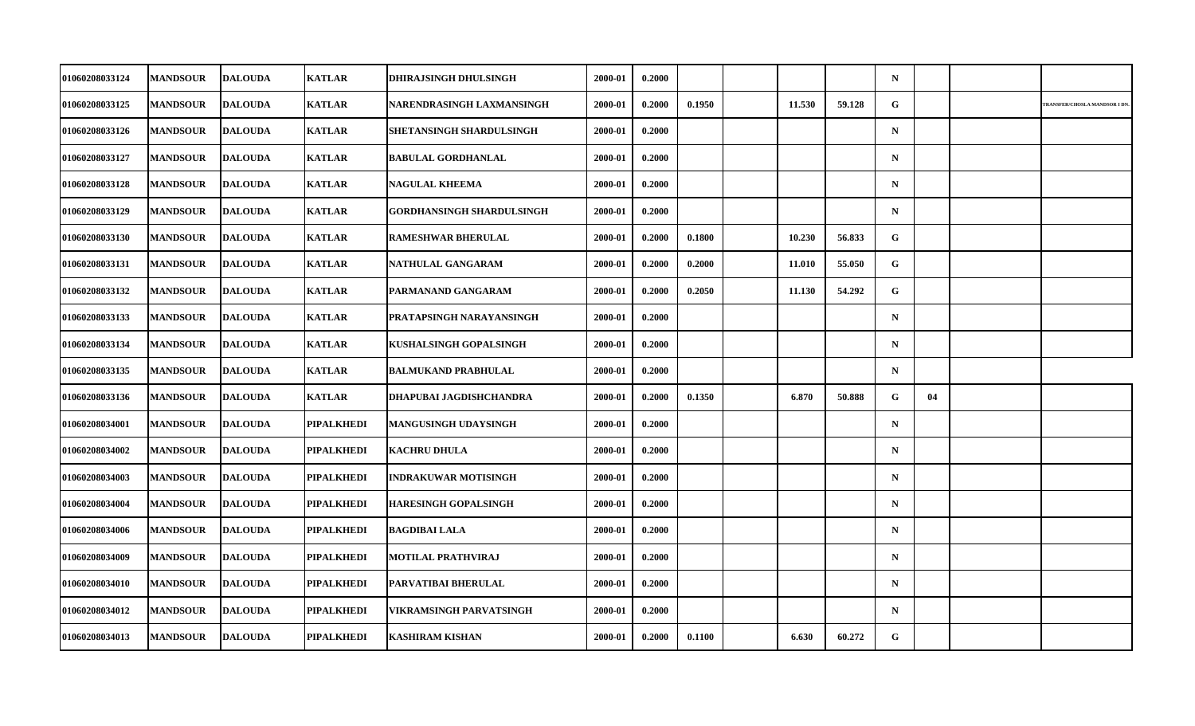| | | | | | | | | | | | | | | |
|---|---|---|---|---|---|---|---|---|---|---|---|---|---|---|
| 01060208033124 | MANDSOUR | DALOUDA | KATLAR | DHIRAJSINGH DHULSINGH | 2000-01 | 0.2000 | | | | | N | | | |
| 01060208033125 | MANDSOUR | DALOUDA | KATLAR | NARENDRASINGH LAXMANSINGH | 2000-01 | 0.2000 | 0.1950 | | 11.530 | 59.128 | G | | | TRANSFER/CHOSLA MANDSOR I DN. |
| 01060208033126 | MANDSOUR | DALOUDA | KATLAR | SHETANSINGH SHARDULSINGH | 2000-01 | 0.2000 | | | | | N | | | |
| 01060208033127 | MANDSOUR | DALOUDA | KATLAR | BABULAL GORDHANLAL | 2000-01 | 0.2000 | | | | | N | | | |
| 01060208033128 | MANDSOUR | DALOUDA | KATLAR | NAGULAL KHEEMA | 2000-01 | 0.2000 | | | | | N | | | |
| 01060208033129 | MANDSOUR | DALOUDA | KATLAR | GORDHANSINGH SHARDULSINGH | 2000-01 | 0.2000 | | | | | N | | | |
| 01060208033130 | MANDSOUR | DALOUDA | KATLAR | RAMESHWAR BHERULAL | 2000-01 | 0.2000 | 0.1800 | | 10.230 | 56.833 | G | | | |
| 01060208033131 | MANDSOUR | DALOUDA | KATLAR | NATHULAL GANGARAM | 2000-01 | 0.2000 | 0.2000 | | 11.010 | 55.050 | G | | | |
| 01060208033132 | MANDSOUR | DALOUDA | KATLAR | PARMANAND GANGARAM | 2000-01 | 0.2000 | 0.2050 | | 11.130 | 54.292 | G | | | |
| 01060208033133 | MANDSOUR | DALOUDA | KATLAR | PRATAPSINGH NARAYANSINGH | 2000-01 | 0.2000 | | | | | N | | | |
| 01060208033134 | MANDSOUR | DALOUDA | KATLAR | KUSHALSINGH GOPALSINGH | 2000-01 | 0.2000 | | | | | N | | | |
| 01060208033135 | MANDSOUR | DALOUDA | KATLAR | BALMUKAND PRABHULAL | 2000-01 | 0.2000 | | | | | N | | | |
| 01060208033136 | MANDSOUR | DALOUDA | KATLAR | DHAPUBAI JAGDISHCHANDRA | 2000-01 | 0.2000 | 0.1350 | | 6.870 | 50.888 | G | 04 | | |
| 01060208034001 | MANDSOUR | DALOUDA | PIPALKHEDI | MANGUSINGH UDAYSINGH | 2000-01 | 0.2000 | | | | | N | | | |
| 01060208034002 | MANDSOUR | DALOUDA | PIPALKHEDI | KACHRU DHULA | 2000-01 | 0.2000 | | | | | N | | | |
| 01060208034003 | MANDSOUR | DALOUDA | PIPALKHEDI | INDRAKUWAR MOTISINGH | 2000-01 | 0.2000 | | | | | N | | | |
| 01060208034004 | MANDSOUR | DALOUDA | PIPALKHEDI | HARESINGH GOPALSINGH | 2000-01 | 0.2000 | | | | | N | | | |
| 01060208034006 | MANDSOUR | DALOUDA | PIPALKHEDI | BAGDIBAI LALA | 2000-01 | 0.2000 | | | | | N | | | |
| 01060208034009 | MANDSOUR | DALOUDA | PIPALKHEDI | MOTILAL PRATHVIRAJ | 2000-01 | 0.2000 | | | | | N | | | |
| 01060208034010 | MANDSOUR | DALOUDA | PIPALKHEDI | PARVATIBAI BHERULAL | 2000-01 | 0.2000 | | | | | N | | | |
| 01060208034012 | MANDSOUR | DALOUDA | PIPALKHEDI | VIKRAMSINGH PARVATSINGH | 2000-01 | 0.2000 | | | | | N | | | |
| 01060208034013 | MANDSOUR | DALOUDA | PIPALKHEDI | KASHIRAM KISHAN | 2000-01 | 0.2000 | 0.1100 | | 6.630 | 60.272 | G | | | |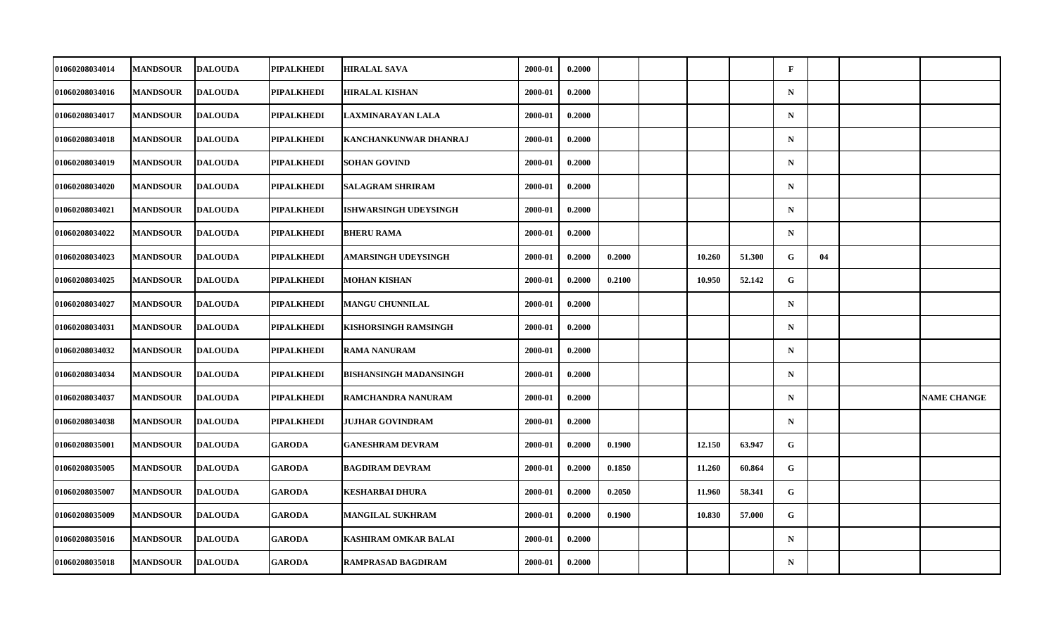| | | | | | | | | | | | | | | |
|---|---|---|---|---|---|---|---|---|---|---|---|---|---|---|
| 01060208034014 | MANDSOUR | DALOUDA | PIPALKHEDI | HIRALAL SAVA | 2000-01 | 0.2000 | | | | | F | | | |
| 01060208034016 | MANDSOUR | DALOUDA | PIPALKHEDI | HIRALAL KISHAN | 2000-01 | 0.2000 | | | | | N | | | |
| 01060208034017 | MANDSOUR | DALOUDA | PIPALKHEDI | LAXMINARAYAN LALA | 2000-01 | 0.2000 | | | | | N | | | |
| 01060208034018 | MANDSOUR | DALOUDA | PIPALKHEDI | KANCHANKUNWAR DHANRAJ | 2000-01 | 0.2000 | | | | | N | | | |
| 01060208034019 | MANDSOUR | DALOUDA | PIPALKHEDI | SOHAN GOVIND | 2000-01 | 0.2000 | | | | | N | | | |
| 01060208034020 | MANDSOUR | DALOUDA | PIPALKHEDI | SALAGRAM SHRIRAM | 2000-01 | 0.2000 | | | | | N | | | |
| 01060208034021 | MANDSOUR | DALOUDA | PIPALKHEDI | ISHWARSINGH UDEYSINGH | 2000-01 | 0.2000 | | | | | N | | | |
| 01060208034022 | MANDSOUR | DALOUDA | PIPALKHEDI | BHERU RAMA | 2000-01 | 0.2000 | | | | | N | | | |
| 01060208034023 | MANDSOUR | DALOUDA | PIPALKHEDI | AMARSINGH UDEYSINGH | 2000-01 | 0.2000 | 0.2000 | | 10.260 | 51.300 | G | 04 | | |
| 01060208034025 | MANDSOUR | DALOUDA | PIPALKHEDI | MOHAN KISHAN | 2000-01 | 0.2000 | 0.2100 | | 10.950 | 52.142 | G | | | |
| 01060208034027 | MANDSOUR | DALOUDA | PIPALKHEDI | MANGU CHUNNILAL | 2000-01 | 0.2000 | | | | | N | | | |
| 01060208034031 | MANDSOUR | DALOUDA | PIPALKHEDI | KISHORSINGH RAMSINGH | 2000-01 | 0.2000 | | | | | N | | | |
| 01060208034032 | MANDSOUR | DALOUDA | PIPALKHEDI | RAMA NANURAM | 2000-01 | 0.2000 | | | | | N | | | |
| 01060208034034 | MANDSOUR | DALOUDA | PIPALKHEDI | BISHANSINGH MADANSINGH | 2000-01 | 0.2000 | | | | | N | | | |
| 01060208034037 | MANDSOUR | DALOUDA | PIPALKHEDI | RAMCHANDRA NANURAM | 2000-01 | 0.2000 | | | | | N | | | NAME CHANGE |
| 01060208034038 | MANDSOUR | DALOUDA | PIPALKHEDI | JUJHAR GOVINDRAM | 2000-01 | 0.2000 | | | | | N | | | |
| 01060208035001 | MANDSOUR | DALOUDA | GARODA | GANESHRAM DEVRAM | 2000-01 | 0.2000 | 0.1900 | | 12.150 | 63.947 | G | | | |
| 01060208035005 | MANDSOUR | DALOUDA | GARODA | BAGDIRAM DEVRAM | 2000-01 | 0.2000 | 0.1850 | | 11.260 | 60.864 | G | | | |
| 01060208035007 | MANDSOUR | DALOUDA | GARODA | KESHARBAI DHURA | 2000-01 | 0.2000 | 0.2050 | | 11.960 | 58.341 | G | | | |
| 01060208035009 | MANDSOUR | DALOUDA | GARODA | MANGILAL SUKHRAM | 2000-01 | 0.2000 | 0.1900 | | 10.830 | 57.000 | G | | | |
| 01060208035016 | MANDSOUR | DALOUDA | GARODA | KASHIRAM OMKAR BALAI | 2000-01 | 0.2000 | | | | | N | | | |
| 01060208035018 | MANDSOUR | DALOUDA | GARODA | RAMPRASAD BAGDIRAM | 2000-01 | 0.2000 | | | | | N | | | |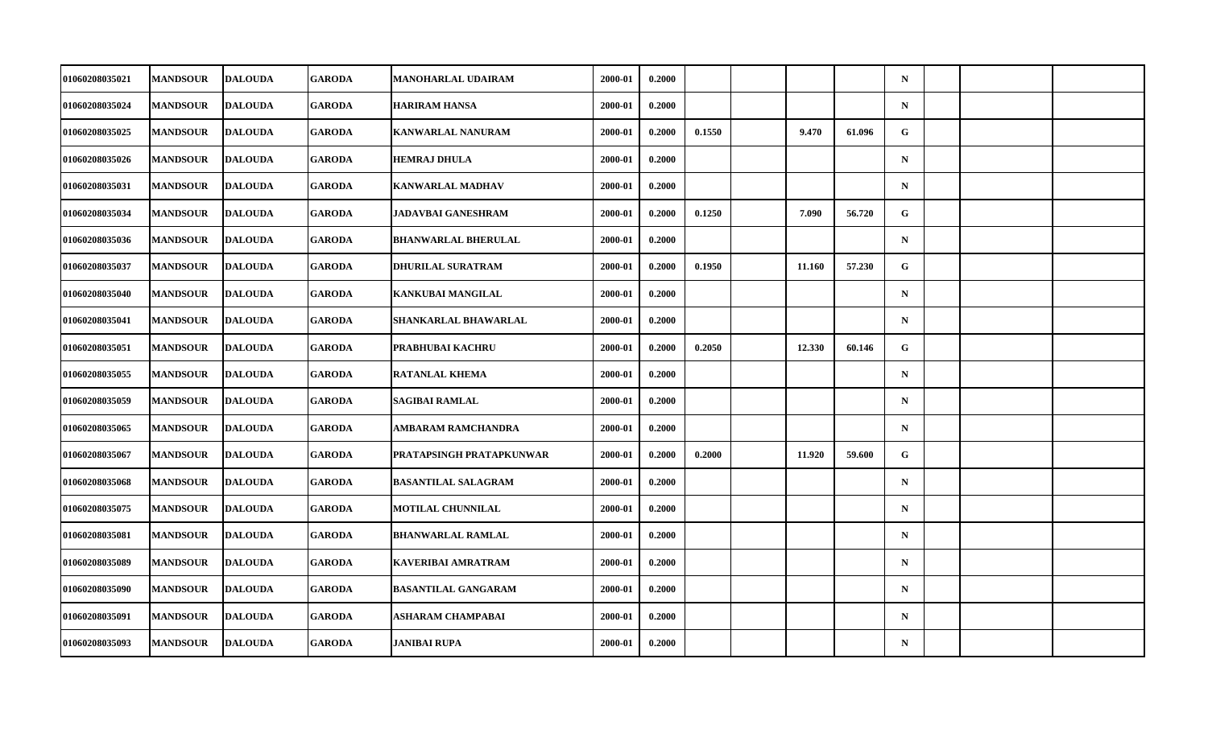| | | | | | | | | | | | | | | |
|---|---|---|---|---|---|---|---|---|---|---|---|---|---|---|
| 01060208035021 | MANDSOUR | DALOUDA | GARODA | MANOHARLAL UDAIRAM | 2000-01 | 0.2000 | | | | | N | | | |
| 01060208035024 | MANDSOUR | DALOUDA | GARODA | HARIRAM HANSA | 2000-01 | 0.2000 | | | | | N | | | |
| 01060208035025 | MANDSOUR | DALOUDA | GARODA | KANWARLAL NANURAM | 2000-01 | 0.2000 | 0.1550 | | 9.470 | 61.096 | G | | | |
| 01060208035026 | MANDSOUR | DALOUDA | GARODA | HEMRAJ DHULA | 2000-01 | 0.2000 | | | | | N | | | |
| 01060208035031 | MANDSOUR | DALOUDA | GARODA | KANWARLAL MADHAV | 2000-01 | 0.2000 | | | | | N | | | |
| 01060208035034 | MANDSOUR | DALOUDA | GARODA | JADAVBAI GANESHRAM | 2000-01 | 0.2000 | 0.1250 | | 7.090 | 56.720 | G | | | |
| 01060208035036 | MANDSOUR | DALOUDA | GARODA | BHANWARLAL BHERULAL | 2000-01 | 0.2000 | | | | | N | | | |
| 01060208035037 | MANDSOUR | DALOUDA | GARODA | DHURILAL SURATRAM | 2000-01 | 0.2000 | 0.1950 | | 11.160 | 57.230 | G | | | |
| 01060208035040 | MANDSOUR | DALOUDA | GARODA | KANKUBAI MANGILAL | 2000-01 | 0.2000 | | | | | N | | | |
| 01060208035041 | MANDSOUR | DALOUDA | GARODA | SHANKARLAL BHAWARLAL | 2000-01 | 0.2000 | | | | | N | | | |
| 01060208035051 | MANDSOUR | DALOUDA | GARODA | PRABHUBAI KACHRU | 2000-01 | 0.2000 | 0.2050 | | 12.330 | 60.146 | G | | | |
| 01060208035055 | MANDSOUR | DALOUDA | GARODA | RATANLAL KHEMA | 2000-01 | 0.2000 | | | | | N | | | |
| 01060208035059 | MANDSOUR | DALOUDA | GARODA | SAGIBAI RAMLAL | 2000-01 | 0.2000 | | | | | N | | | |
| 01060208035065 | MANDSOUR | DALOUDA | GARODA | AMBARAM RAMCHANDRA | 2000-01 | 0.2000 | | | | | N | | | |
| 01060208035067 | MANDSOUR | DALOUDA | GARODA | PRATAPSINGH PRATAPKUNWAR | 2000-01 | 0.2000 | 0.2000 | | 11.920 | 59.600 | G | | | |
| 01060208035068 | MANDSOUR | DALOUDA | GARODA | BASANTILAL SALAGRAM | 2000-01 | 0.2000 | | | | | N | | | |
| 01060208035075 | MANDSOUR | DALOUDA | GARODA | MOTILAL CHUNNILAL | 2000-01 | 0.2000 | | | | | N | | | |
| 01060208035081 | MANDSOUR | DALOUDA | GARODA | BHANWARLAL RAMLAL | 2000-01 | 0.2000 | | | | | N | | | |
| 01060208035089 | MANDSOUR | DALOUDA | GARODA | KAVERIBAI AMRATRAM | 2000-01 | 0.2000 | | | | | N | | | |
| 01060208035090 | MANDSOUR | DALOUDA | GARODA | BASANTILAL GANGARAM | 2000-01 | 0.2000 | | | | | N | | | |
| 01060208035091 | MANDSOUR | DALOUDA | GARODA | ASHARAM CHAMPABAI | 2000-01 | 0.2000 | | | | | N | | | |
| 01060208035093 | MANDSOUR | DALOUDA | GARODA | JANIBAI RUPA | 2000-01 | 0.2000 | | | | | N | | | |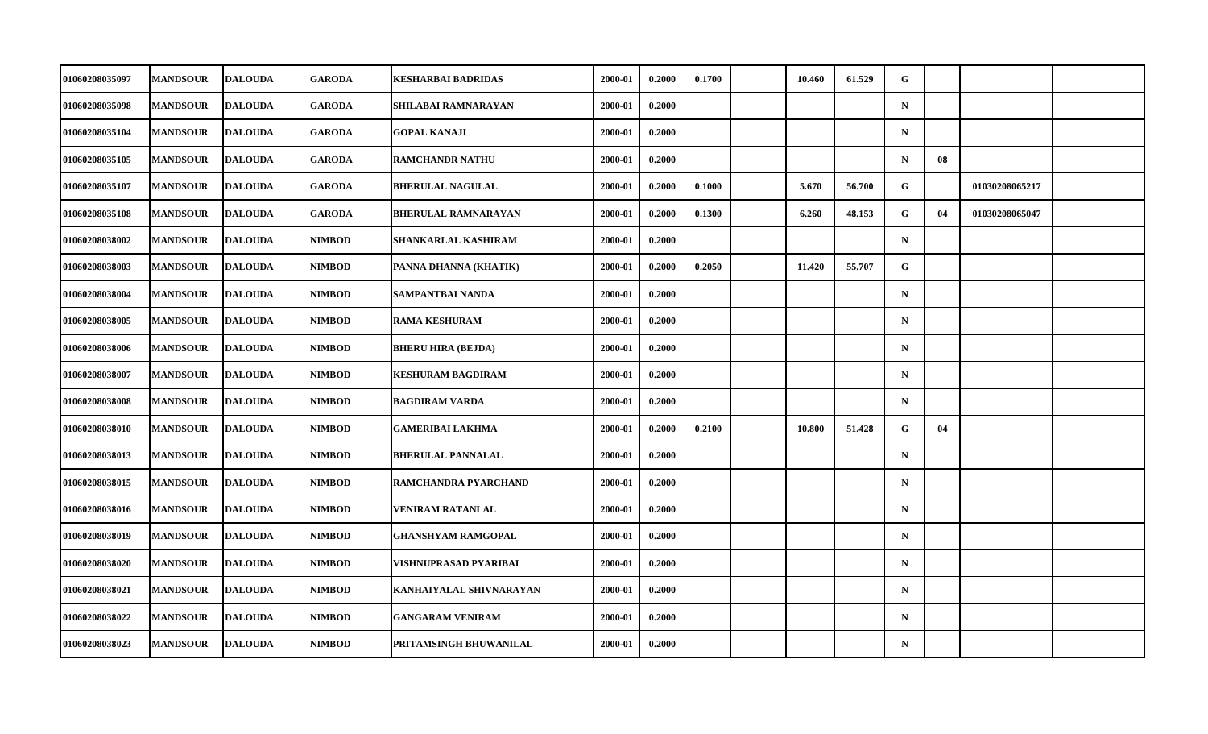| | | | | | | | | | | | | | | |
|---|---|---|---|---|---|---|---|---|---|---|---|---|---|---|
| 01060208035097 | MANDSOUR | DALOUDA | GARODA | KESHARBAI BADRIDAS | 2000-01 | 0.2000 | 0.1700 | | 10.460 | 61.529 | G | | | |
| 01060208035098 | MANDSOUR | DALOUDA | GARODA | SHILABAI RAMNARAYAN | 2000-01 | 0.2000 | | | | | N | | | |
| 01060208035104 | MANDSOUR | DALOUDA | GARODA | GOPAL KANAJI | 2000-01 | 0.2000 | | | | | N | | | |
| 01060208035105 | MANDSOUR | DALOUDA | GARODA | RAMCHANDR NATHU | 2000-01 | 0.2000 | | | | | N | 08 | | |
| 01060208035107 | MANDSOUR | DALOUDA | GARODA | BHERULAL NAGULAL | 2000-01 | 0.2000 | 0.1000 | | 5.670 | 56.700 | G | | 01030208065217 | |
| 01060208035108 | MANDSOUR | DALOUDA | GARODA | BHERULAL RAMNARAYAN | 2000-01 | 0.2000 | 0.1300 | | 6.260 | 48.153 | G | 04 | 01030208065047 | |
| 01060208038002 | MANDSOUR | DALOUDA | NIMBOD | SHANKARLAL KASHIRAM | 2000-01 | 0.2000 | | | | | N | | | |
| 01060208038003 | MANDSOUR | DALOUDA | NIMBOD | PANNA DHANNA (KHATIK) | 2000-01 | 0.2000 | 0.2050 | | 11.420 | 55.707 | G | | | |
| 01060208038004 | MANDSOUR | DALOUDA | NIMBOD | SAMPANTBAI NANDA | 2000-01 | 0.2000 | | | | | N | | | |
| 01060208038005 | MANDSOUR | DALOUDA | NIMBOD | RAMA KESHURAM | 2000-01 | 0.2000 | | | | | N | | | |
| 01060208038006 | MANDSOUR | DALOUDA | NIMBOD | BHERU HIRA (BEJDA) | 2000-01 | 0.2000 | | | | | N | | | |
| 01060208038007 | MANDSOUR | DALOUDA | NIMBOD | KESHURAM BAGDIRAM | 2000-01 | 0.2000 | | | | | N | | | |
| 01060208038008 | MANDSOUR | DALOUDA | NIMBOD | BAGDIRAM VARDA | 2000-01 | 0.2000 | | | | | N | | | |
| 01060208038010 | MANDSOUR | DALOUDA | NIMBOD | GAMERIBAI LAKHMA | 2000-01 | 0.2000 | 0.2100 | | 10.800 | 51.428 | G | 04 | | |
| 01060208038013 | MANDSOUR | DALOUDA | NIMBOD | BHERULAL PANNALAL | 2000-01 | 0.2000 | | | | | N | | | |
| 01060208038015 | MANDSOUR | DALOUDA | NIMBOD | RAMCHANDRA PYARCHAND | 2000-01 | 0.2000 | | | | | N | | | |
| 01060208038016 | MANDSOUR | DALOUDA | NIMBOD | VENIRAM RATANLAL | 2000-01 | 0.2000 | | | | | N | | | |
| 01060208038019 | MANDSOUR | DALOUDA | NIMBOD | GHANSHYAM RAMGOPAL | 2000-01 | 0.2000 | | | | | N | | | |
| 01060208038020 | MANDSOUR | DALOUDA | NIMBOD | VISHNUPRASAD PYARIBAI | 2000-01 | 0.2000 | | | | | N | | | |
| 01060208038021 | MANDSOUR | DALOUDA | NIMBOD | KANHAIYALAL SHIVNARAYAN | 2000-01 | 0.2000 | | | | | N | | | |
| 01060208038022 | MANDSOUR | DALOUDA | NIMBOD | GANGARAM VENIRAM | 2000-01 | 0.2000 | | | | | N | | | |
| 01060208038023 | MANDSOUR | DALOUDA | NIMBOD | PRITAMSINGH BHUWANILAL | 2000-01 | 0.2000 | | | | | N | | | |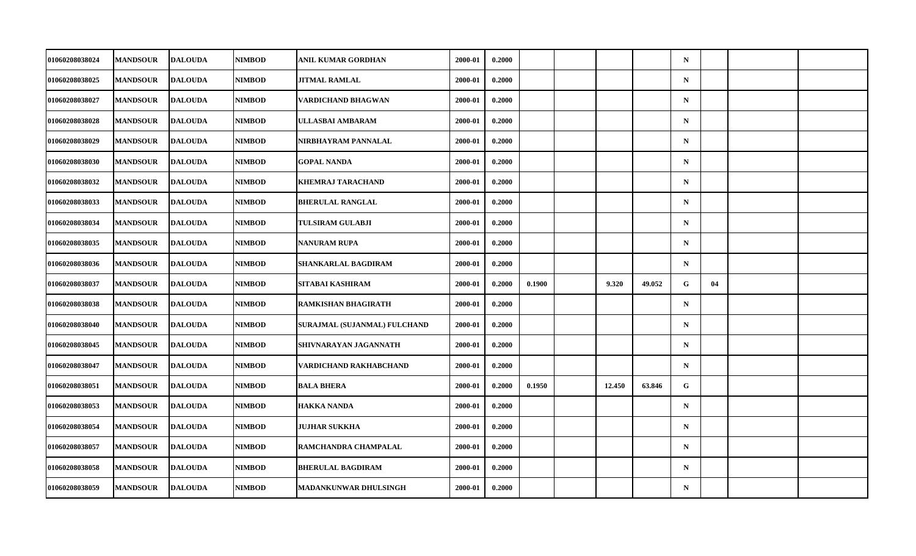| | | | | | | | | | | | | | | |
|---|---|---|---|---|---|---|---|---|---|---|---|---|---|---|
| 01060208038024 | MANDSOUR | DALOUDA | NIMBOD | ANIL KUMAR GORDHAN | 2000-01 | 0.2000 | | | | | N | | | |
| 01060208038025 | MANDSOUR | DALOUDA | NIMBOD | JITMAL RAMLAL | 2000-01 | 0.2000 | | | | | N | | | |
| 01060208038027 | MANDSOUR | DALOUDA | NIMBOD | VARDICHAND BHAGWAN | 2000-01 | 0.2000 | | | | | N | | | |
| 01060208038028 | MANDSOUR | DALOUDA | NIMBOD | ULLASBAI AMBARAM | 2000-01 | 0.2000 | | | | | N | | | |
| 01060208038029 | MANDSOUR | DALOUDA | NIMBOD | NIRBHAYRAM PANNALAL | 2000-01 | 0.2000 | | | | | N | | | |
| 01060208038030 | MANDSOUR | DALOUDA | NIMBOD | GOPAL NANDA | 2000-01 | 0.2000 | | | | | N | | | |
| 01060208038032 | MANDSOUR | DALOUDA | NIMBOD | KHEMRAJ TARACHAND | 2000-01 | 0.2000 | | | | | N | | | |
| 01060208038033 | MANDSOUR | DALOUDA | NIMBOD | BHERULAL RANGLAL | 2000-01 | 0.2000 | | | | | N | | | |
| 01060208038034 | MANDSOUR | DALOUDA | NIMBOD | TULSIRAM GULABJI | 2000-01 | 0.2000 | | | | | N | | | |
| 01060208038035 | MANDSOUR | DALOUDA | NIMBOD | NANURAM RUPA | 2000-01 | 0.2000 | | | | | N | | | |
| 01060208038036 | MANDSOUR | DALOUDA | NIMBOD | SHANKARLAL BAGDIRAM | 2000-01 | 0.2000 | | | | | N | | | |
| 01060208038037 | MANDSOUR | DALOUDA | NIMBOD | SITABAI KASHIRAM | 2000-01 | 0.2000 | 0.1900 | | 9.320 | 49.052 | G | 04 | | |
| 01060208038038 | MANDSOUR | DALOUDA | NIMBOD | RAMKISHAN BHAGIRATH | 2000-01 | 0.2000 | | | | | N | | | |
| 01060208038040 | MANDSOUR | DALOUDA | NIMBOD | SURAJMAL (SUJANMAL) FULCHAND | 2000-01 | 0.2000 | | | | | N | | | |
| 01060208038045 | MANDSOUR | DALOUDA | NIMBOD | SHIVNARAYAN JAGANNATH | 2000-01 | 0.2000 | | | | | N | | | |
| 01060208038047 | MANDSOUR | DALOUDA | NIMBOD | VARDICHAND RAKHABCHAND | 2000-01 | 0.2000 | | | | | N | | | |
| 01060208038051 | MANDSOUR | DALOUDA | NIMBOD | BALA BHERA | 2000-01 | 0.2000 | 0.1950 | | 12.450 | 63.846 | G | | | |
| 01060208038053 | MANDSOUR | DALOUDA | NIMBOD | HAKKA NANDA | 2000-01 | 0.2000 | | | | | N | | | |
| 01060208038054 | MANDSOUR | DALOUDA | NIMBOD | JUJHAR SUKKHA | 2000-01 | 0.2000 | | | | | N | | | |
| 01060208038057 | MANDSOUR | DALOUDA | NIMBOD | RAMCHANDRA CHAMPALAL | 2000-01 | 0.2000 | | | | | N | | | |
| 01060208038058 | MANDSOUR | DALOUDA | NIMBOD | BHERULAL BAGDIRAM | 2000-01 | 0.2000 | | | | | N | | | |
| 01060208038059 | MANDSOUR | DALOUDA | NIMBOD | MADANKUNWAR DHULSINGH | 2000-01 | 0.2000 | | | | | N | | | |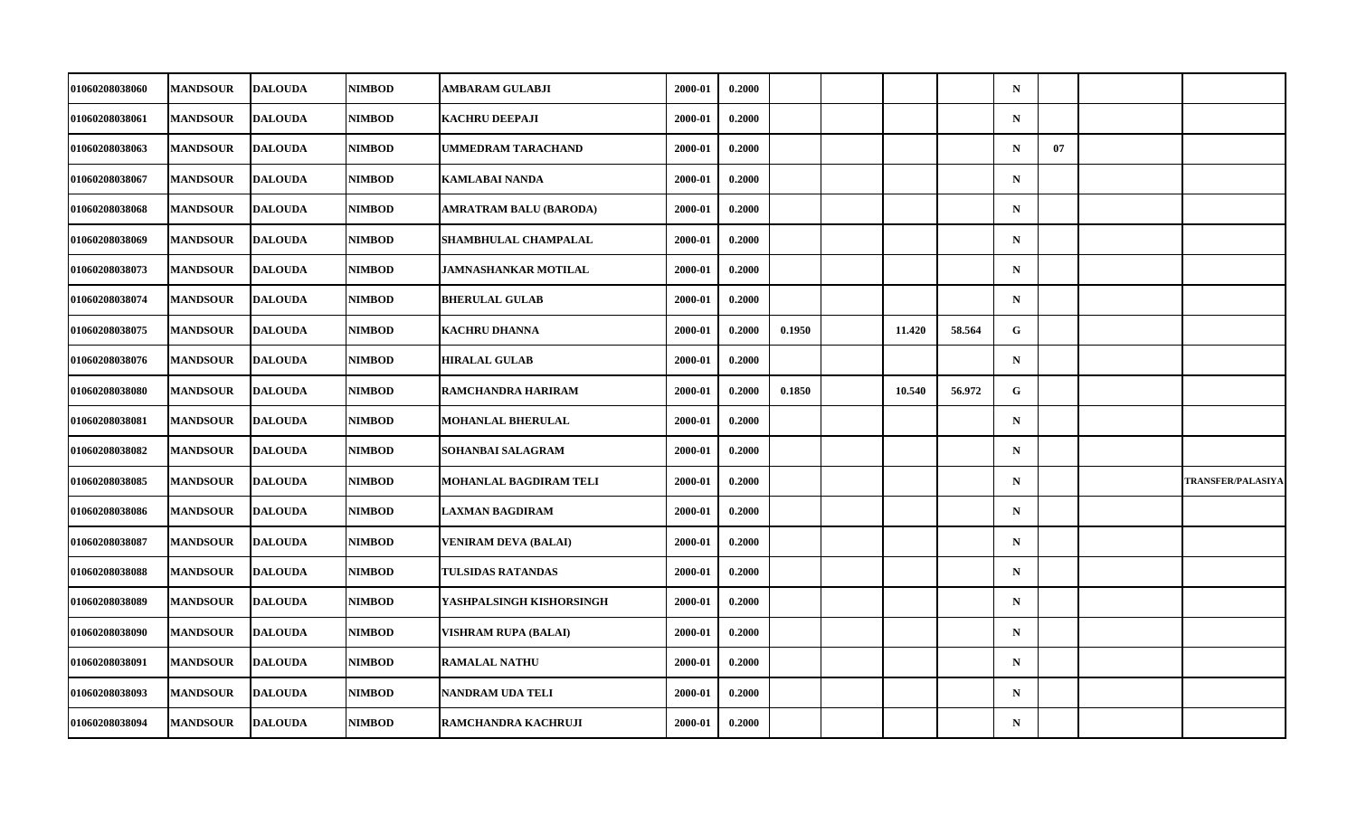| | | | | | | | | | | | | | | |
|---|---|---|---|---|---|---|---|---|---|---|---|---|---|---|
| 01060208038060 | MANDSOUR | DALOUDA | NIMBOD | AMBARAM GULABJI | 2000-01 | 0.2000 | | | | | N | | | |
| 01060208038061 | MANDSOUR | DALOUDA | NIMBOD | KACHRU DEEPAJI | 2000-01 | 0.2000 | | | | | N | | | |
| 01060208038063 | MANDSOUR | DALOUDA | NIMBOD | UMMEDRAM TARACHAND | 2000-01 | 0.2000 | | | | | N | 07 | | |
| 01060208038067 | MANDSOUR | DALOUDA | NIMBOD | KAMLABAI NANDA | 2000-01 | 0.2000 | | | | | N | | | |
| 01060208038068 | MANDSOUR | DALOUDA | NIMBOD | AMRATRAM BALU (BARODA) | 2000-01 | 0.2000 | | | | | N | | | |
| 01060208038069 | MANDSOUR | DALOUDA | NIMBOD | SHAMBHULAL CHAMPALAL | 2000-01 | 0.2000 | | | | | N | | | |
| 01060208038073 | MANDSOUR | DALOUDA | NIMBOD | JAMNASHANKAR MOTILAL | 2000-01 | 0.2000 | | | | | N | | | |
| 01060208038074 | MANDSOUR | DALOUDA | NIMBOD | BHERULAL GULAB | 2000-01 | 0.2000 | | | | | N | | | |
| 01060208038075 | MANDSOUR | DALOUDA | NIMBOD | KACHRU DHANNA | 2000-01 | 0.2000 | 0.1950 | | 11.420 | 58.564 | G | | | |
| 01060208038076 | MANDSOUR | DALOUDA | NIMBOD | HIRALAL GULAB | 2000-01 | 0.2000 | | | | | N | | | |
| 01060208038080 | MANDSOUR | DALOUDA | NIMBOD | RAMCHANDRA HARIRAM | 2000-01 | 0.2000 | 0.1850 | | 10.540 | 56.972 | G | | | |
| 01060208038081 | MANDSOUR | DALOUDA | NIMBOD | MOHANLAL BHERULAL | 2000-01 | 0.2000 | | | | | N | | | |
| 01060208038082 | MANDSOUR | DALOUDA | NIMBOD | SOHANBAI SALAGRAM | 2000-01 | 0.2000 | | | | | N | | | |
| 01060208038085 | MANDSOUR | DALOUDA | NIMBOD | MOHANLAL BAGDIRAM TELI | 2000-01 | 0.2000 | | | | | N | | | TRANSFER/PALASIYA |
| 01060208038086 | MANDSOUR | DALOUDA | NIMBOD | LAXMAN BAGDIRAM | 2000-01 | 0.2000 | | | | | N | | | |
| 01060208038087 | MANDSOUR | DALOUDA | NIMBOD | VENIRAM DEVA (BALAI) | 2000-01 | 0.2000 | | | | | N | | | |
| 01060208038088 | MANDSOUR | DALOUDA | NIMBOD | TULSIDAS RATANDAS | 2000-01 | 0.2000 | | | | | N | | | |
| 01060208038089 | MANDSOUR | DALOUDA | NIMBOD | YASHPALSINGH KISHORSINGH | 2000-01 | 0.2000 | | | | | N | | | |
| 01060208038090 | MANDSOUR | DALOUDA | NIMBOD | VISHRAM RUPA (BALAI) | 2000-01 | 0.2000 | | | | | N | | | |
| 01060208038091 | MANDSOUR | DALOUDA | NIMBOD | RAMALAL NATHU | 2000-01 | 0.2000 | | | | | N | | | |
| 01060208038093 | MANDSOUR | DALOUDA | NIMBOD | NANDRAM UDA TELI | 2000-01 | 0.2000 | | | | | N | | | |
| 01060208038094 | MANDSOUR | DALOUDA | NIMBOD | RAMCHANDRA KACHRUJI | 2000-01 | 0.2000 | | | | | N | | | |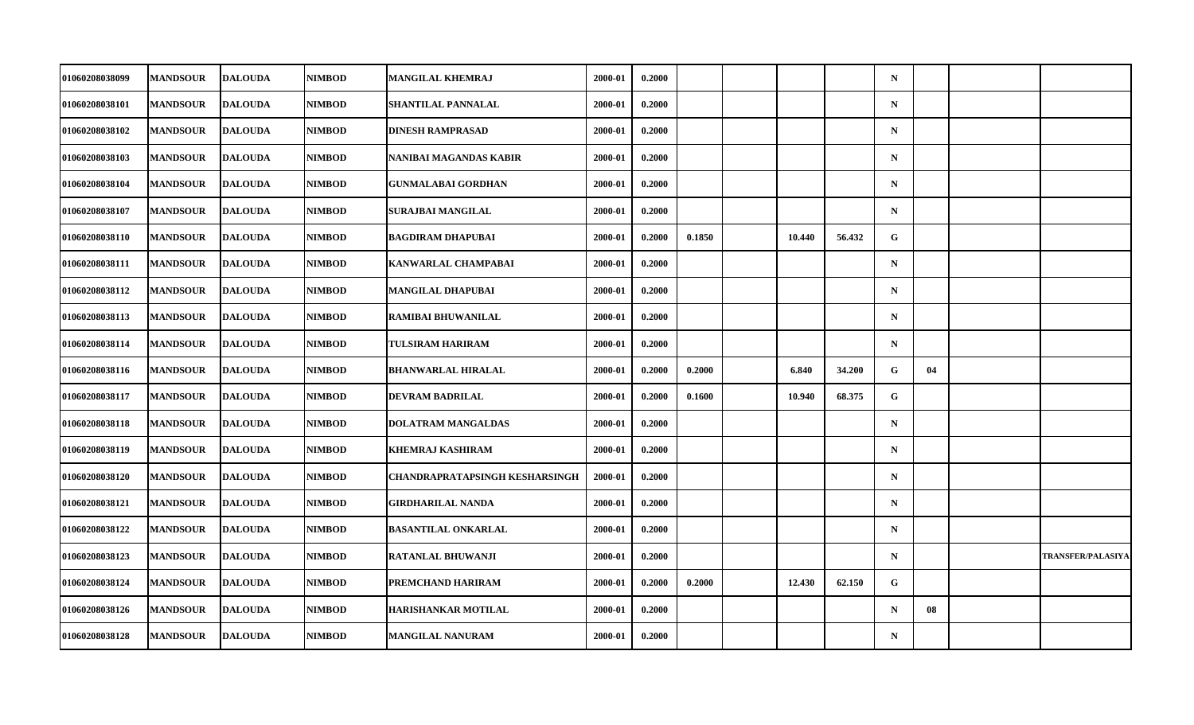| | | | | | | | | | | | | | | |
|---|---|---|---|---|---|---|---|---|---|---|---|---|---|---|
| 01060208038099 | MANDSOUR | DALOUDA | NIMBOD | MANGILAL KHEMRAJ | 2000-01 | 0.2000 | | | | | N | | | |
| 01060208038101 | MANDSOUR | DALOUDA | NIMBOD | SHANTILAL PANNALAL | 2000-01 | 0.2000 | | | | | N | | | |
| 01060208038102 | MANDSOUR | DALOUDA | NIMBOD | DINESH RAMPRASAD | 2000-01 | 0.2000 | | | | | N | | | |
| 01060208038103 | MANDSOUR | DALOUDA | NIMBOD | NANIBAI MAGANDAS KABIR | 2000-01 | 0.2000 | | | | | N | | | |
| 01060208038104 | MANDSOUR | DALOUDA | NIMBOD | GUNMALABAI GORDHAN | 2000-01 | 0.2000 | | | | | N | | | |
| 01060208038107 | MANDSOUR | DALOUDA | NIMBOD | SURAJBAI MANGILAL | 2000-01 | 0.2000 | | | | | N | | | |
| 01060208038110 | MANDSOUR | DALOUDA | NIMBOD | BAGDIRAM DHAPUBAI | 2000-01 | 0.2000 | 0.1850 | | 10.440 | 56.432 | G | | | |
| 01060208038111 | MANDSOUR | DALOUDA | NIMBOD | KANWARLAL CHAMPABAI | 2000-01 | 0.2000 | | | | | N | | | |
| 01060208038112 | MANDSOUR | DALOUDA | NIMBOD | MANGILAL DHAPUBAI | 2000-01 | 0.2000 | | | | | N | | | |
| 01060208038113 | MANDSOUR | DALOUDA | NIMBOD | RAMIBAI BHUWANILAL | 2000-01 | 0.2000 | | | | | N | | | |
| 01060208038114 | MANDSOUR | DALOUDA | NIMBOD | TULSIRAM HARIRAM | 2000-01 | 0.2000 | | | | | N | | | |
| 01060208038116 | MANDSOUR | DALOUDA | NIMBOD | BHANWARLAL HIRALAL | 2000-01 | 0.2000 | 0.2000 | | 6.840 | 34.200 | G | 04 | | |
| 01060208038117 | MANDSOUR | DALOUDA | NIMBOD | DEVRAM BADRILAL | 2000-01 | 0.2000 | 0.1600 | | 10.940 | 68.375 | G | | | |
| 01060208038118 | MANDSOUR | DALOUDA | NIMBOD | DOLATRAM MANGALDAS | 2000-01 | 0.2000 | | | | | N | | | |
| 01060208038119 | MANDSOUR | DALOUDA | NIMBOD | KHEMRAJ KASHIRAM | 2000-01 | 0.2000 | | | | | N | | | |
| 01060208038120 | MANDSOUR | DALOUDA | NIMBOD | CHANDRAPRATAPSINGH KESHARSINGH | 2000-01 | 0.2000 | | | | | N | | | |
| 01060208038121 | MANDSOUR | DALOUDA | NIMBOD | GIRDHARILAL NANDA | 2000-01 | 0.2000 | | | | | N | | | |
| 01060208038122 | MANDSOUR | DALOUDA | NIMBOD | BASANTILAL ONKARLAL | 2000-01 | 0.2000 | | | | | N | | | |
| 01060208038123 | MANDSOUR | DALOUDA | NIMBOD | RATANLAL BHUWANJI | 2000-01 | 0.2000 | | | | | N | | | TRANSFER/PALASIYA |
| 01060208038124 | MANDSOUR | DALOUDA | NIMBOD | PREMCHAND HARIRAM | 2000-01 | 0.2000 | 0.2000 | | 12.430 | 62.150 | G | | | |
| 01060208038126 | MANDSOUR | DALOUDA | NIMBOD | HARISHANKAR MOTILAL | 2000-01 | 0.2000 | | | | | N | 08 | | |
| 01060208038128 | MANDSOUR | DALOUDA | NIMBOD | MANGILAL NANURAM | 2000-01 | 0.2000 | | | | | N | | | |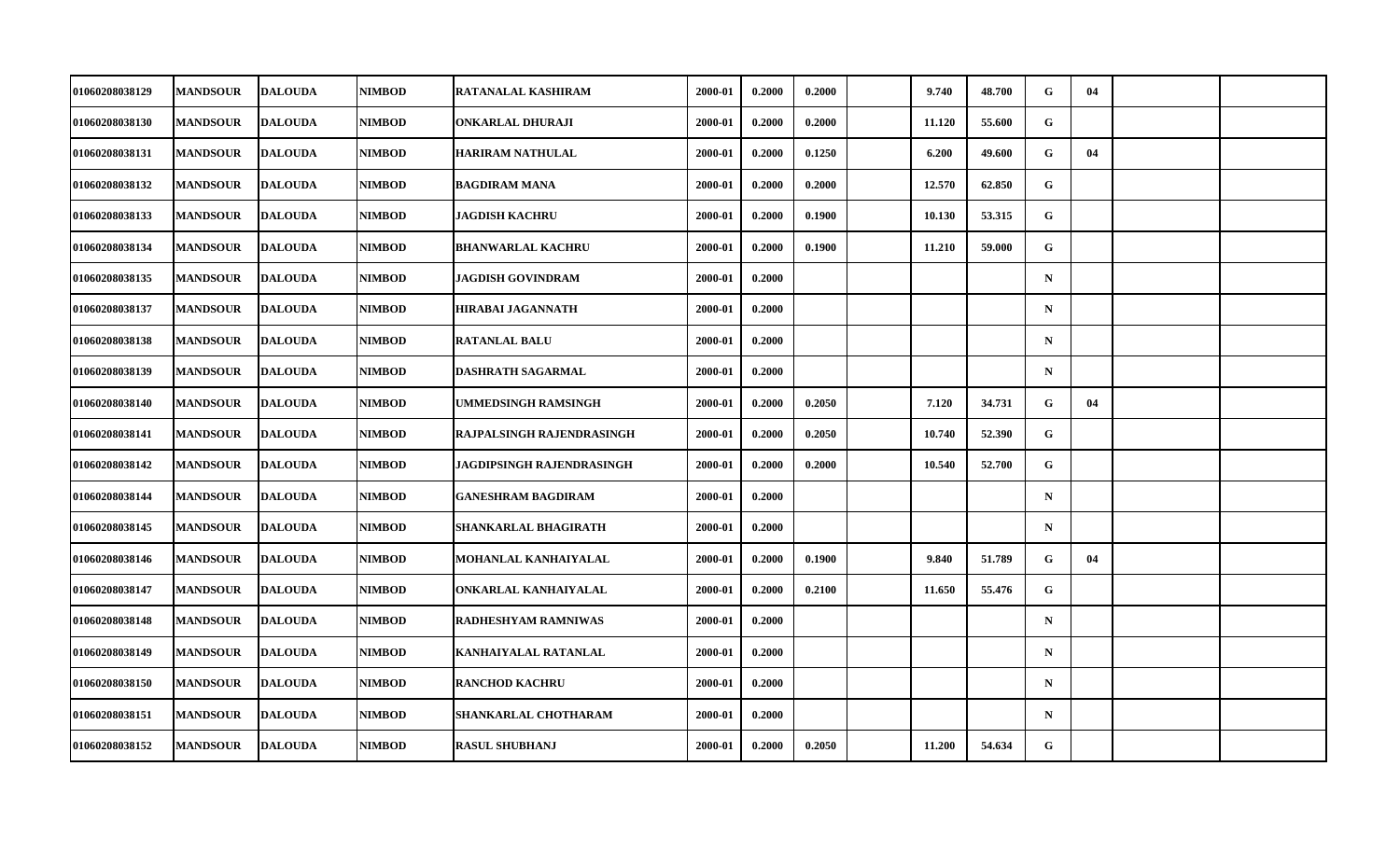| | | | | | | | | | | | | | | |
|---|---|---|---|---|---|---|---|---|---|---|---|---|---|---|
| 01060208038129 | MANDSOUR | DALOUDA | NIMBOD | RATANALAL KASHIRAM | 2000-01 | 0.2000 | 0.2000 | | 9.740 | 48.700 | G | 04 | | |
| 01060208038130 | MANDSOUR | DALOUDA | NIMBOD | ONKARLAL DHURAJI | 2000-01 | 0.2000 | 0.2000 | | 11.120 | 55.600 | G | | | |
| 01060208038131 | MANDSOUR | DALOUDA | NIMBOD | HARIRAM NATHULAL | 2000-01 | 0.2000 | 0.1250 | | 6.200 | 49.600 | G | 04 | | |
| 01060208038132 | MANDSOUR | DALOUDA | NIMBOD | BAGDIRAM MANA | 2000-01 | 0.2000 | 0.2000 | | 12.570 | 62.850 | G | | | |
| 01060208038133 | MANDSOUR | DALOUDA | NIMBOD | JAGDISH KACHRU | 2000-01 | 0.2000 | 0.1900 | | 10.130 | 53.315 | G | | | |
| 01060208038134 | MANDSOUR | DALOUDA | NIMBOD | BHANWARLAL KACHRU | 2000-01 | 0.2000 | 0.1900 | | 11.210 | 59.000 | G | | | |
| 01060208038135 | MANDSOUR | DALOUDA | NIMBOD | JAGDISH GOVINDRAM | 2000-01 | 0.2000 | | | | | N | | | |
| 01060208038137 | MANDSOUR | DALOUDA | NIMBOD | HIRABAI JAGANNATH | 2000-01 | 0.2000 | | | | | N | | | |
| 01060208038138 | MANDSOUR | DALOUDA | NIMBOD | RATANLAL BALU | 2000-01 | 0.2000 | | | | | N | | | |
| 01060208038139 | MANDSOUR | DALOUDA | NIMBOD | DASHRATH SAGARMAL | 2000-01 | 0.2000 | | | | | N | | | |
| 01060208038140 | MANDSOUR | DALOUDA | NIMBOD | UMMEDSINGH RAMSINGH | 2000-01 | 0.2000 | 0.2050 | | 7.120 | 34.731 | G | 04 | | |
| 01060208038141 | MANDSOUR | DALOUDA | NIMBOD | RAJPALSINGH RAJENDRASINGH | 2000-01 | 0.2000 | 0.2050 | | 10.740 | 52.390 | G | | | |
| 01060208038142 | MANDSOUR | DALOUDA | NIMBOD | JAGDIPSINGH RAJENDRASINGH | 2000-01 | 0.2000 | 0.2000 | | 10.540 | 52.700 | G | | | |
| 01060208038144 | MANDSOUR | DALOUDA | NIMBOD | GANESHRAM BAGDIRAM | 2000-01 | 0.2000 | | | | | N | | | |
| 01060208038145 | MANDSOUR | DALOUDA | NIMBOD | SHANKARLAL BHAGIRATH | 2000-01 | 0.2000 | | | | | N | | | |
| 01060208038146 | MANDSOUR | DALOUDA | NIMBOD | MOHANLAL KANHAIYALAL | 2000-01 | 0.2000 | 0.1900 | | 9.840 | 51.789 | G | 04 | | |
| 01060208038147 | MANDSOUR | DALOUDA | NIMBOD | ONKARLAL KANHAIYALAL | 2000-01 | 0.2000 | 0.2100 | | 11.650 | 55.476 | G | | | |
| 01060208038148 | MANDSOUR | DALOUDA | NIMBOD | RADHESHYAM RAMNIWAS | 2000-01 | 0.2000 | | | | | N | | | |
| 01060208038149 | MANDSOUR | DALOUDA | NIMBOD | KANHAIYALAL RATANLAL | 2000-01 | 0.2000 | | | | | N | | | |
| 01060208038150 | MANDSOUR | DALOUDA | NIMBOD | RANCHOD KACHRU | 2000-01 | 0.2000 | | | | | N | | | |
| 01060208038151 | MANDSOUR | DALOUDA | NIMBOD | SHANKARLAL CHOTHARAM | 2000-01 | 0.2000 | | | | | N | | | |
| 01060208038152 | MANDSOUR | DALOUDA | NIMBOD | RASUL SHUBHANJ | 2000-01 | 0.2000 | 0.2050 | | 11.200 | 54.634 | G | | | |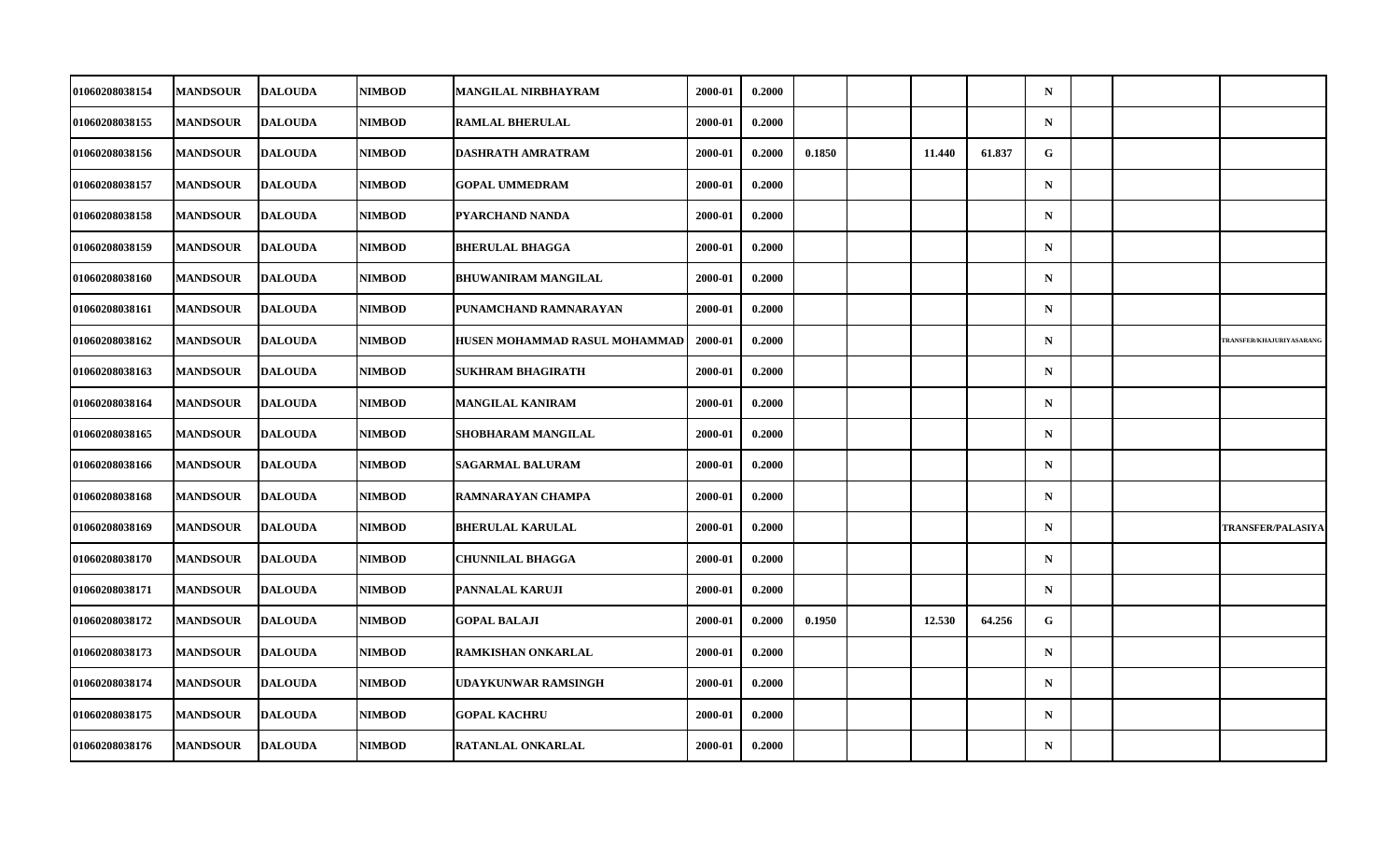| | | | | | | | | | | | | | | |
|---|---|---|---|---|---|---|---|---|---|---|---|---|---|---|
| 01060208038154 | MANDSOUR | DALOUDA | NIMBOD | MANGILAL NIRBHAYRAM | 2000-01 | 0.2000 | | | | | N | | | |
| 01060208038155 | MANDSOUR | DALOUDA | NIMBOD | RAMLAL BHERULAL | 2000-01 | 0.2000 | | | | | N | | | |
| 01060208038156 | MANDSOUR | DALOUDA | NIMBOD | DASHRATH AMRATRAM | 2000-01 | 0.2000 | 0.1850 | | 11.440 | 61.837 | G | | | |
| 01060208038157 | MANDSOUR | DALOUDA | NIMBOD | GOPAL UMMEDRAM | 2000-01 | 0.2000 | | | | | N | | | |
| 01060208038158 | MANDSOUR | DALOUDA | NIMBOD | PYARCHAND NANDA | 2000-01 | 0.2000 | | | | | N | | | |
| 01060208038159 | MANDSOUR | DALOUDA | NIMBOD | BHERULAL BHAGGA | 2000-01 | 0.2000 | | | | | N | | | |
| 01060208038160 | MANDSOUR | DALOUDA | NIMBOD | BHUWANIRAM MANGILAL | 2000-01 | 0.2000 | | | | | N | | | |
| 01060208038161 | MANDSOUR | DALOUDA | NIMBOD | PUNAMCHAND RAMNARAYAN | 2000-01 | 0.2000 | | | | | N | | | |
| 01060208038162 | MANDSOUR | DALOUDA | NIMBOD | HUSEN MOHAMMAD RASUL MOHAMMAD | 2000-01 | 0.2000 | | | | | N | | | TRANSFER/KHAJURIYASARANG |
| 01060208038163 | MANDSOUR | DALOUDA | NIMBOD | SUKHRAM BHAGIRATH | 2000-01 | 0.2000 | | | | | N | | | |
| 01060208038164 | MANDSOUR | DALOUDA | NIMBOD | MANGILAL KANIRAM | 2000-01 | 0.2000 | | | | | N | | | |
| 01060208038165 | MANDSOUR | DALOUDA | NIMBOD | SHOBHARAM MANGILAL | 2000-01 | 0.2000 | | | | | N | | | |
| 01060208038166 | MANDSOUR | DALOUDA | NIMBOD | SAGARMAL BALURAM | 2000-01 | 0.2000 | | | | | N | | | |
| 01060208038168 | MANDSOUR | DALOUDA | NIMBOD | RAMNARAYAN CHAMPA | 2000-01 | 0.2000 | | | | | N | | | |
| 01060208038169 | MANDSOUR | DALOUDA | NIMBOD | BHERULAL KARULAL | 2000-01 | 0.2000 | | | | | N | | | TRANSFER/PALASIYA |
| 01060208038170 | MANDSOUR | DALOUDA | NIMBOD | CHUNNILAL BHAGGA | 2000-01 | 0.2000 | | | | | N | | | |
| 01060208038171 | MANDSOUR | DALOUDA | NIMBOD | PANNALAL KARUJI | 2000-01 | 0.2000 | | | | | N | | | |
| 01060208038172 | MANDSOUR | DALOUDA | NIMBOD | GOPAL BALAJI | 2000-01 | 0.2000 | 0.1950 | | 12.530 | 64.256 | G | | | |
| 01060208038173 | MANDSOUR | DALOUDA | NIMBOD | RAMKISHAN ONKARLAL | 2000-01 | 0.2000 | | | | | N | | | |
| 01060208038174 | MANDSOUR | DALOUDA | NIMBOD | UDAYKUNWAR RAMSINGH | 2000-01 | 0.2000 | | | | | N | | | |
| 01060208038175 | MANDSOUR | DALOUDA | NIMBOD | GOPAL KACHRU | 2000-01 | 0.2000 | | | | | N | | | |
| 01060208038176 | MANDSOUR | DALOUDA | NIMBOD | RATANLAL ONKARLAL | 2000-01 | 0.2000 | | | | | N | | | |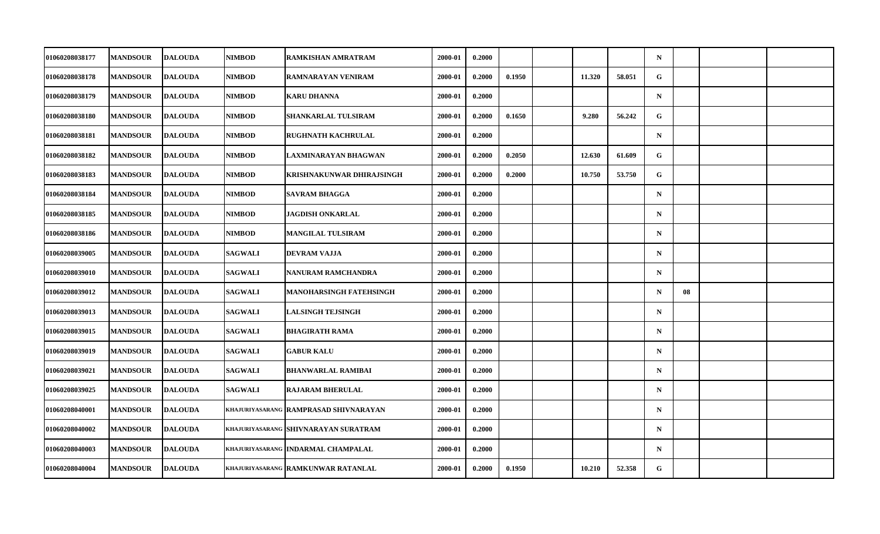| | | | | | | | | | | | | | | |
|---|---|---|---|---|---|---|---|---|---|---|---|---|---|---|
| 01060208038177 | MANDSOUR | DALOUDA | NIMBOD | RAMKISHAN AMRATRAM | 2000-01 | 0.2000 | | | | | N | | | |
| 01060208038178 | MANDSOUR | DALOUDA | NIMBOD | RAMNARAYAN VENIRAM | 2000-01 | 0.2000 | 0.1950 | | 11.320 | 58.051 | G | | | |
| 01060208038179 | MANDSOUR | DALOUDA | NIMBOD | KARU DHANNA | 2000-01 | 0.2000 | | | | | N | | | |
| 01060208038180 | MANDSOUR | DALOUDA | NIMBOD | SHANKARLAL TULSIRAM | 2000-01 | 0.2000 | 0.1650 | | 9.280 | 56.242 | G | | | |
| 01060208038181 | MANDSOUR | DALOUDA | NIMBOD | RUGHNATH KACHRULAL | 2000-01 | 0.2000 | | | | | N | | | |
| 01060208038182 | MANDSOUR | DALOUDA | NIMBOD | LAXMINARAYAN BHAGWAN | 2000-01 | 0.2000 | 0.2050 | | 12.630 | 61.609 | G | | | |
| 01060208038183 | MANDSOUR | DALOUDA | NIMBOD | KRISHNAKUNWAR DHIRAJSINGH | 2000-01 | 0.2000 | 0.2000 | | 10.750 | 53.750 | G | | | |
| 01060208038184 | MANDSOUR | DALOUDA | NIMBOD | SAVRAM BHAGGA | 2000-01 | 0.2000 | | | | | N | | | |
| 01060208038185 | MANDSOUR | DALOUDA | NIMBOD | JAGDISH ONKARLAL | 2000-01 | 0.2000 | | | | | N | | | |
| 01060208038186 | MANDSOUR | DALOUDA | NIMBOD | MANGILAL TULSIRAM | 2000-01 | 0.2000 | | | | | N | | | |
| 01060208039005 | MANDSOUR | DALOUDA | SAGWALI | DEVRAM VAJJA | 2000-01 | 0.2000 | | | | | N | | | |
| 01060208039010 | MANDSOUR | DALOUDA | SAGWALI | NANURAM RAMCHANDRA | 2000-01 | 0.2000 | | | | | N | | | |
| 01060208039012 | MANDSOUR | DALOUDA | SAGWALI | MANOHARSINGH FATEHSINGH | 2000-01 | 0.2000 | | | | | N | 08 | | |
| 01060208039013 | MANDSOUR | DALOUDA | SAGWALI | LALSINGH TEJSINGH | 2000-01 | 0.2000 | | | | | N | | | |
| 01060208039015 | MANDSOUR | DALOUDA | SAGWALI | BHAGIRATH RAMA | 2000-01 | 0.2000 | | | | | N | | | |
| 01060208039019 | MANDSOUR | DALOUDA | SAGWALI | GABUR KALU | 2000-01 | 0.2000 | | | | | N | | | |
| 01060208039021 | MANDSOUR | DALOUDA | SAGWALI | BHANWARLAL RAMIBAI | 2000-01 | 0.2000 | | | | | N | | | |
| 01060208039025 | MANDSOUR | DALOUDA | SAGWALI | RAJARAM BHERULAL | 2000-01 | 0.2000 | | | | | N | | | |
| 01060208040001 | MANDSOUR | DALOUDA | KHAJURIYASARANG | RAMPRASAD SHIVNARAYAN | 2000-01 | 0.2000 | | | | | N | | | |
| 01060208040002 | MANDSOUR | DALOUDA | KHAJURIYASARANG | SHIVNARAYAN SURATRAM | 2000-01 | 0.2000 | | | | | N | | | |
| 01060208040003 | MANDSOUR | DALOUDA | KHAJURIYASARANG | INDARMAL CHAMPALAL | 2000-01 | 0.2000 | | | | | N | | | |
| 01060208040004 | MANDSOUR | DALOUDA | KHAJURIYASARANG | RAMKUNWAR RATANLAL | 2000-01 | 0.2000 | 0.1950 | | 10.210 | 52.358 | G | | | |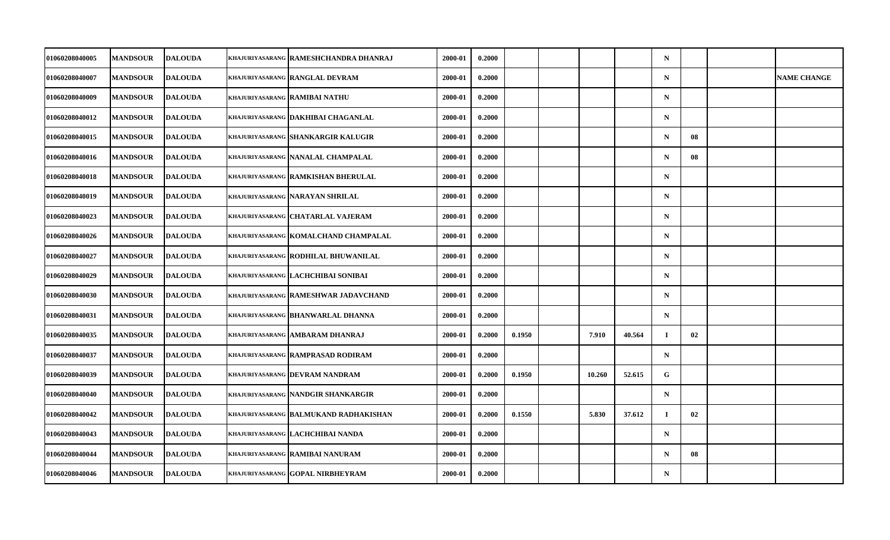| | | | | | | | | | | | | | | |
|---|---|---|---|---|---|---|---|---|---|---|---|---|---|---|
| 01060208040005 | MANDSOUR | DALOUDA | KHAJURIYASARANG | RAMESHCHANDRA DHANRAJ | 2000-01 | 0.2000 | | | | | N | | | |
| 01060208040007 | MANDSOUR | DALOUDA | KHAJURIYASARANG | RANGLAL DEVRAM | 2000-01 | 0.2000 | | | | | N | | | NAME CHANGE |
| 01060208040009 | MANDSOUR | DALOUDA | KHAJURIYASARANG | RAMIBAI NATHU | 2000-01 | 0.2000 | | | | | N | | | |
| 01060208040012 | MANDSOUR | DALOUDA | KHAJURIYASARANG | DAKHIBAI CHAGANLAL | 2000-01 | 0.2000 | | | | | N | | | |
| 01060208040015 | MANDSOUR | DALOUDA | KHAJURIYASARANG | SHANKARGIR KALUGIR | 2000-01 | 0.2000 | | | | | N | 08 | | |
| 01060208040016 | MANDSOUR | DALOUDA | KHAJURIYASARANG | NANALAL CHAMPALAL | 2000-01 | 0.2000 | | | | | N | 08 | | |
| 01060208040018 | MANDSOUR | DALOUDA | KHAJURIYASARANG | RAMKISHAN BHERULAL | 2000-01 | 0.2000 | | | | | N | | | |
| 01060208040019 | MANDSOUR | DALOUDA | KHAJURIYASARANG | NARAYAN SHRILAL | 2000-01 | 0.2000 | | | | | N | | | |
| 01060208040023 | MANDSOUR | DALOUDA | KHAJURIYASARANG | CHATARLAL VAJERAM | 2000-01 | 0.2000 | | | | | N | | | |
| 01060208040026 | MANDSOUR | DALOUDA | KHAJURIYASARANG | KOMALCHAND CHAMPALAL | 2000-01 | 0.2000 | | | | | N | | | |
| 01060208040027 | MANDSOUR | DALOUDA | KHAJURIYASARANG | RODHILAL BHUWANILAL | 2000-01 | 0.2000 | | | | | N | | | |
| 01060208040029 | MANDSOUR | DALOUDA | KHAJURIYASARANG | LACHCHIBAI SONIBAI | 2000-01 | 0.2000 | | | | | N | | | |
| 01060208040030 | MANDSOUR | DALOUDA | KHAJURIYASARANG | RAMESHWAR JADAVCHAND | 2000-01 | 0.2000 | | | | | N | | | |
| 01060208040031 | MANDSOUR | DALOUDA | KHAJURIYASARANG | BHANWARLAL DHANNA | 2000-01 | 0.2000 | | | | | N | | | |
| 01060208040035 | MANDSOUR | DALOUDA | KHAJURIYASARANG | AMBARAM DHANRAJ | 2000-01 | 0.2000 | 0.1950 | | 7.910 | 40.564 | I | 02 | | |
| 01060208040037 | MANDSOUR | DALOUDA | KHAJURIYASARANG | RAMPRASAD RODIRAM | 2000-01 | 0.2000 | | | | | N | | | |
| 01060208040039 | MANDSOUR | DALOUDA | KHAJURIYASARANG | DEVRAM NANDRAM | 2000-01 | 0.2000 | 0.1950 | | 10.260 | 52.615 | G | | | |
| 01060208040040 | MANDSOUR | DALOUDA | KHAJURIYASARANG | NANDGIR SHANKARGIR | 2000-01 | 0.2000 | | | | | N | | | |
| 01060208040042 | MANDSOUR | DALOUDA | KHAJURIYASARANG | BALMUKAND RADHAKISHAN | 2000-01 | 0.2000 | 0.1550 | | 5.830 | 37.612 | I | 02 | | |
| 01060208040043 | MANDSOUR | DALOUDA | KHAJURIYASARANG | LACHCHIBAI NANDA | 2000-01 | 0.2000 | | | | | N | | | |
| 01060208040044 | MANDSOUR | DALOUDA | KHAJURIYASARANG | RAMIBAI NANURAM | 2000-01 | 0.2000 | | | | | N | 08 | | |
| 01060208040046 | MANDSOUR | DALOUDA | KHAJURIYASARANG | GOPAL NIRBHEYRAM | 2000-01 | 0.2000 | | | | | N | | | |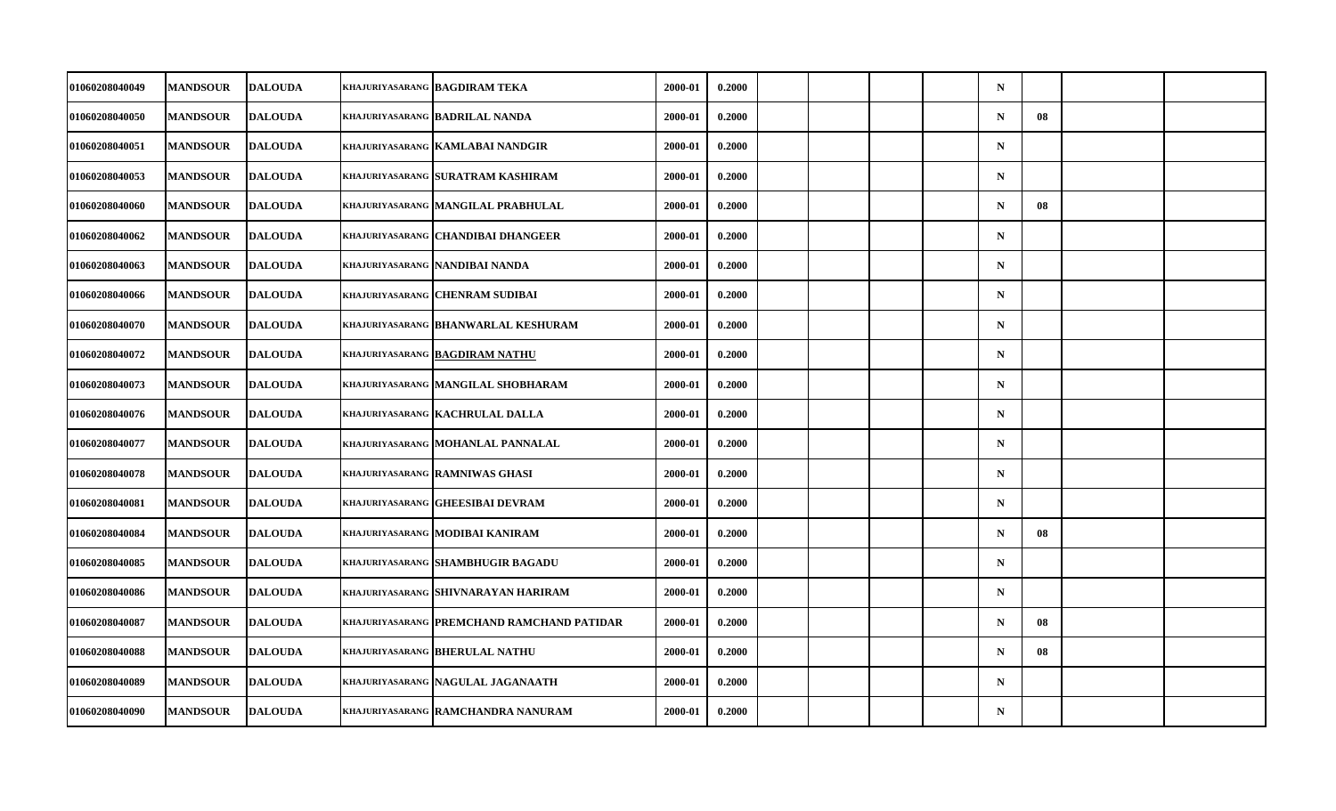| | | | | | | | | | | | | | | |
|---|---|---|---|---|---|---|---|---|---|---|---|---|---|---|
| 01060208040049 | MANDSOUR | DALOUDA | KHAJURIYASARANG | BAGDIRAM TEKA | 2000-01 | 0.2000 | | | | | N | | | |
| 01060208040050 | MANDSOUR | DALOUDA | KHAJURIYASARANG | BADRILAL NANDA | 2000-01 | 0.2000 | | | | | N | 08 | | |
| 01060208040051 | MANDSOUR | DALOUDA | KHAJURIYASARANG | KAMLABAI NANDGIR | 2000-01 | 0.2000 | | | | | N | | | |
| 01060208040053 | MANDSOUR | DALOUDA | KHAJURIYASARANG | SURATRAM KASHIRAM | 2000-01 | 0.2000 | | | | | N | | | |
| 01060208040060 | MANDSOUR | DALOUDA | KHAJURIYASARANG | MANGILAL PRABHULAL | 2000-01 | 0.2000 | | | | | N | 08 | | |
| 01060208040062 | MANDSOUR | DALOUDA | KHAJURIYASARANG | CHANDIBAI DHANGEER | 2000-01 | 0.2000 | | | | | N | | | |
| 01060208040063 | MANDSOUR | DALOUDA | KHAJURIYASARANG | NANDIBAI NANDA | 2000-01 | 0.2000 | | | | | N | | | |
| 01060208040066 | MANDSOUR | DALOUDA | KHAJURIYASARANG | CHENRAM SUDIBAI | 2000-01 | 0.2000 | | | | | N | | | |
| 01060208040070 | MANDSOUR | DALOUDA | KHAJURIYASARANG | BHANWARLAL KESHURAM | 2000-01 | 0.2000 | | | | | N | | | |
| 01060208040072 | MANDSOUR | DALOUDA | KHAJURIYASARANG | BAGDIRAM NATHU | 2000-01 | 0.2000 | | | | | N | | | |
| 01060208040073 | MANDSOUR | DALOUDA | KHAJURIYASARANG | MANGILAL SHOBHARAM | 2000-01 | 0.2000 | | | | | N | | | |
| 01060208040076 | MANDSOUR | DALOUDA | KHAJURIYASARANG | KACHRULAL DALLA | 2000-01 | 0.2000 | | | | | N | | | |
| 01060208040077 | MANDSOUR | DALOUDA | KHAJURIYASARANG | MOHANLAL PANNALAL | 2000-01 | 0.2000 | | | | | N | | | |
| 01060208040078 | MANDSOUR | DALOUDA | KHAJURIYASARANG | RAMNIWAS GHASI | 2000-01 | 0.2000 | | | | | N | | | |
| 01060208040081 | MANDSOUR | DALOUDA | KHAJURIYASARANG | GHEESIBAI DEVRAM | 2000-01 | 0.2000 | | | | | N | | | |
| 01060208040084 | MANDSOUR | DALOUDA | KHAJURIYASARANG | MODIBAI KANIRAM | 2000-01 | 0.2000 | | | | | N | 08 | | |
| 01060208040085 | MANDSOUR | DALOUDA | KHAJURIYASARANG | SHAMBHUGIR BAGADU | 2000-01 | 0.2000 | | | | | N | | | |
| 01060208040086 | MANDSOUR | DALOUDA | KHAJURIYASARANG | SHIVNARAYAN HARIRAM | 2000-01 | 0.2000 | | | | | N | | | |
| 01060208040087 | MANDSOUR | DALOUDA | KHAJURIYASARANG | PREMCHAND RAMCHAND PATIDAR | 2000-01 | 0.2000 | | | | | N | 08 | | |
| 01060208040088 | MANDSOUR | DALOUDA | KHAJURIYASARANG | BHERULAL NATHU | 2000-01 | 0.2000 | | | | | N | 08 | | |
| 01060208040089 | MANDSOUR | DALOUDA | KHAJURIYASARANG | NAGULAL JAGANAATH | 2000-01 | 0.2000 | | | | | N | | | |
| 01060208040090 | MANDSOUR | DALOUDA | KHAJURIYASARANG | RAMCHANDRA NANURAM | 2000-01 | 0.2000 | | | | | N | | | |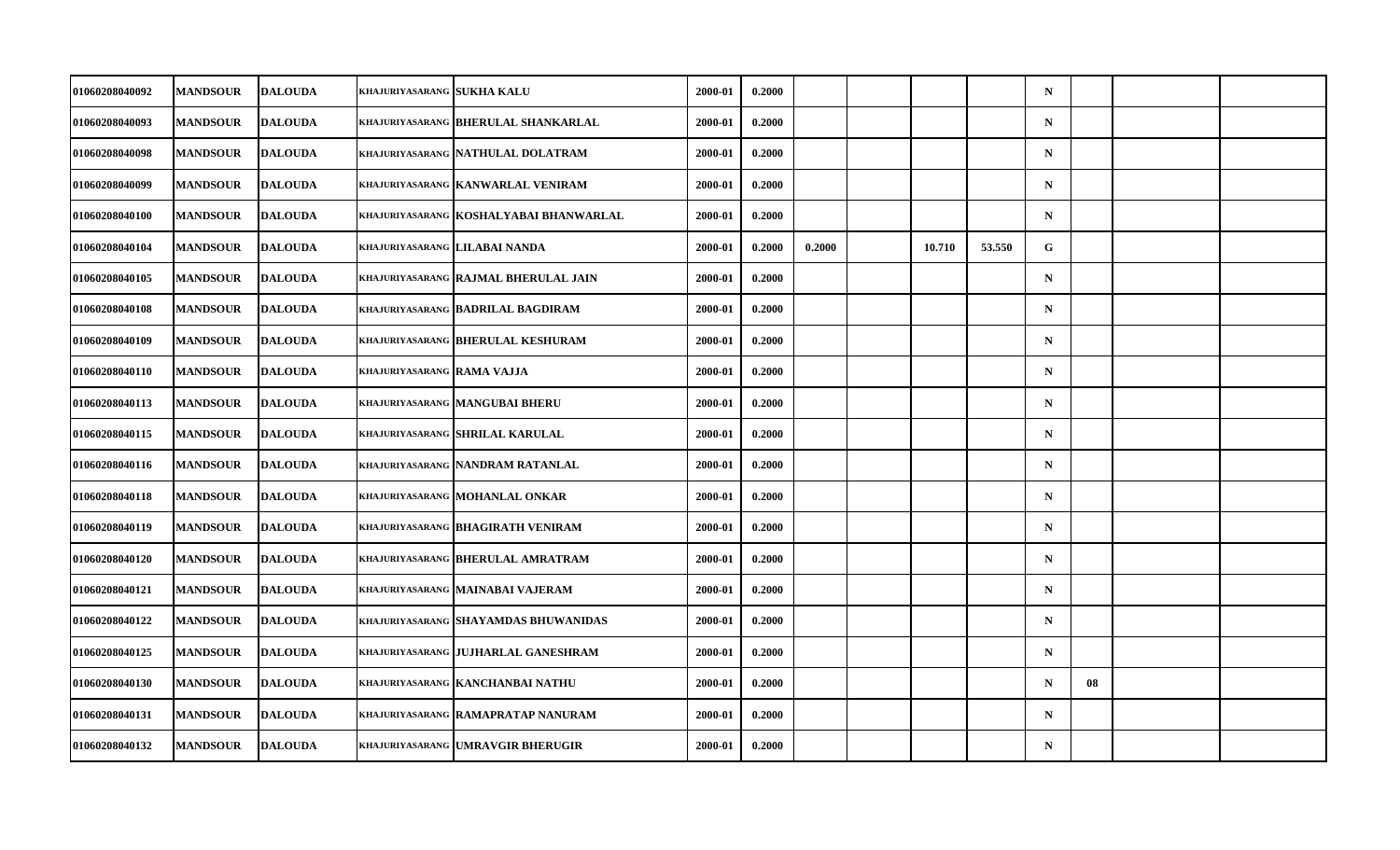| | | | | | | | | | | | | | | | |
|---|---|---|---|---|---|---|---|---|---|---|---|---|---|---|---|
| 01060208040092 | MANDSOUR | DALOUDA | KHAJURIYASARANG | SUKHA KALU | 2000-01 | 0.2000 | | | | | N | | | |
| 01060208040093 | MANDSOUR | DALOUDA | KHAJURIYASARANG | BHERULAL SHANKARLAL | 2000-01 | 0.2000 | | | | | N | | | |
| 01060208040098 | MANDSOUR | DALOUDA | KHAJURIYASARANG | NATHULAL DOLATRAM | 2000-01 | 0.2000 | | | | | N | | | |
| 01060208040099 | MANDSOUR | DALOUDA | KHAJURIYASARANG | KANWARLAL VENIRAM | 2000-01 | 0.2000 | | | | | N | | | |
| 01060208040100 | MANDSOUR | DALOUDA | KHAJURIYASARANG | KOSHALYABAI BHANWARLAL | 2000-01 | 0.2000 | | | | | N | | | |
| 01060208040104 | MANDSOUR | DALOUDA | KHAJURIYASARANG | LILABAI NANDA | 2000-01 | 0.2000 | 0.2000 | | 10.710 | 53.550 | G | | | |
| 01060208040105 | MANDSOUR | DALOUDA | KHAJURIYASARANG | RAJMAL BHERULAL JAIN | 2000-01 | 0.2000 | | | | | N | | | |
| 01060208040108 | MANDSOUR | DALOUDA | KHAJURIYASARANG | BADRILAL BAGDIRAM | 2000-01 | 0.2000 | | | | | N | | | |
| 01060208040109 | MANDSOUR | DALOUDA | KHAJURIYASARANG | BHERULAL KESHURAM | 2000-01 | 0.2000 | | | | | N | | | |
| 01060208040110 | MANDSOUR | DALOUDA | KHAJURIYASARANG | RAMA VAJJA | 2000-01 | 0.2000 | | | | | N | | | |
| 01060208040113 | MANDSOUR | DALOUDA | KHAJURIYASARANG | MANGUBAI BHERU | 2000-01 | 0.2000 | | | | | N | | | |
| 01060208040115 | MANDSOUR | DALOUDA | KHAJURIYASARANG | SHRILAL KARULAL | 2000-01 | 0.2000 | | | | | N | | | |
| 01060208040116 | MANDSOUR | DALOUDA | KHAJURIYASARANG | NANDRAM RATANLAL | 2000-01 | 0.2000 | | | | | N | | | |
| 01060208040118 | MANDSOUR | DALOUDA | KHAJURIYASARANG | MOHANLAL ONKAR | 2000-01 | 0.2000 | | | | | N | | | |
| 01060208040119 | MANDSOUR | DALOUDA | KHAJURIYASARANG | BHAGIRATH VENIRAM | 2000-01 | 0.2000 | | | | | N | | | |
| 01060208040120 | MANDSOUR | DALOUDA | KHAJURIYASARANG | BHERULAL AMRATRAM | 2000-01 | 0.2000 | | | | | N | | | |
| 01060208040121 | MANDSOUR | DALOUDA | KHAJURIYASARANG | MAINABAI VAJERAM | 2000-01 | 0.2000 | | | | | N | | | |
| 01060208040122 | MANDSOUR | DALOUDA | KHAJURIYASARANG | SHAYAMDAS BHUWANIDAS | 2000-01 | 0.2000 | | | | | N | | | |
| 01060208040125 | MANDSOUR | DALOUDA | KHAJURIYASARANG | JUJHARLAL GANESHRAM | 2000-01 | 0.2000 | | | | | N | | | |
| 01060208040130 | MANDSOUR | DALOUDA | KHAJURIYASARANG | KANCHANBAI NATHU | 2000-01 | 0.2000 | | | | | N | 08 | | |
| 01060208040131 | MANDSOUR | DALOUDA | KHAJURIYASARANG | RAMAPRATAP NANURAM | 2000-01 | 0.2000 | | | | | N | | | |
| 01060208040132 | MANDSOUR | DALOUDA | KHAJURIYASARANG | UMRAVGIR BHERUGIR | 2000-01 | 0.2000 | | | | | N | | | |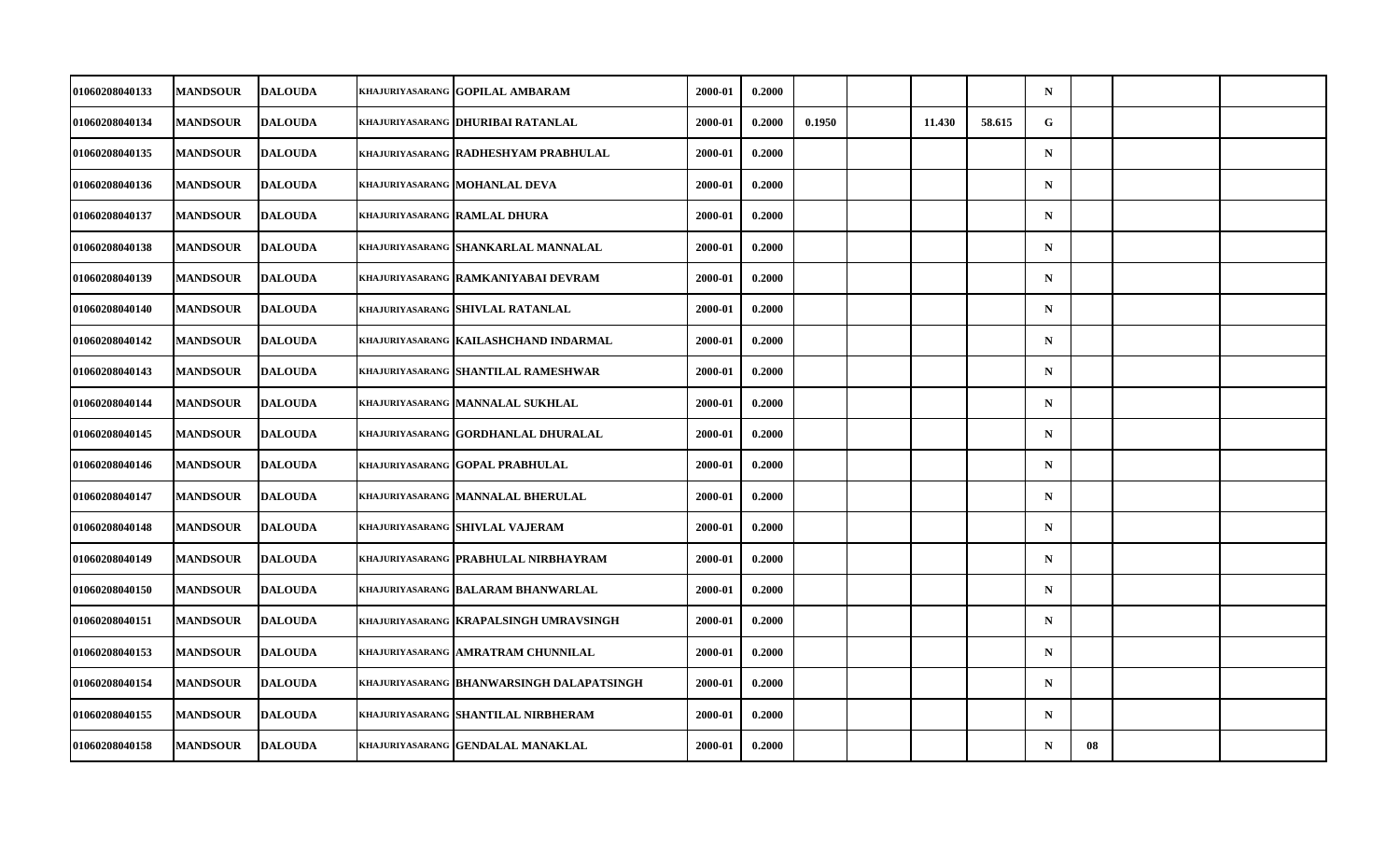| | | | | | | | | | | | | | | |
|---|---|---|---|---|---|---|---|---|---|---|---|---|---|---|
| 01060208040133 | MANDSOUR | DALOUDA | KHAJURIYASARANG | GOPILAL AMBARAM | 2000-01 | 0.2000 | | | | | N | | | |
| 01060208040134 | MANDSOUR | DALOUDA | KHAJURIYASARANG | DHURIBAI RATANLAL | 2000-01 | 0.2000 | 0.1950 | | 11.430 | 58.615 | G | | | |
| 01060208040135 | MANDSOUR | DALOUDA | KHAJURIYASARANG | RADHESHYAM PRABHULAL | 2000-01 | 0.2000 | | | | | N | | | |
| 01060208040136 | MANDSOUR | DALOUDA | KHAJURIYASARANG | MOHANLAL DEVA | 2000-01 | 0.2000 | | | | | N | | | |
| 01060208040137 | MANDSOUR | DALOUDA | KHAJURIYASARANG | RAMLAL DHURA | 2000-01 | 0.2000 | | | | | N | | | |
| 01060208040138 | MANDSOUR | DALOUDA | KHAJURIYASARANG | SHANKARLAL MANNALAL | 2000-01 | 0.2000 | | | | | N | | | |
| 01060208040139 | MANDSOUR | DALOUDA | KHAJURIYASARANG | RAMKANIYABAI DEVRAM | 2000-01 | 0.2000 | | | | | N | | | |
| 01060208040140 | MANDSOUR | DALOUDA | KHAJURIYASARANG | SHIVLAL RATANLAL | 2000-01 | 0.2000 | | | | | N | | | |
| 01060208040142 | MANDSOUR | DALOUDA | KHAJURIYASARANG | KAILASHCHAND INDARMAL | 2000-01 | 0.2000 | | | | | N | | | |
| 01060208040143 | MANDSOUR | DALOUDA | KHAJURIYASARANG | SHANTILAL RAMESHWAR | 2000-01 | 0.2000 | | | | | N | | | |
| 01060208040144 | MANDSOUR | DALOUDA | KHAJURIYASARANG | MANNALAL SUKHLAL | 2000-01 | 0.2000 | | | | | N | | | |
| 01060208040145 | MANDSOUR | DALOUDA | KHAJURIYASARANG | GORDHANLAL DHURALAL | 2000-01 | 0.2000 | | | | | N | | | |
| 01060208040146 | MANDSOUR | DALOUDA | KHAJURIYASARANG | GOPAL PRABHULAL | 2000-01 | 0.2000 | | | | | N | | | |
| 01060208040147 | MANDSOUR | DALOUDA | KHAJURIYASARANG | MANNALAL BHERULAL | 2000-01 | 0.2000 | | | | | N | | | |
| 01060208040148 | MANDSOUR | DALOUDA | KHAJURIYASARANG | SHIVLAL VAJERAM | 2000-01 | 0.2000 | | | | | N | | | |
| 01060208040149 | MANDSOUR | DALOUDA | KHAJURIYASARANG | PRABHULAL NIRBHAYRAM | 2000-01 | 0.2000 | | | | | N | | | |
| 01060208040150 | MANDSOUR | DALOUDA | KHAJURIYASARANG | BALARAM BHANWARLAL | 2000-01 | 0.2000 | | | | | N | | | |
| 01060208040151 | MANDSOUR | DALOUDA | KHAJURIYASARANG | KRAPALSINGH UMRAVSINGH | 2000-01 | 0.2000 | | | | | N | | | |
| 01060208040153 | MANDSOUR | DALOUDA | KHAJURIYASARANG | AMRATRAM CHUNNILAL | 2000-01 | 0.2000 | | | | | N | | | |
| 01060208040154 | MANDSOUR | DALOUDA | KHAJURIYASARANG | BHANWARSINGH DALAPATSINGH | 2000-01 | 0.2000 | | | | | N | | | |
| 01060208040155 | MANDSOUR | DALOUDA | KHAJURIYASARANG | SHANTILAL NIRBHERAM | 2000-01 | 0.2000 | | | | | N | | | |
| 01060208040158 | MANDSOUR | DALOUDA | KHAJURIYASARANG | GENDALAL MANAKLAL | 2000-01 | 0.2000 | | | | | N | 08 | | |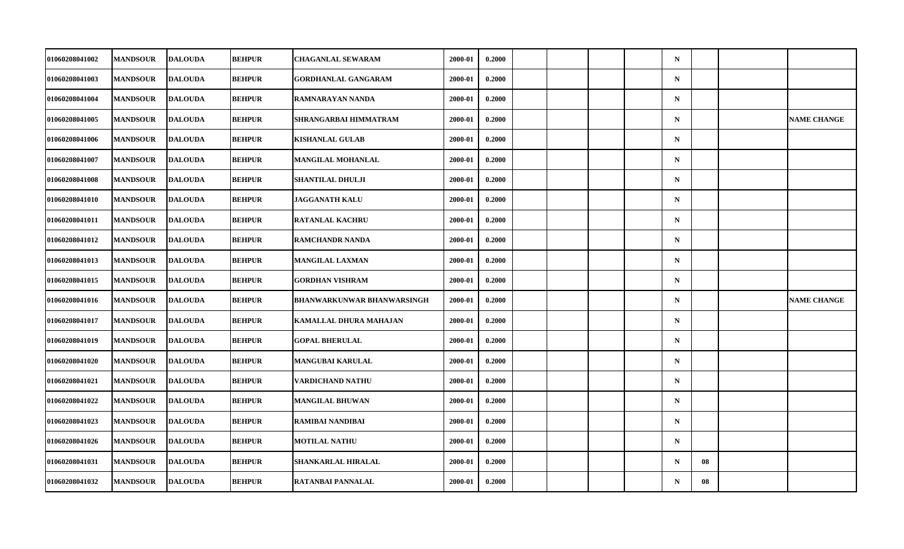| | | | | | | | | | | | | | | |
|---|---|---|---|---|---|---|---|---|---|---|---|---|---|---|
| 01060208041002 | MANDSOUR | DALOUDA | BEHPUR | CHAGANLAL SEWARAM | 2000-01 | 0.2000 | | | | | N | | | |
| 01060208041003 | MANDSOUR | DALOUDA | BEHPUR | GORDHANLAL GANGARAM | 2000-01 | 0.2000 | | | | | N | | | |
| 01060208041004 | MANDSOUR | DALOUDA | BEHPUR | RAMNARAYAN NANDA | 2000-01 | 0.2000 | | | | | N | | | |
| 01060208041005 | MANDSOUR | DALOUDA | BEHPUR | SHRANGARBAI HIMMATRAM | 2000-01 | 0.2000 | | | | | N | | | NAME CHANGE |
| 01060208041006 | MANDSOUR | DALOUDA | BEHPUR | KISHANLAL GULAB | 2000-01 | 0.2000 | | | | | N | | | |
| 01060208041007 | MANDSOUR | DALOUDA | BEHPUR | MANGILAL MOHANLAL | 2000-01 | 0.2000 | | | | | N | | | |
| 01060208041008 | MANDSOUR | DALOUDA | BEHPUR | SHANTILAL DHULJI | 2000-01 | 0.2000 | | | | | N | | | |
| 01060208041010 | MANDSOUR | DALOUDA | BEHPUR | JAGGANATH KALU | 2000-01 | 0.2000 | | | | | N | | | |
| 01060208041011 | MANDSOUR | DALOUDA | BEHPUR | RATANLAL KACHRU | 2000-01 | 0.2000 | | | | | N | | | |
| 01060208041012 | MANDSOUR | DALOUDA | BEHPUR | RAMCHANDR NANDA | 2000-01 | 0.2000 | | | | | N | | | |
| 01060208041013 | MANDSOUR | DALOUDA | BEHPUR | MANGILAL LAXMAN | 2000-01 | 0.2000 | | | | | N | | | |
| 01060208041015 | MANDSOUR | DALOUDA | BEHPUR | GORDHAN VISHRAM | 2000-01 | 0.2000 | | | | | N | | | |
| 01060208041016 | MANDSOUR | DALOUDA | BEHPUR | BHANWARKUNWAR BHANWARSINGH | 2000-01 | 0.2000 | | | | | N | | | NAME CHANGE |
| 01060208041017 | MANDSOUR | DALOUDA | BEHPUR | KAMALLAL DHURA MAHAJAN | 2000-01 | 0.2000 | | | | | N | | | |
| 01060208041019 | MANDSOUR | DALOUDA | BEHPUR | GOPAL BHERULAL | 2000-01 | 0.2000 | | | | | N | | | |
| 01060208041020 | MANDSOUR | DALOUDA | BEHPUR | MANGUBAI KARULAL | 2000-01 | 0.2000 | | | | | N | | | |
| 01060208041021 | MANDSOUR | DALOUDA | BEHPUR | VARDICHAND NATHU | 2000-01 | 0.2000 | | | | | N | | | |
| 01060208041022 | MANDSOUR | DALOUDA | BEHPUR | MANGILAL BHUWAN | 2000-01 | 0.2000 | | | | | N | | | |
| 01060208041023 | MANDSOUR | DALOUDA | BEHPUR | RAMIBAI NANDIBAI | 2000-01 | 0.2000 | | | | | N | | | |
| 01060208041026 | MANDSOUR | DALOUDA | BEHPUR | MOTILAL NATHU | 2000-01 | 0.2000 | | | | | N | | | |
| 01060208041031 | MANDSOUR | DALOUDA | BEHPUR | SHANKARLAL HIRALAL | 2000-01 | 0.2000 | | | | | N | 08 | | |
| 01060208041032 | MANDSOUR | DALOUDA | BEHPUR | RATANBAI PANNALAL | 2000-01 | 0.2000 | | | | | N | 08 | | |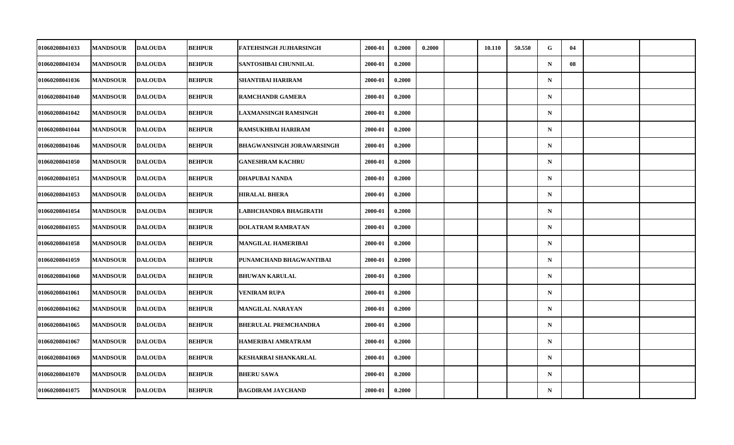| | | | | | | | | | | | | | | |
|---|---|---|---|---|---|---|---|---|---|---|---|---|---|---|
| 01060208041033 | MANDSOUR | DALOUDA | BEHPUR | FATEHSINGH JUJHARSINGH | 2000-01 | 0.2000 | 0.2000 | | 10.110 | 50.550 | G | 04 | | |
| 01060208041034 | MANDSOUR | DALOUDA | BEHPUR | SANTOSHBAI CHUNNILAL | 2000-01 | 0.2000 | | | | | N | 08 | | |
| 01060208041036 | MANDSOUR | DALOUDA | BEHPUR | SHANTIBAI HARIRAM | 2000-01 | 0.2000 | | | | | N | | | |
| 01060208041040 | MANDSOUR | DALOUDA | BEHPUR | RAMCHANDR GAMERA | 2000-01 | 0.2000 | | | | | N | | | |
| 01060208041042 | MANDSOUR | DALOUDA | BEHPUR | LAXMANSINGH RAMSINGH | 2000-01 | 0.2000 | | | | | N | | | |
| 01060208041044 | MANDSOUR | DALOUDA | BEHPUR | RAMSUKHBAI HARIRAM | 2000-01 | 0.2000 | | | | | N | | | |
| 01060208041046 | MANDSOUR | DALOUDA | BEHPUR | BHAGWANSINGH JORAWARSINGH | 2000-01 | 0.2000 | | | | | N | | | |
| 01060208041050 | MANDSOUR | DALOUDA | BEHPUR | GANESHRAM KACHRU | 2000-01 | 0.2000 | | | | | N | | | |
| 01060208041051 | MANDSOUR | DALOUDA | BEHPUR | DHAPUBAI NANDA | 2000-01 | 0.2000 | | | | | N | | | |
| 01060208041053 | MANDSOUR | DALOUDA | BEHPUR | HIRALAL BHERA | 2000-01 | 0.2000 | | | | | N | | | |
| 01060208041054 | MANDSOUR | DALOUDA | BEHPUR | LABHCHANDRA BHAGIRATH | 2000-01 | 0.2000 | | | | | N | | | |
| 01060208041055 | MANDSOUR | DALOUDA | BEHPUR | DOLATRAM RAMRATAN | 2000-01 | 0.2000 | | | | | N | | | |
| 01060208041058 | MANDSOUR | DALOUDA | BEHPUR | MANGILAL HAMERIBAI | 2000-01 | 0.2000 | | | | | N | | | |
| 01060208041059 | MANDSOUR | DALOUDA | BEHPUR | PUNAMCHAND BHAGWANTIBAI | 2000-01 | 0.2000 | | | | | N | | | |
| 01060208041060 | MANDSOUR | DALOUDA | BEHPUR | BHUWAN KARULAL | 2000-01 | 0.2000 | | | | | N | | | |
| 01060208041061 | MANDSOUR | DALOUDA | BEHPUR | VENIRAM RUPA | 2000-01 | 0.2000 | | | | | N | | | |
| 01060208041062 | MANDSOUR | DALOUDA | BEHPUR | MANGILAL NARAYAN | 2000-01 | 0.2000 | | | | | N | | | |
| 01060208041065 | MANDSOUR | DALOUDA | BEHPUR | BHERULAL PREMCHANDRA | 2000-01 | 0.2000 | | | | | N | | | |
| 01060208041067 | MANDSOUR | DALOUDA | BEHPUR | HAMERIBAI AMRATRAM | 2000-01 | 0.2000 | | | | | N | | | |
| 01060208041069 | MANDSOUR | DALOUDA | BEHPUR | KESHARBAI SHANKARLAL | 2000-01 | 0.2000 | | | | | N | | | |
| 01060208041070 | MANDSOUR | DALOUDA | BEHPUR | BHERU SAWA | 2000-01 | 0.2000 | | | | | N | | | |
| 01060208041075 | MANDSOUR | DALOUDA | BEHPUR | BAGDIRAM JAYCHAND | 2000-01 | 0.2000 | | | | | N | | | |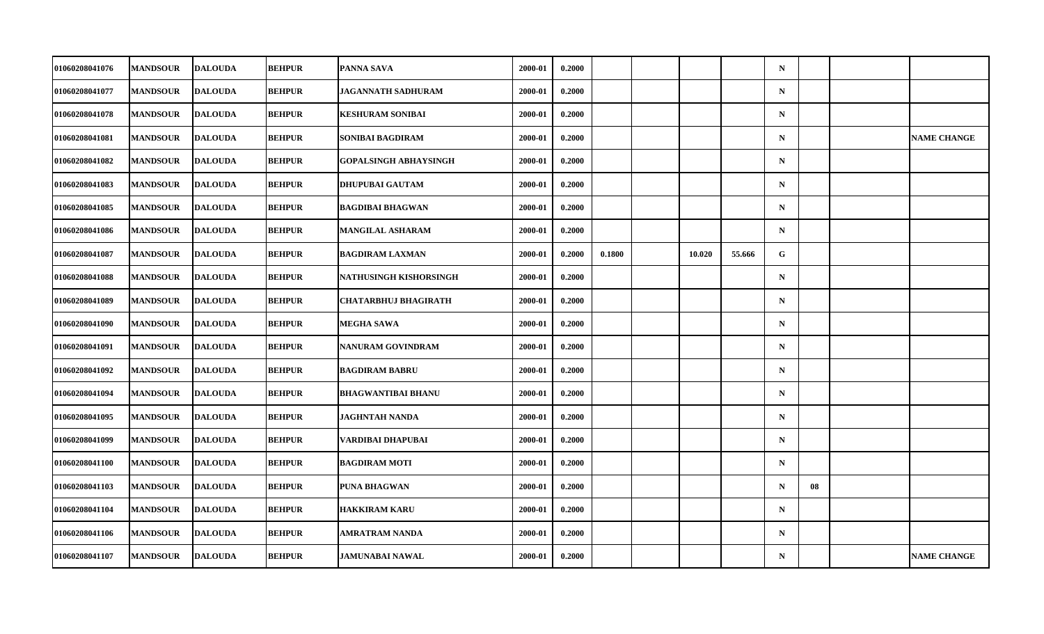| | | | | | | | | | | | | | | |
|---|---|---|---|---|---|---|---|---|---|---|---|---|---|---|
| 01060208041076 | MANDSOUR | DALOUDA | BEHPUR | PANNA SAVA | 2000-01 | 0.2000 | | | | | N | | | |
| 01060208041077 | MANDSOUR | DALOUDA | BEHPUR | JAGANNATH SADHURAM | 2000-01 | 0.2000 | | | | | N | | | |
| 01060208041078 | MANDSOUR | DALOUDA | BEHPUR | KESHURAM SONIBAI | 2000-01 | 0.2000 | | | | | N | | | |
| 01060208041081 | MANDSOUR | DALOUDA | BEHPUR | SONIBAI BAGDIRAM | 2000-01 | 0.2000 | | | | | N | | | NAME CHANGE |
| 01060208041082 | MANDSOUR | DALOUDA | BEHPUR | GOPALSINGH ABHAYSINGH | 2000-01 | 0.2000 | | | | | N | | | |
| 01060208041083 | MANDSOUR | DALOUDA | BEHPUR | DHUPUBAI GAUTAM | 2000-01 | 0.2000 | | | | | N | | | |
| 01060208041085 | MANDSOUR | DALOUDA | BEHPUR | BAGDIBAI BHAGWAN | 2000-01 | 0.2000 | | | | | N | | | |
| 01060208041086 | MANDSOUR | DALOUDA | BEHPUR | MANGILAL ASHARAM | 2000-01 | 0.2000 | | | | | N | | | |
| 01060208041087 | MANDSOUR | DALOUDA | BEHPUR | BAGDIRAM LAXMAN | 2000-01 | 0.2000 | 0.1800 | | 10.020 | 55.666 | G | | | |
| 01060208041088 | MANDSOUR | DALOUDA | BEHPUR | NATHUSINGH KISHORSINGH | 2000-01 | 0.2000 | | | | | N | | | |
| 01060208041089 | MANDSOUR | DALOUDA | BEHPUR | CHATARBHUJ BHAGIRATH | 2000-01 | 0.2000 | | | | | N | | | |
| 01060208041090 | MANDSOUR | DALOUDA | BEHPUR | MEGHA SAWA | 2000-01 | 0.2000 | | | | | N | | | |
| 01060208041091 | MANDSOUR | DALOUDA | BEHPUR | NANURAM GOVINDRAM | 2000-01 | 0.2000 | | | | | N | | | |
| 01060208041092 | MANDSOUR | DALOUDA | BEHPUR | BAGDIRAM BABRU | 2000-01 | 0.2000 | | | | | N | | | |
| 01060208041094 | MANDSOUR | DALOUDA | BEHPUR | BHAGWANTIBAI BHANU | 2000-01 | 0.2000 | | | | | N | | | |
| 01060208041095 | MANDSOUR | DALOUDA | BEHPUR | JAGHNTAH NANDA | 2000-01 | 0.2000 | | | | | N | | | |
| 01060208041099 | MANDSOUR | DALOUDA | BEHPUR | VARDIBAI DHAPUBAI | 2000-01 | 0.2000 | | | | | N | | | |
| 01060208041100 | MANDSOUR | DALOUDA | BEHPUR | BAGDIRAM MOTI | 2000-01 | 0.2000 | | | | | N | | | |
| 01060208041103 | MANDSOUR | DALOUDA | BEHPUR | PUNA BHAGWAN | 2000-01 | 0.2000 | | | | | N | 08 | | |
| 01060208041104 | MANDSOUR | DALOUDA | BEHPUR | HAKKIRAM KARU | 2000-01 | 0.2000 | | | | | N | | | |
| 01060208041106 | MANDSOUR | DALOUDA | BEHPUR | AMRATRAM NANDA | 2000-01 | 0.2000 | | | | | N | | | |
| 01060208041107 | MANDSOUR | DALOUDA | BEHPUR | JAMUNABAI NAWAL | 2000-01 | 0.2000 | | | | | N | | | NAME CHANGE |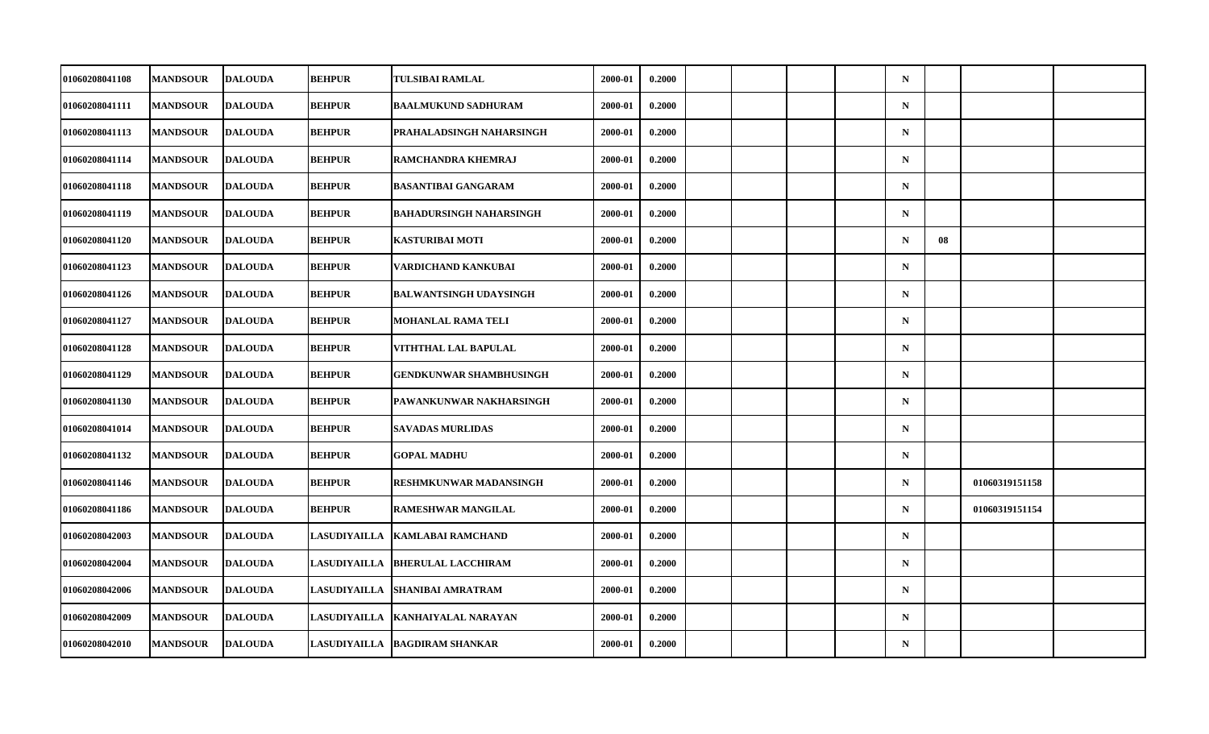| | | | | | | | | | | | | | | |
|---|---|---|---|---|---|---|---|---|---|---|---|---|---|---|
| 01060208041108 | MANDSOUR | DALOUDA | BEHPUR | TULSIBAI RAMLAL | 2000-01 | 0.2000 | | | | | N | | | |
| 01060208041111 | MANDSOUR | DALOUDA | BEHPUR | BAALMUKUND SADHURAM | 2000-01 | 0.2000 | | | | | N | | | |
| 01060208041113 | MANDSOUR | DALOUDA | BEHPUR | PRAHALADSINGH NAHARSINGH | 2000-01 | 0.2000 | | | | | N | | | |
| 01060208041114 | MANDSOUR | DALOUDA | BEHPUR | RAMCHANDRA KHEMRAJ | 2000-01 | 0.2000 | | | | | N | | | |
| 01060208041118 | MANDSOUR | DALOUDA | BEHPUR | BASANTIBAI GANGARAM | 2000-01 | 0.2000 | | | | | N | | | |
| 01060208041119 | MANDSOUR | DALOUDA | BEHPUR | BAHADURSINGH NAHARSINGH | 2000-01 | 0.2000 | | | | | N | | | |
| 01060208041120 | MANDSOUR | DALOUDA | BEHPUR | KASTURIBAI MOTI | 2000-01 | 0.2000 | | | | | N | 08 | | |
| 01060208041123 | MANDSOUR | DALOUDA | BEHPUR | VARDICHAND KANKUBAI | 2000-01 | 0.2000 | | | | | N | | | |
| 01060208041126 | MANDSOUR | DALOUDA | BEHPUR | BALWANTSINGH UDAYSINGH | 2000-01 | 0.2000 | | | | | N | | | |
| 01060208041127 | MANDSOUR | DALOUDA | BEHPUR | MOHANLAL RAMA TELI | 2000-01 | 0.2000 | | | | | N | | | |
| 01060208041128 | MANDSOUR | DALOUDA | BEHPUR | VITHTHAL LAL BAPULAL | 2000-01 | 0.2000 | | | | | N | | | |
| 01060208041129 | MANDSOUR | DALOUDA | BEHPUR | GENDKUNWAR SHAMBHUSINGH | 2000-01 | 0.2000 | | | | | N | | | |
| 01060208041130 | MANDSOUR | DALOUDA | BEHPUR | PAWANKUNWAR NAKHARSINGH | 2000-01 | 0.2000 | | | | | N | | | |
| 01060208041014 | MANDSOUR | DALOUDA | BEHPUR | SAVADAS MURLIDAS | 2000-01 | 0.2000 | | | | | N | | | |
| 01060208041132 | MANDSOUR | DALOUDA | BEHPUR | GOPAL MADHU | 2000-01 | 0.2000 | | | | | N | | | |
| 01060208041146 | MANDSOUR | DALOUDA | BEHPUR | RESHMKUNWAR MADANSINGH | 2000-01 | 0.2000 | | | | | N | | 01060319151158 | |
| 01060208041186 | MANDSOUR | DALOUDA | BEHPUR | RAMESHWAR MANGILAL | 2000-01 | 0.2000 | | | | | N | | 01060319151154 | |
| 01060208042003 | MANDSOUR | DALOUDA | LASUDIYAILLA | KAMLABAI RAMCHAND | 2000-01 | 0.2000 | | | | | N | | | |
| 01060208042004 | MANDSOUR | DALOUDA | LASUDIYAILLA | BHERULAL LACCHIRAM | 2000-01 | 0.2000 | | | | | N | | | |
| 01060208042006 | MANDSOUR | DALOUDA | LASUDIYAILLA | SHANIBAI AMRATRAM | 2000-01 | 0.2000 | | | | | N | | | |
| 01060208042009 | MANDSOUR | DALOUDA | LASUDIYAILLA | KANHAIYALAL NARAYAN | 2000-01 | 0.2000 | | | | | N | | | |
| 01060208042010 | MANDSOUR | DALOUDA | LASUDIYAILLA | BAGDIRAM SHANKAR | 2000-01 | 0.2000 | | | | | N | | | |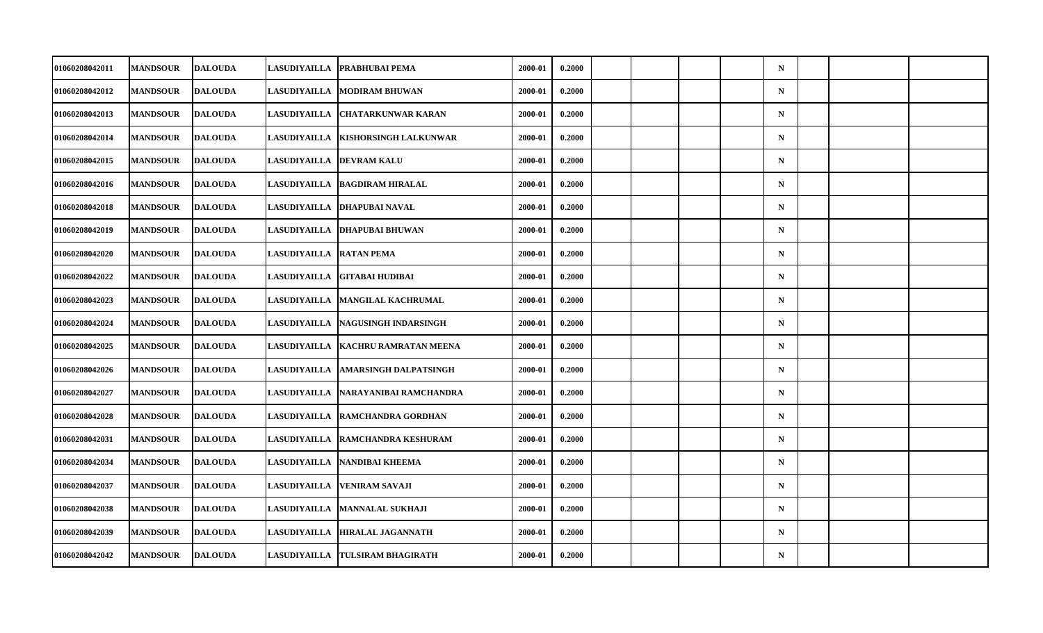| | | | | | | | | | | | | | | |
|---|---|---|---|---|---|---|---|---|---|---|---|---|---|---|
| 01060208042011 | MANDSOUR | DALOUDA | LASUDIYAILLA | PRABHUBAI PEMA | 2000-01 | 0.2000 | | | | | N | | | |
| 01060208042012 | MANDSOUR | DALOUDA | LASUDIYAILLA | MODIRAM BHUWAN | 2000-01 | 0.2000 | | | | | N | | | |
| 01060208042013 | MANDSOUR | DALOUDA | LASUDIYAILLA | CHATARKUNWAR KARAN | 2000-01 | 0.2000 | | | | | N | | | |
| 01060208042014 | MANDSOUR | DALOUDA | LASUDIYAILLA | KISHORSINGH LALKUNWAR | 2000-01 | 0.2000 | | | | | N | | | |
| 01060208042015 | MANDSOUR | DALOUDA | LASUDIYAILLA | DEVRAM KALU | 2000-01 | 0.2000 | | | | | N | | | |
| 01060208042016 | MANDSOUR | DALOUDA | LASUDIYAILLA | BAGDIRAM HIRALAL | 2000-01 | 0.2000 | | | | | N | | | |
| 01060208042018 | MANDSOUR | DALOUDA | LASUDIYAILLA | DHAPUBAI NAVAL | 2000-01 | 0.2000 | | | | | N | | | |
| 01060208042019 | MANDSOUR | DALOUDA | LASUDIYAILLA | DHAPUBAI BHUWAN | 2000-01 | 0.2000 | | | | | N | | | |
| 01060208042020 | MANDSOUR | DALOUDA | LASUDIYAILLA | RATAN PEMA | 2000-01 | 0.2000 | | | | | N | | | |
| 01060208042022 | MANDSOUR | DALOUDA | LASUDIYAILLA | GITABAI HUDIBAI | 2000-01 | 0.2000 | | | | | N | | | |
| 01060208042023 | MANDSOUR | DALOUDA | LASUDIYAILLA | MANGILAL KACHRUMAL | 2000-01 | 0.2000 | | | | | N | | | |
| 01060208042024 | MANDSOUR | DALOUDA | LASUDIYAILLA | NAGUSINGH INDARSINGH | 2000-01 | 0.2000 | | | | | N | | | |
| 01060208042025 | MANDSOUR | DALOUDA | LASUDIYAILLA | KACHRU RAMRATAN MEENA | 2000-01 | 0.2000 | | | | | N | | | |
| 01060208042026 | MANDSOUR | DALOUDA | LASUDIYAILLA | AMARSINGH DALPATSINGH | 2000-01 | 0.2000 | | | | | N | | | |
| 01060208042027 | MANDSOUR | DALOUDA | LASUDIYAILLA | NARAYANIBAI RAMCHANDRA | 2000-01 | 0.2000 | | | | | N | | | |
| 01060208042028 | MANDSOUR | DALOUDA | LASUDIYAILLA | RAMCHANDRA GORDHAN | 2000-01 | 0.2000 | | | | | N | | | |
| 01060208042031 | MANDSOUR | DALOUDA | LASUDIYAILLA | RAMCHANDRA KESHURAM | 2000-01 | 0.2000 | | | | | N | | | |
| 01060208042034 | MANDSOUR | DALOUDA | LASUDIYAILLA | NANDIBAI KHEEMA | 2000-01 | 0.2000 | | | | | N | | | |
| 01060208042037 | MANDSOUR | DALOUDA | LASUDIYAILLA | VENIRAM SAVAJI | 2000-01 | 0.2000 | | | | | N | | | |
| 01060208042038 | MANDSOUR | DALOUDA | LASUDIYAILLA | MANNALAL SUKHAJI | 2000-01 | 0.2000 | | | | | N | | | |
| 01060208042039 | MANDSOUR | DALOUDA | LASUDIYAILLA | HIRALAL JAGANNATH | 2000-01 | 0.2000 | | | | | N | | | |
| 01060208042042 | MANDSOUR | DALOUDA | LASUDIYAILLA | TULSIRAM BHAGIRATH | 2000-01 | 0.2000 | | | | | N | | | |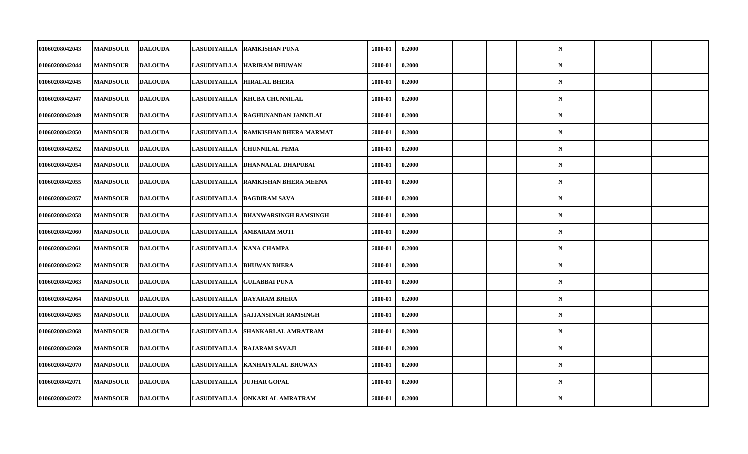| | | | | | | | | | | | | | | |
|---|---|---|---|---|---|---|---|---|---|---|---|---|---|---|
| 01060208042043 | MANDSOUR | DALOUDA | LASUDIYAILLA | RAMKISHAN PUNA | 2000-01 | 0.2000 | | | | | N | | | |
| 01060208042044 | MANDSOUR | DALOUDA | LASUDIYAILLA | HARIRAM BHUWAN | 2000-01 | 0.2000 | | | | | N | | | |
| 01060208042045 | MANDSOUR | DALOUDA | LASUDIYAILLA | HIRALAL BHERA | 2000-01 | 0.2000 | | | | | N | | | |
| 01060208042047 | MANDSOUR | DALOUDA | LASUDIYAILLA | KHUBA CHUNNILAL | 2000-01 | 0.2000 | | | | | N | | | |
| 01060208042049 | MANDSOUR | DALOUDA | LASUDIYAILLA | RAGHUNANDAN JANKILAL | 2000-01 | 0.2000 | | | | | N | | | |
| 01060208042050 | MANDSOUR | DALOUDA | LASUDIYAILLA | RAMKISHAN BHERA MARMAT | 2000-01 | 0.2000 | | | | | N | | | |
| 01060208042052 | MANDSOUR | DALOUDA | LASUDIYAILLA | CHUNNILAL PEMA | 2000-01 | 0.2000 | | | | | N | | | |
| 01060208042054 | MANDSOUR | DALOUDA | LASUDIYAILLA | DHANNALAL DHAPUBAI | 2000-01 | 0.2000 | | | | | N | | | |
| 01060208042055 | MANDSOUR | DALOUDA | LASUDIYAILLA | RAMKISHAN BHERA MEENA | 2000-01 | 0.2000 | | | | | N | | | |
| 01060208042057 | MANDSOUR | DALOUDA | LASUDIYAILLA | BAGDIRAM SAVA | 2000-01 | 0.2000 | | | | | N | | | |
| 01060208042058 | MANDSOUR | DALOUDA | LASUDIYAILLA | BHANWARSINGH RAMSINGH | 2000-01 | 0.2000 | | | | | N | | | |
| 01060208042060 | MANDSOUR | DALOUDA | LASUDIYAILLA | AMBARAM MOTI | 2000-01 | 0.2000 | | | | | N | | | |
| 01060208042061 | MANDSOUR | DALOUDA | LASUDIYAILLA | KANA CHAMPA | 2000-01 | 0.2000 | | | | | N | | | |
| 01060208042062 | MANDSOUR | DALOUDA | LASUDIYAILLA | BHUWAN BHERA | 2000-01 | 0.2000 | | | | | N | | | |
| 01060208042063 | MANDSOUR | DALOUDA | LASUDIYAILLA | GULABBAI PUNA | 2000-01 | 0.2000 | | | | | N | | | |
| 01060208042064 | MANDSOUR | DALOUDA | LASUDIYAILLA | DAYARAM BHERA | 2000-01 | 0.2000 | | | | | N | | | |
| 01060208042065 | MANDSOUR | DALOUDA | LASUDIYAILLA | SAJJANSINGH RAMSINGH | 2000-01 | 0.2000 | | | | | N | | | |
| 01060208042068 | MANDSOUR | DALOUDA | LASUDIYAILLA | SHANKARLAL AMRATRAM | 2000-01 | 0.2000 | | | | | N | | | |
| 01060208042069 | MANDSOUR | DALOUDA | LASUDIYAILLA | RAJARAM SAVAJI | 2000-01 | 0.2000 | | | | | N | | | |
| 01060208042070 | MANDSOUR | DALOUDA | LASUDIYAILLA | KANHAIYALAL BHUWAN | 2000-01 | 0.2000 | | | | | N | | | |
| 01060208042071 | MANDSOUR | DALOUDA | LASUDIYAILLA | JUJHAR GOPAL | 2000-01 | 0.2000 | | | | | N | | | |
| 01060208042072 | MANDSOUR | DALOUDA | LASUDIYAILLA | ONKARLAL AMRATRAM | 2000-01 | 0.2000 | | | | | N | | | |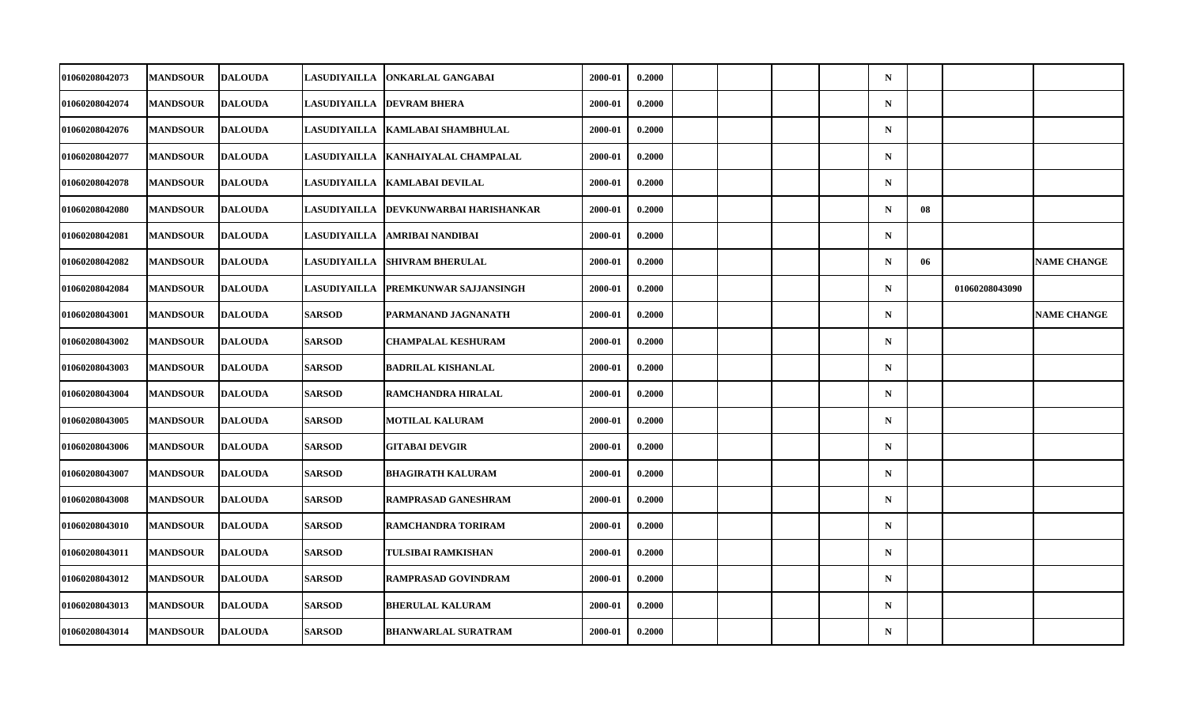| | | | | | | | | | | | | | | |
|---|---|---|---|---|---|---|---|---|---|---|---|---|---|---|
| 01060208042073 | MANDSOUR | DALOUDA | LASUDIYAILLA | ONKARLAL GANGABAI | 2000-01 | 0.2000 | | | | | N | | | |
| 01060208042074 | MANDSOUR | DALOUDA | LASUDIYAILLA | DEVRAM BHERA | 2000-01 | 0.2000 | | | | | N | | | |
| 01060208042076 | MANDSOUR | DALOUDA | LASUDIYAILLA | KAMLABAI SHAMBHULAL | 2000-01 | 0.2000 | | | | | N | | | |
| 01060208042077 | MANDSOUR | DALOUDA | LASUDIYAILLA | KANHAIYALAL CHAMPALAL | 2000-01 | 0.2000 | | | | | N | | | |
| 01060208042078 | MANDSOUR | DALOUDA | LASUDIYAILLA | KAMLABAI DEVILAL | 2000-01 | 0.2000 | | | | | N | | | |
| 01060208042080 | MANDSOUR | DALOUDA | LASUDIYAILLA | DEVKUNWARBAI HARISHANKAR | 2000-01 | 0.2000 | | | | | N | 08 | | |
| 01060208042081 | MANDSOUR | DALOUDA | LASUDIYAILLA | AMRIBAI NANDIBAI | 2000-01 | 0.2000 | | | | | N | | | |
| 01060208042082 | MANDSOUR | DALOUDA | LASUDIYAILLA | SHIVRAM BHERULAL | 2000-01 | 0.2000 | | | | | N | 06 | | NAME CHANGE |
| 01060208042084 | MANDSOUR | DALOUDA | LASUDIYAILLA | PREMKUNWAR SAJJANSINGH | 2000-01 | 0.2000 | | | | | N | | 01060208043090 | |
| 01060208043001 | MANDSOUR | DALOUDA | SARSOD | PARMANAND JAGNANATH | 2000-01 | 0.2000 | | | | | N | | | NAME CHANGE |
| 01060208043002 | MANDSOUR | DALOUDA | SARSOD | CHAMPALAL KESHURAM | 2000-01 | 0.2000 | | | | | N | | | |
| 01060208043003 | MANDSOUR | DALOUDA | SARSOD | BADRILAL KISHANLAL | 2000-01 | 0.2000 | | | | | N | | | |
| 01060208043004 | MANDSOUR | DALOUDA | SARSOD | RAMCHANDRA HIRALAL | 2000-01 | 0.2000 | | | | | N | | | |
| 01060208043005 | MANDSOUR | DALOUDA | SARSOD | MOTILAL KALURAM | 2000-01 | 0.2000 | | | | | N | | | |
| 01060208043006 | MANDSOUR | DALOUDA | SARSOD | GITABAI DEVGIR | 2000-01 | 0.2000 | | | | | N | | | |
| 01060208043007 | MANDSOUR | DALOUDA | SARSOD | BHAGIRATH KALURAM | 2000-01 | 0.2000 | | | | | N | | | |
| 01060208043008 | MANDSOUR | DALOUDA | SARSOD | RAMPRASAD GANESHRAM | 2000-01 | 0.2000 | | | | | N | | | |
| 01060208043010 | MANDSOUR | DALOUDA | SARSOD | RAMCHANDRA TORIRAM | 2000-01 | 0.2000 | | | | | N | | | |
| 01060208043011 | MANDSOUR | DALOUDA | SARSOD | TULSIBAI RAMKISHAN | 2000-01 | 0.2000 | | | | | N | | | |
| 01060208043012 | MANDSOUR | DALOUDA | SARSOD | RAMPRASAD GOVINDRAM | 2000-01 | 0.2000 | | | | | N | | | |
| 01060208043013 | MANDSOUR | DALOUDA | SARSOD | BHERULAL KALURAM | 2000-01 | 0.2000 | | | | | N | | | |
| 01060208043014 | MANDSOUR | DALOUDA | SARSOD | BHANWARLAL SURATRAM | 2000-01 | 0.2000 | | | | | N | | | |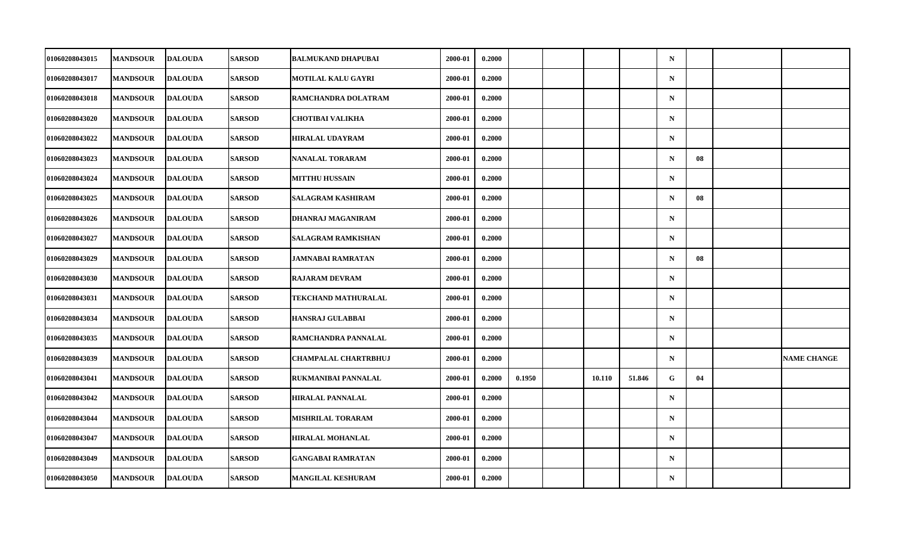| | | | | | | | | | | | | | | |
|---|---|---|---|---|---|---|---|---|---|---|---|---|---|---|
| 01060208043015 | MANDSOUR | DALOUDA | SARSOD | BALMUKAND DHAPUBAI | 2000-01 | 0.2000 | | | | | N | | | |
| 01060208043017 | MANDSOUR | DALOUDA | SARSOD | MOTILAL KALU GAYRI | 2000-01 | 0.2000 | | | | | N | | | |
| 01060208043018 | MANDSOUR | DALOUDA | SARSOD | RAMCHANDRA DOLATRAM | 2000-01 | 0.2000 | | | | | N | | | |
| 01060208043020 | MANDSOUR | DALOUDA | SARSOD | CHOTIBAI VALIKHA | 2000-01 | 0.2000 | | | | | N | | | |
| 01060208043022 | MANDSOUR | DALOUDA | SARSOD | HIRALAL UDAYRAM | 2000-01 | 0.2000 | | | | | N | | | |
| 01060208043023 | MANDSOUR | DALOUDA | SARSOD | NANALAL TORARAM | 2000-01 | 0.2000 | | | | | N | 08 | | |
| 01060208043024 | MANDSOUR | DALOUDA | SARSOD | MITTHU HUSSAIN | 2000-01 | 0.2000 | | | | | N | | | |
| 01060208043025 | MANDSOUR | DALOUDA | SARSOD | SALAGRAM KASHIRAM | 2000-01 | 0.2000 | | | | | N | 08 | | |
| 01060208043026 | MANDSOUR | DALOUDA | SARSOD | DHANRAJ MAGANIRAM | 2000-01 | 0.2000 | | | | | N | | | |
| 01060208043027 | MANDSOUR | DALOUDA | SARSOD | SALAGRAM RAMKISHAN | 2000-01 | 0.2000 | | | | | N | | | |
| 01060208043029 | MANDSOUR | DALOUDA | SARSOD | JAMNABAI RAMRATAN | 2000-01 | 0.2000 | | | | | N | 08 | | |
| 01060208043030 | MANDSOUR | DALOUDA | SARSOD | RAJARAM DEVRAM | 2000-01 | 0.2000 | | | | | N | | | |
| 01060208043031 | MANDSOUR | DALOUDA | SARSOD | TEKCHAND MATHURALAL | 2000-01 | 0.2000 | | | | | N | | | |
| 01060208043034 | MANDSOUR | DALOUDA | SARSOD | HANSRAJ GULABBAI | 2000-01 | 0.2000 | | | | | N | | | |
| 01060208043035 | MANDSOUR | DALOUDA | SARSOD | RAMCHANDRA PANNALAL | 2000-01 | 0.2000 | | | | | N | | | |
| 01060208043039 | MANDSOUR | DALOUDA | SARSOD | CHAMPALAL CHARTRBHUJ | 2000-01 | 0.2000 | | | | | N | | | NAME CHANGE |
| 01060208043041 | MANDSOUR | DALOUDA | SARSOD | RUKMANIBAI PANNALAL | 2000-01 | 0.2000 | 0.1950 | | 10.110 | 51.846 | G | 04 | | |
| 01060208043042 | MANDSOUR | DALOUDA | SARSOD | HIRALAL PANNALAL | 2000-01 | 0.2000 | | | | | N | | | |
| 01060208043044 | MANDSOUR | DALOUDA | SARSOD | MISHRILAL TORARAM | 2000-01 | 0.2000 | | | | | N | | | |
| 01060208043047 | MANDSOUR | DALOUDA | SARSOD | HIRALAL MOHANLAL | 2000-01 | 0.2000 | | | | | N | | | |
| 01060208043049 | MANDSOUR | DALOUDA | SARSOD | GANGABAI RAMRATAN | 2000-01 | 0.2000 | | | | | N | | | |
| 01060208043050 | MANDSOUR | DALOUDA | SARSOD | MANGILAL KESHURAM | 2000-01 | 0.2000 | | | | | N | | | |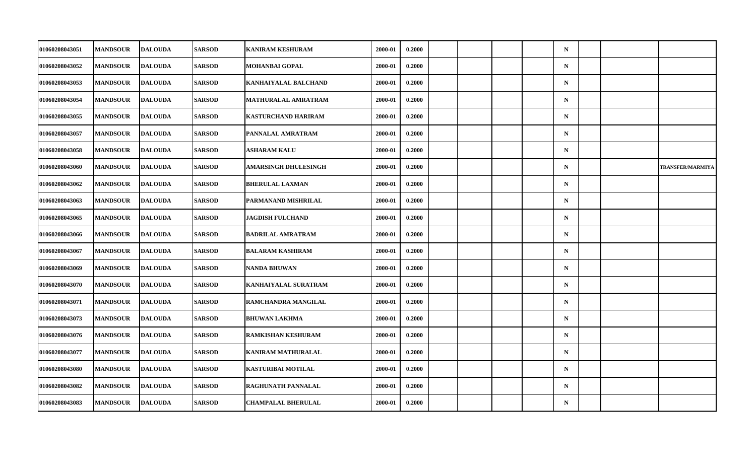|  |  |  |  |  |  |  |  |  |  |  |  |  |  |  |
|---|---|---|---|---|---|---|---|---|---|---|---|---|---|---|
| 01060208043051 | MANDSOUR | DALOUDA | SARSOD | KANIRAM KESHURAM | 2000-01 | 0.2000 |  |  |  |  | N |  |  |  |
| 01060208043052 | MANDSOUR | DALOUDA | SARSOD | MOHANBAI GOPAL | 2000-01 | 0.2000 |  |  |  |  | N |  |  |  |
| 01060208043053 | MANDSOUR | DALOUDA | SARSOD | KANHAIYALAL BALCHAND | 2000-01 | 0.2000 |  |  |  |  | N |  |  |  |
| 01060208043054 | MANDSOUR | DALOUDA | SARSOD | MATHURALAL AMRATRAM | 2000-01 | 0.2000 |  |  |  |  | N |  |  |  |
| 01060208043055 | MANDSOUR | DALOUDA | SARSOD | KASTURCHAND HARIRAM | 2000-01 | 0.2000 |  |  |  |  | N |  |  |  |
| 01060208043057 | MANDSOUR | DALOUDA | SARSOD | PANNALAL AMRATRAM | 2000-01 | 0.2000 |  |  |  |  | N |  |  |  |
| 01060208043058 | MANDSOUR | DALOUDA | SARSOD | ASHARAM KALU | 2000-01 | 0.2000 |  |  |  |  | N |  |  |  |
| 01060208043060 | MANDSOUR | DALOUDA | SARSOD | AMARSINGH DHULESINGH | 2000-01 | 0.2000 |  |  |  |  | N |  |  | TRANSFER/MARMIYA |
| 01060208043062 | MANDSOUR | DALOUDA | SARSOD | BHERULAL LAXMAN | 2000-01 | 0.2000 |  |  |  |  | N |  |  |  |
| 01060208043063 | MANDSOUR | DALOUDA | SARSOD | PARMANAND MISHRILAL | 2000-01 | 0.2000 |  |  |  |  | N |  |  |  |
| 01060208043065 | MANDSOUR | DALOUDA | SARSOD | JAGDISH FULCHAND | 2000-01 | 0.2000 |  |  |  |  | N |  |  |  |
| 01060208043066 | MANDSOUR | DALOUDA | SARSOD | BADRILAL AMRATRAM | 2000-01 | 0.2000 |  |  |  |  | N |  |  |  |
| 01060208043067 | MANDSOUR | DALOUDA | SARSOD | BALARAM KASHIRAM | 2000-01 | 0.2000 |  |  |  |  | N |  |  |  |
| 01060208043069 | MANDSOUR | DALOUDA | SARSOD | NANDA BHUWAN | 2000-01 | 0.2000 |  |  |  |  | N |  |  |  |
| 01060208043070 | MANDSOUR | DALOUDA | SARSOD | KANHAIYALAL SURATRAM | 2000-01 | 0.2000 |  |  |  |  | N |  |  |  |
| 01060208043071 | MANDSOUR | DALOUDA | SARSOD | RAMCHANDRA MANGILAL | 2000-01 | 0.2000 |  |  |  |  | N |  |  |  |
| 01060208043073 | MANDSOUR | DALOUDA | SARSOD | BHUWAN LAKHMA | 2000-01 | 0.2000 |  |  |  |  | N |  |  |  |
| 01060208043076 | MANDSOUR | DALOUDA | SARSOD | RAMKISHAN KESHURAM | 2000-01 | 0.2000 |  |  |  |  | N |  |  |  |
| 01060208043077 | MANDSOUR | DALOUDA | SARSOD | KANIRAM MATHURALAL | 2000-01 | 0.2000 |  |  |  |  | N |  |  |  |
| 01060208043080 | MANDSOUR | DALOUDA | SARSOD | KASTURIBAI MOTILAL | 2000-01 | 0.2000 |  |  |  |  | N |  |  |  |
| 01060208043082 | MANDSOUR | DALOUDA | SARSOD | RAGHUNATH PANNALAL | 2000-01 | 0.2000 |  |  |  |  | N |  |  |  |
| 01060208043083 | MANDSOUR | DALOUDA | SARSOD | CHAMPALAL BHERULAL | 2000-01 | 0.2000 |  |  |  |  | N |  |  |  |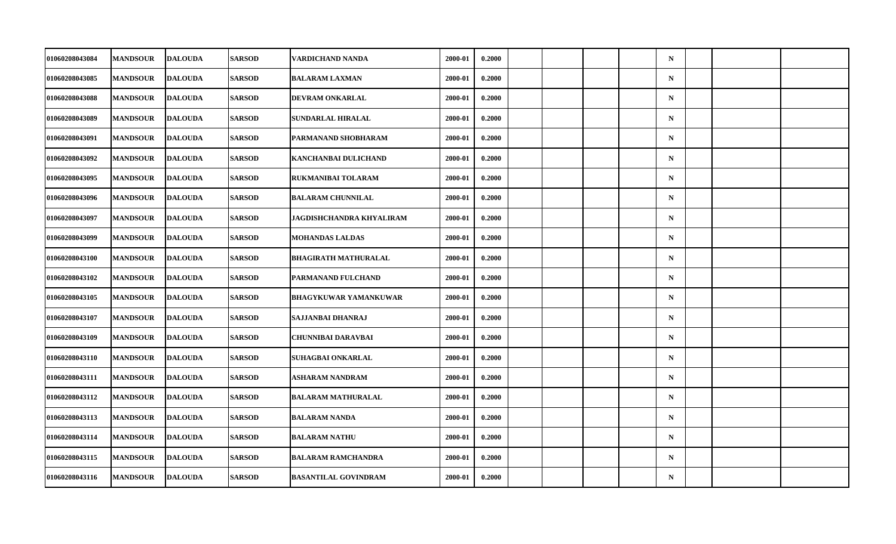| | | | | | | | | | | | | | | |
|---|---|---|---|---|---|---|---|---|---|---|---|---|---|---|
| 01060208043084 | MANDSOUR | DALOUDA | SARSOD | VARDICHAND NANDA | 2000-01 | 0.2000 | | | | | N | | | |
| 01060208043085 | MANDSOUR | DALOUDA | SARSOD | BALARAM LAXMAN | 2000-01 | 0.2000 | | | | | N | | | |
| 01060208043088 | MANDSOUR | DALOUDA | SARSOD | DEVRAM ONKARLAL | 2000-01 | 0.2000 | | | | | N | | | |
| 01060208043089 | MANDSOUR | DALOUDA | SARSOD | SUNDARLAL HIRALAL | 2000-01 | 0.2000 | | | | | N | | | |
| 01060208043091 | MANDSOUR | DALOUDA | SARSOD | PARMANAND SHOBHARAM | 2000-01 | 0.2000 | | | | | N | | | |
| 01060208043092 | MANDSOUR | DALOUDA | SARSOD | KANCHANBAI DULICHAND | 2000-01 | 0.2000 | | | | | N | | | |
| 01060208043095 | MANDSOUR | DALOUDA | SARSOD | RUKMANIBAI TOLARAM | 2000-01 | 0.2000 | | | | | N | | | |
| 01060208043096 | MANDSOUR | DALOUDA | SARSOD | BALARAM CHUNNILAL | 2000-01 | 0.2000 | | | | | N | | | |
| 01060208043097 | MANDSOUR | DALOUDA | SARSOD | JAGDISHCHANDRA KHYALIRAM | 2000-01 | 0.2000 | | | | | N | | | |
| 01060208043099 | MANDSOUR | DALOUDA | SARSOD | MOHANDAS LALDAS | 2000-01 | 0.2000 | | | | | N | | | |
| 01060208043100 | MANDSOUR | DALOUDA | SARSOD | BHAGIRATH MATHURALAL | 2000-01 | 0.2000 | | | | | N | | | |
| 01060208043102 | MANDSOUR | DALOUDA | SARSOD | PARMANAND FULCHAND | 2000-01 | 0.2000 | | | | | N | | | |
| 01060208043105 | MANDSOUR | DALOUDA | SARSOD | BHAGYKUWAR YAMANKUWAR | 2000-01 | 0.2000 | | | | | N | | | |
| 01060208043107 | MANDSOUR | DALOUDA | SARSOD | SAJJANBAI DHANRAJ | 2000-01 | 0.2000 | | | | | N | | | |
| 01060208043109 | MANDSOUR | DALOUDA | SARSOD | CHUNNIBAI DARAVBAI | 2000-01 | 0.2000 | | | | | N | | | |
| 01060208043110 | MANDSOUR | DALOUDA | SARSOD | SUHAGBAI ONKARLAL | 2000-01 | 0.2000 | | | | | N | | | |
| 01060208043111 | MANDSOUR | DALOUDA | SARSOD | ASHARAM NANDRAM | 2000-01 | 0.2000 | | | | | N | | | |
| 01060208043112 | MANDSOUR | DALOUDA | SARSOD | BALARAM MATHURALAL | 2000-01 | 0.2000 | | | | | N | | | |
| 01060208043113 | MANDSOUR | DALOUDA | SARSOD | BALARAM NANDA | 2000-01 | 0.2000 | | | | | N | | | |
| 01060208043114 | MANDSOUR | DALOUDA | SARSOD | BALARAM NATHU | 2000-01 | 0.2000 | | | | | N | | | |
| 01060208043115 | MANDSOUR | DALOUDA | SARSOD | BALARAM RAMCHANDRA | 2000-01 | 0.2000 | | | | | N | | | |
| 01060208043116 | MANDSOUR | DALOUDA | SARSOD | BASANTILAL GOVINDRAM | 2000-01 | 0.2000 | | | | | N | | | |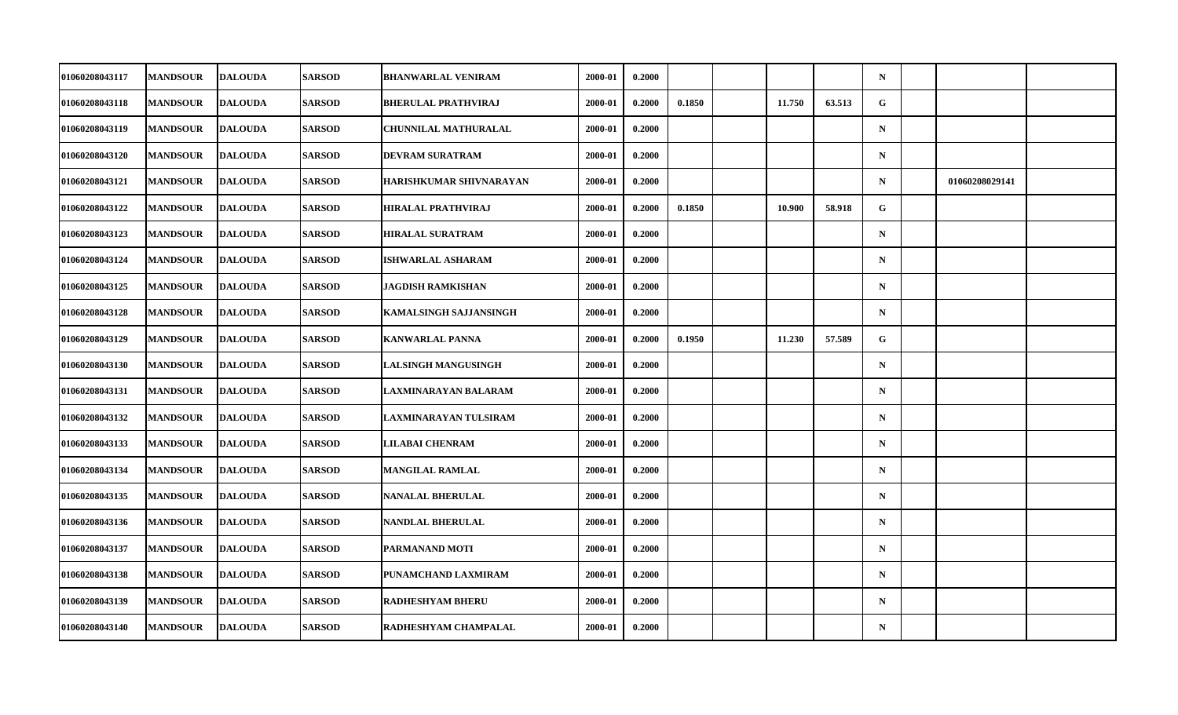| | | | | | | | | | | | | | | |
|---|---|---|---|---|---|---|---|---|---|---|---|---|---|---|
| 01060208043117 | MANDSOUR | DALOUDA | SARSOD | BHANWARLAL VENIRAM | 2000-01 | 0.2000 | | | | | N | | | |
| 01060208043118 | MANDSOUR | DALOUDA | SARSOD | BHERULAL PRATHVIRAJ | 2000-01 | 0.2000 | 0.1850 | | 11.750 | 63.513 | G | | | |
| 01060208043119 | MANDSOUR | DALOUDA | SARSOD | CHUNNILAL MATHURALAL | 2000-01 | 0.2000 | | | | | N | | | |
| 01060208043120 | MANDSOUR | DALOUDA | SARSOD | DEVRAM SURATRAM | 2000-01 | 0.2000 | | | | | N | | | |
| 01060208043121 | MANDSOUR | DALOUDA | SARSOD | HARISHKUMAR SHIVNARAYAN | 2000-01 | 0.2000 | | | | | N | | 01060208029141 | |
| 01060208043122 | MANDSOUR | DALOUDA | SARSOD | HIRALAL PRATHVIRAJ | 2000-01 | 0.2000 | 0.1850 | | 10.900 | 58.918 | G | | | |
| 01060208043123 | MANDSOUR | DALOUDA | SARSOD | HIRALAL SURATRAM | 2000-01 | 0.2000 | | | | | N | | | |
| 01060208043124 | MANDSOUR | DALOUDA | SARSOD | ISHWARLAL ASHARAM | 2000-01 | 0.2000 | | | | | N | | | |
| 01060208043125 | MANDSOUR | DALOUDA | SARSOD | JAGDISH RAMKISHAN | 2000-01 | 0.2000 | | | | | N | | | |
| 01060208043128 | MANDSOUR | DALOUDA | SARSOD | KAMALSINGH SAJJANSINGH | 2000-01 | 0.2000 | | | | | N | | | |
| 01060208043129 | MANDSOUR | DALOUDA | SARSOD | KANWARLAL PANNA | 2000-01 | 0.2000 | 0.1950 | | 11.230 | 57.589 | G | | | |
| 01060208043130 | MANDSOUR | DALOUDA | SARSOD | LALSINGH MANGUSINGH | 2000-01 | 0.2000 | | | | | N | | | |
| 01060208043131 | MANDSOUR | DALOUDA | SARSOD | LAXMINARAYAN BALARAM | 2000-01 | 0.2000 | | | | | N | | | |
| 01060208043132 | MANDSOUR | DALOUDA | SARSOD | LAXMINARAYAN TULSIRAM | 2000-01 | 0.2000 | | | | | N | | | |
| 01060208043133 | MANDSOUR | DALOUDA | SARSOD | LILABAI CHENRAM | 2000-01 | 0.2000 | | | | | N | | | |
| 01060208043134 | MANDSOUR | DALOUDA | SARSOD | MANGILAL RAMLAL | 2000-01 | 0.2000 | | | | | N | | | |
| 01060208043135 | MANDSOUR | DALOUDA | SARSOD | NANALAL BHERULAL | 2000-01 | 0.2000 | | | | | N | | | |
| 01060208043136 | MANDSOUR | DALOUDA | SARSOD | NANDLAL BHERULAL | 2000-01 | 0.2000 | | | | | N | | | |
| 01060208043137 | MANDSOUR | DALOUDA | SARSOD | PARMANAND MOTI | 2000-01 | 0.2000 | | | | | N | | | |
| 01060208043138 | MANDSOUR | DALOUDA | SARSOD | PUNAMCHAND LAXMIRAM | 2000-01 | 0.2000 | | | | | N | | | |
| 01060208043139 | MANDSOUR | DALOUDA | SARSOD | RADHESHYAM BHERU | 2000-01 | 0.2000 | | | | | N | | | |
| 01060208043140 | MANDSOUR | DALOUDA | SARSOD | RADHESHYAM CHAMPALAL | 2000-01 | 0.2000 | | | | | N | | | |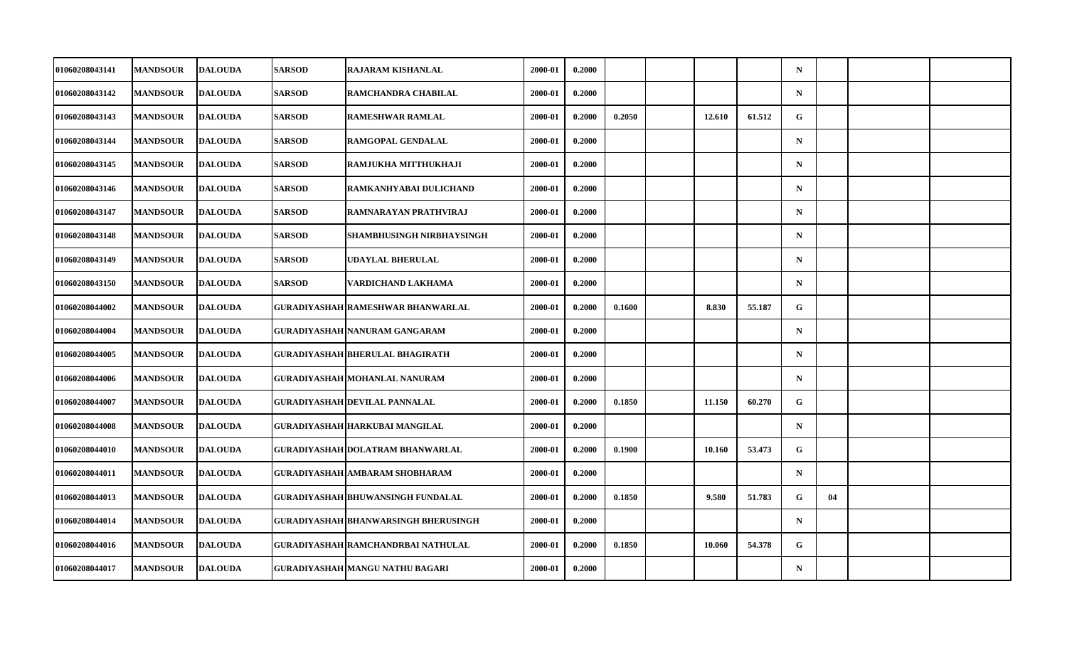| | | | | | | | | | | | | | | |
|---|---|---|---|---|---|---|---|---|---|---|---|---|---|---|
| 01060208043141 | MANDSOUR | DALOUDA | SARSOD | RAJARAM KISHANLAL | 2000-01 | 0.2000 | | | | | N | | | |
| 01060208043142 | MANDSOUR | DALOUDA | SARSOD | RAMCHANDRA CHABILAL | 2000-01 | 0.2000 | | | | | N | | | |
| 01060208043143 | MANDSOUR | DALOUDA | SARSOD | RAMESHWAR RAMLAL | 2000-01 | 0.2000 | 0.2050 | | 12.610 | 61.512 | G | | | |
| 01060208043144 | MANDSOUR | DALOUDA | SARSOD | RAMGOPAL GENDALAL | 2000-01 | 0.2000 | | | | | N | | | |
| 01060208043145 | MANDSOUR | DALOUDA | SARSOD | RAMJUKHA MITTHUKHAJI | 2000-01 | 0.2000 | | | | | N | | | |
| 01060208043146 | MANDSOUR | DALOUDA | SARSOD | RAMKANHYABAI DULICHAND | 2000-01 | 0.2000 | | | | | N | | | |
| 01060208043147 | MANDSOUR | DALOUDA | SARSOD | RAMNARAYAN PRATHVIRAJ | 2000-01 | 0.2000 | | | | | N | | | |
| 01060208043148 | MANDSOUR | DALOUDA | SARSOD | SHAMBHUSINGH NIRBHAYSINGH | 2000-01 | 0.2000 | | | | | N | | | |
| 01060208043149 | MANDSOUR | DALOUDA | SARSOD | UDAYLAL BHERULAL | 2000-01 | 0.2000 | | | | | N | | | |
| 01060208043150 | MANDSOUR | DALOUDA | SARSOD | VARDICHAND LAKHAMA | 2000-01 | 0.2000 | | | | | N | | | |
| 01060208044002 | MANDSOUR | DALOUDA | GURADIYASHAH | RAMESHWAR BHANWARLAL | 2000-01 | 0.2000 | 0.1600 | | 8.830 | 55.187 | G | | | |
| 01060208044004 | MANDSOUR | DALOUDA | GURADIYASHAH | NANURAM GANGARAM | 2000-01 | 0.2000 | | | | | N | | | |
| 01060208044005 | MANDSOUR | DALOUDA | GURADIYASHAH | BHERULAL BHAGIRATH | 2000-01 | 0.2000 | | | | | N | | | |
| 01060208044006 | MANDSOUR | DALOUDA | GURADIYASHAH | MOHANLAL NANURAM | 2000-01 | 0.2000 | | | | | N | | | |
| 01060208044007 | MANDSOUR | DALOUDA | GURADIYASHAH | DEVILAL PANNALAL | 2000-01 | 0.2000 | 0.1850 | | 11.150 | 60.270 | G | | | |
| 01060208044008 | MANDSOUR | DALOUDA | GURADIYASHAH | HARKUBAI MANGILAL | 2000-01 | 0.2000 | | | | | N | | | |
| 01060208044010 | MANDSOUR | DALOUDA | GURADIYASHAH | DOLATRAM BHANWARLAL | 2000-01 | 0.2000 | 0.1900 | | 10.160 | 53.473 | G | | | |
| 01060208044011 | MANDSOUR | DALOUDA | GURADIYASHAH | AMBARAM SHOBHARAM | 2000-01 | 0.2000 | | | | | N | | | |
| 01060208044013 | MANDSOUR | DALOUDA | GURADIYASHAH | BHUWANSINGH FUNDALAL | 2000-01 | 0.2000 | 0.1850 | | 9.580 | 51.783 | G | 04 | | |
| 01060208044014 | MANDSOUR | DALOUDA | GURADIYASHAH | BHANWARSINGH BHERUSINGH | 2000-01 | 0.2000 | | | | | N | | | |
| 01060208044016 | MANDSOUR | DALOUDA | GURADIYASHAH | RAMCHANDRBAI NATHULAL | 2000-01 | 0.2000 | 0.1850 | | 10.060 | 54.378 | G | | | |
| 01060208044017 | MANDSOUR | DALOUDA | GURADIYASHAH | MANGU NATHU BAGARI | 2000-01 | 0.2000 | | | | | N | | | |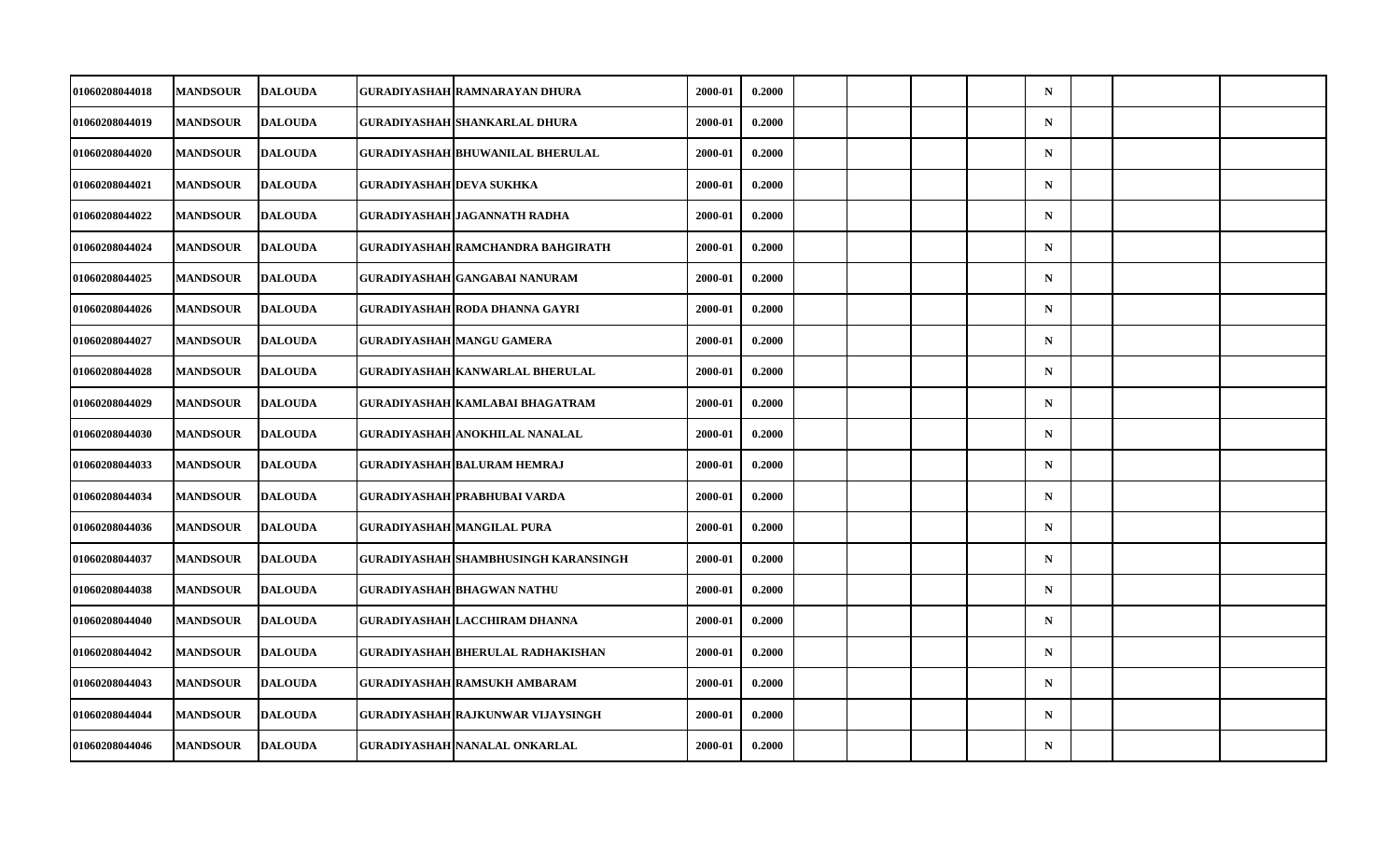| | | | | | | | | | | | | | | |
|---|---|---|---|---|---|---|---|---|---|---|---|---|---|---|
| 01060208044018 | MANDSOUR | DALOUDA | GURADIYASHAH | RAMNARAYAN DHURA | 2000-01 | 0.2000 | | | | | N | | | |
| 01060208044019 | MANDSOUR | DALOUDA | GURADIYASHAH | SHANKARLAL DHURA | 2000-01 | 0.2000 | | | | | N | | | |
| 01060208044020 | MANDSOUR | DALOUDA | GURADIYASHAH | BHUWANILAL BHERULAL | 2000-01 | 0.2000 | | | | | N | | | |
| 01060208044021 | MANDSOUR | DALOUDA | GURADIYASHAH | DEVA SUKHKA | 2000-01 | 0.2000 | | | | | N | | | |
| 01060208044022 | MANDSOUR | DALOUDA | GURADIYASHAH | JAGANNATH RADHA | 2000-01 | 0.2000 | | | | | N | | | |
| 01060208044024 | MANDSOUR | DALOUDA | GURADIYASHAH | RAMCHANDRA BAHGIRATH | 2000-01 | 0.2000 | | | | | N | | | |
| 01060208044025 | MANDSOUR | DALOUDA | GURADIYASHAH | GANGABAI NANURAM | 2000-01 | 0.2000 | | | | | N | | | |
| 01060208044026 | MANDSOUR | DALOUDA | GURADIYASHAH | RODA DHANNA GAYRI | 2000-01 | 0.2000 | | | | | N | | | |
| 01060208044027 | MANDSOUR | DALOUDA | GURADIYASHAH | MANGU GAMERA | 2000-01 | 0.2000 | | | | | N | | | |
| 01060208044028 | MANDSOUR | DALOUDA | GURADIYASHAH | KANWARLAL BHERULAL | 2000-01 | 0.2000 | | | | | N | | | |
| 01060208044029 | MANDSOUR | DALOUDA | GURADIYASHAH | KAMLABAI BHAGATRAM | 2000-01 | 0.2000 | | | | | N | | | |
| 01060208044030 | MANDSOUR | DALOUDA | GURADIYASHAH | ANOKHILAL NANALAL | 2000-01 | 0.2000 | | | | | N | | | |
| 01060208044033 | MANDSOUR | DALOUDA | GURADIYASHAH | BALURAM HEMRAJ | 2000-01 | 0.2000 | | | | | N | | | |
| 01060208044034 | MANDSOUR | DALOUDA | GURADIYASHAH | PRABHUBAI VARDA | 2000-01 | 0.2000 | | | | | N | | | |
| 01060208044036 | MANDSOUR | DALOUDA | GURADIYASHAH | MANGILAL PURA | 2000-01 | 0.2000 | | | | | N | | | |
| 01060208044037 | MANDSOUR | DALOUDA | GURADIYASHAH | SHAMBHUSINGH KARANSINGH | 2000-01 | 0.2000 | | | | | N | | | |
| 01060208044038 | MANDSOUR | DALOUDA | GURADIYASHAH | BHAGWAN NATHU | 2000-01 | 0.2000 | | | | | N | | | |
| 01060208044040 | MANDSOUR | DALOUDA | GURADIYASHAH | LACCHIRAM DHANNA | 2000-01 | 0.2000 | | | | | N | | | |
| 01060208044042 | MANDSOUR | DALOUDA | GURADIYASHAH | BHERULAL RADHAKISHAN | 2000-01 | 0.2000 | | | | | N | | | |
| 01060208044043 | MANDSOUR | DALOUDA | GURADIYASHAH | RAMSUKH AMBARAM | 2000-01 | 0.2000 | | | | | N | | | |
| 01060208044044 | MANDSOUR | DALOUDA | GURADIYASHAH | RAJKUNWAR VIJAYSINGH | 2000-01 | 0.2000 | | | | | N | | | |
| 01060208044046 | MANDSOUR | DALOUDA | GURADIYASHAH | NANALAL ONKARLAL | 2000-01 | 0.2000 | | | | | N | | | |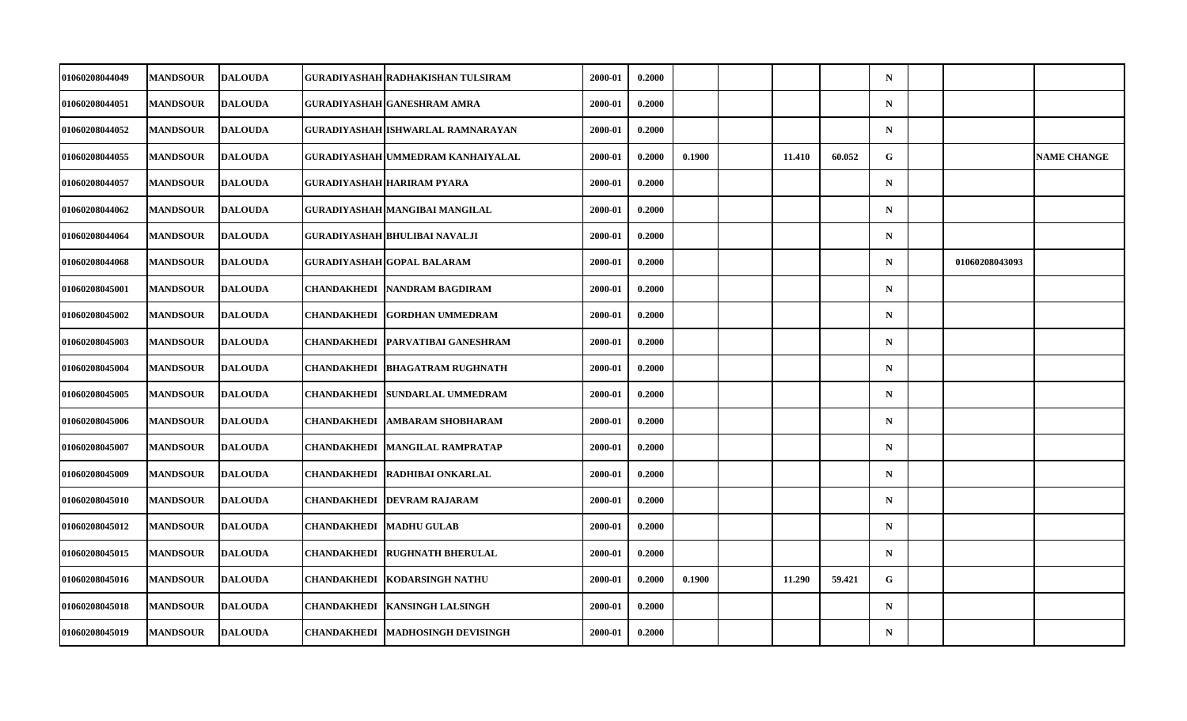| | | | | | | | | | | | | | | |
|---|---|---|---|---|---|---|---|---|---|---|---|---|---|---|
| 01060208044049 | MANDSOUR | DALOUDA | GURADIYASHAH | RADHAKISHAN TULSIRAM | 2000-01 | 0.2000 | | | | | N | | | |
| 01060208044051 | MANDSOUR | DALOUDA | GURADIYASHAH | GANESHRAM AMRA | 2000-01 | 0.2000 | | | | | N | | | |
| 01060208044052 | MANDSOUR | DALOUDA | GURADIYASHAH | ISHWARLAL RAMNARAYAN | 2000-01 | 0.2000 | | | | | N | | | |
| 01060208044055 | MANDSOUR | DALOUDA | GURADIYASHAH | UMMEDRAM KANHAIYALAL | 2000-01 | 0.2000 | 0.1900 | | 11.410 | 60.052 | G | | | NAME CHANGE |
| 01060208044057 | MANDSOUR | DALOUDA | GURADIYASHAH | HARIRAM PYARA | 2000-01 | 0.2000 | | | | | N | | | |
| 01060208044062 | MANDSOUR | DALOUDA | GURADIYASHAH | MANGIBAI MANGILAL | 2000-01 | 0.2000 | | | | | N | | | |
| 01060208044064 | MANDSOUR | DALOUDA | GURADIYASHAH | BHULIBAI NAVALJI | 2000-01 | 0.2000 | | | | | N | | | |
| 01060208044068 | MANDSOUR | DALOUDA | GURADIYASHAH | GOPAL BALARAM | 2000-01 | 0.2000 | | | | | N | | 01060208043093 | |
| 01060208045001 | MANDSOUR | DALOUDA | CHANDAKHEDI | NANDRAM BAGDIRAM | 2000-01 | 0.2000 | | | | | N | | | |
| 01060208045002 | MANDSOUR | DALOUDA | CHANDAKHEDI | GORDHAN UMMEDRAM | 2000-01 | 0.2000 | | | | | N | | | |
| 01060208045003 | MANDSOUR | DALOUDA | CHANDAKHEDI | PARVATIBAI GANESHRAM | 2000-01 | 0.2000 | | | | | N | | | |
| 01060208045004 | MANDSOUR | DALOUDA | CHANDAKHEDI | BHAGATRAM RUGHNATH | 2000-01 | 0.2000 | | | | | N | | | |
| 01060208045005 | MANDSOUR | DALOUDA | CHANDAKHEDI | SUNDARLAL UMMEDRAM | 2000-01 | 0.2000 | | | | | N | | | |
| 01060208045006 | MANDSOUR | DALOUDA | CHANDAKHEDI | AMBARAM SHOBHARAM | 2000-01 | 0.2000 | | | | | N | | | |
| 01060208045007 | MANDSOUR | DALOUDA | CHANDAKHEDI | MANGILAL RAMPRATAP | 2000-01 | 0.2000 | | | | | N | | | |
| 01060208045009 | MANDSOUR | DALOUDA | CHANDAKHEDI | RADHIBAI ONKARLAL | 2000-01 | 0.2000 | | | | | N | | | |
| 01060208045010 | MANDSOUR | DALOUDA | CHANDAKHEDI | DEVRAM RAJARAM | 2000-01 | 0.2000 | | | | | N | | | |
| 01060208045012 | MANDSOUR | DALOUDA | CHANDAKHEDI | MADHU GULAB | 2000-01 | 0.2000 | | | | | N | | | |
| 01060208045015 | MANDSOUR | DALOUDA | CHANDAKHEDI | RUGHNATH BHERULAL | 2000-01 | 0.2000 | | | | | N | | | |
| 01060208045016 | MANDSOUR | DALOUDA | CHANDAKHEDI | KODARSINGH NATHU | 2000-01 | 0.2000 | 0.1900 | | 11.290 | 59.421 | G | | | |
| 01060208045018 | MANDSOUR | DALOUDA | CHANDAKHEDI | KANSINGH LALSINGH | 2000-01 | 0.2000 | | | | | N | | | |
| 01060208045019 | MANDSOUR | DALOUDA | CHANDAKHEDI | MADHOSINGH DEVISINGH | 2000-01 | 0.2000 | | | | | N | | | |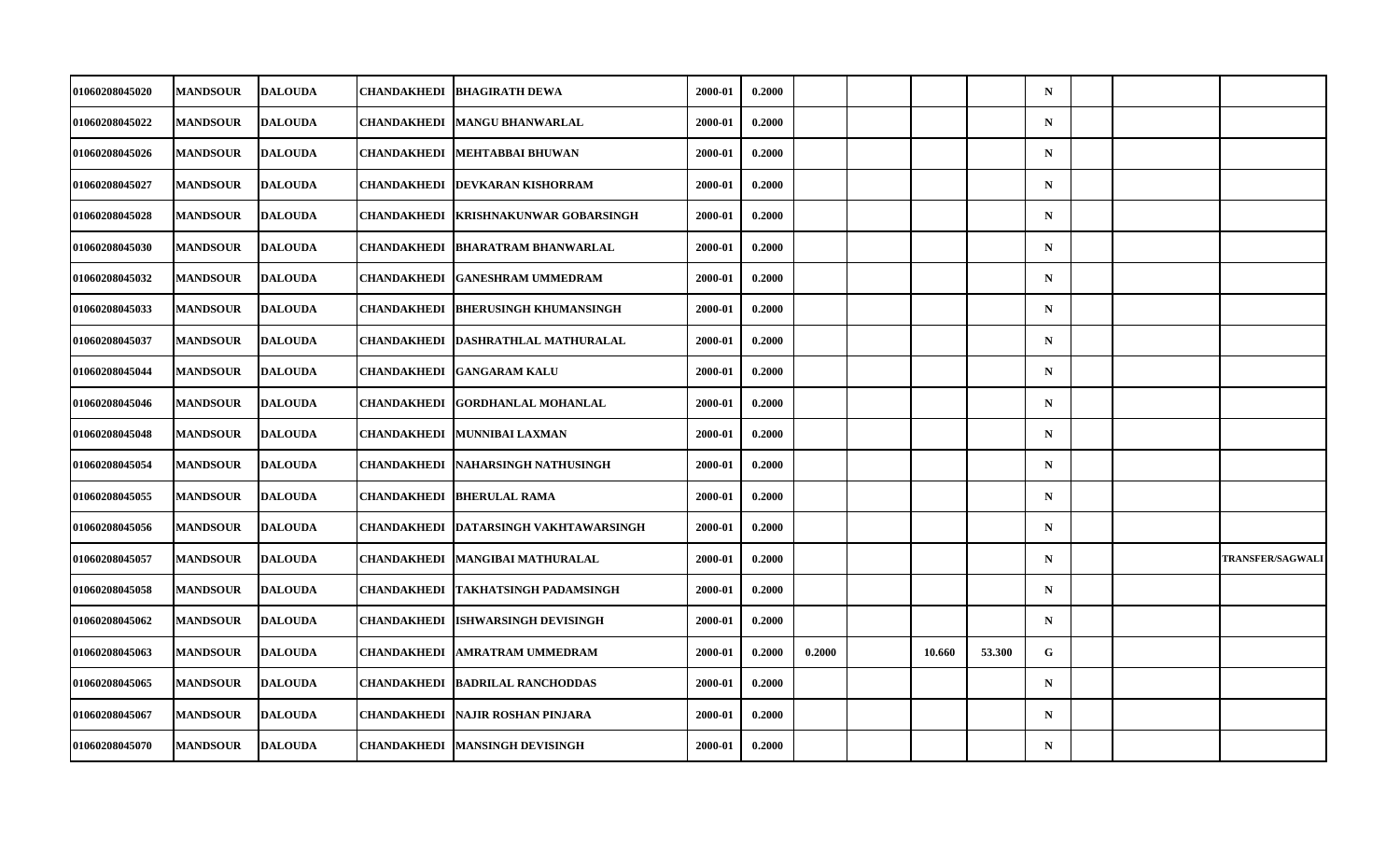| | | | | | | | | | | | | | | |
|---|---|---|---|---|---|---|---|---|---|---|---|---|---|---|
| 01060208045020 | MANDSOUR | DALOUDA | CHANDAKHEDI | BHAGIRATH DEWA | 2000-01 | 0.2000 | | | | | N | | | |
| 01060208045022 | MANDSOUR | DALOUDA | CHANDAKHEDI | MANGU BHANWARLAL | 2000-01 | 0.2000 | | | | | N | | | |
| 01060208045026 | MANDSOUR | DALOUDA | CHANDAKHEDI | MEHTABBAI BHUWAN | 2000-01 | 0.2000 | | | | | N | | | |
| 01060208045027 | MANDSOUR | DALOUDA | CHANDAKHEDI | DEVKARAN KISHORRAM | 2000-01 | 0.2000 | | | | | N | | | |
| 01060208045028 | MANDSOUR | DALOUDA | CHANDAKHEDI | KRISHNAKUNWAR GOBARSINGH | 2000-01 | 0.2000 | | | | | N | | | |
| 01060208045030 | MANDSOUR | DALOUDA | CHANDAKHEDI | BHARATRAM BHANWARLAL | 2000-01 | 0.2000 | | | | | N | | | |
| 01060208045032 | MANDSOUR | DALOUDA | CHANDAKHEDI | GANESHRAM UMMEDRAM | 2000-01 | 0.2000 | | | | | N | | | |
| 01060208045033 | MANDSOUR | DALOUDA | CHANDAKHEDI | BHERUSINGH KHUMANSINGH | 2000-01 | 0.2000 | | | | | N | | | |
| 01060208045037 | MANDSOUR | DALOUDA | CHANDAKHEDI | DASHRATHLAL MATHURALAL | 2000-01 | 0.2000 | | | | | N | | | |
| 01060208045044 | MANDSOUR | DALOUDA | CHANDAKHEDI | GANGARAM KALU | 2000-01 | 0.2000 | | | | | N | | | |
| 01060208045046 | MANDSOUR | DALOUDA | CHANDAKHEDI | GORDHANLAL MOHANLAL | 2000-01 | 0.2000 | | | | | N | | | |
| 01060208045048 | MANDSOUR | DALOUDA | CHANDAKHEDI | MUNNIBAI LAXMAN | 2000-01 | 0.2000 | | | | | N | | | |
| 01060208045054 | MANDSOUR | DALOUDA | CHANDAKHEDI | NAHARSINGH NATHUSINGH | 2000-01 | 0.2000 | | | | | N | | | |
| 01060208045055 | MANDSOUR | DALOUDA | CHANDAKHEDI | BHERULAL RAMA | 2000-01 | 0.2000 | | | | | N | | | |
| 01060208045056 | MANDSOUR | DALOUDA | CHANDAKHEDI | DATARSINGH VAKHTAWARSINGH | 2000-01 | 0.2000 | | | | | N | | | |
| 01060208045057 | MANDSOUR | DALOUDA | CHANDAKHEDI | MANGIBAI MATHURALAL | 2000-01 | 0.2000 | | | | | N | | | TRANSFER/SAGWALI |
| 01060208045058 | MANDSOUR | DALOUDA | CHANDAKHEDI | TAKHATSINGH PADAMSINGH | 2000-01 | 0.2000 | | | | | N | | | |
| 01060208045062 | MANDSOUR | DALOUDA | CHANDAKHEDI | ISHWARSINGH DEVISINGH | 2000-01 | 0.2000 | | | | | N | | | |
| 01060208045063 | MANDSOUR | DALOUDA | CHANDAKHEDI | AMRATRAM UMMEDRAM | 2000-01 | 0.2000 | 0.2000 | | 10.660 | 53.300 | G | | | |
| 01060208045065 | MANDSOUR | DALOUDA | CHANDAKHEDI | BADRILAL RANCHODDAS | 2000-01 | 0.2000 | | | | | N | | | |
| 01060208045067 | MANDSOUR | DALOUDA | CHANDAKHEDI | NAJIR ROSHAN PINJARA | 2000-01 | 0.2000 | | | | | N | | | |
| 01060208045070 | MANDSOUR | DALOUDA | CHANDAKHEDI | MANSINGH DEVISINGH | 2000-01 | 0.2000 | | | | | N | | | |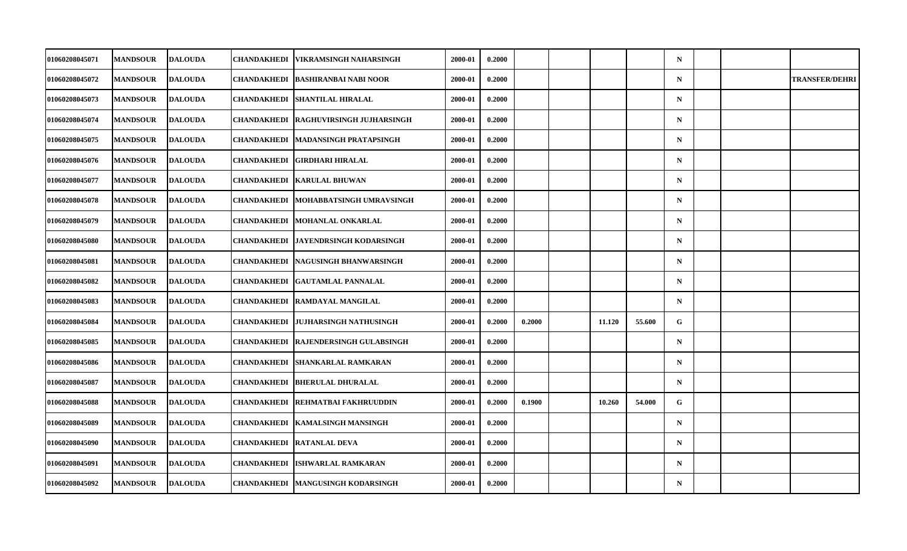| | | | | | | | | | | | | | | | |
|---|---|---|---|---|---|---|---|---|---|---|---|---|---|---|---|
| 01060208045071 | MANDSOUR | DALOUDA | CHANDAKHEDI | VIKRAMSINGH NAHARSINGH | 2000-01 | 0.2000 | | | | | N | | | |
| 01060208045072 | MANDSOUR | DALOUDA | CHANDAKHEDI | BASHIRANBAI NABI NOOR | 2000-01 | 0.2000 | | | | | N | | | TRANSFER/DEHRI |
| 01060208045073 | MANDSOUR | DALOUDA | CHANDAKHEDI | SHANTILAL HIRALAL | 2000-01 | 0.2000 | | | | | N | | | |
| 01060208045074 | MANDSOUR | DALOUDA | CHANDAKHEDI | RAGHUVIRSINGH JUJHARSINGH | 2000-01 | 0.2000 | | | | | N | | | |
| 01060208045075 | MANDSOUR | DALOUDA | CHANDAKHEDI | MADANSINGH PRATAPSINGH | 2000-01 | 0.2000 | | | | | N | | | |
| 01060208045076 | MANDSOUR | DALOUDA | CHANDAKHEDI | GIRDHARI HIRALAL | 2000-01 | 0.2000 | | | | | N | | | |
| 01060208045077 | MANDSOUR | DALOUDA | CHANDAKHEDI | KARULAL BHUWAN | 2000-01 | 0.2000 | | | | | N | | | |
| 01060208045078 | MANDSOUR | DALOUDA | CHANDAKHEDI | MOHABBATSINGH UMRAVSINGH | 2000-01 | 0.2000 | | | | | N | | | |
| 01060208045079 | MANDSOUR | DALOUDA | CHANDAKHEDI | MOHANLAL ONKARLAL | 2000-01 | 0.2000 | | | | | N | | | |
| 01060208045080 | MANDSOUR | DALOUDA | CHANDAKHEDI | JAYENDRSINGH KODARSINGH | 2000-01 | 0.2000 | | | | | N | | | |
| 01060208045081 | MANDSOUR | DALOUDA | CHANDAKHEDI | NAGUSINGH BHANWARSINGH | 2000-01 | 0.2000 | | | | | N | | | |
| 01060208045082 | MANDSOUR | DALOUDA | CHANDAKHEDI | GAUTAMLAL PANNALAL | 2000-01 | 0.2000 | | | | | N | | | |
| 01060208045083 | MANDSOUR | DALOUDA | CHANDAKHEDI | RAMDAYAL MANGILAL | 2000-01 | 0.2000 | | | | | N | | | |
| 01060208045084 | MANDSOUR | DALOUDA | CHANDAKHEDI | JUJHARSINGH NATHUSINGH | 2000-01 | 0.2000 | 0.2000 | | 11.120 | 55.600 | G | | | |
| 01060208045085 | MANDSOUR | DALOUDA | CHANDAKHEDI | RAJENDERSINGH GULABSINGH | 2000-01 | 0.2000 | | | | | N | | | |
| 01060208045086 | MANDSOUR | DALOUDA | CHANDAKHEDI | SHANKARLAL RAMKARAN | 2000-01 | 0.2000 | | | | | N | | | |
| 01060208045087 | MANDSOUR | DALOUDA | CHANDAKHEDI | BHERULAL DHURALAL | 2000-01 | 0.2000 | | | | | N | | | |
| 01060208045088 | MANDSOUR | DALOUDA | CHANDAKHEDI | REHMATBAI FAKHRUUDDIN | 2000-01 | 0.2000 | 0.1900 | | 10.260 | 54.000 | G | | | |
| 01060208045089 | MANDSOUR | DALOUDA | CHANDAKHEDI | KAMALSINGH MANSINGH | 2000-01 | 0.2000 | | | | | N | | | |
| 01060208045090 | MANDSOUR | DALOUDA | CHANDAKHEDI | RATANLAL DEVA | 2000-01 | 0.2000 | | | | | N | | | |
| 01060208045091 | MANDSOUR | DALOUDA | CHANDAKHEDI | ISHWARLAL RAMKARAN | 2000-01 | 0.2000 | | | | | N | | | |
| 01060208045092 | MANDSOUR | DALOUDA | CHANDAKHEDI | MANGUSINGH KODARSINGH | 2000-01 | 0.2000 | | | | | N | | | |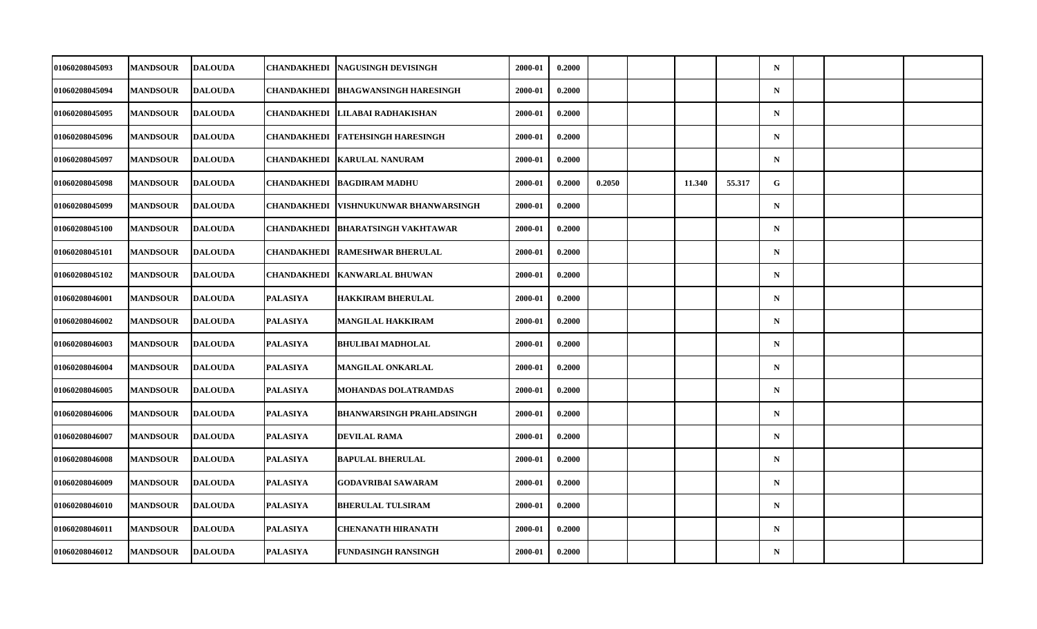|  |  |  |  |  |  |  |  |  |  |  |  |  |  |  |  |
|---|---|---|---|---|---|---|---|---|---|---|---|---|---|---|---|
| 01060208045093 | MANDSOUR | DALOUDA | CHANDAKHEDI | NAGUSINGH DEVISINGH | 2000-01 | 0.2000 |  |  |  |  | N |  |  |  |
| 01060208045094 | MANDSOUR | DALOUDA | CHANDAKHEDI | BHAGWANSINGH HARESINGH | 2000-01 | 0.2000 |  |  |  |  | N |  |  |  |
| 01060208045095 | MANDSOUR | DALOUDA | CHANDAKHEDI | LILABAI RADHAKISHAN | 2000-01 | 0.2000 |  |  |  |  | N |  |  |  |
| 01060208045096 | MANDSOUR | DALOUDA | CHANDAKHEDI | FATEHSINGH HARESINGH | 2000-01 | 0.2000 |  |  |  |  | N |  |  |  |
| 01060208045097 | MANDSOUR | DALOUDA | CHANDAKHEDI | KARULAL NANURAM | 2000-01 | 0.2000 |  |  |  |  | N |  |  |  |
| 01060208045098 | MANDSOUR | DALOUDA | CHANDAKHEDI | BAGDIRAM MADHU | 2000-01 | 0.2000 | 0.2050 |  | 11.340 | 55.317 | G |  |  |  |
| 01060208045099 | MANDSOUR | DALOUDA | CHANDAKHEDI | VISHNUKUNWAR BHANWARSINGH | 2000-01 | 0.2000 |  |  |  |  | N |  |  |  |
| 01060208045100 | MANDSOUR | DALOUDA | CHANDAKHEDI | BHARATSINGH VAKHTAWAR | 2000-01 | 0.2000 |  |  |  |  | N |  |  |  |
| 01060208045101 | MANDSOUR | DALOUDA | CHANDAKHEDI | RAMESHWAR BHERULAL | 2000-01 | 0.2000 |  |  |  |  | N |  |  |  |
| 01060208045102 | MANDSOUR | DALOUDA | CHANDAKHEDI | KANWARLAL BHUWAN | 2000-01 | 0.2000 |  |  |  |  | N |  |  |  |
| 01060208046001 | MANDSOUR | DALOUDA | PALASIYA | HAKKIRAM BHERULAL | 2000-01 | 0.2000 |  |  |  |  | N |  |  |  |
| 01060208046002 | MANDSOUR | DALOUDA | PALASIYA | MANGILAL HAKKIRAM | 2000-01 | 0.2000 |  |  |  |  | N |  |  |  |
| 01060208046003 | MANDSOUR | DALOUDA | PALASIYA | BHULIBAI MADHOLAL | 2000-01 | 0.2000 |  |  |  |  | N |  |  |  |
| 01060208046004 | MANDSOUR | DALOUDA | PALASIYA | MANGILAL ONKARLAL | 2000-01 | 0.2000 |  |  |  |  | N |  |  |  |
| 01060208046005 | MANDSOUR | DALOUDA | PALASIYA | MOHANDAS DOLATRAMDAS | 2000-01 | 0.2000 |  |  |  |  | N |  |  |  |
| 01060208046006 | MANDSOUR | DALOUDA | PALASIYA | BHANWARSINGH PRAHLADSINGH | 2000-01 | 0.2000 |  |  |  |  | N |  |  |  |
| 01060208046007 | MANDSOUR | DALOUDA | PALASIYA | DEVILAL RAMA | 2000-01 | 0.2000 |  |  |  |  | N |  |  |  |
| 01060208046008 | MANDSOUR | DALOUDA | PALASIYA | BAPULAL BHERULAL | 2000-01 | 0.2000 |  |  |  |  | N |  |  |  |
| 01060208046009 | MANDSOUR | DALOUDA | PALASIYA | GODAVRIBAI SAWARAM | 2000-01 | 0.2000 |  |  |  |  | N |  |  |  |
| 01060208046010 | MANDSOUR | DALOUDA | PALASIYA | BHERULAL TULSIRAM | 2000-01 | 0.2000 |  |  |  |  | N |  |  |  |
| 01060208046011 | MANDSOUR | DALOUDA | PALASIYA | CHENANATH HIRANATH | 2000-01 | 0.2000 |  |  |  |  | N |  |  |  |
| 01060208046012 | MANDSOUR | DALOUDA | PALASIYA | FUNDASINGH RANSINGH | 2000-01 | 0.2000 |  |  |  |  | N |  |  |  |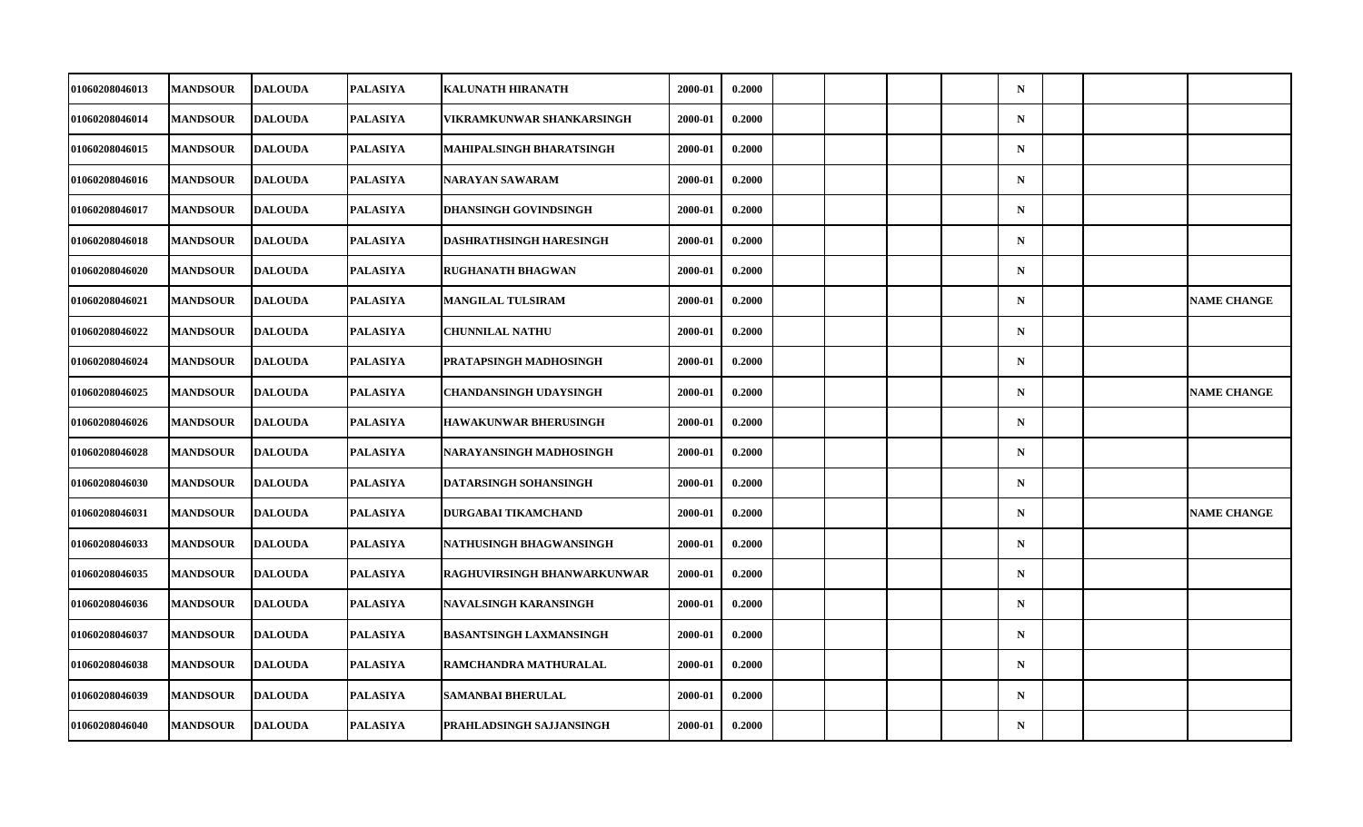| | | | | | | | | | | | | | | |
|---|---|---|---|---|---|---|---|---|---|---|---|---|---|---|
| 01060208046013 | MANDSOUR | DALOUDA | PALASIYA | KALUNATH HIRANATH | 2000-01 | 0.2000 | | | | | N | | | |
| 01060208046014 | MANDSOUR | DALOUDA | PALASIYA | VIKRAMKUNWAR SHANKARSINGH | 2000-01 | 0.2000 | | | | | N | | | |
| 01060208046015 | MANDSOUR | DALOUDA | PALASIYA | MAHIPALSINGH BHARATSINGH | 2000-01 | 0.2000 | | | | | N | | | |
| 01060208046016 | MANDSOUR | DALOUDA | PALASIYA | NARAYAN SAWARAM | 2000-01 | 0.2000 | | | | | N | | | |
| 01060208046017 | MANDSOUR | DALOUDA | PALASIYA | DHANSINGH GOVINDSINGH | 2000-01 | 0.2000 | | | | | N | | | |
| 01060208046018 | MANDSOUR | DALOUDA | PALASIYA | DASHRATHSINGH HARESINGH | 2000-01 | 0.2000 | | | | | N | | | |
| 01060208046020 | MANDSOUR | DALOUDA | PALASIYA | RUGHANATH BHAGWAN | 2000-01 | 0.2000 | | | | | N | | | |
| 01060208046021 | MANDSOUR | DALOUDA | PALASIYA | MANGILAL TULSIRAM | 2000-01 | 0.2000 | | | | | N | | | NAME CHANGE |
| 01060208046022 | MANDSOUR | DALOUDA | PALASIYA | CHUNNILAL NATHU | 2000-01 | 0.2000 | | | | | N | | | |
| 01060208046024 | MANDSOUR | DALOUDA | PALASIYA | PRATAPSINGH MADHOSINGH | 2000-01 | 0.2000 | | | | | N | | | |
| 01060208046025 | MANDSOUR | DALOUDA | PALASIYA | CHANDANSINGH UDAYSINGH | 2000-01 | 0.2000 | | | | | N | | | NAME CHANGE |
| 01060208046026 | MANDSOUR | DALOUDA | PALASIYA | HAWAKUNWAR BHERUSINGH | 2000-01 | 0.2000 | | | | | N | | | |
| 01060208046028 | MANDSOUR | DALOUDA | PALASIYA | NARAYANSINGH MADHOSINGH | 2000-01 | 0.2000 | | | | | N | | | |
| 01060208046030 | MANDSOUR | DALOUDA | PALASIYA | DATARSINGH SOHANSINGH | 2000-01 | 0.2000 | | | | | N | | | |
| 01060208046031 | MANDSOUR | DALOUDA | PALASIYA | DURGABAI TIKAMCHAND | 2000-01 | 0.2000 | | | | | N | | | NAME CHANGE |
| 01060208046033 | MANDSOUR | DALOUDA | PALASIYA | NATHUSINGH BHAGWANSINGH | 2000-01 | 0.2000 | | | | | N | | | |
| 01060208046035 | MANDSOUR | DALOUDA | PALASIYA | RAGHUVIRSINGH BHANWARKUNWAR | 2000-01 | 0.2000 | | | | | N | | | |
| 01060208046036 | MANDSOUR | DALOUDA | PALASIYA | NAVALSINGH KARANSINGH | 2000-01 | 0.2000 | | | | | N | | | |
| 01060208046037 | MANDSOUR | DALOUDA | PALASIYA | BASANTSINGH LAXMANSINGH | 2000-01 | 0.2000 | | | | | N | | | |
| 01060208046038 | MANDSOUR | DALOUDA | PALASIYA | RAMCHANDRA MATHURALAL | 2000-01 | 0.2000 | | | | | N | | | |
| 01060208046039 | MANDSOUR | DALOUDA | PALASIYA | SAMANBAI BHERULAL | 2000-01 | 0.2000 | | | | | N | | | |
| 01060208046040 | MANDSOUR | DALOUDA | PALASIYA | PRAHLADSINGH SAJJANSINGH | 2000-01 | 0.2000 | | | | | N | | | |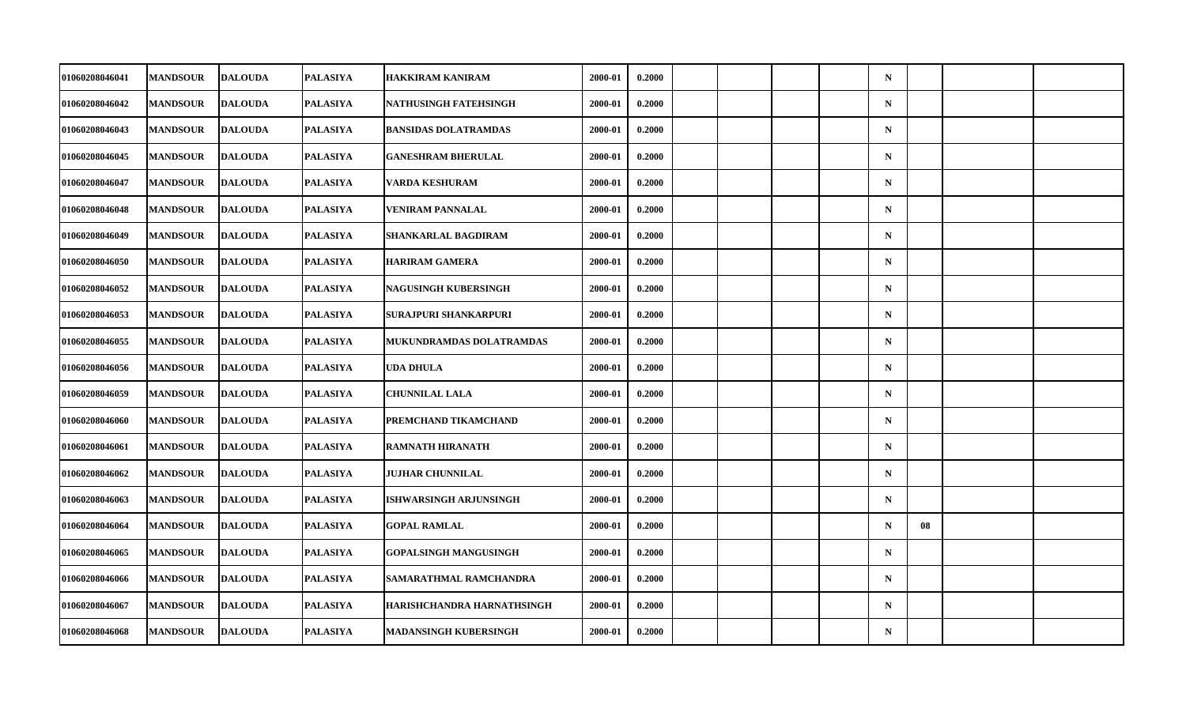| | | | | | | | | | | | | | | |
|---|---|---|---|---|---|---|---|---|---|---|---|---|---|---|
| 01060208046041 | MANDSOUR | DALOUDA | PALASIYA | HAKKIRAM KANIRAM | 2000-01 | 0.2000 | | | | | N | | | |
| 01060208046042 | MANDSOUR | DALOUDA | PALASIYA | NATHUSINGH FATEHSINGH | 2000-01 | 0.2000 | | | | | N | | | |
| 01060208046043 | MANDSOUR | DALOUDA | PALASIYA | BANSIDAS DOLATRAMDAS | 2000-01 | 0.2000 | | | | | N | | | |
| 01060208046045 | MANDSOUR | DALOUDA | PALASIYA | GANESHRAM BHERULAL | 2000-01 | 0.2000 | | | | | N | | | |
| 01060208046047 | MANDSOUR | DALOUDA | PALASIYA | VARDA KESHURAM | 2000-01 | 0.2000 | | | | | N | | | |
| 01060208046048 | MANDSOUR | DALOUDA | PALASIYA | VENIRAM PANNALAL | 2000-01 | 0.2000 | | | | | N | | | |
| 01060208046049 | MANDSOUR | DALOUDA | PALASIYA | SHANKARLAL BAGDIRAM | 2000-01 | 0.2000 | | | | | N | | | |
| 01060208046050 | MANDSOUR | DALOUDA | PALASIYA | HARIRAM GAMERA | 2000-01 | 0.2000 | | | | | N | | | |
| 01060208046052 | MANDSOUR | DALOUDA | PALASIYA | NAGUSINGH KUBERSINGH | 2000-01 | 0.2000 | | | | | N | | | |
| 01060208046053 | MANDSOUR | DALOUDA | PALASIYA | SURAJPURI SHANKARPURI | 2000-01 | 0.2000 | | | | | N | | | |
| 01060208046055 | MANDSOUR | DALOUDA | PALASIYA | MUKUNDRAMDAS DOLATRAMDAS | 2000-01 | 0.2000 | | | | | N | | | |
| 01060208046056 | MANDSOUR | DALOUDA | PALASIYA | UDA DHULA | 2000-01 | 0.2000 | | | | | N | | | |
| 01060208046059 | MANDSOUR | DALOUDA | PALASIYA | CHUNNILAL LALA | 2000-01 | 0.2000 | | | | | N | | | |
| 01060208046060 | MANDSOUR | DALOUDA | PALASIYA | PREMCHAND TIKAMCHAND | 2000-01 | 0.2000 | | | | | N | | | |
| 01060208046061 | MANDSOUR | DALOUDA | PALASIYA | RAMNATH HIRANATH | 2000-01 | 0.2000 | | | | | N | | | |
| 01060208046062 | MANDSOUR | DALOUDA | PALASIYA | JUJHAR CHUNNILAL | 2000-01 | 0.2000 | | | | | N | | | |
| 01060208046063 | MANDSOUR | DALOUDA | PALASIYA | ISHWARSINGH ARJUNSINGH | 2000-01 | 0.2000 | | | | | N | | | |
| 01060208046064 | MANDSOUR | DALOUDA | PALASIYA | GOPAL RAMLAL | 2000-01 | 0.2000 | | | | | N | 08 | | |
| 01060208046065 | MANDSOUR | DALOUDA | PALASIYA | GOPALSINGH MANGUSINGH | 2000-01 | 0.2000 | | | | | N | | | |
| 01060208046066 | MANDSOUR | DALOUDA | PALASIYA | SAMARATHMAL RAMCHANDRA | 2000-01 | 0.2000 | | | | | N | | | |
| 01060208046067 | MANDSOUR | DALOUDA | PALASIYA | HARISHCHANDRA HARNATHSINGH | 2000-01 | 0.2000 | | | | | N | | | |
| 01060208046068 | MANDSOUR | DALOUDA | PALASIYA | MADANSINGH KUBERSINGH | 2000-01 | 0.2000 | | | | | N | | | |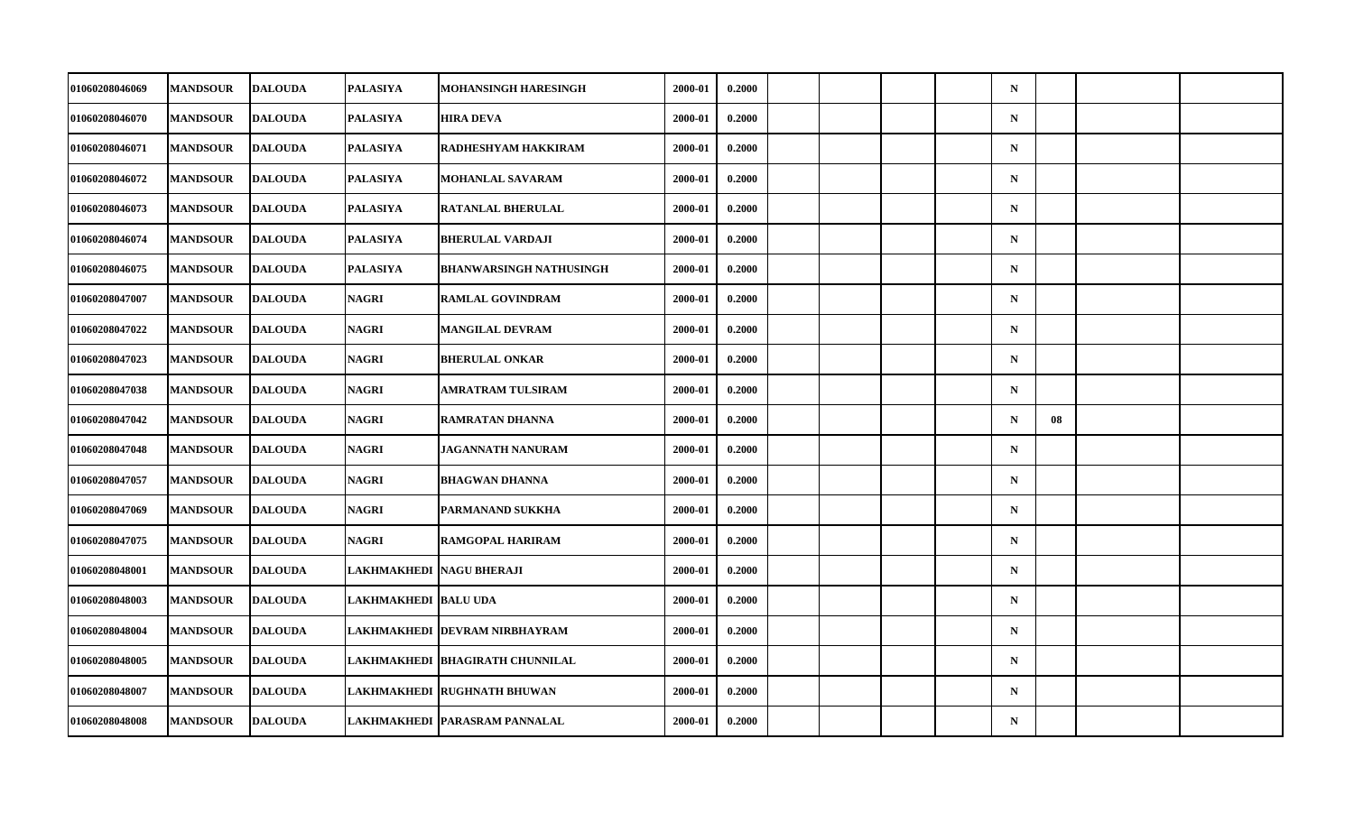| | | | | | | | | | | | | | | |
|---|---|---|---|---|---|---|---|---|---|---|---|---|---|---|
| 01060208046069 | MANDSOUR | DALOUDA | PALASIYA | MOHANSINGH HARESINGH | 2000-01 | 0.2000 | | | | | N | | | |
| 01060208046070 | MANDSOUR | DALOUDA | PALASIYA | HIRA DEVA | 2000-01 | 0.2000 | | | | | N | | | |
| 01060208046071 | MANDSOUR | DALOUDA | PALASIYA | RADHESHYAM HAKKIRAM | 2000-01 | 0.2000 | | | | | N | | | |
| 01060208046072 | MANDSOUR | DALOUDA | PALASIYA | MOHANLAL SAVARAM | 2000-01 | 0.2000 | | | | | N | | | |
| 01060208046073 | MANDSOUR | DALOUDA | PALASIYA | RATANLAL BHERULAL | 2000-01 | 0.2000 | | | | | N | | | |
| 01060208046074 | MANDSOUR | DALOUDA | PALASIYA | BHERULAL VARDAJI | 2000-01 | 0.2000 | | | | | N | | | |
| 01060208046075 | MANDSOUR | DALOUDA | PALASIYA | BHANWARSINGH NATHUSINGH | 2000-01 | 0.2000 | | | | | N | | | |
| 01060208047007 | MANDSOUR | DALOUDA | NAGRI | RAMLAL GOVINDRAM | 2000-01 | 0.2000 | | | | | N | | | |
| 01060208047022 | MANDSOUR | DALOUDA | NAGRI | MANGILAL DEVRAM | 2000-01 | 0.2000 | | | | | N | | | |
| 01060208047023 | MANDSOUR | DALOUDA | NAGRI | BHERULAL ONKAR | 2000-01 | 0.2000 | | | | | N | | | |
| 01060208047038 | MANDSOUR | DALOUDA | NAGRI | AMRATRAM TULSIRAM | 2000-01 | 0.2000 | | | | | N | | | |
| 01060208047042 | MANDSOUR | DALOUDA | NAGRI | RAMRATAN DHANNA | 2000-01 | 0.2000 | | | | | N | 08 | | |
| 01060208047048 | MANDSOUR | DALOUDA | NAGRI | JAGANNATH NANURAM | 2000-01 | 0.2000 | | | | | N | | | |
| 01060208047057 | MANDSOUR | DALOUDA | NAGRI | BHAGWAN DHANNA | 2000-01 | 0.2000 | | | | | N | | | |
| 01060208047069 | MANDSOUR | DALOUDA | NAGRI | PARMANAND SUKKHA | 2000-01 | 0.2000 | | | | | N | | | |
| 01060208047075 | MANDSOUR | DALOUDA | NAGRI | RAMGOPAL HARIRAM | 2000-01 | 0.2000 | | | | | N | | | |
| 01060208048001 | MANDSOUR | DALOUDA | LAKHMAKHEDI | NAGU BHERAJI | 2000-01 | 0.2000 | | | | | N | | | |
| 01060208048003 | MANDSOUR | DALOUDA | LAKHMAKHEDI | BALU UDA | 2000-01 | 0.2000 | | | | | N | | | |
| 01060208048004 | MANDSOUR | DALOUDA | LAKHMAKHEDI | DEVRAM NIRBHAYRAM | 2000-01 | 0.2000 | | | | | N | | | |
| 01060208048005 | MANDSOUR | DALOUDA | LAKHMAKHEDI | BHAGIRATH CHUNNILAL | 2000-01 | 0.2000 | | | | | N | | | |
| 01060208048007 | MANDSOUR | DALOUDA | LAKHMAKHEDI | RUGHNATH BHUWAN | 2000-01 | 0.2000 | | | | | N | | | |
| 01060208048008 | MANDSOUR | DALOUDA | LAKHMAKHEDI | PARASRAM PANNALAL | 2000-01 | 0.2000 | | | | | N | | | |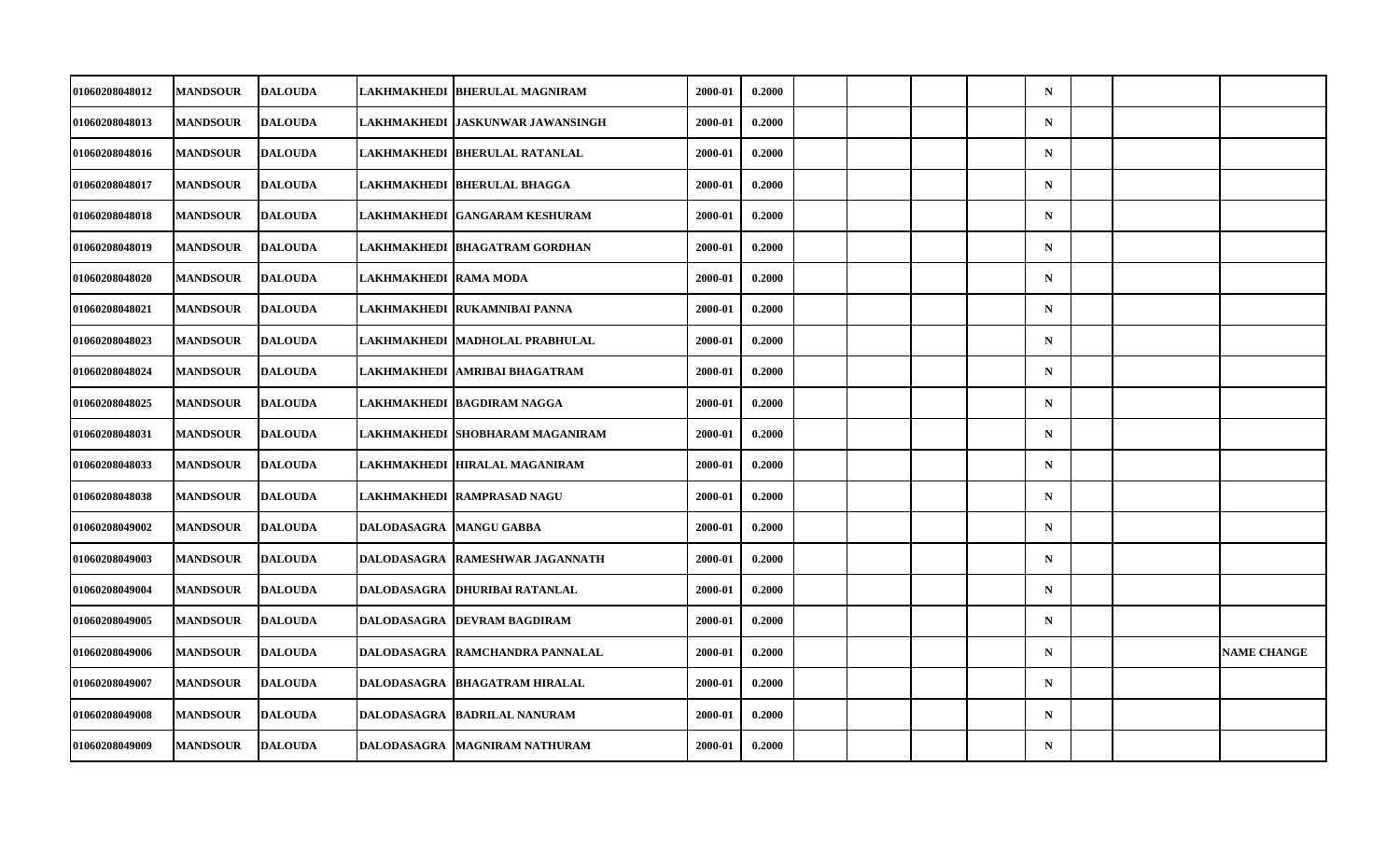| | | | | | | | | | | | | | | |
|---|---|---|---|---|---|---|---|---|---|---|---|---|---|---|
| 01060208048012 | MANDSOUR | DALOUDA | LAKHMAKHEDI | BHERULAL MAGNIRAM | 2000-01 | 0.2000 | | | | | N | | | |
| 01060208048013 | MANDSOUR | DALOUDA | LAKHMAKHEDI | JASKUNWAR JAWANSINGH | 2000-01 | 0.2000 | | | | | N | | | |
| 01060208048016 | MANDSOUR | DALOUDA | LAKHMAKHEDI | BHERULAL RATANLAL | 2000-01 | 0.2000 | | | | | N | | | |
| 01060208048017 | MANDSOUR | DALOUDA | LAKHMAKHEDI | BHERULAL BHAGGA | 2000-01 | 0.2000 | | | | | N | | | |
| 01060208048018 | MANDSOUR | DALOUDA | LAKHMAKHEDI | GANGARAM KESHURAM | 2000-01 | 0.2000 | | | | | N | | | |
| 01060208048019 | MANDSOUR | DALOUDA | LAKHMAKHEDI | BHAGATRAM GORDHAN | 2000-01 | 0.2000 | | | | | N | | | |
| 01060208048020 | MANDSOUR | DALOUDA | LAKHMAKHEDI | RAMA MODA | 2000-01 | 0.2000 | | | | | N | | | |
| 01060208048021 | MANDSOUR | DALOUDA | LAKHMAKHEDI | RUKAMNIBAI PANNA | 2000-01 | 0.2000 | | | | | N | | | |
| 01060208048023 | MANDSOUR | DALOUDA | LAKHMAKHEDI | MADHOLAL PRABHULAL | 2000-01 | 0.2000 | | | | | N | | | |
| 01060208048024 | MANDSOUR | DALOUDA | LAKHMAKHEDI | AMRIBAI BHAGATRAM | 2000-01 | 0.2000 | | | | | N | | | |
| 01060208048025 | MANDSOUR | DALOUDA | LAKHMAKHEDI | BAGDIRAM NAGGA | 2000-01 | 0.2000 | | | | | N | | | |
| 01060208048031 | MANDSOUR | DALOUDA | LAKHMAKHEDI | SHOBHARAM MAGANIRAM | 2000-01 | 0.2000 | | | | | N | | | |
| 01060208048033 | MANDSOUR | DALOUDA | LAKHMAKHEDI | HIRALAL MAGANIRAM | 2000-01 | 0.2000 | | | | | N | | | |
| 01060208048038 | MANDSOUR | DALOUDA | LAKHMAKHEDI | RAMPRASAD NAGU | 2000-01 | 0.2000 | | | | | N | | | |
| 01060208049002 | MANDSOUR | DALOUDA | DALODASAGRA | MANGU GABBA | 2000-01 | 0.2000 | | | | | N | | | |
| 01060208049003 | MANDSOUR | DALOUDA | DALODASAGRA | RAMESHWAR JAGANNATH | 2000-01 | 0.2000 | | | | | N | | | |
| 01060208049004 | MANDSOUR | DALOUDA | DALODASAGRA | DHURIBAI RATANLAL | 2000-01 | 0.2000 | | | | | N | | | |
| 01060208049005 | MANDSOUR | DALOUDA | DALODASAGRA | DEVRAM BAGDIRAM | 2000-01 | 0.2000 | | | | | N | | | |
| 01060208049006 | MANDSOUR | DALOUDA | DALODASAGRA | RAMCHANDRA PANNALAL | 2000-01 | 0.2000 | | | | | N | | | NAME CHANGE |
| 01060208049007 | MANDSOUR | DALOUDA | DALODASAGRA | BHAGATRAM HIRALAL | 2000-01 | 0.2000 | | | | | N | | | |
| 01060208049008 | MANDSOUR | DALOUDA | DALODASAGRA | BADRILAL NANURAM | 2000-01 | 0.2000 | | | | | N | | | |
| 01060208049009 | MANDSOUR | DALOUDA | DALODASAGRA | MAGNIRAM NATHURAM | 2000-01 | 0.2000 | | | | | N | | | |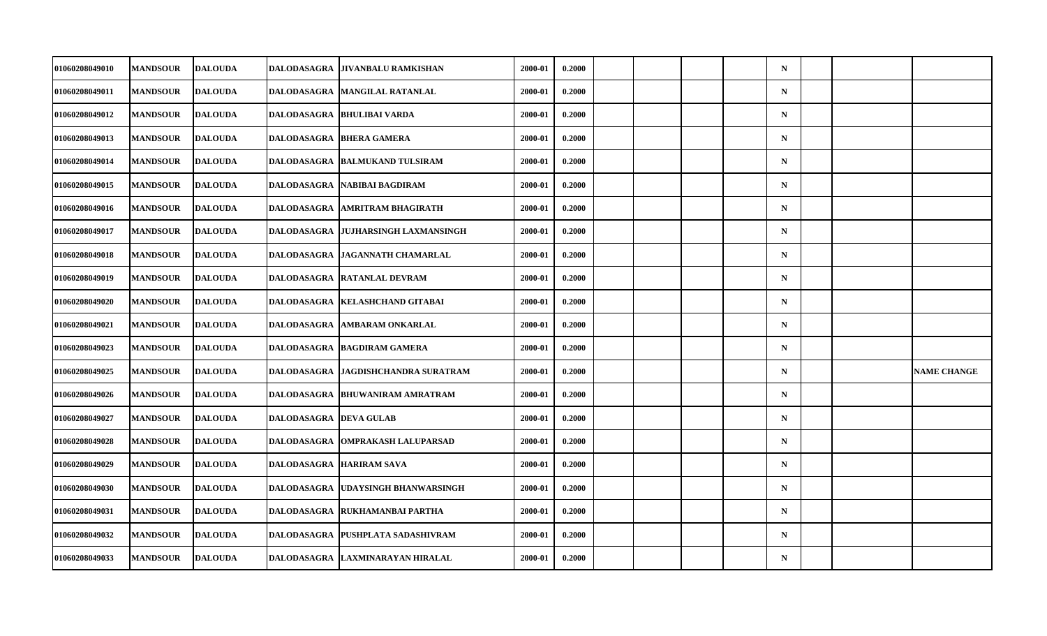| | | | | | | | | | | | | | | | |
|---|---|---|---|---|---|---|---|---|---|---|---|---|---|---|---|
| 01060208049010 | MANDSOUR | DALOUDA | DALODASAGRA | JIVANBALU RAMKISHAN | 2000-01 | 0.2000 | | | | | N | | | |
| 01060208049011 | MANDSOUR | DALOUDA | DALODASAGRA | MANGILAL RATANLAL | 2000-01 | 0.2000 | | | | | N | | | |
| 01060208049012 | MANDSOUR | DALOUDA | DALODASAGRA | BHULIBAI VARDA | 2000-01 | 0.2000 | | | | | N | | | |
| 01060208049013 | MANDSOUR | DALOUDA | DALODASAGRA | BHERA GAMERA | 2000-01 | 0.2000 | | | | | N | | | |
| 01060208049014 | MANDSOUR | DALOUDA | DALODASAGRA | BALMUKAND TULSIRAM | 2000-01 | 0.2000 | | | | | N | | | |
| 01060208049015 | MANDSOUR | DALOUDA | DALODASAGRA | NABIBAI BAGDIRAM | 2000-01 | 0.2000 | | | | | N | | | |
| 01060208049016 | MANDSOUR | DALOUDA | DALODASAGRA | AMRITRAM BHAGIRATH | 2000-01 | 0.2000 | | | | | N | | | |
| 01060208049017 | MANDSOUR | DALOUDA | DALODASAGRA | JUJHARSINGH LAXMANSINGH | 2000-01 | 0.2000 | | | | | N | | | |
| 01060208049018 | MANDSOUR | DALOUDA | DALODASAGRA | JAGANNATH CHAMARLAL | 2000-01 | 0.2000 | | | | | N | | | |
| 01060208049019 | MANDSOUR | DALOUDA | DALODASAGRA | RATANLAL DEVRAM | 2000-01 | 0.2000 | | | | | N | | | |
| 01060208049020 | MANDSOUR | DALOUDA | DALODASAGRA | KELASHCHAND GITABAI | 2000-01 | 0.2000 | | | | | N | | | |
| 01060208049021 | MANDSOUR | DALOUDA | DALODASAGRA | AMBARAM ONKARLAL | 2000-01 | 0.2000 | | | | | N | | | |
| 01060208049023 | MANDSOUR | DALOUDA | DALODASAGRA | BAGDIRAM GAMERA | 2000-01 | 0.2000 | | | | | N | | | |
| 01060208049025 | MANDSOUR | DALOUDA | DALODASAGRA | JAGDISHCHANDRA SURATRAM | 2000-01 | 0.2000 | | | | | N | | | NAME CHANGE |
| 01060208049026 | MANDSOUR | DALOUDA | DALODASAGRA | BHUWANIRAM AMRATRAM | 2000-01 | 0.2000 | | | | | N | | | |
| 01060208049027 | MANDSOUR | DALOUDA | DALODASAGRA | DEVA GULAB | 2000-01 | 0.2000 | | | | | N | | | |
| 01060208049028 | MANDSOUR | DALOUDA | DALODASAGRA | OMPRAKASH LALUPARSAD | 2000-01 | 0.2000 | | | | | N | | | |
| 01060208049029 | MANDSOUR | DALOUDA | DALODASAGRA | HARIRAM SAVA | 2000-01 | 0.2000 | | | | | N | | | |
| 01060208049030 | MANDSOUR | DALOUDA | DALODASAGRA | UDAYSINGH BHANWARSINGH | 2000-01 | 0.2000 | | | | | N | | | |
| 01060208049031 | MANDSOUR | DALOUDA | DALODASAGRA | RUKHAMANBAI PARTHA | 2000-01 | 0.2000 | | | | | N | | | |
| 01060208049032 | MANDSOUR | DALOUDA | DALODASAGRA | PUSHPLATA SADASHIVRAM | 2000-01 | 0.2000 | | | | | N | | | |
| 01060208049033 | MANDSOUR | DALOUDA | DALODASAGRA | LAXMINARAYAN HIRALAL | 2000-01 | 0.2000 | | | | | N | | | |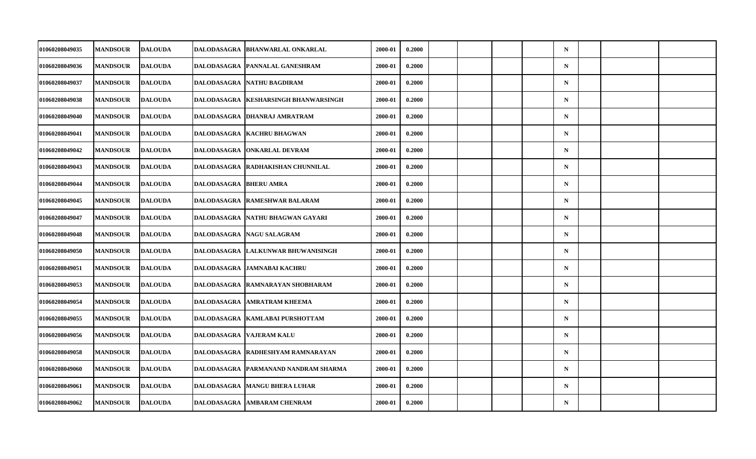| | | | | | | | | | | | | | | |
|---|---|---|---|---|---|---|---|---|---|---|---|---|---|---|
| 01060208049035 | MANDSOUR | DALOUDA | DALODASAGRA | BHANWARLAL ONKARLAL | 2000-01 | 0.2000 | | | | | N | | | |
| 01060208049036 | MANDSOUR | DALOUDA | DALODASAGRA | PANNALAL GANESHRAM | 2000-01 | 0.2000 | | | | | N | | | |
| 01060208049037 | MANDSOUR | DALOUDA | DALODASAGRA | NATHU BAGDIRAM | 2000-01 | 0.2000 | | | | | N | | | |
| 01060208049038 | MANDSOUR | DALOUDA | DALODASAGRA | KESHARSINGH BHANWARSINGH | 2000-01 | 0.2000 | | | | | N | | | |
| 01060208049040 | MANDSOUR | DALOUDA | DALODASAGRA | DHANRAJ AMRATRAM | 2000-01 | 0.2000 | | | | | N | | | |
| 01060208049041 | MANDSOUR | DALOUDA | DALODASAGRA | KACHRU BHAGWAN | 2000-01 | 0.2000 | | | | | N | | | |
| 01060208049042 | MANDSOUR | DALOUDA | DALODASAGRA | ONKARLAL DEVRAM | 2000-01 | 0.2000 | | | | | N | | | |
| 01060208049043 | MANDSOUR | DALOUDA | DALODASAGRA | RADHAKISHAN CHUNNILAL | 2000-01 | 0.2000 | | | | | N | | | |
| 01060208049044 | MANDSOUR | DALOUDA | DALODASAGRA | BHERU AMRA | 2000-01 | 0.2000 | | | | | N | | | |
| 01060208049045 | MANDSOUR | DALOUDA | DALODASAGRA | RAMESHWAR BALARAM | 2000-01 | 0.2000 | | | | | N | | | |
| 01060208049047 | MANDSOUR | DALOUDA | DALODASAGRA | NATHU BHAGWAN GAYARI | 2000-01 | 0.2000 | | | | | N | | | |
| 01060208049048 | MANDSOUR | DALOUDA | DALODASAGRA | NAGU SALAGRAM | 2000-01 | 0.2000 | | | | | N | | | |
| 01060208049050 | MANDSOUR | DALOUDA | DALODASAGRA | LALKUNWAR BHUWANISINGH | 2000-01 | 0.2000 | | | | | N | | | |
| 01060208049051 | MANDSOUR | DALOUDA | DALODASAGRA | JAMNABAI KACHRU | 2000-01 | 0.2000 | | | | | N | | | |
| 01060208049053 | MANDSOUR | DALOUDA | DALODASAGRA | RAMNARAYAN SHOBHARAM | 2000-01 | 0.2000 | | | | | N | | | |
| 01060208049054 | MANDSOUR | DALOUDA | DALODASAGRA | AMRATRAM KHEEMA | 2000-01 | 0.2000 | | | | | N | | | |
| 01060208049055 | MANDSOUR | DALOUDA | DALODASAGRA | KAMLABAI PURSHOTTAM | 2000-01 | 0.2000 | | | | | N | | | |
| 01060208049056 | MANDSOUR | DALOUDA | DALODASAGRA | VAJERAM KALU | 2000-01 | 0.2000 | | | | | N | | | |
| 01060208049058 | MANDSOUR | DALOUDA | DALODASAGRA | RADHESHYAM RAMNARAYAN | 2000-01 | 0.2000 | | | | | N | | | |
| 01060208049060 | MANDSOUR | DALOUDA | DALODASAGRA | PARMANAND NANDRAM SHARMA | 2000-01 | 0.2000 | | | | | N | | | |
| 01060208049061 | MANDSOUR | DALOUDA | DALODASAGRA | MANGU BHERA LUHAR | 2000-01 | 0.2000 | | | | | N | | | |
| 01060208049062 | MANDSOUR | DALOUDA | DALODASAGRA | AMBARAM CHENRAM | 2000-01 | 0.2000 | | | | | N | | | |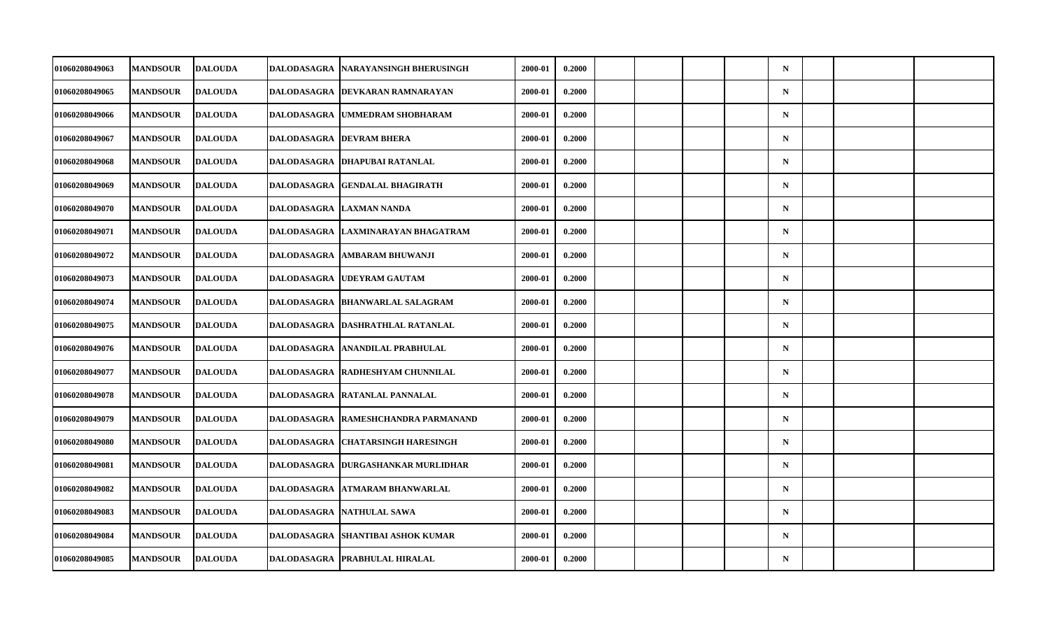| | | | | | | | | | | | | | | |
|---|---|---|---|---|---|---|---|---|---|---|---|---|---|---|
| 01060208049063 | MANDSOUR | DALOUDA | DALODASAGRA | NARAYANSINGH BHERUSINGH | 2000-01 | 0.2000 | | | | | N | | | |
| 01060208049065 | MANDSOUR | DALOUDA | DALODASAGRA | DEVKARAN RAMNARAYAN | 2000-01 | 0.2000 | | | | | N | | | |
| 01060208049066 | MANDSOUR | DALOUDA | DALODASAGRA | UMMEDRAM SHOBHARAM | 2000-01 | 0.2000 | | | | | N | | | |
| 01060208049067 | MANDSOUR | DALOUDA | DALODASAGRA | DEVRAM BHERA | 2000-01 | 0.2000 | | | | | N | | | |
| 01060208049068 | MANDSOUR | DALOUDA | DALODASAGRA | DHAPUBAI RATANLAL | 2000-01 | 0.2000 | | | | | N | | | |
| 01060208049069 | MANDSOUR | DALOUDA | DALODASAGRA | GENDALAL BHAGIRATH | 2000-01 | 0.2000 | | | | | N | | | |
| 01060208049070 | MANDSOUR | DALOUDA | DALODASAGRA | LAXMAN NANDA | 2000-01 | 0.2000 | | | | | N | | | |
| 01060208049071 | MANDSOUR | DALOUDA | DALODASAGRA | LAXMINARAYAN BHAGATRAM | 2000-01 | 0.2000 | | | | | N | | | |
| 01060208049072 | MANDSOUR | DALOUDA | DALODASAGRA | AMBARAM BHUWANJI | 2000-01 | 0.2000 | | | | | N | | | |
| 01060208049073 | MANDSOUR | DALOUDA | DALODASAGRA | UDEYRAM GAUTAM | 2000-01 | 0.2000 | | | | | N | | | |
| 01060208049074 | MANDSOUR | DALOUDA | DALODASAGRA | BHANWARLAL SALAGRAM | 2000-01 | 0.2000 | | | | | N | | | |
| 01060208049075 | MANDSOUR | DALOUDA | DALODASAGRA | DASHRATHLAL RATANLAL | 2000-01 | 0.2000 | | | | | N | | | |
| 01060208049076 | MANDSOUR | DALOUDA | DALODASAGRA | ANANDILAL PRABHULAL | 2000-01 | 0.2000 | | | | | N | | | |
| 01060208049077 | MANDSOUR | DALOUDA | DALODASAGRA | RADHESHYAM CHUNNILAL | 2000-01 | 0.2000 | | | | | N | | | |
| 01060208049078 | MANDSOUR | DALOUDA | DALODASAGRA | RATANLAL PANNALAL | 2000-01 | 0.2000 | | | | | N | | | |
| 01060208049079 | MANDSOUR | DALOUDA | DALODASAGRA | RAMESHCHANDRA PARMANAND | 2000-01 | 0.2000 | | | | | N | | | |
| 01060208049080 | MANDSOUR | DALOUDA | DALODASAGRA | CHATARSINGH HARESINGH | 2000-01 | 0.2000 | | | | | N | | | |
| 01060208049081 | MANDSOUR | DALOUDA | DALODASAGRA | DURGASHANKAR MURLIDHAR | 2000-01 | 0.2000 | | | | | N | | | |
| 01060208049082 | MANDSOUR | DALOUDA | DALODASAGRA | ATMARAM BHANWARLAL | 2000-01 | 0.2000 | | | | | N | | | |
| 01060208049083 | MANDSOUR | DALOUDA | DALODASAGRA | NATHULAL SAWA | 2000-01 | 0.2000 | | | | | N | | | |
| 01060208049084 | MANDSOUR | DALOUDA | DALODASAGRA | SHANTIBAI ASHOK KUMAR | 2000-01 | 0.2000 | | | | | N | | | |
| 01060208049085 | MANDSOUR | DALOUDA | DALODASAGRA | PRABHULAL HIRALAL | 2000-01 | 0.2000 | | | | | N | | | |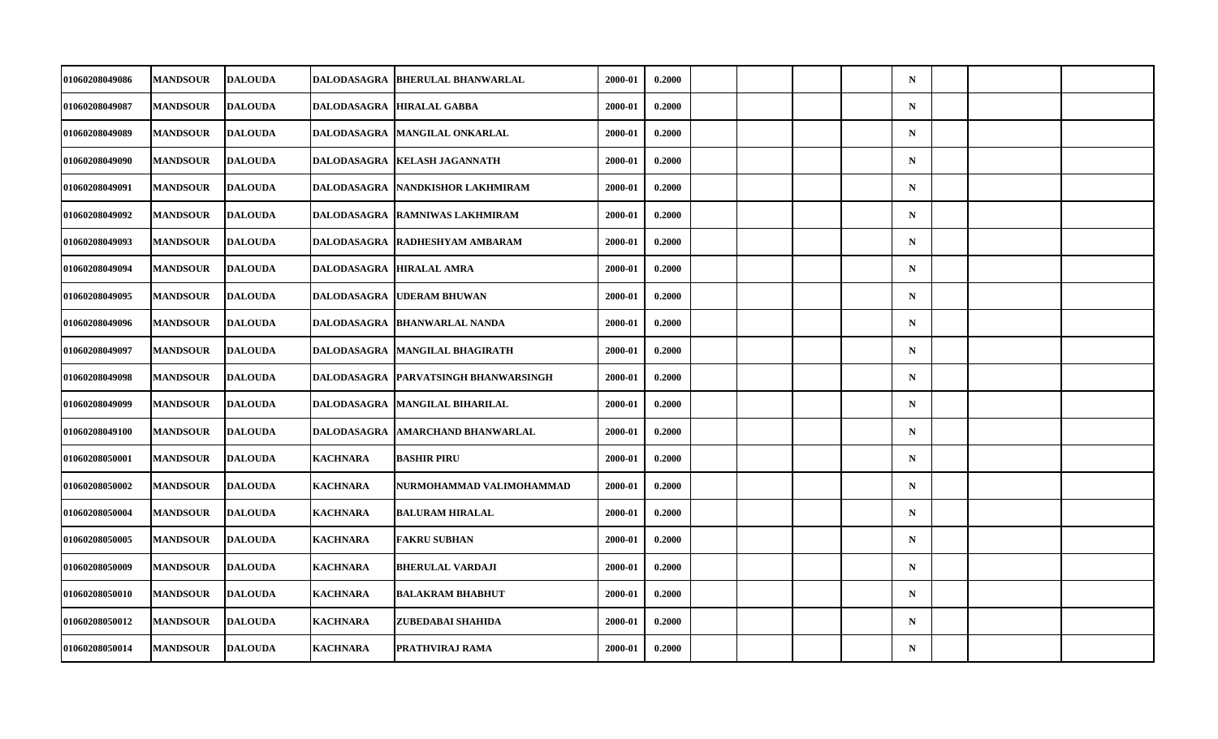| | | | | | | | | | | | | | | |
|---|---|---|---|---|---|---|---|---|---|---|---|---|---|---|
| 01060208049086 | MANDSOUR | DALOUDA | DALODASAGRA | BHERULAL BHANWARLAL | 2000-01 | 0.2000 | | | | | N | | | |
| 01060208049087 | MANDSOUR | DALOUDA | DALODASAGRA | HIRALAL GABBA | 2000-01 | 0.2000 | | | | | N | | | |
| 01060208049089 | MANDSOUR | DALOUDA | DALODASAGRA | MANGILAL ONKARLAL | 2000-01 | 0.2000 | | | | | N | | | |
| 01060208049090 | MANDSOUR | DALOUDA | DALODASAGRA | KELASH JAGANNATH | 2000-01 | 0.2000 | | | | | N | | | |
| 01060208049091 | MANDSOUR | DALOUDA | DALODASAGRA | NANDKISHOR LAKHMIRAM | 2000-01 | 0.2000 | | | | | N | | | |
| 01060208049092 | MANDSOUR | DALOUDA | DALODASAGRA | RAMNIWAS LAKHMIRAM | 2000-01 | 0.2000 | | | | | N | | | |
| 01060208049093 | MANDSOUR | DALOUDA | DALODASAGRA | RADHESHYAM AMBARAM | 2000-01 | 0.2000 | | | | | N | | | |
| 01060208049094 | MANDSOUR | DALOUDA | DALODASAGRA | HIRALAL AMRA | 2000-01 | 0.2000 | | | | | N | | | |
| 01060208049095 | MANDSOUR | DALOUDA | DALODASAGRA | UDERAM BHUWAN | 2000-01 | 0.2000 | | | | | N | | | |
| 01060208049096 | MANDSOUR | DALOUDA | DALODASAGRA | BHANWARLAL NANDA | 2000-01 | 0.2000 | | | | | N | | | |
| 01060208049097 | MANDSOUR | DALOUDA | DALODASAGRA | MANGILAL BHAGIRATH | 2000-01 | 0.2000 | | | | | N | | | |
| 01060208049098 | MANDSOUR | DALOUDA | DALODASAGRA | PARVATSINGH BHANWARSINGH | 2000-01 | 0.2000 | | | | | N | | | |
| 01060208049099 | MANDSOUR | DALOUDA | DALODASAGRA | MANGILAL BIHARILAL | 2000-01 | 0.2000 | | | | | N | | | |
| 01060208049100 | MANDSOUR | DALOUDA | DALODASAGRA | AMARCHAND BHANWARLAL | 2000-01 | 0.2000 | | | | | N | | | |
| 01060208050001 | MANDSOUR | DALOUDA | KACHNARA | BASHIR PIRU | 2000-01 | 0.2000 | | | | | N | | | |
| 01060208050002 | MANDSOUR | DALOUDA | KACHNARA | NURMOHAMMAD VALIMOHAMMAD | 2000-01 | 0.2000 | | | | | N | | | |
| 01060208050004 | MANDSOUR | DALOUDA | KACHNARA | BALURAM HIRALAL | 2000-01 | 0.2000 | | | | | N | | | |
| 01060208050005 | MANDSOUR | DALOUDA | KACHNARA | FAKRU SUBHAN | 2000-01 | 0.2000 | | | | | N | | | |
| 01060208050009 | MANDSOUR | DALOUDA | KACHNARA | BHERULAL VARDAJI | 2000-01 | 0.2000 | | | | | N | | | |
| 01060208050010 | MANDSOUR | DALOUDA | KACHNARA | BALAKRAM BHABHUT | 2000-01 | 0.2000 | | | | | N | | | |
| 01060208050012 | MANDSOUR | DALOUDA | KACHNARA | ZUBEDABAI SHAHIDA | 2000-01 | 0.2000 | | | | | N | | | |
| 01060208050014 | MANDSOUR | DALOUDA | KACHNARA | PRATHVIRAJ RAMA | 2000-01 | 0.2000 | | | | | N | | | |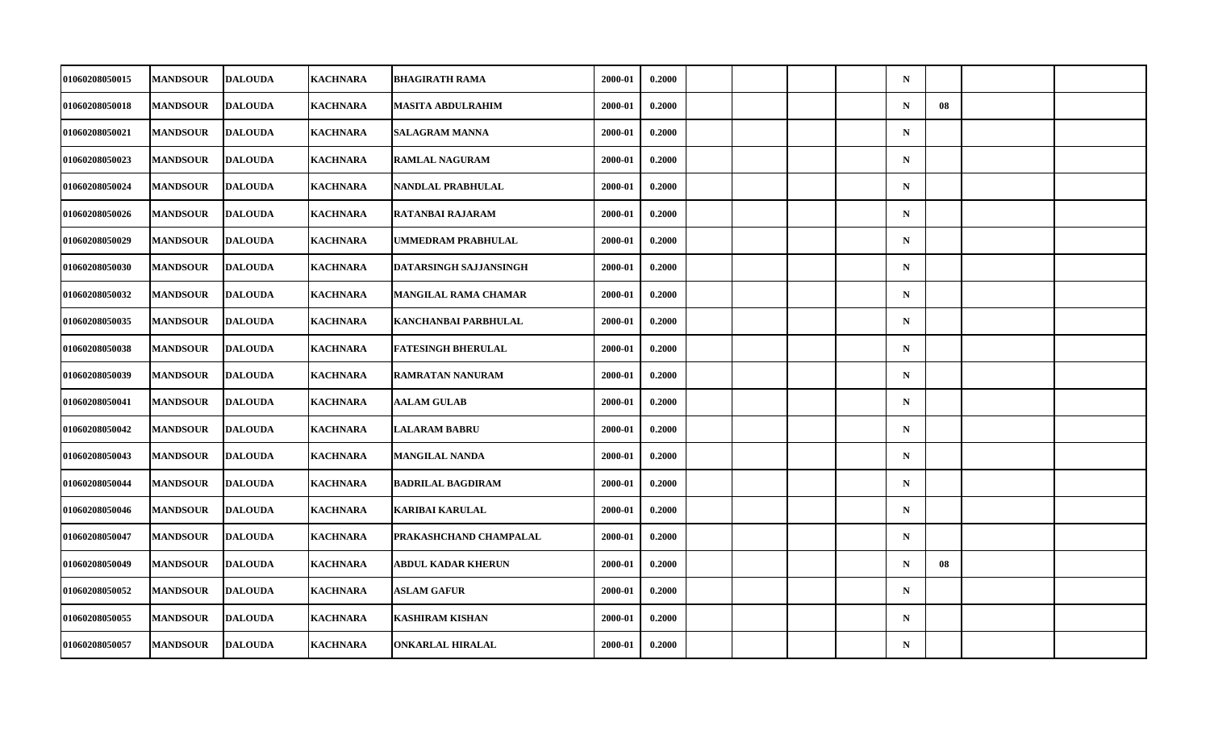| | | | | | | | | | | | | | | |
|---|---|---|---|---|---|---|---|---|---|---|---|---|---|---|
| 01060208050015 | MANDSOUR | DALOUDA | KACHNARA | BHAGIRATH RAMA | 2000-01 | 0.2000 | | | | | N | | | |
| 01060208050018 | MANDSOUR | DALOUDA | KACHNARA | MASITA ABDULRAHIM | 2000-01 | 0.2000 | | | | | N | 08 | | |
| 01060208050021 | MANDSOUR | DALOUDA | KACHNARA | SALAGRAM MANNA | 2000-01 | 0.2000 | | | | | N | | | |
| 01060208050023 | MANDSOUR | DALOUDA | KACHNARA | RAMLAL NAGURAM | 2000-01 | 0.2000 | | | | | N | | | |
| 01060208050024 | MANDSOUR | DALOUDA | KACHNARA | NANDLAL PRABHULAL | 2000-01 | 0.2000 | | | | | N | | | |
| 01060208050026 | MANDSOUR | DALOUDA | KACHNARA | RATANBAI RAJARAM | 2000-01 | 0.2000 | | | | | N | | | |
| 01060208050029 | MANDSOUR | DALOUDA | KACHNARA | UMMEDRAM PRABHULAL | 2000-01 | 0.2000 | | | | | N | | | |
| 01060208050030 | MANDSOUR | DALOUDA | KACHNARA | DATARSINGH SAJJANSINGH | 2000-01 | 0.2000 | | | | | N | | | |
| 01060208050032 | MANDSOUR | DALOUDA | KACHNARA | MANGILAL RAMA CHAMAR | 2000-01 | 0.2000 | | | | | N | | | |
| 01060208050035 | MANDSOUR | DALOUDA | KACHNARA | KANCHANBAI PARBHULAL | 2000-01 | 0.2000 | | | | | N | | | |
| 01060208050038 | MANDSOUR | DALOUDA | KACHNARA | FATESINGH BHERULAL | 2000-01 | 0.2000 | | | | | N | | | |
| 01060208050039 | MANDSOUR | DALOUDA | KACHNARA | RAMRATAN NANURAM | 2000-01 | 0.2000 | | | | | N | | | |
| 01060208050041 | MANDSOUR | DALOUDA | KACHNARA | AALAM GULAB | 2000-01 | 0.2000 | | | | | N | | | |
| 01060208050042 | MANDSOUR | DALOUDA | KACHNARA | LALARAM BABRU | 2000-01 | 0.2000 | | | | | N | | | |
| 01060208050043 | MANDSOUR | DALOUDA | KACHNARA | MANGILAL NANDA | 2000-01 | 0.2000 | | | | | N | | | |
| 01060208050044 | MANDSOUR | DALOUDA | KACHNARA | BADRILAL BAGDIRAM | 2000-01 | 0.2000 | | | | | N | | | |
| 01060208050046 | MANDSOUR | DALOUDA | KACHNARA | KARIBAI KARULAL | 2000-01 | 0.2000 | | | | | N | | | |
| 01060208050047 | MANDSOUR | DALOUDA | KACHNARA | PRAKASHCHAND CHAMPALAL | 2000-01 | 0.2000 | | | | | N | | | |
| 01060208050049 | MANDSOUR | DALOUDA | KACHNARA | ABDUL KADAR KHERUN | 2000-01 | 0.2000 | | | | | N | 08 | | |
| 01060208050052 | MANDSOUR | DALOUDA | KACHNARA | ASLAM GAFUR | 2000-01 | 0.2000 | | | | | N | | | |
| 01060208050055 | MANDSOUR | DALOUDA | KACHNARA | KASHIRAM KISHAN | 2000-01 | 0.2000 | | | | | N | | | |
| 01060208050057 | MANDSOUR | DALOUDA | KACHNARA | ONKARLAL HIRALAL | 2000-01 | 0.2000 | | | | | N | | | |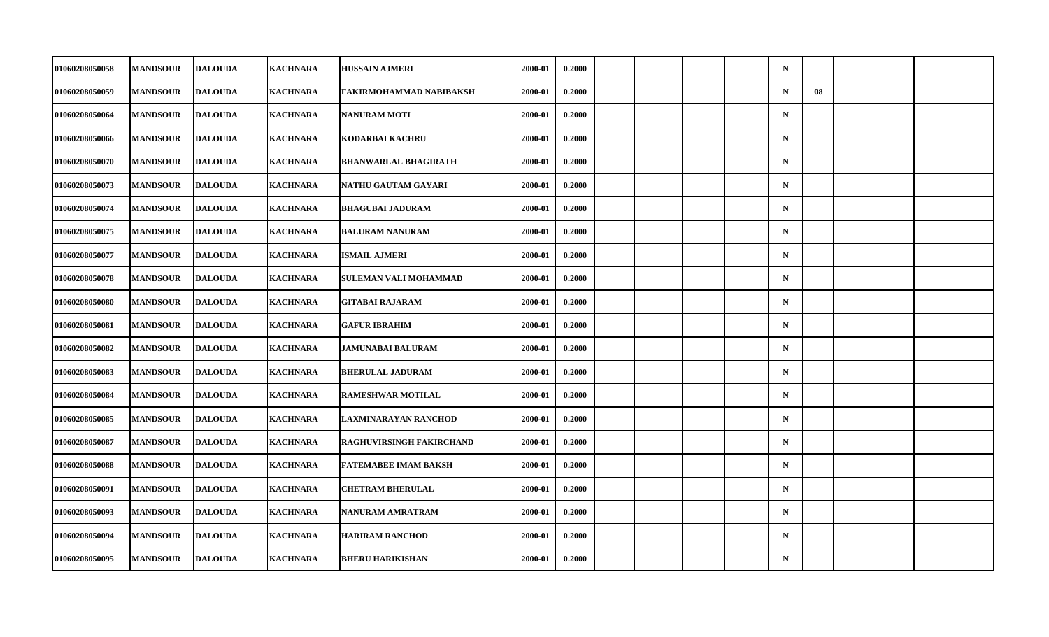| | | | | | | | | | | | | | | |
|---|---|---|---|---|---|---|---|---|---|---|---|---|---|---|
| 01060208050058 | MANDSOUR | DALOUDA | KACHNARA | HUSSAIN AJMERI | 2000-01 | 0.2000 | | | | | N | | | |
| 01060208050059 | MANDSOUR | DALOUDA | KACHNARA | FAKIRMOHAMMAD NABIBAKSH | 2000-01 | 0.2000 | | | | | N | 08 | | |
| 01060208050064 | MANDSOUR | DALOUDA | KACHNARA | NANURAM MOTI | 2000-01 | 0.2000 | | | | | N | | | |
| 01060208050066 | MANDSOUR | DALOUDA | KACHNARA | KODARBAI KACHRU | 2000-01 | 0.2000 | | | | | N | | | |
| 01060208050070 | MANDSOUR | DALOUDA | KACHNARA | BHANWARLAL BHAGIRATH | 2000-01 | 0.2000 | | | | | N | | | |
| 01060208050073 | MANDSOUR | DALOUDA | KACHNARA | NATHU GAUTAM GAYARI | 2000-01 | 0.2000 | | | | | N | | | |
| 01060208050074 | MANDSOUR | DALOUDA | KACHNARA | BHAGUBAI JADURAM | 2000-01 | 0.2000 | | | | | N | | | |
| 01060208050075 | MANDSOUR | DALOUDA | KACHNARA | BALURAM NANURAM | 2000-01 | 0.2000 | | | | | N | | | |
| 01060208050077 | MANDSOUR | DALOUDA | KACHNARA | ISMAIL AJMERI | 2000-01 | 0.2000 | | | | | N | | | |
| 01060208050078 | MANDSOUR | DALOUDA | KACHNARA | SULEMAN VALI MOHAMMAD | 2000-01 | 0.2000 | | | | | N | | | |
| 01060208050080 | MANDSOUR | DALOUDA | KACHNARA | GITABAI RAJARAM | 2000-01 | 0.2000 | | | | | N | | | |
| 01060208050081 | MANDSOUR | DALOUDA | KACHNARA | GAFUR IBRAHIM | 2000-01 | 0.2000 | | | | | N | | | |
| 01060208050082 | MANDSOUR | DALOUDA | KACHNARA | JAMUNABAI BALURAM | 2000-01 | 0.2000 | | | | | N | | | |
| 01060208050083 | MANDSOUR | DALOUDA | KACHNARA | BHERULAL JADURAM | 2000-01 | 0.2000 | | | | | N | | | |
| 01060208050084 | MANDSOUR | DALOUDA | KACHNARA | RAMESHWAR MOTILAL | 2000-01 | 0.2000 | | | | | N | | | |
| 01060208050085 | MANDSOUR | DALOUDA | KACHNARA | LAXMINARAYAN RANCHOD | 2000-01 | 0.2000 | | | | | N | | | |
| 01060208050087 | MANDSOUR | DALOUDA | KACHNARA | RAGHUVIRSINGH FAKIRCHAND | 2000-01 | 0.2000 | | | | | N | | | |
| 01060208050088 | MANDSOUR | DALOUDA | KACHNARA | FATEMABEE IMAM BAKSH | 2000-01 | 0.2000 | | | | | N | | | |
| 01060208050091 | MANDSOUR | DALOUDA | KACHNARA | CHETRAM BHERULAL | 2000-01 | 0.2000 | | | | | N | | | |
| 01060208050093 | MANDSOUR | DALOUDA | KACHNARA | NANURAM AMRATRAM | 2000-01 | 0.2000 | | | | | N | | | |
| 01060208050094 | MANDSOUR | DALOUDA | KACHNARA | HARIRAM RANCHOD | 2000-01 | 0.2000 | | | | | N | | | |
| 01060208050095 | MANDSOUR | DALOUDA | KACHNARA | BHERU HARIKISHAN | 2000-01 | 0.2000 | | | | | N | | | |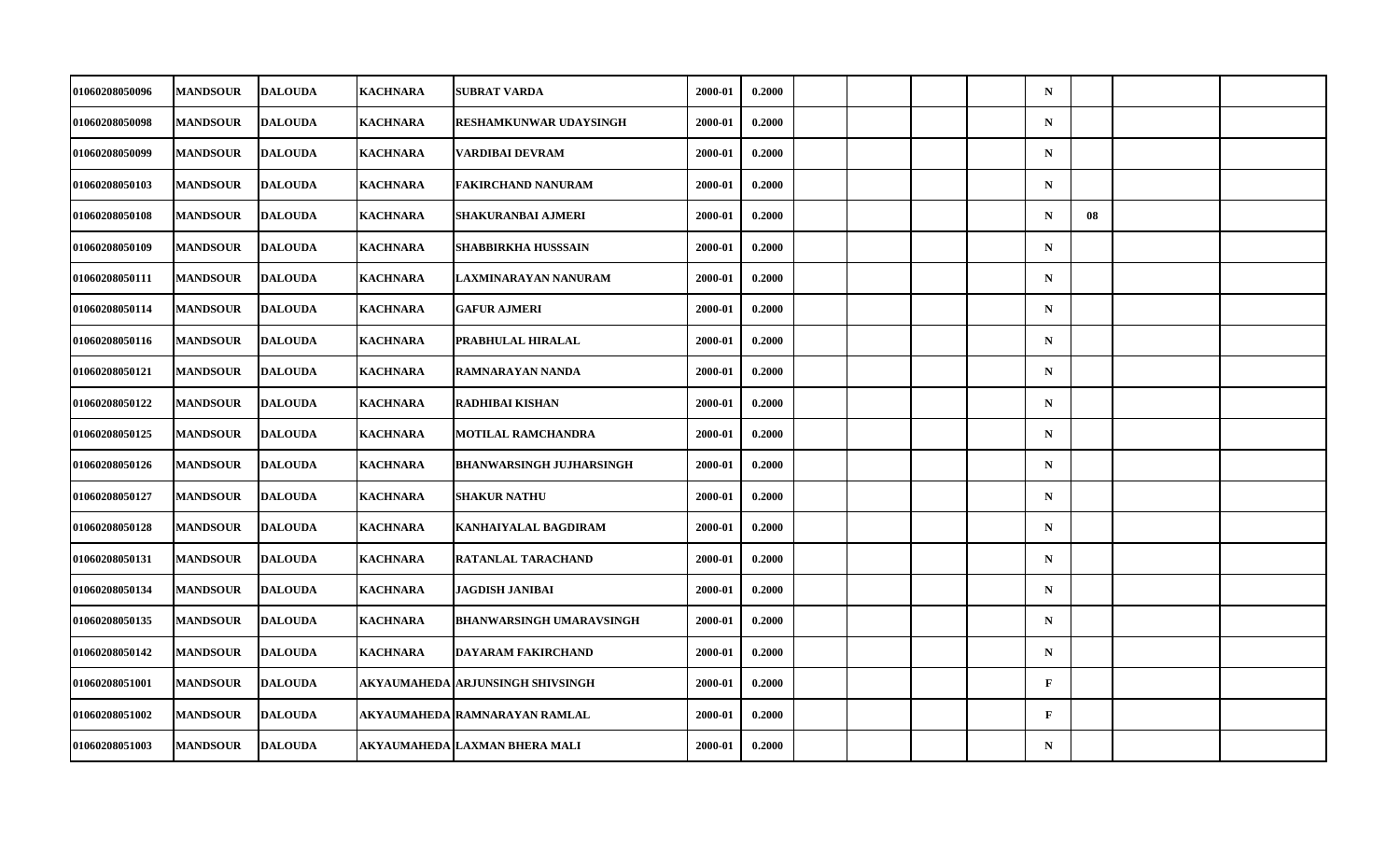| | | | | | | | | | | | | | | |
|---|---|---|---|---|---|---|---|---|---|---|---|---|---|---|
| 01060208050096 | MANDSOUR | DALOUDA | KACHNARA | SUBRAT VARDA | 2000-01 | 0.2000 | | | | | N | | | |
| 01060208050098 | MANDSOUR | DALOUDA | KACHNARA | RESHAMKUNWAR UDAYSINGH | 2000-01 | 0.2000 | | | | | N | | | |
| 01060208050099 | MANDSOUR | DALOUDA | KACHNARA | VARDIBAI DEVRAM | 2000-01 | 0.2000 | | | | | N | | | |
| 01060208050103 | MANDSOUR | DALOUDA | KACHNARA | FAKIRCHAND NANURAM | 2000-01 | 0.2000 | | | | | N | | | |
| 01060208050108 | MANDSOUR | DALOUDA | KACHNARA | SHAKURANBAI AJMERI | 2000-01 | 0.2000 | | | | | N | 08 | | |
| 01060208050109 | MANDSOUR | DALOUDA | KACHNARA | SHABBIRKHA HUSSSAIN | 2000-01 | 0.2000 | | | | | N | | | |
| 01060208050111 | MANDSOUR | DALOUDA | KACHNARA | LAXMINARAYAN NANURAM | 2000-01 | 0.2000 | | | | | N | | | |
| 01060208050114 | MANDSOUR | DALOUDA | KACHNARA | GAFUR AJMERI | 2000-01 | 0.2000 | | | | | N | | | |
| 01060208050116 | MANDSOUR | DALOUDA | KACHNARA | PRABHULAL HIRALAL | 2000-01 | 0.2000 | | | | | N | | | |
| 01060208050121 | MANDSOUR | DALOUDA | KACHNARA | RAMNARAYAN NANDA | 2000-01 | 0.2000 | | | | | N | | | |
| 01060208050122 | MANDSOUR | DALOUDA | KACHNARA | RADHIBAI KISHAN | 2000-01 | 0.2000 | | | | | N | | | |
| 01060208050125 | MANDSOUR | DALOUDA | KACHNARA | MOTILAL RAMCHANDRA | 2000-01 | 0.2000 | | | | | N | | | |
| 01060208050126 | MANDSOUR | DALOUDA | KACHNARA | BHANWARSINGH JUJHARSINGH | 2000-01 | 0.2000 | | | | | N | | | |
| 01060208050127 | MANDSOUR | DALOUDA | KACHNARA | SHAKUR NATHU | 2000-01 | 0.2000 | | | | | N | | | |
| 01060208050128 | MANDSOUR | DALOUDA | KACHNARA | KANHAIYALAL BAGDIRAM | 2000-01 | 0.2000 | | | | | N | | | |
| 01060208050131 | MANDSOUR | DALOUDA | KACHNARA | RATANLAL TARACHAND | 2000-01 | 0.2000 | | | | | N | | | |
| 01060208050134 | MANDSOUR | DALOUDA | KACHNARA | JAGDISH JANIBAI | 2000-01 | 0.2000 | | | | | N | | | |
| 01060208050135 | MANDSOUR | DALOUDA | KACHNARA | BHANWARSINGH UMARAVSINGH | 2000-01 | 0.2000 | | | | | N | | | |
| 01060208050142 | MANDSOUR | DALOUDA | KACHNARA | DAYARAM FAKIRCHAND | 2000-01 | 0.2000 | | | | | N | | | |
| 01060208051001 | MANDSOUR | DALOUDA | AKYAUMAHEDA | ARJUNSINGH SHIVSINGH | 2000-01 | 0.2000 | | | | | F | | | |
| 01060208051002 | MANDSOUR | DALOUDA | AKYAUMAHEDA | RAMNARAYAN RAMLAL | 2000-01 | 0.2000 | | | | | F | | | |
| 01060208051003 | MANDSOUR | DALOUDA | AKYAUMAHEDA | LAXMAN BHERA MALI | 2000-01 | 0.2000 | | | | | N | | | |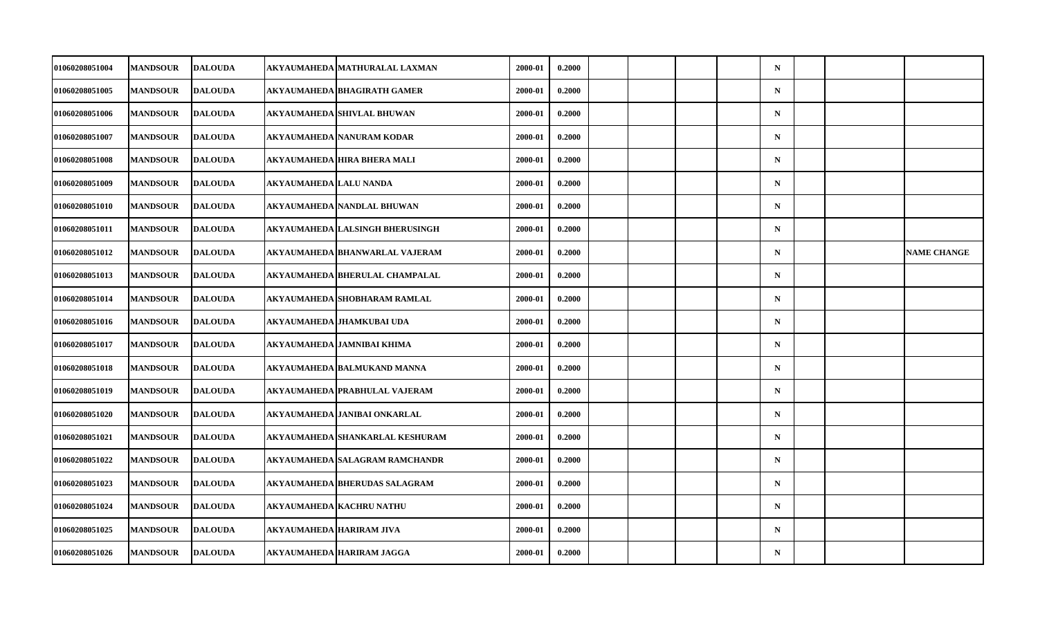| | | | | | | | | | | | | | | |
|---|---|---|---|---|---|---|---|---|---|---|---|---|---|---|
| 01060208051004 | MANDSOUR | DALOUDA | AKYAUMAHEDA | MATHURALAL LAXMAN | 2000-01 | 0.2000 | | | | | N | | | |
| 01060208051005 | MANDSOUR | DALOUDA | AKYAUMAHEDA | BHAGIRATH GAMER | 2000-01 | 0.2000 | | | | | N | | | |
| 01060208051006 | MANDSOUR | DALOUDA | AKYAUMAHEDA | SHIVLAL BHUWAN | 2000-01 | 0.2000 | | | | | N | | | |
| 01060208051007 | MANDSOUR | DALOUDA | AKYAUMAHEDA | NANURAM KODAR | 2000-01 | 0.2000 | | | | | N | | | |
| 01060208051008 | MANDSOUR | DALOUDA | AKYAUMAHEDA | HIRA BHERA MALI | 2000-01 | 0.2000 | | | | | N | | | |
| 01060208051009 | MANDSOUR | DALOUDA | AKYAUMAHEDA | LALU NANDA | 2000-01 | 0.2000 | | | | | N | | | |
| 01060208051010 | MANDSOUR | DALOUDA | AKYAUMAHEDA | NANDLAL BHUWAN | 2000-01 | 0.2000 | | | | | N | | | |
| 01060208051011 | MANDSOUR | DALOUDA | AKYAUMAHEDA | LALSINGH BHERUSINGH | 2000-01 | 0.2000 | | | | | N | | | |
| 01060208051012 | MANDSOUR | DALOUDA | AKYAUMAHEDA | BHANWARLAL VAJERAM | 2000-01 | 0.2000 | | | | | N | | | NAME CHANGE |
| 01060208051013 | MANDSOUR | DALOUDA | AKYAUMAHEDA | BHERULAL CHAMPALAL | 2000-01 | 0.2000 | | | | | N | | | |
| 01060208051014 | MANDSOUR | DALOUDA | AKYAUMAHEDA | SHOBHARAM RAMLAL | 2000-01 | 0.2000 | | | | | N | | | |
| 01060208051016 | MANDSOUR | DALOUDA | AKYAUMAHEDA | JHAMKUBAI UDA | 2000-01 | 0.2000 | | | | | N | | | |
| 01060208051017 | MANDSOUR | DALOUDA | AKYAUMAHEDA | JAMNIBAI KHIMA | 2000-01 | 0.2000 | | | | | N | | | |
| 01060208051018 | MANDSOUR | DALOUDA | AKYAUMAHEDA | BALMUKAND MANNA | 2000-01 | 0.2000 | | | | | N | | | |
| 01060208051019 | MANDSOUR | DALOUDA | AKYAUMAHEDA | PRABHULAL VAJERAM | 2000-01 | 0.2000 | | | | | N | | | |
| 01060208051020 | MANDSOUR | DALOUDA | AKYAUMAHEDA | JANIBAI ONKARLAL | 2000-01 | 0.2000 | | | | | N | | | |
| 01060208051021 | MANDSOUR | DALOUDA | AKYAUMAHEDA | SHANKARLAL KESHURAM | 2000-01 | 0.2000 | | | | | N | | | |
| 01060208051022 | MANDSOUR | DALOUDA | AKYAUMAHEDA | SALAGRAM RAMCHANDR | 2000-01 | 0.2000 | | | | | N | | | |
| 01060208051023 | MANDSOUR | DALOUDA | AKYAUMAHEDA | BHERUDAS SALAGRAM | 2000-01 | 0.2000 | | | | | N | | | |
| 01060208051024 | MANDSOUR | DALOUDA | AKYAUMAHEDA | KACHRU NATHU | 2000-01 | 0.2000 | | | | | N | | | |
| 01060208051025 | MANDSOUR | DALOUDA | AKYAUMAHEDA | HARIRAM JIVA | 2000-01 | 0.2000 | | | | | N | | | |
| 01060208051026 | MANDSOUR | DALOUDA | AKYAUMAHEDA | HARIRAM JAGGA | 2000-01 | 0.2000 | | | | | N | | | |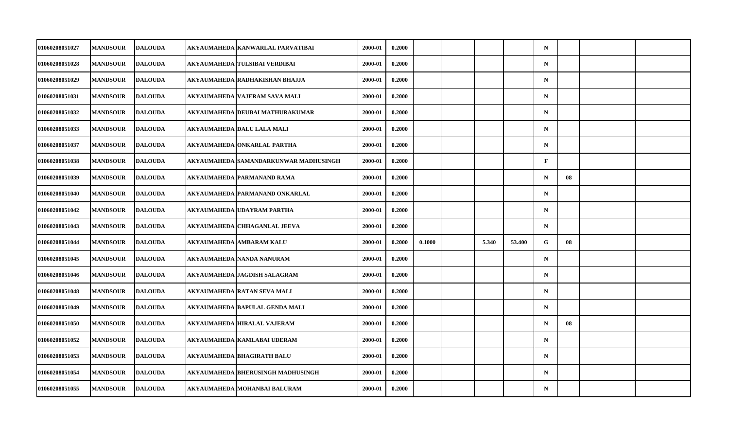| | | | | | | | | | | | | | | | |
|---|---|---|---|---|---|---|---|---|---|---|---|---|---|---|---|
| 01060208051027 | MANDSOUR | DALOUDA | AKYAUMAHEDA | KANWARLAL PARVATIBAI | 2000-01 | 0.2000 | | | | | N | | | |
| 01060208051028 | MANDSOUR | DALOUDA | AKYAUMAHEDA | TULSIBAI VERDIBAI | 2000-01 | 0.2000 | | | | | N | | | |
| 01060208051029 | MANDSOUR | DALOUDA | AKYAUMAHEDA | RADHAKISHAN BHAJJA | 2000-01 | 0.2000 | | | | | N | | | |
| 01060208051031 | MANDSOUR | DALOUDA | AKYAUMAHEDA | VAJERAM SAVA MALI | 2000-01 | 0.2000 | | | | | N | | | |
| 01060208051032 | MANDSOUR | DALOUDA | AKYAUMAHEDA | DEUBAI MATHURAKUMAR | 2000-01 | 0.2000 | | | | | N | | | |
| 01060208051033 | MANDSOUR | DALOUDA | AKYAUMAHEDA | DALU LALA MALI | 2000-01 | 0.2000 | | | | | N | | | |
| 01060208051037 | MANDSOUR | DALOUDA | AKYAUMAHEDA | ONKARLAL PARTHA | 2000-01 | 0.2000 | | | | | N | | | |
| 01060208051038 | MANDSOUR | DALOUDA | AKYAUMAHEDA | SAMANDARKUNWAR MADHUSINGH | 2000-01 | 0.2000 | | | | | F | | | |
| 01060208051039 | MANDSOUR | DALOUDA | AKYAUMAHEDA | PARMANAND RAMA | 2000-01 | 0.2000 | | | | | N | 08 | | |
| 01060208051040 | MANDSOUR | DALOUDA | AKYAUMAHEDA | PARMANAND ONKARLAL | 2000-01 | 0.2000 | | | | | N | | | |
| 01060208051042 | MANDSOUR | DALOUDA | AKYAUMAHEDA | UDAYRAM PARTHA | 2000-01 | 0.2000 | | | | | N | | | |
| 01060208051043 | MANDSOUR | DALOUDA | AKYAUMAHEDA | CHHAGANLAL JEEVA | 2000-01 | 0.2000 | | | | | N | | | |
| 01060208051044 | MANDSOUR | DALOUDA | AKYAUMAHEDA | AMBARAM KALU | 2000-01 | 0.2000 | 0.1000 | | 5.340 | 53.400 | G | 08 | | |
| 01060208051045 | MANDSOUR | DALOUDA | AKYAUMAHEDA | NANDA NANURAM | 2000-01 | 0.2000 | | | | | N | | | |
| 01060208051046 | MANDSOUR | DALOUDA | AKYAUMAHEDA | JAGDISH SALAGRAM | 2000-01 | 0.2000 | | | | | N | | | |
| 01060208051048 | MANDSOUR | DALOUDA | AKYAUMAHEDA | RATAN SEVA MALI | 2000-01 | 0.2000 | | | | | N | | | |
| 01060208051049 | MANDSOUR | DALOUDA | AKYAUMAHEDA | BAPULAL GENDA MALI | 2000-01 | 0.2000 | | | | | N | | | |
| 01060208051050 | MANDSOUR | DALOUDA | AKYAUMAHEDA | HIRALAL VAJERAM | 2000-01 | 0.2000 | | | | | N | 08 | | |
| 01060208051052 | MANDSOUR | DALOUDA | AKYAUMAHEDA | KAMLABAI UDERAM | 2000-01 | 0.2000 | | | | | N | | | |
| 01060208051053 | MANDSOUR | DALOUDA | AKYAUMAHEDA | BHAGIRATH BALU | 2000-01 | 0.2000 | | | | | N | | | |
| 01060208051054 | MANDSOUR | DALOUDA | AKYAUMAHEDA | BHERUSINGH MADHUSINGH | 2000-01 | 0.2000 | | | | | N | | | |
| 01060208051055 | MANDSOUR | DALOUDA | AKYAUMAHEDA | MOHANBAI BALURAM | 2000-01 | 0.2000 | | | | | N | | | |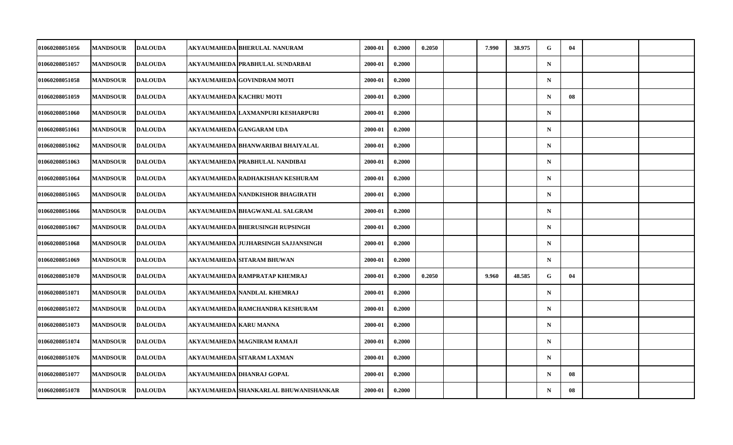| | | | | | | | | | | | | | | |
|---|---|---|---|---|---|---|---|---|---|---|---|---|---|---|
| 01060208051056 | MANDSOUR | DALOUDA | AKYAUMAHEDA | BHERULAL NANURAM | 2000-01 | 0.2000 | 0.2050 | | 7.990 | 38.975 | G | 04 | | |
| 01060208051057 | MANDSOUR | DALOUDA | AKYAUMAHEDA | PRABHULAL SUNDARBAI | 2000-01 | 0.2000 | | | | | N | | | |
| 01060208051058 | MANDSOUR | DALOUDA | AKYAUMAHEDA | GOVINDRAM MOTI | 2000-01 | 0.2000 | | | | | N | | | |
| 01060208051059 | MANDSOUR | DALOUDA | AKYAUMAHEDA | KACHRU MOTI | 2000-01 | 0.2000 | | | | | N | 08 | | |
| 01060208051060 | MANDSOUR | DALOUDA | AKYAUMAHEDA | LAXMANPURI KESHARPURI | 2000-01 | 0.2000 | | | | | N | | | |
| 01060208051061 | MANDSOUR | DALOUDA | AKYAUMAHEDA | GANGARAM UDA | 2000-01 | 0.2000 | | | | | N | | | |
| 01060208051062 | MANDSOUR | DALOUDA | AKYAUMAHEDA | BHANWARIBAI BHAIYALAL | 2000-01 | 0.2000 | | | | | N | | | |
| 01060208051063 | MANDSOUR | DALOUDA | AKYAUMAHEDA | PRABHULAL NANDIBAI | 2000-01 | 0.2000 | | | | | N | | | |
| 01060208051064 | MANDSOUR | DALOUDA | AKYAUMAHEDA | RADHAKISHAN KESHURAM | 2000-01 | 0.2000 | | | | | N | | | |
| 01060208051065 | MANDSOUR | DALOUDA | AKYAUMAHEDA | NANDKISHOR BHAGIRATH | 2000-01 | 0.2000 | | | | | N | | | |
| 01060208051066 | MANDSOUR | DALOUDA | AKYAUMAHEDA | BHAGWANLAL SALGRAM | 2000-01 | 0.2000 | | | | | N | | | |
| 01060208051067 | MANDSOUR | DALOUDA | AKYAUMAHEDA | BHERUSINGH RUPSINGH | 2000-01 | 0.2000 | | | | | N | | | |
| 01060208051068 | MANDSOUR | DALOUDA | AKYAUMAHEDA | JUJHARSINGH SAJJANSINGH | 2000-01 | 0.2000 | | | | | N | | | |
| 01060208051069 | MANDSOUR | DALOUDA | AKYAUMAHEDA | SITARAM BHUWAN | 2000-01 | 0.2000 | | | | | N | | | |
| 01060208051070 | MANDSOUR | DALOUDA | AKYAUMAHEDA | RAMPRATAP KHEMRAJ | 2000-01 | 0.2000 | 0.2050 | | 9.960 | 48.585 | G | 04 | | |
| 01060208051071 | MANDSOUR | DALOUDA | AKYAUMAHEDA | NANDLAL KHEMRAJ | 2000-01 | 0.2000 | | | | | N | | | |
| 01060208051072 | MANDSOUR | DALOUDA | AKYAUMAHEDA | RAMCHANDRA KESHURAM | 2000-01 | 0.2000 | | | | | N | | | |
| 01060208051073 | MANDSOUR | DALOUDA | AKYAUMAHEDA | KARU MANNA | 2000-01 | 0.2000 | | | | | N | | | |
| 01060208051074 | MANDSOUR | DALOUDA | AKYAUMAHEDA | MAGNIRAM RAMAJI | 2000-01 | 0.2000 | | | | | N | | | |
| 01060208051076 | MANDSOUR | DALOUDA | AKYAUMAHEDA | SITARAM LAXMAN | 2000-01 | 0.2000 | | | | | N | | | |
| 01060208051077 | MANDSOUR | DALOUDA | AKYAUMAHEDA | DHANRAJ GOPAL | 2000-01 | 0.2000 | | | | | N | 08 | | |
| 01060208051078 | MANDSOUR | DALOUDA | AKYAUMAHEDA | SHANKARLAL BHUWANISHANKAR | 2000-01 | 0.2000 | | | | | N | 08 | | |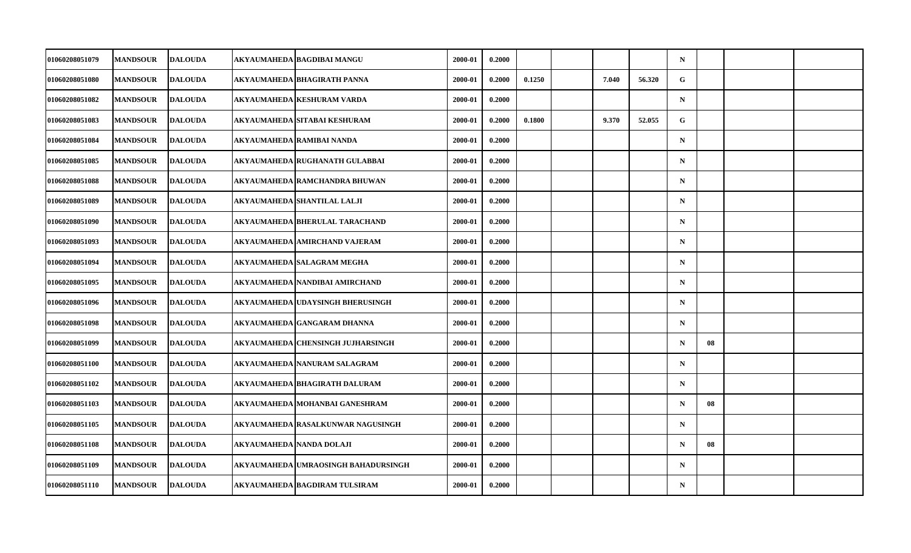| | | | | | | | | | | | | | | |
|---|---|---|---|---|---|---|---|---|---|---|---|---|---|---|
| 01060208051079 | MANDSOUR | DALOUDA | AKYAUMAHEDA | BAGDIBAI MANGU | 2000-01 | 0.2000 | | | | | N | | | |
| 01060208051080 | MANDSOUR | DALOUDA | AKYAUMAHEDA | BHAGIRATH PANNA | 2000-01 | 0.2000 | 0.1250 | | 7.040 | 56.320 | G | | | |
| 01060208051082 | MANDSOUR | DALOUDA | AKYAUMAHEDA | KESHURAM VARDA | 2000-01 | 0.2000 | | | | | N | | | |
| 01060208051083 | MANDSOUR | DALOUDA | AKYAUMAHEDA | SITABAI KESHURAM | 2000-01 | 0.2000 | 0.1800 | | 9.370 | 52.055 | G | | | |
| 01060208051084 | MANDSOUR | DALOUDA | AKYAUMAHEDA | RAMIBAI NANDA | 2000-01 | 0.2000 | | | | | N | | | |
| 01060208051085 | MANDSOUR | DALOUDA | AKYAUMAHEDA | RUGHANATH GULABBAI | 2000-01 | 0.2000 | | | | | N | | | |
| 01060208051088 | MANDSOUR | DALOUDA | AKYAUMAHEDA | RAMCHANDRA BHUWAN | 2000-01 | 0.2000 | | | | | N | | | |
| 01060208051089 | MANDSOUR | DALOUDA | AKYAUMAHEDA | SHANTILAL LALJI | 2000-01 | 0.2000 | | | | | N | | | |
| 01060208051090 | MANDSOUR | DALOUDA | AKYAUMAHEDA | BHERULAL TARACHAND | 2000-01 | 0.2000 | | | | | N | | | |
| 01060208051093 | MANDSOUR | DALOUDA | AKYAUMAHEDA | AMIRCHAND VAJERAM | 2000-01 | 0.2000 | | | | | N | | | |
| 01060208051094 | MANDSOUR | DALOUDA | AKYAUMAHEDA | SALAGRAM MEGHA | 2000-01 | 0.2000 | | | | | N | | | |
| 01060208051095 | MANDSOUR | DALOUDA | AKYAUMAHEDA | NANDIBAI AMIRCHAND | 2000-01 | 0.2000 | | | | | N | | | |
| 01060208051096 | MANDSOUR | DALOUDA | AKYAUMAHEDA | UDAYSINGH BHERUSINGH | 2000-01 | 0.2000 | | | | | N | | | |
| 01060208051098 | MANDSOUR | DALOUDA | AKYAUMAHEDA | GANGARAM DHANNA | 2000-01 | 0.2000 | | | | | N | | | |
| 01060208051099 | MANDSOUR | DALOUDA | AKYAUMAHEDA | CHENSINGH JUJHARSINGH | 2000-01 | 0.2000 | | | | | N | 08 | | |
| 01060208051100 | MANDSOUR | DALOUDA | AKYAUMAHEDA | NANURAM SALAGRAM | 2000-01 | 0.2000 | | | | | N | | | |
| 01060208051102 | MANDSOUR | DALOUDA | AKYAUMAHEDA | BHAGIRATH DALURAM | 2000-01 | 0.2000 | | | | | N | | | |
| 01060208051103 | MANDSOUR | DALOUDA | AKYAUMAHEDA | MOHANBAI GANESHRAM | 2000-01 | 0.2000 | | | | | N | 08 | | |
| 01060208051105 | MANDSOUR | DALOUDA | AKYAUMAHEDA | RASALKUNWAR NAGUSINGH | 2000-01 | 0.2000 | | | | | N | | | |
| 01060208051108 | MANDSOUR | DALOUDA | AKYAUMAHEDA | NANDA DOLAJI | 2000-01 | 0.2000 | | | | | N | 08 | | |
| 01060208051109 | MANDSOUR | DALOUDA | AKYAUMAHEDA | UMRAOSINGH BAHADURSINGH | 2000-01 | 0.2000 | | | | | N | | | |
| 01060208051110 | MANDSOUR | DALOUDA | AKYAUMAHEDA | BAGDIRAM TULSIRAM | 2000-01 | 0.2000 | | | | | N | | | |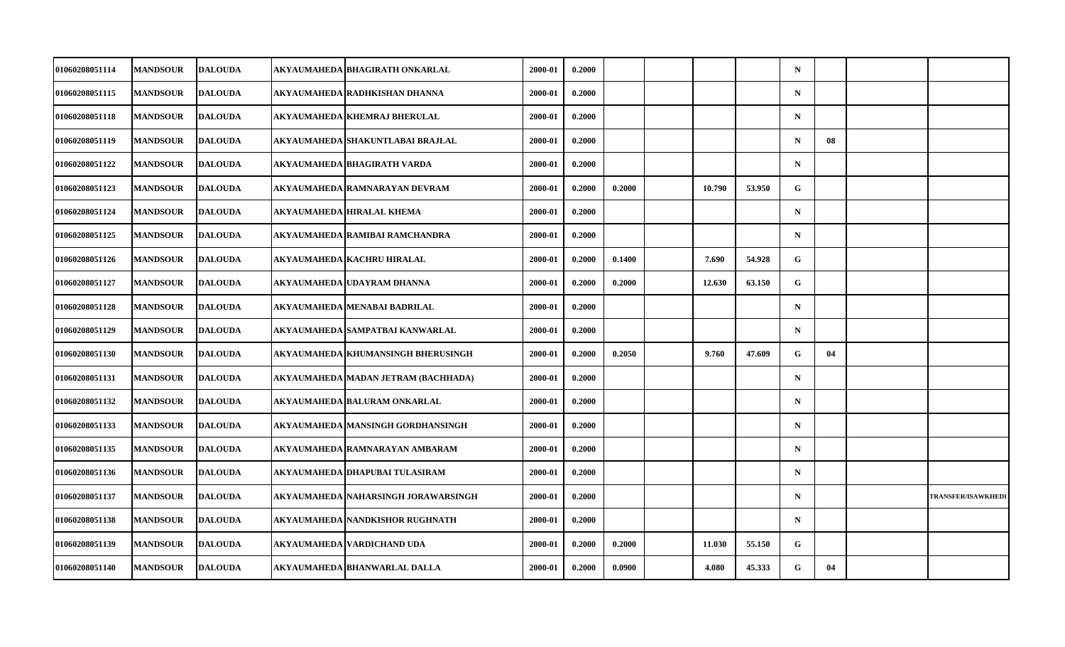| | | | | | | | | | | | | | | |
|---|---|---|---|---|---|---|---|---|---|---|---|---|---|---|
| 01060208051114 | MANDSOUR | DALOUDA | AKYAUMAHEDA | BHAGIRATH ONKARLAL | 2000-01 | 0.2000 | | | | | N | | | |
| 01060208051115 | MANDSOUR | DALOUDA | AKYAUMAHEDA | RADHKISHAN DHANNA | 2000-01 | 0.2000 | | | | | N | | | |
| 01060208051118 | MANDSOUR | DALOUDA | AKYAUMAHEDA | KHEMRAJ BHERULAL | 2000-01 | 0.2000 | | | | | N | | | |
| 01060208051119 | MANDSOUR | DALOUDA | AKYAUMAHEDA | SHAKUNTLABAI BRAJLAL | 2000-01 | 0.2000 | | | | | N | 08 | | |
| 01060208051122 | MANDSOUR | DALOUDA | AKYAUMAHEDA | BHAGIRATH VARDA | 2000-01 | 0.2000 | | | | | N | | | |
| 01060208051123 | MANDSOUR | DALOUDA | AKYAUMAHEDA | RAMNARAYAN DEVRAM | 2000-01 | 0.2000 | 0.2000 | | 10.790 | 53.950 | G | | | |
| 01060208051124 | MANDSOUR | DALOUDA | AKYAUMAHEDA | HIRALAL KHEMA | 2000-01 | 0.2000 | | | | | N | | | |
| 01060208051125 | MANDSOUR | DALOUDA | AKYAUMAHEDA | RAMIBAI RAMCHANDRA | 2000-01 | 0.2000 | | | | | N | | | |
| 01060208051126 | MANDSOUR | DALOUDA | AKYAUMAHEDA | KACHRU HIRALAL | 2000-01 | 0.2000 | 0.1400 | | 7.690 | 54.928 | G | | | |
| 01060208051127 | MANDSOUR | DALOUDA | AKYAUMAHEDA | UDAYRAM DHANNA | 2000-01 | 0.2000 | 0.2000 | | 12.630 | 63.150 | G | | | |
| 01060208051128 | MANDSOUR | DALOUDA | AKYAUMAHEDA | MENABAI BADRILAL | 2000-01 | 0.2000 | | | | | N | | | |
| 01060208051129 | MANDSOUR | DALOUDA | AKYAUMAHEDA | SAMPATBAI KANWARLAL | 2000-01 | 0.2000 | | | | | N | | | |
| 01060208051130 | MANDSOUR | DALOUDA | AKYAUMAHEDA | KHUMANSINGH BHERUSINGH | 2000-01 | 0.2000 | 0.2050 | | 9.760 | 47.609 | G | 04 | | |
| 01060208051131 | MANDSOUR | DALOUDA | AKYAUMAHEDA | MADAN JETRAM (BACHHADA) | 2000-01 | 0.2000 | | | | | N | | | |
| 01060208051132 | MANDSOUR | DALOUDA | AKYAUMAHEDA | BALURAM ONKARLAL | 2000-01 | 0.2000 | | | | | N | | | |
| 01060208051133 | MANDSOUR | DALOUDA | AKYAUMAHEDA | MANSINGH GORDHANSINGH | 2000-01 | 0.2000 | | | | | N | | | |
| 01060208051135 | MANDSOUR | DALOUDA | AKYAUMAHEDA | RAMNARAYAN AMBARAM | 2000-01 | 0.2000 | | | | | N | | | |
| 01060208051136 | MANDSOUR | DALOUDA | AKYAUMAHEDA | DHAPUBAI TULASIRAM | 2000-01 | 0.2000 | | | | | N | | | |
| 01060208051137 | MANDSOUR | DALOUDA | AKYAUMAHEDA | NAHARSINGH JORAWARSINGH | 2000-01 | 0.2000 | | | | | N | | | TRANSFER/ISAWKHEDI |
| 01060208051138 | MANDSOUR | DALOUDA | AKYAUMAHEDA | NANDKISHOR RUGHNATH | 2000-01 | 0.2000 | | | | | N | | | |
| 01060208051139 | MANDSOUR | DALOUDA | AKYAUMAHEDA | VARDICHAND UDA | 2000-01 | 0.2000 | 0.2000 | | 11.030 | 55.150 | G | | | |
| 01060208051140 | MANDSOUR | DALOUDA | AKYAUMAHEDA | BHANWARLAL DALLA | 2000-01 | 0.2000 | 0.0900 | | 4.080 | 45.333 | G | 04 | | |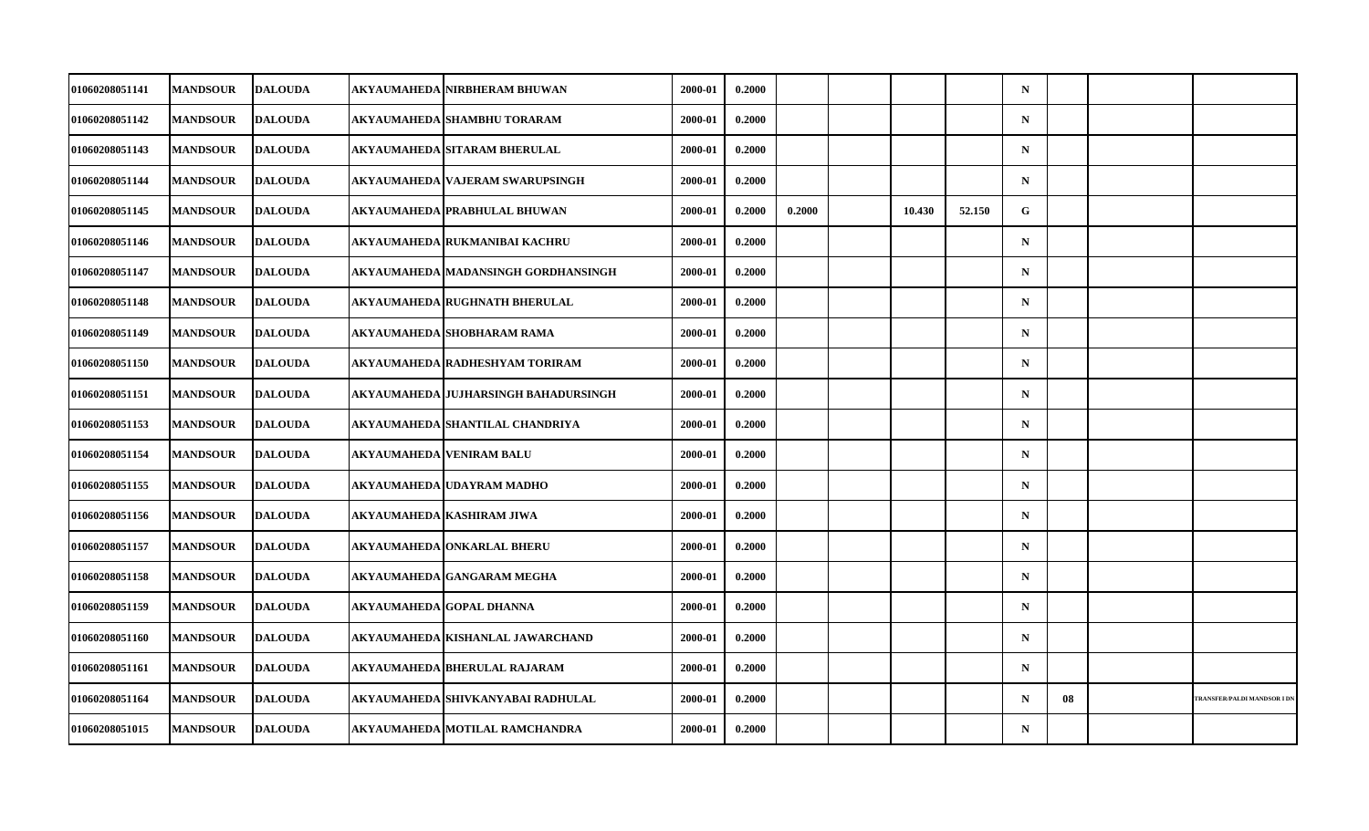| | | | | | | | | | | | | | | | |
|---|---|---|---|---|---|---|---|---|---|---|---|---|---|---|---|
| 01060208051141 | MANDSOUR | DALOUDA | AKYAUMAHEDA | NIRBHERAM BHUWAN | 2000-01 | 0.2000 | | | | | N | | | |
| 01060208051142 | MANDSOUR | DALOUDA | AKYAUMAHEDA | SHAMBHU TORARAM | 2000-01 | 0.2000 | | | | | N | | | |
| 01060208051143 | MANDSOUR | DALOUDA | AKYAUMAHEDA | SITARAM BHERULAL | 2000-01 | 0.2000 | | | | | N | | | |
| 01060208051144 | MANDSOUR | DALOUDA | AKYAUMAHEDA | VAJERAM SWARUPSINGH | 2000-01 | 0.2000 | | | | | N | | | |
| 01060208051145 | MANDSOUR | DALOUDA | AKYAUMAHEDA | PRABHULAL BHUWAN | 2000-01 | 0.2000 | 0.2000 | | 10.430 | 52.150 | G | | | |
| 01060208051146 | MANDSOUR | DALOUDA | AKYAUMAHEDA | RUKMANIBAI KACHRU | 2000-01 | 0.2000 | | | | | N | | | |
| 01060208051147 | MANDSOUR | DALOUDA | AKYAUMAHEDA | MADANSINGH GORDHANSINGH | 2000-01 | 0.2000 | | | | | N | | | |
| 01060208051148 | MANDSOUR | DALOUDA | AKYAUMAHEDA | RUGHNATH BHERULAL | 2000-01 | 0.2000 | | | | | N | | | |
| 01060208051149 | MANDSOUR | DALOUDA | AKYAUMAHEDA | SHOBHARAM RAMA | 2000-01 | 0.2000 | | | | | N | | | |
| 01060208051150 | MANDSOUR | DALOUDA | AKYAUMAHEDA | RADHESHYAM TORIRAM | 2000-01 | 0.2000 | | | | | N | | | |
| 01060208051151 | MANDSOUR | DALOUDA | AKYAUMAHEDA | JUJHARSINGH BAHADURSINGH | 2000-01 | 0.2000 | | | | | N | | | |
| 01060208051153 | MANDSOUR | DALOUDA | AKYAUMAHEDA | SHANTILAL CHANDRIYA | 2000-01 | 0.2000 | | | | | N | | | |
| 01060208051154 | MANDSOUR | DALOUDA | AKYAUMAHEDA | VENIRAM BALU | 2000-01 | 0.2000 | | | | | N | | | |
| 01060208051155 | MANDSOUR | DALOUDA | AKYAUMAHEDA | UDAYRAM MADHO | 2000-01 | 0.2000 | | | | | N | | | |
| 01060208051156 | MANDSOUR | DALOUDA | AKYAUMAHEDA | KASHIRAM JIWA | 2000-01 | 0.2000 | | | | | N | | | |
| 01060208051157 | MANDSOUR | DALOUDA | AKYAUMAHEDA | ONKARLAL BHERU | 2000-01 | 0.2000 | | | | | N | | | |
| 01060208051158 | MANDSOUR | DALOUDA | AKYAUMAHEDA | GANGARAM MEGHA | 2000-01 | 0.2000 | | | | | N | | | |
| 01060208051159 | MANDSOUR | DALOUDA | AKYAUMAHEDA | GOPAL DHANNA | 2000-01 | 0.2000 | | | | | N | | | |
| 01060208051160 | MANDSOUR | DALOUDA | AKYAUMAHEDA | KISHANLAL JAWARCHAND | 2000-01 | 0.2000 | | | | | N | | | |
| 01060208051161 | MANDSOUR | DALOUDA | AKYAUMAHEDA | BHERULAL RAJARAM | 2000-01 | 0.2000 | | | | | N | | | |
| 01060208051164 | MANDSOUR | DALOUDA | AKYAUMAHEDA | SHIVKANYABAI RADHULAL | 2000-01 | 0.2000 | | | | | N | 08 | | TRANSFER/PALDI MANDSOR I DN |
| 01060208051015 | MANDSOUR | DALOUDA | AKYAUMAHEDA | MOTILAL RAMCHANDRA | 2000-01 | 0.2000 | | | | | N | | | |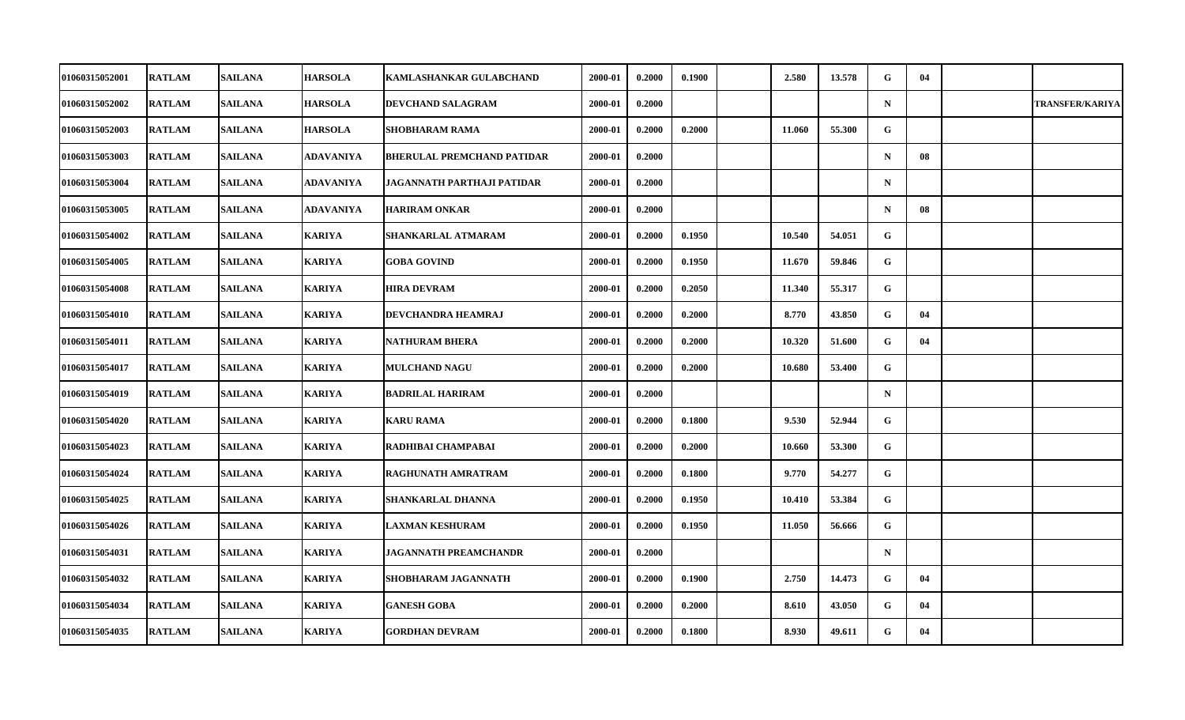| | | | | | | | | | | | | | | |
|---|---|---|---|---|---|---|---|---|---|---|---|---|---|---|
| 01060315052001 | RATLAM | SAILANA | HARSOLA | KAMLASHANKAR GULABCHAND | 2000-01 | 0.2000 | 0.1900 | | 2.580 | 13.578 | G | 04 | | |
| 01060315052002 | RATLAM | SAILANA | HARSOLA | DEVCHAND SALAGRAM | 2000-01 | 0.2000 | | | | | N | | | TRANSFER/KARIYA |
| 01060315052003 | RATLAM | SAILANA | HARSOLA | SHOBHARAM RAMA | 2000-01 | 0.2000 | 0.2000 | | 11.060 | 55.300 | G | | | |
| 01060315053003 | RATLAM | SAILANA | ADAVANIYA | BHERULAL PREMCHAND PATIDAR | 2000-01 | 0.2000 | | | | | N | 08 | | |
| 01060315053004 | RATLAM | SAILANA | ADAVANIYA | JAGANNATH PARTHAJI PATIDAR | 2000-01 | 0.2000 | | | | | N | | | |
| 01060315053005 | RATLAM | SAILANA | ADAVANIYA | HARIRAM ONKAR | 2000-01 | 0.2000 | | | | | N | 08 | | |
| 01060315054002 | RATLAM | SAILANA | KARIYA | SHANKARLAL ATMARAM | 2000-01 | 0.2000 | 0.1950 | | 10.540 | 54.051 | G | | | |
| 01060315054005 | RATLAM | SAILANA | KARIYA | GOBA GOVIND | 2000-01 | 0.2000 | 0.1950 | | 11.670 | 59.846 | G | | | |
| 01060315054008 | RATLAM | SAILANA | KARIYA | HIRA DEVRAM | 2000-01 | 0.2000 | 0.2050 | | 11.340 | 55.317 | G | | | |
| 01060315054010 | RATLAM | SAILANA | KARIYA | DEVCHANDRA HEAMRAJ | 2000-01 | 0.2000 | 0.2000 | | 8.770 | 43.850 | G | 04 | | |
| 01060315054011 | RATLAM | SAILANA | KARIYA | NATHURAM BHERA | 2000-01 | 0.2000 | 0.2000 | | 10.320 | 51.600 | G | 04 | | |
| 01060315054017 | RATLAM | SAILANA | KARIYA | MULCHAND NAGU | 2000-01 | 0.2000 | 0.2000 | | 10.680 | 53.400 | G | | | |
| 01060315054019 | RATLAM | SAILANA | KARIYA | BADRILAL HARIRAM | 2000-01 | 0.2000 | | | | | N | | | |
| 01060315054020 | RATLAM | SAILANA | KARIYA | KARU RAMA | 2000-01 | 0.2000 | 0.1800 | | 9.530 | 52.944 | G | | | |
| 01060315054023 | RATLAM | SAILANA | KARIYA | RADHIBAI CHAMPABAI | 2000-01 | 0.2000 | 0.2000 | | 10.660 | 53.300 | G | | | |
| 01060315054024 | RATLAM | SAILANA | KARIYA | RAGHUNATH AMRATRAM | 2000-01 | 0.2000 | 0.1800 | | 9.770 | 54.277 | G | | | |
| 01060315054025 | RATLAM | SAILANA | KARIYA | SHANKARLAL DHANNA | 2000-01 | 0.2000 | 0.1950 | | 10.410 | 53.384 | G | | | |
| 01060315054026 | RATLAM | SAILANA | KARIYA | LAXMAN KESHURAM | 2000-01 | 0.2000 | 0.1950 | | 11.050 | 56.666 | G | | | |
| 01060315054031 | RATLAM | SAILANA | KARIYA | JAGANNATH PREAMCHANDR | 2000-01 | 0.2000 | | | | | N | | | |
| 01060315054032 | RATLAM | SAILANA | KARIYA | SHOBHARAM JAGANNATH | 2000-01 | 0.2000 | 0.1900 | | 2.750 | 14.473 | G | 04 | | |
| 01060315054034 | RATLAM | SAILANA | KARIYA | GANESH GOBA | 2000-01 | 0.2000 | 0.2000 | | 8.610 | 43.050 | G | 04 | | |
| 01060315054035 | RATLAM | SAILANA | KARIYA | GORDHAN DEVRAM | 2000-01 | 0.2000 | 0.1800 | | 8.930 | 49.611 | G | 04 | | |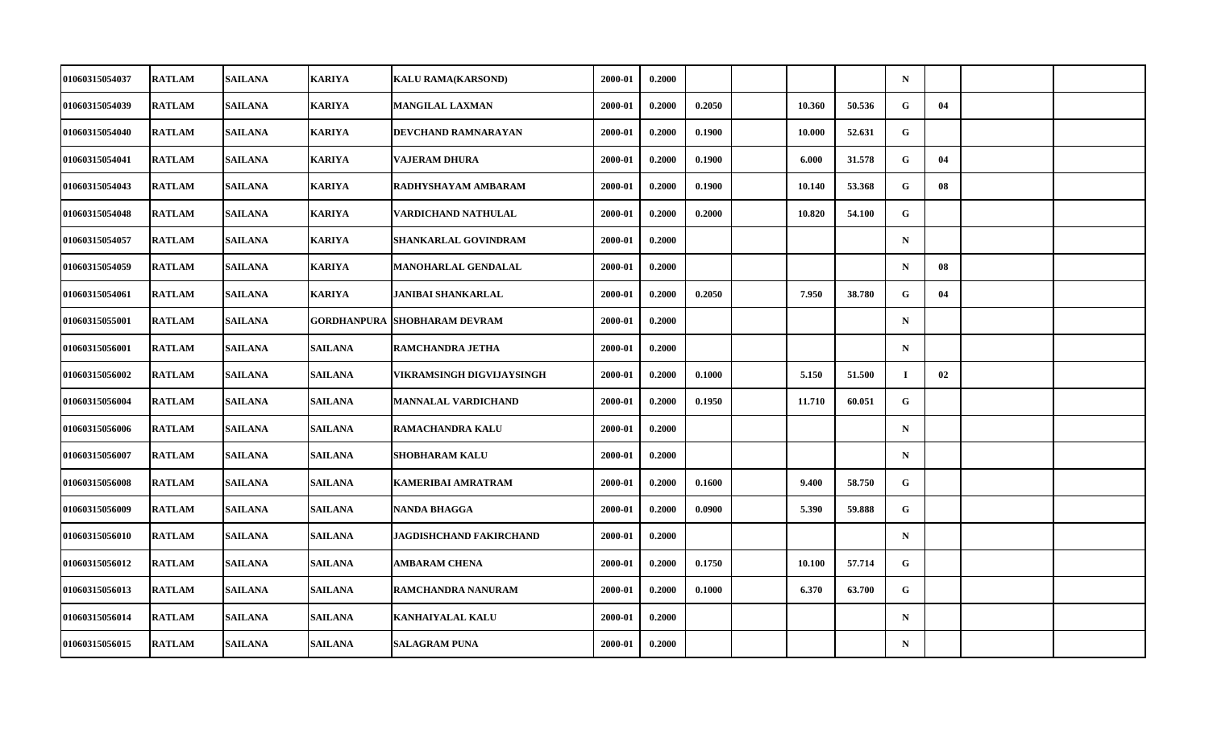| | | | | | | | | | | | | | | | |
|---|---|---|---|---|---|---|---|---|---|---|---|---|---|---|---|
| 01060315054037 | RATLAM | SAILANA | KARIYA | KALU RAMA(KARSOND) | 2000-01 | 0.2000 | | | | | N | | | |
| 01060315054039 | RATLAM | SAILANA | KARIYA | MANGILAL LAXMAN | 2000-01 | 0.2000 | 0.2050 | | 10.360 | 50.536 | G | 04 | | |
| 01060315054040 | RATLAM | SAILANA | KARIYA | DEVCHAND RAMNARAYAN | 2000-01 | 0.2000 | 0.1900 | | 10.000 | 52.631 | G | | | |
| 01060315054041 | RATLAM | SAILANA | KARIYA | VAJERAM DHURA | 2000-01 | 0.2000 | 0.1900 | | 6.000 | 31.578 | G | 04 | | |
| 01060315054043 | RATLAM | SAILANA | KARIYA | RADHYSHAYAM AMBARAM | 2000-01 | 0.2000 | 0.1900 | | 10.140 | 53.368 | G | 08 | | |
| 01060315054048 | RATLAM | SAILANA | KARIYA | VARDICHAND NATHULAL | 2000-01 | 0.2000 | 0.2000 | | 10.820 | 54.100 | G | | | |
| 01060315054057 | RATLAM | SAILANA | KARIYA | SHANKARLAL GOVINDRAM | 2000-01 | 0.2000 | | | | | N | | | |
| 01060315054059 | RATLAM | SAILANA | KARIYA | MANOHARLAL GENDALAL | 2000-01 | 0.2000 | | | | | N | 08 | | |
| 01060315054061 | RATLAM | SAILANA | KARIYA | JANIBAI SHANKARLAL | 2000-01 | 0.2000 | 0.2050 | | 7.950 | 38.780 | G | 04 | | |
| 01060315055001 | RATLAM | SAILANA | GORDHANPURA | SHOBHARAM DEVRAM | 2000-01 | 0.2000 | | | | | N | | | |
| 01060315056001 | RATLAM | SAILANA | SAILANA | RAMCHANDRA JETHA | 2000-01 | 0.2000 | | | | | N | | | |
| 01060315056002 | RATLAM | SAILANA | SAILANA | VIKRAMSINGH DIGVIJAYSINGH | 2000-01 | 0.2000 | 0.1000 | | 5.150 | 51.500 | I | 02 | | |
| 01060315056004 | RATLAM | SAILANA | SAILANA | MANNALAL VARDICHAND | 2000-01 | 0.2000 | 0.1950 | | 11.710 | 60.051 | G | | | |
| 01060315056006 | RATLAM | SAILANA | SAILANA | RAMACHANDRA KALU | 2000-01 | 0.2000 | | | | | N | | | |
| 01060315056007 | RATLAM | SAILANA | SAILANA | SHOBHARAM KALU | 2000-01 | 0.2000 | | | | | N | | | |
| 01060315056008 | RATLAM | SAILANA | SAILANA | KAMERIBAI AMRATRAM | 2000-01 | 0.2000 | 0.1600 | | 9.400 | 58.750 | G | | | |
| 01060315056009 | RATLAM | SAILANA | SAILANA | NANDA BHAGGA | 2000-01 | 0.2000 | 0.0900 | | 5.390 | 59.888 | G | | | |
| 01060315056010 | RATLAM | SAILANA | SAILANA | JAGDISHCHAND FAKIRCHAND | 2000-01 | 0.2000 | | | | | N | | | |
| 01060315056012 | RATLAM | SAILANA | SAILANA | AMBARAM CHENA | 2000-01 | 0.2000 | 0.1750 | | 10.100 | 57.714 | G | | | |
| 01060315056013 | RATLAM | SAILANA | SAILANA | RAMCHANDRA NANURAM | 2000-01 | 0.2000 | 0.1000 | | 6.370 | 63.700 | G | | | |
| 01060315056014 | RATLAM | SAILANA | SAILANA | KANHAIYALAL KALU | 2000-01 | 0.2000 | | | | | N | | | |
| 01060315056015 | RATLAM | SAILANA | SAILANA | SALAGRAM PUNA | 2000-01 | 0.2000 | | | | | N | | | |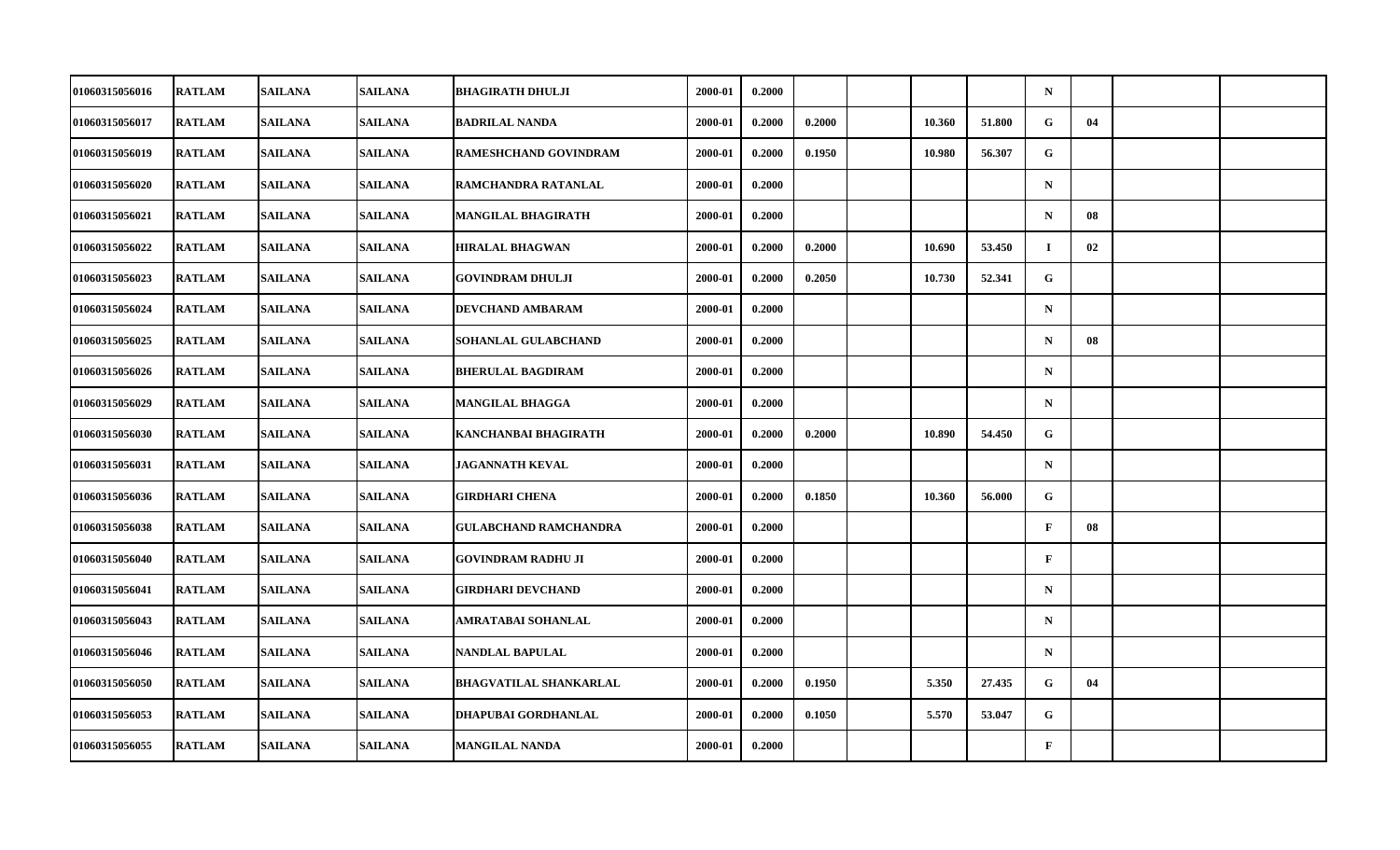| | | | | | | | | | | | | | | | |
|---|---|---|---|---|---|---|---|---|---|---|---|---|---|---|---|
| 01060315056016 | RATLAM | SAILANA | SAILANA | BHAGIRATH DHULJI | 2000-01 | 0.2000 | | | | | N | | | |
| 01060315056017 | RATLAM | SAILANA | SAILANA | BADRILAL NANDA | 2000-01 | 0.2000 | 0.2000 | | 10.360 | 51.800 | G | 04 | | |
| 01060315056019 | RATLAM | SAILANA | SAILANA | RAMESHCHAND GOVINDRAM | 2000-01 | 0.2000 | 0.1950 | | 10.980 | 56.307 | G | | | |
| 01060315056020 | RATLAM | SAILANA | SAILANA | RAMCHANDRA RATANLAL | 2000-01 | 0.2000 | | | | | N | | | |
| 01060315056021 | RATLAM | SAILANA | SAILANA | MANGILAL BHAGIRATH | 2000-01 | 0.2000 | | | | | N | 08 | | |
| 01060315056022 | RATLAM | SAILANA | SAILANA | HIRALAL BHAGWAN | 2000-01 | 0.2000 | 0.2000 | | 10.690 | 53.450 | I | 02 | | |
| 01060315056023 | RATLAM | SAILANA | SAILANA | GOVINDRAM DHULJI | 2000-01 | 0.2000 | 0.2050 | | 10.730 | 52.341 | G | | | |
| 01060315056024 | RATLAM | SAILANA | SAILANA | DEVCHAND AMBARAM | 2000-01 | 0.2000 | | | | | N | | | |
| 01060315056025 | RATLAM | SAILANA | SAILANA | SOHANLAL GULABCHAND | 2000-01 | 0.2000 | | | | | N | 08 | | |
| 01060315056026 | RATLAM | SAILANA | SAILANA | BHERULAL BAGDIRAM | 2000-01 | 0.2000 | | | | | N | | | |
| 01060315056029 | RATLAM | SAILANA | SAILANA | MANGILAL BHAGGA | 2000-01 | 0.2000 | | | | | N | | | |
| 01060315056030 | RATLAM | SAILANA | SAILANA | KANCHANBAI BHAGIRATH | 2000-01 | 0.2000 | 0.2000 | | 10.890 | 54.450 | G | | | |
| 01060315056031 | RATLAM | SAILANA | SAILANA | JAGANNATH KEVAL | 2000-01 | 0.2000 | | | | | N | | | |
| 01060315056036 | RATLAM | SAILANA | SAILANA | GIRDHARI CHENA | 2000-01 | 0.2000 | 0.1850 | | 10.360 | 56.000 | G | | | |
| 01060315056038 | RATLAM | SAILANA | SAILANA | GULABCHAND RAMCHANDRA | 2000-01 | 0.2000 | | | | | F | 08 | | |
| 01060315056040 | RATLAM | SAILANA | SAILANA | GOVINDRAM RADHU JI | 2000-01 | 0.2000 | | | | | F | | | |
| 01060315056041 | RATLAM | SAILANA | SAILANA | GIRDHARI DEVCHAND | 2000-01 | 0.2000 | | | | | N | | | |
| 01060315056043 | RATLAM | SAILANA | SAILANA | AMRATABAI SOHANLAL | 2000-01 | 0.2000 | | | | | N | | | |
| 01060315056046 | RATLAM | SAILANA | SAILANA | NANDLAL BAPULAL | 2000-01 | 0.2000 | | | | | N | | | |
| 01060315056050 | RATLAM | SAILANA | SAILANA | BHAGVATILAL SHANKARLAL | 2000-01 | 0.2000 | 0.1950 | | 5.350 | 27.435 | G | 04 | | |
| 01060315056053 | RATLAM | SAILANA | SAILANA | DHAPUBAI GORDHANLAL | 2000-01 | 0.2000 | 0.1050 | | 5.570 | 53.047 | G | | | |
| 01060315056055 | RATLAM | SAILANA | SAILANA | MANGILAL NANDA | 2000-01 | 0.2000 | | | | | F | | | |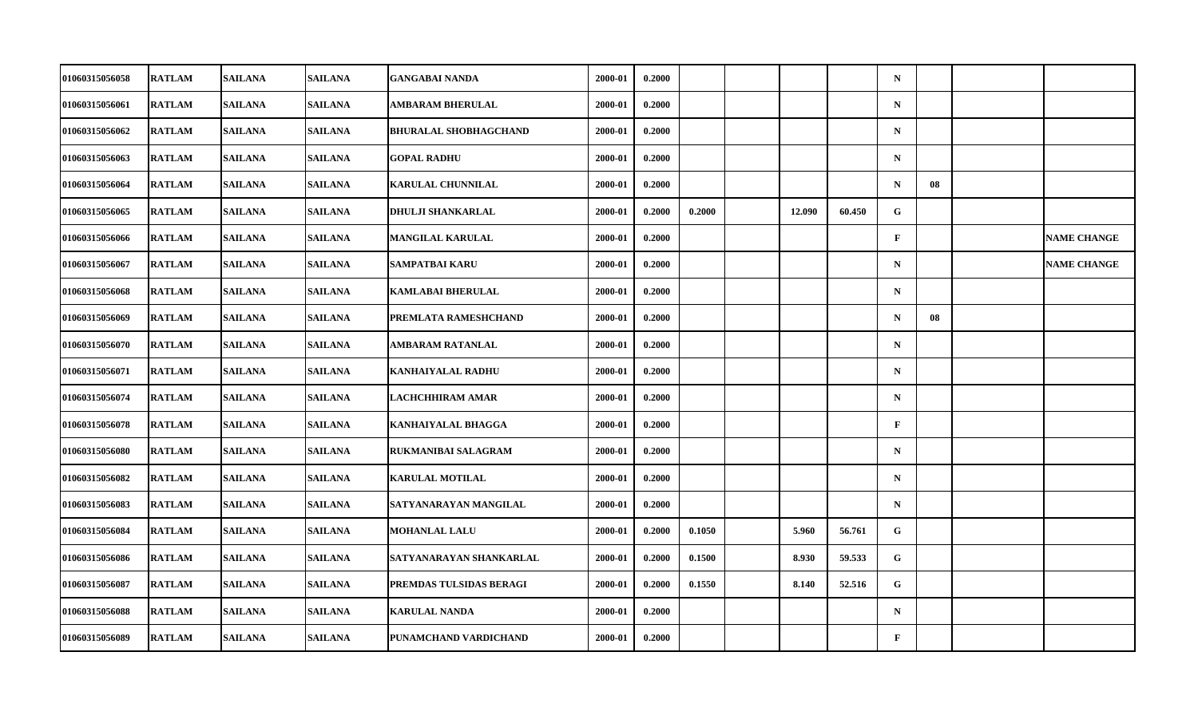| | | | | | | | | | | | | | | |
|---|---|---|---|---|---|---|---|---|---|---|---|---|---|---|
| 01060315056058 | RATLAM | SAILANA | SAILANA | GANGABAI NANDA | 2000-01 | 0.2000 | | | | | N | | | |
| 01060315056061 | RATLAM | SAILANA | SAILANA | AMBARAM BHERULAL | 2000-01 | 0.2000 | | | | | N | | | |
| 01060315056062 | RATLAM | SAILANA | SAILANA | BHURALAL SHOBHAGCHAND | 2000-01 | 0.2000 | | | | | N | | | |
| 01060315056063 | RATLAM | SAILANA | SAILANA | GOPAL RADHU | 2000-01 | 0.2000 | | | | | N | | | |
| 01060315056064 | RATLAM | SAILANA | SAILANA | KARULAL CHUNNILAL | 2000-01 | 0.2000 | | | | | N | 08 | | |
| 01060315056065 | RATLAM | SAILANA | SAILANA | DHULJI SHANKARLAL | 2000-01 | 0.2000 | 0.2000 | | 12.090 | 60.450 | G | | | |
| 01060315056066 | RATLAM | SAILANA | SAILANA | MANGILAL KARULAL | 2000-01 | 0.2000 | | | | | F | | | NAME CHANGE |
| 01060315056067 | RATLAM | SAILANA | SAILANA | SAMPATBAI KARU | 2000-01 | 0.2000 | | | | | N | | | NAME CHANGE |
| 01060315056068 | RATLAM | SAILANA | SAILANA | KAMLABAI BHERULAL | 2000-01 | 0.2000 | | | | | N | | | |
| 01060315056069 | RATLAM | SAILANA | SAILANA | PREMLATA RAMESHCHAND | 2000-01 | 0.2000 | | | | | N | 08 | | |
| 01060315056070 | RATLAM | SAILANA | SAILANA | AMBARAM RATANLAL | 2000-01 | 0.2000 | | | | | N | | | |
| 01060315056071 | RATLAM | SAILANA | SAILANA | KANHAIYALAL RADHU | 2000-01 | 0.2000 | | | | | N | | | |
| 01060315056074 | RATLAM | SAILANA | SAILANA | LACHCHHIRAM AMAR | 2000-01 | 0.2000 | | | | | N | | | |
| 01060315056078 | RATLAM | SAILANA | SAILANA | KANHAIYALAL BHAGGA | 2000-01 | 0.2000 | | | | | F | | | |
| 01060315056080 | RATLAM | SAILANA | SAILANA | RUKMANIBAI SALAGRAM | 2000-01 | 0.2000 | | | | | N | | | |
| 01060315056082 | RATLAM | SAILANA | SAILANA | KARULAL MOTILAL | 2000-01 | 0.2000 | | | | | N | | | |
| 01060315056083 | RATLAM | SAILANA | SAILANA | SATYANARAYAN MANGILAL | 2000-01 | 0.2000 | | | | | N | | | |
| 01060315056084 | RATLAM | SAILANA | SAILANA | MOHANLAL LALU | 2000-01 | 0.2000 | 0.1050 | | 5.960 | 56.761 | G | | | |
| 01060315056086 | RATLAM | SAILANA | SAILANA | SATYANARAYAN SHANKARLAL | 2000-01 | 0.2000 | 0.1500 | | 8.930 | 59.533 | G | | | |
| 01060315056087 | RATLAM | SAILANA | SAILANA | PREMDAS TULSIDAS BERAGI | 2000-01 | 0.2000 | 0.1550 | | 8.140 | 52.516 | G | | | |
| 01060315056088 | RATLAM | SAILANA | SAILANA | KARULAL NANDA | 2000-01 | 0.2000 | | | | | N | | | |
| 01060315056089 | RATLAM | SAILANA | SAILANA | PUNAMCHAND VARDICHAND | 2000-01 | 0.2000 | | | | | F | | | |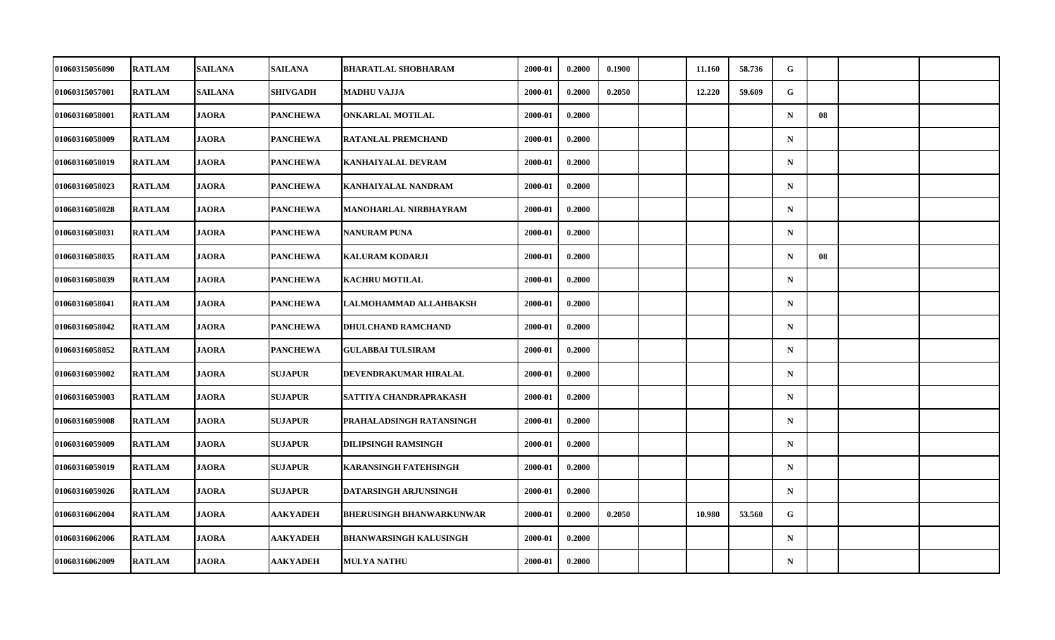| | | | | | | | | | | | | | | |
|---|---|---|---|---|---|---|---|---|---|---|---|---|---|---|
| 01060315056090 | RATLAM | SAILANA | SAILANA | BHARATLAL SHOBHARAM | 2000-01 | 0.2000 | 0.1900 | | 11.160 | 58.736 | G | | | |
| 01060315057001 | RATLAM | SAILANA | SHIVGADH | MADHU VAJJA | 2000-01 | 0.2000 | 0.2050 | | 12.220 | 59.609 | G | | | |
| 01060316058001 | RATLAM | JAORA | PANCHEWA | ONKARLAL MOTILAL | 2000-01 | 0.2000 | | | | | N | 08 | | |
| 01060316058009 | RATLAM | JAORA | PANCHEWA | RATANLAL PREMCHAND | 2000-01 | 0.2000 | | | | | N | | | |
| 01060316058019 | RATLAM | JAORA | PANCHEWA | KANHAIYALAL DEVRAM | 2000-01 | 0.2000 | | | | | N | | | |
| 01060316058023 | RATLAM | JAORA | PANCHEWA | KANHAIYALAL NANDRAM | 2000-01 | 0.2000 | | | | | N | | | |
| 01060316058028 | RATLAM | JAORA | PANCHEWA | MANOHARLAL NIRBHAYRAM | 2000-01 | 0.2000 | | | | | N | | | |
| 01060316058031 | RATLAM | JAORA | PANCHEWA | NANURAM PUNA | 2000-01 | 0.2000 | | | | | N | | | |
| 01060316058035 | RATLAM | JAORA | PANCHEWA | KALURAM KODARJI | 2000-01 | 0.2000 | | | | | N | 08 | | |
| 01060316058039 | RATLAM | JAORA | PANCHEWA | KACHRU MOTILAL | 2000-01 | 0.2000 | | | | | N | | | |
| 01060316058041 | RATLAM | JAORA | PANCHEWA | LALMOHAMMAD ALLAHBAKSH | 2000-01 | 0.2000 | | | | | N | | | |
| 01060316058042 | RATLAM | JAORA | PANCHEWA | DHULCHAND RAMCHAND | 2000-01 | 0.2000 | | | | | N | | | |
| 01060316058052 | RATLAM | JAORA | PANCHEWA | GULABBAI TULSIRAM | 2000-01 | 0.2000 | | | | | N | | | |
| 01060316059002 | RATLAM | JAORA | SUJAPUR | DEVENDRAKUMAR HIRALAL | 2000-01 | 0.2000 | | | | | N | | | |
| 01060316059003 | RATLAM | JAORA | SUJAPUR | SATTIYA CHANDRAPRAKASH | 2000-01 | 0.2000 | | | | | N | | | |
| 01060316059008 | RATLAM | JAORA | SUJAPUR | PRAHALADSINGH RATANSINGH | 2000-01 | 0.2000 | | | | | N | | | |
| 01060316059009 | RATLAM | JAORA | SUJAPUR | DILIPSINGH RAMSINGH | 2000-01 | 0.2000 | | | | | N | | | |
| 01060316059019 | RATLAM | JAORA | SUJAPUR | KARANSINGH FATEHSINGH | 2000-01 | 0.2000 | | | | | N | | | |
| 01060316059026 | RATLAM | JAORA | SUJAPUR | DATARSINGH ARJUNSINGH | 2000-01 | 0.2000 | | | | | N | | | |
| 01060316062004 | RATLAM | JAORA | AAKYADEH | BHERUSINGH BHANWARKUNWAR | 2000-01 | 0.2000 | 0.2050 | | 10.980 | 53.560 | G | | | |
| 01060316062006 | RATLAM | JAORA | AAKYADEH | BHANWARSINGH KALUSINGH | 2000-01 | 0.2000 | | | | | N | | | |
| 01060316062009 | RATLAM | JAORA | AAKYADEH | MULYA NATHU | 2000-01 | 0.2000 | | | | | N | | | |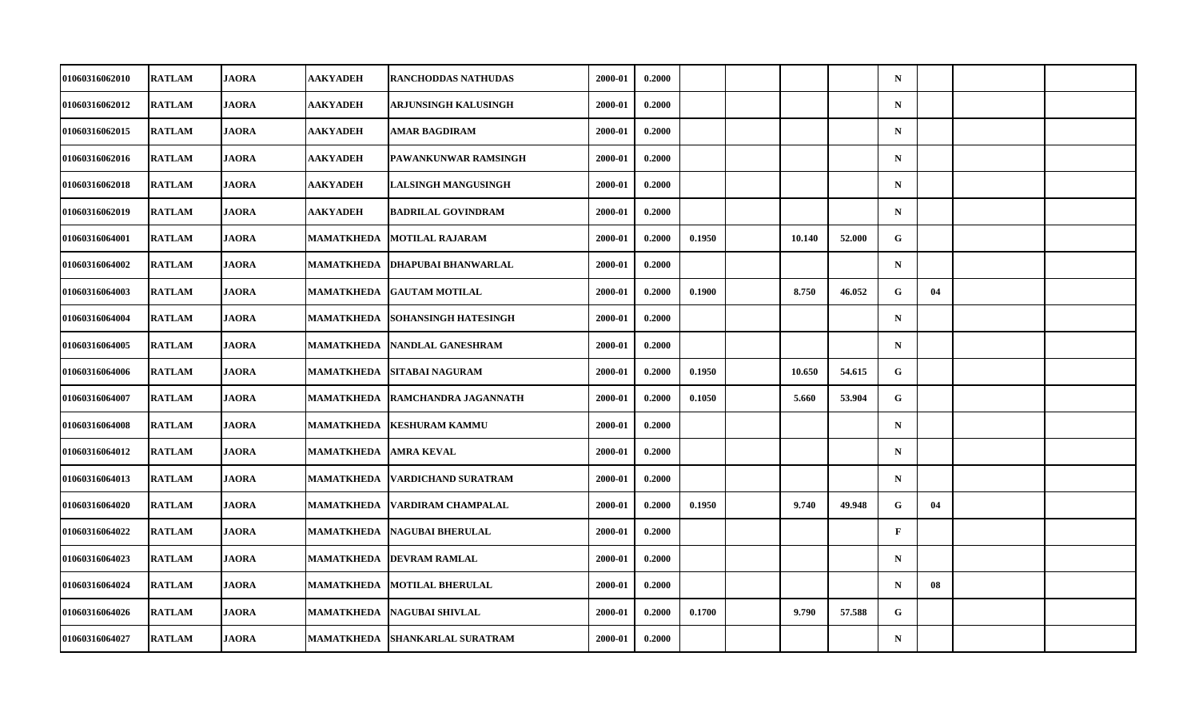| | | | | | | | | | | | | | | | |
|---|---|---|---|---|---|---|---|---|---|---|---|---|---|---|---|
| 01060316062010 | RATLAM | JAORA | AAKYADEH | RANCHODDAS NATHUDAS | 2000-01 | 0.2000 | | | | | N | | | |
| 01060316062012 | RATLAM | JAORA | AAKYADEH | ARJUNSINGH KALUSINGH | 2000-01 | 0.2000 | | | | | N | | | |
| 01060316062015 | RATLAM | JAORA | AAKYADEH | AMAR BAGDIRAM | 2000-01 | 0.2000 | | | | | N | | | |
| 01060316062016 | RATLAM | JAORA | AAKYADEH | PAWANKUNWAR RAMSINGH | 2000-01 | 0.2000 | | | | | N | | | |
| 01060316062018 | RATLAM | JAORA | AAKYADEH | LALSINGH MANGUSINGH | 2000-01 | 0.2000 | | | | | N | | | |
| 01060316062019 | RATLAM | JAORA | AAKYADEH | BADRILAL GOVINDRAM | 2000-01 | 0.2000 | | | | | N | | | |
| 01060316064001 | RATLAM | JAORA | MAMATKHEDA | MOTILAL RAJARAM | 2000-01 | 0.2000 | 0.1950 | | 10.140 | 52.000 | G | | | |
| 01060316064002 | RATLAM | JAORA | MAMATKHEDA | DHAPUBAI BHANWARLAL | 2000-01 | 0.2000 | | | | | N | | | |
| 01060316064003 | RATLAM | JAORA | MAMATKHEDA | GAUTAM MOTILAL | 2000-01 | 0.2000 | 0.1900 | | 8.750 | 46.052 | G | 04 | | |
| 01060316064004 | RATLAM | JAORA | MAMATKHEDA | SOHANSINGH HATESINGH | 2000-01 | 0.2000 | | | | | N | | | |
| 01060316064005 | RATLAM | JAORA | MAMATKHEDA | NANDLAL GANESHRAM | 2000-01 | 0.2000 | | | | | N | | | |
| 01060316064006 | RATLAM | JAORA | MAMATKHEDA | SITABAI NAGURAM | 2000-01 | 0.2000 | 0.1950 | | 10.650 | 54.615 | G | | | |
| 01060316064007 | RATLAM | JAORA | MAMATKHEDA | RAMCHANDRA JAGANNATH | 2000-01 | 0.2000 | 0.1050 | | 5.660 | 53.904 | G | | | |
| 01060316064008 | RATLAM | JAORA | MAMATKHEDA | KESHURAM KAMMU | 2000-01 | 0.2000 | | | | | N | | | |
| 01060316064012 | RATLAM | JAORA | MAMATKHEDA | AMRA KEVAL | 2000-01 | 0.2000 | | | | | N | | | |
| 01060316064013 | RATLAM | JAORA | MAMATKHEDA | VARDICHAND SURATRAM | 2000-01 | 0.2000 | | | | | N | | | |
| 01060316064020 | RATLAM | JAORA | MAMATKHEDA | VARDIRAM CHAMPALAL | 2000-01 | 0.2000 | 0.1950 | | 9.740 | 49.948 | G | 04 | | |
| 01060316064022 | RATLAM | JAORA | MAMATKHEDA | NAGUBAI BHERULAL | 2000-01 | 0.2000 | | | | | F | | | |
| 01060316064023 | RATLAM | JAORA | MAMATKHEDA | DEVRAM RAMLAL | 2000-01 | 0.2000 | | | | | N | | | |
| 01060316064024 | RATLAM | JAORA | MAMATKHEDA | MOTILAL BHERULAL | 2000-01 | 0.2000 | | | | | N | 08 | | |
| 01060316064026 | RATLAM | JAORA | MAMATKHEDA | NAGUBAI SHIVLAL | 2000-01 | 0.2000 | 0.1700 | | 9.790 | 57.588 | G | | | |
| 01060316064027 | RATLAM | JAORA | MAMATKHEDA | SHANKARLAL SURATRAM | 2000-01 | 0.2000 | | | | | N | | | |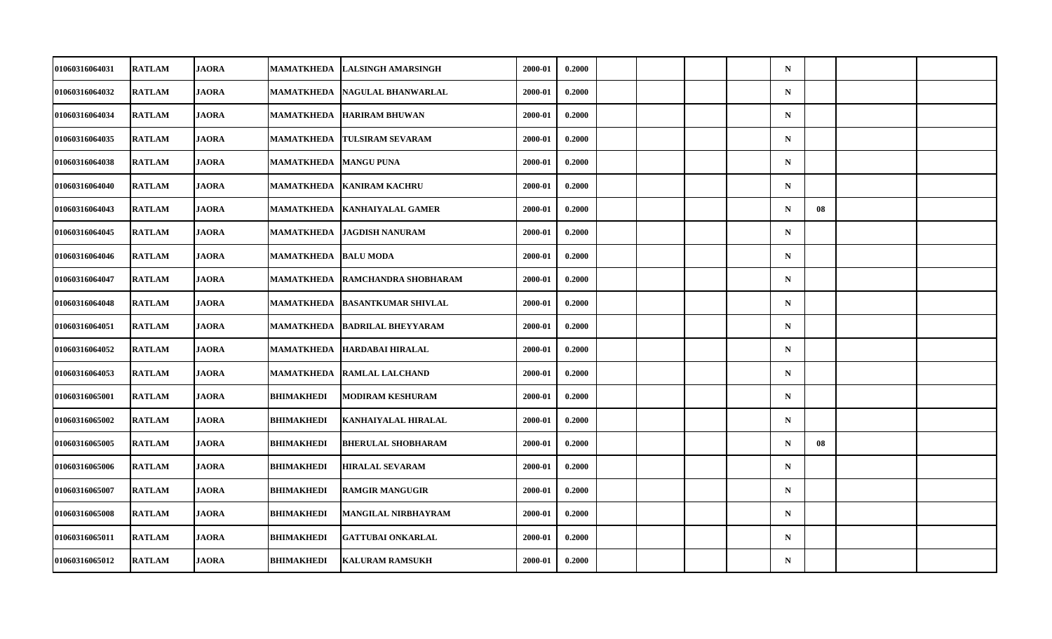| 01060316064031 | RATLAM | JAORA | MAMATKHEDA | LALSINGH AMARSINGH | 2000-01 | 0.2000 | | | | | N | | | |
|---|---|---|---|---|---|---|---|---|---|---|---|---|---|---|
| 01060316064032 | RATLAM | JAORA | MAMATKHEDA | NAGULAL BHANWARLAL | 2000-01 | 0.2000 | | | | | N | | | |
| 01060316064034 | RATLAM | JAORA | MAMATKHEDA | HARIRAM BHUWAN | 2000-01 | 0.2000 | | | | | N | | | |
| 01060316064035 | RATLAM | JAORA | MAMATKHEDA | TULSIRAM SEVARAM | 2000-01 | 0.2000 | | | | | N | | | |
| 01060316064038 | RATLAM | JAORA | MAMATKHEDA | MANGU PUNA | 2000-01 | 0.2000 | | | | | N | | | |
| 01060316064040 | RATLAM | JAORA | MAMATKHEDA | KANIRAM KACHRU | 2000-01 | 0.2000 | | | | | N | | | |
| 01060316064043 | RATLAM | JAORA | MAMATKHEDA | KANHAIYALAL GAMER | 2000-01 | 0.2000 | | | | | N | 08 | | |
| 01060316064045 | RATLAM | JAORA | MAMATKHEDA | JAGDISH NANURAM | 2000-01 | 0.2000 | | | | | N | | | |
| 01060316064046 | RATLAM | JAORA | MAMATKHEDA | BALU MODA | 2000-01 | 0.2000 | | | | | N | | | |
| 01060316064047 | RATLAM | JAORA | MAMATKHEDA | RAMCHANDRA SHOBHARAM | 2000-01 | 0.2000 | | | | | N | | | |
| 01060316064048 | RATLAM | JAORA | MAMATKHEDA | BASANTKUMAR SHIVLAL | 2000-01 | 0.2000 | | | | | N | | | |
| 01060316064051 | RATLAM | JAORA | MAMATKHEDA | BADRILAL BHEYYARAM | 2000-01 | 0.2000 | | | | | N | | | |
| 01060316064052 | RATLAM | JAORA | MAMATKHEDA | HARDABAI HIRALAL | 2000-01 | 0.2000 | | | | | N | | | |
| 01060316064053 | RATLAM | JAORA | MAMATKHEDA | RAMLAL LALCHAND | 2000-01 | 0.2000 | | | | | N | | | |
| 01060316065001 | RATLAM | JAORA | BHIMAKHEDI | MODIRAM KESHURAM | 2000-01 | 0.2000 | | | | | N | | | |
| 01060316065002 | RATLAM | JAORA | BHIMAKHEDI | KANHAIYALAL HIRALAL | 2000-01 | 0.2000 | | | | | N | | | |
| 01060316065005 | RATLAM | JAORA | BHIMAKHEDI | BHERULAL SHOBHARAM | 2000-01 | 0.2000 | | | | | N | 08 | | |
| 01060316065006 | RATLAM | JAORA | BHIMAKHEDI | HIRALAL SEVARAM | 2000-01 | 0.2000 | | | | | N | | | |
| 01060316065007 | RATLAM | JAORA | BHIMAKHEDI | RAMGIR MANGUGIR | 2000-01 | 0.2000 | | | | | N | | | |
| 01060316065008 | RATLAM | JAORA | BHIMAKHEDI | MANGILAL NIRBHAYRAM | 2000-01 | 0.2000 | | | | | N | | | |
| 01060316065011 | RATLAM | JAORA | BHIMAKHEDI | GATTUBAI ONKARLAL | 2000-01 | 0.2000 | | | | | N | | | |
| 01060316065012 | RATLAM | JAORA | BHIMAKHEDI | KALURAM RAMSUKH | 2000-01 | 0.2000 | | | | | N | | | |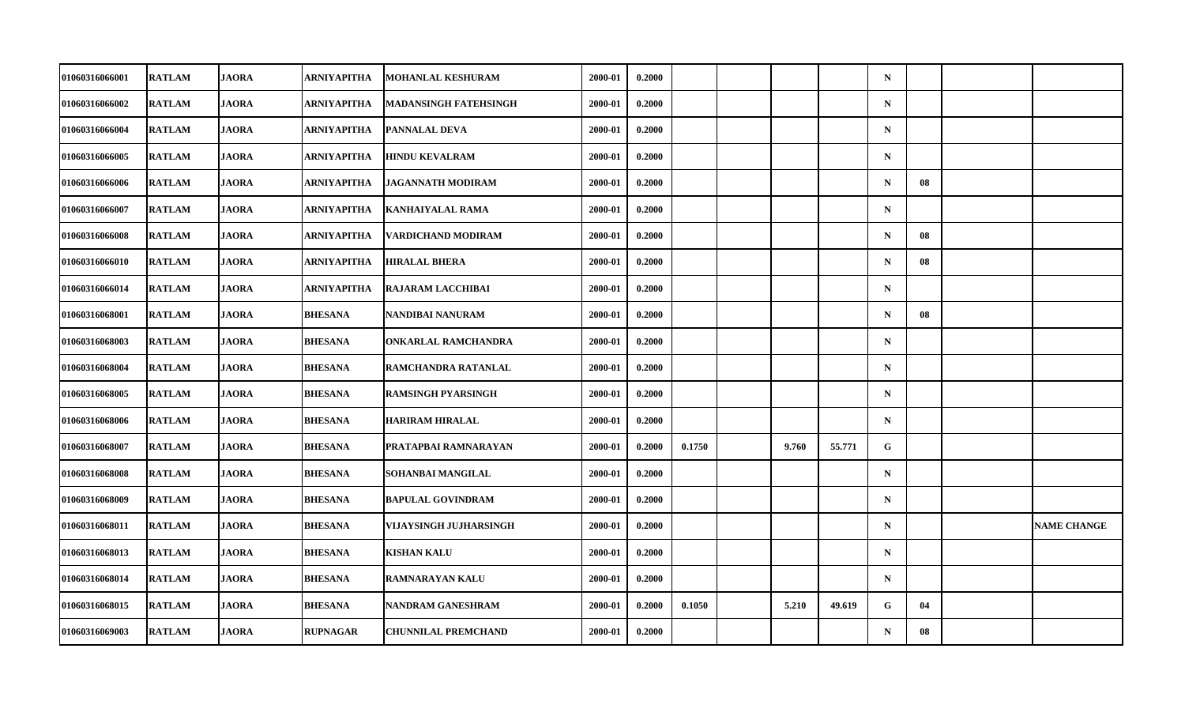| | | | | | | | | | | | | | | |
|---|---|---|---|---|---|---|---|---|---|---|---|---|---|---|
| 01060316066001 | RATLAM | JAORA | ARNIYAPITHA | MOHANLAL KESHURAM | 2000-01 | 0.2000 | | | | | N | | | |
| 01060316066002 | RATLAM | JAORA | ARNIYAPITHA | MADANSINGH FATEHSINGH | 2000-01 | 0.2000 | | | | | N | | | |
| 01060316066004 | RATLAM | JAORA | ARNIYAPITHA | PANNALAL DEVA | 2000-01 | 0.2000 | | | | | N | | | |
| 01060316066005 | RATLAM | JAORA | ARNIYAPITHA | HINDU KEVALRAM | 2000-01 | 0.2000 | | | | | N | | | |
| 01060316066006 | RATLAM | JAORA | ARNIYAPITHA | JAGANNATH MODIRAM | 2000-01 | 0.2000 | | | | | N | 08 | | |
| 01060316066007 | RATLAM | JAORA | ARNIYAPITHA | KANHAIYALAL RAMA | 2000-01 | 0.2000 | | | | | N | | | |
| 01060316066008 | RATLAM | JAORA | ARNIYAPITHA | VARDICHAND MODIRAM | 2000-01 | 0.2000 | | | | | N | 08 | | |
| 01060316066010 | RATLAM | JAORA | ARNIYAPITHA | HIRALAL BHERA | 2000-01 | 0.2000 | | | | | N | 08 | | |
| 01060316066014 | RATLAM | JAORA | ARNIYAPITHA | RAJARAM LACCHIBAI | 2000-01 | 0.2000 | | | | | N | | | |
| 01060316068001 | RATLAM | JAORA | BHESANA | NANDIBAI NANURAM | 2000-01 | 0.2000 | | | | | N | 08 | | |
| 01060316068003 | RATLAM | JAORA | BHESANA | ONKARLAL RAMCHANDRA | 2000-01 | 0.2000 | | | | | N | | | |
| 01060316068004 | RATLAM | JAORA | BHESANA | RAMCHANDRA RATANLAL | 2000-01 | 0.2000 | | | | | N | | | |
| 01060316068005 | RATLAM | JAORA | BHESANA | RAMSINGH PYARSINGH | 2000-01 | 0.2000 | | | | | N | | | |
| 01060316068006 | RATLAM | JAORA | BHESANA | HARIRAM HIRALAL | 2000-01 | 0.2000 | | | | | N | | | |
| 01060316068007 | RATLAM | JAORA | BHESANA | PRATAPBAI RAMNARAYAN | 2000-01 | 0.2000 | 0.1750 | | 9.760 | 55.771 | G | | | |
| 01060316068008 | RATLAM | JAORA | BHESANA | SOHANBAI MANGILAL | 2000-01 | 0.2000 | | | | | N | | | |
| 01060316068009 | RATLAM | JAORA | BHESANA | BAPULAL GOVINDRAM | 2000-01 | 0.2000 | | | | | N | | | |
| 01060316068011 | RATLAM | JAORA | BHESANA | VIJAYSINGH JUJHARSINGH | 2000-01 | 0.2000 | | | | | N | | | NAME CHANGE |
| 01060316068013 | RATLAM | JAORA | BHESANA | KISHAN KALU | 2000-01 | 0.2000 | | | | | N | | | |
| 01060316068014 | RATLAM | JAORA | BHESANA | RAMNARAYAN KALU | 2000-01 | 0.2000 | | | | | N | | | |
| 01060316068015 | RATLAM | JAORA | BHESANA | NANDRAM GANESHRAM | 2000-01 | 0.2000 | 0.1050 | | 5.210 | 49.619 | G | 04 | | |
| 01060316069003 | RATLAM | JAORA | RUPNAGAR | CHUNNILAL PREMCHAND | 2000-01 | 0.2000 | | | | | N | 08 | | |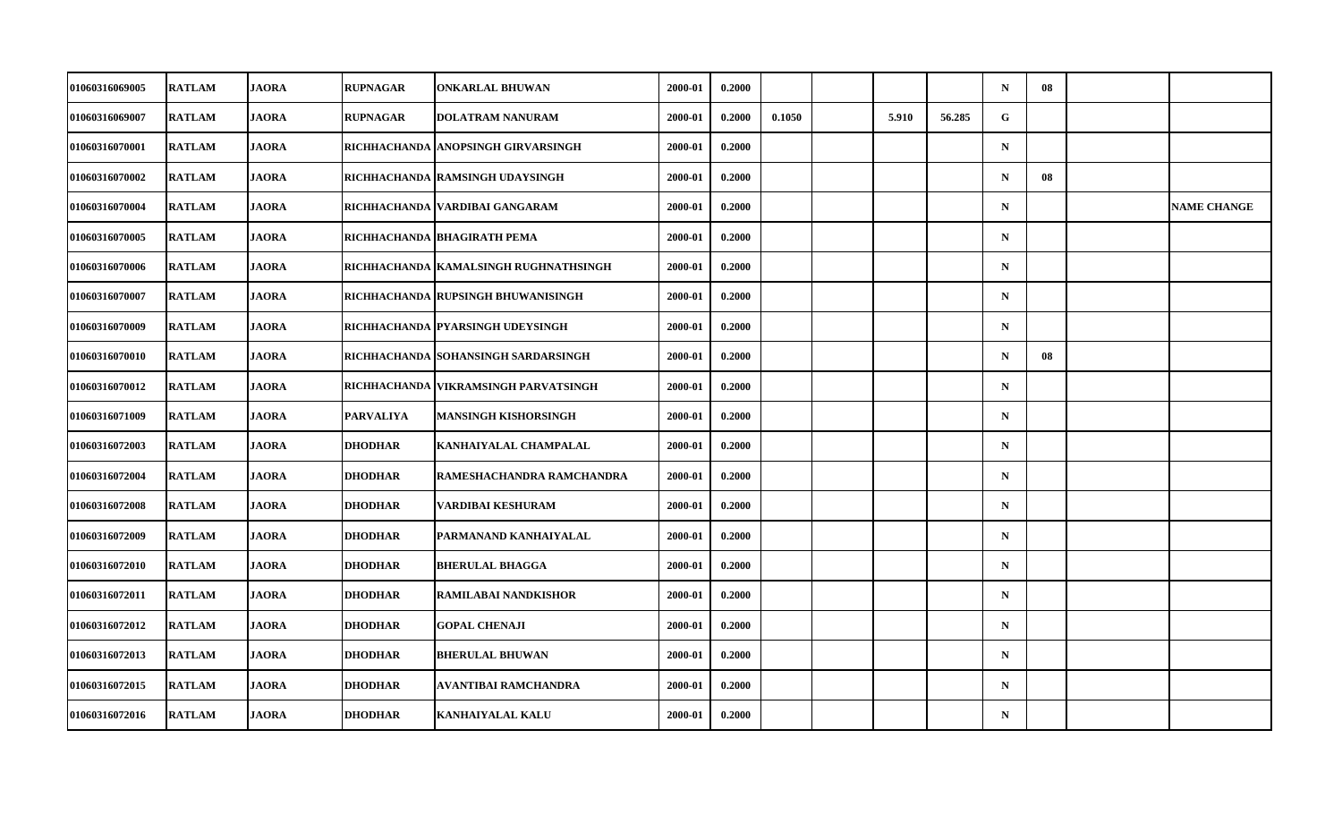| | | | | | | | | | | | | | | |
|---|---|---|---|---|---|---|---|---|---|---|---|---|---|---|
| 01060316069005 | RATLAM | JAORA | RUPNAGAR | ONKARLAL BHUWAN | 2000-01 | 0.2000 | | | | | N | 08 | | |
| 01060316069007 | RATLAM | JAORA | RUPNAGAR | DOLATRAM NANURAM | 2000-01 | 0.2000 | 0.1050 | | 5.910 | 56.285 | G | | | |
| 01060316070001 | RATLAM | JAORA | RICHHACHANDA | ANOPSINGH GIRVARSINGH | 2000-01 | 0.2000 | | | | | N | | | |
| 01060316070002 | RATLAM | JAORA | RICHHACHANDA | RAMSINGH UDAYSINGH | 2000-01 | 0.2000 | | | | | N | 08 | | |
| 01060316070004 | RATLAM | JAORA | RICHHACHANDA | VARDIBAI GANGARAM | 2000-01 | 0.2000 | | | | | N | | | NAME CHANGE |
| 01060316070005 | RATLAM | JAORA | RICHHACHANDA | BHAGIRATH PEMA | 2000-01 | 0.2000 | | | | | N | | | |
| 01060316070006 | RATLAM | JAORA | RICHHACHANDA | KAMALSINGH RUGHNATHSINGH | 2000-01 | 0.2000 | | | | | N | | | |
| 01060316070007 | RATLAM | JAORA | RICHHACHANDA | RUPSINGH BHUWANISINGH | 2000-01 | 0.2000 | | | | | N | | | |
| 01060316070009 | RATLAM | JAORA | RICHHACHANDA | PYARSINGH UDEYSINGH | 2000-01 | 0.2000 | | | | | N | | | |
| 01060316070010 | RATLAM | JAORA | RICHHACHANDA | SOHANSINGH SARDARSINGH | 2000-01 | 0.2000 | | | | | N | 08 | | |
| 01060316070012 | RATLAM | JAORA | RICHHACHANDA | VIKRAMSINGH PARVATSINGH | 2000-01 | 0.2000 | | | | | N | | | |
| 01060316071009 | RATLAM | JAORA | PARVALIYA | MANSINGH KISHORSINGH | 2000-01 | 0.2000 | | | | | N | | | |
| 01060316072003 | RATLAM | JAORA | DHODHAR | KANHAIYALAL CHAMPALAL | 2000-01 | 0.2000 | | | | | N | | | |
| 01060316072004 | RATLAM | JAORA | DHODHAR | RAMESHACHANDRA RAMCHANDRA | 2000-01 | 0.2000 | | | | | N | | | |
| 01060316072008 | RATLAM | JAORA | DHODHAR | VARDIBAI KESHURAM | 2000-01 | 0.2000 | | | | | N | | | |
| 01060316072009 | RATLAM | JAORA | DHODHAR | PARMANAND KANHAIYALAL | 2000-01 | 0.2000 | | | | | N | | | |
| 01060316072010 | RATLAM | JAORA | DHODHAR | BHERULAL BHAGGA | 2000-01 | 0.2000 | | | | | N | | | |
| 01060316072011 | RATLAM | JAORA | DHODHAR | RAMILABAI NANDKISHOR | 2000-01 | 0.2000 | | | | | N | | | |
| 01060316072012 | RATLAM | JAORA | DHODHAR | GOPAL CHENAJI | 2000-01 | 0.2000 | | | | | N | | | |
| 01060316072013 | RATLAM | JAORA | DHODHAR | BHERULAL BHUWAN | 2000-01 | 0.2000 | | | | | N | | | |
| 01060316072015 | RATLAM | JAORA | DHODHAR | AVANTIBAI RAMCHANDRA | 2000-01 | 0.2000 | | | | | N | | | |
| 01060316072016 | RATLAM | JAORA | DHODHAR | KANHAIYALAL KALU | 2000-01 | 0.2000 | | | | | N | | | |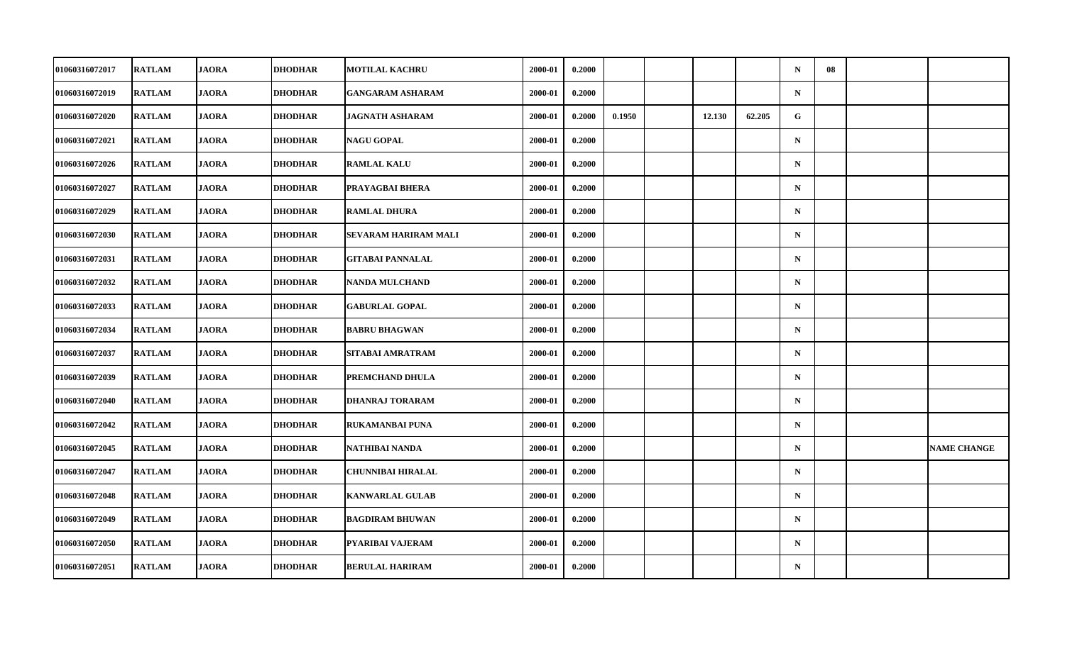| | | | | | | | | | | | | | | |
|---|---|---|---|---|---|---|---|---|---|---|---|---|---|---|
| 01060316072017 | RATLAM | JAORA | DHODHAR | MOTILAL KACHRU | 2000-01 | 0.2000 | | | | | N | 08 | | |
| 01060316072019 | RATLAM | JAORA | DHODHAR | GANGARAM ASHARAM | 2000-01 | 0.2000 | | | | | N | | | |
| 01060316072020 | RATLAM | JAORA | DHODHAR | JAGNATH ASHARAM | 2000-01 | 0.2000 | 0.1950 | | 12.130 | 62.205 | G | | | |
| 01060316072021 | RATLAM | JAORA | DHODHAR | NAGU GOPAL | 2000-01 | 0.2000 | | | | | N | | | |
| 01060316072026 | RATLAM | JAORA | DHODHAR | RAMLAL KALU | 2000-01 | 0.2000 | | | | | N | | | |
| 01060316072027 | RATLAM | JAORA | DHODHAR | PRAYAGBAI BHERA | 2000-01 | 0.2000 | | | | | N | | | |
| 01060316072029 | RATLAM | JAORA | DHODHAR | RAMLAL DHURA | 2000-01 | 0.2000 | | | | | N | | | |
| 01060316072030 | RATLAM | JAORA | DHODHAR | SEVARAM HARIRAM MALI | 2000-01 | 0.2000 | | | | | N | | | |
| 01060316072031 | RATLAM | JAORA | DHODHAR | GITABAI PANNALAL | 2000-01 | 0.2000 | | | | | N | | | |
| 01060316072032 | RATLAM | JAORA | DHODHAR | NANDA MULCHAND | 2000-01 | 0.2000 | | | | | N | | | |
| 01060316072033 | RATLAM | JAORA | DHODHAR | GABURLAL GOPAL | 2000-01 | 0.2000 | | | | | N | | | |
| 01060316072034 | RATLAM | JAORA | DHODHAR | BABRU BHAGWAN | 2000-01 | 0.2000 | | | | | N | | | |
| 01060316072037 | RATLAM | JAORA | DHODHAR | SITABAI AMRATRAM | 2000-01 | 0.2000 | | | | | N | | | |
| 01060316072039 | RATLAM | JAORA | DHODHAR | PREMCHAND DHULA | 2000-01 | 0.2000 | | | | | N | | | |
| 01060316072040 | RATLAM | JAORA | DHODHAR | DHANRAJ TORARAM | 2000-01 | 0.2000 | | | | | N | | | |
| 01060316072042 | RATLAM | JAORA | DHODHAR | RUKAMANBAI PUNA | 2000-01 | 0.2000 | | | | | N | | | |
| 01060316072045 | RATLAM | JAORA | DHODHAR | NATHIBAI NANDA | 2000-01 | 0.2000 | | | | | N | | | NAME CHANGE |
| 01060316072047 | RATLAM | JAORA | DHODHAR | CHUNNIBAI HIRALAL | 2000-01 | 0.2000 | | | | | N | | | |
| 01060316072048 | RATLAM | JAORA | DHODHAR | KANWARLAL GULAB | 2000-01 | 0.2000 | | | | | N | | | |
| 01060316072049 | RATLAM | JAORA | DHODHAR | BAGDIRAM BHUWAN | 2000-01 | 0.2000 | | | | | N | | | |
| 01060316072050 | RATLAM | JAORA | DHODHAR | PYARIBAI VAJERAM | 2000-01 | 0.2000 | | | | | N | | | |
| 01060316072051 | RATLAM | JAORA | DHODHAR | BERULAL HARIRAM | 2000-01 | 0.2000 | | | | | N | | | |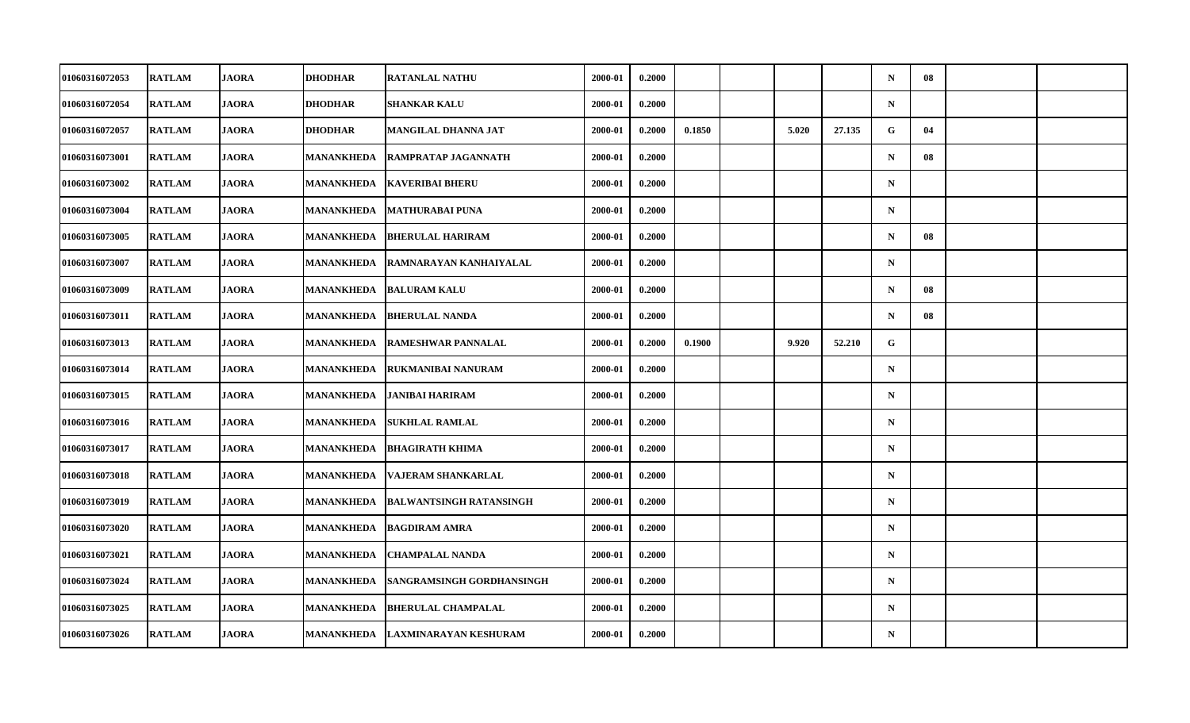| | | | | | | | | | | | | | | |
|---|---|---|---|---|---|---|---|---|---|---|---|---|---|---|
| 01060316072053 | RATLAM | JAORA | DHODHAR | RATANLAL NATHU | 2000-01 | 0.2000 | | | | | N | 08 | | |
| 01060316072054 | RATLAM | JAORA | DHODHAR | SHANKAR KALU | 2000-01 | 0.2000 | | | | | N | | | |
| 01060316072057 | RATLAM | JAORA | DHODHAR | MANGILAL DHANNA JAT | 2000-01 | 0.2000 | 0.1850 | | 5.020 | 27.135 | G | 04 | | |
| 01060316073001 | RATLAM | JAORA | MANANKHEDA | RAMPRATAP JAGANNATH | 2000-01 | 0.2000 | | | | | N | 08 | | |
| 01060316073002 | RATLAM | JAORA | MANANKHEDA | KAVERIBAI BHERU | 2000-01 | 0.2000 | | | | | N | | | |
| 01060316073004 | RATLAM | JAORA | MANANKHEDA | MATHURABAI PUNA | 2000-01 | 0.2000 | | | | | N | | | |
| 01060316073005 | RATLAM | JAORA | MANANKHEDA | BHERULAL HARIRAM | 2000-01 | 0.2000 | | | | | N | 08 | | |
| 01060316073007 | RATLAM | JAORA | MANANKHEDA | RAMNARAYAN KANHAIYALAL | 2000-01 | 0.2000 | | | | | N | | | |
| 01060316073009 | RATLAM | JAORA | MANANKHEDA | BALURAM KALU | 2000-01 | 0.2000 | | | | | N | 08 | | |
| 01060316073011 | RATLAM | JAORA | MANANKHEDA | BHERULAL NANDA | 2000-01 | 0.2000 | | | | | N | 08 | | |
| 01060316073013 | RATLAM | JAORA | MANANKHEDA | RAMESHWAR PANNALAL | 2000-01 | 0.2000 | 0.1900 | | 9.920 | 52.210 | G | | | |
| 01060316073014 | RATLAM | JAORA | MANANKHEDA | RUKMANIBAI NANURAM | 2000-01 | 0.2000 | | | | | N | | | |
| 01060316073015 | RATLAM | JAORA | MANANKHEDA | JANIBAI HARIRAM | 2000-01 | 0.2000 | | | | | N | | | |
| 01060316073016 | RATLAM | JAORA | MANANKHEDA | SUKHLAL RAMLAL | 2000-01 | 0.2000 | | | | | N | | | |
| 01060316073017 | RATLAM | JAORA | MANANKHEDA | BHAGIRATH KHIMA | 2000-01 | 0.2000 | | | | | N | | | |
| 01060316073018 | RATLAM | JAORA | MANANKHEDA | VAJERAM SHANKARLAL | 2000-01 | 0.2000 | | | | | N | | | |
| 01060316073019 | RATLAM | JAORA | MANANKHEDA | BALWANTSINGH RATANSINGH | 2000-01 | 0.2000 | | | | | N | | | |
| 01060316073020 | RATLAM | JAORA | MANANKHEDA | BAGDIRAM AMRA | 2000-01 | 0.2000 | | | | | N | | | |
| 01060316073021 | RATLAM | JAORA | MANANKHEDA | CHAMPALAL NANDA | 2000-01 | 0.2000 | | | | | N | | | |
| 01060316073024 | RATLAM | JAORA | MANANKHEDA | SANGRAMSINGH GORDHANSINGH | 2000-01 | 0.2000 | | | | | N | | | |
| 01060316073025 | RATLAM | JAORA | MANANKHEDA | BHERULAL CHAMPALAL | 2000-01 | 0.2000 | | | | | N | | | |
| 01060316073026 | RATLAM | JAORA | MANANKHEDA | LAXMINARAYAN KESHURAM | 2000-01 | 0.2000 | | | | | N | | | |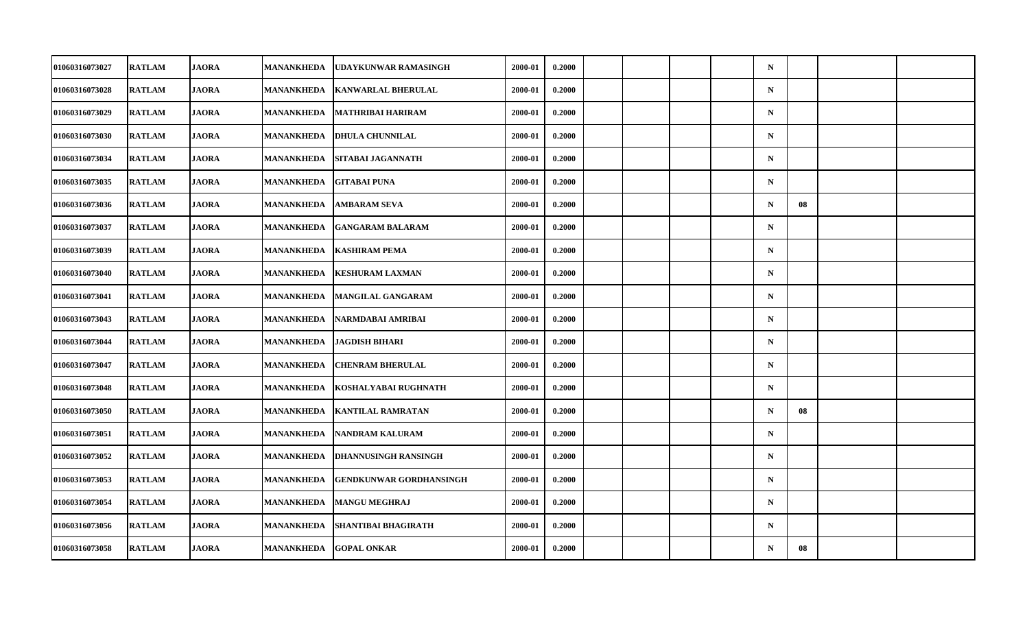| | | | | | | | | | | | | | | |
|---|---|---|---|---|---|---|---|---|---|---|---|---|---|---|
| 01060316073027 | RATLAM | JAORA | MANANKHEDA | UDAYKUNWAR RAMASINGH | 2000-01 | 0.2000 | | | | | N | | | |
| 01060316073028 | RATLAM | JAORA | MANANKHEDA | KANWARLAL BHERULAL | 2000-01 | 0.2000 | | | | | N | | | |
| 01060316073029 | RATLAM | JAORA | MANANKHEDA | MATHRIBAI HARIRAM | 2000-01 | 0.2000 | | | | | N | | | |
| 01060316073030 | RATLAM | JAORA | MANANKHEDA | DHULA CHUNNILAL | 2000-01 | 0.2000 | | | | | N | | | |
| 01060316073034 | RATLAM | JAORA | MANANKHEDA | SITABAI JAGANNATH | 2000-01 | 0.2000 | | | | | N | | | |
| 01060316073035 | RATLAM | JAORA | MANANKHEDA | GITABAI PUNA | 2000-01 | 0.2000 | | | | | N | | | |
| 01060316073036 | RATLAM | JAORA | MANANKHEDA | AMBARAM SEVA | 2000-01 | 0.2000 | | | | | N | 08 | | |
| 01060316073037 | RATLAM | JAORA | MANANKHEDA | GANGARAM BALARAM | 2000-01 | 0.2000 | | | | | N | | | |
| 01060316073039 | RATLAM | JAORA | MANANKHEDA | KASHIRAM PEMA | 2000-01 | 0.2000 | | | | | N | | | |
| 01060316073040 | RATLAM | JAORA | MANANKHEDA | KESHURAM LAXMAN | 2000-01 | 0.2000 | | | | | N | | | |
| 01060316073041 | RATLAM | JAORA | MANANKHEDA | MANGILAL GANGARAM | 2000-01 | 0.2000 | | | | | N | | | |
| 01060316073043 | RATLAM | JAORA | MANANKHEDA | NARMDABAI AMRIBAI | 2000-01 | 0.2000 | | | | | N | | | |
| 01060316073044 | RATLAM | JAORA | MANANKHEDA | JAGDISH BIHARI | 2000-01 | 0.2000 | | | | | N | | | |
| 01060316073047 | RATLAM | JAORA | MANANKHEDA | CHENRAM BHERULAL | 2000-01 | 0.2000 | | | | | N | | | |
| 01060316073048 | RATLAM | JAORA | MANANKHEDA | KOSHALYABAI RUGHNATH | 2000-01 | 0.2000 | | | | | N | | | |
| 01060316073050 | RATLAM | JAORA | MANANKHEDA | KANTILAL RAMRATAN | 2000-01 | 0.2000 | | | | | N | 08 | | |
| 01060316073051 | RATLAM | JAORA | MANANKHEDA | NANDRAM KALURAM | 2000-01 | 0.2000 | | | | | N | | | |
| 01060316073052 | RATLAM | JAORA | MANANKHEDA | DHANNUSINGH RANSINGH | 2000-01 | 0.2000 | | | | | N | | | |
| 01060316073053 | RATLAM | JAORA | MANANKHEDA | GENDKUNWAR GORDHANSINGH | 2000-01 | 0.2000 | | | | | N | | | |
| 01060316073054 | RATLAM | JAORA | MANANKHEDA | MANGU MEGHRAJ | 2000-01 | 0.2000 | | | | | N | | | |
| 01060316073056 | RATLAM | JAORA | MANANKHEDA | SHANTIBAI BHAGIRATH | 2000-01 | 0.2000 | | | | | N | | | |
| 01060316073058 | RATLAM | JAORA | MANANKHEDA | GOPAL ONKAR | 2000-01 | 0.2000 | | | | | N | 08 | | |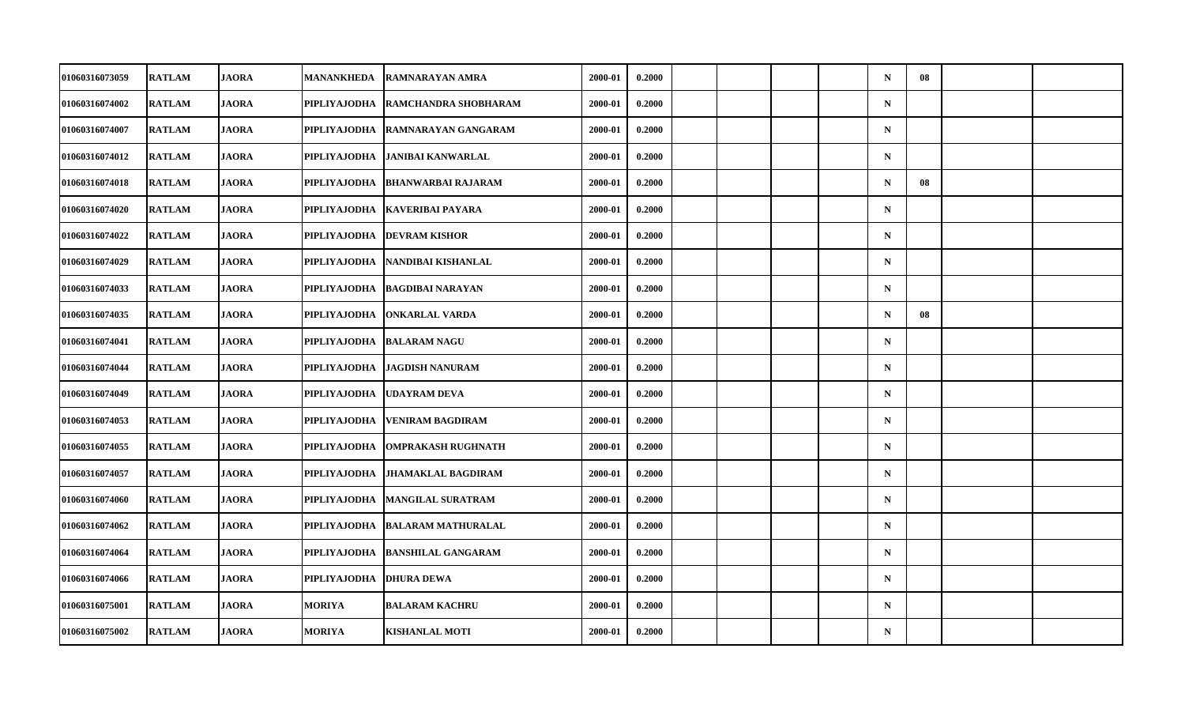| | | | | | | | | | | | | | | |
|---|---|---|---|---|---|---|---|---|---|---|---|---|---|---|
| 01060316073059 | RATLAM | JAORA | MANANKHEDA | RAMNARAYAN AMRA | 2000-01 | 0.2000 | | | | | N | 08 | | |
| 01060316074002 | RATLAM | JAORA | PIPLIYAJODHA | RAMCHANDRA SHOBHARAM | 2000-01 | 0.2000 | | | | | N | | | |
| 01060316074007 | RATLAM | JAORA | PIPLIYAJODHA | RAMNARAYAN GANGARAM | 2000-01 | 0.2000 | | | | | N | | | |
| 01060316074012 | RATLAM | JAORA | PIPLIYAJODHA | JANIBAI KANWARLAL | 2000-01 | 0.2000 | | | | | N | | | |
| 01060316074018 | RATLAM | JAORA | PIPLIYAJODHA | BHANWARBAI RAJARAM | 2000-01 | 0.2000 | | | | | N | 08 | | |
| 01060316074020 | RATLAM | JAORA | PIPLIYAJODHA | KAVERIBAI PAYARA | 2000-01 | 0.2000 | | | | | N | | | |
| 01060316074022 | RATLAM | JAORA | PIPLIYAJODHA | DEVRAM KISHOR | 2000-01 | 0.2000 | | | | | N | | | |
| 01060316074029 | RATLAM | JAORA | PIPLIYAJODHA | NANDIBAI KISHANLAL | 2000-01 | 0.2000 | | | | | N | | | |
| 01060316074033 | RATLAM | JAORA | PIPLIYAJODHA | BAGDIBAI NARAYAN | 2000-01 | 0.2000 | | | | | N | | | |
| 01060316074035 | RATLAM | JAORA | PIPLIYAJODHA | ONKARLAL VARDA | 2000-01 | 0.2000 | | | | | N | 08 | | |
| 01060316074041 | RATLAM | JAORA | PIPLIYAJODHA | BALARAM NAGU | 2000-01 | 0.2000 | | | | | N | | | |
| 01060316074044 | RATLAM | JAORA | PIPLIYAJODHA | JAGDISH NANURAM | 2000-01 | 0.2000 | | | | | N | | | |
| 01060316074049 | RATLAM | JAORA | PIPLIYAJODHA | UDAYRAM DEVA | 2000-01 | 0.2000 | | | | | N | | | |
| 01060316074053 | RATLAM | JAORA | PIPLIYAJODHA | VENIRAM BAGDIRAM | 2000-01 | 0.2000 | | | | | N | | | |
| 01060316074055 | RATLAM | JAORA | PIPLIYAJODHA | OMPRAKASH RUGHNATH | 2000-01 | 0.2000 | | | | | N | | | |
| 01060316074057 | RATLAM | JAORA | PIPLIYAJODHA | JHAMAKLAL BAGDIRAM | 2000-01 | 0.2000 | | | | | N | | | |
| 01060316074060 | RATLAM | JAORA | PIPLIYAJODHA | MANGILAL SURATRAM | 2000-01 | 0.2000 | | | | | N | | | |
| 01060316074062 | RATLAM | JAORA | PIPLIYAJODHA | BALARAM MATHURALAL | 2000-01 | 0.2000 | | | | | N | | | |
| 01060316074064 | RATLAM | JAORA | PIPLIYAJODHA | BANSHILAL GANGARAM | 2000-01 | 0.2000 | | | | | N | | | |
| 01060316074066 | RATLAM | JAORA | PIPLIYAJODHA | DHURA DEWA | 2000-01 | 0.2000 | | | | | N | | | |
| 01060316075001 | RATLAM | JAORA | MORIYA | BALARAM KACHRU | 2000-01 | 0.2000 | | | | | N | | | |
| 01060316075002 | RATLAM | JAORA | MORIYA | KISHANLAL MOTI | 2000-01 | 0.2000 | | | | | N | | | |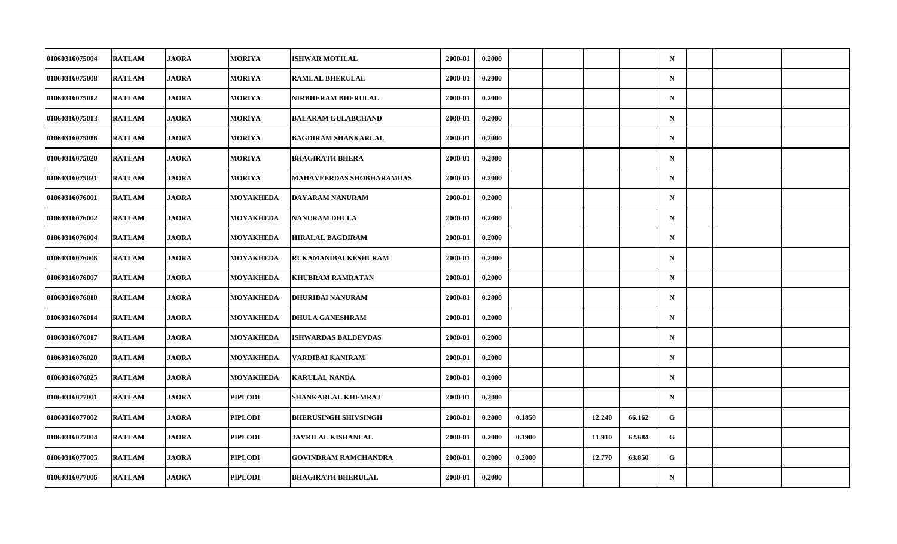| | | | | | | | | | | | | | | |
|---|---|---|---|---|---|---|---|---|---|---|---|---|---|---|
| 01060316075004 | RATLAM | JAORA | MORIYA | ISHWAR MOTILAL | 2000-01 | 0.2000 | | | | | N | | | |
| 01060316075008 | RATLAM | JAORA | MORIYA | RAMLAL BHERULAL | 2000-01 | 0.2000 | | | | | N | | | |
| 01060316075012 | RATLAM | JAORA | MORIYA | NIRBHERAM BHERULAL | 2000-01 | 0.2000 | | | | | N | | | |
| 01060316075013 | RATLAM | JAORA | MORIYA | BALARAM GULABCHAND | 2000-01 | 0.2000 | | | | | N | | | |
| 01060316075016 | RATLAM | JAORA | MORIYA | BAGDIRAM SHANKARLAL | 2000-01 | 0.2000 | | | | | N | | | |
| 01060316075020 | RATLAM | JAORA | MORIYA | BHAGIRATH BHERA | 2000-01 | 0.2000 | | | | | N | | | |
| 01060316075021 | RATLAM | JAORA | MORIYA | MAHAVEERDAS SHOBHARAMDAS | 2000-01 | 0.2000 | | | | | N | | | |
| 01060316076001 | RATLAM | JAORA | MOYAKHEDA | DAYARAM NANURAM | 2000-01 | 0.2000 | | | | | N | | | |
| 01060316076002 | RATLAM | JAORA | MOYAKHEDA | NANURAM DHULA | 2000-01 | 0.2000 | | | | | N | | | |
| 01060316076004 | RATLAM | JAORA | MOYAKHEDA | HIRALAL BAGDIRAM | 2000-01 | 0.2000 | | | | | N | | | |
| 01060316076006 | RATLAM | JAORA | MOYAKHEDA | RUKAMANIBAI KESHURAM | 2000-01 | 0.2000 | | | | | N | | | |
| 01060316076007 | RATLAM | JAORA | MOYAKHEDA | KHUBRAM RAMRATAN | 2000-01 | 0.2000 | | | | | N | | | |
| 01060316076010 | RATLAM | JAORA | MOYAKHEDA | DHURIBAI NANURAM | 2000-01 | 0.2000 | | | | | N | | | |
| 01060316076014 | RATLAM | JAORA | MOYAKHEDA | DHULA GANESHRAM | 2000-01 | 0.2000 | | | | | N | | | |
| 01060316076017 | RATLAM | JAORA | MOYAKHEDA | ISHWARDAS BALDEVDAS | 2000-01 | 0.2000 | | | | | N | | | |
| 01060316076020 | RATLAM | JAORA | MOYAKHEDA | VARDIBAI KANIRAM | 2000-01 | 0.2000 | | | | | N | | | |
| 01060316076025 | RATLAM | JAORA | MOYAKHEDA | KARULAL NANDA | 2000-01 | 0.2000 | | | | | N | | | |
| 01060316077001 | RATLAM | JAORA | PIPLODI | SHANKARLAL KHEMRAJ | 2000-01 | 0.2000 | | | | | N | | | |
| 01060316077002 | RATLAM | JAORA | PIPLODI | BHERUSINGH SHIVSINGH | 2000-01 | 0.2000 | 0.1850 | | 12.240 | 66.162 | G | | | |
| 01060316077004 | RATLAM | JAORA | PIPLODI | JAVRILAL KISHANLAL | 2000-01 | 0.2000 | 0.1900 | | 11.910 | 62.684 | G | | | |
| 01060316077005 | RATLAM | JAORA | PIPLODI | GOVINDRAM RAMCHANDRA | 2000-01 | 0.2000 | 0.2000 | | 12.770 | 63.850 | G | | | |
| 01060316077006 | RATLAM | JAORA | PIPLODI | BHAGIRATH BHERULAL | 2000-01 | 0.2000 | | | | | N | | | |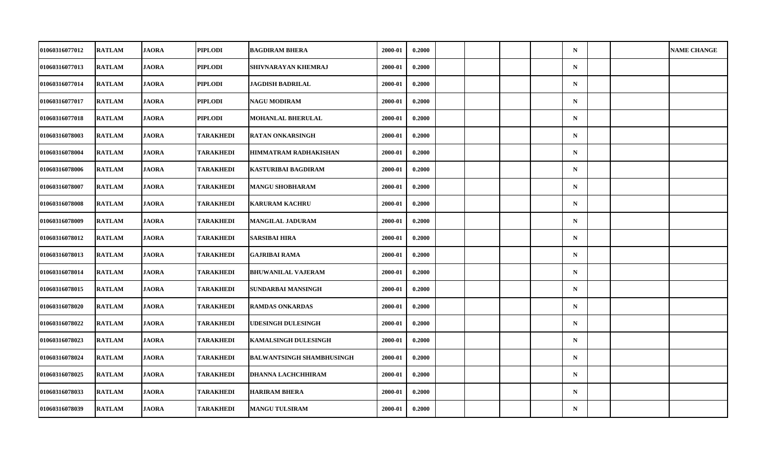| | | | | | | | | | | | | | | |
|---|---|---|---|---|---|---|---|---|---|---|---|---|---|---|
| 01060316077012 | RATLAM | JAORA | PIPLODI | BAGDIRAM BHERA | 2000-01 | 0.2000 | | | | | N | | | NAME CHANGE |
| 01060316077013 | RATLAM | JAORA | PIPLODI | SHIVNARAYAN KHEMRAJ | 2000-01 | 0.2000 | | | | | N | | | |
| 01060316077014 | RATLAM | JAORA | PIPLODI | JAGDISH BADRILAL | 2000-01 | 0.2000 | | | | | N | | | |
| 01060316077017 | RATLAM | JAORA | PIPLODI | NAGU MODIRAM | 2000-01 | 0.2000 | | | | | N | | | |
| 01060316077018 | RATLAM | JAORA | PIPLODI | MOHANLAL BHERULAL | 2000-01 | 0.2000 | | | | | N | | | |
| 01060316078003 | RATLAM | JAORA | TARAKHEDI | RATAN ONKARSINGH | 2000-01 | 0.2000 | | | | | N | | | |
| 01060316078004 | RATLAM | JAORA | TARAKHEDI | HIMMATRAM RADHAKISHAN | 2000-01 | 0.2000 | | | | | N | | | |
| 01060316078006 | RATLAM | JAORA | TARAKHEDI | KASTURIBAI BAGDIRAM | 2000-01 | 0.2000 | | | | | N | | | |
| 01060316078007 | RATLAM | JAORA | TARAKHEDI | MANGU SHOBHARAM | 2000-01 | 0.2000 | | | | | N | | | |
| 01060316078008 | RATLAM | JAORA | TARAKHEDI | KARURAM KACHRU | 2000-01 | 0.2000 | | | | | N | | | |
| 01060316078009 | RATLAM | JAORA | TARAKHEDI | MANGILAL JADURAM | 2000-01 | 0.2000 | | | | | N | | | |
| 01060316078012 | RATLAM | JAORA | TARAKHEDI | SARSIBAI HIRA | 2000-01 | 0.2000 | | | | | N | | | |
| 01060316078013 | RATLAM | JAORA | TARAKHEDI | GAJRIBAI RAMA | 2000-01 | 0.2000 | | | | | N | | | |
| 01060316078014 | RATLAM | JAORA | TARAKHEDI | BHUWANILAL VAJERAM | 2000-01 | 0.2000 | | | | | N | | | |
| 01060316078015 | RATLAM | JAORA | TARAKHEDI | SUNDARBAI MANSINGH | 2000-01 | 0.2000 | | | | | N | | | |
| 01060316078020 | RATLAM | JAORA | TARAKHEDI | RAMDAS ONKARDAS | 2000-01 | 0.2000 | | | | | N | | | |
| 01060316078022 | RATLAM | JAORA | TARAKHEDI | UDESINGH DULESINGH | 2000-01 | 0.2000 | | | | | N | | | |
| 01060316078023 | RATLAM | JAORA | TARAKHEDI | KAMALSINGH DULESINGH | 2000-01 | 0.2000 | | | | | N | | | |
| 01060316078024 | RATLAM | JAORA | TARAKHEDI | BALWANTSINGH SHAMBHUSINGH | 2000-01 | 0.2000 | | | | | N | | | |
| 01060316078025 | RATLAM | JAORA | TARAKHEDI | DHANNA LACHCHHIRAM | 2000-01 | 0.2000 | | | | | N | | | |
| 01060316078033 | RATLAM | JAORA | TARAKHEDI | HARIRAM BHERA | 2000-01 | 0.2000 | | | | | N | | | |
| 01060316078039 | RATLAM | JAORA | TARAKHEDI | MANGU TULSIRAM | 2000-01 | 0.2000 | | | | | N | | | |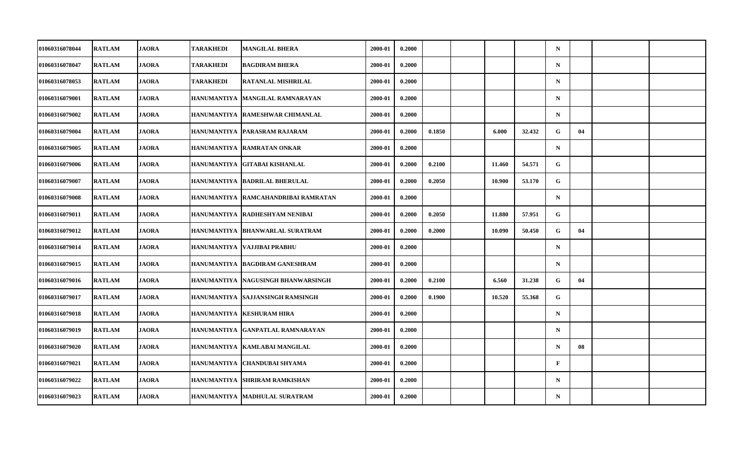| | | | | | | | | | | | | | | |
|---|---|---|---|---|---|---|---|---|---|---|---|---|---|---|
| 01060316078044 | RATLAM | JAORA | TARAKHEDI | MANGILAL BHERA | 2000-01 | 0.2000 | | | | | N | | | |
| 01060316078047 | RATLAM | JAORA | TARAKHEDI | BAGDIRAM BHERA | 2000-01 | 0.2000 | | | | | N | | | |
| 01060316078053 | RATLAM | JAORA | TARAKHEDI | RATANLAL MISHRILAL | 2000-01 | 0.2000 | | | | | N | | | |
| 01060316079001 | RATLAM | JAORA | HANUMANTIYA | MANGILAL RAMNARAYAN | 2000-01 | 0.2000 | | | | | N | | | |
| 01060316079002 | RATLAM | JAORA | HANUMANTIYA | RAMESHWAR CHIMANLAL | 2000-01 | 0.2000 | | | | | N | | | |
| 01060316079004 | RATLAM | JAORA | HANUMANTIYA | PARASRAM RAJARAM | 2000-01 | 0.2000 | 0.1850 | | 6.000 | 32.432 | G | 04 | | |
| 01060316079005 | RATLAM | JAORA | HANUMANTIYA | RAMRATAN ONKAR | 2000-01 | 0.2000 | | | | | N | | | |
| 01060316079006 | RATLAM | JAORA | HANUMANTIYA | GITABAI KISHANLAL | 2000-01 | 0.2000 | 0.2100 | | 11.460 | 54.571 | G | | | |
| 01060316079007 | RATLAM | JAORA | HANUMANTIYA | BADRILAL BHERULAL | 2000-01 | 0.2000 | 0.2050 | | 10.900 | 53.170 | G | | | |
| 01060316079008 | RATLAM | JAORA | HANUMANTIYA | RAMCAHANDRIBAI RAMRATAN | 2000-01 | 0.2000 | | | | | N | | | |
| 01060316079011 | RATLAM | JAORA | HANUMANTIYA | RADHESHYAM NENIBAI | 2000-01 | 0.2000 | 0.2050 | | 11.880 | 57.951 | G | | | |
| 01060316079012 | RATLAM | JAORA | HANUMANTIYA | BHANWARLAL SURATRAM | 2000-01 | 0.2000 | 0.2000 | | 10.090 | 50.450 | G | 04 | | |
| 01060316079014 | RATLAM | JAORA | HANUMANTIYA | VAJJIBAI PRABHU | 2000-01 | 0.2000 | | | | | N | | | |
| 01060316079015 | RATLAM | JAORA | HANUMANTIYA | BAGDIRAM GANESHRAM | 2000-01 | 0.2000 | | | | | N | | | |
| 01060316079016 | RATLAM | JAORA | HANUMANTIYA | NAGUSINGH BHANWARSINGH | 2000-01 | 0.2000 | 0.2100 | | 6.560 | 31.238 | G | 04 | | |
| 01060316079017 | RATLAM | JAORA | HANUMANTIYA | SAJJANSINGH RAMSINGH | 2000-01 | 0.2000 | 0.1900 | | 10.520 | 55.368 | G | | | |
| 01060316079018 | RATLAM | JAORA | HANUMANTIYA | KESHURAM HIRA | 2000-01 | 0.2000 | | | | | N | | | |
| 01060316079019 | RATLAM | JAORA | HANUMANTIYA | GANPATLAL RAMNARAYAN | 2000-01 | 0.2000 | | | | | N | | | |
| 01060316079020 | RATLAM | JAORA | HANUMANTIYA | KAMLABAI MANGILAL | 2000-01 | 0.2000 | | | | | N | 08 | | |
| 01060316079021 | RATLAM | JAORA | HANUMANTIYA | CHANDUBAI SHYAMA | 2000-01 | 0.2000 | | | | | F | | | |
| 01060316079022 | RATLAM | JAORA | HANUMANTIYA | SHRIRAM RAMKISHAN | 2000-01 | 0.2000 | | | | | N | | | |
| 01060316079023 | RATLAM | JAORA | HANUMANTIYA | MADHULAL SURATRAM | 2000-01 | 0.2000 | | | | | N | | | |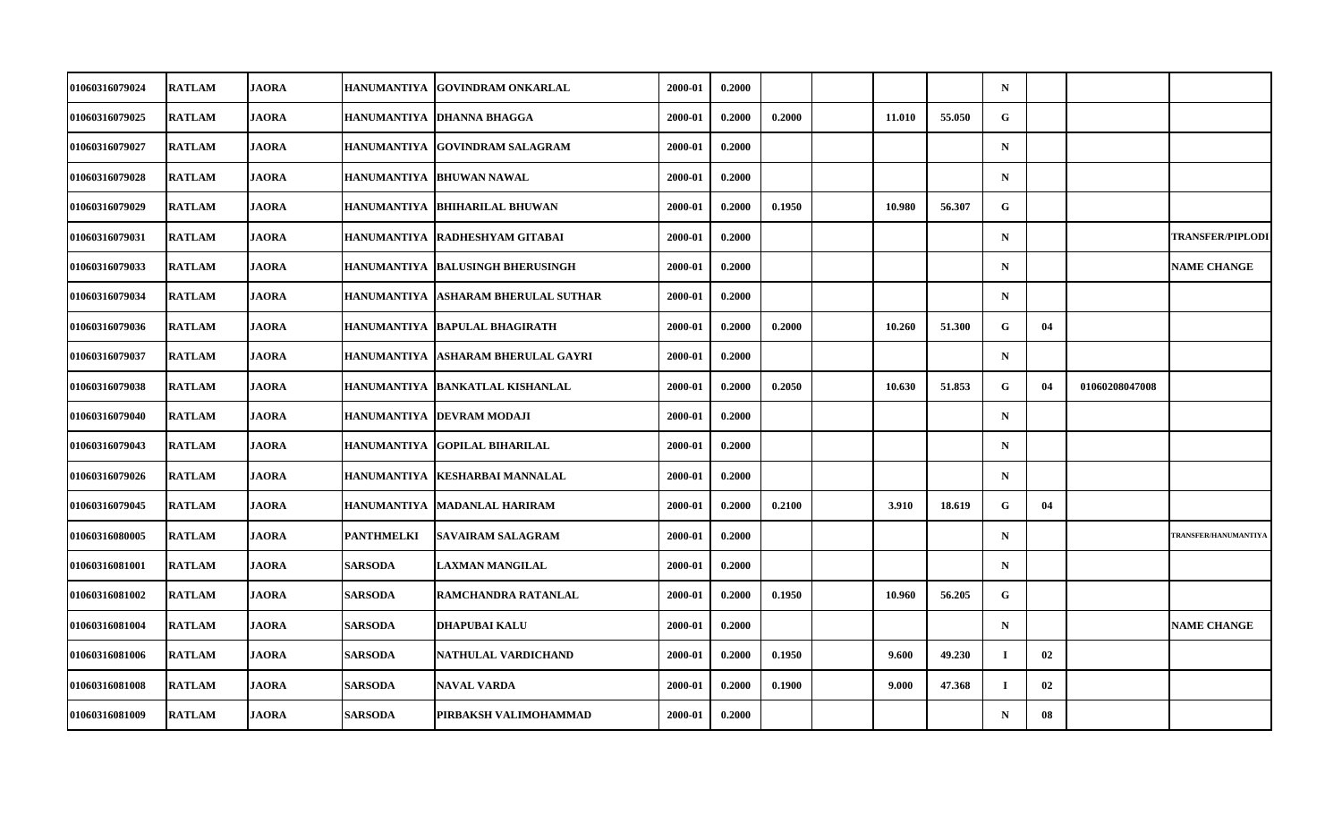| | | | | | | | | | | | | | | |
|---|---|---|---|---|---|---|---|---|---|---|---|---|---|---|
| 01060316079024 | RATLAM | JAORA | HANUMANTIYA | GOVINDRAM ONKARLAL | 2000-01 | 0.2000 | | | | | N | | | |
| 01060316079025 | RATLAM | JAORA | HANUMANTIYA | DHANNA BHAGGA | 2000-01 | 0.2000 | 0.2000 | | 11.010 | 55.050 | G | | | |
| 01060316079027 | RATLAM | JAORA | HANUMANTIYA | GOVINDRAM SALAGRAM | 2000-01 | 0.2000 | | | | | N | | | |
| 01060316079028 | RATLAM | JAORA | HANUMANTIYA | BHUWAN NAWAL | 2000-01 | 0.2000 | | | | | N | | | |
| 01060316079029 | RATLAM | JAORA | HANUMANTIYA | BHIHARILAL BHUWAN | 2000-01 | 0.2000 | 0.1950 | | 10.980 | 56.307 | G | | | |
| 01060316079031 | RATLAM | JAORA | HANUMANTIYA | RADHESHYAM GITABAI | 2000-01 | 0.2000 | | | | | N | | | TRANSFER/PIPLODI |
| 01060316079033 | RATLAM | JAORA | HANUMANTIYA | BALUSINGH BHERUSINGH | 2000-01 | 0.2000 | | | | | N | | | NAME CHANGE |
| 01060316079034 | RATLAM | JAORA | HANUMANTIYA | ASHARAM BHERULAL SUTHAR | 2000-01 | 0.2000 | | | | | N | | | |
| 01060316079036 | RATLAM | JAORA | HANUMANTIYA | BAPULAL BHAGIRATH | 2000-01 | 0.2000 | 0.2000 | | 10.260 | 51.300 | G | 04 | | |
| 01060316079037 | RATLAM | JAORA | HANUMANTIYA | ASHARAM BHERULAL GAYRI | 2000-01 | 0.2000 | | | | | N | | | |
| 01060316079038 | RATLAM | JAORA | HANUMANTIYA | BANKATLAL KISHANLAL | 2000-01 | 0.2000 | 0.2050 | | 10.630 | 51.853 | G | 04 | 01060208047008 | |
| 01060316079040 | RATLAM | JAORA | HANUMANTIYA | DEVRAM MODAJI | 2000-01 | 0.2000 | | | | | N | | | |
| 01060316079043 | RATLAM | JAORA | HANUMANTIYA | GOPILAL BIHARILAL | 2000-01 | 0.2000 | | | | | N | | | |
| 01060316079026 | RATLAM | JAORA | HANUMANTIYA | KESHARBAI MANNALAL | 2000-01 | 0.2000 | | | | | N | | | |
| 01060316079045 | RATLAM | JAORA | HANUMANTIYA | MADANLAL HARIRAM | 2000-01 | 0.2000 | 0.2100 | | 3.910 | 18.619 | G | 04 | | |
| 01060316080005 | RATLAM | JAORA | PANTHMELKI | SAVAIRAM SALAGRAM | 2000-01 | 0.2000 | | | | | N | | | TRANSFER/HANUMANTIYA |
| 01060316081001 | RATLAM | JAORA | SARSODA | LAXMAN MANGILAL | 2000-01 | 0.2000 | | | | | N | | | |
| 01060316081002 | RATLAM | JAORA | SARSODA | RAMCHANDRA RATANLAL | 2000-01 | 0.2000 | 0.1950 | | 10.960 | 56.205 | G | | | |
| 01060316081004 | RATLAM | JAORA | SARSODA | DHAPUBAI KALU | 2000-01 | 0.2000 | | | | | N | | | NAME CHANGE |
| 01060316081006 | RATLAM | JAORA | SARSODA | NATHULAL VARDICHAND | 2000-01 | 0.2000 | 0.1950 | | 9.600 | 49.230 | I | 02 | | |
| 01060316081008 | RATLAM | JAORA | SARSODA | NAVAL VARDA | 2000-01 | 0.2000 | 0.1900 | | 9.000 | 47.368 | I | 02 | | |
| 01060316081009 | RATLAM | JAORA | SARSODA | PIRBAKSH VALIMOHAMMAD | 2000-01 | 0.2000 | | | | | N | 08 | | |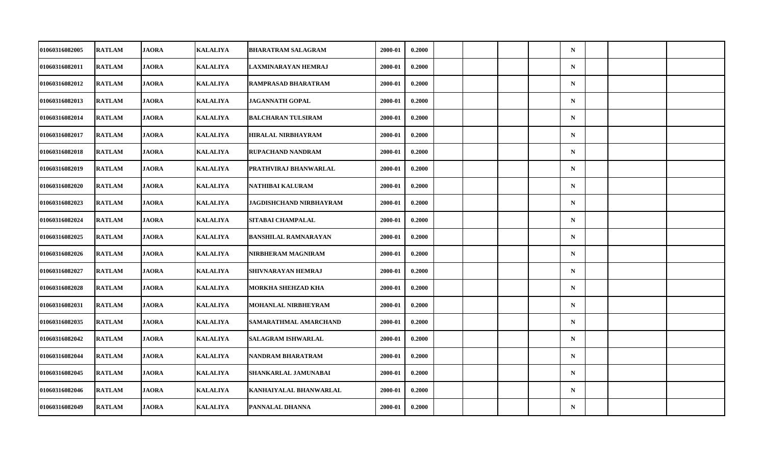| | | | | | | | | | | | | | | |
|---|---|---|---|---|---|---|---|---|---|---|---|---|---|---|
| 01060316082005 | RATLAM | JAORA | KALALIYA | BHARATRAM SALAGRAM | 2000-01 | 0.2000 | | | | | N | | | |
| 01060316082011 | RATLAM | JAORA | KALALIYA | LAXMINARAYAN HEMRAJ | 2000-01 | 0.2000 | | | | | N | | | |
| 01060316082012 | RATLAM | JAORA | KALALIYA | RAMPRASAD BHARATRAM | 2000-01 | 0.2000 | | | | | N | | | |
| 01060316082013 | RATLAM | JAORA | KALALIYA | JAGANNATH GOPAL | 2000-01 | 0.2000 | | | | | N | | | |
| 01060316082014 | RATLAM | JAORA | KALALIYA | BALCHARAN TULSIRAM | 2000-01 | 0.2000 | | | | | N | | | |
| 01060316082017 | RATLAM | JAORA | KALALIYA | HIRALAL NIRBHAYRAM | 2000-01 | 0.2000 | | | | | N | | | |
| 01060316082018 | RATLAM | JAORA | KALALIYA | RUPACHAND NANDRAM | 2000-01 | 0.2000 | | | | | N | | | |
| 01060316082019 | RATLAM | JAORA | KALALIYA | PRATHVIRAJ BHANWARLAL | 2000-01 | 0.2000 | | | | | N | | | |
| 01060316082020 | RATLAM | JAORA | KALALIYA | NATHIBAI KALURAM | 2000-01 | 0.2000 | | | | | N | | | |
| 01060316082023 | RATLAM | JAORA | KALALIYA | JAGDISHCHAND NIRBHAYRAM | 2000-01 | 0.2000 | | | | | N | | | |
| 01060316082024 | RATLAM | JAORA | KALALIYA | SITABAI CHAMPALAL | 2000-01 | 0.2000 | | | | | N | | | |
| 01060316082025 | RATLAM | JAORA | KALALIYA | BANSHILAL RAMNARAYAN | 2000-01 | 0.2000 | | | | | N | | | |
| 01060316082026 | RATLAM | JAORA | KALALIYA | NIRBHERAM MAGNIRAM | 2000-01 | 0.2000 | | | | | N | | | |
| 01060316082027 | RATLAM | JAORA | KALALIYA | SHIVNARAYAN HEMRAJ | 2000-01 | 0.2000 | | | | | N | | | |
| 01060316082028 | RATLAM | JAORA | KALALIYA | MORKHA SHEHZAD KHA | 2000-01 | 0.2000 | | | | | N | | | |
| 01060316082031 | RATLAM | JAORA | KALALIYA | MOHANLAL NIRBHEYRAM | 2000-01 | 0.2000 | | | | | N | | | |
| 01060316082035 | RATLAM | JAORA | KALALIYA | SAMARATHMAL AMARCHAND | 2000-01 | 0.2000 | | | | | N | | | |
| 01060316082042 | RATLAM | JAORA | KALALIYA | SALAGRAM ISHWARLAL | 2000-01 | 0.2000 | | | | | N | | | |
| 01060316082044 | RATLAM | JAORA | KALALIYA | NANDRAM BHARATRAM | 2000-01 | 0.2000 | | | | | N | | | |
| 01060316082045 | RATLAM | JAORA | KALALIYA | SHANKARLAL JAMUNABAI | 2000-01 | 0.2000 | | | | | N | | | |
| 01060316082046 | RATLAM | JAORA | KALALIYA | KANHAIYALAL BHANWARLAL | 2000-01 | 0.2000 | | | | | N | | | |
| 01060316082049 | RATLAM | JAORA | KALALIYA | PANNALAL DHANNA | 2000-01 | 0.2000 | | | | | N | | | |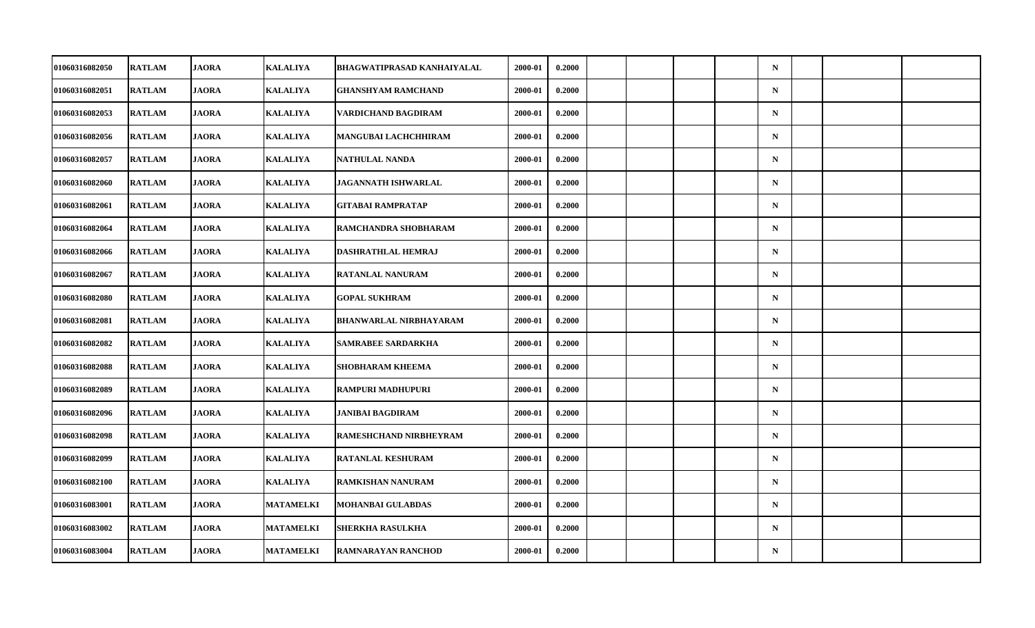| 01060316082050 | RATLAM | JAORA | KALALIYA | BHAGWATIPRASAD KANHAIYALAL | 2000-01 | 0.2000 | | | | | N | | | |
|---|---|---|---|---|---|---|---|---|---|---|---|---|---|---|
| 01060316082051 | RATLAM | JAORA | KALALIYA | GHANSHYAM RAMCHAND | 2000-01 | 0.2000 | | | | | N | | | |
| 01060316082053 | RATLAM | JAORA | KALALIYA | VARDICHAND BAGDIRAM | 2000-01 | 0.2000 | | | | | N | | | |
| 01060316082056 | RATLAM | JAORA | KALALIYA | MANGUBAI LACHCHHIRAM | 2000-01 | 0.2000 | | | | | N | | | |
| 01060316082057 | RATLAM | JAORA | KALALIYA | NATHULAL NANDA | 2000-01 | 0.2000 | | | | | N | | | |
| 01060316082060 | RATLAM | JAORA | KALALIYA | JAGANNATH ISHWARLAL | 2000-01 | 0.2000 | | | | | N | | | |
| 01060316082061 | RATLAM | JAORA | KALALIYA | GITABAI RAMPRATAP | 2000-01 | 0.2000 | | | | | N | | | |
| 01060316082064 | RATLAM | JAORA | KALALIYA | RAMCHANDRA SHOBHARAM | 2000-01 | 0.2000 | | | | | N | | | |
| 01060316082066 | RATLAM | JAORA | KALALIYA | DASHRATHLAL HEMRAJ | 2000-01 | 0.2000 | | | | | N | | | |
| 01060316082067 | RATLAM | JAORA | KALALIYA | RATANLAL NANURAM | 2000-01 | 0.2000 | | | | | N | | | |
| 01060316082080 | RATLAM | JAORA | KALALIYA | GOPAL SUKHRAM | 2000-01 | 0.2000 | | | | | N | | | |
| 01060316082081 | RATLAM | JAORA | KALALIYA | BHANWARLAL NIRBHAYARAM | 2000-01 | 0.2000 | | | | | N | | | |
| 01060316082082 | RATLAM | JAORA | KALALIYA | SAMRABEE SARDARKHA | 2000-01 | 0.2000 | | | | | N | | | |
| 01060316082088 | RATLAM | JAORA | KALALIYA | SHOBHARAM KHEEMA | 2000-01 | 0.2000 | | | | | N | | | |
| 01060316082089 | RATLAM | JAORA | KALALIYA | RAMPURI MADHUPURI | 2000-01 | 0.2000 | | | | | N | | | |
| 01060316082096 | RATLAM | JAORA | KALALIYA | JANIBAI BAGDIRAM | 2000-01 | 0.2000 | | | | | N | | | |
| 01060316082098 | RATLAM | JAORA | KALALIYA | RAMESHCHAND NIRBHEYRAM | 2000-01 | 0.2000 | | | | | N | | | |
| 01060316082099 | RATLAM | JAORA | KALALIYA | RATANLAL KESHURAM | 2000-01 | 0.2000 | | | | | N | | | |
| 01060316082100 | RATLAM | JAORA | KALALIYA | RAMKISHAN NANURAM | 2000-01 | 0.2000 | | | | | N | | | |
| 01060316083001 | RATLAM | JAORA | MATAMELKI | MOHANBAI GULABDAS | 2000-01 | 0.2000 | | | | | N | | | |
| 01060316083002 | RATLAM | JAORA | MATAMELKI | SHERKHA RASULKHA | 2000-01 | 0.2000 | | | | | N | | | |
| 01060316083004 | RATLAM | JAORA | MATAMELKI | RAMNARAYAN RANCHOD | 2000-01 | 0.2000 | | | | | N | | | |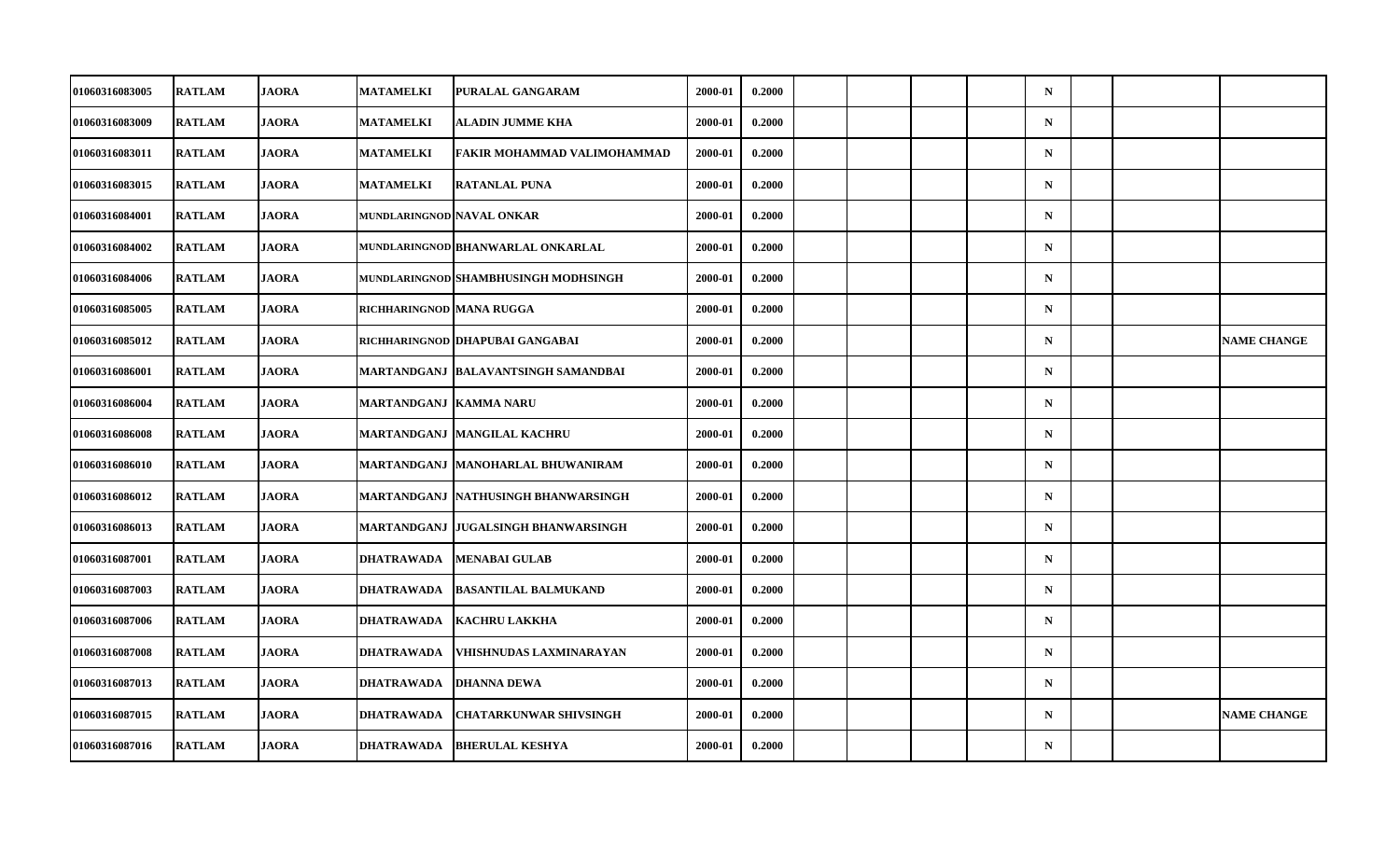| | | | | | | | | | | | | | | |
|---|---|---|---|---|---|---|---|---|---|---|---|---|---|---|
| 01060316083005 | RATLAM | JAORA | MATAMELKI | PURALAL GANGARAM | 2000-01 | 0.2000 | | | | | N | | | |
| 01060316083009 | RATLAM | JAORA | MATAMELKI | ALADIN JUMME KHA | 2000-01 | 0.2000 | | | | | N | | | |
| 01060316083011 | RATLAM | JAORA | MATAMELKI | FAKIR MOHAMMAD VALIMOHAMMAD | 2000-01 | 0.2000 | | | | | N | | | |
| 01060316083015 | RATLAM | JAORA | MATAMELKI | RATANLAL PUNA | 2000-01 | 0.2000 | | | | | N | | | |
| 01060316084001 | RATLAM | JAORA | MUNDLARINGNOD | NAVAL ONKAR | 2000-01 | 0.2000 | | | | | N | | | |
| 01060316084002 | RATLAM | JAORA | MUNDLARINGNOD | BHANWARLAL ONKARLAL | 2000-01 | 0.2000 | | | | | N | | | |
| 01060316084006 | RATLAM | JAORA | MUNDLARINGNOD | SHAMBHUSINGH MODHSINGH | 2000-01 | 0.2000 | | | | | N | | | |
| 01060316085005 | RATLAM | JAORA | RICHHARINGNOD | MANA RUGGA | 2000-01 | 0.2000 | | | | | N | | | |
| 01060316085012 | RATLAM | JAORA | RICHHARINGNOD | DHAPUBAI GANGABAI | 2000-01 | 0.2000 | | | | | N | | | NAME CHANGE |
| 01060316086001 | RATLAM | JAORA | MARTANDGANJ | BALAVANTSINGH SAMANDBAI | 2000-01 | 0.2000 | | | | | N | | | |
| 01060316086004 | RATLAM | JAORA | MARTANDGANJ | KAMMA NARU | 2000-01 | 0.2000 | | | | | N | | | |
| 01060316086008 | RATLAM | JAORA | MARTANDGANJ | MANGILAL KACHRU | 2000-01 | 0.2000 | | | | | N | | | |
| 01060316086010 | RATLAM | JAORA | MARTANDGANJ | MANOHARLAL BHUWANIRAM | 2000-01 | 0.2000 | | | | | N | | | |
| 01060316086012 | RATLAM | JAORA | MARTANDGANJ | NATHUSINGH BHANWARSINGH | 2000-01 | 0.2000 | | | | | N | | | |
| 01060316086013 | RATLAM | JAORA | MARTANDGANJ | JUGALSINGH BHANWARSINGH | 2000-01 | 0.2000 | | | | | N | | | |
| 01060316087001 | RATLAM | JAORA | DHATRAWADA | MENABAI GULAB | 2000-01 | 0.2000 | | | | | N | | | |
| 01060316087003 | RATLAM | JAORA | DHATRAWADA | BASANTILAL BALMUKAND | 2000-01 | 0.2000 | | | | | N | | | |
| 01060316087006 | RATLAM | JAORA | DHATRAWADA | KACHRU LAKKHA | 2000-01 | 0.2000 | | | | | N | | | |
| 01060316087008 | RATLAM | JAORA | DHATRAWADA | VHISHNUDAS LAXMINARAYAN | 2000-01 | 0.2000 | | | | | N | | | |
| 01060316087013 | RATLAM | JAORA | DHATRAWADA | DHANNA DEWA | 2000-01 | 0.2000 | | | | | N | | | |
| 01060316087015 | RATLAM | JAORA | DHATRAWADA | CHATARKUNWAR SHIVSINGH | 2000-01 | 0.2000 | | | | | N | | | NAME CHANGE |
| 01060316087016 | RATLAM | JAORA | DHATRAWADA | BHERULAL KESHYA | 2000-01 | 0.2000 | | | | | N | | | |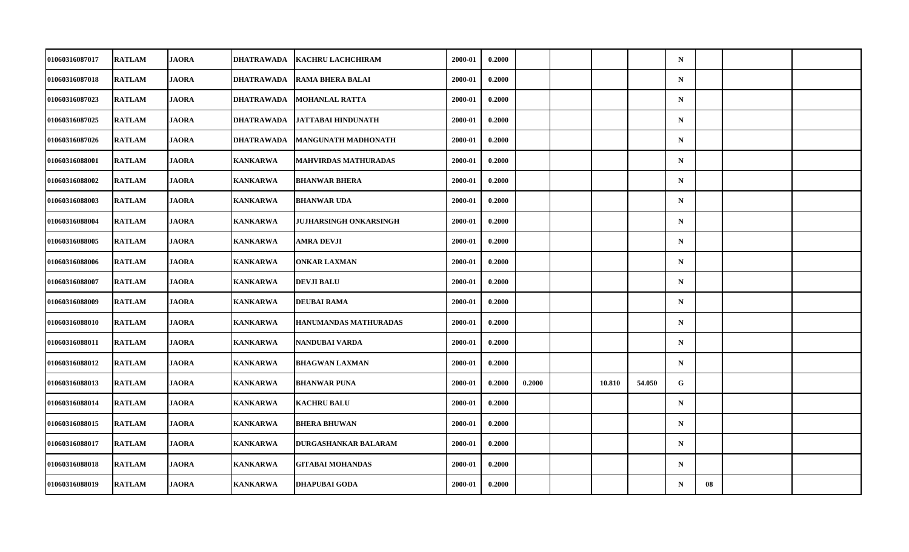| | | | | | | | | | | | | | | |
|---|---|---|---|---|---|---|---|---|---|---|---|---|---|---|
| 01060316087017 | RATLAM | JAORA | DHATRAWADA | KACHRU LACHCHIRAM | 2000-01 | 0.2000 | | | | | N | | | |
| 01060316087018 | RATLAM | JAORA | DHATRAWADA | RAMA BHERA BALAI | 2000-01 | 0.2000 | | | | | N | | | |
| 01060316087023 | RATLAM | JAORA | DHATRAWADA | MOHANLAL RATTA | 2000-01 | 0.2000 | | | | | N | | | |
| 01060316087025 | RATLAM | JAORA | DHATRAWADA | JATTABAI HINDUNATH | 2000-01 | 0.2000 | | | | | N | | | |
| 01060316087026 | RATLAM | JAORA | DHATRAWADA | MANGUNATH MADHONATH | 2000-01 | 0.2000 | | | | | N | | | |
| 01060316088001 | RATLAM | JAORA | KANKARWA | MAHVIRDAS MATHURADAS | 2000-01 | 0.2000 | | | | | N | | | |
| 01060316088002 | RATLAM | JAORA | KANKARWA | BHANWAR BHERA | 2000-01 | 0.2000 | | | | | N | | | |
| 01060316088003 | RATLAM | JAORA | KANKARWA | BHANWAR UDA | 2000-01 | 0.2000 | | | | | N | | | |
| 01060316088004 | RATLAM | JAORA | KANKARWA | JUJHARSINGH ONKARSINGH | 2000-01 | 0.2000 | | | | | N | | | |
| 01060316088005 | RATLAM | JAORA | KANKARWA | AMRA DEVJI | 2000-01 | 0.2000 | | | | | N | | | |
| 01060316088006 | RATLAM | JAORA | KANKARWA | ONKAR LAXMAN | 2000-01 | 0.2000 | | | | | N | | | |
| 01060316088007 | RATLAM | JAORA | KANKARWA | DEVJI BALU | 2000-01 | 0.2000 | | | | | N | | | |
| 01060316088009 | RATLAM | JAORA | KANKARWA | DEUBAI RAMA | 2000-01 | 0.2000 | | | | | N | | | |
| 01060316088010 | RATLAM | JAORA | KANKARWA | HANUMANDAS MATHURADAS | 2000-01 | 0.2000 | | | | | N | | | |
| 01060316088011 | RATLAM | JAORA | KANKARWA | NANDUBAI VARDA | 2000-01 | 0.2000 | | | | | N | | | |
| 01060316088012 | RATLAM | JAORA | KANKARWA | BHAGWAN LAXMAN | 2000-01 | 0.2000 | | | | | N | | | |
| 01060316088013 | RATLAM | JAORA | KANKARWA | BHANWAR PUNA | 2000-01 | 0.2000 | 0.2000 | | 10.810 | 54.050 | G | | | |
| 01060316088014 | RATLAM | JAORA | KANKARWA | KACHRU BALU | 2000-01 | 0.2000 | | | | | N | | | |
| 01060316088015 | RATLAM | JAORA | KANKARWA | BHERA BHUWAN | 2000-01 | 0.2000 | | | | | N | | | |
| 01060316088017 | RATLAM | JAORA | KANKARWA | DURGASHANKAR BALARAM | 2000-01 | 0.2000 | | | | | N | | | |
| 01060316088018 | RATLAM | JAORA | KANKARWA | GITABAI MOHANDAS | 2000-01 | 0.2000 | | | | | N | | | |
| 01060316088019 | RATLAM | JAORA | KANKARWA | DHAPUBAI GODA | 2000-01 | 0.2000 | | | | | N | 08 | | |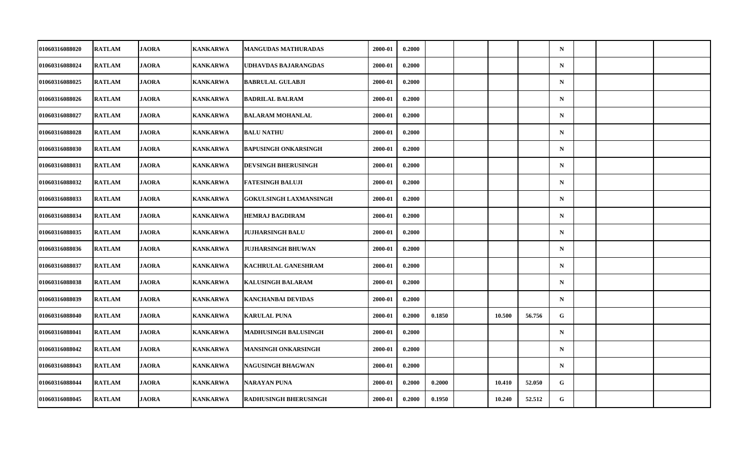| 01060316088020 | RATLAM | JAORA | KANKARWA | MANGUDAS MATHURADAS | 2000-01 | 0.2000 | | | | | N | | | |
|---|---|---|---|---|---|---|---|---|---|---|---|---|---|---|
| 01060316088024 | RATLAM | JAORA | KANKARWA | UDHAVDAS BAJARANGDAS | 2000-01 | 0.2000 | | | | | N | | | |
| 01060316088025 | RATLAM | JAORA | KANKARWA | BABRULAL GULABJI | 2000-01 | 0.2000 | | | | | N | | | |
| 01060316088026 | RATLAM | JAORA | KANKARWA | BADRILAL BALRAM | 2000-01 | 0.2000 | | | | | N | | | |
| 01060316088027 | RATLAM | JAORA | KANKARWA | BALARAM MOHANLAL | 2000-01 | 0.2000 | | | | | N | | | |
| 01060316088028 | RATLAM | JAORA | KANKARWA | BALU NATHU | 2000-01 | 0.2000 | | | | | N | | | |
| 01060316088030 | RATLAM | JAORA | KANKARWA | BAPUSINGH ONKARSINGH | 2000-01 | 0.2000 | | | | | N | | | |
| 01060316088031 | RATLAM | JAORA | KANKARWA | DEVSINGH BHERUSINGH | 2000-01 | 0.2000 | | | | | N | | | |
| 01060316088032 | RATLAM | JAORA | KANKARWA | FATESINGH BALUJI | 2000-01 | 0.2000 | | | | | N | | | |
| 01060316088033 | RATLAM | JAORA | KANKARWA | GOKULSINGH LAXMANSINGH | 2000-01 | 0.2000 | | | | | N | | | |
| 01060316088034 | RATLAM | JAORA | KANKARWA | HEMRAJ BAGDIRAM | 2000-01 | 0.2000 | | | | | N | | | |
| 01060316088035 | RATLAM | JAORA | KANKARWA | JUJHARSINGH BALU | 2000-01 | 0.2000 | | | | | N | | | |
| 01060316088036 | RATLAM | JAORA | KANKARWA | JUJHARSINGH BHUWAN | 2000-01 | 0.2000 | | | | | N | | | |
| 01060316088037 | RATLAM | JAORA | KANKARWA | KACHRULAL GANESHRAM | 2000-01 | 0.2000 | | | | | N | | | |
| 01060316088038 | RATLAM | JAORA | KANKARWA | KALUSINGH BALARAM | 2000-01 | 0.2000 | | | | | N | | | |
| 01060316088039 | RATLAM | JAORA | KANKARWA | KANCHANBAI DEVIDAS | 2000-01 | 0.2000 | | | | | N | | | |
| 01060316088040 | RATLAM | JAORA | KANKARWA | KARULAL PUNA | 2000-01 | 0.2000 | 0.1850 | | 10.500 | 56.756 | G | | | |
| 01060316088041 | RATLAM | JAORA | KANKARWA | MADHUSINGH BALUSINGH | 2000-01 | 0.2000 | | | | | N | | | |
| 01060316088042 | RATLAM | JAORA | KANKARWA | MANSINGH ONKARSINGH | 2000-01 | 0.2000 | | | | | N | | | |
| 01060316088043 | RATLAM | JAORA | KANKARWA | NAGUSINGH BHAGWAN | 2000-01 | 0.2000 | | | | | N | | | |
| 01060316088044 | RATLAM | JAORA | KANKARWA | NARAYAN PUNA | 2000-01 | 0.2000 | 0.2000 | | 10.410 | 52.050 | G | | | |
| 01060316088045 | RATLAM | JAORA | KANKARWA | RADHUSINGH BHERUSINGH | 2000-01 | 0.2000 | 0.1950 | | 10.240 | 52.512 | G | | | |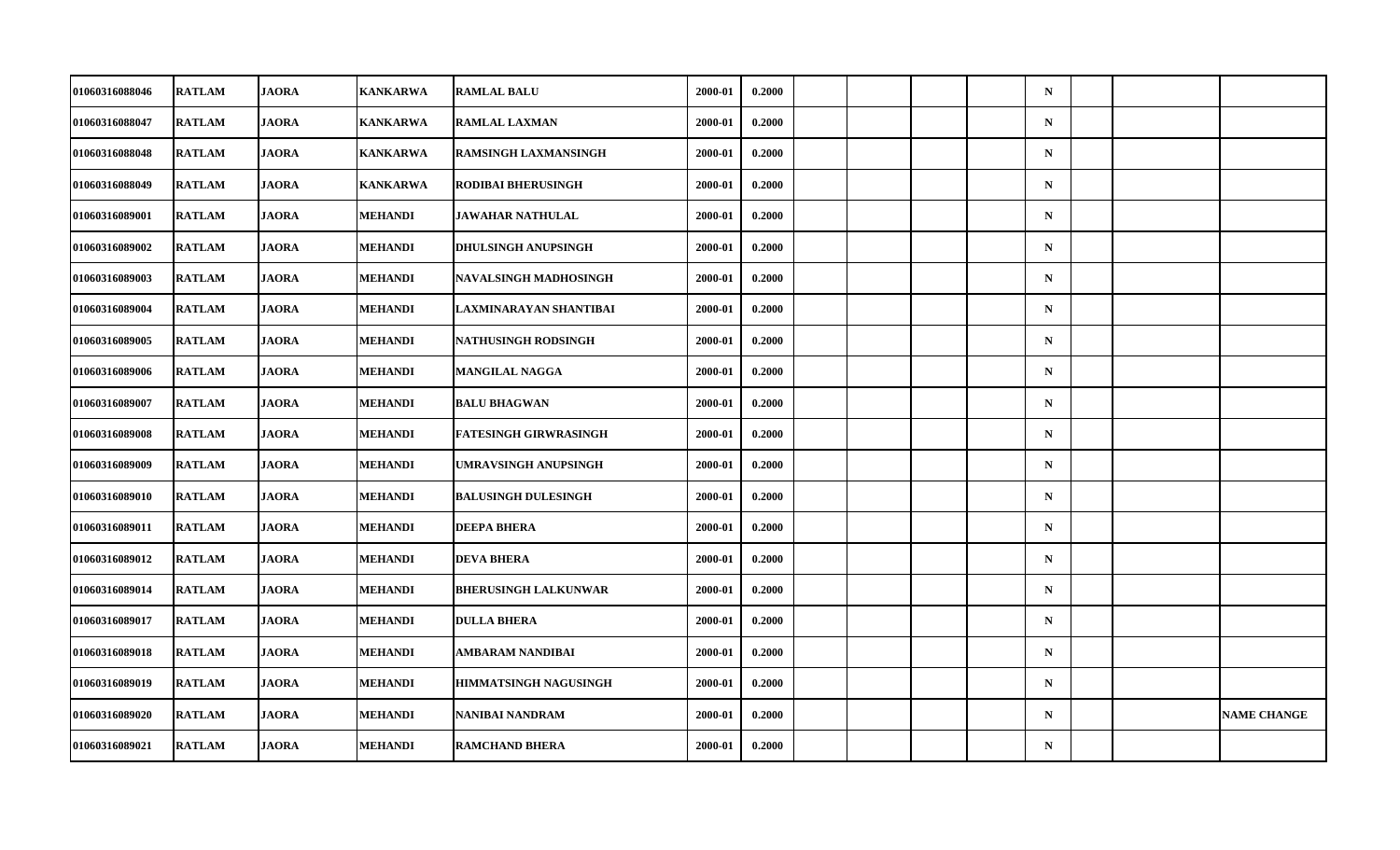| | | | | | | | | | | | | | | |
|---|---|---|---|---|---|---|---|---|---|---|---|---|---|---|
| 01060316088046 | RATLAM | JAORA | KANKARWA | RAMLAL BALU | 2000-01 | 0.2000 | | | | | N | | | |
| 01060316088047 | RATLAM | JAORA | KANKARWA | RAMLAL LAXMAN | 2000-01 | 0.2000 | | | | | N | | | |
| 01060316088048 | RATLAM | JAORA | KANKARWA | RAMSINGH LAXMANSINGH | 2000-01 | 0.2000 | | | | | N | | | |
| 01060316088049 | RATLAM | JAORA | KANKARWA | RODIBAI BHERUSINGH | 2000-01 | 0.2000 | | | | | N | | | |
| 01060316089001 | RATLAM | JAORA | MEHANDI | JAWAHAR NATHULAL | 2000-01 | 0.2000 | | | | | N | | | |
| 01060316089002 | RATLAM | JAORA | MEHANDI | DHULSINGH ANUPSINGH | 2000-01 | 0.2000 | | | | | N | | | |
| 01060316089003 | RATLAM | JAORA | MEHANDI | NAVALSINGH MADHOSINGH | 2000-01 | 0.2000 | | | | | N | | | |
| 01060316089004 | RATLAM | JAORA | MEHANDI | LAXMINARAYAN SHANTIBAI | 2000-01 | 0.2000 | | | | | N | | | |
| 01060316089005 | RATLAM | JAORA | MEHANDI | NATHUSINGH RODSINGH | 2000-01 | 0.2000 | | | | | N | | | |
| 01060316089006 | RATLAM | JAORA | MEHANDI | MANGILAL NAGGA | 2000-01 | 0.2000 | | | | | N | | | |
| 01060316089007 | RATLAM | JAORA | MEHANDI | BALU BHAGWAN | 2000-01 | 0.2000 | | | | | N | | | |
| 01060316089008 | RATLAM | JAORA | MEHANDI | FATESINGH GIRWRASINGH | 2000-01 | 0.2000 | | | | | N | | | |
| 01060316089009 | RATLAM | JAORA | MEHANDI | UMRAVSINGH ANUPSINGH | 2000-01 | 0.2000 | | | | | N | | | |
| 01060316089010 | RATLAM | JAORA | MEHANDI | BALUSINGH DULESINGH | 2000-01 | 0.2000 | | | | | N | | | |
| 01060316089011 | RATLAM | JAORA | MEHANDI | DEEPA BHERA | 2000-01 | 0.2000 | | | | | N | | | |
| 01060316089012 | RATLAM | JAORA | MEHANDI | DEVA BHERA | 2000-01 | 0.2000 | | | | | N | | | |
| 01060316089014 | RATLAM | JAORA | MEHANDI | BHERUSINGH LALKUNWAR | 2000-01 | 0.2000 | | | | | N | | | |
| 01060316089017 | RATLAM | JAORA | MEHANDI | DULLA BHERA | 2000-01 | 0.2000 | | | | | N | | | |
| 01060316089018 | RATLAM | JAORA | MEHANDI | AMBARAM NANDIBAI | 2000-01 | 0.2000 | | | | | N | | | |
| 01060316089019 | RATLAM | JAORA | MEHANDI | HIMMATSINGH NAGUSINGH | 2000-01 | 0.2000 | | | | | N | | | |
| 01060316089020 | RATLAM | JAORA | MEHANDI | NANIBAI NANDRAM | 2000-01 | 0.2000 | | | | | N | | | NAME CHANGE |
| 01060316089021 | RATLAM | JAORA | MEHANDI | RAMCHAND BHERA | 2000-01 | 0.2000 | | | | | N | | | |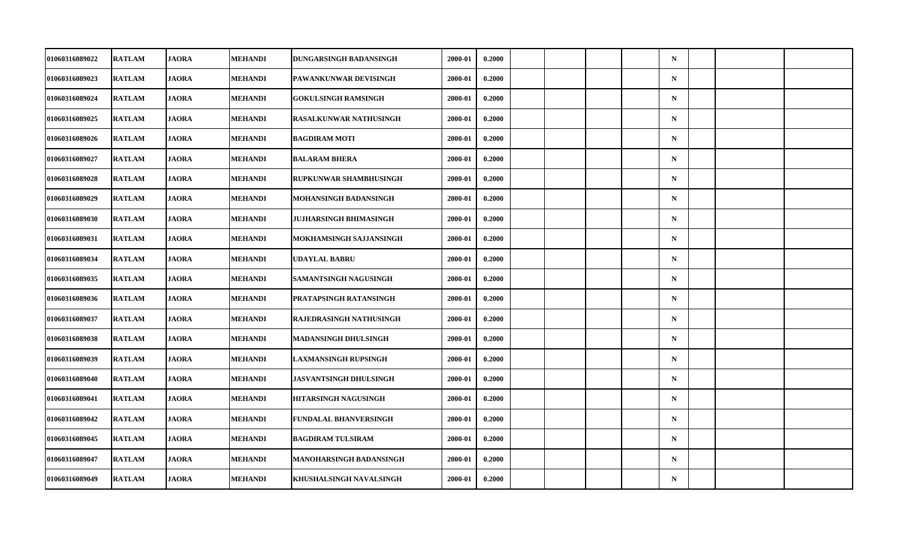| | | | | | | | | | | | | | | |
|---|---|---|---|---|---|---|---|---|---|---|---|---|---|---|
| 01060316089022 | RATLAM | JAORA | MEHANDI | DUNGARSINGH BADANSINGH | 2000-01 | 0.2000 | | | | | N | | | |
| 01060316089023 | RATLAM | JAORA | MEHANDI | PAWANKUNWAR DEVISINGH | 2000-01 | 0.2000 | | | | | N | | | |
| 01060316089024 | RATLAM | JAORA | MEHANDI | GOKULSINGH RAMSINGH | 2000-01 | 0.2000 | | | | | N | | | |
| 01060316089025 | RATLAM | JAORA | MEHANDI | RASALKUNWAR NATHUSINGH | 2000-01 | 0.2000 | | | | | N | | | |
| 01060316089026 | RATLAM | JAORA | MEHANDI | BAGDIRAM MOTI | 2000-01 | 0.2000 | | | | | N | | | |
| 01060316089027 | RATLAM | JAORA | MEHANDI | BALARAM BHERA | 2000-01 | 0.2000 | | | | | N | | | |
| 01060316089028 | RATLAM | JAORA | MEHANDI | RUPKUNWAR SHAMBHUSINGH | 2000-01 | 0.2000 | | | | | N | | | |
| 01060316089029 | RATLAM | JAORA | MEHANDI | MOHANSINGH BADANSINGH | 2000-01 | 0.2000 | | | | | N | | | |
| 01060316089030 | RATLAM | JAORA | MEHANDI | JUJHARSINGH BHIMASINGH | 2000-01 | 0.2000 | | | | | N | | | |
| 01060316089031 | RATLAM | JAORA | MEHANDI | MOKHAMSINGH SAJJANSINGH | 2000-01 | 0.2000 | | | | | N | | | |
| 01060316089034 | RATLAM | JAORA | MEHANDI | UDAYLAL BABRU | 2000-01 | 0.2000 | | | | | N | | | |
| 01060316089035 | RATLAM | JAORA | MEHANDI | SAMANTSINGH NAGUSINGH | 2000-01 | 0.2000 | | | | | N | | | |
| 01060316089036 | RATLAM | JAORA | MEHANDI | PRATAPSINGH RATANSINGH | 2000-01 | 0.2000 | | | | | N | | | |
| 01060316089037 | RATLAM | JAORA | MEHANDI | RAJEDRASINGH NATHUSINGH | 2000-01 | 0.2000 | | | | | N | | | |
| 01060316089038 | RATLAM | JAORA | MEHANDI | MADANSINGH DHULSINGH | 2000-01 | 0.2000 | | | | | N | | | |
| 01060316089039 | RATLAM | JAORA | MEHANDI | LAXMANSINGH RUPSINGH | 2000-01 | 0.2000 | | | | | N | | | |
| 01060316089040 | RATLAM | JAORA | MEHANDI | JASVANTSINGH DHULSINGH | 2000-01 | 0.2000 | | | | | N | | | |
| 01060316089041 | RATLAM | JAORA | MEHANDI | HITARSINGH NAGUSINGH | 2000-01 | 0.2000 | | | | | N | | | |
| 01060316089042 | RATLAM | JAORA | MEHANDI | FUNDALAL BHANVERSINGH | 2000-01 | 0.2000 | | | | | N | | | |
| 01060316089045 | RATLAM | JAORA | MEHANDI | BAGDIRAM TULSIRAM | 2000-01 | 0.2000 | | | | | N | | | |
| 01060316089047 | RATLAM | JAORA | MEHANDI | MANOHARSINGH BADANSINGH | 2000-01 | 0.2000 | | | | | N | | | |
| 01060316089049 | RATLAM | JAORA | MEHANDI | KHUSHALSINGH NAVALSINGH | 2000-01 | 0.2000 | | | | | N | | | |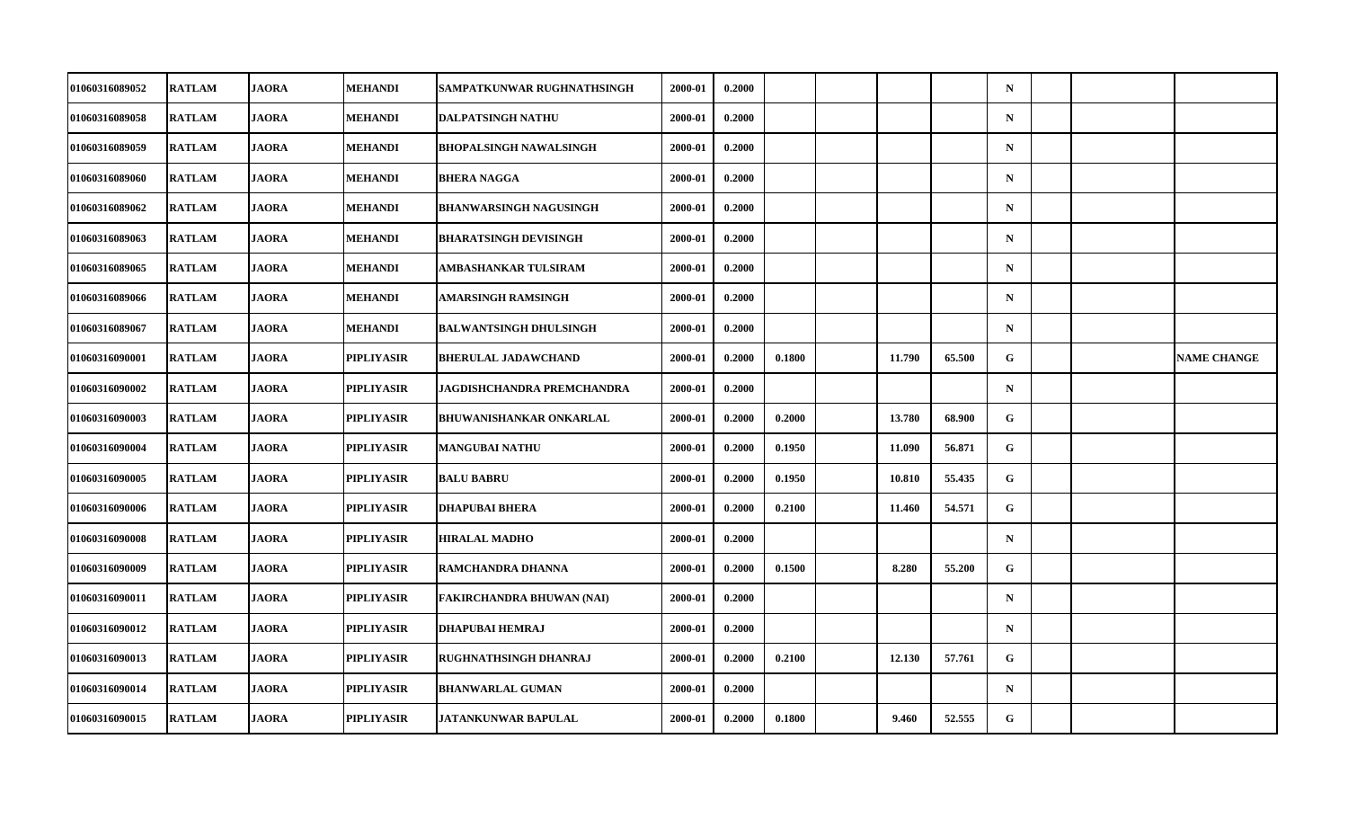| | | | | | | | | | | | | | | | |
|---|---|---|---|---|---|---|---|---|---|---|---|---|---|---|---|
| 01060316089052 | RATLAM | JAORA | MEHANDI | SAMPATKUNWAR RUGHNATHSINGH | 2000-01 | 0.2000 | | | | | N | | | |
| 01060316089058 | RATLAM | JAORA | MEHANDI | DALPATSINGH NATHU | 2000-01 | 0.2000 | | | | | N | | | |
| 01060316089059 | RATLAM | JAORA | MEHANDI | BHOPALSINGH NAWALSINGH | 2000-01 | 0.2000 | | | | | N | | | |
| 01060316089060 | RATLAM | JAORA | MEHANDI | BHERA NAGGA | 2000-01 | 0.2000 | | | | | N | | | |
| 01060316089062 | RATLAM | JAORA | MEHANDI | BHANWARSINGH NAGUSINGH | 2000-01 | 0.2000 | | | | | N | | | |
| 01060316089063 | RATLAM | JAORA | MEHANDI | BHARATSINGH DEVISINGH | 2000-01 | 0.2000 | | | | | N | | | |
| 01060316089065 | RATLAM | JAORA | MEHANDI | AMBASHANKAR TULSIRAM | 2000-01 | 0.2000 | | | | | N | | | |
| 01060316089066 | RATLAM | JAORA | MEHANDI | AMARSINGH RAMSINGH | 2000-01 | 0.2000 | | | | | N | | | |
| 01060316089067 | RATLAM | JAORA | MEHANDI | BALWANTSINGH DHULSINGH | 2000-01 | 0.2000 | | | | | N | | | |
| 01060316090001 | RATLAM | JAORA | PIPLIYASIR | BHERULAL JADAWCHAND | 2000-01 | 0.2000 | 0.1800 | | 11.790 | 65.500 | G | | | NAME CHANGE |
| 01060316090002 | RATLAM | JAORA | PIPLIYASIR | JAGDISHCHANDRA PREMCHANDRA | 2000-01 | 0.2000 | | | | | N | | | |
| 01060316090003 | RATLAM | JAORA | PIPLIYASIR | BHUWANISHANKAR ONKARLAL | 2000-01 | 0.2000 | 0.2000 | | 13.780 | 68.900 | G | | | |
| 01060316090004 | RATLAM | JAORA | PIPLIYASIR | MANGUBAI NATHU | 2000-01 | 0.2000 | 0.1950 | | 11.090 | 56.871 | G | | | |
| 01060316090005 | RATLAM | JAORA | PIPLIYASIR | BALU BABRU | 2000-01 | 0.2000 | 0.1950 | | 10.810 | 55.435 | G | | | |
| 01060316090006 | RATLAM | JAORA | PIPLIYASIR | DHAPUBAI BHERA | 2000-01 | 0.2000 | 0.2100 | | 11.460 | 54.571 | G | | | |
| 01060316090008 | RATLAM | JAORA | PIPLIYASIR | HIRALAL MADHO | 2000-01 | 0.2000 | | | | | N | | | |
| 01060316090009 | RATLAM | JAORA | PIPLIYASIR | RAMCHANDRA DHANNA | 2000-01 | 0.2000 | 0.1500 | | 8.280 | 55.200 | G | | | |
| 01060316090011 | RATLAM | JAORA | PIPLIYASIR | FAKIRCHANDRA BHUWAN (NAI) | 2000-01 | 0.2000 | | | | | N | | | |
| 01060316090012 | RATLAM | JAORA | PIPLIYASIR | DHAPUBAI HEMRAJ | 2000-01 | 0.2000 | | | | | N | | | |
| 01060316090013 | RATLAM | JAORA | PIPLIYASIR | RUGHNATHSINGH DHANRAJ | 2000-01 | 0.2000 | 0.2100 | | 12.130 | 57.761 | G | | | |
| 01060316090014 | RATLAM | JAORA | PIPLIYASIR | BHANWARLAL GUMAN | 2000-01 | 0.2000 | | | | | N | | | |
| 01060316090015 | RATLAM | JAORA | PIPLIYASIR | JATANKUNWAR BAPULAL | 2000-01 | 0.2000 | 0.1800 | | 9.460 | 52.555 | G | | | |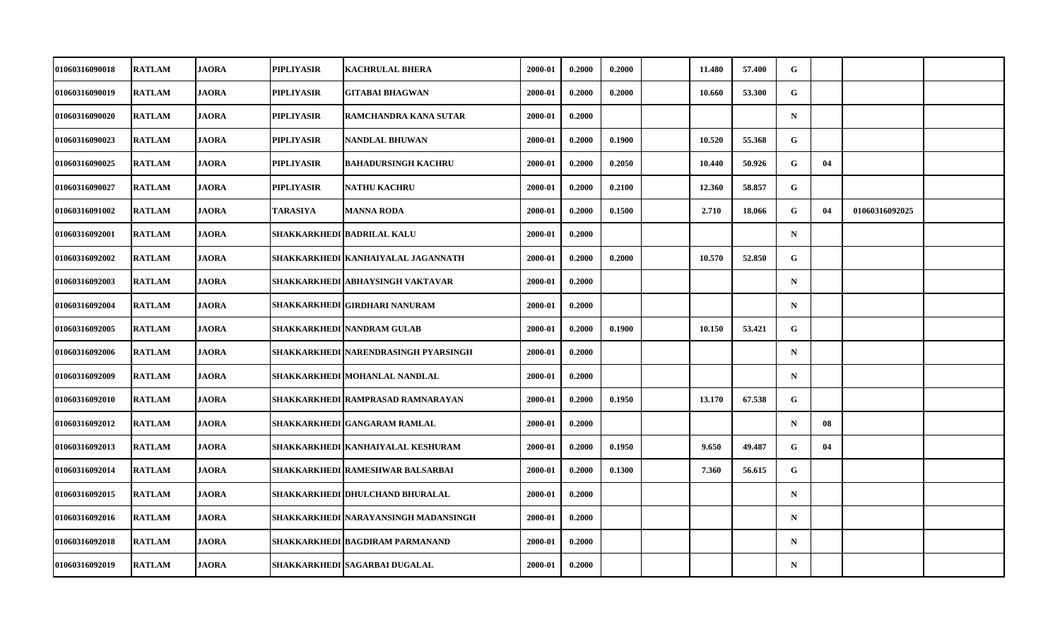| | | | | | | | | | | | | | | |
|---|---|---|---|---|---|---|---|---|---|---|---|---|---|---|
| 01060316090018 | RATLAM | JAORA | PIPLIYASIR | KACHRULAL BHERA | 2000-01 | 0.2000 | 0.2000 | | 11.480 | 57.400 | G | | | |
| 01060316090019 | RATLAM | JAORA | PIPLIYASIR | GITABAI BHAGWAN | 2000-01 | 0.2000 | 0.2000 | | 10.660 | 53.300 | G | | | |
| 01060316090020 | RATLAM | JAORA | PIPLIYASIR | RAMCHANDRA KANA SUTAR | 2000-01 | 0.2000 | | | | | N | | | |
| 01060316090023 | RATLAM | JAORA | PIPLIYASIR | NANDLAL BHUWAN | 2000-01 | 0.2000 | 0.1900 | | 10.520 | 55.368 | G | | | |
| 01060316090025 | RATLAM | JAORA | PIPLIYASIR | BAHADURSINGH KACHRU | 2000-01 | 0.2000 | 0.2050 | | 10.440 | 50.926 | G | 04 | | |
| 01060316090027 | RATLAM | JAORA | PIPLIYASIR | NATHU KACHRU | 2000-01 | 0.2000 | 0.2100 | | 12.360 | 58.857 | G | | | |
| 01060316091002 | RATLAM | JAORA | TARASIYA | MANNA RODA | 2000-01 | 0.2000 | 0.1500 | | 2.710 | 18.066 | G | 04 | 01060316092025 | |
| 01060316092001 | RATLAM | JAORA | SHAKKARKHEDI | BADRILAL KALU | 2000-01 | 0.2000 | | | | | N | | | |
| 01060316092002 | RATLAM | JAORA | SHAKKARKHEDI | KANHAIYALAL JAGANNATH | 2000-01 | 0.2000 | 0.2000 | | 10.570 | 52.850 | G | | | |
| 01060316092003 | RATLAM | JAORA | SHAKKARKHEDI | ABHAYSINGH VAKTAVAR | 2000-01 | 0.2000 | | | | | N | | | |
| 01060316092004 | RATLAM | JAORA | SHAKKARKHEDI | GIRDHARI NANURAM | 2000-01 | 0.2000 | | | | | N | | | |
| 01060316092005 | RATLAM | JAORA | SHAKKARKHEDI | NANDRAM GULAB | 2000-01 | 0.2000 | 0.1900 | | 10.150 | 53.421 | G | | | |
| 01060316092006 | RATLAM | JAORA | SHAKKARKHEDI | NARENDRASINGH PYARSINGH | 2000-01 | 0.2000 | | | | | N | | | |
| 01060316092009 | RATLAM | JAORA | SHAKKARKHEDI | MOHANLAL NANDLAL | 2000-01 | 0.2000 | | | | | N | | | |
| 01060316092010 | RATLAM | JAORA | SHAKKARKHEDI | RAMPRASAD RAMNARAYAN | 2000-01 | 0.2000 | 0.1950 | | 13.170 | 67.538 | G | | | |
| 01060316092012 | RATLAM | JAORA | SHAKKARKHEDI | GANGARAM RAMLAL | 2000-01 | 0.2000 | | | | | N | 08 | | |
| 01060316092013 | RATLAM | JAORA | SHAKKARKHEDI | KANHAIYALAL KESHURAM | 2000-01 | 0.2000 | 0.1950 | | 9.650 | 49.487 | G | 04 | | |
| 01060316092014 | RATLAM | JAORA | SHAKKARKHEDI | RAMESHWAR BALSARBAI | 2000-01 | 0.2000 | 0.1300 | | 7.360 | 56.615 | G | | | |
| 01060316092015 | RATLAM | JAORA | SHAKKARKHEDI | DHULCHAND BHURALAL | 2000-01 | 0.2000 | | | | | N | | | |
| 01060316092016 | RATLAM | JAORA | SHAKKARKHEDI | NARAYANSINGH MADANSINGH | 2000-01 | 0.2000 | | | | | N | | | |
| 01060316092018 | RATLAM | JAORA | SHAKKARKHEDI | BAGDIRAM PARMANAND | 2000-01 | 0.2000 | | | | | N | | | |
| 01060316092019 | RATLAM | JAORA | SHAKKARKHEDI | SAGARBAI DUGALAL | 2000-01 | 0.2000 | | | | | N | | | |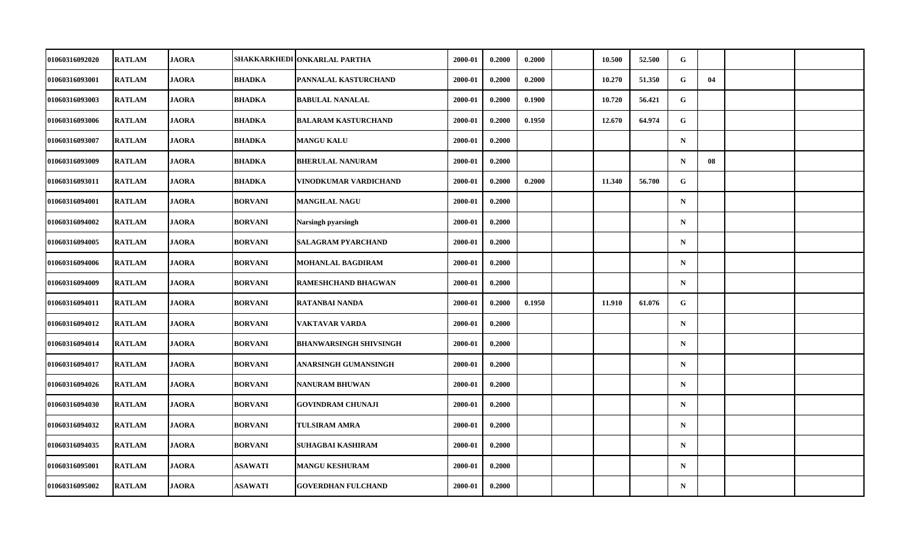| | | | | | | | | | | | | | | | |
|---|---|---|---|---|---|---|---|---|---|---|---|---|---|---|---|
| 01060316092020 | RATLAM | JAORA | SHAKKARKHEDI | ONKARLAL PARTHA | 2000-01 | 0.2000 | 0.2000 | | 10.500 | 52.500 | G | | | |
| 01060316093001 | RATLAM | JAORA | BHADKA | PANNALAL KASTURCHAND | 2000-01 | 0.2000 | 0.2000 | | 10.270 | 51.350 | G | 04 | | |
| 01060316093003 | RATLAM | JAORA | BHADKA | BABULAL NANALAL | 2000-01 | 0.2000 | 0.1900 | | 10.720 | 56.421 | G | | | |
| 01060316093006 | RATLAM | JAORA | BHADKA | BALARAM KASTURCHAND | 2000-01 | 0.2000 | 0.1950 | | 12.670 | 64.974 | G | | | |
| 01060316093007 | RATLAM | JAORA | BHADKA | MANGU KALU | 2000-01 | 0.2000 | | | | | N | | | |
| 01060316093009 | RATLAM | JAORA | BHADKA | BHERULAL NANURAM | 2000-01 | 0.2000 | | | | | N | 08 | | |
| 01060316093011 | RATLAM | JAORA | BHADKA | VINODKUMAR VARDICHAND | 2000-01 | 0.2000 | 0.2000 | | 11.340 | 56.700 | G | | | |
| 01060316094001 | RATLAM | JAORA | BORVANI | MANGILAL NAGU | 2000-01 | 0.2000 | | | | | N | | | |
| 01060316094002 | RATLAM | JAORA | BORVANI | Narsingh pyarsingh | 2000-01 | 0.2000 | | | | | N | | | |
| 01060316094005 | RATLAM | JAORA | BORVANI | SALAGRAM PYARCHAND | 2000-01 | 0.2000 | | | | | N | | | |
| 01060316094006 | RATLAM | JAORA | BORVANI | MOHANLAL BAGDIRAM | 2000-01 | 0.2000 | | | | | N | | | |
| 01060316094009 | RATLAM | JAORA | BORVANI | RAMESHCHAND BHAGWAN | 2000-01 | 0.2000 | | | | | N | | | |
| 01060316094011 | RATLAM | JAORA | BORVANI | RATANBAI NANDA | 2000-01 | 0.2000 | 0.1950 | | 11.910 | 61.076 | G | | | |
| 01060316094012 | RATLAM | JAORA | BORVANI | VAKTAVAR VARDA | 2000-01 | 0.2000 | | | | | N | | | |
| 01060316094014 | RATLAM | JAORA | BORVANI | BHANWARSINGH SHIVSINGH | 2000-01 | 0.2000 | | | | | N | | | |
| 01060316094017 | RATLAM | JAORA | BORVANI | ANARSINGH GUMANSINGH | 2000-01 | 0.2000 | | | | | N | | | |
| 01060316094026 | RATLAM | JAORA | BORVANI | NANURAM BHUWAN | 2000-01 | 0.2000 | | | | | N | | | |
| 01060316094030 | RATLAM | JAORA | BORVANI | GOVINDRAM CHUNAJI | 2000-01 | 0.2000 | | | | | N | | | |
| 01060316094032 | RATLAM | JAORA | BORVANI | TULSIRAM AMRA | 2000-01 | 0.2000 | | | | | N | | | |
| 01060316094035 | RATLAM | JAORA | BORVANI | SUHAGBAI KASHIRAM | 2000-01 | 0.2000 | | | | | N | | | |
| 01060316095001 | RATLAM | JAORA | ASAWATI | MANGU KESHURAM | 2000-01 | 0.2000 | | | | | N | | | |
| 01060316095002 | RATLAM | JAORA | ASAWATI | GOVERDHAN FULCHAND | 2000-01 | 0.2000 | | | | | N | | | |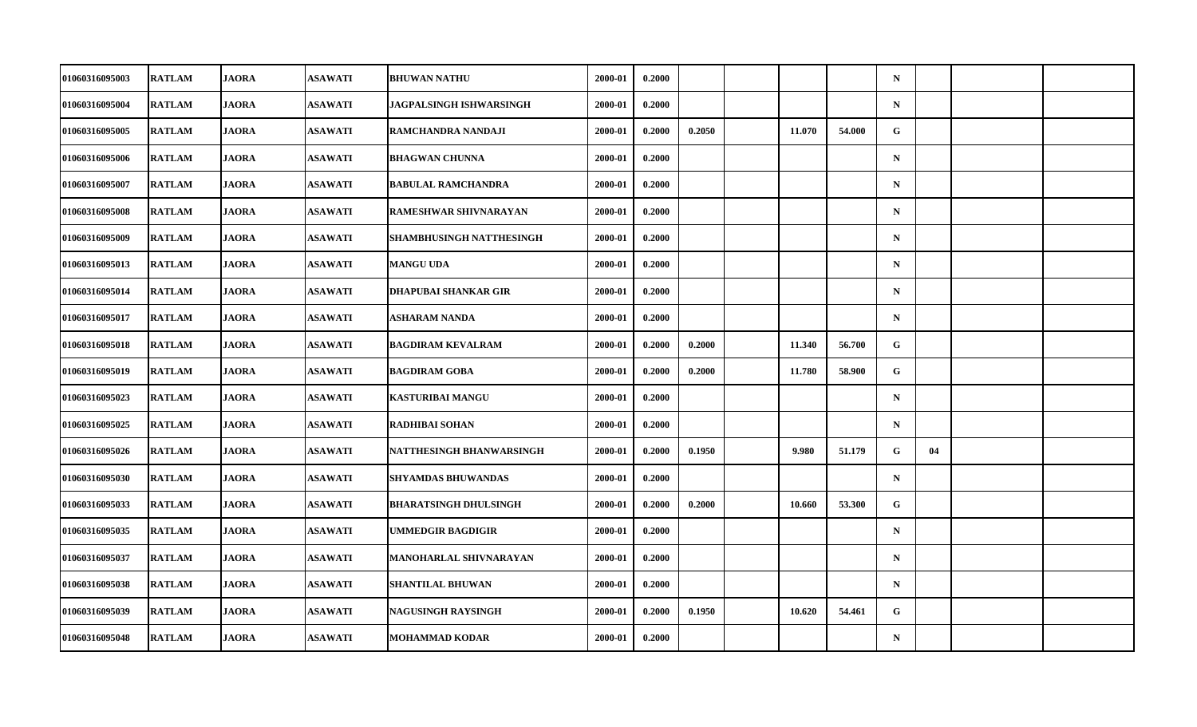| | | | | | | | | | | | | | | |
|---|---|---|---|---|---|---|---|---|---|---|---|---|---|---|
| 01060316095003 | RATLAM | JAORA | ASAWATI | BHUWAN NATHU | 2000-01 | 0.2000 | | | | | N | | | |
| 01060316095004 | RATLAM | JAORA | ASAWATI | JAGPALSINGH ISHWARSINGH | 2000-01 | 0.2000 | | | | | N | | | |
| 01060316095005 | RATLAM | JAORA | ASAWATI | RAMCHANDRA NANDAJI | 2000-01 | 0.2000 | 0.2050 | | 11.070 | 54.000 | G | | | |
| 01060316095006 | RATLAM | JAORA | ASAWATI | BHAGWAN CHUNNA | 2000-01 | 0.2000 | | | | | N | | | |
| 01060316095007 | RATLAM | JAORA | ASAWATI | BABULAL RAMCHANDRA | 2000-01 | 0.2000 | | | | | N | | | |
| 01060316095008 | RATLAM | JAORA | ASAWATI | RAMESHWAR SHIVNARAYAN | 2000-01 | 0.2000 | | | | | N | | | |
| 01060316095009 | RATLAM | JAORA | ASAWATI | SHAMBHUSINGH NATTHESINGH | 2000-01 | 0.2000 | | | | | N | | | |
| 01060316095013 | RATLAM | JAORA | ASAWATI | MANGU UDA | 2000-01 | 0.2000 | | | | | N | | | |
| 01060316095014 | RATLAM | JAORA | ASAWATI | DHAPUBAI SHANKAR GIR | 2000-01 | 0.2000 | | | | | N | | | |
| 01060316095017 | RATLAM | JAORA | ASAWATI | ASHARAM NANDA | 2000-01 | 0.2000 | | | | | N | | | |
| 01060316095018 | RATLAM | JAORA | ASAWATI | BAGDIRAM KEVALRAM | 2000-01 | 0.2000 | 0.2000 | | 11.340 | 56.700 | G | | | |
| 01060316095019 | RATLAM | JAORA | ASAWATI | BAGDIRAM GOBA | 2000-01 | 0.2000 | 0.2000 | | 11.780 | 58.900 | G | | | |
| 01060316095023 | RATLAM | JAORA | ASAWATI | KASTURIBAI MANGU | 2000-01 | 0.2000 | | | | | N | | | |
| 01060316095025 | RATLAM | JAORA | ASAWATI | RADHIBAI SOHAN | 2000-01 | 0.2000 | | | | | N | | | |
| 01060316095026 | RATLAM | JAORA | ASAWATI | NATTHESINGH BHANWARSINGH | 2000-01 | 0.2000 | 0.1950 | | 9.980 | 51.179 | G | 04 | | |
| 01060316095030 | RATLAM | JAORA | ASAWATI | SHYAMDAS BHUWANDAS | 2000-01 | 0.2000 | | | | | N | | | |
| 01060316095033 | RATLAM | JAORA | ASAWATI | BHARATSINGH DHULSINGH | 2000-01 | 0.2000 | 0.2000 | | 10.660 | 53.300 | G | | | |
| 01060316095035 | RATLAM | JAORA | ASAWATI | UMMEDGIR BAGDIGIR | 2000-01 | 0.2000 | | | | | N | | | |
| 01060316095037 | RATLAM | JAORA | ASAWATI | MANOHARLAL SHIVNARAYAN | 2000-01 | 0.2000 | | | | | N | | | |
| 01060316095038 | RATLAM | JAORA | ASAWATI | SHANTILAL BHUWAN | 2000-01 | 0.2000 | | | | | N | | | |
| 01060316095039 | RATLAM | JAORA | ASAWATI | NAGUSINGH RAYSINGH | 2000-01 | 0.2000 | 0.1950 | | 10.620 | 54.461 | G | | | |
| 01060316095048 | RATLAM | JAORA | ASAWATI | MOHAMMAD KODAR | 2000-01 | 0.2000 | | | | | N | | | |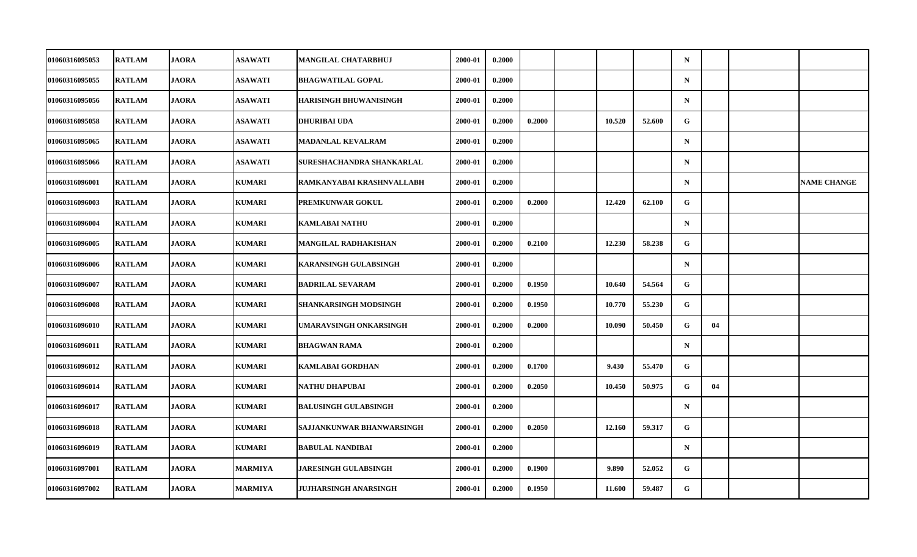| | | | | | | | | | | | | | | |
|---|---|---|---|---|---|---|---|---|---|---|---|---|---|---|
| 01060316095053 | RATLAM | JAORA | ASAWATI | MANGILAL CHATARBHUJ | 2000-01 | 0.2000 | | | | | N | | | |
| 01060316095055 | RATLAM | JAORA | ASAWATI | BHAGWATILAL GOPAL | 2000-01 | 0.2000 | | | | | N | | | |
| 01060316095056 | RATLAM | JAORA | ASAWATI | HARISINGH BHUWANISINGH | 2000-01 | 0.2000 | | | | | N | | | |
| 01060316095058 | RATLAM | JAORA | ASAWATI | DHURIBAI UDA | 2000-01 | 0.2000 | 0.2000 | | 10.520 | 52.600 | G | | | |
| 01060316095065 | RATLAM | JAORA | ASAWATI | MADANLAL KEVALRAM | 2000-01 | 0.2000 | | | | | N | | | |
| 01060316095066 | RATLAM | JAORA | ASAWATI | SURESHACHANDRA SHANKARLAL | 2000-01 | 0.2000 | | | | | N | | | |
| 01060316096001 | RATLAM | JAORA | KUMARI | RAMKANYABAI KRASHNVALLABH | 2000-01 | 0.2000 | | | | | N | | | NAME CHANGE |
| 01060316096003 | RATLAM | JAORA | KUMARI | PREMKUNWAR GOKUL | 2000-01 | 0.2000 | 0.2000 | | 12.420 | 62.100 | G | | | |
| 01060316096004 | RATLAM | JAORA | KUMARI | KAMLABAI NATHU | 2000-01 | 0.2000 | | | | | N | | | |
| 01060316096005 | RATLAM | JAORA | KUMARI | MANGILAL RADHAKISHAN | 2000-01 | 0.2000 | 0.2100 | | 12.230 | 58.238 | G | | | |
| 01060316096006 | RATLAM | JAORA | KUMARI | KARANSINGH GULABSINGH | 2000-01 | 0.2000 | | | | | N | | | |
| 01060316096007 | RATLAM | JAORA | KUMARI | BADRILAL SEVARAM | 2000-01 | 0.2000 | 0.1950 | | 10.640 | 54.564 | G | | | |
| 01060316096008 | RATLAM | JAORA | KUMARI | SHANKARSINGH MODSINGH | 2000-01 | 0.2000 | 0.1950 | | 10.770 | 55.230 | G | | | |
| 01060316096010 | RATLAM | JAORA | KUMARI | UMARAVSINGH ONKARSINGH | 2000-01 | 0.2000 | 0.2000 | | 10.090 | 50.450 | G | 04 | | |
| 01060316096011 | RATLAM | JAORA | KUMARI | BHAGWAN RAMA | 2000-01 | 0.2000 | | | | | N | | | |
| 01060316096012 | RATLAM | JAORA | KUMARI | KAMLABAI GORDHAN | 2000-01 | 0.2000 | 0.1700 | | 9.430 | 55.470 | G | | | |
| 01060316096014 | RATLAM | JAORA | KUMARI | NATHU DHAPUBAI | 2000-01 | 0.2000 | 0.2050 | | 10.450 | 50.975 | G | 04 | | |
| 01060316096017 | RATLAM | JAORA | KUMARI | BALUSINGH GULABSINGH | 2000-01 | 0.2000 | | | | | N | | | |
| 01060316096018 | RATLAM | JAORA | KUMARI | SAJJANKUNWAR BHANWARSINGH | 2000-01 | 0.2000 | 0.2050 | | 12.160 | 59.317 | G | | | |
| 01060316096019 | RATLAM | JAORA | KUMARI | BABULAL NANDIBAI | 2000-01 | 0.2000 | | | | | N | | | |
| 01060316097001 | RATLAM | JAORA | MARMIYA | JARESINGH GULABSINGH | 2000-01 | 0.2000 | 0.1900 | | 9.890 | 52.052 | G | | | |
| 01060316097002 | RATLAM | JAORA | MARMIYA | JUJHARSINGH ANARSINGH | 2000-01 | 0.2000 | 0.1950 | | 11.600 | 59.487 | G | | | |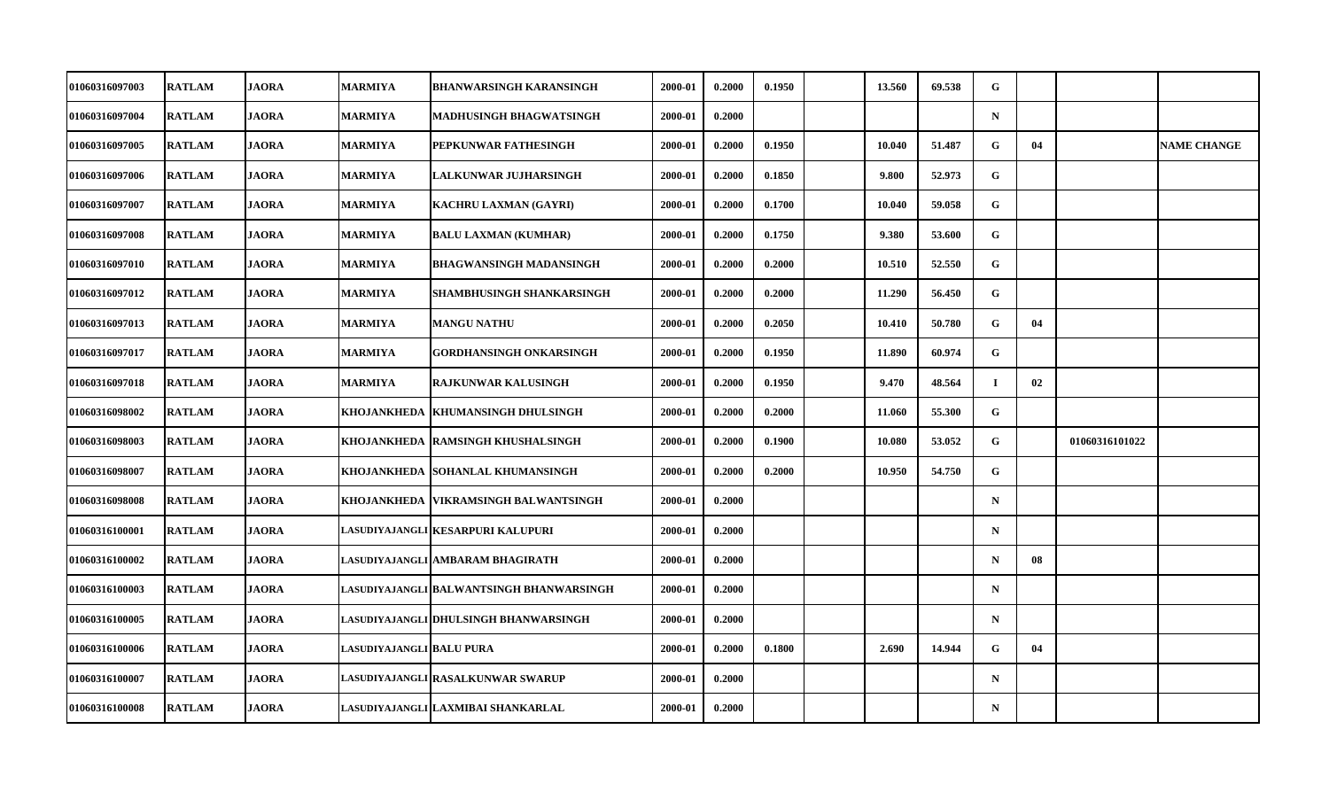| | | | | | | | | | | | | | | |
|---|---|---|---|---|---|---|---|---|---|---|---|---|---|---|
| 01060316097003 | RATLAM | JAORA | MARMIYA | BHANWARSINGH KARANSINGH | 2000-01 | 0.2000 | 0.1950 | | 13.560 | 69.538 | G | | | |
| 01060316097004 | RATLAM | JAORA | MARMIYA | MADHUSINGH BHAGWATSINGH | 2000-01 | 0.2000 | | | | | N | | | |
| 01060316097005 | RATLAM | JAORA | MARMIYA | PEPKUNWAR FATHESINGH | 2000-01 | 0.2000 | 0.1950 | | 10.040 | 51.487 | G | 04 | | NAME CHANGE |
| 01060316097006 | RATLAM | JAORA | MARMIYA | LALKUNWAR JUJHARSINGH | 2000-01 | 0.2000 | 0.1850 | | 9.800 | 52.973 | G | | | |
| 01060316097007 | RATLAM | JAORA | MARMIYA | KACHRU LAXMAN (GAYRI) | 2000-01 | 0.2000 | 0.1700 | | 10.040 | 59.058 | G | | | |
| 01060316097008 | RATLAM | JAORA | MARMIYA | BALU LAXMAN (KUMHAR) | 2000-01 | 0.2000 | 0.1750 | | 9.380 | 53.600 | G | | | |
| 01060316097010 | RATLAM | JAORA | MARMIYA | BHAGWANSINGH MADANSINGH | 2000-01 | 0.2000 | 0.2000 | | 10.510 | 52.550 | G | | | |
| 01060316097012 | RATLAM | JAORA | MARMIYA | SHAMBHUSINGH SHANKARSINGH | 2000-01 | 0.2000 | 0.2000 | | 11.290 | 56.450 | G | | | |
| 01060316097013 | RATLAM | JAORA | MARMIYA | MANGU NATHU | 2000-01 | 0.2000 | 0.2050 | | 10.410 | 50.780 | G | 04 | | |
| 01060316097017 | RATLAM | JAORA | MARMIYA | GORDHANSINGH ONKARSINGH | 2000-01 | 0.2000 | 0.1950 | | 11.890 | 60.974 | G | | | |
| 01060316097018 | RATLAM | JAORA | MARMIYA | RAJKUNWAR KALUSINGH | 2000-01 | 0.2000 | 0.1950 | | 9.470 | 48.564 | I | 02 | | |
| 01060316098002 | RATLAM | JAORA | KHOJANKHEDA | KHUMANSINGH DHULSINGH | 2000-01 | 0.2000 | 0.2000 | | 11.060 | 55.300 | G | | | |
| 01060316098003 | RATLAM | JAORA | KHOJANKHEDA | RAMSINGH KHUSHALSINGH | 2000-01 | 0.2000 | 0.1900 | | 10.080 | 53.052 | G | | 01060316101022 | |
| 01060316098007 | RATLAM | JAORA | KHOJANKHEDA | SOHANLAL KHUMANSINGH | 2000-01 | 0.2000 | 0.2000 | | 10.950 | 54.750 | G | | | |
| 01060316098008 | RATLAM | JAORA | KHOJANKHEDA | VIKRAMSINGH BALWANTSINGH | 2000-01 | 0.2000 | | | | | N | | | |
| 01060316100001 | RATLAM | JAORA | LASUDIYAJANGLI | KESARPURI KALUPURI | 2000-01 | 0.2000 | | | | | N | | | |
| 01060316100002 | RATLAM | JAORA | LASUDIYAJANGLI | AMBARAM BHAGIRATH | 2000-01 | 0.2000 | | | | | N | 08 | | |
| 01060316100003 | RATLAM | JAORA | LASUDIYAJANGLI | BALWANTSINGH BHANWARSINGH | 2000-01 | 0.2000 | | | | | N | | | |
| 01060316100005 | RATLAM | JAORA | LASUDIYAJANGLI | DHULSINGH BHANWARSINGH | 2000-01 | 0.2000 | | | | | N | | | |
| 01060316100006 | RATLAM | JAORA | LASUDIYAJANGLI | BALU PURA | 2000-01 | 0.2000 | 0.1800 | | 2.690 | 14.944 | G | 04 | | |
| 01060316100007 | RATLAM | JAORA | LASUDIYAJANGLI | RASALKUNWAR SWARUP | 2000-01 | 0.2000 | | | | | N | | | |
| 01060316100008 | RATLAM | JAORA | LASUDIYAJANGLI | LAXMIBAI SHANKARLAL | 2000-01 | 0.2000 | | | | | N | | | |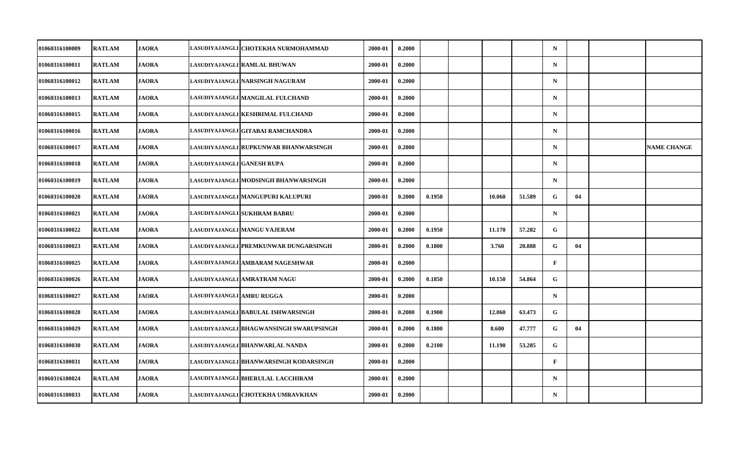| | | | | | | | | | | | | | | | |
|---|---|---|---|---|---|---|---|---|---|---|---|---|---|---|---|
| 01060316100009 | RATLAM | JAORA | LASUDIYAJANGLI | CHOTEKHA NURMOHAMMAD | 2000-01 | 0.2000 | | | | | N | | | |
| 01060316100011 | RATLAM | JAORA | LASUDIYAJANGLI | RAMLAL BHUWAN | 2000-01 | 0.2000 | | | | | N | | | |
| 01060316100012 | RATLAM | JAORA | LASUDIYAJANGLI | NARSINGH NAGURAM | 2000-01 | 0.2000 | | | | | N | | | |
| 01060316100013 | RATLAM | JAORA | LASUDIYAJANGLI | MANGILAL FULCHAND | 2000-01 | 0.2000 | | | | | N | | | |
| 01060316100015 | RATLAM | JAORA | LASUDIYAJANGLI | KESHRIMAL FULCHAND | 2000-01 | 0.2000 | | | | | N | | | |
| 01060316100016 | RATLAM | JAORA | LASUDIYAJANGLI | GITABAI RAMCHANDRA | 2000-01 | 0.2000 | | | | | N | | | |
| 01060316100017 | RATLAM | JAORA | LASUDIYAJANGLI | RUPKUNWAR BHANWARSINGH | 2000-01 | 0.2000 | | | | | N | | | NAME CHANGE |
| 01060316100018 | RATLAM | JAORA | LASUDIYAJANGLI | GANESH RUPA | 2000-01 | 0.2000 | | | | | N | | | |
| 01060316100019 | RATLAM | JAORA | LASUDIYAJANGLI | MODSINGH BHANWARSINGH | 2000-01 | 0.2000 | | | | | N | | | |
| 01060316100020 | RATLAM | JAORA | LASUDIYAJANGLI | MANGUPURI KALUPURI | 2000-01 | 0.2000 | 0.1950 | | 10.060 | 51.589 | G | 04 | | |
| 01060316100021 | RATLAM | JAORA | LASUDIYAJANGLI | SUKHRAM BABRU | 2000-01 | 0.2000 | | | | | N | | | |
| 01060316100022 | RATLAM | JAORA | LASUDIYAJANGLI | MANGU VAJERAM | 2000-01 | 0.2000 | 0.1950 | | 11.170 | 57.282 | G | | | |
| 01060316100023 | RATLAM | JAORA | LASUDIYAJANGLI | PREMKUNWAR DUNGARSINGH | 2000-01 | 0.2000 | 0.1800 | | 3.760 | 20.888 | G | 04 | | |
| 01060316100025 | RATLAM | JAORA | LASUDIYAJANGLI | AMBARAM NAGESHWAR | 2000-01 | 0.2000 | | | | | F | | | |
| 01060316100026 | RATLAM | JAORA | LASUDIYAJANGLI | AMRATRAM NAGU | 2000-01 | 0.2000 | 0.1850 | | 10.150 | 54.864 | G | | | |
| 01060316100027 | RATLAM | JAORA | LASUDIYAJANGLI | AMRU RUGGA | 2000-01 | 0.2000 | | | | | N | | | |
| 01060316100028 | RATLAM | JAORA | LASUDIYAJANGLI | BABULAL ISHWARSINGH | 2000-01 | 0.2000 | 0.1900 | | 12.060 | 63.473 | G | | | |
| 01060316100029 | RATLAM | JAORA | LASUDIYAJANGLI | BHAGWANSINGH SWARUPSINGH | 2000-01 | 0.2000 | 0.1800 | | 8.600 | 47.777 | G | 04 | | |
| 01060316100030 | RATLAM | JAORA | LASUDIYAJANGLI | BHANWARLAL NANDA | 2000-01 | 0.2000 | 0.2100 | | 11.190 | 53.285 | G | | | |
| 01060316100031 | RATLAM | JAORA | LASUDIYAJANGLI | BHANWARSINGH KODARSINGH | 2000-01 | 0.2000 | | | | | F | | | |
| 01060316100024 | RATLAM | JAORA | LASUDIYAJANGLI | BHERULAL LACCHIRAM | 2000-01 | 0.2000 | | | | | N | | | |
| 01060316100033 | RATLAM | JAORA | LASUDIYAJANGLI | CHOTEKHA UMRAVKHAN | 2000-01 | 0.2000 | | | | | N | | | |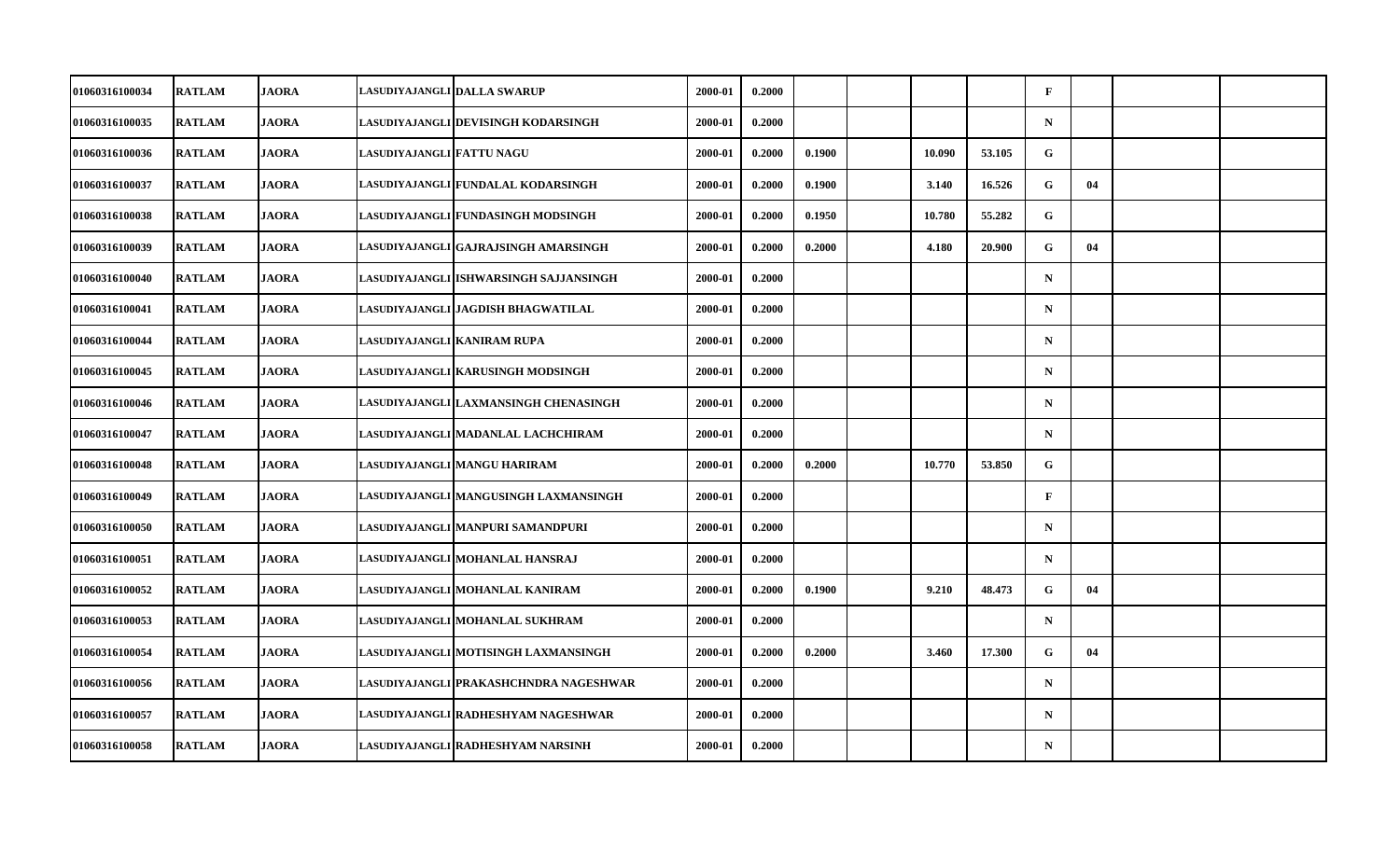| | | | | | | | | | | | | | | | |
|---|---|---|---|---|---|---|---|---|---|---|---|---|---|---|---|
| 01060316100034 | RATLAM | JAORA | LASUDIYAJANGLI | DALLA SWARUP | 2000-01 | 0.2000 | | | | | F | | | |
| 01060316100035 | RATLAM | JAORA | LASUDIYAJANGLI | DEVISINGH KODARSINGH | 2000-01 | 0.2000 | | | | | N | | | |
| 01060316100036 | RATLAM | JAORA | LASUDIYAJANGLI | FATTU NAGU | 2000-01 | 0.2000 | 0.1900 | | 10.090 | 53.105 | G | | | |
| 01060316100037 | RATLAM | JAORA | LASUDIYAJANGLI | FUNDALAL KODARSINGH | 2000-01 | 0.2000 | 0.1900 | | 3.140 | 16.526 | G | 04 | | |
| 01060316100038 | RATLAM | JAORA | LASUDIYAJANGLI | FUNDASINGH MODSINGH | 2000-01 | 0.2000 | 0.1950 | | 10.780 | 55.282 | G | | | |
| 01060316100039 | RATLAM | JAORA | LASUDIYAJANGLI | GAJRAJSINGH AMARSINGH | 2000-01 | 0.2000 | 0.2000 | | 4.180 | 20.900 | G | 04 | | |
| 01060316100040 | RATLAM | JAORA | LASUDIYAJANGLI | ISHWARSINGH SAJJANSINGH | 2000-01 | 0.2000 | | | | | N | | | |
| 01060316100041 | RATLAM | JAORA | LASUDIYAJANGLI | JAGDISH BHAGWATILAL | 2000-01 | 0.2000 | | | | | N | | | |
| 01060316100044 | RATLAM | JAORA | LASUDIYAJANGLI | KANIRAM RUPA | 2000-01 | 0.2000 | | | | | N | | | |
| 01060316100045 | RATLAM | JAORA | LASUDIYAJANGLI | KARUSINGH MODSINGH | 2000-01 | 0.2000 | | | | | N | | | |
| 01060316100046 | RATLAM | JAORA | LASUDIYAJANGLI | LAXMANSINGH CHENASINGH | 2000-01 | 0.2000 | | | | | N | | | |
| 01060316100047 | RATLAM | JAORA | LASUDIYAJANGLI | MADANLAL LACHCHIRAM | 2000-01 | 0.2000 | | | | | N | | | |
| 01060316100048 | RATLAM | JAORA | LASUDIYAJANGLI | MANGU HARIRAM | 2000-01 | 0.2000 | 0.2000 | | 10.770 | 53.850 | G | | | |
| 01060316100049 | RATLAM | JAORA | LASUDIYAJANGLI | MANGUSINGH LAXMANSINGH | 2000-01 | 0.2000 | | | | | F | | | |
| 01060316100050 | RATLAM | JAORA | LASUDIYAJANGLI | MANPURI SAMANDPURI | 2000-01 | 0.2000 | | | | | N | | | |
| 01060316100051 | RATLAM | JAORA | LASUDIYAJANGLI | MOHANLAL HANSRAJ | 2000-01 | 0.2000 | | | | | N | | | |
| 01060316100052 | RATLAM | JAORA | LASUDIYAJANGLI | MOHANLAL KANIRAM | 2000-01 | 0.2000 | 0.1900 | | 9.210 | 48.473 | G | 04 | | |
| 01060316100053 | RATLAM | JAORA | LASUDIYAJANGLI | MOHANLAL SUKHRAM | 2000-01 | 0.2000 | | | | | N | | | |
| 01060316100054 | RATLAM | JAORA | LASUDIYAJANGLI | MOTISINGH LAXMANSINGH | 2000-01 | 0.2000 | 0.2000 | | 3.460 | 17.300 | G | 04 | | |
| 01060316100056 | RATLAM | JAORA | LASUDIYAJANGLI | PRAKASHCHNDRA NAGESHWAR | 2000-01 | 0.2000 | | | | | N | | | |
| 01060316100057 | RATLAM | JAORA | LASUDIYAJANGLI | RADHESHYAM NAGESHWAR | 2000-01 | 0.2000 | | | | | N | | | |
| 01060316100058 | RATLAM | JAORA | LASUDIYAJANGLI | RADHESHYAM NARSINH | 2000-01 | 0.2000 | | | | | N | | | |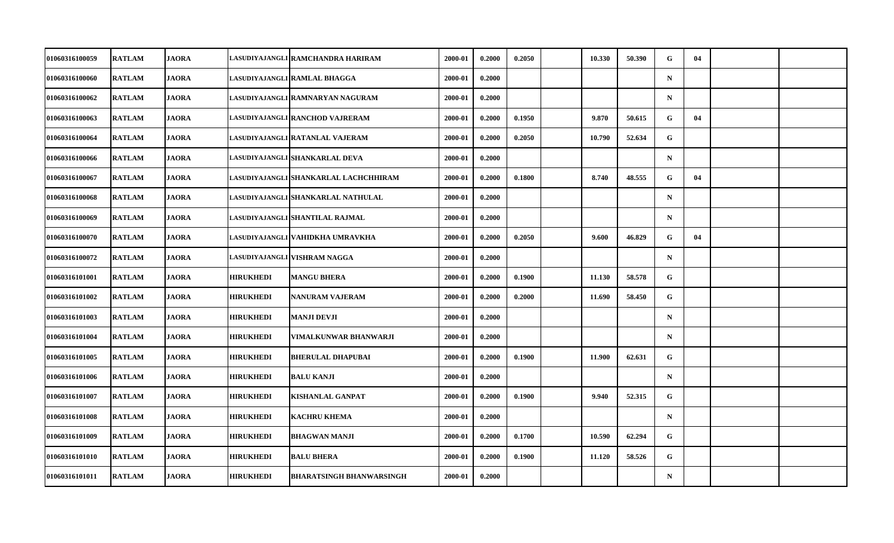| | | | | | | | | | | | | | | | |
|---|---|---|---|---|---|---|---|---|---|---|---|---|---|---|---|
| 01060316100059 | RATLAM | JAORA | LASUDIYAJANGLI | RAMCHANDRA HARIRAM | 2000-01 | 0.2000 | 0.2050 | | 10.330 | 50.390 | G | 04 | | |
| 01060316100060 | RATLAM | JAORA | LASUDIYAJANGLI | RAMLAL BHAGGA | 2000-01 | 0.2000 | | | | | N | | | |
| 01060316100062 | RATLAM | JAORA | LASUDIYAJANGLI | RAMNARYAN NAGURAM | 2000-01 | 0.2000 | | | | | N | | | |
| 01060316100063 | RATLAM | JAORA | LASUDIYAJANGLI | RANCHOD VAJRERAM | 2000-01 | 0.2000 | 0.1950 | | 9.870 | 50.615 | G | 04 | | |
| 01060316100064 | RATLAM | JAORA | LASUDIYAJANGLI | RATANLAL VAJERAM | 2000-01 | 0.2000 | 0.2050 | | 10.790 | 52.634 | G | | | |
| 01060316100066 | RATLAM | JAORA | LASUDIYAJANGLI | SHANKARLAL DEVA | 2000-01 | 0.2000 | | | | | N | | | |
| 01060316100067 | RATLAM | JAORA | LASUDIYAJANGLI | SHANKARLAL LACHCHHIRAM | 2000-01 | 0.2000 | 0.1800 | | 8.740 | 48.555 | G | 04 | | |
| 01060316100068 | RATLAM | JAORA | LASUDIYAJANGLI | SHANKARLAL NATHULAL | 2000-01 | 0.2000 | | | | | N | | | |
| 01060316100069 | RATLAM | JAORA | LASUDIYAJANGLI | SHANTILAL RAJMAL | 2000-01 | 0.2000 | | | | | N | | | |
| 01060316100070 | RATLAM | JAORA | LASUDIYAJANGLI | VAHIDKHA UMRAVKHA | 2000-01 | 0.2000 | 0.2050 | | 9.600 | 46.829 | G | 04 | | |
| 01060316100072 | RATLAM | JAORA | LASUDIYAJANGLI | VISHRAM NAGGA | 2000-01 | 0.2000 | | | | | N | | | |
| 01060316101001 | RATLAM | JAORA | HIRUKHEDI | MANGU BHERA | 2000-01 | 0.2000 | 0.1900 | | 11.130 | 58.578 | G | | | |
| 01060316101002 | RATLAM | JAORA | HIRUKHEDI | NANURAM VAJERAM | 2000-01 | 0.2000 | 0.2000 | | 11.690 | 58.450 | G | | | |
| 01060316101003 | RATLAM | JAORA | HIRUKHEDI | MANJI DEVJI | 2000-01 | 0.2000 | | | | | N | | | |
| 01060316101004 | RATLAM | JAORA | HIRUKHEDI | VIMALKUNWAR BHANWARJI | 2000-01 | 0.2000 | | | | | N | | | |
| 01060316101005 | RATLAM | JAORA | HIRUKHEDI | BHERULAL DHAPUBAI | 2000-01 | 0.2000 | 0.1900 | | 11.900 | 62.631 | G | | | |
| 01060316101006 | RATLAM | JAORA | HIRUKHEDI | BALU KANJI | 2000-01 | 0.2000 | | | | | N | | | |
| 01060316101007 | RATLAM | JAORA | HIRUKHEDI | KISHANLAL GANPAT | 2000-01 | 0.2000 | 0.1900 | | 9.940 | 52.315 | G | | | |
| 01060316101008 | RATLAM | JAORA | HIRUKHEDI | KACHRU KHEMA | 2000-01 | 0.2000 | | | | | N | | | |
| 01060316101009 | RATLAM | JAORA | HIRUKHEDI | BHAGWAN MANJI | 2000-01 | 0.2000 | 0.1700 | | 10.590 | 62.294 | G | | | |
| 01060316101010 | RATLAM | JAORA | HIRUKHEDI | BALU BHERA | 2000-01 | 0.2000 | 0.1900 | | 11.120 | 58.526 | G | | | |
| 01060316101011 | RATLAM | JAORA | HIRUKHEDI | BHARATSINGH BHANWARSINGH | 2000-01 | 0.2000 | | | | | N | | | |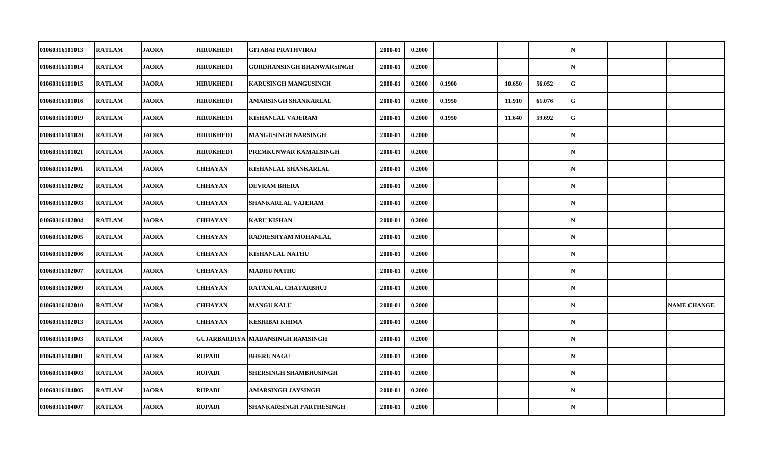| | | | | | | | | | | | | | | |
|---|---|---|---|---|---|---|---|---|---|---|---|---|---|---|
| 01060316101013 | RATLAM | JAORA | HIRUKHEDI | GITABAI PRATHVIRAJ | 2000-01 | 0.2000 | | | | | N | | | |
| 01060316101014 | RATLAM | JAORA | HIRUKHEDI | GORDHANSINGH BHANWARSINGH | 2000-01 | 0.2000 | | | | | N | | | |
| 01060316101015 | RATLAM | JAORA | HIRUKHEDI | KARUSINGH MANGUSINGH | 2000-01 | 0.2000 | 0.1900 | | 10.650 | 56.052 | G | | | |
| 01060316101016 | RATLAM | JAORA | HIRUKHEDI | AMARSINGH SHANKARLAL | 2000-01 | 0.2000 | 0.1950 | | 11.910 | 61.076 | G | | | |
| 01060316101019 | RATLAM | JAORA | HIRUKHEDI | KISHANLAL VAJERAM | 2000-01 | 0.2000 | 0.1950 | | 11.640 | 59.692 | G | | | |
| 01060316101020 | RATLAM | JAORA | HIRUKHEDI | MANGUSINGH NARSINGH | 2000-01 | 0.2000 | | | | | N | | | |
| 01060316101021 | RATLAM | JAORA | HIRUKHEDI | PREMKUNWAR KAMALSINGH | 2000-01 | 0.2000 | | | | | N | | | |
| 01060316102001 | RATLAM | JAORA | CHHAYAN | KISHANLAL SHANKARLAL | 2000-01 | 0.2000 | | | | | N | | | |
| 01060316102002 | RATLAM | JAORA | CHHAYAN | DEVRAM BHERA | 2000-01 | 0.2000 | | | | | N | | | |
| 01060316102003 | RATLAM | JAORA | CHHAYAN | SHANKARLAL VAJERAM | 2000-01 | 0.2000 | | | | | N | | | |
| 01060316102004 | RATLAM | JAORA | CHHAYAN | KARU KISHAN | 2000-01 | 0.2000 | | | | | N | | | |
| 01060316102005 | RATLAM | JAORA | CHHAYAN | RADHESHYAM MOHANLAL | 2000-01 | 0.2000 | | | | | N | | | |
| 01060316102006 | RATLAM | JAORA | CHHAYAN | KISHANLAL NATHU | 2000-01 | 0.2000 | | | | | N | | | |
| 01060316102007 | RATLAM | JAORA | CHHAYAN | MADHU NATHU | 2000-01 | 0.2000 | | | | | N | | | |
| 01060316102009 | RATLAM | JAORA | CHHAYAN | RATANLAL CHATARBHUJ | 2000-01 | 0.2000 | | | | | N | | | |
| 01060316102010 | RATLAM | JAORA | CHHAYAN | MANGU KALU | 2000-01 | 0.2000 | | | | | N | | | NAME CHANGE |
| 01060316102013 | RATLAM | JAORA | CHHAYAN | KESHIBAI KHIMA | 2000-01 | 0.2000 | | | | | N | | | |
| 01060316103003 | RATLAM | JAORA | GUJARBARDIYA | MADANSINGH RAMSINGH | 2000-01 | 0.2000 | | | | | N | | | |
| 01060316104001 | RATLAM | JAORA | RUPADI | BHERU NAGU | 2000-01 | 0.2000 | | | | | N | | | |
| 01060316104003 | RATLAM | JAORA | RUPADI | SHERSINGH SHAMBHUSINGH | 2000-01 | 0.2000 | | | | | N | | | |
| 01060316104005 | RATLAM | JAORA | RUPADI | AMARSINGH JAYSINGH | 2000-01 | 0.2000 | | | | | N | | | |
| 01060316104007 | RATLAM | JAORA | RUPADI | SHANKARSINGH PARTHESINGH | 2000-01 | 0.2000 | | | | | N | | | |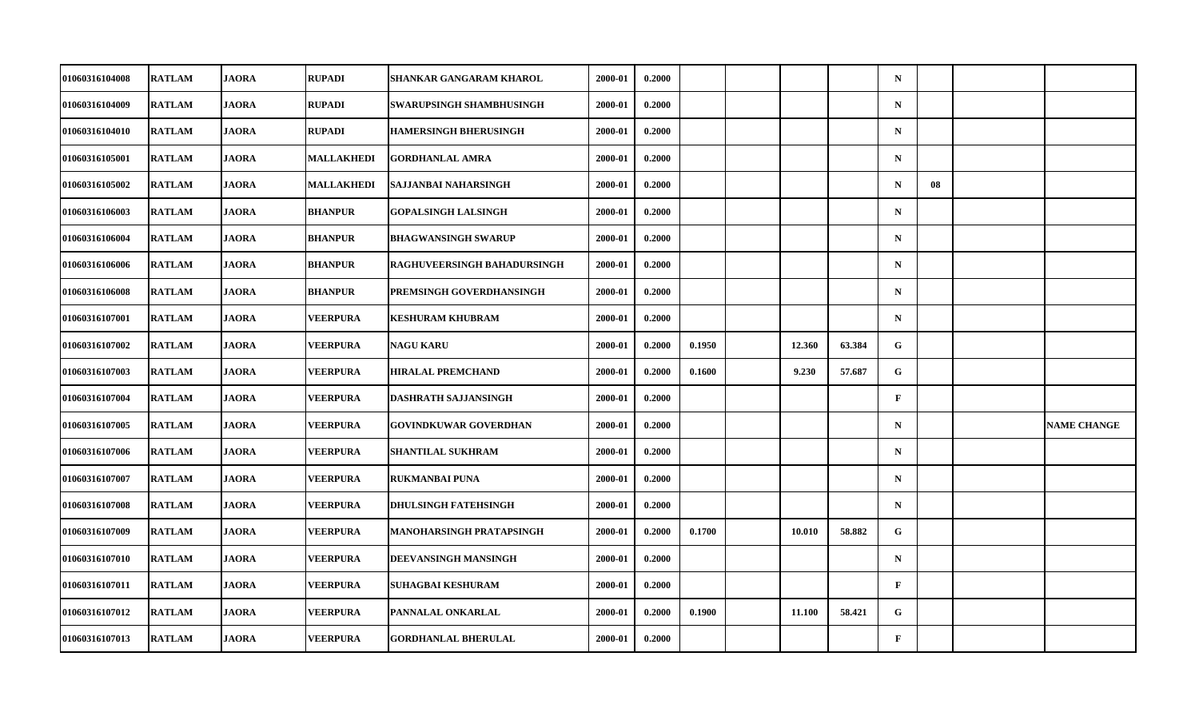| | | | | | | | | | | | | | | |
|---|---|---|---|---|---|---|---|---|---|---|---|---|---|---|
| 01060316104008 | RATLAM | JAORA | RUPADI | SHANKAR GANGARAM KHAROL | 2000-01 | 0.2000 | | | | | N | | | |
| 01060316104009 | RATLAM | JAORA | RUPADI | SWARUPSINGH SHAMBHUSINGH | 2000-01 | 0.2000 | | | | | N | | | |
| 01060316104010 | RATLAM | JAORA | RUPADI | HAMERSINGH BHERUSINGH | 2000-01 | 0.2000 | | | | | N | | | |
| 01060316105001 | RATLAM | JAORA | MALLAKHEDI | GORDHANLAL AMRA | 2000-01 | 0.2000 | | | | | N | | | |
| 01060316105002 | RATLAM | JAORA | MALLAKHEDI | SAJJANBAI NAHARSINGH | 2000-01 | 0.2000 | | | | | N | 08 | | |
| 01060316106003 | RATLAM | JAORA | BHANPUR | GOPALSINGH LALSINGH | 2000-01 | 0.2000 | | | | | N | | | |
| 01060316106004 | RATLAM | JAORA | BHANPUR | BHAGWANSINGH SWARUP | 2000-01 | 0.2000 | | | | | N | | | |
| 01060316106006 | RATLAM | JAORA | BHANPUR | RAGHUVEERSINGH BAHADURSINGH | 2000-01 | 0.2000 | | | | | N | | | |
| 01060316106008 | RATLAM | JAORA | BHANPUR | PREMSINGH GOVERDHANSINGH | 2000-01 | 0.2000 | | | | | N | | | |
| 01060316107001 | RATLAM | JAORA | VEERPURA | KESHURAM KHUBRAM | 2000-01 | 0.2000 | | | | | N | | | |
| 01060316107002 | RATLAM | JAORA | VEERPURA | NAGU KARU | 2000-01 | 0.2000 | 0.1950 | | 12.360 | 63.384 | G | | | |
| 01060316107003 | RATLAM | JAORA | VEERPURA | HIRALAL PREMCHAND | 2000-01 | 0.2000 | 0.1600 | | 9.230 | 57.687 | G | | | |
| 01060316107004 | RATLAM | JAORA | VEERPURA | DASHRATH SAJJANSINGH | 2000-01 | 0.2000 | | | | | F | | | |
| 01060316107005 | RATLAM | JAORA | VEERPURA | GOVINDKUWAR GOVERDHAN | 2000-01 | 0.2000 | | | | | N | | | NAME CHANGE |
| 01060316107006 | RATLAM | JAORA | VEERPURA | SHANTILAL SUKHRAM | 2000-01 | 0.2000 | | | | | N | | | |
| 01060316107007 | RATLAM | JAORA | VEERPURA | RUKMANBAI PUNA | 2000-01 | 0.2000 | | | | | N | | | |
| 01060316107008 | RATLAM | JAORA | VEERPURA | DHULSINGH FATEHSINGH | 2000-01 | 0.2000 | | | | | N | | | |
| 01060316107009 | RATLAM | JAORA | VEERPURA | MANOHARSINGH PRATAPSINGH | 2000-01 | 0.2000 | 0.1700 | | 10.010 | 58.882 | G | | | |
| 01060316107010 | RATLAM | JAORA | VEERPURA | DEEVANSINGH MANSINGH | 2000-01 | 0.2000 | | | | | N | | | |
| 01060316107011 | RATLAM | JAORA | VEERPURA | SUHAGBAI KESHURAM | 2000-01 | 0.2000 | | | | | F | | | |
| 01060316107012 | RATLAM | JAORA | VEERPURA | PANNALAL ONKARLAL | 2000-01 | 0.2000 | 0.1900 | | 11.100 | 58.421 | G | | | |
| 01060316107013 | RATLAM | JAORA | VEERPURA | GORDHANLAL BHERULAL | 2000-01 | 0.2000 | | | | | F | | | |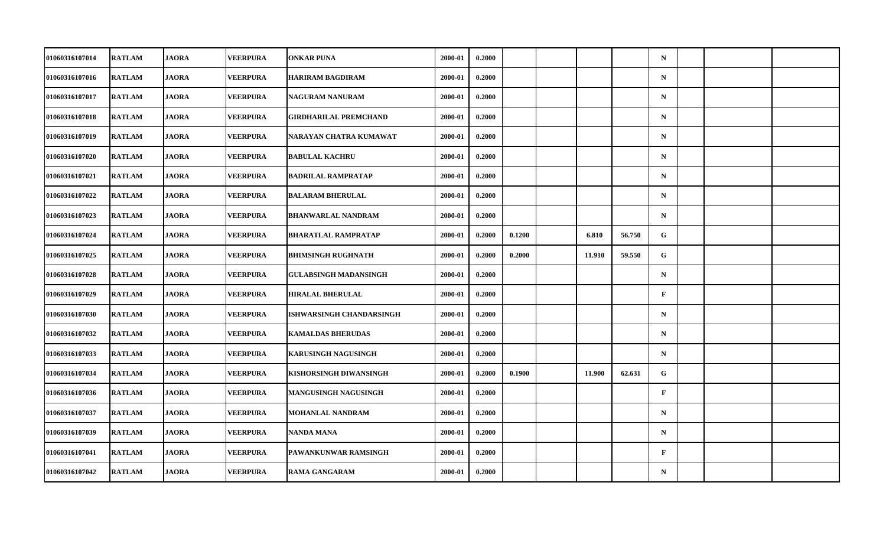| | | | | | | | | | | | | | | |
|---|---|---|---|---|---|---|---|---|---|---|---|---|---|---|
| 01060316107014 | RATLAM | JAORA | VEERPURA | ONKAR PUNA | 2000-01 | 0.2000 | | | | | N | | | |
| 01060316107016 | RATLAM | JAORA | VEERPURA | HARIRAM BAGDIRAM | 2000-01 | 0.2000 | | | | | N | | | |
| 01060316107017 | RATLAM | JAORA | VEERPURA | NAGURAM NANURAM | 2000-01 | 0.2000 | | | | | N | | | |
| 01060316107018 | RATLAM | JAORA | VEERPURA | GIRDHARILAL PREMCHAND | 2000-01 | 0.2000 | | | | | N | | | |
| 01060316107019 | RATLAM | JAORA | VEERPURA | NARAYAN CHATRA KUMAWAT | 2000-01 | 0.2000 | | | | | N | | | |
| 01060316107020 | RATLAM | JAORA | VEERPURA | BABULAL KACHRU | 2000-01 | 0.2000 | | | | | N | | | |
| 01060316107021 | RATLAM | JAORA | VEERPURA | BADRILAL RAMPRATAP | 2000-01 | 0.2000 | | | | | N | | | |
| 01060316107022 | RATLAM | JAORA | VEERPURA | BALARAM BHERULAL | 2000-01 | 0.2000 | | | | | N | | | |
| 01060316107023 | RATLAM | JAORA | VEERPURA | BHANWARLAL NANDRAM | 2000-01 | 0.2000 | | | | | N | | | |
| 01060316107024 | RATLAM | JAORA | VEERPURA | BHARATLAL RAMPRATAP | 2000-01 | 0.2000 | 0.1200 | | 6.810 | 56.750 | G | | | |
| 01060316107025 | RATLAM | JAORA | VEERPURA | BHIMSINGH RUGHNATH | 2000-01 | 0.2000 | 0.2000 | | 11.910 | 59.550 | G | | | |
| 01060316107028 | RATLAM | JAORA | VEERPURA | GULABSINGH MADANSINGH | 2000-01 | 0.2000 | | | | | N | | | |
| 01060316107029 | RATLAM | JAORA | VEERPURA | HIRALAL BHERULAL | 2000-01 | 0.2000 | | | | | F | | | |
| 01060316107030 | RATLAM | JAORA | VEERPURA | ISHWARSINGH CHANDARSINGH | 2000-01 | 0.2000 | | | | | N | | | |
| 01060316107032 | RATLAM | JAORA | VEERPURA | KAMALDAS BHERUDAS | 2000-01 | 0.2000 | | | | | N | | | |
| 01060316107033 | RATLAM | JAORA | VEERPURA | KARUSINGH NAGUSINGH | 2000-01 | 0.2000 | | | | | N | | | |
| 01060316107034 | RATLAM | JAORA | VEERPURA | KISHORSINGH DIWANSINGH | 2000-01 | 0.2000 | 0.1900 | | 11.900 | 62.631 | G | | | |
| 01060316107036 | RATLAM | JAORA | VEERPURA | MANGUSINGH NAGUSINGH | 2000-01 | 0.2000 | | | | | F | | | |
| 01060316107037 | RATLAM | JAORA | VEERPURA | MOHANLAL NANDRAM | 2000-01 | 0.2000 | | | | | N | | | |
| 01060316107039 | RATLAM | JAORA | VEERPURA | NANDA MANA | 2000-01 | 0.2000 | | | | | N | | | |
| 01060316107041 | RATLAM | JAORA | VEERPURA | PAWANKUNWAR RAMSINGH | 2000-01 | 0.2000 | | | | | F | | | |
| 01060316107042 | RATLAM | JAORA | VEERPURA | RAMA GANGARAM | 2000-01 | 0.2000 | | | | | N | | | |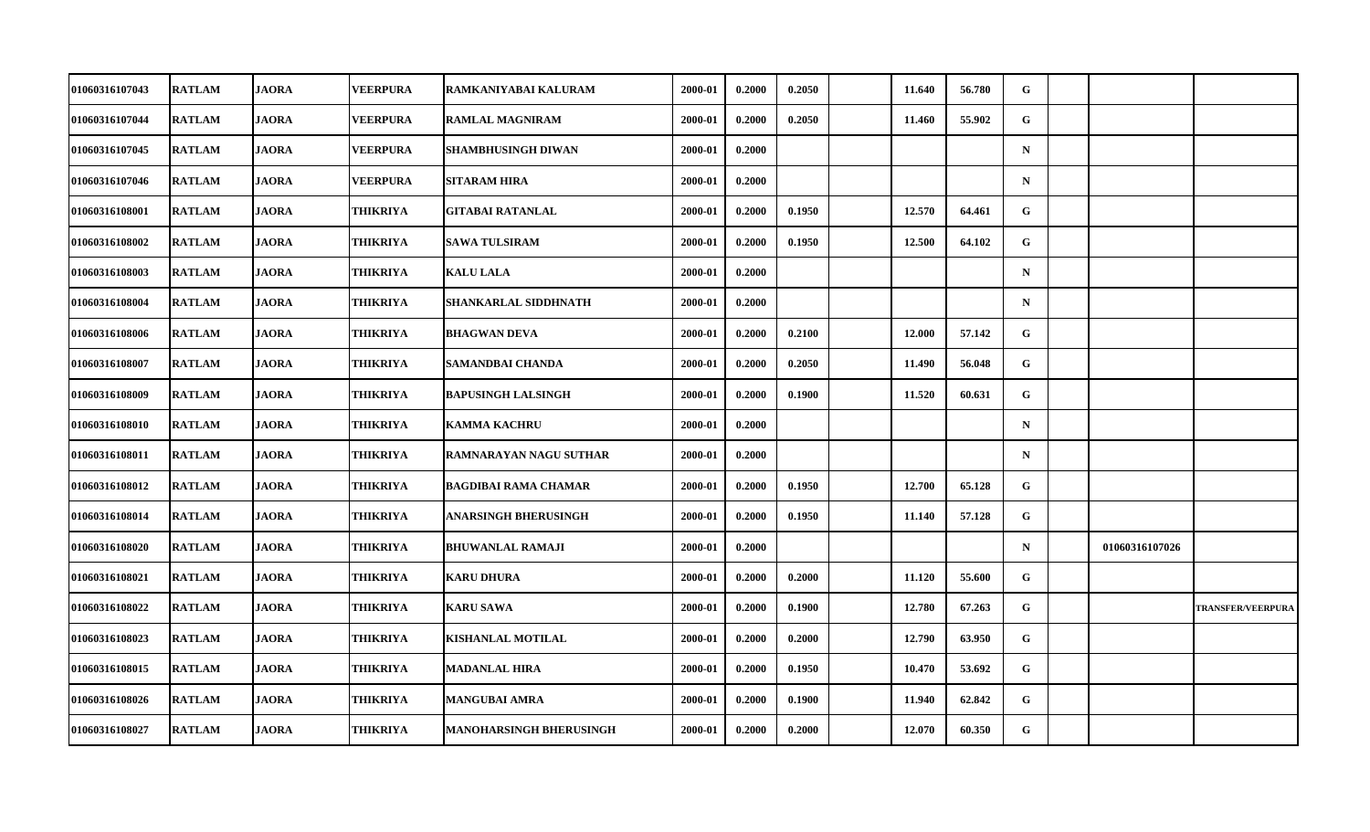| | | | | | | | | | | | | | | |
|---|---|---|---|---|---|---|---|---|---|---|---|---|---|---|
| 01060316107043 | RATLAM | JAORA | VEERPURA | RAMKANIYABAI KALURAM | 2000-01 | 0.2000 | 0.2050 | | 11.640 | 56.780 | G | | | |
| 01060316107044 | RATLAM | JAORA | VEERPURA | RAMLAL MAGNIRAM | 2000-01 | 0.2000 | 0.2050 | | 11.460 | 55.902 | G | | | |
| 01060316107045 | RATLAM | JAORA | VEERPURA | SHAMBHUSINGH DIWAN | 2000-01 | 0.2000 | | | | | N | | | |
| 01060316107046 | RATLAM | JAORA | VEERPURA | SITARAM HIRA | 2000-01 | 0.2000 | | | | | N | | | |
| 01060316108001 | RATLAM | JAORA | THIKRIYA | GITABAI RATANLAL | 2000-01 | 0.2000 | 0.1950 | | 12.570 | 64.461 | G | | | |
| 01060316108002 | RATLAM | JAORA | THIKRIYA | SAWA TULSIRAM | 2000-01 | 0.2000 | 0.1950 | | 12.500 | 64.102 | G | | | |
| 01060316108003 | RATLAM | JAORA | THIKRIYA | KALU LALA | 2000-01 | 0.2000 | | | | | N | | | |
| 01060316108004 | RATLAM | JAORA | THIKRIYA | SHANKARLAL SIDDHNATH | 2000-01 | 0.2000 | | | | | N | | | |
| 01060316108006 | RATLAM | JAORA | THIKRIYA | BHAGWAN DEVA | 2000-01 | 0.2000 | 0.2100 | | 12.000 | 57.142 | G | | | |
| 01060316108007 | RATLAM | JAORA | THIKRIYA | SAMANDBAI CHANDA | 2000-01 | 0.2000 | 0.2050 | | 11.490 | 56.048 | G | | | |
| 01060316108009 | RATLAM | JAORA | THIKRIYA | BAPUSINGH LALSINGH | 2000-01 | 0.2000 | 0.1900 | | 11.520 | 60.631 | G | | | |
| 01060316108010 | RATLAM | JAORA | THIKRIYA | KAMMA KACHRU | 2000-01 | 0.2000 | | | | | N | | | |
| 01060316108011 | RATLAM | JAORA | THIKRIYA | RAMNARAYAN NAGU SUTHAR | 2000-01 | 0.2000 | | | | | N | | | |
| 01060316108012 | RATLAM | JAORA | THIKRIYA | BAGDIBAI RAMA CHAMAR | 2000-01 | 0.2000 | 0.1950 | | 12.700 | 65.128 | G | | | |
| 01060316108014 | RATLAM | JAORA | THIKRIYA | ANARSINGH BHERUSINGH | 2000-01 | 0.2000 | 0.1950 | | 11.140 | 57.128 | G | | | |
| 01060316108020 | RATLAM | JAORA | THIKRIYA | BHUWANLAL RAMAJI | 2000-01 | 0.2000 | | | | | N | | 01060316107026 | |
| 01060316108021 | RATLAM | JAORA | THIKRIYA | KARU DHURA | 2000-01 | 0.2000 | 0.2000 | | 11.120 | 55.600 | G | | | |
| 01060316108022 | RATLAM | JAORA | THIKRIYA | KARU SAWA | 2000-01 | 0.2000 | 0.1900 | | 12.780 | 67.263 | G | | | TRANSFER/VEERPURA |
| 01060316108023 | RATLAM | JAORA | THIKRIYA | KISHANLAL MOTILAL | 2000-01 | 0.2000 | 0.2000 | | 12.790 | 63.950 | G | | | |
| 01060316108015 | RATLAM | JAORA | THIKRIYA | MADANLAL HIRA | 2000-01 | 0.2000 | 0.1950 | | 10.470 | 53.692 | G | | | |
| 01060316108026 | RATLAM | JAORA | THIKRIYA | MANGUBAI AMRA | 2000-01 | 0.2000 | 0.1900 | | 11.940 | 62.842 | G | | | |
| 01060316108027 | RATLAM | JAORA | THIKRIYA | MANOHARSINGH BHERUSINGH | 2000-01 | 0.2000 | 0.2000 | | 12.070 | 60.350 | G | | | |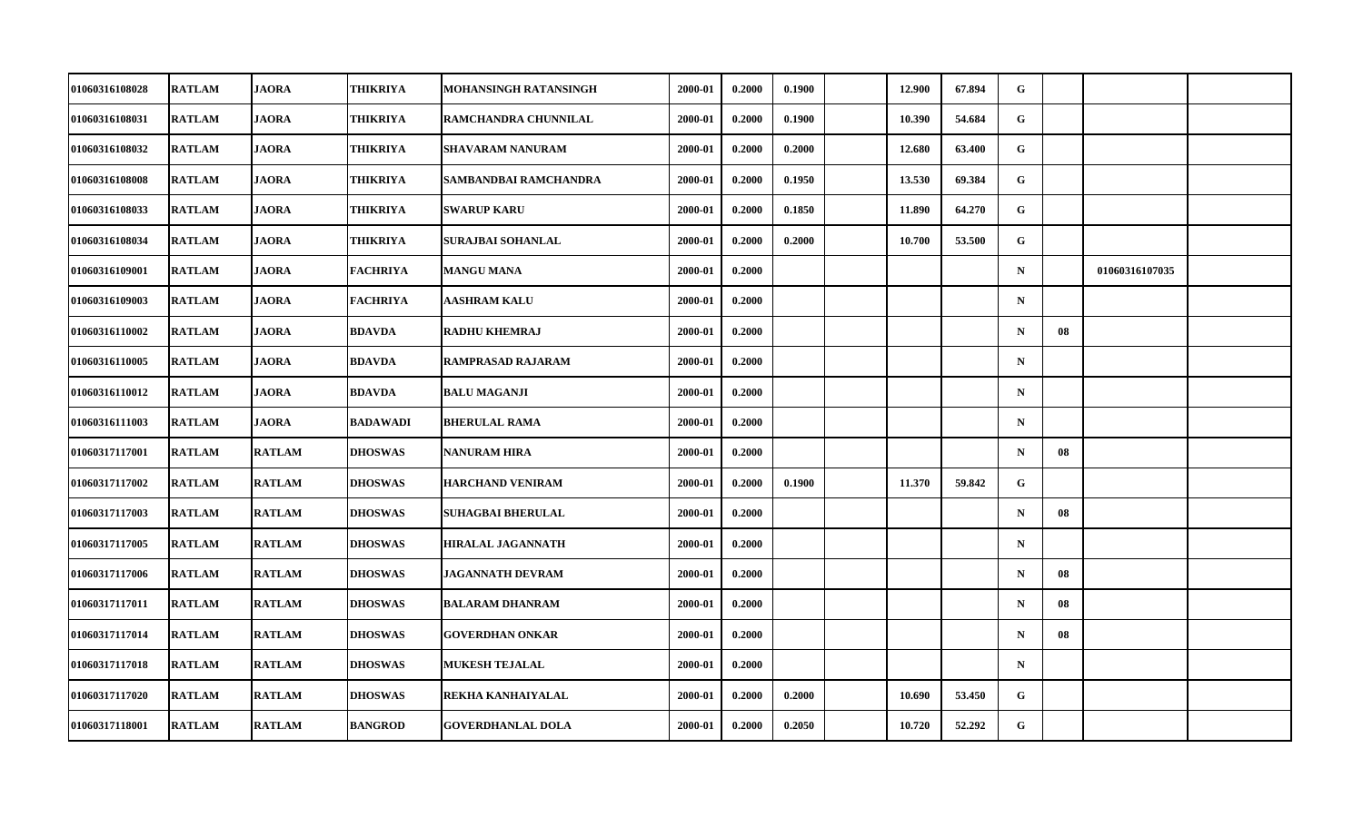| | | | | | | | | | | | | | | |
|---|---|---|---|---|---|---|---|---|---|---|---|---|---|---|
| 01060316108028 | RATLAM | JAORA | THIKRIYA | MOHANSINGH RATANSINGH | 2000-01 | 0.2000 | 0.1900 | | 12.900 | 67.894 | G | | | |
| 01060316108031 | RATLAM | JAORA | THIKRIYA | RAMCHANDRA CHUNNILAL | 2000-01 | 0.2000 | 0.1900 | | 10.390 | 54.684 | G | | | |
| 01060316108032 | RATLAM | JAORA | THIKRIYA | SHAVARAM NANURAM | 2000-01 | 0.2000 | 0.2000 | | 12.680 | 63.400 | G | | | |
| 01060316108008 | RATLAM | JAORA | THIKRIYA | SAMBANDBAI RAMCHANDRA | 2000-01 | 0.2000 | 0.1950 | | 13.530 | 69.384 | G | | | |
| 01060316108033 | RATLAM | JAORA | THIKRIYA | SWARUP KARU | 2000-01 | 0.2000 | 0.1850 | | 11.890 | 64.270 | G | | | |
| 01060316108034 | RATLAM | JAORA | THIKRIYA | SURAJBAI SOHANLAL | 2000-01 | 0.2000 | 0.2000 | | 10.700 | 53.500 | G | | | |
| 01060316109001 | RATLAM | JAORA | FACHRIYA | MANGU MANA | 2000-01 | 0.2000 | | | | | N | | 01060316107035 | |
| 01060316109003 | RATLAM | JAORA | FACHRIYA | AASHRAM KALU | 2000-01 | 0.2000 | | | | | N | | | |
| 01060316110002 | RATLAM | JAORA | BDAVDA | RADHU KHEMRAJ | 2000-01 | 0.2000 | | | | | N | 08 | | |
| 01060316110005 | RATLAM | JAORA | BDAVDA | RAMPRASAD RAJARAM | 2000-01 | 0.2000 | | | | | N | | | |
| 01060316110012 | RATLAM | JAORA | BDAVDA | BALU MAGANJI | 2000-01 | 0.2000 | | | | | N | | | |
| 01060316111003 | RATLAM | JAORA | BADAWADI | BHERULAL RAMA | 2000-01 | 0.2000 | | | | | N | | | |
| 01060317117001 | RATLAM | RATLAM | DHOSWAS | NANURAM HIRA | 2000-01 | 0.2000 | | | | | N | 08 | | |
| 01060317117002 | RATLAM | RATLAM | DHOSWAS | HARCHAND VENIRAM | 2000-01 | 0.2000 | 0.1900 | | 11.370 | 59.842 | G | | | |
| 01060317117003 | RATLAM | RATLAM | DHOSWAS | SUHAGBAI BHERULAL | 2000-01 | 0.2000 | | | | | N | 08 | | |
| 01060317117005 | RATLAM | RATLAM | DHOSWAS | HIRALAL JAGANNATH | 2000-01 | 0.2000 | | | | | N | | | |
| 01060317117006 | RATLAM | RATLAM | DHOSWAS | JAGANNATH DEVRAM | 2000-01 | 0.2000 | | | | | N | 08 | | |
| 01060317117011 | RATLAM | RATLAM | DHOSWAS | BALARAM DHANRAM | 2000-01 | 0.2000 | | | | | N | 08 | | |
| 01060317117014 | RATLAM | RATLAM | DHOSWAS | GOVERDHAN ONKAR | 2000-01 | 0.2000 | | | | | N | 08 | | |
| 01060317117018 | RATLAM | RATLAM | DHOSWAS | MUKESH TEJALAL | 2000-01 | 0.2000 | | | | | N | | | |
| 01060317117020 | RATLAM | RATLAM | DHOSWAS | REKHA KANHAIYALAL | 2000-01 | 0.2000 | 0.2000 | | 10.690 | 53.450 | G | | | |
| 01060317118001 | RATLAM | RATLAM | BANGROD | GOVERDHANLAL DOLA | 2000-01 | 0.2000 | 0.2050 | | 10.720 | 52.292 | G | | | |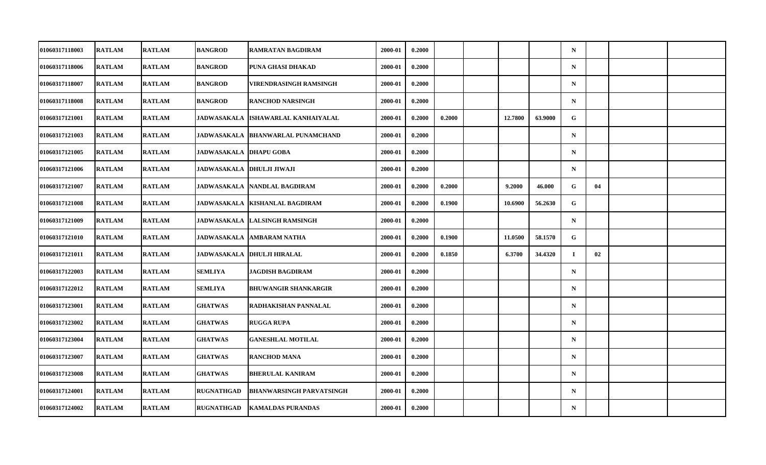| | | | | | | | | | | | | | | |
|---|---|---|---|---|---|---|---|---|---|---|---|---|---|---|
| 01060317118003 | RATLAM | RATLAM | BANGROD | RAMRATAN BAGDIRAM | 2000-01 | 0.2000 | | | | | N | | | |
| 01060317118006 | RATLAM | RATLAM | BANGROD | PUNA GHASI DHAKAD | 2000-01 | 0.2000 | | | | | N | | | |
| 01060317118007 | RATLAM | RATLAM | BANGROD | VIRENDRASINGH RAMSINGH | 2000-01 | 0.2000 | | | | | N | | | |
| 01060317118008 | RATLAM | RATLAM | BANGROD | RANCHOD NARSINGH | 2000-01 | 0.2000 | | | | | N | | | |
| 01060317121001 | RATLAM | RATLAM | JADWASAKALA | ISHAWARLAL KANHAIYALAL | 2000-01 | 0.2000 | 0.2000 | | 12.7800 | 63.9000 | G | | | |
| 01060317121003 | RATLAM | RATLAM | JADWASAKALA | BHANWARLAL PUNAMCHAND | 2000-01 | 0.2000 | | | | | N | | | |
| 01060317121005 | RATLAM | RATLAM | JADWASAKALA | DHAPU GOBA | 2000-01 | 0.2000 | | | | | N | | | |
| 01060317121006 | RATLAM | RATLAM | JADWASAKALA | DHULJI JIWAJI | 2000-01 | 0.2000 | | | | | N | | | |
| 01060317121007 | RATLAM | RATLAM | JADWASAKALA | NANDLAL BAGDIRAM | 2000-01 | 0.2000 | 0.2000 | | 9.2000 | 46.000 | G | 04 | | |
| 01060317121008 | RATLAM | RATLAM | JADWASAKALA | KISHANLAL BAGDIRAM | 2000-01 | 0.2000 | 0.1900 | | 10.6900 | 56.2630 | G | | | |
| 01060317121009 | RATLAM | RATLAM | JADWASAKALA | LALSINGH RAMSINGH | 2000-01 | 0.2000 | | | | | N | | | |
| 01060317121010 | RATLAM | RATLAM | JADWASAKALA | AMBARAM NATHA | 2000-01 | 0.2000 | 0.1900 | | 11.0500 | 58.1570 | G | | | |
| 01060317121011 | RATLAM | RATLAM | JADWASAKALA | DHULJI HIRALAL | 2000-01 | 0.2000 | 0.1850 | | 6.3700 | 34.4320 | I | 02 | | |
| 01060317122003 | RATLAM | RATLAM | SEMLIYA | JAGDISH BAGDIRAM | 2000-01 | 0.2000 | | | | | N | | | |
| 01060317122012 | RATLAM | RATLAM | SEMLIYA | BHUWANGIR SHANKARGIR | 2000-01 | 0.2000 | | | | | N | | | |
| 01060317123001 | RATLAM | RATLAM | GHATWAS | RADHAKISHAN PANNALAL | 2000-01 | 0.2000 | | | | | N | | | |
| 01060317123002 | RATLAM | RATLAM | GHATWAS | RUGGA RUPA | 2000-01 | 0.2000 | | | | | N | | | |
| 01060317123004 | RATLAM | RATLAM | GHATWAS | GANESHLAL MOTILAL | 2000-01 | 0.2000 | | | | | N | | | |
| 01060317123007 | RATLAM | RATLAM | GHATWAS | RANCHOD MANA | 2000-01 | 0.2000 | | | | | N | | | |
| 01060317123008 | RATLAM | RATLAM | GHATWAS | BHERULAL KANIRAM | 2000-01 | 0.2000 | | | | | N | | | |
| 01060317124001 | RATLAM | RATLAM | RUGNATHGAD | BHANWARSINGH PARVATSINGH | 2000-01 | 0.2000 | | | | | N | | | |
| 01060317124002 | RATLAM | RATLAM | RUGNATHGAD | KAMALDAS PURANDAS | 2000-01 | 0.2000 | | | | | N | | | |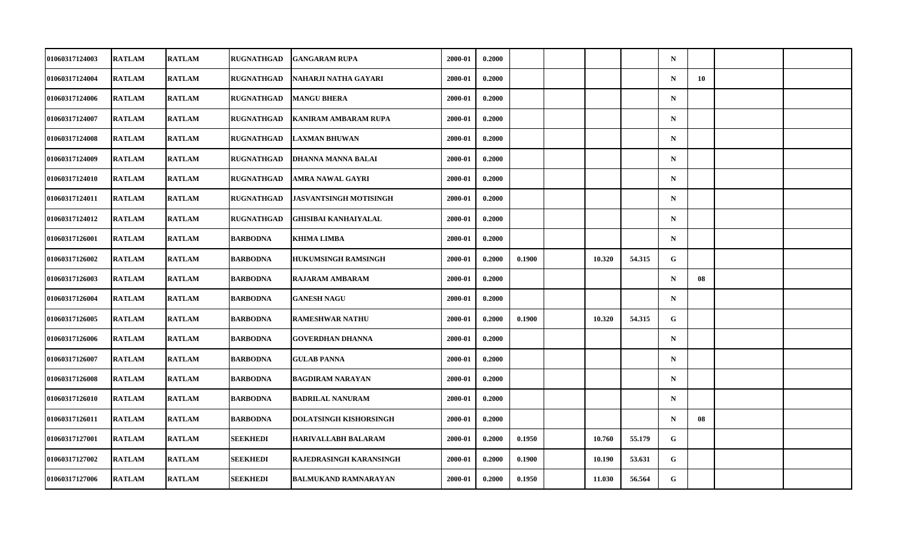| | | | | | | | | | | | | | | |
|---|---|---|---|---|---|---|---|---|---|---|---|---|---|---|
| 01060317124003 | RATLAM | RATLAM | RUGNATHGAD | GANGARAM RUPA | 2000-01 | 0.2000 | | | | | N | | | |
| 01060317124004 | RATLAM | RATLAM | RUGNATHGAD | NAHARJI NATHA GAYARI | 2000-01 | 0.2000 | | | | | N | 10 | | |
| 01060317124006 | RATLAM | RATLAM | RUGNATHGAD | MANGU BHERA | 2000-01 | 0.2000 | | | | | N | | | |
| 01060317124007 | RATLAM | RATLAM | RUGNATHGAD | KANIRAM AMBARAM RUPA | 2000-01 | 0.2000 | | | | | N | | | |
| 01060317124008 | RATLAM | RATLAM | RUGNATHGAD | LAXMAN BHUWAN | 2000-01 | 0.2000 | | | | | N | | | |
| 01060317124009 | RATLAM | RATLAM | RUGNATHGAD | DHANNA MANNA BALAI | 2000-01 | 0.2000 | | | | | N | | | |
| 01060317124010 | RATLAM | RATLAM | RUGNATHGAD | AMRA NAWAL GAYRI | 2000-01 | 0.2000 | | | | | N | | | |
| 01060317124011 | RATLAM | RATLAM | RUGNATHGAD | JASVANTSINGH MOTISINGH | 2000-01 | 0.2000 | | | | | N | | | |
| 01060317124012 | RATLAM | RATLAM | RUGNATHGAD | GHISIBAI KANHAIYALAL | 2000-01 | 0.2000 | | | | | N | | | |
| 01060317126001 | RATLAM | RATLAM | BARBODNA | KHIMA LIMBA | 2000-01 | 0.2000 | | | | | N | | | |
| 01060317126002 | RATLAM | RATLAM | BARBODNA | HUKUMSINGH RAMSINGH | 2000-01 | 0.2000 | 0.1900 | | 10.320 | 54.315 | G | | | |
| 01060317126003 | RATLAM | RATLAM | BARBODNA | RAJARAM AMBARAM | 2000-01 | 0.2000 | | | | | N | 08 | | |
| 01060317126004 | RATLAM | RATLAM | BARBODNA | GANESH NAGU | 2000-01 | 0.2000 | | | | | N | | | |
| 01060317126005 | RATLAM | RATLAM | BARBODNA | RAMESHWAR NATHU | 2000-01 | 0.2000 | 0.1900 | | 10.320 | 54.315 | G | | | |
| 01060317126006 | RATLAM | RATLAM | BARBODNA | GOVERDHAN DHANNA | 2000-01 | 0.2000 | | | | | N | | | |
| 01060317126007 | RATLAM | RATLAM | BARBODNA | GULAB PANNA | 2000-01 | 0.2000 | | | | | N | | | |
| 01060317126008 | RATLAM | RATLAM | BARBODNA | BAGDIRAM NARAYAN | 2000-01 | 0.2000 | | | | | N | | | |
| 01060317126010 | RATLAM | RATLAM | BARBODNA | BADRILAL NANURAM | 2000-01 | 0.2000 | | | | | N | | | |
| 01060317126011 | RATLAM | RATLAM | BARBODNA | DOLATSINGH KISHORSINGH | 2000-01 | 0.2000 | | | | | N | 08 | | |
| 01060317127001 | RATLAM | RATLAM | SEEKHEDI | HARIVALLABH BALARAM | 2000-01 | 0.2000 | 0.1950 | | 10.760 | 55.179 | G | | | |
| 01060317127002 | RATLAM | RATLAM | SEEKHEDI | RAJEDRASINGH KARANSINGH | 2000-01 | 0.2000 | 0.1900 | | 10.190 | 53.631 | G | | | |
| 01060317127006 | RATLAM | RATLAM | SEEKHEDI | BALMUKAND RAMNARAYAN | 2000-01 | 0.2000 | 0.1950 | | 11.030 | 56.564 | G | | | |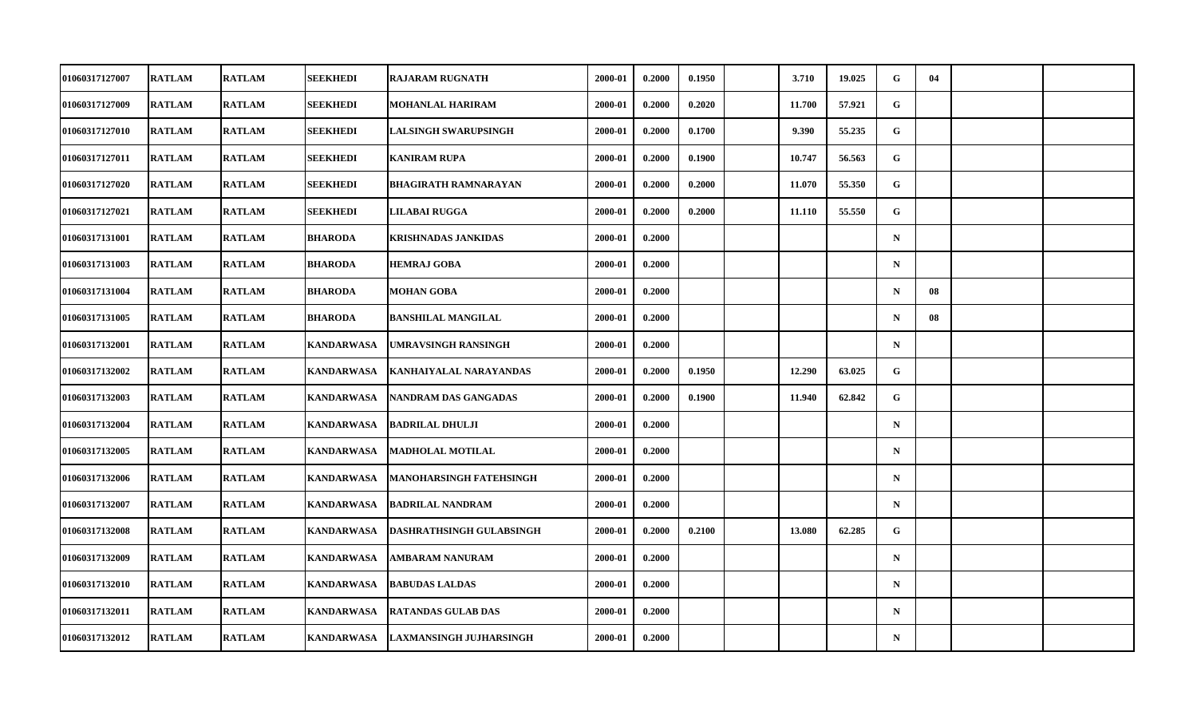| | | | | | | | | | | | | | | | |
|---|---|---|---|---|---|---|---|---|---|---|---|---|---|---|---|
| 01060317127007 | RATLAM | RATLAM | SEEKHEDI | RAJARAM RUGNATH | 2000-01 | 0.2000 | 0.1950 | | 3.710 | 19.025 | G | 04 | | |
| 01060317127009 | RATLAM | RATLAM | SEEKHEDI | MOHANLAL HARIRAM | 2000-01 | 0.2000 | 0.2020 | | 11.700 | 57.921 | G | | | |
| 01060317127010 | RATLAM | RATLAM | SEEKHEDI | LALSINGH SWARUPSINGH | 2000-01 | 0.2000 | 0.1700 | | 9.390 | 55.235 | G | | | |
| 01060317127011 | RATLAM | RATLAM | SEEKHEDI | KANIRAM RUPA | 2000-01 | 0.2000 | 0.1900 | | 10.747 | 56.563 | G | | | |
| 01060317127020 | RATLAM | RATLAM | SEEKHEDI | BHAGIRATH RAMNARAYAN | 2000-01 | 0.2000 | 0.2000 | | 11.070 | 55.350 | G | | | |
| 01060317127021 | RATLAM | RATLAM | SEEKHEDI | LILABAI RUGGA | 2000-01 | 0.2000 | 0.2000 | | 11.110 | 55.550 | G | | | |
| 01060317131001 | RATLAM | RATLAM | BHARODA | KRISHNADAS JANKIDAS | 2000-01 | 0.2000 | | | | | N | | | |
| 01060317131003 | RATLAM | RATLAM | BHARODA | HEMRAJ GOBA | 2000-01 | 0.2000 | | | | | N | | | |
| 01060317131004 | RATLAM | RATLAM | BHARODA | MOHAN GOBA | 2000-01 | 0.2000 | | | | | N | 08 | | |
| 01060317131005 | RATLAM | RATLAM | BHARODA | BANSHILAL MANGILAL | 2000-01 | 0.2000 | | | | | N | 08 | | |
| 01060317132001 | RATLAM | RATLAM | KANDARWASA | UMRAVSINGH RANSINGH | 2000-01 | 0.2000 | | | | | N | | | |
| 01060317132002 | RATLAM | RATLAM | KANDARWASA | KANHAIYALAL NARAYANDAS | 2000-01 | 0.2000 | 0.1950 | | 12.290 | 63.025 | G | | | |
| 01060317132003 | RATLAM | RATLAM | KANDARWASA | NANDRAM DAS GANGADAS | 2000-01 | 0.2000 | 0.1900 | | 11.940 | 62.842 | G | | | |
| 01060317132004 | RATLAM | RATLAM | KANDARWASA | BADRILAL DHULJI | 2000-01 | 0.2000 | | | | | N | | | |
| 01060317132005 | RATLAM | RATLAM | KANDARWASA | MADHOLAL MOTILAL | 2000-01 | 0.2000 | | | | | N | | | |
| 01060317132006 | RATLAM | RATLAM | KANDARWASA | MANOHARSINGH FATEHSINGH | 2000-01 | 0.2000 | | | | | N | | | |
| 01060317132007 | RATLAM | RATLAM | KANDARWASA | BADRILAL NANDRAM | 2000-01 | 0.2000 | | | | | N | | | |
| 01060317132008 | RATLAM | RATLAM | KANDARWASA | DASHRATHSINGH GULABSINGH | 2000-01 | 0.2000 | 0.2100 | | 13.080 | 62.285 | G | | | |
| 01060317132009 | RATLAM | RATLAM | KANDARWASA | AMBARAM NANURAM | 2000-01 | 0.2000 | | | | | N | | | |
| 01060317132010 | RATLAM | RATLAM | KANDARWASA | BABUDAS LALDAS | 2000-01 | 0.2000 | | | | | N | | | |
| 01060317132011 | RATLAM | RATLAM | KANDARWASA | RATANDAS GULAB DAS | 2000-01 | 0.2000 | | | | | N | | | |
| 01060317132012 | RATLAM | RATLAM | KANDARWASA | LAXMANSINGH JUJHARSINGH | 2000-01 | 0.2000 | | | | | N | | | |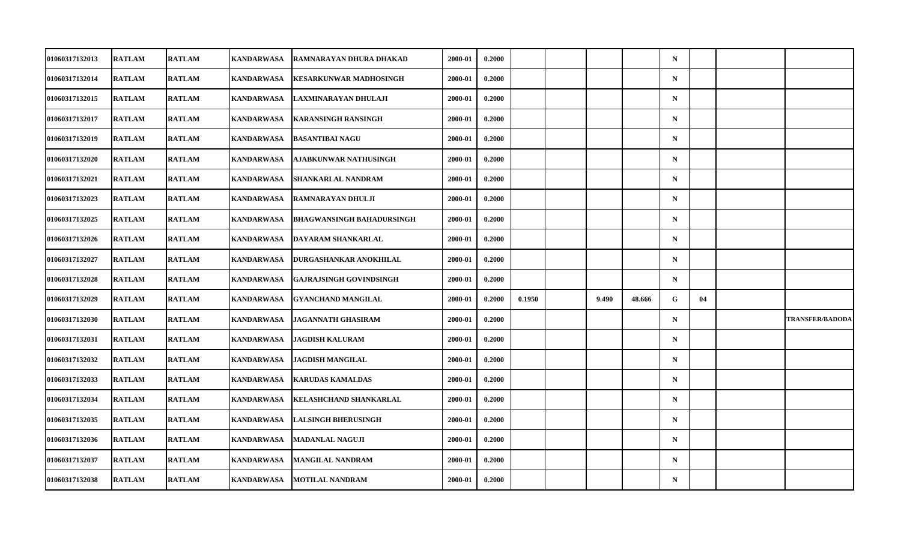| | | | | | | | | | | | | | | |
|---|---|---|---|---|---|---|---|---|---|---|---|---|---|---|
| 01060317132013 | RATLAM | RATLAM | KANDARWASA | RAMNARAYAN DHURA DHAKAD | 2000-01 | 0.2000 | | | | | N | | | |
| 01060317132014 | RATLAM | RATLAM | KANDARWASA | KESARKUNWAR MADHOSINGH | 2000-01 | 0.2000 | | | | | N | | | |
| 01060317132015 | RATLAM | RATLAM | KANDARWASA | LAXMINARAYAN DHULAJI | 2000-01 | 0.2000 | | | | | N | | | |
| 01060317132017 | RATLAM | RATLAM | KANDARWASA | KARANSINGH RANSINGH | 2000-01 | 0.2000 | | | | | N | | | |
| 01060317132019 | RATLAM | RATLAM | KANDARWASA | BASANTIBAI NAGU | 2000-01 | 0.2000 | | | | | N | | | |
| 01060317132020 | RATLAM | RATLAM | KANDARWASA | AJABKUNWAR NATHUSINGH | 2000-01 | 0.2000 | | | | | N | | | |
| 01060317132021 | RATLAM | RATLAM | KANDARWASA | SHANKARLAL NANDRAM | 2000-01 | 0.2000 | | | | | N | | | |
| 01060317132023 | RATLAM | RATLAM | KANDARWASA | RAMNARAYAN DHULJI | 2000-01 | 0.2000 | | | | | N | | | |
| 01060317132025 | RATLAM | RATLAM | KANDARWASA | BHAGWANSINGH BAHADURSINGH | 2000-01 | 0.2000 | | | | | N | | | |
| 01060317132026 | RATLAM | RATLAM | KANDARWASA | DAYARAM SHANKARLAL | 2000-01 | 0.2000 | | | | | N | | | |
| 01060317132027 | RATLAM | RATLAM | KANDARWASA | DURGASHANKAR ANOKHILAL | 2000-01 | 0.2000 | | | | | N | | | |
| 01060317132028 | RATLAM | RATLAM | KANDARWASA | GAJRAJSINGH GOVINDSINGH | 2000-01 | 0.2000 | | | | | N | | | |
| 01060317132029 | RATLAM | RATLAM | KANDARWASA | GYANCHAND MANGILAL | 2000-01 | 0.2000 | 0.1950 | | 9.490 | 48.666 | G | 04 | | |
| 01060317132030 | RATLAM | RATLAM | KANDARWASA | JAGANNATH GHASIRAM | 2000-01 | 0.2000 | | | | | N | | | TRANSFER/BADODA |
| 01060317132031 | RATLAM | RATLAM | KANDARWASA | JAGDISH KALURAM | 2000-01 | 0.2000 | | | | | N | | | |
| 01060317132032 | RATLAM | RATLAM | KANDARWASA | JAGDISH MANGILAL | 2000-01 | 0.2000 | | | | | N | | | |
| 01060317132033 | RATLAM | RATLAM | KANDARWASA | KARUDAS KAMALDAS | 2000-01 | 0.2000 | | | | | N | | | |
| 01060317132034 | RATLAM | RATLAM | KANDARWASA | KELASHCHAND SHANKARLAL | 2000-01 | 0.2000 | | | | | N | | | |
| 01060317132035 | RATLAM | RATLAM | KANDARWASA | LALSINGH BHERUSINGH | 2000-01 | 0.2000 | | | | | N | | | |
| 01060317132036 | RATLAM | RATLAM | KANDARWASA | MADANLAL NAGUJI | 2000-01 | 0.2000 | | | | | N | | | |
| 01060317132037 | RATLAM | RATLAM | KANDARWASA | MANGILAL NANDRAM | 2000-01 | 0.2000 | | | | | N | | | |
| 01060317132038 | RATLAM | RATLAM | KANDARWASA | MOTILAL NANDRAM | 2000-01 | 0.2000 | | | | | N | | | |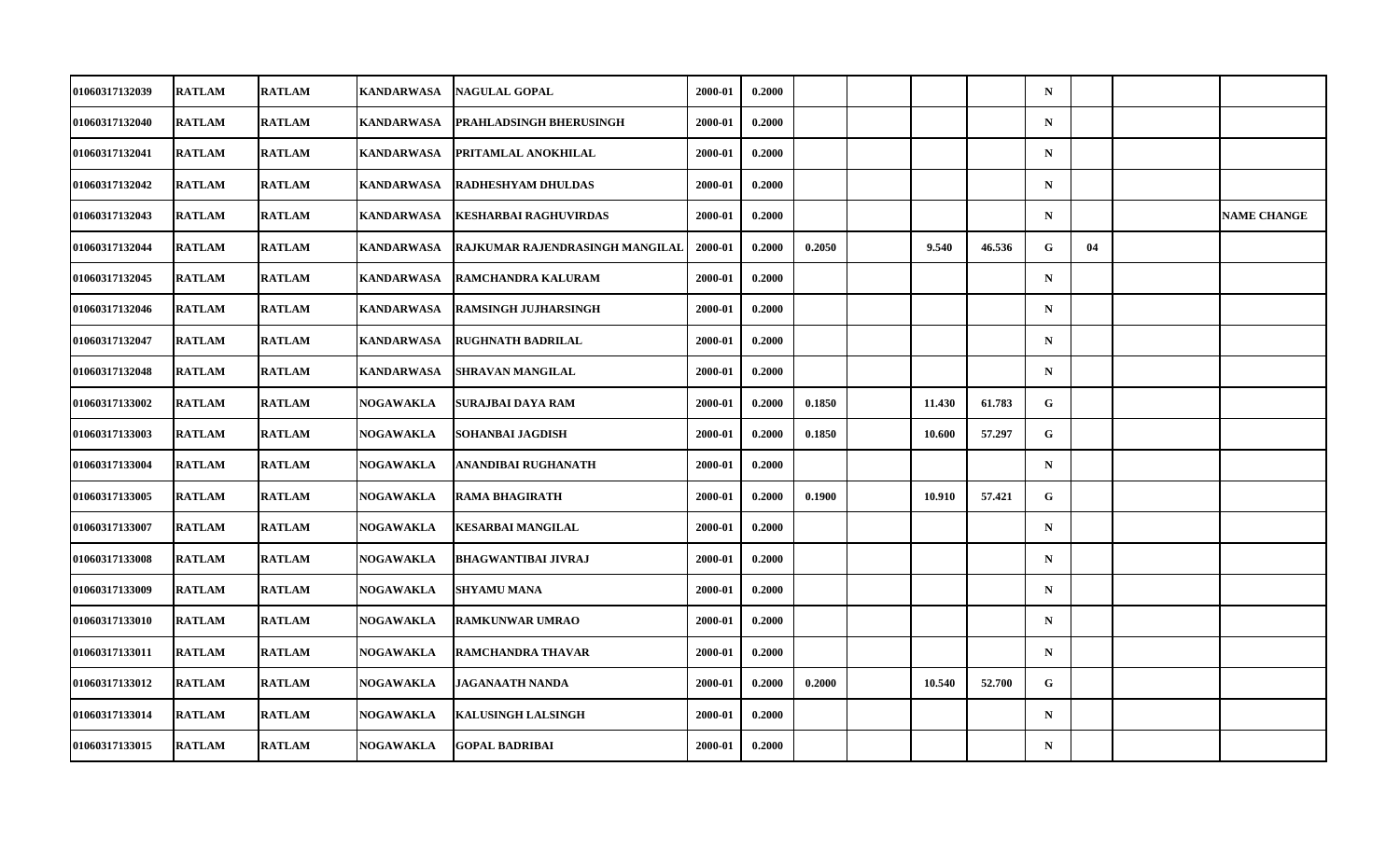| | | | | | | | | | | | | | | |
|---|---|---|---|---|---|---|---|---|---|---|---|---|---|---|
| 01060317132039 | RATLAM | RATLAM | KANDARWASA | NAGULAL GOPAL | 2000-01 | 0.2000 | | | | | N | | | |
| 01060317132040 | RATLAM | RATLAM | KANDARWASA | PRAHLADSINGH BHERUSINGH | 2000-01 | 0.2000 | | | | | N | | | |
| 01060317132041 | RATLAM | RATLAM | KANDARWASA | PRITAMLAL ANOKHILAL | 2000-01 | 0.2000 | | | | | N | | | |
| 01060317132042 | RATLAM | RATLAM | KANDARWASA | RADHESHYAM DHULDAS | 2000-01 | 0.2000 | | | | | N | | | |
| 01060317132043 | RATLAM | RATLAM | KANDARWASA | KESHARBAI RAGHUVIRDAS | 2000-01 | 0.2000 | | | | | N | | | NAME CHANGE |
| 01060317132044 | RATLAM | RATLAM | KANDARWASA | RAJKUMAR RAJENDRASINGH MANGILAL | 2000-01 | 0.2000 | 0.2050 | | 9.540 | 46.536 | G | 04 | | |
| 01060317132045 | RATLAM | RATLAM | KANDARWASA | RAMCHANDRA KALURAM | 2000-01 | 0.2000 | | | | | N | | | |
| 01060317132046 | RATLAM | RATLAM | KANDARWASA | RAMSINGH JUJHARSINGH | 2000-01 | 0.2000 | | | | | N | | | |
| 01060317132047 | RATLAM | RATLAM | KANDARWASA | RUGHNATH BADRILAL | 2000-01 | 0.2000 | | | | | N | | | |
| 01060317132048 | RATLAM | RATLAM | KANDARWASA | SHRAVAN MANGILAL | 2000-01 | 0.2000 | | | | | N | | | |
| 01060317133002 | RATLAM | RATLAM | NOGAWAKLA | SURAJBAI DAYA RAM | 2000-01 | 0.2000 | 0.1850 | | 11.430 | 61.783 | G | | | |
| 01060317133003 | RATLAM | RATLAM | NOGAWAKLA | SOHANBAI JAGDISH | 2000-01 | 0.2000 | 0.1850 | | 10.600 | 57.297 | G | | | |
| 01060317133004 | RATLAM | RATLAM | NOGAWAKLA | ANANDIBAI RUGHANATH | 2000-01 | 0.2000 | | | | | N | | | |
| 01060317133005 | RATLAM | RATLAM | NOGAWAKLA | RAMA BHAGIRATH | 2000-01 | 0.2000 | 0.1900 | | 10.910 | 57.421 | G | | | |
| 01060317133007 | RATLAM | RATLAM | NOGAWAKLA | KESARBAI MANGILAL | 2000-01 | 0.2000 | | | | | N | | | |
| 01060317133008 | RATLAM | RATLAM | NOGAWAKLA | BHAGWANTIBAI JIVRAJ | 2000-01 | 0.2000 | | | | | N | | | |
| 01060317133009 | RATLAM | RATLAM | NOGAWAKLA | SHYAMU MANA | 2000-01 | 0.2000 | | | | | N | | | |
| 01060317133010 | RATLAM | RATLAM | NOGAWAKLA | RAMKUNWAR UMRAO | 2000-01 | 0.2000 | | | | | N | | | |
| 01060317133011 | RATLAM | RATLAM | NOGAWAKLA | RAMCHANDRA THAVAR | 2000-01 | 0.2000 | | | | | N | | | |
| 01060317133012 | RATLAM | RATLAM | NOGAWAKLA | JAGANAATH NANDA | 2000-01 | 0.2000 | 0.2000 | | 10.540 | 52.700 | G | | | |
| 01060317133014 | RATLAM | RATLAM | NOGAWAKLA | KALUSINGH LALSINGH | 2000-01 | 0.2000 | | | | | N | | | |
| 01060317133015 | RATLAM | RATLAM | NOGAWAKLA | GOPAL BADRIBAI | 2000-01 | 0.2000 | | | | | N | | | |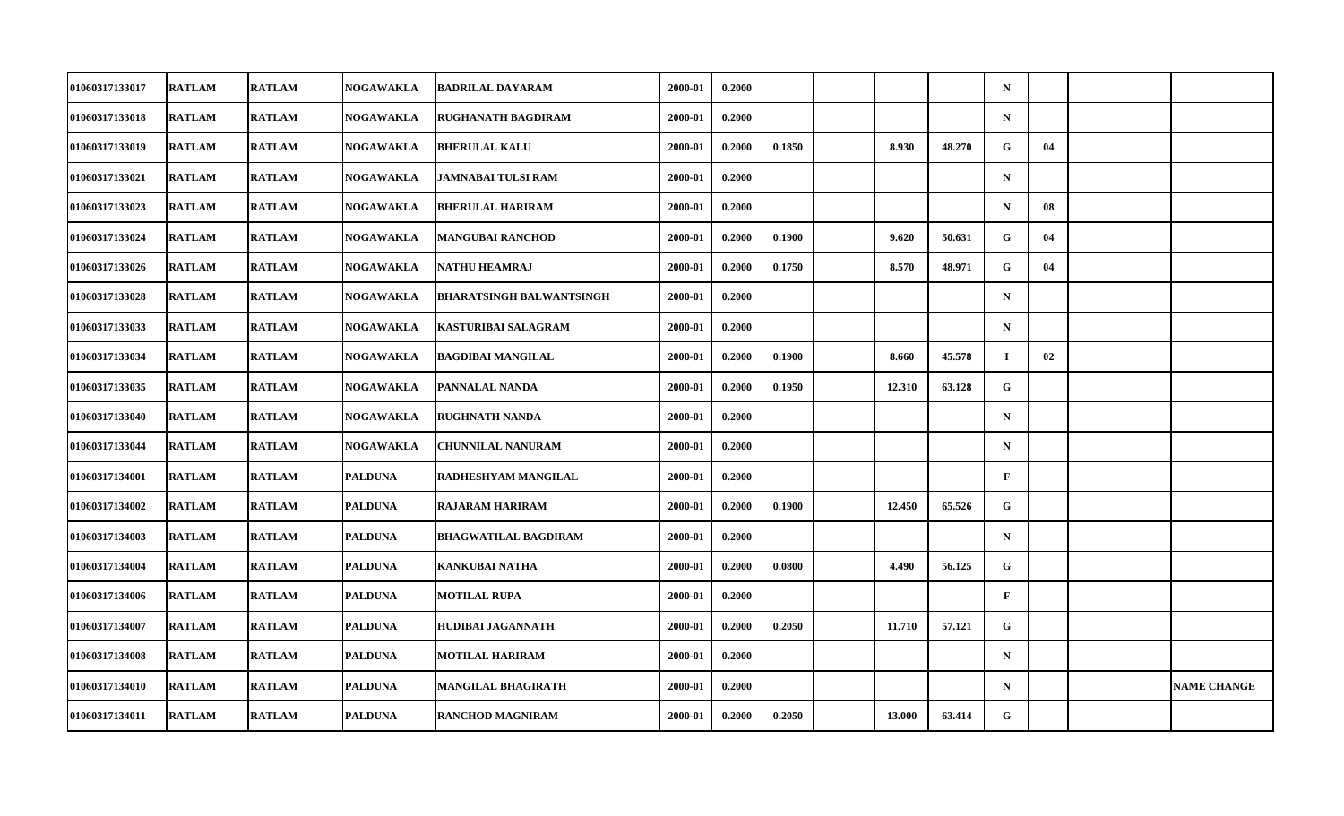| | | | | | | | | | | | | | | | |
|---|---|---|---|---|---|---|---|---|---|---|---|---|---|---|---|
| 01060317133017 | RATLAM | RATLAM | NOGAWAKLA | BADRILAL DAYARAM | 2000-01 | 0.2000 | | | | | N | | | |
| 01060317133018 | RATLAM | RATLAM | NOGAWAKLA | RUGHANATH BAGDIRAM | 2000-01 | 0.2000 | | | | | N | | | |
| 01060317133019 | RATLAM | RATLAM | NOGAWAKLA | BHERULAL KALU | 2000-01 | 0.2000 | 0.1850 | | 8.930 | 48.270 | G | 04 | | |
| 01060317133021 | RATLAM | RATLAM | NOGAWAKLA | JAMNABAI TULSI RAM | 2000-01 | 0.2000 | | | | | N | | | |
| 01060317133023 | RATLAM | RATLAM | NOGAWAKLA | BHERULAL HARIRAM | 2000-01 | 0.2000 | | | | | N | 08 | | |
| 01060317133024 | RATLAM | RATLAM | NOGAWAKLA | MANGUBAI RANCHOD | 2000-01 | 0.2000 | 0.1900 | | 9.620 | 50.631 | G | 04 | | |
| 01060317133026 | RATLAM | RATLAM | NOGAWAKLA | NATHU HEAMRAJ | 2000-01 | 0.2000 | 0.1750 | | 8.570 | 48.971 | G | 04 | | |
| 01060317133028 | RATLAM | RATLAM | NOGAWAKLA | BHARATSINGH BALWANTSINGH | 2000-01 | 0.2000 | | | | | N | | | |
| 01060317133033 | RATLAM | RATLAM | NOGAWAKLA | KASTURIBAI SALAGRAM | 2000-01 | 0.2000 | | | | | N | | | |
| 01060317133034 | RATLAM | RATLAM | NOGAWAKLA | BAGDIBAI MANGILAL | 2000-01 | 0.2000 | 0.1900 | | 8.660 | 45.578 | I | 02 | | |
| 01060317133035 | RATLAM | RATLAM | NOGAWAKLA | PANNALAL NANDA | 2000-01 | 0.2000 | 0.1950 | | 12.310 | 63.128 | G | | | |
| 01060317133040 | RATLAM | RATLAM | NOGAWAKLA | RUGHNATH NANDA | 2000-01 | 0.2000 | | | | | N | | | |
| 01060317133044 | RATLAM | RATLAM | NOGAWAKLA | CHUNNILAL NANURAM | 2000-01 | 0.2000 | | | | | N | | | |
| 01060317134001 | RATLAM | RATLAM | PALDUNA | RADHESHYAM MANGILAL | 2000-01 | 0.2000 | | | | | F | | | |
| 01060317134002 | RATLAM | RATLAM | PALDUNA | RAJARAM HARIRAM | 2000-01 | 0.2000 | 0.1900 | | 12.450 | 65.526 | G | | | |
| 01060317134003 | RATLAM | RATLAM | PALDUNA | BHAGWATILAL BAGDIRAM | 2000-01 | 0.2000 | | | | | N | | | |
| 01060317134004 | RATLAM | RATLAM | PALDUNA | KANKUBAI NATHA | 2000-01 | 0.2000 | 0.0800 | | 4.490 | 56.125 | G | | | |
| 01060317134006 | RATLAM | RATLAM | PALDUNA | MOTILAL RUPA | 2000-01 | 0.2000 | | | | | F | | | |
| 01060317134007 | RATLAM | RATLAM | PALDUNA | HUDIBAI JAGANNATH | 2000-01 | 0.2000 | 0.2050 | | 11.710 | 57.121 | G | | | |
| 01060317134008 | RATLAM | RATLAM | PALDUNA | MOTILAL HARIRAM | 2000-01 | 0.2000 | | | | | N | | | |
| 01060317134010 | RATLAM | RATLAM | PALDUNA | MANGILAL BHAGIRATH | 2000-01 | 0.2000 | | | | | N | | | NAME CHANGE |
| 01060317134011 | RATLAM | RATLAM | PALDUNA | RANCHOD MAGNIRAM | 2000-01 | 0.2000 | 0.2050 | | 13.000 | 63.414 | G | | | |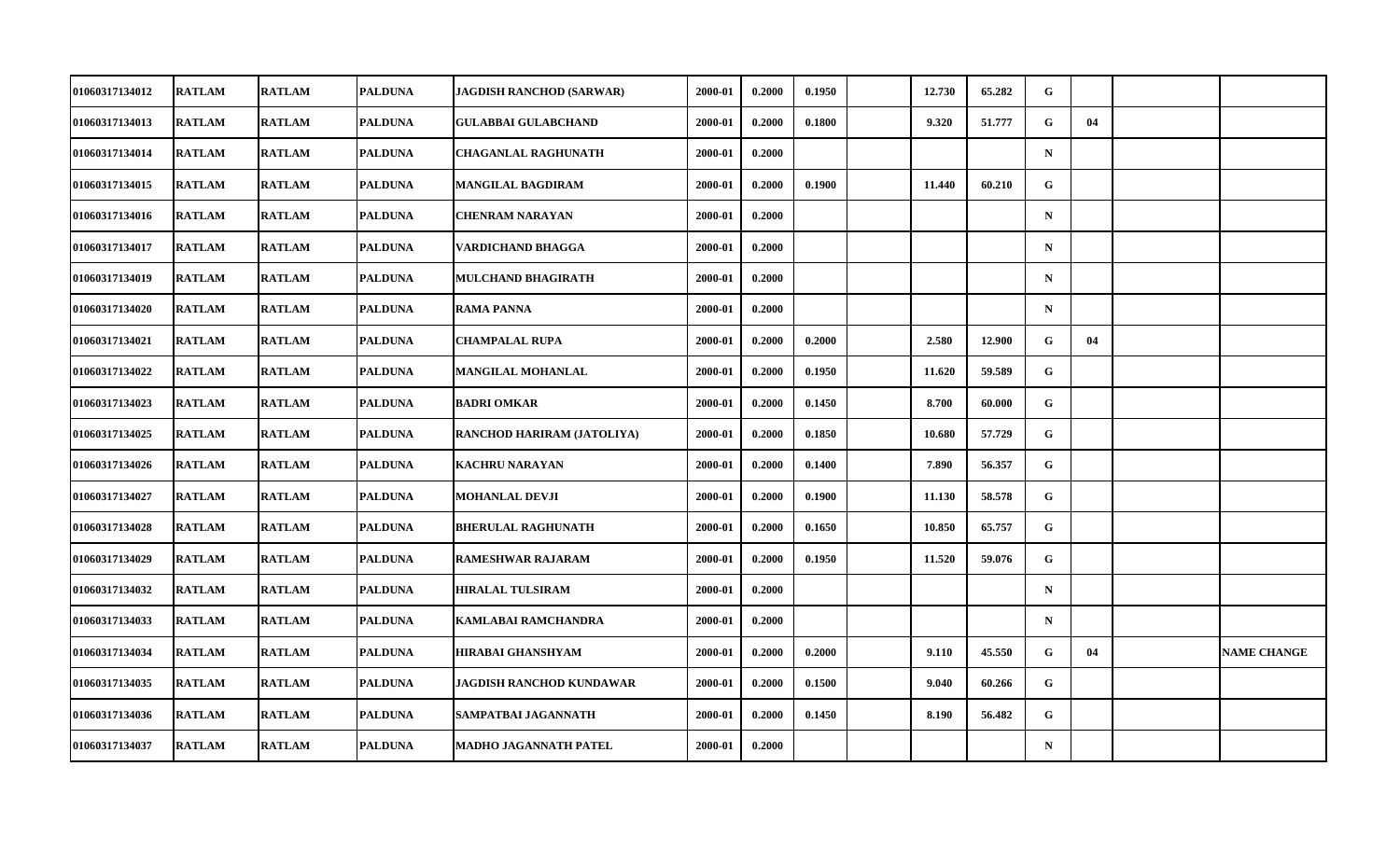| | | | | | | | | | | | | | | |
|---|---|---|---|---|---|---|---|---|---|---|---|---|---|---|
| 01060317134012 | RATLAM | RATLAM | PALDUNA | JAGDISH RANCHOD (SARWAR) | 2000-01 | 0.2000 | 0.1950 | | 12.730 | 65.282 | G | | | |
| 01060317134013 | RATLAM | RATLAM | PALDUNA | GULABBAI GULABCHAND | 2000-01 | 0.2000 | 0.1800 | | 9.320 | 51.777 | G | 04 | | |
| 01060317134014 | RATLAM | RATLAM | PALDUNA | CHAGANLAL RAGHUNATH | 2000-01 | 0.2000 | | | | | N | | | |
| 01060317134015 | RATLAM | RATLAM | PALDUNA | MANGILAL BAGDIRAM | 2000-01 | 0.2000 | 0.1900 | | 11.440 | 60.210 | G | | | |
| 01060317134016 | RATLAM | RATLAM | PALDUNA | CHENRAM NARAYAN | 2000-01 | 0.2000 | | | | | N | | | |
| 01060317134017 | RATLAM | RATLAM | PALDUNA | VARDICHAND BHAGGA | 2000-01 | 0.2000 | | | | | N | | | |
| 01060317134019 | RATLAM | RATLAM | PALDUNA | MULCHAND BHAGIRATH | 2000-01 | 0.2000 | | | | | N | | | |
| 01060317134020 | RATLAM | RATLAM | PALDUNA | RAMA PANNA | 2000-01 | 0.2000 | | | | | N | | | |
| 01060317134021 | RATLAM | RATLAM | PALDUNA | CHAMPALAL RUPA | 2000-01 | 0.2000 | 0.2000 | | 2.580 | 12.900 | G | 04 | | |
| 01060317134022 | RATLAM | RATLAM | PALDUNA | MANGILAL MOHANLAL | 2000-01 | 0.2000 | 0.1950 | | 11.620 | 59.589 | G | | | |
| 01060317134023 | RATLAM | RATLAM | PALDUNA | BADRI OMKAR | 2000-01 | 0.2000 | 0.1450 | | 8.700 | 60.000 | G | | | |
| 01060317134025 | RATLAM | RATLAM | PALDUNA | RANCHOD HARIRAM (JATOLIYA) | 2000-01 | 0.2000 | 0.1850 | | 10.680 | 57.729 | G | | | |
| 01060317134026 | RATLAM | RATLAM | PALDUNA | KACHRU NARAYAN | 2000-01 | 0.2000 | 0.1400 | | 7.890 | 56.357 | G | | | |
| 01060317134027 | RATLAM | RATLAM | PALDUNA | MOHANLAL DEVJI | 2000-01 | 0.2000 | 0.1900 | | 11.130 | 58.578 | G | | | |
| 01060317134028 | RATLAM | RATLAM | PALDUNA | BHERULAL RAGHUNATH | 2000-01 | 0.2000 | 0.1650 | | 10.850 | 65.757 | G | | | |
| 01060317134029 | RATLAM | RATLAM | PALDUNA | RAMESHWAR RAJARAM | 2000-01 | 0.2000 | 0.1950 | | 11.520 | 59.076 | G | | | |
| 01060317134032 | RATLAM | RATLAM | PALDUNA | HIRALAL TULSIRAM | 2000-01 | 0.2000 | | | | | N | | | |
| 01060317134033 | RATLAM | RATLAM | PALDUNA | KAMLABAI RAMCHANDRA | 2000-01 | 0.2000 | | | | | N | | | |
| 01060317134034 | RATLAM | RATLAM | PALDUNA | HIRABAI GHANSHYAM | 2000-01 | 0.2000 | 0.2000 | | 9.110 | 45.550 | G | 04 | | NAME CHANGE |
| 01060317134035 | RATLAM | RATLAM | PALDUNA | JAGDISH RANCHOD KUNDAWAR | 2000-01 | 0.2000 | 0.1500 | | 9.040 | 60.266 | G | | | |
| 01060317134036 | RATLAM | RATLAM | PALDUNA | SAMPATBAI JAGANNATH | 2000-01 | 0.2000 | 0.1450 | | 8.190 | 56.482 | G | | | |
| 01060317134037 | RATLAM | RATLAM | PALDUNA | MADHO JAGANNATH PATEL | 2000-01 | 0.2000 | | | | | N | | | |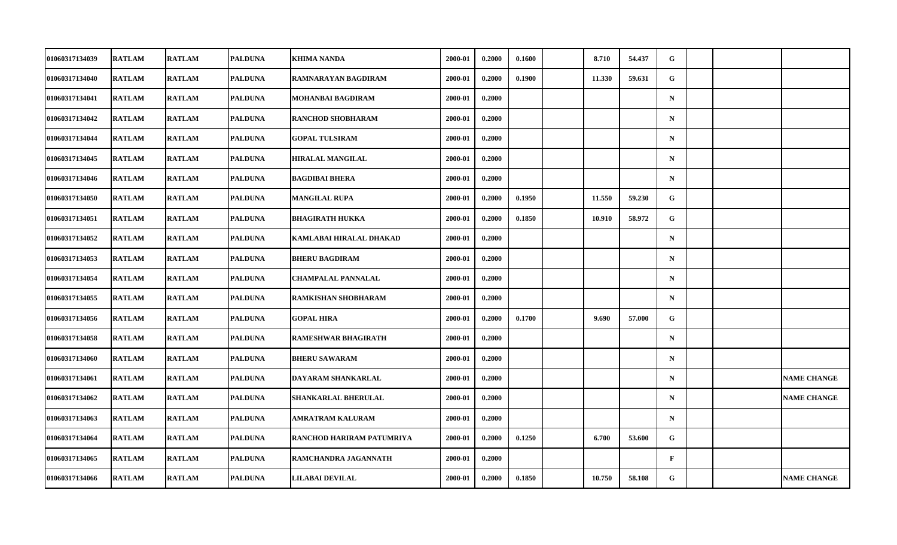| | | | | | | | | | | | | | | |
|---|---|---|---|---|---|---|---|---|---|---|---|---|---|---|
| 01060317134039 | RATLAM | RATLAM | PALDUNA | KHIMA NANDA | 2000-01 | 0.2000 | 0.1600 | | 8.710 | 54.437 | G | | | |
| 01060317134040 | RATLAM | RATLAM | PALDUNA | RAMNARAYAN BAGDIRAM | 2000-01 | 0.2000 | 0.1900 | | 11.330 | 59.631 | G | | | |
| 01060317134041 | RATLAM | RATLAM | PALDUNA | MOHANBAI BAGDIRAM | 2000-01 | 0.2000 | | | | | N | | | |
| 01060317134042 | RATLAM | RATLAM | PALDUNA | RANCHOD SHOBHARAM | 2000-01 | 0.2000 | | | | | N | | | |
| 01060317134044 | RATLAM | RATLAM | PALDUNA | GOPAL TULSIRAM | 2000-01 | 0.2000 | | | | | N | | | |
| 01060317134045 | RATLAM | RATLAM | PALDUNA | HIRALAL MANGILAL | 2000-01 | 0.2000 | | | | | N | | | |
| 01060317134046 | RATLAM | RATLAM | PALDUNA | BAGDIBAI BHERA | 2000-01 | 0.2000 | | | | | N | | | |
| 01060317134050 | RATLAM | RATLAM | PALDUNA | MANGILAL RUPA | 2000-01 | 0.2000 | 0.1950 | | 11.550 | 59.230 | G | | | |
| 01060317134051 | RATLAM | RATLAM | PALDUNA | BHAGIRATH HUKKA | 2000-01 | 0.2000 | 0.1850 | | 10.910 | 58.972 | G | | | |
| 01060317134052 | RATLAM | RATLAM | PALDUNA | KAMLABAI HIRALAL DHAKAD | 2000-01 | 0.2000 | | | | | N | | | |
| 01060317134053 | RATLAM | RATLAM | PALDUNA | BHERU BAGDIRAM | 2000-01 | 0.2000 | | | | | N | | | |
| 01060317134054 | RATLAM | RATLAM | PALDUNA | CHAMPALAL PANNALAL | 2000-01 | 0.2000 | | | | | N | | | |
| 01060317134055 | RATLAM | RATLAM | PALDUNA | RAMKISHAN SHOBHARAM | 2000-01 | 0.2000 | | | | | N | | | |
| 01060317134056 | RATLAM | RATLAM | PALDUNA | GOPAL HIRA | 2000-01 | 0.2000 | 0.1700 | | 9.690 | 57.000 | G | | | |
| 01060317134058 | RATLAM | RATLAM | PALDUNA | RAMESHWAR BHAGIRATH | 2000-01 | 0.2000 | | | | | N | | | |
| 01060317134060 | RATLAM | RATLAM | PALDUNA | BHERU SAWARAM | 2000-01 | 0.2000 | | | | | N | | | |
| 01060317134061 | RATLAM | RATLAM | PALDUNA | DAYARAM SHANKARLAL | 2000-01 | 0.2000 | | | | | N | | | NAME CHANGE |
| 01060317134062 | RATLAM | RATLAM | PALDUNA | SHANKARLAL BHERULAL | 2000-01 | 0.2000 | | | | | N | | | NAME CHANGE |
| 01060317134063 | RATLAM | RATLAM | PALDUNA | AMRATRAM KALURAM | 2000-01 | 0.2000 | | | | | N | | | |
| 01060317134064 | RATLAM | RATLAM | PALDUNA | RANCHOD HARIRAM PATUMRIYA | 2000-01 | 0.2000 | 0.1250 | | 6.700 | 53.600 | G | | | |
| 01060317134065 | RATLAM | RATLAM | PALDUNA | RAMCHANDRA JAGANNATH | 2000-01 | 0.2000 | | | | | F | | | |
| 01060317134066 | RATLAM | RATLAM | PALDUNA | LILABAI DEVILAL | 2000-01 | 0.2000 | 0.1850 | | 10.750 | 58.108 | G | | | NAME CHANGE |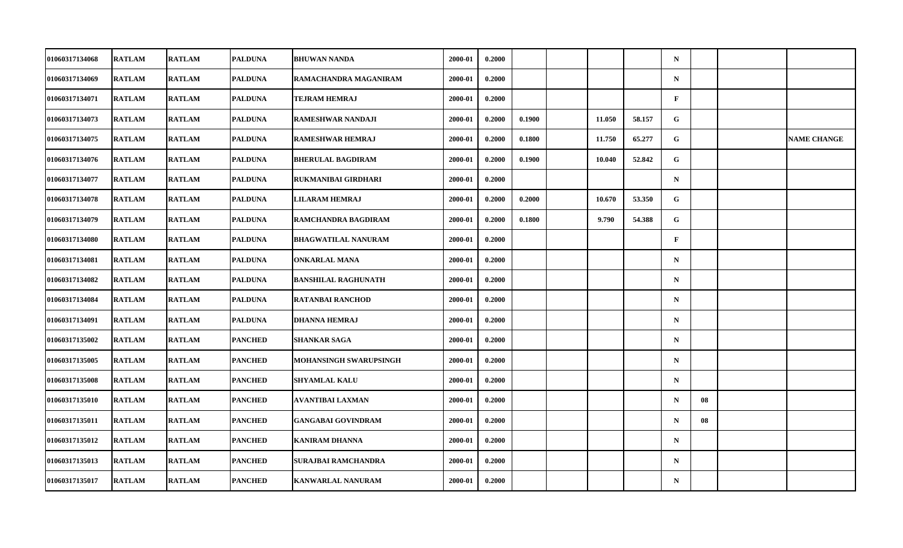| | | | | | | | | | | | | | | |
|---|---|---|---|---|---|---|---|---|---|---|---|---|---|---|
| 01060317134068 | RATLAM | RATLAM | PALDUNA | BHUWAN NANDA | 2000-01 | 0.2000 | | | | | N | | | |
| 01060317134069 | RATLAM | RATLAM | PALDUNA | RAMACHANDRA MAGANIRAM | 2000-01 | 0.2000 | | | | | N | | | |
| 01060317134071 | RATLAM | RATLAM | PALDUNA | TEJRAM HEMRAJ | 2000-01 | 0.2000 | | | | | F | | | |
| 01060317134073 | RATLAM | RATLAM | PALDUNA | RAMESHWAR NANDAJI | 2000-01 | 0.2000 | 0.1900 | | 11.050 | 58.157 | G | | | |
| 01060317134075 | RATLAM | RATLAM | PALDUNA | RAMESHWAR HEMRAJ | 2000-01 | 0.2000 | 0.1800 | | 11.750 | 65.277 | G | | | NAME CHANGE |
| 01060317134076 | RATLAM | RATLAM | PALDUNA | BHERULAL BAGDIRAM | 2000-01 | 0.2000 | 0.1900 | | 10.040 | 52.842 | G | | | |
| 01060317134077 | RATLAM | RATLAM | PALDUNA | RUKMANIBAI GIRDHARI | 2000-01 | 0.2000 | | | | | N | | | |
| 01060317134078 | RATLAM | RATLAM | PALDUNA | LILARAM HEMRAJ | 2000-01 | 0.2000 | 0.2000 | | 10.670 | 53.350 | G | | | |
| 01060317134079 | RATLAM | RATLAM | PALDUNA | RAMCHANDRA BAGDIRAM | 2000-01 | 0.2000 | 0.1800 | | 9.790 | 54.388 | G | | | |
| 01060317134080 | RATLAM | RATLAM | PALDUNA | BHAGWATILAL NANURAM | 2000-01 | 0.2000 | | | | | F | | | |
| 01060317134081 | RATLAM | RATLAM | PALDUNA | ONKARLAL MANA | 2000-01 | 0.2000 | | | | | N | | | |
| 01060317134082 | RATLAM | RATLAM | PALDUNA | BANSHILAL RAGHUNATH | 2000-01 | 0.2000 | | | | | N | | | |
| 01060317134084 | RATLAM | RATLAM | PALDUNA | RATANBAI RANCHOD | 2000-01 | 0.2000 | | | | | N | | | |
| 01060317134091 | RATLAM | RATLAM | PALDUNA | DHANNA HEMRAJ | 2000-01 | 0.2000 | | | | | N | | | |
| 01060317135002 | RATLAM | RATLAM | PANCHED | SHANKAR SAGA | 2000-01 | 0.2000 | | | | | N | | | |
| 01060317135005 | RATLAM | RATLAM | PANCHED | MOHANSINGH SWARUPSINGH | 2000-01 | 0.2000 | | | | | N | | | |
| 01060317135008 | RATLAM | RATLAM | PANCHED | SHYAMLAL KALU | 2000-01 | 0.2000 | | | | | N | | | |
| 01060317135010 | RATLAM | RATLAM | PANCHED | AVANTIBAI LAXMAN | 2000-01 | 0.2000 | | | | | N | 08 | | |
| 01060317135011 | RATLAM | RATLAM | PANCHED | GANGABAI GOVINDRAM | 2000-01 | 0.2000 | | | | | N | 08 | | |
| 01060317135012 | RATLAM | RATLAM | PANCHED | KANIRAM DHANNA | 2000-01 | 0.2000 | | | | | N | | | |
| 01060317135013 | RATLAM | RATLAM | PANCHED | SURAJBAI RAMCHANDRA | 2000-01 | 0.2000 | | | | | N | | | |
| 01060317135017 | RATLAM | RATLAM | PANCHED | KANWARLAL NANURAM | 2000-01 | 0.2000 | | | | | N | | | |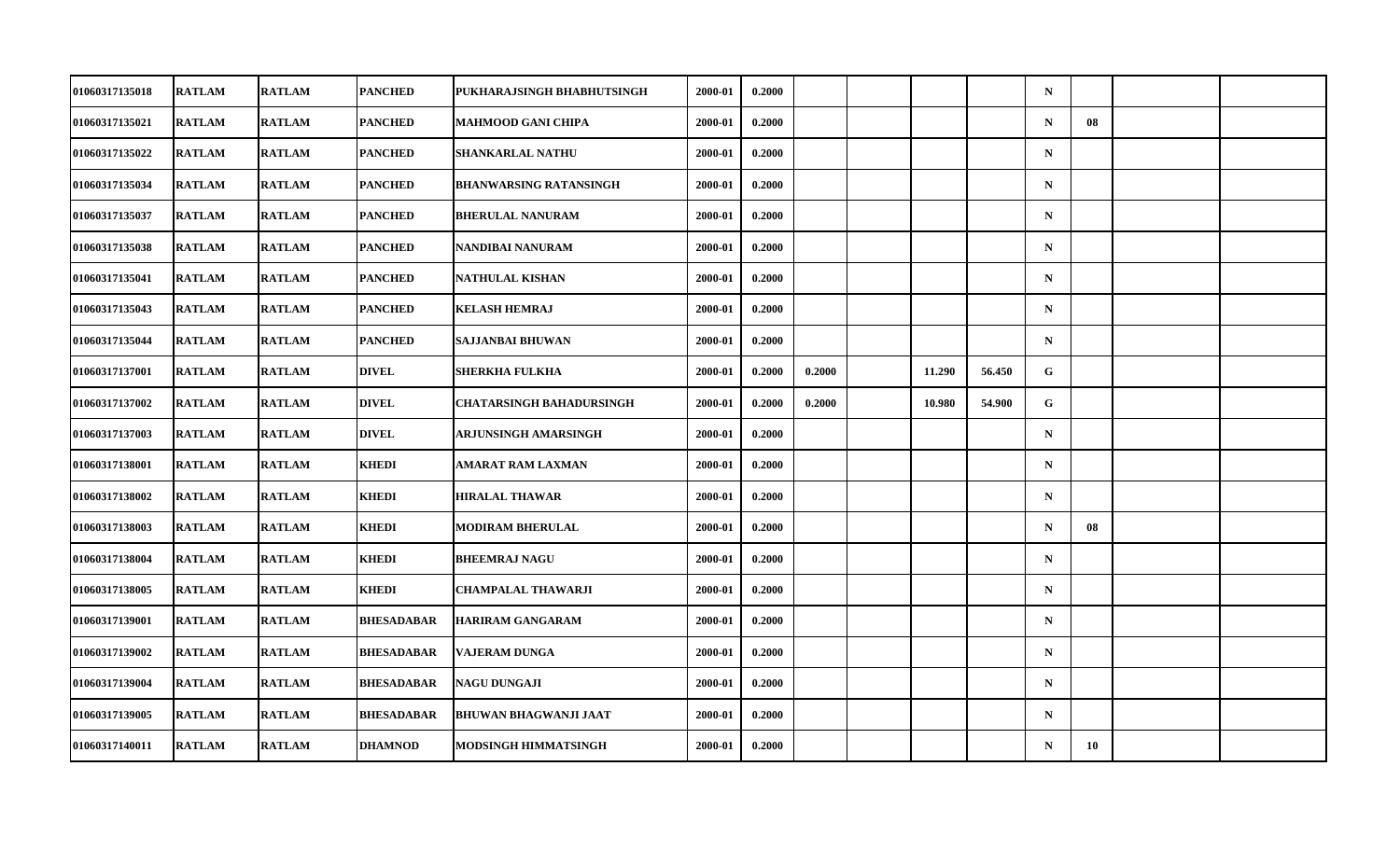| | | | | | | | | | | | | | | |
|---|---|---|---|---|---|---|---|---|---|---|---|---|---|---|
| 01060317135018 | RATLAM | RATLAM | PANCHED | PUKHARAJSINGH BHABHUTSINGH | 2000-01 | 0.2000 | | | | | N | | | |
| 01060317135021 | RATLAM | RATLAM | PANCHED | MAHMOOD GANI CHIPA | 2000-01 | 0.2000 | | | | | N | 08 | | |
| 01060317135022 | RATLAM | RATLAM | PANCHED | SHANKARLAL NATHU | 2000-01 | 0.2000 | | | | | N | | | |
| 01060317135034 | RATLAM | RATLAM | PANCHED | BHANWARSING RATANSINGH | 2000-01 | 0.2000 | | | | | N | | | |
| 01060317135037 | RATLAM | RATLAM | PANCHED | BHERULAL NANURAM | 2000-01 | 0.2000 | | | | | N | | | |
| 01060317135038 | RATLAM | RATLAM | PANCHED | NANDIBAI NANURAM | 2000-01 | 0.2000 | | | | | N | | | |
| 01060317135041 | RATLAM | RATLAM | PANCHED | NATHULAL KISHAN | 2000-01 | 0.2000 | | | | | N | | | |
| 01060317135043 | RATLAM | RATLAM | PANCHED | KELASH HEMRAJ | 2000-01 | 0.2000 | | | | | N | | | |
| 01060317135044 | RATLAM | RATLAM | PANCHED | SAJJANBAI BHUWAN | 2000-01 | 0.2000 | | | | | N | | | |
| 01060317137001 | RATLAM | RATLAM | DIVEL | SHERKHA FULKHA | 2000-01 | 0.2000 | 0.2000 | | 11.290 | 56.450 | G | | | |
| 01060317137002 | RATLAM | RATLAM | DIVEL | CHATARSINGH BAHADURSINGH | 2000-01 | 0.2000 | 0.2000 | | 10.980 | 54.900 | G | | | |
| 01060317137003 | RATLAM | RATLAM | DIVEL | ARJUNSINGH AMARSINGH | 2000-01 | 0.2000 | | | | | N | | | |
| 01060317138001 | RATLAM | RATLAM | KHEDI | AMARAT RAM LAXMAN | 2000-01 | 0.2000 | | | | | N | | | |
| 01060317138002 | RATLAM | RATLAM | KHEDI | HIRALAL THAWAR | 2000-01 | 0.2000 | | | | | N | | | |
| 01060317138003 | RATLAM | RATLAM | KHEDI | MODIRAM BHERULAL | 2000-01 | 0.2000 | | | | | N | 08 | | |
| 01060317138004 | RATLAM | RATLAM | KHEDI | BHEEMRAJ NAGU | 2000-01 | 0.2000 | | | | | N | | | |
| 01060317138005 | RATLAM | RATLAM | KHEDI | CHAMPALAL THAWARJI | 2000-01 | 0.2000 | | | | | N | | | |
| 01060317139001 | RATLAM | RATLAM | BHESADABAR | HARIRAM GANGARAM | 2000-01 | 0.2000 | | | | | N | | | |
| 01060317139002 | RATLAM | RATLAM | BHESADABAR | VAJERAM DUNGA | 2000-01 | 0.2000 | | | | | N | | | |
| 01060317139004 | RATLAM | RATLAM | BHESADABAR | NAGU DUNGAJI | 2000-01 | 0.2000 | | | | | N | | | |
| 01060317139005 | RATLAM | RATLAM | BHESADABAR | BHUWAN BHAGWANJI JAAT | 2000-01 | 0.2000 | | | | | N | | | |
| 01060317140011 | RATLAM | RATLAM | DHAMNOD | MODSINGH HIMMATSINGH | 2000-01 | 0.2000 | | | | | N | 10 | | |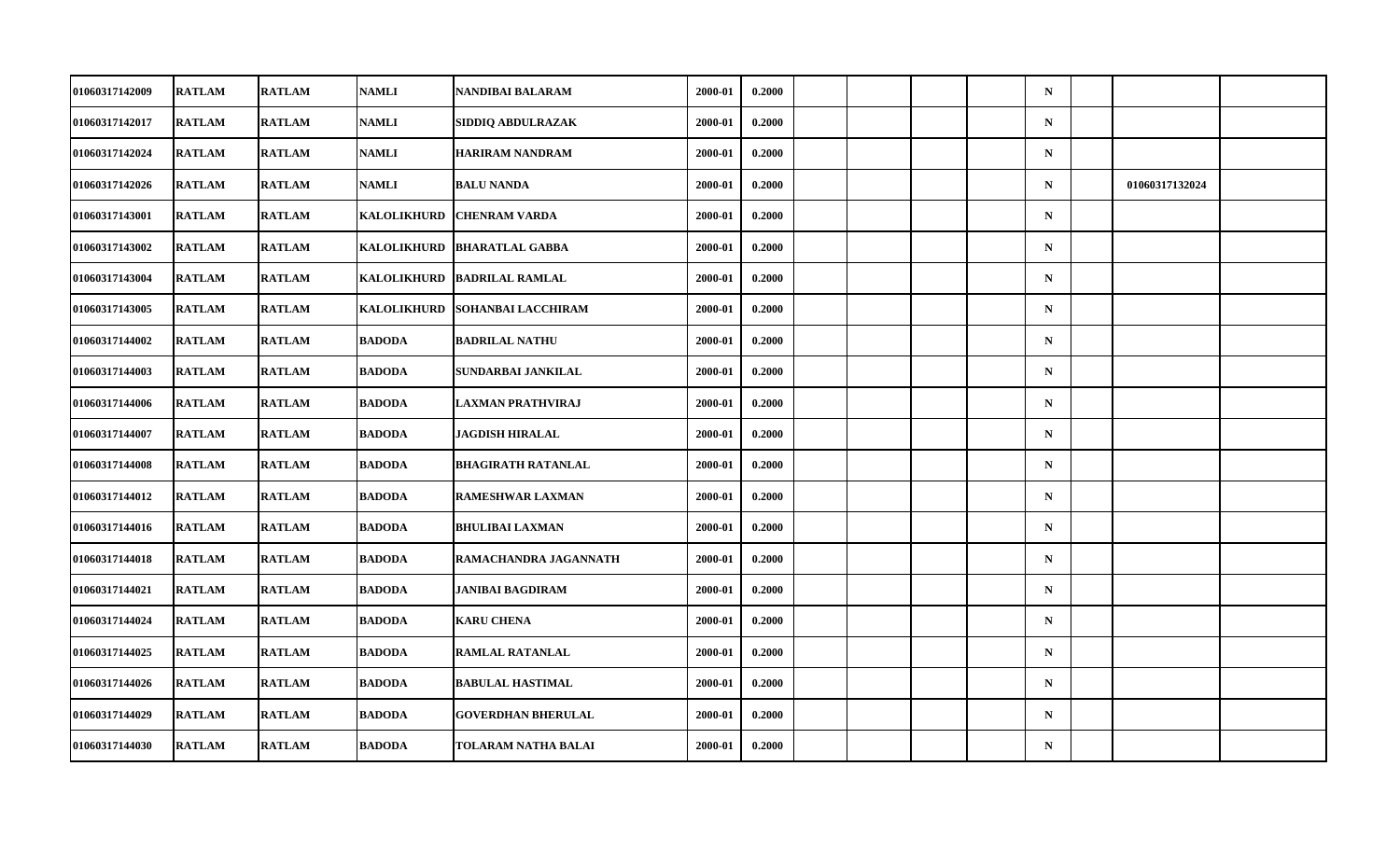| | | | | | | | | | | | | | | |
|---|---|---|---|---|---|---|---|---|---|---|---|---|---|---|
| 01060317142009 | RATLAM | RATLAM | NAMLI | NANDIBAI BALARAM | 2000-01 | 0.2000 | | | | | N | | | |
| 01060317142017 | RATLAM | RATLAM | NAMLI | SIDDIQ ABDULRAZAK | 2000-01 | 0.2000 | | | | | N | | | |
| 01060317142024 | RATLAM | RATLAM | NAMLI | HARIRAM NANDRAM | 2000-01 | 0.2000 | | | | | N | | | |
| 01060317142026 | RATLAM | RATLAM | NAMLI | BALU NANDA | 2000-01 | 0.2000 | | | | | N | | 01060317132024 | |
| 01060317143001 | RATLAM | RATLAM | KALOLIKHURD | CHENRAM VARDA | 2000-01 | 0.2000 | | | | | N | | | |
| 01060317143002 | RATLAM | RATLAM | KALOLIKHURD | BHARATLAL GABBA | 2000-01 | 0.2000 | | | | | N | | | |
| 01060317143004 | RATLAM | RATLAM | KALOLIKHURD | BADRILAL RAMLAL | 2000-01 | 0.2000 | | | | | N | | | |
| 01060317143005 | RATLAM | RATLAM | KALOLIKHURD | SOHANBAI LACCHIRAM | 2000-01 | 0.2000 | | | | | N | | | |
| 01060317144002 | RATLAM | RATLAM | BADODA | BADRILAL NATHU | 2000-01 | 0.2000 | | | | | N | | | |
| 01060317144003 | RATLAM | RATLAM | BADODA | SUNDARBAI JANKILAL | 2000-01 | 0.2000 | | | | | N | | | |
| 01060317144006 | RATLAM | RATLAM | BADODA | LAXMAN PRATHVIRAJ | 2000-01 | 0.2000 | | | | | N | | | |
| 01060317144007 | RATLAM | RATLAM | BADODA | JAGDISH HIRALAL | 2000-01 | 0.2000 | | | | | N | | | |
| 01060317144008 | RATLAM | RATLAM | BADODA | BHAGIRATH RATANLAL | 2000-01 | 0.2000 | | | | | N | | | |
| 01060317144012 | RATLAM | RATLAM | BADODA | RAMESHWAR LAXMAN | 2000-01 | 0.2000 | | | | | N | | | |
| 01060317144016 | RATLAM | RATLAM | BADODA | BHULIBAI LAXMAN | 2000-01 | 0.2000 | | | | | N | | | |
| 01060317144018 | RATLAM | RATLAM | BADODA | RAMACHANDRA JAGANNATH | 2000-01 | 0.2000 | | | | | N | | | |
| 01060317144021 | RATLAM | RATLAM | BADODA | JANIBAI BAGDIRAM | 2000-01 | 0.2000 | | | | | N | | | |
| 01060317144024 | RATLAM | RATLAM | BADODA | KARU CHENA | 2000-01 | 0.2000 | | | | | N | | | |
| 01060317144025 | RATLAM | RATLAM | BADODA | RAMLAL RATANLAL | 2000-01 | 0.2000 | | | | | N | | | |
| 01060317144026 | RATLAM | RATLAM | BADODA | BABULAL HASTIMAL | 2000-01 | 0.2000 | | | | | N | | | |
| 01060317144029 | RATLAM | RATLAM | BADODA | GOVERDHAN BHERULAL | 2000-01 | 0.2000 | | | | | N | | | |
| 01060317144030 | RATLAM | RATLAM | BADODA | TOLARAM NATHA BALAI | 2000-01 | 0.2000 | | | | | N | | | |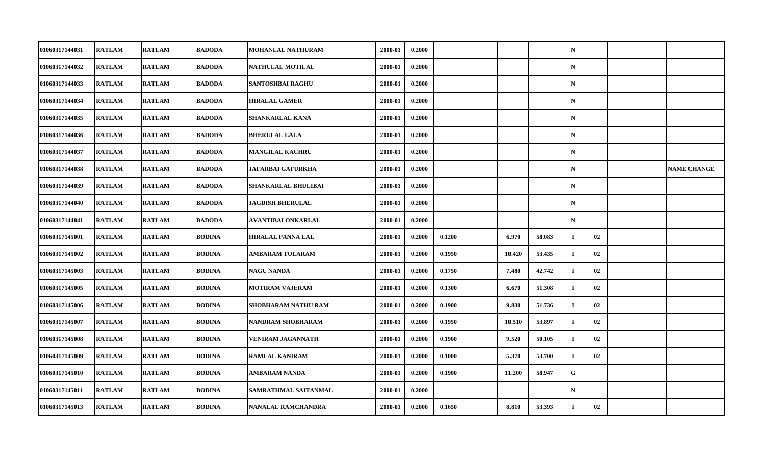| | | | | | | | | | | | | | | |
|---|---|---|---|---|---|---|---|---|---|---|---|---|---|---|
| 01060317144031 | RATLAM | RATLAM | BADODA | MOHANLAL NATHURAM | 2000-01 | 0.2000 | | | | | N | | | |
| 01060317144032 | RATLAM | RATLAM | BADODA | NATHULAL MOTILAL | 2000-01 | 0.2000 | | | | | N | | | |
| 01060317144033 | RATLAM | RATLAM | BADODA | SANTOSHBAI RAGHU | 2000-01 | 0.2000 | | | | | N | | | |
| 01060317144034 | RATLAM | RATLAM | BADODA | HIRALAL GAMER | 2000-01 | 0.2000 | | | | | N | | | |
| 01060317144035 | RATLAM | RATLAM | BADODA | SHANKARLAL KANA | 2000-01 | 0.2000 | | | | | N | | | |
| 01060317144036 | RATLAM | RATLAM | BADODA | BHERULAL LALA | 2000-01 | 0.2000 | | | | | N | | | |
| 01060317144037 | RATLAM | RATLAM | BADODA | MANGILAL KACHRU | 2000-01 | 0.2000 | | | | | N | | | |
| 01060317144038 | RATLAM | RATLAM | BADODA | JAFARBAI GAFURKHA | 2000-01 | 0.2000 | | | | | N | | | NAME CHANGE |
| 01060317144039 | RATLAM | RATLAM | BADODA | SHANKARLAL BHULIBAI | 2000-01 | 0.2000 | | | | | N | | | |
| 01060317144040 | RATLAM | RATLAM | BADODA | JAGDISH BHERULAL | 2000-01 | 0.2000 | | | | | N | | | |
| 01060317144041 | RATLAM | RATLAM | BADODA | AVANTIBAI ONKARLAL | 2000-01 | 0.2000 | | | | | N | | | |
| 01060317145001 | RATLAM | RATLAM | BODINA | HIRALAL PANNA LAL | 2000-01 | 0.2000 | 0.1200 | | 6.970 | 58.083 | I | 02 | | |
| 01060317145002 | RATLAM | RATLAM | BODINA | AMBARAM TOLARAM | 2000-01 | 0.2000 | 0.1950 | | 10.420 | 53.435 | I | 02 | | |
| 01060317145003 | RATLAM | RATLAM | BODINA | NAGU NANDA | 2000-01 | 0.2000 | 0.1750 | | 7.480 | 42.742 | I | 02 | | |
| 01060317145005 | RATLAM | RATLAM | BODINA | MOTIRAM VAJERAM | 2000-01 | 0.2000 | 0.1300 | | 6.670 | 51.308 | I | 02 | | |
| 01060317145006 | RATLAM | RATLAM | BODINA | SHOBHARAM NATHU RAM | 2000-01 | 0.2000 | 0.1900 | | 9.830 | 51.736 | I | 02 | | |
| 01060317145007 | RATLAM | RATLAM | BODINA | NANDRAM SHOBHARAM | 2000-01 | 0.2000 | 0.1950 | | 10.510 | 53.897 | I | 02 | | |
| 01060317145008 | RATLAM | RATLAM | BODINA | VENIRAM JAGANNATH | 2000-01 | 0.2000 | 0.1900 | | 9.520 | 50.105 | I | 02 | | |
| 01060317145009 | RATLAM | RATLAM | BODINA | RAMLAL KANIRAM | 2000-01 | 0.2000 | 0.1000 | | 5.370 | 53.700 | I | 02 | | |
| 01060317145010 | RATLAM | RATLAM | BODINA | AMBARAM NANDA | 2000-01 | 0.2000 | 0.1900 | | 11.200 | 58.947 | G | | | |
| 01060317145011 | RATLAM | RATLAM | BODINA | SAMRATHMAL SAITANMAL | 2000-01 | 0.2000 | | | | | N | | | |
| 01060317145013 | RATLAM | RATLAM | BODINA | NANALAL RAMCHANDRA | 2000-01 | 0.2000 | 0.1650 | | 8.810 | 53.393 | I | 02 | | |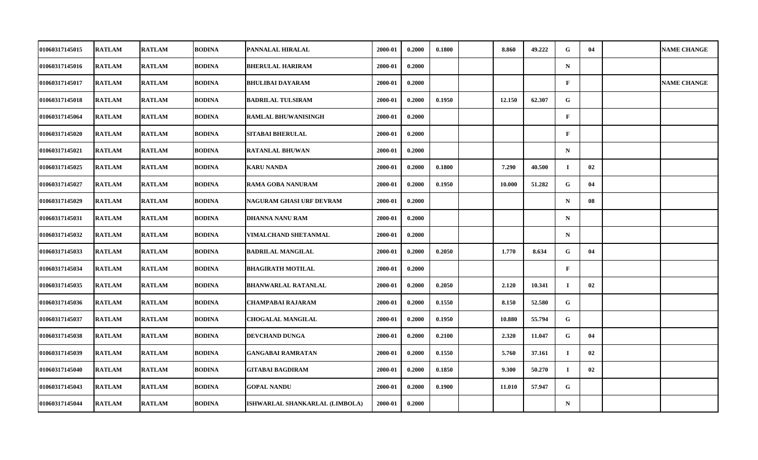| | | | | | | | | | | | | | | |
|---|---|---|---|---|---|---|---|---|---|---|---|---|---|---|
| 01060317145015 | RATLAM | RATLAM | BODINA | PANNALAL HIRALAL | 2000-01 | 0.2000 | 0.1800 | | 8.860 | 49.222 | G | 04 | | NAME CHANGE |
| 01060317145016 | RATLAM | RATLAM | BODINA | BHERULAL HARIRAM | 2000-01 | 0.2000 | | | | | N | | | |
| 01060317145017 | RATLAM | RATLAM | BODINA | BHULIBAI DAYARAM | 2000-01 | 0.2000 | | | | | F | | | NAME CHANGE |
| 01060317145018 | RATLAM | RATLAM | BODINA | BADRILAL TULSIRAM | 2000-01 | 0.2000 | 0.1950 | | 12.150 | 62.307 | G | | | |
| 01060317145064 | RATLAM | RATLAM | BODINA | RAMLAL BHUWANISINGH | 2000-01 | 0.2000 | | | | | F | | | |
| 01060317145020 | RATLAM | RATLAM | BODINA | SITABAI BHERULAL | 2000-01 | 0.2000 | | | | | F | | | |
| 01060317145021 | RATLAM | RATLAM | BODINA | RATANLAL BHUWAN | 2000-01 | 0.2000 | | | | | N | | | |
| 01060317145025 | RATLAM | RATLAM | BODINA | KARU NANDA | 2000-01 | 0.2000 | 0.1800 | | 7.290 | 40.500 | I | 02 | | |
| 01060317145027 | RATLAM | RATLAM | BODINA | RAMA GOBA NANURAM | 2000-01 | 0.2000 | 0.1950 | | 10.000 | 51.282 | G | 04 | | |
| 01060317145029 | RATLAM | RATLAM | BODINA | NAGURAM GHASI URF DEVRAM | 2000-01 | 0.2000 | | | | | N | 08 | | |
| 01060317145031 | RATLAM | RATLAM | BODINA | DHANNA NANU RAM | 2000-01 | 0.2000 | | | | | N | | | |
| 01060317145032 | RATLAM | RATLAM | BODINA | VIMALCHAND SHETANMAL | 2000-01 | 0.2000 | | | | | N | | | |
| 01060317145033 | RATLAM | RATLAM | BODINA | BADRILAL MANGILAL | 2000-01 | 0.2000 | 0.2050 | | 1.770 | 8.634 | G | 04 | | |
| 01060317145034 | RATLAM | RATLAM | BODINA | BHAGIRATH MOTILAL | 2000-01 | 0.2000 | | | | | F | | | |
| 01060317145035 | RATLAM | RATLAM | BODINA | BHANWARLAL RATANLAL | 2000-01 | 0.2000 | 0.2050 | | 2.120 | 10.341 | I | 02 | | |
| 01060317145036 | RATLAM | RATLAM | BODINA | CHAMPABAI RAJARAM | 2000-01 | 0.2000 | 0.1550 | | 8.150 | 52.580 | G | | | |
| 01060317145037 | RATLAM | RATLAM | BODINA | CHOGALAL MANGILAL | 2000-01 | 0.2000 | 0.1950 | | 10.880 | 55.794 | G | | | |
| 01060317145038 | RATLAM | RATLAM | BODINA | DEVCHAND DUNGA | 2000-01 | 0.2000 | 0.2100 | | 2.320 | 11.047 | G | 04 | | |
| 01060317145039 | RATLAM | RATLAM | BODINA | GANGABAI RAMRATAN | 2000-01 | 0.2000 | 0.1550 | | 5.760 | 37.161 | I | 02 | | |
| 01060317145040 | RATLAM | RATLAM | BODINA | GITABAI BAGDIRAM | 2000-01 | 0.2000 | 0.1850 | | 9.300 | 50.270 | I | 02 | | |
| 01060317145043 | RATLAM | RATLAM | BODINA | GOPAL NANDU | 2000-01 | 0.2000 | 0.1900 | | 11.010 | 57.947 | G | | | |
| 01060317145044 | RATLAM | RATLAM | BODINA | ISHWARLAL SHANKARLAL (LIMBOLA) | 2000-01 | 0.2000 | | | | | N | | | |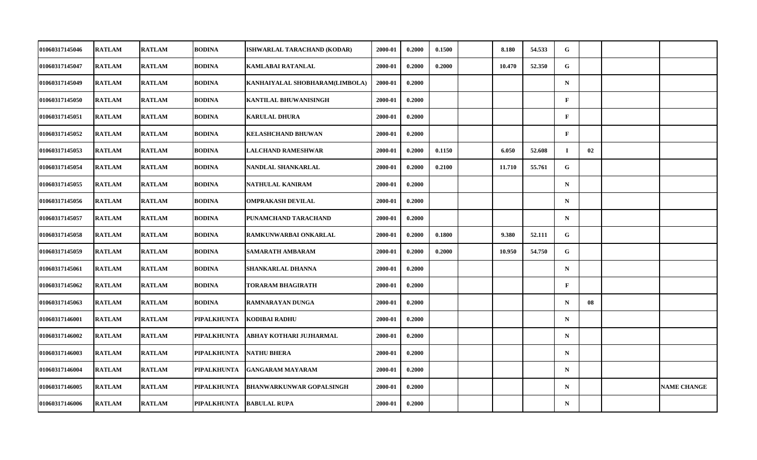| | | | | | | | | | | | | | | |
|---|---|---|---|---|---|---|---|---|---|---|---|---|---|---|
| 01060317145046 | RATLAM | RATLAM | BODINA | ISHWARLAL TARACHAND (KODAR) | 2000-01 | 0.2000 | 0.1500 | | 8.180 | 54.533 | G | | | |
| 01060317145047 | RATLAM | RATLAM | BODINA | KAMLABAI RATANLAL | 2000-01 | 0.2000 | 0.2000 | | 10.470 | 52.350 | G | | | |
| 01060317145049 | RATLAM | RATLAM | BODINA | KANHAIYALAL SHOBHARAM(LIMBOLA) | 2000-01 | 0.2000 | | | | | N | | | |
| 01060317145050 | RATLAM | RATLAM | BODINA | KANTILAL BHUWANISINGH | 2000-01 | 0.2000 | | | | | F | | | |
| 01060317145051 | RATLAM | RATLAM | BODINA | KARULAL DHURA | 2000-01 | 0.2000 | | | | | F | | | |
| 01060317145052 | RATLAM | RATLAM | BODINA | KELASHCHAND BHUWAN | 2000-01 | 0.2000 | | | | | F | | | |
| 01060317145053 | RATLAM | RATLAM | BODINA | LALCHAND RAMESHWAR | 2000-01 | 0.2000 | 0.1150 | | 6.050 | 52.608 | I | 02 | | |
| 01060317145054 | RATLAM | RATLAM | BODINA | NANDLAL SHANKARLAL | 2000-01 | 0.2000 | 0.2100 | | 11.710 | 55.761 | G | | | |
| 01060317145055 | RATLAM | RATLAM | BODINA | NATHULAL KANIRAM | 2000-01 | 0.2000 | | | | | N | | | |
| 01060317145056 | RATLAM | RATLAM | BODINA | OMPRAKASH DEVILAL | 2000-01 | 0.2000 | | | | | N | | | |
| 01060317145057 | RATLAM | RATLAM | BODINA | PUNAMCHAND TARACHAND | 2000-01 | 0.2000 | | | | | N | | | |
| 01060317145058 | RATLAM | RATLAM | BODINA | RAMKUNWARBAI ONKARLAL | 2000-01 | 0.2000 | 0.1800 | | 9.380 | 52.111 | G | | | |
| 01060317145059 | RATLAM | RATLAM | BODINA | SAMARATH AMBARAM | 2000-01 | 0.2000 | 0.2000 | | 10.950 | 54.750 | G | | | |
| 01060317145061 | RATLAM | RATLAM | BODINA | SHANKARLAL DHANNA | 2000-01 | 0.2000 | | | | | N | | | |
| 01060317145062 | RATLAM | RATLAM | BODINA | TORARAM BHAGIRATH | 2000-01 | 0.2000 | | | | | F | | | |
| 01060317145063 | RATLAM | RATLAM | BODINA | RAMNARAYAN DUNGA | 2000-01 | 0.2000 | | | | | N | 08 | | |
| 01060317146001 | RATLAM | RATLAM | PIPALKHUNTA | KODIBAI RADHU | 2000-01 | 0.2000 | | | | | N | | | |
| 01060317146002 | RATLAM | RATLAM | PIPALKHUNTA | ABHAY KOTHARI JUJHARMAL | 2000-01 | 0.2000 | | | | | N | | | |
| 01060317146003 | RATLAM | RATLAM | PIPALKHUNTA | NATHU BHERA | 2000-01 | 0.2000 | | | | | N | | | |
| 01060317146004 | RATLAM | RATLAM | PIPALKHUNTA | GANGARAM MAYARAM | 2000-01 | 0.2000 | | | | | N | | | |
| 01060317146005 | RATLAM | RATLAM | PIPALKHUNTA | BHANWARKUNWAR GOPALSINGH | 2000-01 | 0.2000 | | | | | N | | | NAME CHANGE |
| 01060317146006 | RATLAM | RATLAM | PIPALKHUNTA | BABULAL RUPA | 2000-01 | 0.2000 | | | | | N | | | |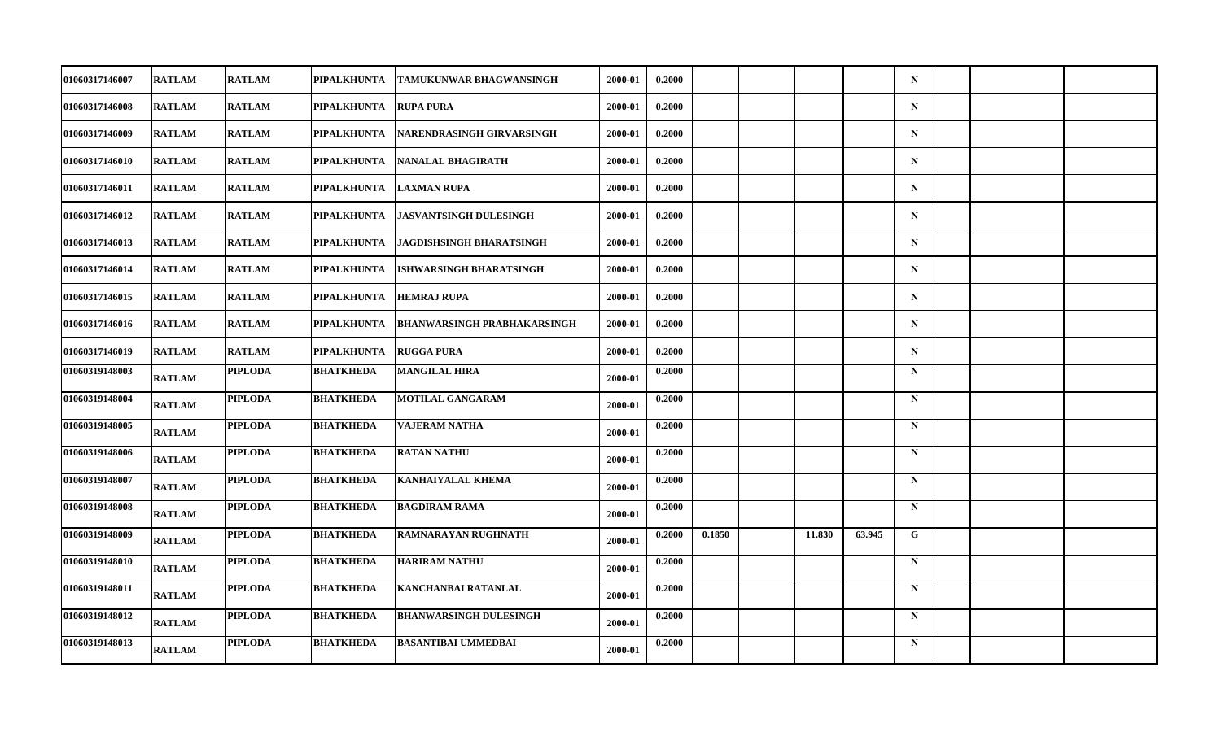| | | | | | | | | | | | | | | |
|---|---|---|---|---|---|---|---|---|---|---|---|---|---|---|
| 01060317146007 | RATLAM | RATLAM | PIPALKHUNTA | TAMUKUNWAR BHAGWANSINGH | 2000-01 | 0.2000 | | | | | N | | | |
| 01060317146008 | RATLAM | RATLAM | PIPALKHUNTA | RUPA PURA | 2000-01 | 0.2000 | | | | | N | | | |
| 01060317146009 | RATLAM | RATLAM | PIPALKHUNTA | NARENDRASINGH GIRVARSINGH | 2000-01 | 0.2000 | | | | | N | | | |
| 01060317146010 | RATLAM | RATLAM | PIPALKHUNTA | NANALAL BHAGIRATH | 2000-01 | 0.2000 | | | | | N | | | |
| 01060317146011 | RATLAM | RATLAM | PIPALKHUNTA | LAXMAN RUPA | 2000-01 | 0.2000 | | | | | N | | | |
| 01060317146012 | RATLAM | RATLAM | PIPALKHUNTA | JASVANTSINGH DULESINGH | 2000-01 | 0.2000 | | | | | N | | | |
| 01060317146013 | RATLAM | RATLAM | PIPALKHUNTA | JAGDISHSINGH BHARATSINGH | 2000-01 | 0.2000 | | | | | N | | | |
| 01060317146014 | RATLAM | RATLAM | PIPALKHUNTA | ISHWARSINGH BHARATSINGH | 2000-01 | 0.2000 | | | | | N | | | |
| 01060317146015 | RATLAM | RATLAM | PIPALKHUNTA | HEMRAJ RUPA | 2000-01 | 0.2000 | | | | | N | | | |
| 01060317146016 | RATLAM | RATLAM | PIPALKHUNTA | BHANWARSINGH PRABHAKARSINGH | 2000-01 | 0.2000 | | | | | N | | | |
| 01060317146019 | RATLAM | RATLAM | PIPALKHUNTA | RUGGA PURA | 2000-01 | 0.2000 | | | | | N | | | |
| 01060319148003 | RATLAM | PIPLODA | BHATKHEDA | MANGILAL HIRA | 2000-01 | 0.2000 | | | | | N | | | |
| 01060319148004 | RATLAM | PIPLODA | BHATKHEDA | MOTILAL GANGARAM | 2000-01 | 0.2000 | | | | | N | | | |
| 01060319148005 | RATLAM | PIPLODA | BHATKHEDA | VAJERAM NATHA | 2000-01 | 0.2000 | | | | | N | | | |
| 01060319148006 | RATLAM | PIPLODA | BHATKHEDA | RATAN NATHU | 2000-01 | 0.2000 | | | | | N | | | |
| 01060319148007 | RATLAM | PIPLODA | BHATKHEDA | KANHAIYALAL KHEMA | 2000-01 | 0.2000 | | | | | N | | | |
| 01060319148008 | RATLAM | PIPLODA | BHATKHEDA | BAGDIRAM RAMA | 2000-01 | 0.2000 | | | | | N | | | |
| 01060319148009 | RATLAM | PIPLODA | BHATKHEDA | RAMNARAYAN RUGHNATH | 2000-01 | 0.2000 | 0.1850 | | 11.830 | 63.945 | G | | | |
| 01060319148010 | RATLAM | PIPLODA | BHATKHEDA | HARIRAM NATHU | 2000-01 | 0.2000 | | | | | N | | | |
| 01060319148011 | RATLAM | PIPLODA | BHATKHEDA | KANCHANBAI RATANLAL | 2000-01 | 0.2000 | | | | | N | | | |
| 01060319148012 | RATLAM | PIPLODA | BHATKHEDA | BHANWARSINGH DULESINGH | 2000-01 | 0.2000 | | | | | N | | | |
| 01060319148013 | RATLAM | PIPLODA | BHATKHEDA | BASANTIBAI UMMEDBAI | 2000-01 | 0.2000 | | | | | N | | | |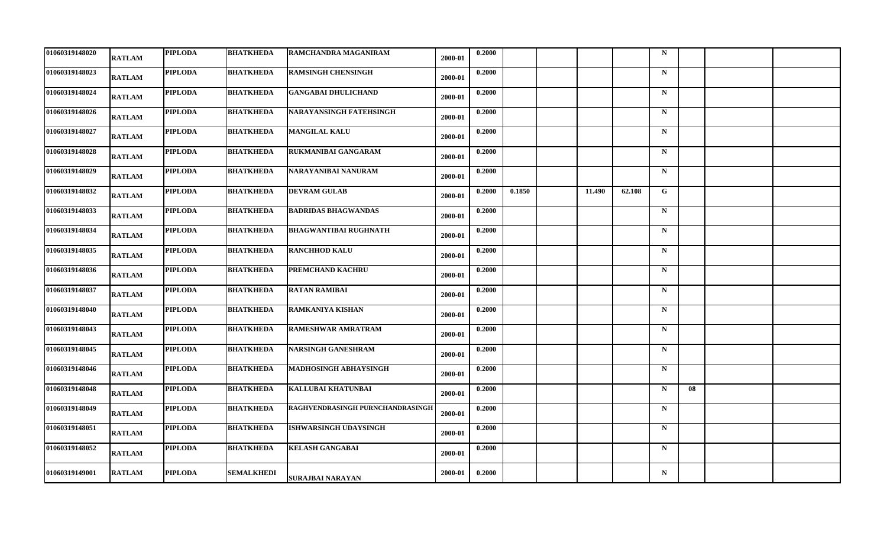| | | | | | | | | | | | | | | |
|---|---|---|---|---|---|---|---|---|---|---|---|---|---|---|
| 01060319148020 | RATLAM | PIPLODA | BHATKHEDA | RAMCHANDRA MAGANIRAM | 2000-01 | 0.2000 | | | | | N | | | |
| 01060319148023 | RATLAM | PIPLODA | BHATKHEDA | RAMSINGH CHENSINGH | 2000-01 | 0.2000 | | | | | N | | | |
| 01060319148024 | RATLAM | PIPLODA | BHATKHEDA | GANGABAI DHULICHAND | 2000-01 | 0.2000 | | | | | N | | | |
| 01060319148026 | RATLAM | PIPLODA | BHATKHEDA | NARAYANSINGH FATEHSINGH | 2000-01 | 0.2000 | | | | | N | | | |
| 01060319148027 | RATLAM | PIPLODA | BHATKHEDA | MANGILAL KALU | 2000-01 | 0.2000 | | | | | N | | | |
| 01060319148028 | RATLAM | PIPLODA | BHATKHEDA | RUKMANIBAI GANGARAM | 2000-01 | 0.2000 | | | | | N | | | |
| 01060319148029 | RATLAM | PIPLODA | BHATKHEDA | NARAYANIBAI NANURAM | 2000-01 | 0.2000 | | | | | N | | | |
| 01060319148032 | RATLAM | PIPLODA | BHATKHEDA | DEVRAM GULAB | 2000-01 | 0.2000 | 0.1850 | | 11.490 | 62.108 | G | | | |
| 01060319148033 | RATLAM | PIPLODA | BHATKHEDA | BADRIDAS BHAGWANDAS | 2000-01 | 0.2000 | | | | | N | | | |
| 01060319148034 | RATLAM | PIPLODA | BHATKHEDA | BHAGWANTIBAI RUGHNATH | 2000-01 | 0.2000 | | | | | N | | | |
| 01060319148035 | RATLAM | PIPLODA | BHATKHEDA | RANCHHOD KALU | 2000-01 | 0.2000 | | | | | N | | | |
| 01060319148036 | RATLAM | PIPLODA | BHATKHEDA | PREMCHAND KACHRU | 2000-01 | 0.2000 | | | | | N | | | |
| 01060319148037 | RATLAM | PIPLODA | BHATKHEDA | RATAN RAMIBAI | 2000-01 | 0.2000 | | | | | N | | | |
| 01060319148040 | RATLAM | PIPLODA | BHATKHEDA | RAMKANIYA KISHAN | 2000-01 | 0.2000 | | | | | N | | | |
| 01060319148043 | RATLAM | PIPLODA | BHATKHEDA | RAMESHWAR AMRATRAM | 2000-01 | 0.2000 | | | | | N | | | |
| 01060319148045 | RATLAM | PIPLODA | BHATKHEDA | NARSINGH GANESHRAM | 2000-01 | 0.2000 | | | | | N | | | |
| 01060319148046 | RATLAM | PIPLODA | BHATKHEDA | MADHOSINGH ABHAYSINGH | 2000-01 | 0.2000 | | | | | N | | | |
| 01060319148048 | RATLAM | PIPLODA | BHATKHEDA | KALLUBAI KHATUNBAI | 2000-01 | 0.2000 | | | | | N | 08 | | |
| 01060319148049 | RATLAM | PIPLODA | BHATKHEDA | RAGHVENDRASINGH PURNCHANDRASINGH | 2000-01 | 0.2000 | | | | | N | | | |
| 01060319148051 | RATLAM | PIPLODA | BHATKHEDA | ISHWARSINGH UDAYSINGH | 2000-01 | 0.2000 | | | | | N | | | |
| 01060319148052 | RATLAM | PIPLODA | BHATKHEDA | KELASH GANGABAI | 2000-01 | 0.2000 | | | | | N | | | |
| 01060319149001 | RATLAM | PIPLODA | SEMALKHEDI | SURAJBAI NARAYAN | 2000-01 | 0.2000 | | | | | N | | | |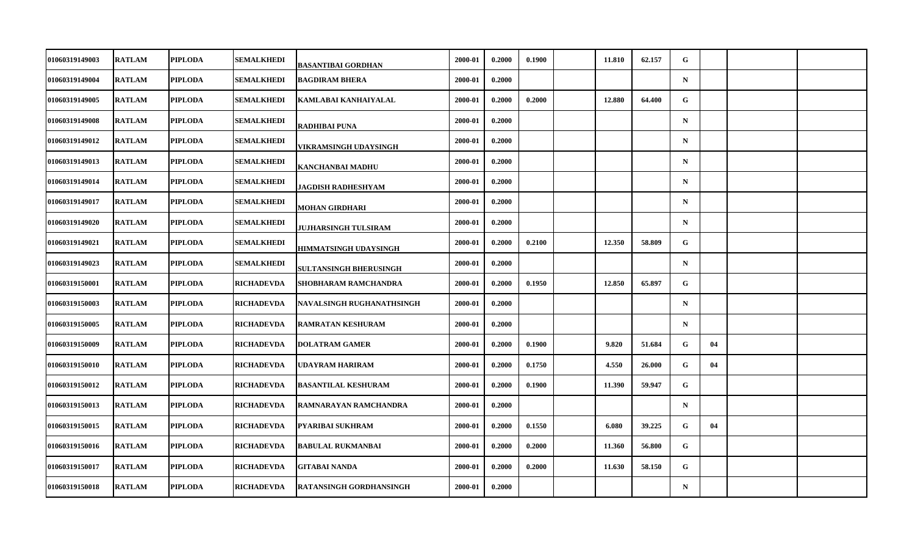| | | | | | | | | | | | | | | | |
|---|---|---|---|---|---|---|---|---|---|---|---|---|---|---|---|
| 01060319149003 | RATLAM | PIPLODA | SEMALKHEDI | BASANTIBAI GORDHAN | 2000-01 | 0.2000 | 0.1900 | | 11.810 | 62.157 | G | | | |
| 01060319149004 | RATLAM | PIPLODA | SEMALKHEDI | BAGDIRAM BHERA | 2000-01 | 0.2000 | | | | | N | | | |
| 01060319149005 | RATLAM | PIPLODA | SEMALKHEDI | KAMLABAI KANHAIYALAL | 2000-01 | 0.2000 | 0.2000 | | 12.880 | 64.400 | G | | | |
| 01060319149008 | RATLAM | PIPLODA | SEMALKHEDI | RADHIBAI PUNA | 2000-01 | 0.2000 | | | | | N | | | |
| 01060319149012 | RATLAM | PIPLODA | SEMALKHEDI | VIKRAMSINGH UDAYSINGH | 2000-01 | 0.2000 | | | | | N | | | |
| 01060319149013 | RATLAM | PIPLODA | SEMALKHEDI | KANCHANBAI MADHU | 2000-01 | 0.2000 | | | | | N | | | |
| 01060319149014 | RATLAM | PIPLODA | SEMALKHEDI | JAGDISH RADHESHYAM | 2000-01 | 0.2000 | | | | | N | | | |
| 01060319149017 | RATLAM | PIPLODA | SEMALKHEDI | MOHAN GIRDHARI | 2000-01 | 0.2000 | | | | | N | | | |
| 01060319149020 | RATLAM | PIPLODA | SEMALKHEDI | JUJHARSINGH TULSIRAM | 2000-01 | 0.2000 | | | | | N | | | |
| 01060319149021 | RATLAM | PIPLODA | SEMALKHEDI | HIMMATSINGH UDAYSINGH | 2000-01 | 0.2000 | 0.2100 | | 12.350 | 58.809 | G | | | |
| 01060319149023 | RATLAM | PIPLODA | SEMALKHEDI | SULTANSINGH BHERUSINGH | 2000-01 | 0.2000 | | | | | N | | | |
| 01060319150001 | RATLAM | PIPLODA | RICHADEVDA | SHOBHARAM RAMCHANDRA | 2000-01 | 0.2000 | 0.1950 | | 12.850 | 65.897 | G | | | |
| 01060319150003 | RATLAM | PIPLODA | RICHADEVDA | NAVALSINGH RUGHANATHSINGH | 2000-01 | 0.2000 | | | | | N | | | |
| 01060319150005 | RATLAM | PIPLODA | RICHADEVDA | RAMRATAN KESHURAM | 2000-01 | 0.2000 | | | | | N | | | |
| 01060319150009 | RATLAM | PIPLODA | RICHADEVDA | DOLATRAM GAMER | 2000-01 | 0.2000 | 0.1900 | | 9.820 | 51.684 | G | 04 | | |
| 01060319150010 | RATLAM | PIPLODA | RICHADEVDA | UDAYRAM HARIRAM | 2000-01 | 0.2000 | 0.1750 | | 4.550 | 26.000 | G | 04 | | |
| 01060319150012 | RATLAM | PIPLODA | RICHADEVDA | BASANTILAL KESHURAM | 2000-01 | 0.2000 | 0.1900 | | 11.390 | 59.947 | G | | | |
| 01060319150013 | RATLAM | PIPLODA | RICHADEVDA | RAMNARAYAN RAMCHANDRA | 2000-01 | 0.2000 | | | | | N | | | |
| 01060319150015 | RATLAM | PIPLODA | RICHADEVDA | PYARIBAI SUKHRAM | 2000-01 | 0.2000 | 0.1550 | | 6.080 | 39.225 | G | 04 | | |
| 01060319150016 | RATLAM | PIPLODA | RICHADEVDA | BABULAL RUKMANBAI | 2000-01 | 0.2000 | 0.2000 | | 11.360 | 56.800 | G | | | |
| 01060319150017 | RATLAM | PIPLODA | RICHADEVDA | GITABAI NANDA | 2000-01 | 0.2000 | 0.2000 | | 11.630 | 58.150 | G | | | |
| 01060319150018 | RATLAM | PIPLODA | RICHADEVDA | RATANSINGH GORDHANSINGH | 2000-01 | 0.2000 | | | | | N | | | |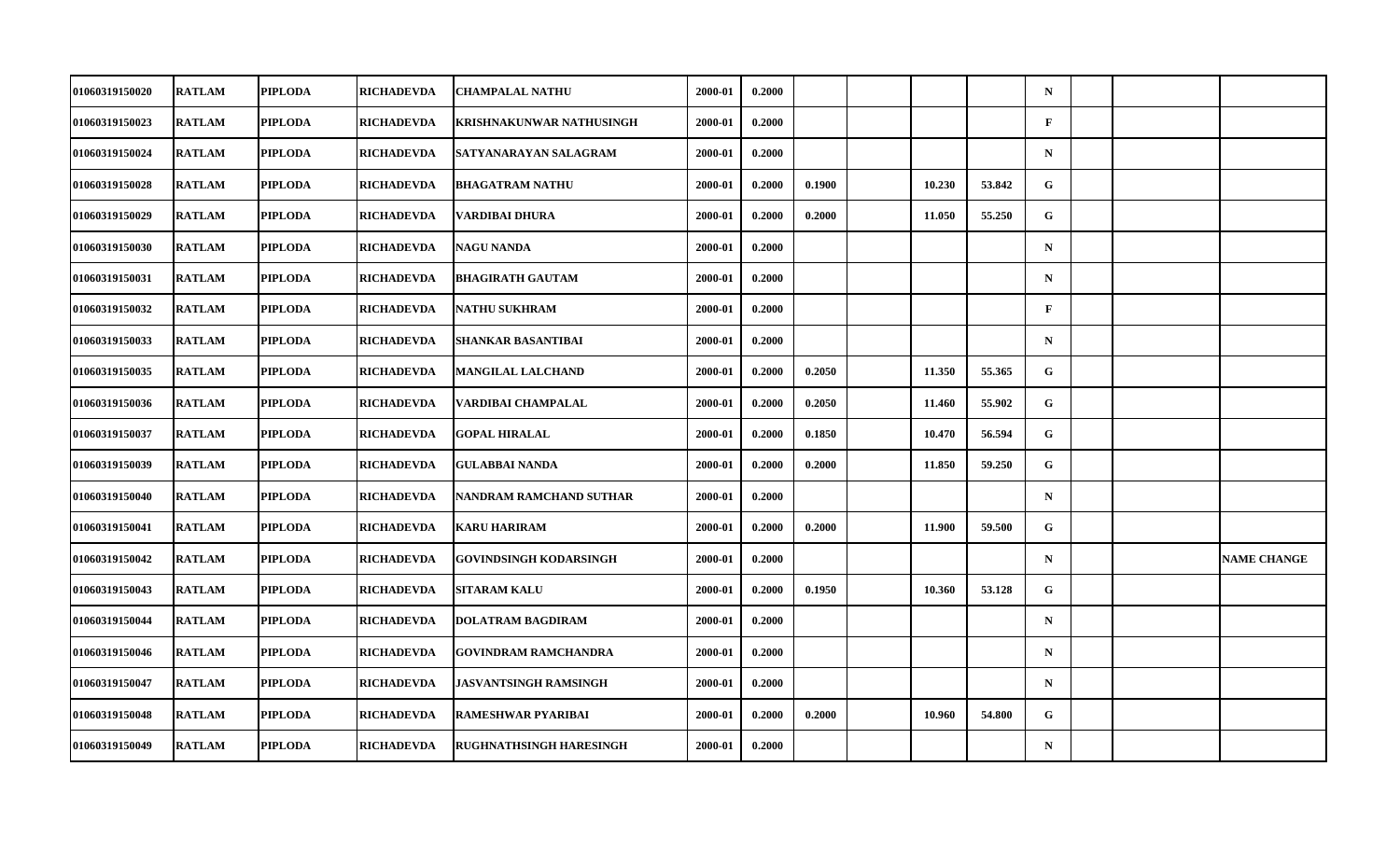| | | | | | | | | | | | | | | |
|---|---|---|---|---|---|---|---|---|---|---|---|---|---|---|
| 01060319150020 | RATLAM | PIPLODA | RICHADEVDA | CHAMPALAL NATHU | 2000-01 | 0.2000 | | | | | N | | | |
| 01060319150023 | RATLAM | PIPLODA | RICHADEVDA | KRISHNAKUNWAR NATHUSINGH | 2000-01 | 0.2000 | | | | | F | | | |
| 01060319150024 | RATLAM | PIPLODA | RICHADEVDA | SATYANARAYAN SALAGRAM | 2000-01 | 0.2000 | | | | | N | | | |
| 01060319150028 | RATLAM | PIPLODA | RICHADEVDA | BHAGATRAM NATHU | 2000-01 | 0.2000 | 0.1900 | | 10.230 | 53.842 | G | | | |
| 01060319150029 | RATLAM | PIPLODA | RICHADEVDA | VARDIBAI DHURA | 2000-01 | 0.2000 | 0.2000 | | 11.050 | 55.250 | G | | | |
| 01060319150030 | RATLAM | PIPLODA | RICHADEVDA | NAGU NANDA | 2000-01 | 0.2000 | | | | | N | | | |
| 01060319150031 | RATLAM | PIPLODA | RICHADEVDA | BHAGIRATH GAUTAM | 2000-01 | 0.2000 | | | | | N | | | |
| 01060319150032 | RATLAM | PIPLODA | RICHADEVDA | NATHU SUKHRAM | 2000-01 | 0.2000 | | | | | F | | | |
| 01060319150033 | RATLAM | PIPLODA | RICHADEVDA | SHANKAR BASANTIBAI | 2000-01 | 0.2000 | | | | | N | | | |
| 01060319150035 | RATLAM | PIPLODA | RICHADEVDA | MANGILAL LALCHAND | 2000-01 | 0.2000 | 0.2050 | | 11.350 | 55.365 | G | | | |
| 01060319150036 | RATLAM | PIPLODA | RICHADEVDA | VARDIBAI CHAMPALAL | 2000-01 | 0.2000 | 0.2050 | | 11.460 | 55.902 | G | | | |
| 01060319150037 | RATLAM | PIPLODA | RICHADEVDA | GOPAL HIRALAL | 2000-01 | 0.2000 | 0.1850 | | 10.470 | 56.594 | G | | | |
| 01060319150039 | RATLAM | PIPLODA | RICHADEVDA | GULABBAI NANDA | 2000-01 | 0.2000 | 0.2000 | | 11.850 | 59.250 | G | | | |
| 01060319150040 | RATLAM | PIPLODA | RICHADEVDA | NANDRAM RAMCHAND SUTHAR | 2000-01 | 0.2000 | | | | | N | | | |
| 01060319150041 | RATLAM | PIPLODA | RICHADEVDA | KARU HARIRAM | 2000-01 | 0.2000 | 0.2000 | | 11.900 | 59.500 | G | | | |
| 01060319150042 | RATLAM | PIPLODA | RICHADEVDA | GOVINDSINGH KODARSINGH | 2000-01 | 0.2000 | | | | | N | | | NAME CHANGE |
| 01060319150043 | RATLAM | PIPLODA | RICHADEVDA | SITARAM KALU | 2000-01 | 0.2000 | 0.1950 | | 10.360 | 53.128 | G | | | |
| 01060319150044 | RATLAM | PIPLODA | RICHADEVDA | DOLATRAM BAGDIRAM | 2000-01 | 0.2000 | | | | | N | | | |
| 01060319150046 | RATLAM | PIPLODA | RICHADEVDA | GOVINDRAM RAMCHANDRA | 2000-01 | 0.2000 | | | | | N | | | |
| 01060319150047 | RATLAM | PIPLODA | RICHADEVDA | JASVANTSINGH RAMSINGH | 2000-01 | 0.2000 | | | | | N | | | |
| 01060319150048 | RATLAM | PIPLODA | RICHADEVDA | RAMESHWAR PYARIBAI | 2000-01 | 0.2000 | 0.2000 | | 10.960 | 54.800 | G | | | |
| 01060319150049 | RATLAM | PIPLODA | RICHADEVDA | RUGHNATHSINGH HARESINGH | 2000-01 | 0.2000 | | | | | N | | | |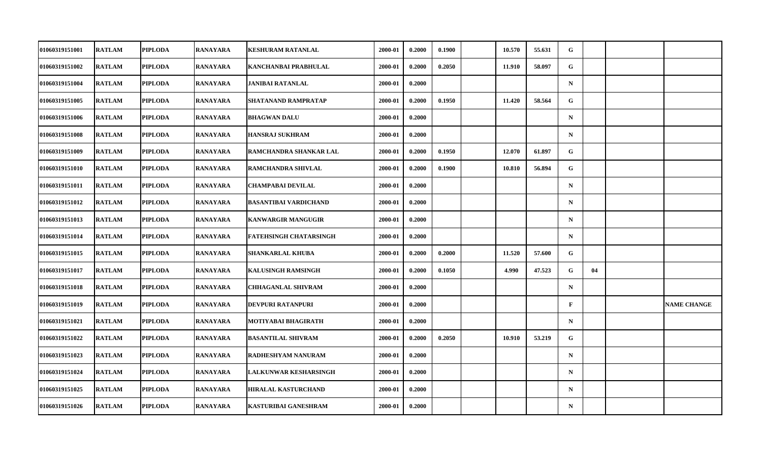| | | | | | | | | | | | | | | |
|---|---|---|---|---|---|---|---|---|---|---|---|---|---|---|
| 01060319151001 | RATLAM | PIPLODA | RANAYARA | KESHURAM RATANLAL | 2000-01 | 0.2000 | 0.1900 | | 10.570 | 55.631 | G | | | |
| 01060319151002 | RATLAM | PIPLODA | RANAYARA | KANCHANBAI PRABHULAL | 2000-01 | 0.2000 | 0.2050 | | 11.910 | 58.097 | G | | | |
| 01060319151004 | RATLAM | PIPLODA | RANAYARA | JANIBAI RATANLAL | 2000-01 | 0.2000 | | | | | N | | | |
| 01060319151005 | RATLAM | PIPLODA | RANAYARA | SHATANAND RAMPRATAP | 2000-01 | 0.2000 | 0.1950 | | 11.420 | 58.564 | G | | | |
| 01060319151006 | RATLAM | PIPLODA | RANAYARA | BHAGWAN DALU | 2000-01 | 0.2000 | | | | | N | | | |
| 01060319151008 | RATLAM | PIPLODA | RANAYARA | HANSRAJ SUKHRAM | 2000-01 | 0.2000 | | | | | N | | | |
| 01060319151009 | RATLAM | PIPLODA | RANAYARA | RAMCHANDRA SHANKAR LAL | 2000-01 | 0.2000 | 0.1950 | | 12.070 | 61.897 | G | | | |
| 01060319151010 | RATLAM | PIPLODA | RANAYARA | RAMCHANDRA SHIVLAL | 2000-01 | 0.2000 | 0.1900 | | 10.810 | 56.894 | G | | | |
| 01060319151011 | RATLAM | PIPLODA | RANAYARA | CHAMPABAI DEVILAL | 2000-01 | 0.2000 | | | | | N | | | |
| 01060319151012 | RATLAM | PIPLODA | RANAYARA | BASANTIBAI VARDICHAND | 2000-01 | 0.2000 | | | | | N | | | |
| 01060319151013 | RATLAM | PIPLODA | RANAYARA | KANWARGIR MANGUGIR | 2000-01 | 0.2000 | | | | | N | | | |
| 01060319151014 | RATLAM | PIPLODA | RANAYARA | FATEHSINGH CHATARSINGH | 2000-01 | 0.2000 | | | | | N | | | |
| 01060319151015 | RATLAM | PIPLODA | RANAYARA | SHANKARLAL KHUBA | 2000-01 | 0.2000 | 0.2000 | | 11.520 | 57.600 | G | | | |
| 01060319151017 | RATLAM | PIPLODA | RANAYARA | KALUSINGH RAMSINGH | 2000-01 | 0.2000 | 0.1050 | | 4.990 | 47.523 | G | 04 | | |
| 01060319151018 | RATLAM | PIPLODA | RANAYARA | CHHAGANLAL SHIVRAM | 2000-01 | 0.2000 | | | | | N | | | |
| 01060319151019 | RATLAM | PIPLODA | RANAYARA | DEVPURI RATANPURI | 2000-01 | 0.2000 | | | | | F | | | NAME CHANGE |
| 01060319151021 | RATLAM | PIPLODA | RANAYARA | MOTIYABAI BHAGIRATH | 2000-01 | 0.2000 | | | | | N | | | |
| 01060319151022 | RATLAM | PIPLODA | RANAYARA | BASANTILAL SHIVRAM | 2000-01 | 0.2000 | 0.2050 | | 10.910 | 53.219 | G | | | |
| 01060319151023 | RATLAM | PIPLODA | RANAYARA | RADHESHYAM NANURAM | 2000-01 | 0.2000 | | | | | N | | | |
| 01060319151024 | RATLAM | PIPLODA | RANAYARA | LALKUNWAR KESHARSINGH | 2000-01 | 0.2000 | | | | | N | | | |
| 01060319151025 | RATLAM | PIPLODA | RANAYARA | HIRALAL KASTURCHAND | 2000-01 | 0.2000 | | | | | N | | | |
| 01060319151026 | RATLAM | PIPLODA | RANAYARA | KASTURIBAI GANESHRAM | 2000-01 | 0.2000 | | | | | N | | | |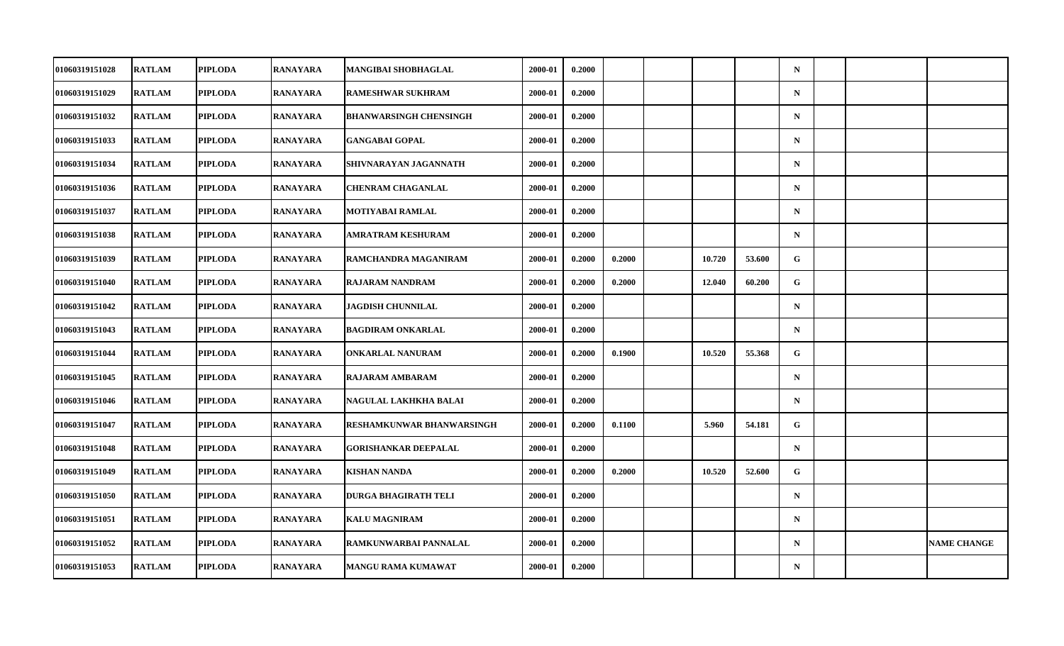| | | | | | | | | | | | | | | | |
|---|---|---|---|---|---|---|---|---|---|---|---|---|---|---|---|
| 01060319151028 | RATLAM | PIPLODA | RANAYARA | MANGIBAI SHOBHAGLAL | 2000-01 | 0.2000 | | | | | N | | | |
| 01060319151029 | RATLAM | PIPLODA | RANAYARA | RAMESHWAR SUKHRAM | 2000-01 | 0.2000 | | | | | N | | | |
| 01060319151032 | RATLAM | PIPLODA | RANAYARA | BHANWARSINGH CHENSINGH | 2000-01 | 0.2000 | | | | | N | | | |
| 01060319151033 | RATLAM | PIPLODA | RANAYARA | GANGABAI GOPAL | 2000-01 | 0.2000 | | | | | N | | | |
| 01060319151034 | RATLAM | PIPLODA | RANAYARA | SHIVNARAYAN JAGANNATH | 2000-01 | 0.2000 | | | | | N | | | |
| 01060319151036 | RATLAM | PIPLODA | RANAYARA | CHENRAM CHAGANLAL | 2000-01 | 0.2000 | | | | | N | | | |
| 01060319151037 | RATLAM | PIPLODA | RANAYARA | MOTIYABAI RAMLAL | 2000-01 | 0.2000 | | | | | N | | | |
| 01060319151038 | RATLAM | PIPLODA | RANAYARA | AMRATRAM KESHURAM | 2000-01 | 0.2000 | | | | | N | | | |
| 01060319151039 | RATLAM | PIPLODA | RANAYARA | RAMCHANDRA MAGANIRAM | 2000-01 | 0.2000 | 0.2000 | | 10.720 | 53.600 | G | | | |
| 01060319151040 | RATLAM | PIPLODA | RANAYARA | RAJARAM NANDRAM | 2000-01 | 0.2000 | 0.2000 | | 12.040 | 60.200 | G | | | |
| 01060319151042 | RATLAM | PIPLODA | RANAYARA | JAGDISH CHUNNILAL | 2000-01 | 0.2000 | | | | | N | | | |
| 01060319151043 | RATLAM | PIPLODA | RANAYARA | BAGDIRAM ONKARLAL | 2000-01 | 0.2000 | | | | | N | | | |
| 01060319151044 | RATLAM | PIPLODA | RANAYARA | ONKARLAL NANURAM | 2000-01 | 0.2000 | 0.1900 | | 10.520 | 55.368 | G | | | |
| 01060319151045 | RATLAM | PIPLODA | RANAYARA | RAJARAM AMBARAM | 2000-01 | 0.2000 | | | | | N | | | |
| 01060319151046 | RATLAM | PIPLODA | RANAYARA | NAGULAL LAKHKHA BALAI | 2000-01 | 0.2000 | | | | | N | | | |
| 01060319151047 | RATLAM | PIPLODA | RANAYARA | RESHAMKUNWAR BHANWARSINGH | 2000-01 | 0.2000 | 0.1100 | | 5.960 | 54.181 | G | | | |
| 01060319151048 | RATLAM | PIPLODA | RANAYARA | GORISHANKAR DEEPALAL | 2000-01 | 0.2000 | | | | | N | | | |
| 01060319151049 | RATLAM | PIPLODA | RANAYARA | KISHAN NANDA | 2000-01 | 0.2000 | 0.2000 | | 10.520 | 52.600 | G | | | |
| 01060319151050 | RATLAM | PIPLODA | RANAYARA | DURGA BHAGIRATH TELI | 2000-01 | 0.2000 | | | | | N | | | |
| 01060319151051 | RATLAM | PIPLODA | RANAYARA | KALU MAGNIRAM | 2000-01 | 0.2000 | | | | | N | | | |
| 01060319151052 | RATLAM | PIPLODA | RANAYARA | RAMKUNWARBAI PANNALAL | 2000-01 | 0.2000 | | | | | N | | | NAME CHANGE |
| 01060319151053 | RATLAM | PIPLODA | RANAYARA | MANGU RAMA KUMAWAT | 2000-01 | 0.2000 | | | | | N | | | |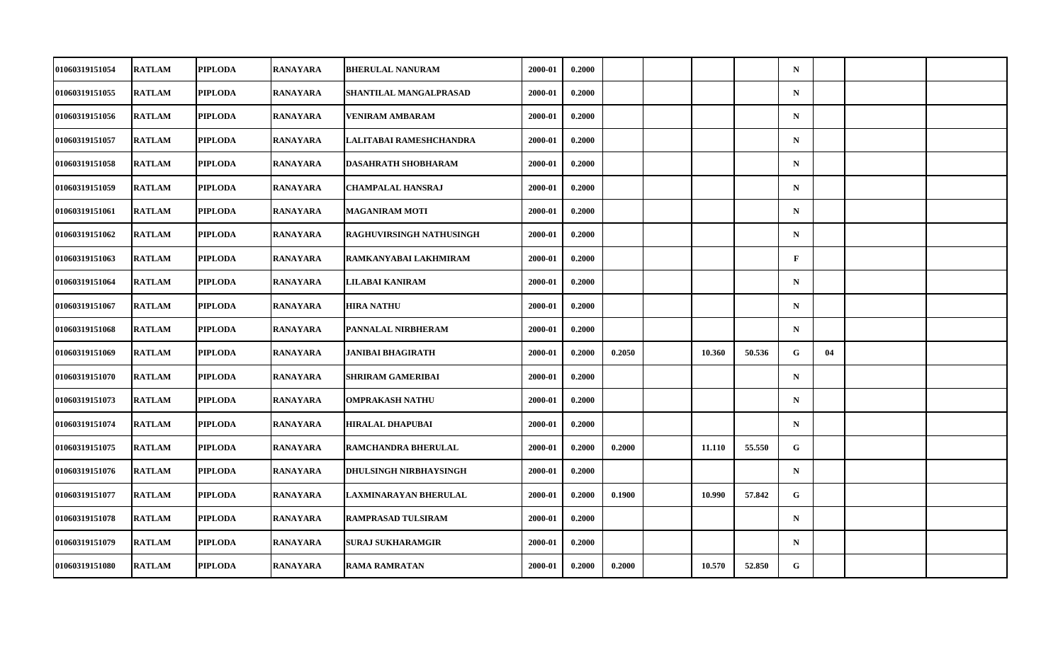| | | | | | | | | | | | | | | | |
|---|---|---|---|---|---|---|---|---|---|---|---|---|---|---|---|
| 01060319151054 | RATLAM | PIPLODA | RANAYARA | BHERULAL NANURAM | 2000-01 | 0.2000 | | | | | N | | | |
| 01060319151055 | RATLAM | PIPLODA | RANAYARA | SHANTILAL MANGALPRASAD | 2000-01 | 0.2000 | | | | | N | | | |
| 01060319151056 | RATLAM | PIPLODA | RANAYARA | VENIRAM AMBARAM | 2000-01 | 0.2000 | | | | | N | | | |
| 01060319151057 | RATLAM | PIPLODA | RANAYARA | LALITABAI RAMESHCHANDRA | 2000-01 | 0.2000 | | | | | N | | | |
| 01060319151058 | RATLAM | PIPLODA | RANAYARA | DASAHRATH SHOBHARAM | 2000-01 | 0.2000 | | | | | N | | | |
| 01060319151059 | RATLAM | PIPLODA | RANAYARA | CHAMPALAL HANSRAJ | 2000-01 | 0.2000 | | | | | N | | | |
| 01060319151061 | RATLAM | PIPLODA | RANAYARA | MAGANIRAM MOTI | 2000-01 | 0.2000 | | | | | N | | | |
| 01060319151062 | RATLAM | PIPLODA | RANAYARA | RAGHUVIRSINGH NATHUSINGH | 2000-01 | 0.2000 | | | | | N | | | |
| 01060319151063 | RATLAM | PIPLODA | RANAYARA | RAMKANYABAI LAKHMIRAM | 2000-01 | 0.2000 | | | | | F | | | |
| 01060319151064 | RATLAM | PIPLODA | RANAYARA | LILABAI KANIRAM | 2000-01 | 0.2000 | | | | | N | | | |
| 01060319151067 | RATLAM | PIPLODA | RANAYARA | HIRA NATHU | 2000-01 | 0.2000 | | | | | N | | | |
| 01060319151068 | RATLAM | PIPLODA | RANAYARA | PANNALAL NIRBHERAM | 2000-01 | 0.2000 | | | | | N | | | |
| 01060319151069 | RATLAM | PIPLODA | RANAYARA | JANIBAI BHAGIRATH | 2000-01 | 0.2000 | 0.2050 | | 10.360 | 50.536 | G | 04 | | |
| 01060319151070 | RATLAM | PIPLODA | RANAYARA | SHRIRAM GAMERIBAI | 2000-01 | 0.2000 | | | | | N | | | |
| 01060319151073 | RATLAM | PIPLODA | RANAYARA | OMPRAKASH NATHU | 2000-01 | 0.2000 | | | | | N | | | |
| 01060319151074 | RATLAM | PIPLODA | RANAYARA | HIRALAL DHAPUBAI | 2000-01 | 0.2000 | | | | | N | | | |
| 01060319151075 | RATLAM | PIPLODA | RANAYARA | RAMCHANDRA BHERULAL | 2000-01 | 0.2000 | 0.2000 | | 11.110 | 55.550 | G | | | |
| 01060319151076 | RATLAM | PIPLODA | RANAYARA | DHULSINGH NIRBHAYSINGH | 2000-01 | 0.2000 | | | | | N | | | |
| 01060319151077 | RATLAM | PIPLODA | RANAYARA | LAXMINARAYAN BHERULAL | 2000-01 | 0.2000 | 0.1900 | | 10.990 | 57.842 | G | | | |
| 01060319151078 | RATLAM | PIPLODA | RANAYARA | RAMPRASAD TULSIRAM | 2000-01 | 0.2000 | | | | | N | | | |
| 01060319151079 | RATLAM | PIPLODA | RANAYARA | SURAJ SUKHARAMGIR | 2000-01 | 0.2000 | | | | | N | | | |
| 01060319151080 | RATLAM | PIPLODA | RANAYARA | RAMA RAMRATAN | 2000-01 | 0.2000 | 0.2000 | | 10.570 | 52.850 | G | | | |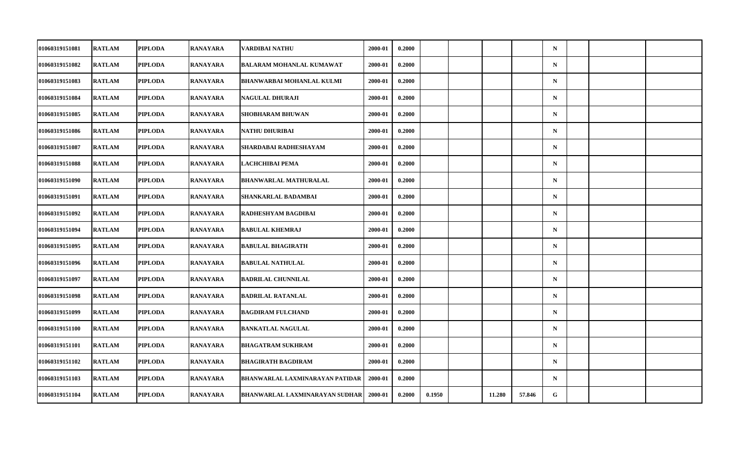| | | | | | | | | | | | | | | |
|---|---|---|---|---|---|---|---|---|---|---|---|---|---|---|
| 01060319151081 | RATLAM | PIPLODA | RANAYARA | VARDIBAI NATHU | 2000-01 | 0.2000 | | | | | N | | | |
| 01060319151082 | RATLAM | PIPLODA | RANAYARA | BALARAM MOHANLAL KUMAWAT | 2000-01 | 0.2000 | | | | | N | | | |
| 01060319151083 | RATLAM | PIPLODA | RANAYARA | BHANWARBAI MOHANLAL KULMI | 2000-01 | 0.2000 | | | | | N | | | |
| 01060319151084 | RATLAM | PIPLODA | RANAYARA | NAGULAL DHURAJI | 2000-01 | 0.2000 | | | | | N | | | |
| 01060319151085 | RATLAM | PIPLODA | RANAYARA | SHOBHARAM BHUWAN | 2000-01 | 0.2000 | | | | | N | | | |
| 01060319151086 | RATLAM | PIPLODA | RANAYARA | NATHU DHURIBAI | 2000-01 | 0.2000 | | | | | N | | | |
| 01060319151087 | RATLAM | PIPLODA | RANAYARA | SHARDABAI RADHESHAYAM | 2000-01 | 0.2000 | | | | | N | | | |
| 01060319151088 | RATLAM | PIPLODA | RANAYARA | LACHCHIBAI PEMA | 2000-01 | 0.2000 | | | | | N | | | |
| 01060319151090 | RATLAM | PIPLODA | RANAYARA | BHANWARLAL MATHURALAL | 2000-01 | 0.2000 | | | | | N | | | |
| 01060319151091 | RATLAM | PIPLODA | RANAYARA | SHANKARLAL BADAMBAI | 2000-01 | 0.2000 | | | | | N | | | |
| 01060319151092 | RATLAM | PIPLODA | RANAYARA | RADHESHYAM BAGDIBAI | 2000-01 | 0.2000 | | | | | N | | | |
| 01060319151094 | RATLAM | PIPLODA | RANAYARA | BABULAL KHEMRAJ | 2000-01 | 0.2000 | | | | | N | | | |
| 01060319151095 | RATLAM | PIPLODA | RANAYARA | BABULAL BHAGIRATH | 2000-01 | 0.2000 | | | | | N | | | |
| 01060319151096 | RATLAM | PIPLODA | RANAYARA | BABULAL NATHULAL | 2000-01 | 0.2000 | | | | | N | | | |
| 01060319151097 | RATLAM | PIPLODA | RANAYARA | BADRILAL CHUNNILAL | 2000-01 | 0.2000 | | | | | N | | | |
| 01060319151098 | RATLAM | PIPLODA | RANAYARA | BADRILAL RATANLAL | 2000-01 | 0.2000 | | | | | N | | | |
| 01060319151099 | RATLAM | PIPLODA | RANAYARA | BAGDIRAM FULCHAND | 2000-01 | 0.2000 | | | | | N | | | |
| 01060319151100 | RATLAM | PIPLODA | RANAYARA | BANKATLAL NAGULAL | 2000-01 | 0.2000 | | | | | N | | | |
| 01060319151101 | RATLAM | PIPLODA | RANAYARA | BHAGATRAM SUKHRAM | 2000-01 | 0.2000 | | | | | N | | | |
| 01060319151102 | RATLAM | PIPLODA | RANAYARA | BHAGIRATH BAGDIRAM | 2000-01 | 0.2000 | | | | | N | | | |
| 01060319151103 | RATLAM | PIPLODA | RANAYARA | BHANWARLAL LAXMINARAYAN PATIDAR | 2000-01 | 0.2000 | | | | | N | | | |
| 01060319151104 | RATLAM | PIPLODA | RANAYARA | BHANWARLAL LAXMINARAYAN SUDHAR | 2000-01 | 0.2000 | 0.1950 | | 11.280 | 57.846 | G | | | |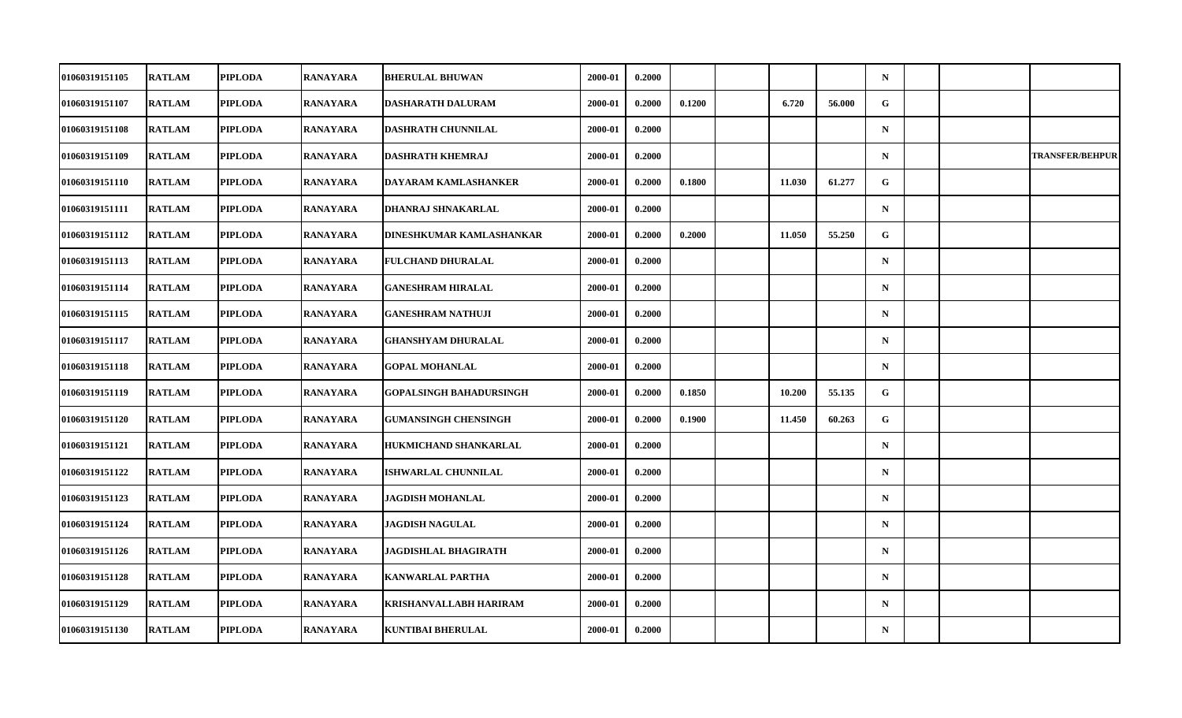| | | | | | | | | | | | | | | |
|---|---|---|---|---|---|---|---|---|---|---|---|---|---|---|
| 01060319151105 | RATLAM | PIPLODA | RANAYARA | BHERULAL BHUWAN | 2000-01 | 0.2000 | | | | | N | | | |
| 01060319151107 | RATLAM | PIPLODA | RANAYARA | DASHARATH DALURAM | 2000-01 | 0.2000 | 0.1200 | | 6.720 | 56.000 | G | | | |
| 01060319151108 | RATLAM | PIPLODA | RANAYARA | DASHRATH CHUNNILAL | 2000-01 | 0.2000 | | | | | N | | | |
| 01060319151109 | RATLAM | PIPLODA | RANAYARA | DASHRATH KHEMRAJ | 2000-01 | 0.2000 | | | | | N | | | TRANSFER/BEHPUR |
| 01060319151110 | RATLAM | PIPLODA | RANAYARA | DAYARAM KAMLASHANKER | 2000-01 | 0.2000 | 0.1800 | | 11.030 | 61.277 | G | | | |
| 01060319151111 | RATLAM | PIPLODA | RANAYARA | DHANRAJ SHNAKARLAL | 2000-01 | 0.2000 | | | | | N | | | |
| 01060319151112 | RATLAM | PIPLODA | RANAYARA | DINESHKUMAR KAMLASHANKAR | 2000-01 | 0.2000 | 0.2000 | | 11.050 | 55.250 | G | | | |
| 01060319151113 | RATLAM | PIPLODA | RANAYARA | FULCHAND DHURALAL | 2000-01 | 0.2000 | | | | | N | | | |
| 01060319151114 | RATLAM | PIPLODA | RANAYARA | GANESHRAM HIRALAL | 2000-01 | 0.2000 | | | | | N | | | |
| 01060319151115 | RATLAM | PIPLODA | RANAYARA | GANESHRAM NATHUJI | 2000-01 | 0.2000 | | | | | N | | | |
| 01060319151117 | RATLAM | PIPLODA | RANAYARA | GHANSHYAM DHURALAL | 2000-01 | 0.2000 | | | | | N | | | |
| 01060319151118 | RATLAM | PIPLODA | RANAYARA | GOPAL MOHANLAL | 2000-01 | 0.2000 | | | | | N | | | |
| 01060319151119 | RATLAM | PIPLODA | RANAYARA | GOPALSINGH BAHADURSINGH | 2000-01 | 0.2000 | 0.1850 | | 10.200 | 55.135 | G | | | |
| 01060319151120 | RATLAM | PIPLODA | RANAYARA | GUMANSINGH CHENSINGH | 2000-01 | 0.2000 | 0.1900 | | 11.450 | 60.263 | G | | | |
| 01060319151121 | RATLAM | PIPLODA | RANAYARA | HUKMICHAND SHANKARLAL | 2000-01 | 0.2000 | | | | | N | | | |
| 01060319151122 | RATLAM | PIPLODA | RANAYARA | ISHWARLAL CHUNNILAL | 2000-01 | 0.2000 | | | | | N | | | |
| 01060319151123 | RATLAM | PIPLODA | RANAYARA | JAGDISH MOHANLAL | 2000-01 | 0.2000 | | | | | N | | | |
| 01060319151124 | RATLAM | PIPLODA | RANAYARA | JAGDISH NAGULAL | 2000-01 | 0.2000 | | | | | N | | | |
| 01060319151126 | RATLAM | PIPLODA | RANAYARA | JAGDISHLAL BHAGIRATH | 2000-01 | 0.2000 | | | | | N | | | |
| 01060319151128 | RATLAM | PIPLODA | RANAYARA | KANWARLAL PARTHA | 2000-01 | 0.2000 | | | | | N | | | |
| 01060319151129 | RATLAM | PIPLODA | RANAYARA | KRISHANVALLABH HARIRAM | 2000-01 | 0.2000 | | | | | N | | | |
| 01060319151130 | RATLAM | PIPLODA | RANAYARA | KUNTIBAI BHERULAL | 2000-01 | 0.2000 | | | | | N | | | |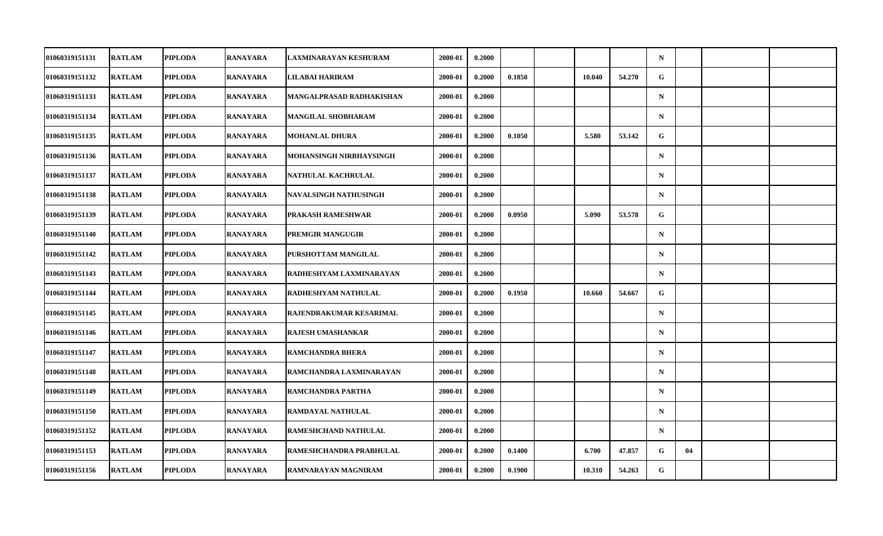| | | | | | | | | | | | | | | | |
|---|---|---|---|---|---|---|---|---|---|---|---|---|---|---|---|
| 01060319151131 | RATLAM | PIPLODA | RANAYARA | LAXMINARAYAN KESHURAM | 2000-01 | 0.2000 | | | | | N | | | |
| 01060319151132 | RATLAM | PIPLODA | RANAYARA | LILABAI HARIRAM | 2000-01 | 0.2000 | 0.1850 | | 10.040 | 54.270 | G | | | |
| 01060319151133 | RATLAM | PIPLODA | RANAYARA | MANGALPRASAD RADHAKISHAN | 2000-01 | 0.2000 | | | | | N | | | |
| 01060319151134 | RATLAM | PIPLODA | RANAYARA | MANGILAL SHOBHARAM | 2000-01 | 0.2000 | | | | | N | | | |
| 01060319151135 | RATLAM | PIPLODA | RANAYARA | MOHANLAL DHURA | 2000-01 | 0.2000 | 0.1050 | | 5.580 | 53.142 | G | | | |
| 01060319151136 | RATLAM | PIPLODA | RANAYARA | MOHANSINGH NIRBHAYSINGH | 2000-01 | 0.2000 | | | | | N | | | |
| 01060319151137 | RATLAM | PIPLODA | RANAYARA | NATHULAL KACHRULAL | 2000-01 | 0.2000 | | | | | N | | | |
| 01060319151138 | RATLAM | PIPLODA | RANAYARA | NAVALSINGH NATHUSINGH | 2000-01 | 0.2000 | | | | | N | | | |
| 01060319151139 | RATLAM | PIPLODA | RANAYARA | PRAKASH RAMESHWAR | 2000-01 | 0.2000 | 0.0950 | | 5.090 | 53.578 | G | | | |
| 01060319151140 | RATLAM | PIPLODA | RANAYARA | PREMGIR MANGUGIR | 2000-01 | 0.2000 | | | | | N | | | |
| 01060319151142 | RATLAM | PIPLODA | RANAYARA | PURSHOTTAM MANGILAL | 2000-01 | 0.2000 | | | | | N | | | |
| 01060319151143 | RATLAM | PIPLODA | RANAYARA | RADHESHYAM LAXMINARAYAN | 2000-01 | 0.2000 | | | | | N | | | |
| 01060319151144 | RATLAM | PIPLODA | RANAYARA | RADHESHYAM NATHULAL | 2000-01 | 0.2000 | 0.1950 | | 10.660 | 54.667 | G | | | |
| 01060319151145 | RATLAM | PIPLODA | RANAYARA | RAJENDRAKUMAR KESARIMAL | 2000-01 | 0.2000 | | | | | N | | | |
| 01060319151146 | RATLAM | PIPLODA | RANAYARA | RAJESH UMASHANKAR | 2000-01 | 0.2000 | | | | | N | | | |
| 01060319151147 | RATLAM | PIPLODA | RANAYARA | RAMCHANDRA BHERA | 2000-01 | 0.2000 | | | | | N | | | |
| 01060319151148 | RATLAM | PIPLODA | RANAYARA | RAMCHANDRA LAXMINARAYAN | 2000-01 | 0.2000 | | | | | N | | | |
| 01060319151149 | RATLAM | PIPLODA | RANAYARA | RAMCHANDRA PARTHA | 2000-01 | 0.2000 | | | | | N | | | |
| 01060319151150 | RATLAM | PIPLODA | RANAYARA | RAMDAYAL NATHULAL | 2000-01 | 0.2000 | | | | | N | | | |
| 01060319151152 | RATLAM | PIPLODA | RANAYARA | RAMESHCHAND NATHULAL | 2000-01 | 0.2000 | | | | | N | | | |
| 01060319151153 | RATLAM | PIPLODA | RANAYARA | RAMESHCHANDRA PRABHULAL | 2000-01 | 0.2000 | 0.1400 | | 6.700 | 47.857 | G | 04 | | |
| 01060319151156 | RATLAM | PIPLODA | RANAYARA | RAMNARAYAN MAGNIRAM | 2000-01 | 0.2000 | 0.1900 | | 10.310 | 54.263 | G | | | |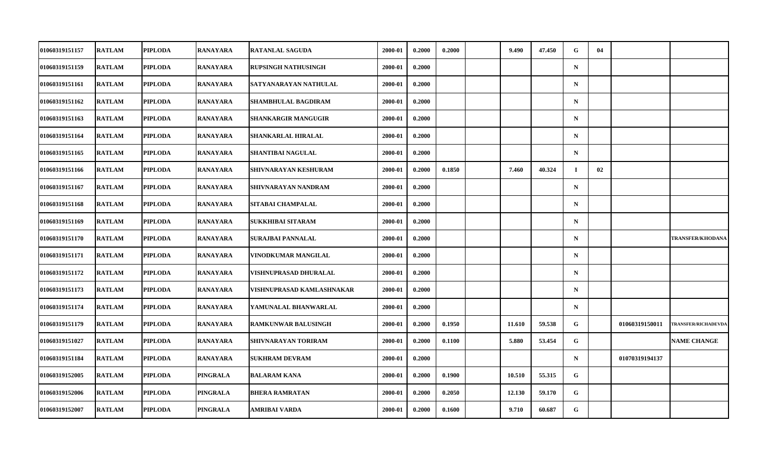| | | | | | | | | | | | | | | |
|---|---|---|---|---|---|---|---|---|---|---|---|---|---|---|
| 01060319151157 | RATLAM | PIPLODA | RANAYARA | RATANLAL SAGUDA | 2000-01 | 0.2000 | 0.2000 | | 9.490 | 47.450 | G | 04 | | |
| 01060319151159 | RATLAM | PIPLODA | RANAYARA | RUPSINGH NATHUSINGH | 2000-01 | 0.2000 | | | | | N | | | |
| 01060319151161 | RATLAM | PIPLODA | RANAYARA | SATYANARAYAN NATHULAL | 2000-01 | 0.2000 | | | | | N | | | |
| 01060319151162 | RATLAM | PIPLODA | RANAYARA | SHAMBHULAL BAGDIRAM | 2000-01 | 0.2000 | | | | | N | | | |
| 01060319151163 | RATLAM | PIPLODA | RANAYARA | SHANKARGIR MANGUGIR | 2000-01 | 0.2000 | | | | | N | | | |
| 01060319151164 | RATLAM | PIPLODA | RANAYARA | SHANKARLAL HIRALAL | 2000-01 | 0.2000 | | | | | N | | | |
| 01060319151165 | RATLAM | PIPLODA | RANAYARA | SHANTIBAI NAGULAL | 2000-01 | 0.2000 | | | | | N | | | |
| 01060319151166 | RATLAM | PIPLODA | RANAYARA | SHIVNARAYAN KESHURAM | 2000-01 | 0.2000 | 0.1850 | | 7.460 | 40.324 | I | 02 | | |
| 01060319151167 | RATLAM | PIPLODA | RANAYARA | SHIVNARAYAN NANDRAM | 2000-01 | 0.2000 | | | | | N | | | |
| 01060319151168 | RATLAM | PIPLODA | RANAYARA | SITABAI CHAMPALAL | 2000-01 | 0.2000 | | | | | N | | | |
| 01060319151169 | RATLAM | PIPLODA | RANAYARA | SUKKHIBAI SITARAM | 2000-01 | 0.2000 | | | | | N | | | |
| 01060319151170 | RATLAM | PIPLODA | RANAYARA | SURAJBAI PANNALAL | 2000-01 | 0.2000 | | | | | N | | | TRANSFER/KHODANA |
| 01060319151171 | RATLAM | PIPLODA | RANAYARA | VINODKUMAR MANGILAL | 2000-01 | 0.2000 | | | | | N | | | |
| 01060319151172 | RATLAM | PIPLODA | RANAYARA | VISHNUPRASAD DHURALAL | 2000-01 | 0.2000 | | | | | N | | | |
| 01060319151173 | RATLAM | PIPLODA | RANAYARA | VISHNUPRASAD KAMLASHNAKAR | 2000-01 | 0.2000 | | | | | N | | | |
| 01060319151174 | RATLAM | PIPLODA | RANAYARA | YAMUNALAL BHANWARLAL | 2000-01 | 0.2000 | | | | | N | | | |
| 01060319151179 | RATLAM | PIPLODA | RANAYARA | RAMKUNWAR BALUSINGH | 2000-01 | 0.2000 | 0.1950 | | 11.610 | 59.538 | G | | 01060319150011 | TRANSFER/RICHADEVDA |
| 01060319151027 | RATLAM | PIPLODA | RANAYARA | SHIVNARAYAN TORIRAM | 2000-01 | 0.2000 | 0.1100 | | 5.880 | 53.454 | G | | | NAME CHANGE |
| 01060319151184 | RATLAM | PIPLODA | RANAYARA | SUKHRAM DEVRAM | 2000-01 | 0.2000 | | | | | N | | 01070319194137 | |
| 01060319152005 | RATLAM | PIPLODA | PINGRALA | BALARAM KANA | 2000-01 | 0.2000 | 0.1900 | | 10.510 | 55.315 | G | | | |
| 01060319152006 | RATLAM | PIPLODA | PINGRALA | BHERA RAMRATAN | 2000-01 | 0.2000 | 0.2050 | | 12.130 | 59.170 | G | | | |
| 01060319152007 | RATLAM | PIPLODA | PINGRALA | AMRIBAI VARDA | 2000-01 | 0.2000 | 0.1600 | | 9.710 | 60.687 | G | | | |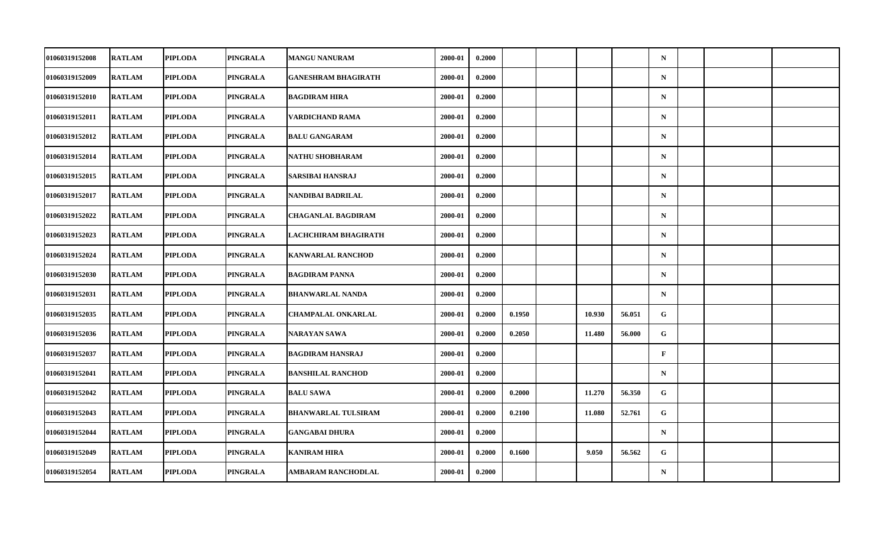| | | | | | | | | | | | | | | |
|---|---|---|---|---|---|---|---|---|---|---|---|---|---|---|
| 01060319152008 | RATLAM | PIPLODA | PINGRALA | MANGU NANURAM | 2000-01 | 0.2000 | | | | | N | | | |
| 01060319152009 | RATLAM | PIPLODA | PINGRALA | GANESHRAM BHAGIRATH | 2000-01 | 0.2000 | | | | | N | | | |
| 01060319152010 | RATLAM | PIPLODA | PINGRALA | BAGDIRAM HIRA | 2000-01 | 0.2000 | | | | | N | | | |
| 01060319152011 | RATLAM | PIPLODA | PINGRALA | VARDICHAND RAMA | 2000-01 | 0.2000 | | | | | N | | | |
| 01060319152012 | RATLAM | PIPLODA | PINGRALA | BALU GANGARAM | 2000-01 | 0.2000 | | | | | N | | | |
| 01060319152014 | RATLAM | PIPLODA | PINGRALA | NATHU SHOBHARAM | 2000-01 | 0.2000 | | | | | N | | | |
| 01060319152015 | RATLAM | PIPLODA | PINGRALA | SARSIBAI HANSRAJ | 2000-01 | 0.2000 | | | | | N | | | |
| 01060319152017 | RATLAM | PIPLODA | PINGRALA | NANDIBAI BADRILAL | 2000-01 | 0.2000 | | | | | N | | | |
| 01060319152022 | RATLAM | PIPLODA | PINGRALA | CHAGANLAL BAGDIRAM | 2000-01 | 0.2000 | | | | | N | | | |
| 01060319152023 | RATLAM | PIPLODA | PINGRALA | LACHCHIRAM BHAGIRATH | 2000-01 | 0.2000 | | | | | N | | | |
| 01060319152024 | RATLAM | PIPLODA | PINGRALA | KANWARLAL RANCHOD | 2000-01 | 0.2000 | | | | | N | | | |
| 01060319152030 | RATLAM | PIPLODA | PINGRALA | BAGDIRAM PANNA | 2000-01 | 0.2000 | | | | | N | | | |
| 01060319152031 | RATLAM | PIPLODA | PINGRALA | BHANWARLAL NANDA | 2000-01 | 0.2000 | | | | | N | | | |
| 01060319152035 | RATLAM | PIPLODA | PINGRALA | CHAMPALAL ONKARLAL | 2000-01 | 0.2000 | 0.1950 | | 10.930 | 56.051 | G | | | |
| 01060319152036 | RATLAM | PIPLODA | PINGRALA | NARAYAN SAWA | 2000-01 | 0.2000 | 0.2050 | | 11.480 | 56.000 | G | | | |
| 01060319152037 | RATLAM | PIPLODA | PINGRALA | BAGDIRAM HANSRAJ | 2000-01 | 0.2000 | | | | | F | | | |
| 01060319152041 | RATLAM | PIPLODA | PINGRALA | BANSHILAL RANCHOD | 2000-01 | 0.2000 | | | | | N | | | |
| 01060319152042 | RATLAM | PIPLODA | PINGRALA | BALU SAWA | 2000-01 | 0.2000 | 0.2000 | | 11.270 | 56.350 | G | | | |
| 01060319152043 | RATLAM | PIPLODA | PINGRALA | BHANWARLAL TULSIRAM | 2000-01 | 0.2000 | 0.2100 | | 11.080 | 52.761 | G | | | |
| 01060319152044 | RATLAM | PIPLODA | PINGRALA | GANGABAI DHURA | 2000-01 | 0.2000 | | | | | N | | | |
| 01060319152049 | RATLAM | PIPLODA | PINGRALA | KANIRAM HIRA | 2000-01 | 0.2000 | 0.1600 | | 9.050 | 56.562 | G | | | |
| 01060319152054 | RATLAM | PIPLODA | PINGRALA | AMBARAM RANCHODLAL | 2000-01 | 0.2000 | | | | | N | | | |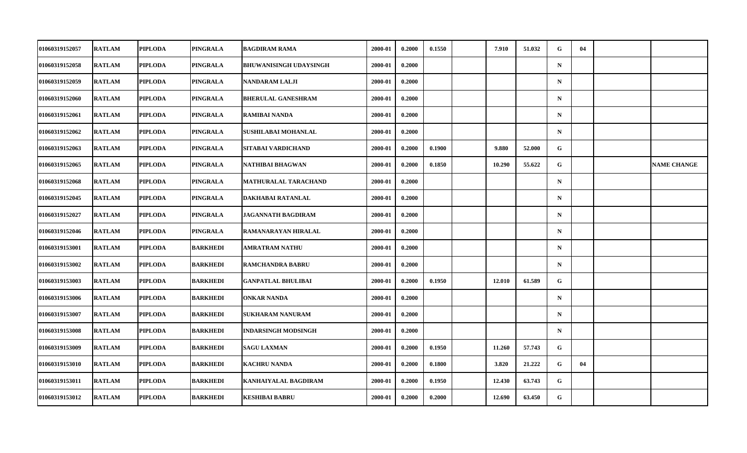| | | | | | | | | | | | | | | | |
|---|---|---|---|---|---|---|---|---|---|---|---|---|---|---|---|
| 01060319152057 | RATLAM | PIPLODA | PINGRALA | BAGDIRAM RAMA | 2000-01 | 0.2000 | 0.1550 | | 7.910 | 51.032 | G | 04 | | |
| 01060319152058 | RATLAM | PIPLODA | PINGRALA | BHUWANISINGH UDAYSINGH | 2000-01 | 0.2000 | | | | | N | | | |
| 01060319152059 | RATLAM | PIPLODA | PINGRALA | NANDARAM LALJI | 2000-01 | 0.2000 | | | | | N | | | |
| 01060319152060 | RATLAM | PIPLODA | PINGRALA | BHERULAL GANESHRAM | 2000-01 | 0.2000 | | | | | N | | | |
| 01060319152061 | RATLAM | PIPLODA | PINGRALA | RAMIBAI NANDA | 2000-01 | 0.2000 | | | | | N | | | |
| 01060319152062 | RATLAM | PIPLODA | PINGRALA | SUSHILABAI MOHANLAL | 2000-01 | 0.2000 | | | | | N | | | |
| 01060319152063 | RATLAM | PIPLODA | PINGRALA | SITABAI VARDICHAND | 2000-01 | 0.2000 | 0.1900 | | 9.880 | 52.000 | G | | | |
| 01060319152065 | RATLAM | PIPLODA | PINGRALA | NATHIBAI BHAGWAN | 2000-01 | 0.2000 | 0.1850 | | 10.290 | 55.622 | G | | | NAME CHANGE |
| 01060319152068 | RATLAM | PIPLODA | PINGRALA | MATHURALAL TARACHAND | 2000-01 | 0.2000 | | | | | N | | | |
| 01060319152045 | RATLAM | PIPLODA | PINGRALA | DAKHABAI RATANLAL | 2000-01 | 0.2000 | | | | | N | | | |
| 01060319152027 | RATLAM | PIPLODA | PINGRALA | JAGANNATH BAGDIRAM | 2000-01 | 0.2000 | | | | | N | | | |
| 01060319152046 | RATLAM | PIPLODA | PINGRALA | RAMANARAYAN HIRALAL | 2000-01 | 0.2000 | | | | | N | | | |
| 01060319153001 | RATLAM | PIPLODA | BARKHEDI | AMRATRAM NATHU | 2000-01 | 0.2000 | | | | | N | | | |
| 01060319153002 | RATLAM | PIPLODA | BARKHEDI | RAMCHANDRA BABRU | 2000-01 | 0.2000 | | | | | N | | | |
| 01060319153003 | RATLAM | PIPLODA | BARKHEDI | GANPATLAL BHULIBAI | 2000-01 | 0.2000 | 0.1950 | | 12.010 | 61.589 | G | | | |
| 01060319153006 | RATLAM | PIPLODA | BARKHEDI | ONKAR NANDA | 2000-01 | 0.2000 | | | | | N | | | |
| 01060319153007 | RATLAM | PIPLODA | BARKHEDI | SUKHARAM NANURAM | 2000-01 | 0.2000 | | | | | N | | | |
| 01060319153008 | RATLAM | PIPLODA | BARKHEDI | INDARSINGH MODSINGH | 2000-01 | 0.2000 | | | | | N | | | |
| 01060319153009 | RATLAM | PIPLODA | BARKHEDI | SAGU LAXMAN | 2000-01 | 0.2000 | 0.1950 | | 11.260 | 57.743 | G | | | |
| 01060319153010 | RATLAM | PIPLODA | BARKHEDI | KACHRU NANDA | 2000-01 | 0.2000 | 0.1800 | | 3.820 | 21.222 | G | 04 | | |
| 01060319153011 | RATLAM | PIPLODA | BARKHEDI | KANHAIYALAL BAGDIRAM | 2000-01 | 0.2000 | 0.1950 | | 12.430 | 63.743 | G | | | |
| 01060319153012 | RATLAM | PIPLODA | BARKHEDI | KESHIBAI BABRU | 2000-01 | 0.2000 | 0.2000 | | 12.690 | 63.450 | G | | | |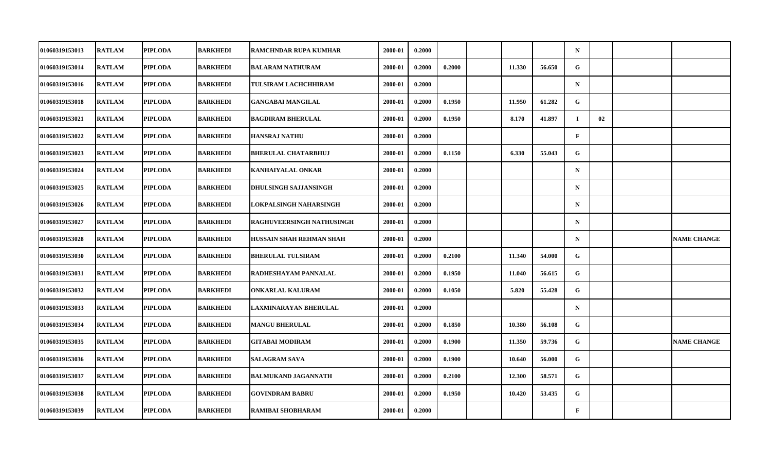| | | | | | | | | | | | | | | |
|---|---|---|---|---|---|---|---|---|---|---|---|---|---|---|
| 01060319153013 | RATLAM | PIPLODA | BARKHEDI | RAMCHNDAR RUPA KUMHAR | 2000-01 | 0.2000 | | | | | N | | | |
| 01060319153014 | RATLAM | PIPLODA | BARKHEDI | BALARAM NATHURAM | 2000-01 | 0.2000 | 0.2000 | | 11.330 | 56.650 | G | | | |
| 01060319153016 | RATLAM | PIPLODA | BARKHEDI | TULSIRAM LACHCHHIRAM | 2000-01 | 0.2000 | | | | | N | | | |
| 01060319153018 | RATLAM | PIPLODA | BARKHEDI | GANGABAI MANGILAL | 2000-01 | 0.2000 | 0.1950 | | 11.950 | 61.282 | G | | | |
| 01060319153021 | RATLAM | PIPLODA | BARKHEDI | BAGDIRAM BHERULAL | 2000-01 | 0.2000 | 0.1950 | | 8.170 | 41.897 | I | 02 | | |
| 01060319153022 | RATLAM | PIPLODA | BARKHEDI | HANSRAJ NATHU | 2000-01 | 0.2000 | | | | | F | | | |
| 01060319153023 | RATLAM | PIPLODA | BARKHEDI | BHERULAL CHATARBHUJ | 2000-01 | 0.2000 | 0.1150 | | 6.330 | 55.043 | G | | | |
| 01060319153024 | RATLAM | PIPLODA | BARKHEDI | KANHAIYALAL ONKAR | 2000-01 | 0.2000 | | | | | N | | | |
| 01060319153025 | RATLAM | PIPLODA | BARKHEDI | DHULSINGH SAJJANSINGH | 2000-01 | 0.2000 | | | | | N | | | |
| 01060319153026 | RATLAM | PIPLODA | BARKHEDI | LOKPALSINGH NAHARSINGH | 2000-01 | 0.2000 | | | | | N | | | |
| 01060319153027 | RATLAM | PIPLODA | BARKHEDI | RAGHUVEERSINGH NATHUSINGH | 2000-01 | 0.2000 | | | | | N | | | |
| 01060319153028 | RATLAM | PIPLODA | BARKHEDI | HUSSAIN SHAH REHMAN SHAH | 2000-01 | 0.2000 | | | | | N | | | NAME CHANGE |
| 01060319153030 | RATLAM | PIPLODA | BARKHEDI | BHERULAL TULSIRAM | 2000-01 | 0.2000 | 0.2100 | | 11.340 | 54.000 | G | | | |
| 01060319153031 | RATLAM | PIPLODA | BARKHEDI | RADHESHAYAM PANNALAL | 2000-01 | 0.2000 | 0.1950 | | 11.040 | 56.615 | G | | | |
| 01060319153032 | RATLAM | PIPLODA | BARKHEDI | ONKARLAL KALURAM | 2000-01 | 0.2000 | 0.1050 | | 5.820 | 55.428 | G | | | |
| 01060319153033 | RATLAM | PIPLODA | BARKHEDI | LAXMINARAYAN BHERULAL | 2000-01 | 0.2000 | | | | | N | | | |
| 01060319153034 | RATLAM | PIPLODA | BARKHEDI | MANGU BHERULAL | 2000-01 | 0.2000 | 0.1850 | | 10.380 | 56.108 | G | | | |
| 01060319153035 | RATLAM | PIPLODA | BARKHEDI | GITABAI MODIRAM | 2000-01 | 0.2000 | 0.1900 | | 11.350 | 59.736 | G | | | NAME CHANGE |
| 01060319153036 | RATLAM | PIPLODA | BARKHEDI | SALAGRAM SAVA | 2000-01 | 0.2000 | 0.1900 | | 10.640 | 56.000 | G | | | |
| 01060319153037 | RATLAM | PIPLODA | BARKHEDI | BALMUKAND JAGANNATH | 2000-01 | 0.2000 | 0.2100 | | 12.300 | 58.571 | G | | | |
| 01060319153038 | RATLAM | PIPLODA | BARKHEDI | GOVINDRAM BABRU | 2000-01 | 0.2000 | 0.1950 | | 10.420 | 53.435 | G | | | |
| 01060319153039 | RATLAM | PIPLODA | BARKHEDI | RAMIBAI SHOBHARAM | 2000-01 | 0.2000 | | | | | F | | | |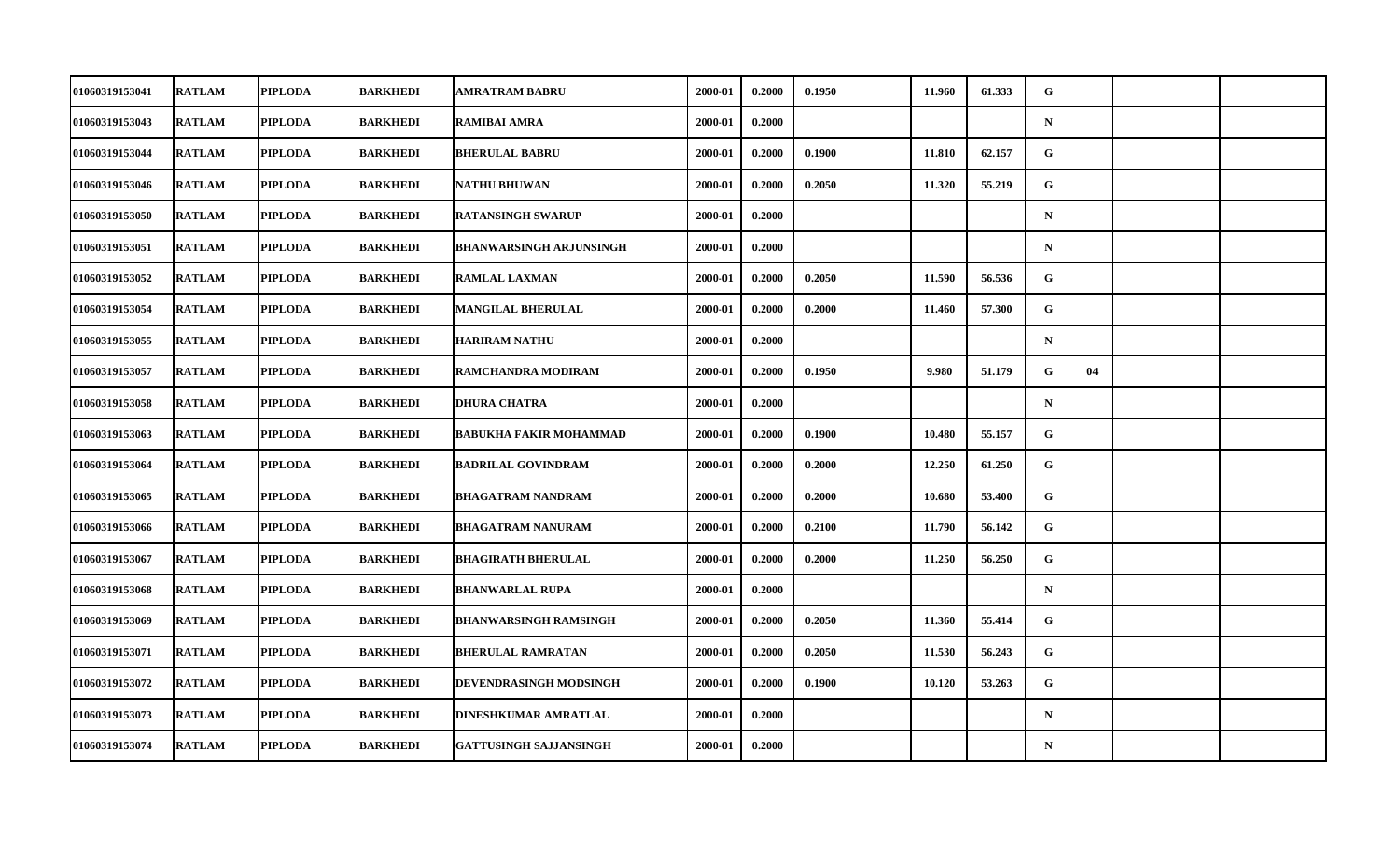| | | | | | | | | | | | | | | |
|---|---|---|---|---|---|---|---|---|---|---|---|---|---|---|
| 01060319153041 | RATLAM | PIPLODA | BARKHEDI | AMRATRAM BABRU | 2000-01 | 0.2000 | 0.1950 | | 11.960 | 61.333 | G | | | |
| 01060319153043 | RATLAM | PIPLODA | BARKHEDI | RAMIBAI AMRA | 2000-01 | 0.2000 | | | | | N | | | |
| 01060319153044 | RATLAM | PIPLODA | BARKHEDI | BHERULAL BABRU | 2000-01 | 0.2000 | 0.1900 | | 11.810 | 62.157 | G | | | |
| 01060319153046 | RATLAM | PIPLODA | BARKHEDI | NATHU BHUWAN | 2000-01 | 0.2000 | 0.2050 | | 11.320 | 55.219 | G | | | |
| 01060319153050 | RATLAM | PIPLODA | BARKHEDI | RATANSINGH SWARUP | 2000-01 | 0.2000 | | | | | N | | | |
| 01060319153051 | RATLAM | PIPLODA | BARKHEDI | BHANWARSINGH ARJUNSINGH | 2000-01 | 0.2000 | | | | | N | | | |
| 01060319153052 | RATLAM | PIPLODA | BARKHEDI | RAMLAL LAXMAN | 2000-01 | 0.2000 | 0.2050 | | 11.590 | 56.536 | G | | | |
| 01060319153054 | RATLAM | PIPLODA | BARKHEDI | MANGILAL BHERULAL | 2000-01 | 0.2000 | 0.2000 | | 11.460 | 57.300 | G | | | |
| 01060319153055 | RATLAM | PIPLODA | BARKHEDI | HARIRAM NATHU | 2000-01 | 0.2000 | | | | | N | | | |
| 01060319153057 | RATLAM | PIPLODA | BARKHEDI | RAMCHANDRA MODIRAM | 2000-01 | 0.2000 | 0.1950 | | 9.980 | 51.179 | G | 04 | | |
| 01060319153058 | RATLAM | PIPLODA | BARKHEDI | DHURA CHATRA | 2000-01 | 0.2000 | | | | | N | | | |
| 01060319153063 | RATLAM | PIPLODA | BARKHEDI | BABUKHA FAKIR MOHAMMAD | 2000-01 | 0.2000 | 0.1900 | | 10.480 | 55.157 | G | | | |
| 01060319153064 | RATLAM | PIPLODA | BARKHEDI | BADRILAL GOVINDRAM | 2000-01 | 0.2000 | 0.2000 | | 12.250 | 61.250 | G | | | |
| 01060319153065 | RATLAM | PIPLODA | BARKHEDI | BHAGATRAM NANDRAM | 2000-01 | 0.2000 | 0.2000 | | 10.680 | 53.400 | G | | | |
| 01060319153066 | RATLAM | PIPLODA | BARKHEDI | BHAGATRAM NANURAM | 2000-01 | 0.2000 | 0.2100 | | 11.790 | 56.142 | G | | | |
| 01060319153067 | RATLAM | PIPLODA | BARKHEDI | BHAGIRATH BHERULAL | 2000-01 | 0.2000 | 0.2000 | | 11.250 | 56.250 | G | | | |
| 01060319153068 | RATLAM | PIPLODA | BARKHEDI | BHANWARLAL RUPA | 2000-01 | 0.2000 | | | | | N | | | |
| 01060319153069 | RATLAM | PIPLODA | BARKHEDI | BHANWARSINGH RAMSINGH | 2000-01 | 0.2000 | 0.2050 | | 11.360 | 55.414 | G | | | |
| 01060319153071 | RATLAM | PIPLODA | BARKHEDI | BHERULAL RAMRATAN | 2000-01 | 0.2000 | 0.2050 | | 11.530 | 56.243 | G | | | |
| 01060319153072 | RATLAM | PIPLODA | BARKHEDI | DEVENDRASINGH MODSINGH | 2000-01 | 0.2000 | 0.1900 | | 10.120 | 53.263 | G | | | |
| 01060319153073 | RATLAM | PIPLODA | BARKHEDI | DINESHKUMAR AMRATLAL | 2000-01 | 0.2000 | | | | | N | | | |
| 01060319153074 | RATLAM | PIPLODA | BARKHEDI | GATTUSINGH SAJJANSINGH | 2000-01 | 0.2000 | | | | | N | | | |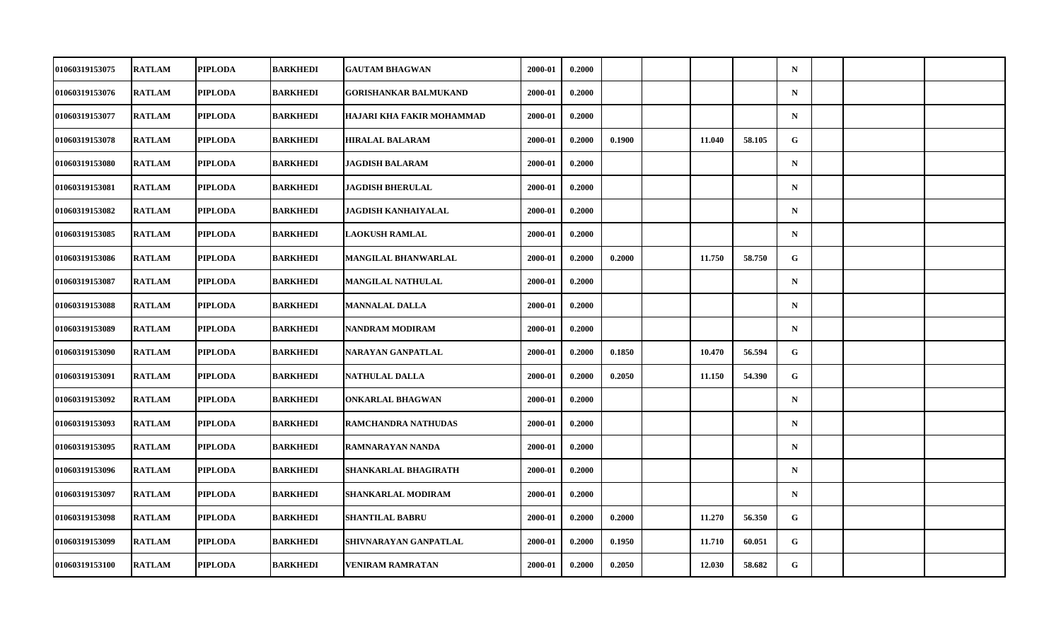| | | | | | | | | | | | | | | | |
|---|---|---|---|---|---|---|---|---|---|---|---|---|---|---|---|
| 01060319153075 | RATLAM | PIPLODA | BARKHEDI | GAUTAM BHAGWAN | 2000-01 | 0.2000 | | | | | N | | | |
| 01060319153076 | RATLAM | PIPLODA | BARKHEDI | GORISHANKAR BALMUKAND | 2000-01 | 0.2000 | | | | | N | | | |
| 01060319153077 | RATLAM | PIPLODA | BARKHEDI | HAJARI KHA FAKIR MOHAMMAD | 2000-01 | 0.2000 | | | | | N | | | |
| 01060319153078 | RATLAM | PIPLODA | BARKHEDI | HIRALAL BALARAM | 2000-01 | 0.2000 | 0.1900 | | 11.040 | 58.105 | G | | | |
| 01060319153080 | RATLAM | PIPLODA | BARKHEDI | JAGDISH BALARAM | 2000-01 | 0.2000 | | | | | N | | | |
| 01060319153081 | RATLAM | PIPLODA | BARKHEDI | JAGDISH BHERULAL | 2000-01 | 0.2000 | | | | | N | | | |
| 01060319153082 | RATLAM | PIPLODA | BARKHEDI | JAGDISH KANHAIYALAL | 2000-01 | 0.2000 | | | | | N | | | |
| 01060319153085 | RATLAM | PIPLODA | BARKHEDI | LAOKUSH RAMLAL | 2000-01 | 0.2000 | | | | | N | | | |
| 01060319153086 | RATLAM | PIPLODA | BARKHEDI | MANGILAL BHANWARLAL | 2000-01 | 0.2000 | 0.2000 | | 11.750 | 58.750 | G | | | |
| 01060319153087 | RATLAM | PIPLODA | BARKHEDI | MANGILAL NATHULAL | 2000-01 | 0.2000 | | | | | N | | | |
| 01060319153088 | RATLAM | PIPLODA | BARKHEDI | MANNALAL DALLA | 2000-01 | 0.2000 | | | | | N | | | |
| 01060319153089 | RATLAM | PIPLODA | BARKHEDI | NANDRAM MODIRAM | 2000-01 | 0.2000 | | | | | N | | | |
| 01060319153090 | RATLAM | PIPLODA | BARKHEDI | NARAYAN GANPATLAL | 2000-01 | 0.2000 | 0.1850 | | 10.470 | 56.594 | G | | | |
| 01060319153091 | RATLAM | PIPLODA | BARKHEDI | NATHULAL DALLA | 2000-01 | 0.2000 | 0.2050 | | 11.150 | 54.390 | G | | | |
| 01060319153092 | RATLAM | PIPLODA | BARKHEDI | ONKARLAL BHAGWAN | 2000-01 | 0.2000 | | | | | N | | | |
| 01060319153093 | RATLAM | PIPLODA | BARKHEDI | RAMCHANDRA NATHUDAS | 2000-01 | 0.2000 | | | | | N | | | |
| 01060319153095 | RATLAM | PIPLODA | BARKHEDI | RAMNARAYAN NANDA | 2000-01 | 0.2000 | | | | | N | | | |
| 01060319153096 | RATLAM | PIPLODA | BARKHEDI | SHANKARLAL BHAGIRATH | 2000-01 | 0.2000 | | | | | N | | | |
| 01060319153097 | RATLAM | PIPLODA | BARKHEDI | SHANKARLAL MODIRAM | 2000-01 | 0.2000 | | | | | N | | | |
| 01060319153098 | RATLAM | PIPLODA | BARKHEDI | SHANTILAL BABRU | 2000-01 | 0.2000 | 0.2000 | | 11.270 | 56.350 | G | | | |
| 01060319153099 | RATLAM | PIPLODA | BARKHEDI | SHIVNARAYAN GANPATLAL | 2000-01 | 0.2000 | 0.1950 | | 11.710 | 60.051 | G | | | |
| 01060319153100 | RATLAM | PIPLODA | BARKHEDI | VENIRAM RAMRATAN | 2000-01 | 0.2000 | 0.2050 | | 12.030 | 58.682 | G | | | |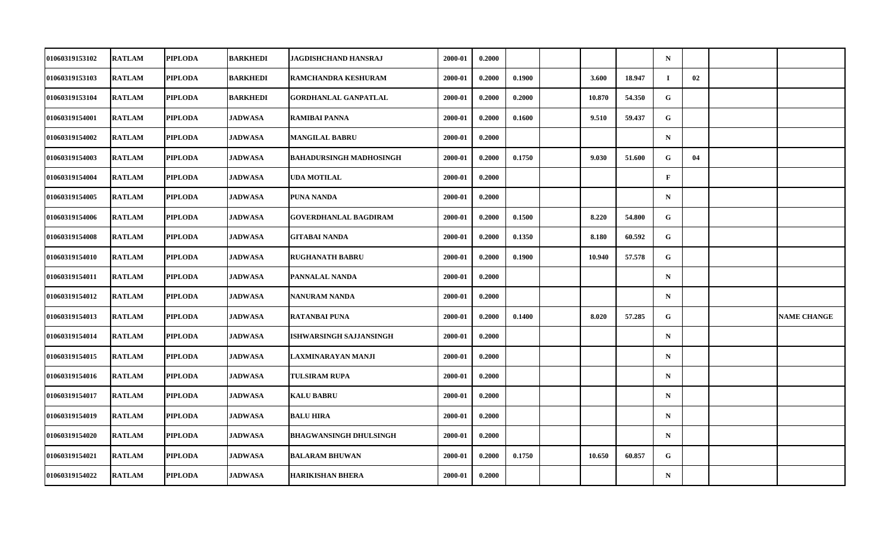| | | | | | | | | | | | | | | |
|---|---|---|---|---|---|---|---|---|---|---|---|---|---|---|
| 01060319153102 | RATLAM | PIPLODA | BARKHEDI | JAGDISHCHAND HANSRAJ | 2000-01 | 0.2000 | | | | | N | | | |
| 01060319153103 | RATLAM | PIPLODA | BARKHEDI | RAMCHANDRA KESHURAM | 2000-01 | 0.2000 | 0.1900 | | 3.600 | 18.947 | I | 02 | | |
| 01060319153104 | RATLAM | PIPLODA | BARKHEDI | GORDHANLAL GANPATLAL | 2000-01 | 0.2000 | 0.2000 | | 10.870 | 54.350 | G | | | |
| 01060319154001 | RATLAM | PIPLODA | JADWASA | RAMIBAI PANNA | 2000-01 | 0.2000 | 0.1600 | | 9.510 | 59.437 | G | | | |
| 01060319154002 | RATLAM | PIPLODA | JADWASA | MANGILAL BABRU | 2000-01 | 0.2000 | | | | | N | | | |
| 01060319154003 | RATLAM | PIPLODA | JADWASA | BAHADURSINGH MADHOSINGH | 2000-01 | 0.2000 | 0.1750 | | 9.030 | 51.600 | G | 04 | | |
| 01060319154004 | RATLAM | PIPLODA | JADWASA | UDA MOTILAL | 2000-01 | 0.2000 | | | | | F | | | |
| 01060319154005 | RATLAM | PIPLODA | JADWASA | PUNA NANDA | 2000-01 | 0.2000 | | | | | N | | | |
| 01060319154006 | RATLAM | PIPLODA | JADWASA | GOVERDHANLAL BAGDIRAM | 2000-01 | 0.2000 | 0.1500 | | 8.220 | 54.800 | G | | | |
| 01060319154008 | RATLAM | PIPLODA | JADWASA | GITABAI NANDA | 2000-01 | 0.2000 | 0.1350 | | 8.180 | 60.592 | G | | | |
| 01060319154010 | RATLAM | PIPLODA | JADWASA | RUGHANATH BABRU | 2000-01 | 0.2000 | 0.1900 | | 10.940 | 57.578 | G | | | |
| 01060319154011 | RATLAM | PIPLODA | JADWASA | PANNALAL NANDA | 2000-01 | 0.2000 | | | | | N | | | |
| 01060319154012 | RATLAM | PIPLODA | JADWASA | NANURAM NANDA | 2000-01 | 0.2000 | | | | | N | | | |
| 01060319154013 | RATLAM | PIPLODA | JADWASA | RATANBAI PUNA | 2000-01 | 0.2000 | 0.1400 | | 8.020 | 57.285 | G | | | NAME CHANGE |
| 01060319154014 | RATLAM | PIPLODA | JADWASA | ISHWARSINGH SAJJANSINGH | 2000-01 | 0.2000 | | | | | N | | | |
| 01060319154015 | RATLAM | PIPLODA | JADWASA | LAXMINARAYAN MANJI | 2000-01 | 0.2000 | | | | | N | | | |
| 01060319154016 | RATLAM | PIPLODA | JADWASA | TULSIRAM RUPA | 2000-01 | 0.2000 | | | | | N | | | |
| 01060319154017 | RATLAM | PIPLODA | JADWASA | KALU BABRU | 2000-01 | 0.2000 | | | | | N | | | |
| 01060319154019 | RATLAM | PIPLODA | JADWASA | BALU HIRA | 2000-01 | 0.2000 | | | | | N | | | |
| 01060319154020 | RATLAM | PIPLODA | JADWASA | BHAGWANSINGH DHULSINGH | 2000-01 | 0.2000 | | | | | N | | | |
| 01060319154021 | RATLAM | PIPLODA | JADWASA | BALARAM BHUWAN | 2000-01 | 0.2000 | 0.1750 | | 10.650 | 60.857 | G | | | |
| 01060319154022 | RATLAM | PIPLODA | JADWASA | HARIKISHAN BHERA | 2000-01 | 0.2000 | | | | | N | | | |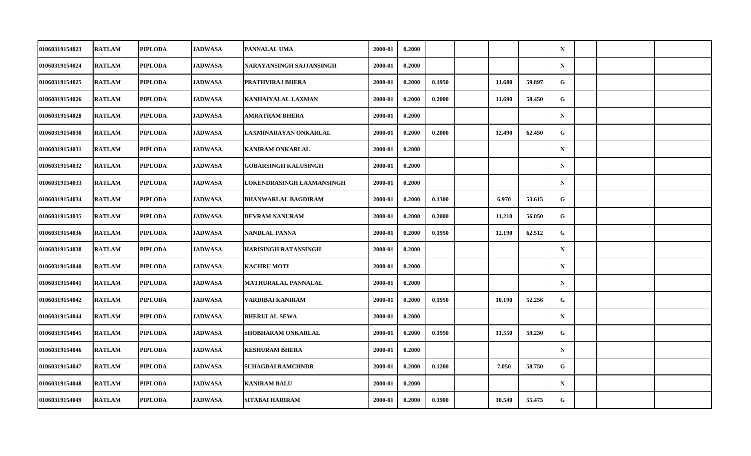| | | | | | | | | | | | | | | | |
|---|---|---|---|---|---|---|---|---|---|---|---|---|---|---|---|
| 01060319154023 | RATLAM | PIPLODA | JADWASA | PANNALAL UMA | 2000-01 | 0.2000 | | | | | N | | | |
| 01060319154024 | RATLAM | PIPLODA | JADWASA | NARAYANSINGH SAJJANSINGH | 2000-01 | 0.2000 | | | | | N | | | |
| 01060319154025 | RATLAM | PIPLODA | JADWASA | PRATHVIRAJ BHERA | 2000-01 | 0.2000 | 0.1950 | | 11.680 | 59.897 | G | | | |
| 01060319154026 | RATLAM | PIPLODA | JADWASA | KANHAIYALAL LAXMAN | 2000-01 | 0.2000 | 0.2000 | | 11.690 | 58.450 | G | | | |
| 01060319154028 | RATLAM | PIPLODA | JADWASA | AMRATRAM BHERA | 2000-01 | 0.2000 | | | | | N | | | |
| 01060319154030 | RATLAM | PIPLODA | JADWASA | LAXMINARAYAN ONKARLAL | 2000-01 | 0.2000 | 0.2000 | | 12.490 | 62.450 | G | | | |
| 01060319154031 | RATLAM | PIPLODA | JADWASA | KANIRAM ONKARLAL | 2000-01 | 0.2000 | | | | | N | | | |
| 01060319154032 | RATLAM | PIPLODA | JADWASA | GOBARSINGH KALUSINGH | 2000-01 | 0.2000 | | | | | N | | | |
| 01060319154033 | RATLAM | PIPLODA | JADWASA | LOKENDRASINGH LAXMANSINGH | 2000-01 | 0.2000 | | | | | N | | | |
| 01060319154034 | RATLAM | PIPLODA | JADWASA | BHANWARLAL BAGDIRAM | 2000-01 | 0.2000 | 0.1300 | | 6.970 | 53.615 | G | | | |
| 01060319154035 | RATLAM | PIPLODA | JADWASA | DEVRAM NANURAM | 2000-01 | 0.2000 | 0.2000 | | 11.210 | 56.050 | G | | | |
| 01060319154036 | RATLAM | PIPLODA | JADWASA | NANDLAL PANNA | 2000-01 | 0.2000 | 0.1950 | | 12.190 | 62.512 | G | | | |
| 01060319154038 | RATLAM | PIPLODA | JADWASA | HARISINGH RATANSINGH | 2000-01 | 0.2000 | | | | | N | | | |
| 01060319154040 | RATLAM | PIPLODA | JADWASA | KACHRU MOTI | 2000-01 | 0.2000 | | | | | N | | | |
| 01060319154041 | RATLAM | PIPLODA | JADWASA | MATHURALAL PANNALAL | 2000-01 | 0.2000 | | | | | N | | | |
| 01060319154042 | RATLAM | PIPLODA | JADWASA | VARDIBAI KANIRAM | 2000-01 | 0.2000 | 0.1950 | | 10.190 | 52.256 | G | | | |
| 01060319154044 | RATLAM | PIPLODA | JADWASA | BHERULAL SEWA | 2000-01 | 0.2000 | | | | | N | | | |
| 01060319154045 | RATLAM | PIPLODA | JADWASA | SHOBHARAM ONKARLAL | 2000-01 | 0.2000 | 0.1950 | | 11.550 | 59.230 | G | | | |
| 01060319154046 | RATLAM | PIPLODA | JADWASA | KESHURAM BHERA | 2000-01 | 0.2000 | | | | | N | | | |
| 01060319154047 | RATLAM | PIPLODA | JADWASA | SUHAGBAI RAMCHNDR | 2000-01 | 0.2000 | 0.1200 | | 7.050 | 58.750 | G | | | |
| 01060319154048 | RATLAM | PIPLODA | JADWASA | KANIRAM BALU | 2000-01 | 0.2000 | | | | | N | | | |
| 01060319154049 | RATLAM | PIPLODA | JADWASA | SITABAI HARIRAM | 2000-01 | 0.2000 | 0.1900 | | 10.540 | 55.473 | G | | | |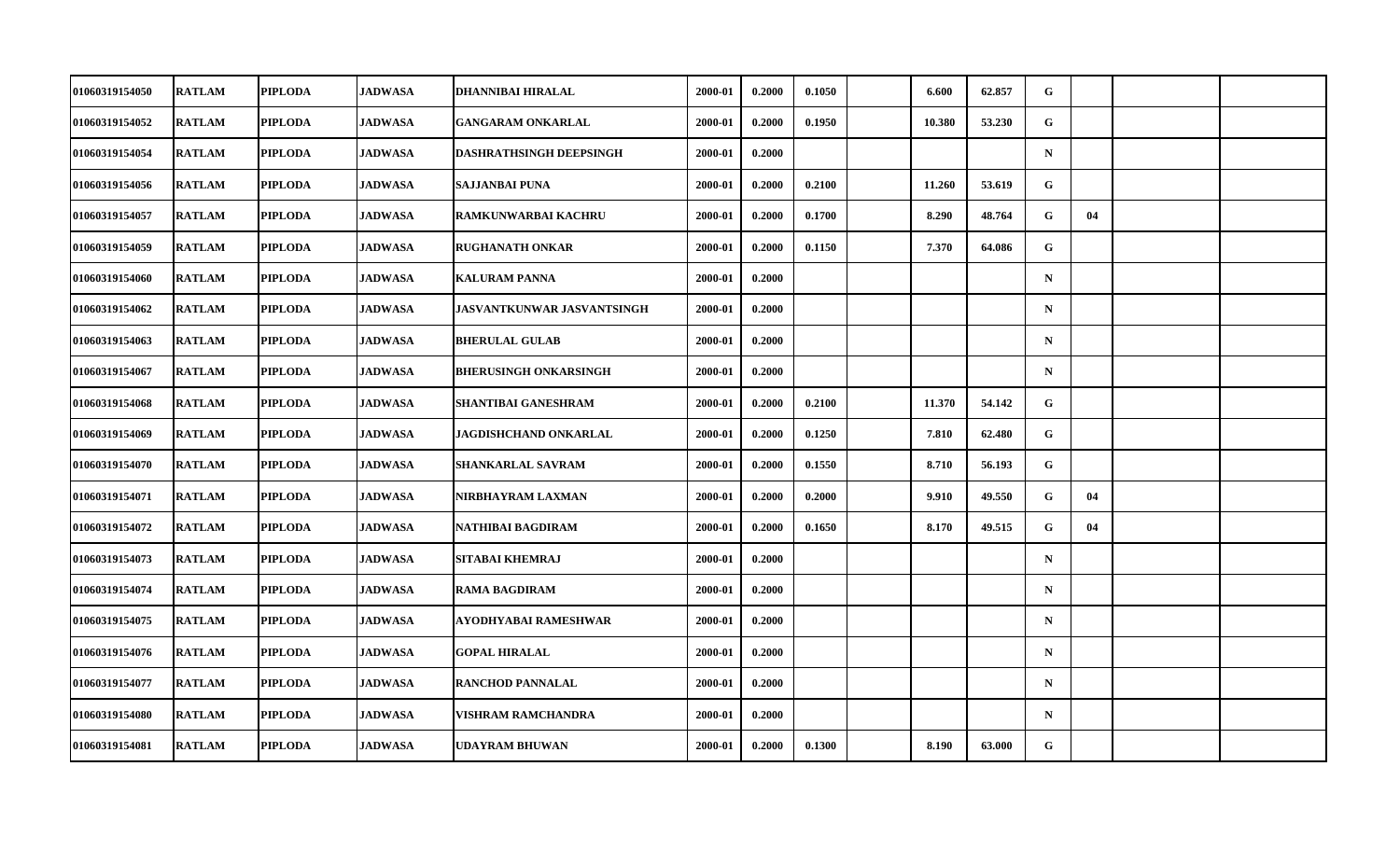| | | | | | | | | | | | | | | |
|---|---|---|---|---|---|---|---|---|---|---|---|---|---|---|
| 01060319154050 | RATLAM | PIPLODA | JADWASA | DHANNIBAI HIRALAL | 2000-01 | 0.2000 | 0.1050 | | 6.600 | 62.857 | G | | | |
| 01060319154052 | RATLAM | PIPLODA | JADWASA | GANGARAM ONKARLAL | 2000-01 | 0.2000 | 0.1950 | | 10.380 | 53.230 | G | | | |
| 01060319154054 | RATLAM | PIPLODA | JADWASA | DASHRATHSINGH DEEPSINGH | 2000-01 | 0.2000 | | | | | N | | | |
| 01060319154056 | RATLAM | PIPLODA | JADWASA | SAJJANBAI PUNA | 2000-01 | 0.2000 | 0.2100 | | 11.260 | 53.619 | G | | | |
| 01060319154057 | RATLAM | PIPLODA | JADWASA | RAMKUNWARBAI KACHRU | 2000-01 | 0.2000 | 0.1700 | | 8.290 | 48.764 | G | 04 | | |
| 01060319154059 | RATLAM | PIPLODA | JADWASA | RUGHANATH ONKAR | 2000-01 | 0.2000 | 0.1150 | | 7.370 | 64.086 | G | | | |
| 01060319154060 | RATLAM | PIPLODA | JADWASA | KALURAM PANNA | 2000-01 | 0.2000 | | | | | N | | | |
| 01060319154062 | RATLAM | PIPLODA | JADWASA | JASVANTKUNWAR JASVANTSINGH | 2000-01 | 0.2000 | | | | | N | | | |
| 01060319154063 | RATLAM | PIPLODA | JADWASA | BHERULAL GULAB | 2000-01 | 0.2000 | | | | | N | | | |
| 01060319154067 | RATLAM | PIPLODA | JADWASA | BHERUSINGH ONKARSINGH | 2000-01 | 0.2000 | | | | | N | | | |
| 01060319154068 | RATLAM | PIPLODA | JADWASA | SHANTIBAI GANESHRAM | 2000-01 | 0.2000 | 0.2100 | | 11.370 | 54.142 | G | | | |
| 01060319154069 | RATLAM | PIPLODA | JADWASA | JAGDISHCHAND ONKARLAL | 2000-01 | 0.2000 | 0.1250 | | 7.810 | 62.480 | G | | | |
| 01060319154070 | RATLAM | PIPLODA | JADWASA | SHANKARLAL SAVRAM | 2000-01 | 0.2000 | 0.1550 | | 8.710 | 56.193 | G | | | |
| 01060319154071 | RATLAM | PIPLODA | JADWASA | NIRBHAYRAM LAXMAN | 2000-01 | 0.2000 | 0.2000 | | 9.910 | 49.550 | G | 04 | | |
| 01060319154072 | RATLAM | PIPLODA | JADWASA | NATHIBAI BAGDIRAM | 2000-01 | 0.2000 | 0.1650 | | 8.170 | 49.515 | G | 04 | | |
| 01060319154073 | RATLAM | PIPLODA | JADWASA | SITABAI KHEMRAJ | 2000-01 | 0.2000 | | | | | N | | | |
| 01060319154074 | RATLAM | PIPLODA | JADWASA | RAMA BAGDIRAM | 2000-01 | 0.2000 | | | | | N | | | |
| 01060319154075 | RATLAM | PIPLODA | JADWASA | AYODHYABAI RAMESHWAR | 2000-01 | 0.2000 | | | | | N | | | |
| 01060319154076 | RATLAM | PIPLODA | JADWASA | GOPAL HIRALAL | 2000-01 | 0.2000 | | | | | N | | | |
| 01060319154077 | RATLAM | PIPLODA | JADWASA | RANCHOD PANNALAL | 2000-01 | 0.2000 | | | | | N | | | |
| 01060319154080 | RATLAM | PIPLODA | JADWASA | VISHRAM RAMCHANDRA | 2000-01 | 0.2000 | | | | | N | | | |
| 01060319154081 | RATLAM | PIPLODA | JADWASA | UDAYRAM BHUWAN | 2000-01 | 0.2000 | 0.1300 | | 8.190 | 63.000 | G | | | |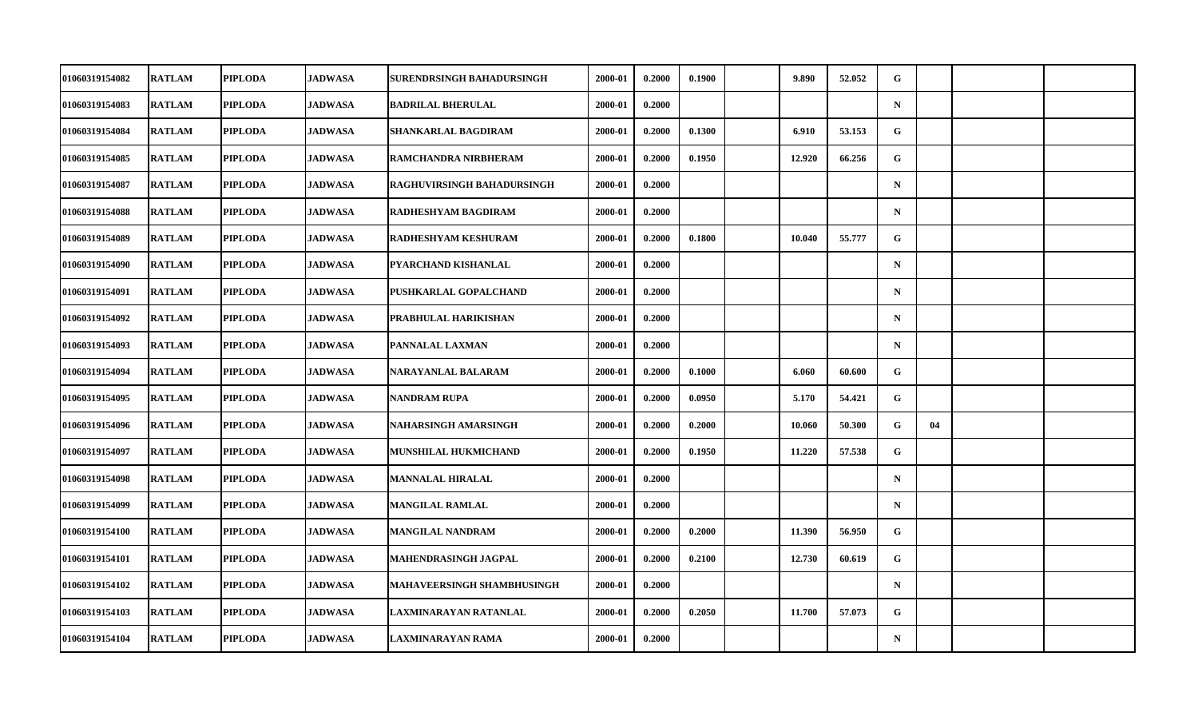| | | | | | | | | | | | | | | |
|---|---|---|---|---|---|---|---|---|---|---|---|---|---|---|
| 01060319154082 | RATLAM | PIPLODA | JADWASA | SURENDRSINGH BAHADURSINGH | 2000-01 | 0.2000 | 0.1900 | | 9.890 | 52.052 | G | | | |
| 01060319154083 | RATLAM | PIPLODA | JADWASA | BADRILAL BHERULAL | 2000-01 | 0.2000 | | | | | N | | | |
| 01060319154084 | RATLAM | PIPLODA | JADWASA | SHANKARLAL BAGDIRAM | 2000-01 | 0.2000 | 0.1300 | | 6.910 | 53.153 | G | | | |
| 01060319154085 | RATLAM | PIPLODA | JADWASA | RAMCHANDRA NIRBHERAM | 2000-01 | 0.2000 | 0.1950 | | 12.920 | 66.256 | G | | | |
| 01060319154087 | RATLAM | PIPLODA | JADWASA | RAGHUVIRSINGH BAHADURSINGH | 2000-01 | 0.2000 | | | | | N | | | |
| 01060319154088 | RATLAM | PIPLODA | JADWASA | RADHESHYAM BAGDIRAM | 2000-01 | 0.2000 | | | | | N | | | |
| 01060319154089 | RATLAM | PIPLODA | JADWASA | RADHESHYAM KESHURAM | 2000-01 | 0.2000 | 0.1800 | | 10.040 | 55.777 | G | | | |
| 01060319154090 | RATLAM | PIPLODA | JADWASA | PYARCHAND KISHANLAL | 2000-01 | 0.2000 | | | | | N | | | |
| 01060319154091 | RATLAM | PIPLODA | JADWASA | PUSHKARLAL GOPALCHAND | 2000-01 | 0.2000 | | | | | N | | | |
| 01060319154092 | RATLAM | PIPLODA | JADWASA | PRABHULAL HARIKISHAN | 2000-01 | 0.2000 | | | | | N | | | |
| 01060319154093 | RATLAM | PIPLODA | JADWASA | PANNALAL LAXMAN | 2000-01 | 0.2000 | | | | | N | | | |
| 01060319154094 | RATLAM | PIPLODA | JADWASA | NARAYANLAL BALARAM | 2000-01 | 0.2000 | 0.1000 | | 6.060 | 60.600 | G | | | |
| 01060319154095 | RATLAM | PIPLODA | JADWASA | NANDRAM RUPA | 2000-01 | 0.2000 | 0.0950 | | 5.170 | 54.421 | G | | | |
| 01060319154096 | RATLAM | PIPLODA | JADWASA | NAHARSINGH AMARSINGH | 2000-01 | 0.2000 | 0.2000 | | 10.060 | 50.300 | G | 04 | | |
| 01060319154097 | RATLAM | PIPLODA | JADWASA | MUNSHILAL HUKMICHAND | 2000-01 | 0.2000 | 0.1950 | | 11.220 | 57.538 | G | | | |
| 01060319154098 | RATLAM | PIPLODA | JADWASA | MANNALAL HIRALAL | 2000-01 | 0.2000 | | | | | N | | | |
| 01060319154099 | RATLAM | PIPLODA | JADWASA | MANGILAL RAMLAL | 2000-01 | 0.2000 | | | | | N | | | |
| 01060319154100 | RATLAM | PIPLODA | JADWASA | MANGILAL NANDRAM | 2000-01 | 0.2000 | 0.2000 | | 11.390 | 56.950 | G | | | |
| 01060319154101 | RATLAM | PIPLODA | JADWASA | MAHENDRASINGH JAGPAL | 2000-01 | 0.2000 | 0.2100 | | 12.730 | 60.619 | G | | | |
| 01060319154102 | RATLAM | PIPLODA | JADWASA | MAHAVEERSINGH SHAMBHUSINGH | 2000-01 | 0.2000 | | | | | N | | | |
| 01060319154103 | RATLAM | PIPLODA | JADWASA | LAXMINARAYAN RATANLAL | 2000-01 | 0.2000 | 0.2050 | | 11.700 | 57.073 | G | | | |
| 01060319154104 | RATLAM | PIPLODA | JADWASA | LAXMINARAYAN RAMA | 2000-01 | 0.2000 | | | | | N | | | |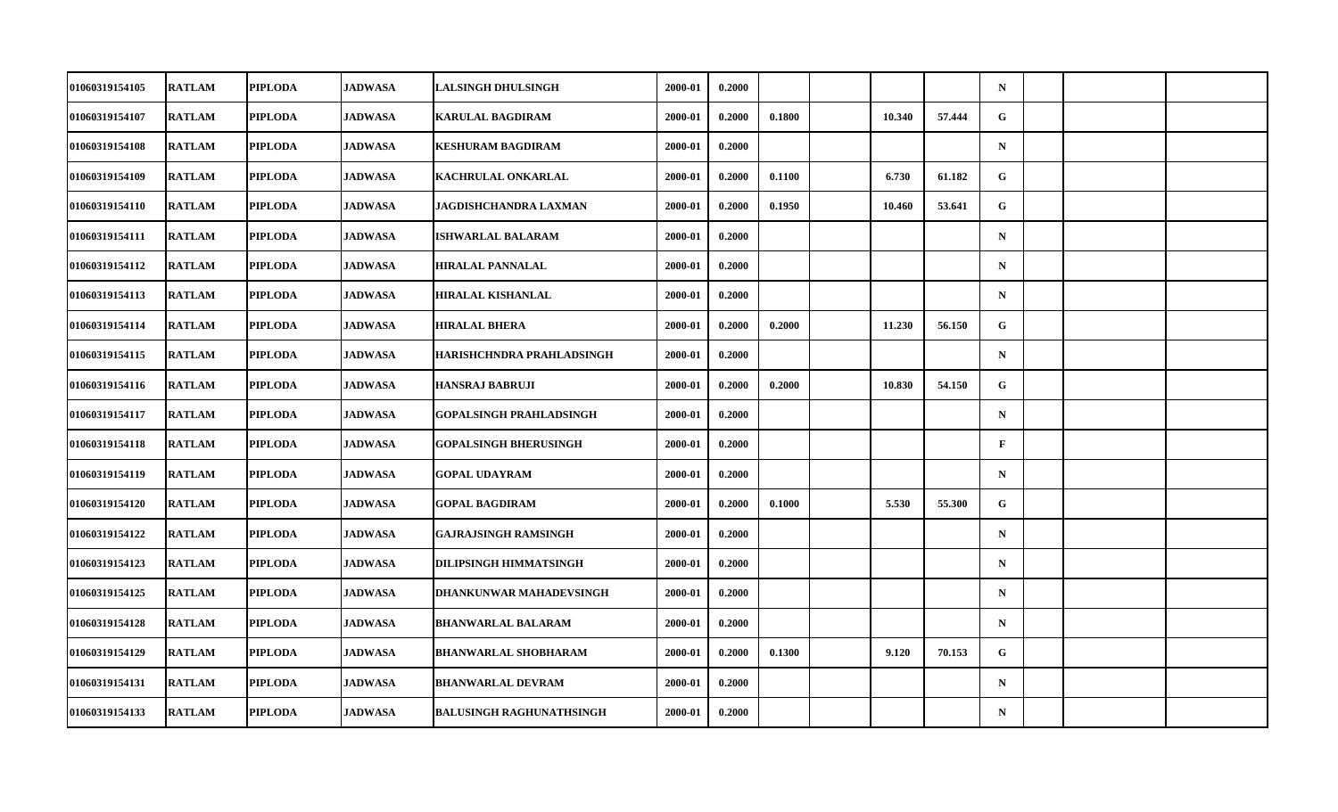|  |  |  |  |  |  |  |  |  |  |  |  |  |  |  |  |
|---|---|---|---|---|---|---|---|---|---|---|---|---|---|---|---|
| 01060319154105 | RATLAM | PIPLODA | JADWASA | LALSINGH DHULSINGH | 2000-01 | 0.2000 |  |  |  |  | N |  |  |  |  |
| 01060319154107 | RATLAM | PIPLODA | JADWASA | KARULAL BAGDIRAM | 2000-01 | 0.2000 | 0.1800 |  | 10.340 | 57.444 | G |  |  |  |  |
| 01060319154108 | RATLAM | PIPLODA | JADWASA | KESHURAM BAGDIRAM | 2000-01 | 0.2000 |  |  |  |  | N |  |  |  |  |
| 01060319154109 | RATLAM | PIPLODA | JADWASA | KACHRULAL ONKARLAL | 2000-01 | 0.2000 | 0.1100 |  | 6.730 | 61.182 | G |  |  |  |  |
| 01060319154110 | RATLAM | PIPLODA | JADWASA | JAGDISHCHANDRA LAXMAN | 2000-01 | 0.2000 | 0.1950 |  | 10.460 | 53.641 | G |  |  |  |  |
| 01060319154111 | RATLAM | PIPLODA | JADWASA | ISHWARLAL BALARAM | 2000-01 | 0.2000 |  |  |  |  | N |  |  |  |  |
| 01060319154112 | RATLAM | PIPLODA | JADWASA | HIRALAL PANNALAL | 2000-01 | 0.2000 |  |  |  |  | N |  |  |  |  |
| 01060319154113 | RATLAM | PIPLODA | JADWASA | HIRALAL KISHANLAL | 2000-01 | 0.2000 |  |  |  |  | N |  |  |  |  |
| 01060319154114 | RATLAM | PIPLODA | JADWASA | HIRALAL BHERA | 2000-01 | 0.2000 | 0.2000 |  | 11.230 | 56.150 | G |  |  |  |  |
| 01060319154115 | RATLAM | PIPLODA | JADWASA | HARISHCHNDRA PRAHLADSINGH | 2000-01 | 0.2000 |  |  |  |  | N |  |  |  |  |
| 01060319154116 | RATLAM | PIPLODA | JADWASA | HANSRAJ BABRUJI | 2000-01 | 0.2000 | 0.2000 |  | 10.830 | 54.150 | G |  |  |  |  |
| 01060319154117 | RATLAM | PIPLODA | JADWASA | GOPALSINGH PRAHLADSINGH | 2000-01 | 0.2000 |  |  |  |  | N |  |  |  |  |
| 01060319154118 | RATLAM | PIPLODA | JADWASA | GOPALSINGH BHERUSINGH | 2000-01 | 0.2000 |  |  |  |  | F |  |  |  |  |
| 01060319154119 | RATLAM | PIPLODA | JADWASA | GOPAL UDAYRAM | 2000-01 | 0.2000 |  |  |  |  | N |  |  |  |  |
| 01060319154120 | RATLAM | PIPLODA | JADWASA | GOPAL BAGDIRAM | 2000-01 | 0.2000 | 0.1000 |  | 5.530 | 55.300 | G |  |  |  |  |
| 01060319154122 | RATLAM | PIPLODA | JADWASA | GAJRAJSINGH RAMSINGH | 2000-01 | 0.2000 |  |  |  |  | N |  |  |  |  |
| 01060319154123 | RATLAM | PIPLODA | JADWASA | DILIPSINGH HIMMATSINGH | 2000-01 | 0.2000 |  |  |  |  | N |  |  |  |  |
| 01060319154125 | RATLAM | PIPLODA | JADWASA | DHANKUNWAR MAHADEVSINGH | 2000-01 | 0.2000 |  |  |  |  | N |  |  |  |  |
| 01060319154128 | RATLAM | PIPLODA | JADWASA | BHANWARLAL BALARAM | 2000-01 | 0.2000 |  |  |  |  | N |  |  |  |  |
| 01060319154129 | RATLAM | PIPLODA | JADWASA | BHANWARLAL SHOBHARAM | 2000-01 | 0.2000 | 0.1300 |  | 9.120 | 70.153 | G |  |  |  |  |
| 01060319154131 | RATLAM | PIPLODA | JADWASA | BHANWARLAL DEVRAM | 2000-01 | 0.2000 |  |  |  |  | N |  |  |  |  |
| 01060319154133 | RATLAM | PIPLODA | JADWASA | BALUSINGH RAGHUNATHSINGH | 2000-01 | 0.2000 |  |  |  |  | N |  |  |  |  |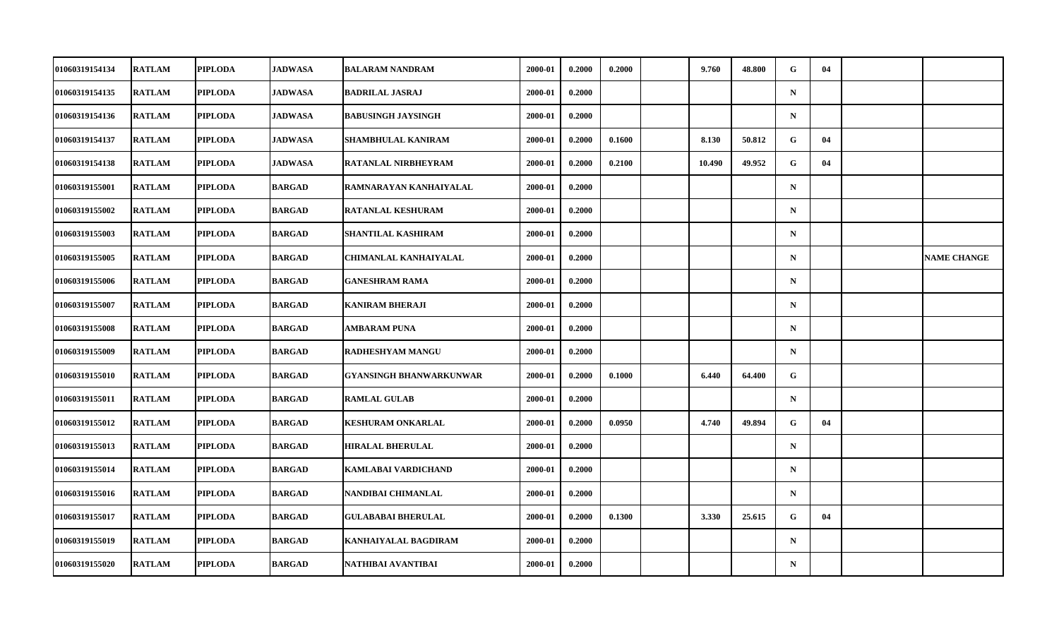|  |  |  |  |  |  |  |  |  |  |  |  |  |  |
|---|---|---|---|---|---|---|---|---|---|---|---|---|---|
| 01060319154134 | RATLAM | PIPLODA | JADWASA | BALARAM NANDRAM | 2000-01 | 0.2000 | 0.2000 |  | 9.760 | 48.800 | G | 04 |  |  |
| 01060319154135 | RATLAM | PIPLODA | JADWASA | BADRILAL JASRAJ | 2000-01 | 0.2000 |  |  |  |  | N |  |  |  |
| 01060319154136 | RATLAM | PIPLODA | JADWASA | BABUSINGH JAYSINGH | 2000-01 | 0.2000 |  |  |  |  | N |  |  |  |
| 01060319154137 | RATLAM | PIPLODA | JADWASA | SHAMBHULAL KANIRAM | 2000-01 | 0.2000 | 0.1600 |  | 8.130 | 50.812 | G | 04 |  |  |
| 01060319154138 | RATLAM | PIPLODA | JADWASA | RATANLAL NIRBHEYRAM | 2000-01 | 0.2000 | 0.2100 |  | 10.490 | 49.952 | G | 04 |  |  |
| 01060319155001 | RATLAM | PIPLODA | BARGAD | RAMNARAYAN KANHAIYALAL | 2000-01 | 0.2000 |  |  |  |  | N |  |  |  |
| 01060319155002 | RATLAM | PIPLODA | BARGAD | RATANLAL KESHURAM | 2000-01 | 0.2000 |  |  |  |  | N |  |  |  |
| 01060319155003 | RATLAM | PIPLODA | BARGAD | SHANTILAL KASHIRAM | 2000-01 | 0.2000 |  |  |  |  | N |  |  |  |
| 01060319155005 | RATLAM | PIPLODA | BARGAD | CHIMANLAL KANHAIYALAL | 2000-01 | 0.2000 |  |  |  |  | N |  |  | NAME CHANGE |
| 01060319155006 | RATLAM | PIPLODA | BARGAD | GANESHRAM RAMA | 2000-01 | 0.2000 |  |  |  |  | N |  |  |  |
| 01060319155007 | RATLAM | PIPLODA | BARGAD | KANIRAM BHERAJI | 2000-01 | 0.2000 |  |  |  |  | N |  |  |  |
| 01060319155008 | RATLAM | PIPLODA | BARGAD | AMBARAM PUNA | 2000-01 | 0.2000 |  |  |  |  | N |  |  |  |
| 01060319155009 | RATLAM | PIPLODA | BARGAD | RADHESHYAM MANGU | 2000-01 | 0.2000 |  |  |  |  | N |  |  |  |
| 01060319155010 | RATLAM | PIPLODA | BARGAD | GYANSINGH BHANWARKUNWAR | 2000-01 | 0.2000 | 0.1000 |  | 6.440 | 64.400 | G |  |  |  |
| 01060319155011 | RATLAM | PIPLODA | BARGAD | RAMLAL GULAB | 2000-01 | 0.2000 |  |  |  |  | N |  |  |  |
| 01060319155012 | RATLAM | PIPLODA | BARGAD | KESHURAM ONKARLAL | 2000-01 | 0.2000 | 0.0950 |  | 4.740 | 49.894 | G | 04 |  |  |
| 01060319155013 | RATLAM | PIPLODA | BARGAD | HIRALAL BHERULAL | 2000-01 | 0.2000 |  |  |  |  | N |  |  |  |
| 01060319155014 | RATLAM | PIPLODA | BARGAD | KAMLABAI VARDICHAND | 2000-01 | 0.2000 |  |  |  |  | N |  |  |  |
| 01060319155016 | RATLAM | PIPLODA | BARGAD | NANDIBAI CHIMANLAL | 2000-01 | 0.2000 |  |  |  |  | N |  |  |  |
| 01060319155017 | RATLAM | PIPLODA | BARGAD | GULABABAI BHERULAL | 2000-01 | 0.2000 | 0.1300 |  | 3.330 | 25.615 | G | 04 |  |  |
| 01060319155019 | RATLAM | PIPLODA | BARGAD | KANHAIYALAL BAGDIRAM | 2000-01 | 0.2000 |  |  |  |  | N |  |  |  |
| 01060319155020 | RATLAM | PIPLODA | BARGAD | NATHIBAI AVANTIBAI | 2000-01 | 0.2000 |  |  |  |  | N |  |  |  |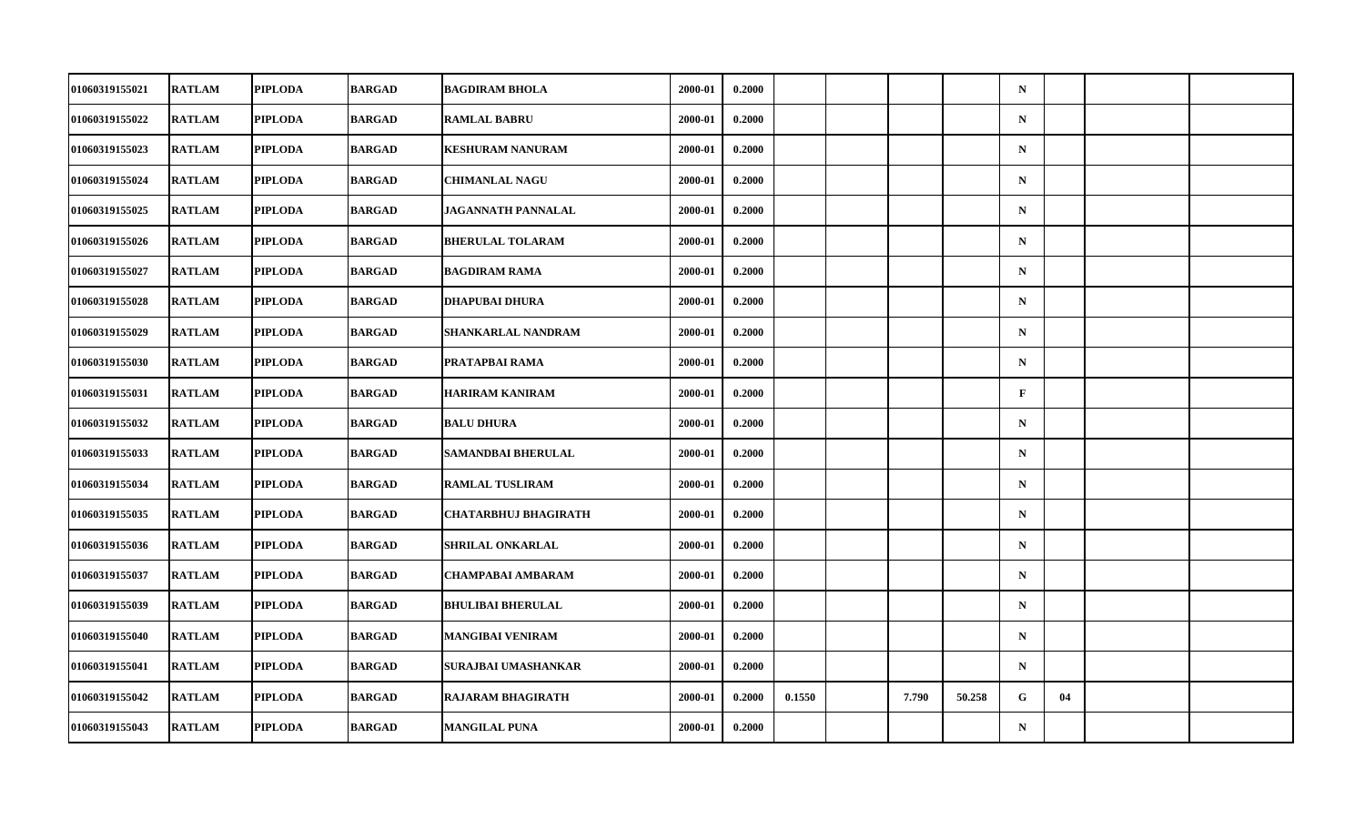| | | | | | | | | | | | | | | |
|---|---|---|---|---|---|---|---|---|---|---|---|---|---|---|
| 01060319155021 | RATLAM | PIPLODA | BARGAD | BAGDIRAM BHOLA | 2000-01 | 0.2000 | | | | | N | | | |
| 01060319155022 | RATLAM | PIPLODA | BARGAD | RAMLAL BABRU | 2000-01 | 0.2000 | | | | | N | | | |
| 01060319155023 | RATLAM | PIPLODA | BARGAD | KESHURAM NANURAM | 2000-01 | 0.2000 | | | | | N | | | |
| 01060319155024 | RATLAM | PIPLODA | BARGAD | CHIMANLAL NAGU | 2000-01 | 0.2000 | | | | | N | | | |
| 01060319155025 | RATLAM | PIPLODA | BARGAD | JAGANNATH PANNALAL | 2000-01 | 0.2000 | | | | | N | | | |
| 01060319155026 | RATLAM | PIPLODA | BARGAD | BHERULAL TOLARAM | 2000-01 | 0.2000 | | | | | N | | | |
| 01060319155027 | RATLAM | PIPLODA | BARGAD | BAGDIRAM RAMA | 2000-01 | 0.2000 | | | | | N | | | |
| 01060319155028 | RATLAM | PIPLODA | BARGAD | DHAPUBAI DHURA | 2000-01 | 0.2000 | | | | | N | | | |
| 01060319155029 | RATLAM | PIPLODA | BARGAD | SHANKARLAL NANDRAM | 2000-01 | 0.2000 | | | | | N | | | |
| 01060319155030 | RATLAM | PIPLODA | BARGAD | PRATAPBAI RAMA | 2000-01 | 0.2000 | | | | | N | | | |
| 01060319155031 | RATLAM | PIPLODA | BARGAD | HARIRAM KANIRAM | 2000-01 | 0.2000 | | | | | F | | | |
| 01060319155032 | RATLAM | PIPLODA | BARGAD | BALU DHURA | 2000-01 | 0.2000 | | | | | N | | | |
| 01060319155033 | RATLAM | PIPLODA | BARGAD | SAMANDBAI BHERULAL | 2000-01 | 0.2000 | | | | | N | | | |
| 01060319155034 | RATLAM | PIPLODA | BARGAD | RAMLAL TUSLIRAM | 2000-01 | 0.2000 | | | | | N | | | |
| 01060319155035 | RATLAM | PIPLODA | BARGAD | CHATARBHUJ BHAGIRATH | 2000-01 | 0.2000 | | | | | N | | | |
| 01060319155036 | RATLAM | PIPLODA | BARGAD | SHRILAL ONKARLAL | 2000-01 | 0.2000 | | | | | N | | | |
| 01060319155037 | RATLAM | PIPLODA | BARGAD | CHAMPABAI AMBARAM | 2000-01 | 0.2000 | | | | | N | | | |
| 01060319155039 | RATLAM | PIPLODA | BARGAD | BHULIBAI BHERULAL | 2000-01 | 0.2000 | | | | | N | | | |
| 01060319155040 | RATLAM | PIPLODA | BARGAD | MANGIBAI VENIRAM | 2000-01 | 0.2000 | | | | | N | | | |
| 01060319155041 | RATLAM | PIPLODA | BARGAD | SURAJBAI UMASHANKAR | 2000-01 | 0.2000 | | | | | N | | | |
| 01060319155042 | RATLAM | PIPLODA | BARGAD | RAJARAM BHAGIRATH | 2000-01 | 0.2000 | 0.1550 | | 7.790 | 50.258 | G | 04 | | |
| 01060319155043 | RATLAM | PIPLODA | BARGAD | MANGILAL PUNA | 2000-01 | 0.2000 | | | | | N | | | |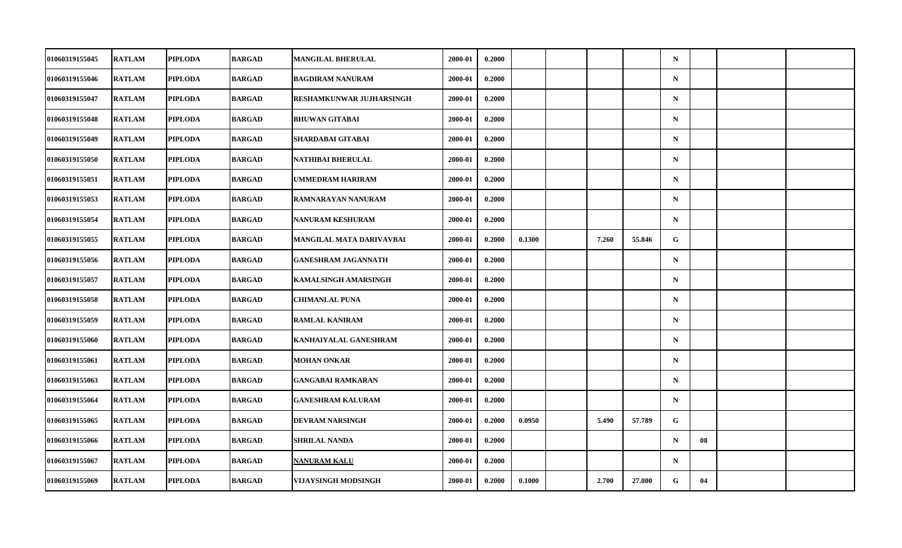| | | | | | | | | | | | | | | |
|---|---|---|---|---|---|---|---|---|---|---|---|---|---|---|
| 01060319155045 | RATLAM | PIPLODA | BARGAD | MANGILAL BHERULAL | 2000-01 | 0.2000 | | | | | N | | | |
| 01060319155046 | RATLAM | PIPLODA | BARGAD | BAGDIRAM NANURAM | 2000-01 | 0.2000 | | | | | N | | | |
| 01060319155047 | RATLAM | PIPLODA | BARGAD | RESHAMKUNWAR JUJHARSINGH | 2000-01 | 0.2000 | | | | | N | | | |
| 01060319155048 | RATLAM | PIPLODA | BARGAD | BHUWAN GITABAI | 2000-01 | 0.2000 | | | | | N | | | |
| 01060319155049 | RATLAM | PIPLODA | BARGAD | SHARDABAI GITABAI | 2000-01 | 0.2000 | | | | | N | | | |
| 01060319155050 | RATLAM | PIPLODA | BARGAD | NATHIBAI BHERULAL | 2000-01 | 0.2000 | | | | | N | | | |
| 01060319155051 | RATLAM | PIPLODA | BARGAD | UMMEDRAM HARIRAM | 2000-01 | 0.2000 | | | | | N | | | |
| 01060319155053 | RATLAM | PIPLODA | BARGAD | RAMNARAYAN NANURAM | 2000-01 | 0.2000 | | | | | N | | | |
| 01060319155054 | RATLAM | PIPLODA | BARGAD | NANURAM KESHURAM | 2000-01 | 0.2000 | | | | | N | | | |
| 01060319155055 | RATLAM | PIPLODA | BARGAD | MANGILAL MATA DARIVAVBAI | 2000-01 | 0.2000 | 0.1300 | | 7.260 | 55.846 | G | | | |
| 01060319155056 | RATLAM | PIPLODA | BARGAD | GANESHRAM JAGANNATH | 2000-01 | 0.2000 | | | | | N | | | |
| 01060319155057 | RATLAM | PIPLODA | BARGAD | KAMALSINGH AMARSINGH | 2000-01 | 0.2000 | | | | | N | | | |
| 01060319155058 | RATLAM | PIPLODA | BARGAD | CHIMANLAL PUNA | 2000-01 | 0.2000 | | | | | N | | | |
| 01060319155059 | RATLAM | PIPLODA | BARGAD | RAMLAL KANIRAM | 2000-01 | 0.2000 | | | | | N | | | |
| 01060319155060 | RATLAM | PIPLODA | BARGAD | KANHAIYALAL GANESHRAM | 2000-01 | 0.2000 | | | | | N | | | |
| 01060319155061 | RATLAM | PIPLODA | BARGAD | MOHAN ONKAR | 2000-01 | 0.2000 | | | | | N | | | |
| 01060319155063 | RATLAM | PIPLODA | BARGAD | GANGABAI RAMKARAN | 2000-01 | 0.2000 | | | | | N | | | |
| 01060319155064 | RATLAM | PIPLODA | BARGAD | GANESHRAM KALURAM | 2000-01 | 0.2000 | | | | | N | | | |
| 01060319155065 | RATLAM | PIPLODA | BARGAD | DEVRAM NARSINGH | 2000-01 | 0.2000 | 0.0950 | | 5.490 | 57.789 | G | | | |
| 01060319155066 | RATLAM | PIPLODA | BARGAD | SHRILAL NANDA | 2000-01 | 0.2000 | | | | | N | 08 | | |
| 01060319155067 | RATLAM | PIPLODA | BARGAD | NANURAM KALU | 2000-01 | 0.2000 | | | | | N | | | |
| 01060319155069 | RATLAM | PIPLODA | BARGAD | VIJAYSINGH MODSINGH | 2000-01 | 0.2000 | 0.1000 | | 2.700 | 27.000 | G | 04 | | |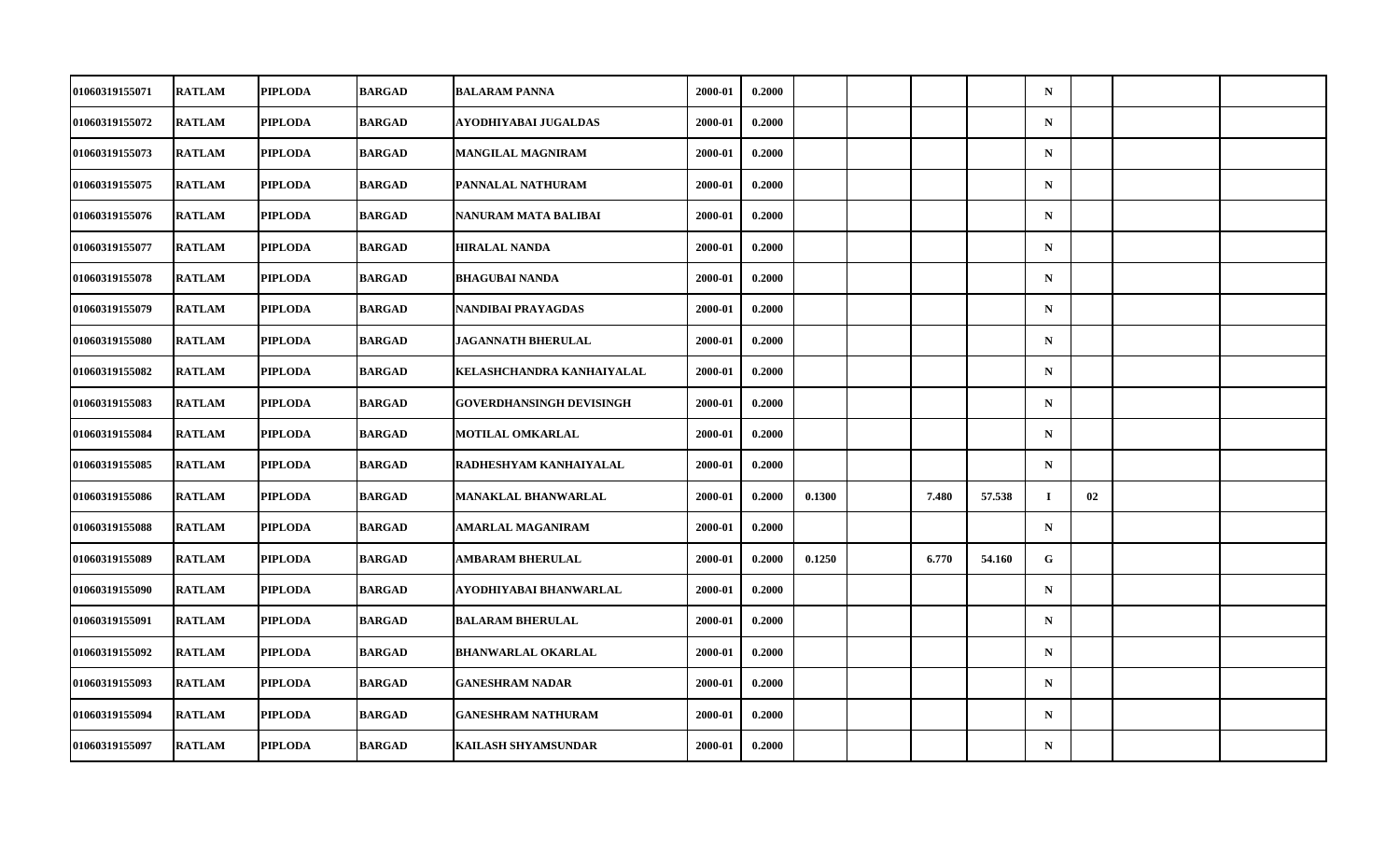| | | | | | | | | | | | | | | |
|---|---|---|---|---|---|---|---|---|---|---|---|---|---|---|
| 01060319155071 | RATLAM | PIPLODA | BARGAD | BALARAM PANNA | 2000-01 | 0.2000 | | | | | N | | | |
| 01060319155072 | RATLAM | PIPLODA | BARGAD | AYODHIYABAI JUGALDAS | 2000-01 | 0.2000 | | | | | N | | | |
| 01060319155073 | RATLAM | PIPLODA | BARGAD | MANGILAL MAGNIRAM | 2000-01 | 0.2000 | | | | | N | | | |
| 01060319155075 | RATLAM | PIPLODA | BARGAD | PANNALAL NATHURAM | 2000-01 | 0.2000 | | | | | N | | | |
| 01060319155076 | RATLAM | PIPLODA | BARGAD | NANURAM MATA BALIBAI | 2000-01 | 0.2000 | | | | | N | | | |
| 01060319155077 | RATLAM | PIPLODA | BARGAD | HIRALAL NANDA | 2000-01 | 0.2000 | | | | | N | | | |
| 01060319155078 | RATLAM | PIPLODA | BARGAD | BHAGUBAI NANDA | 2000-01 | 0.2000 | | | | | N | | | |
| 01060319155079 | RATLAM | PIPLODA | BARGAD | NANDIBAI PRAYAGDAS | 2000-01 | 0.2000 | | | | | N | | | |
| 01060319155080 | RATLAM | PIPLODA | BARGAD | JAGANNATH BHERULAL | 2000-01 | 0.2000 | | | | | N | | | |
| 01060319155082 | RATLAM | PIPLODA | BARGAD | KELASHCHANDRA KANHAIYALAL | 2000-01 | 0.2000 | | | | | N | | | |
| 01060319155083 | RATLAM | PIPLODA | BARGAD | GOVERDHANSINGH DEVISINGH | 2000-01 | 0.2000 | | | | | N | | | |
| 01060319155084 | RATLAM | PIPLODA | BARGAD | MOTILAL OMKARLAL | 2000-01 | 0.2000 | | | | | N | | | |
| 01060319155085 | RATLAM | PIPLODA | BARGAD | RADHESHYAM KANHAIYALAL | 2000-01 | 0.2000 | | | | | N | | | |
| 01060319155086 | RATLAM | PIPLODA | BARGAD | MANAKLAL BHANWARLAL | 2000-01 | 0.2000 | 0.1300 | | 7.480 | 57.538 | I | 02 | | |
| 01060319155088 | RATLAM | PIPLODA | BARGAD | AMARLAL MAGANIRAM | 2000-01 | 0.2000 | | | | | N | | | |
| 01060319155089 | RATLAM | PIPLODA | BARGAD | AMBARAM BHERULAL | 2000-01 | 0.2000 | 0.1250 | | 6.770 | 54.160 | G | | | |
| 01060319155090 | RATLAM | PIPLODA | BARGAD | AYODHIYABAI BHANWARLAL | 2000-01 | 0.2000 | | | | | N | | | |
| 01060319155091 | RATLAM | PIPLODA | BARGAD | BALARAM BHERULAL | 2000-01 | 0.2000 | | | | | N | | | |
| 01060319155092 | RATLAM | PIPLODA | BARGAD | BHANWARLAL OKARLAL | 2000-01 | 0.2000 | | | | | N | | | |
| 01060319155093 | RATLAM | PIPLODA | BARGAD | GANESHRAM NADAR | 2000-01 | 0.2000 | | | | | N | | | |
| 01060319155094 | RATLAM | PIPLODA | BARGAD | GANESHRAM NATHURAM | 2000-01 | 0.2000 | | | | | N | | | |
| 01060319155097 | RATLAM | PIPLODA | BARGAD | KAILASH SHYAMSUNDAR | 2000-01 | 0.2000 | | | | | N | | | |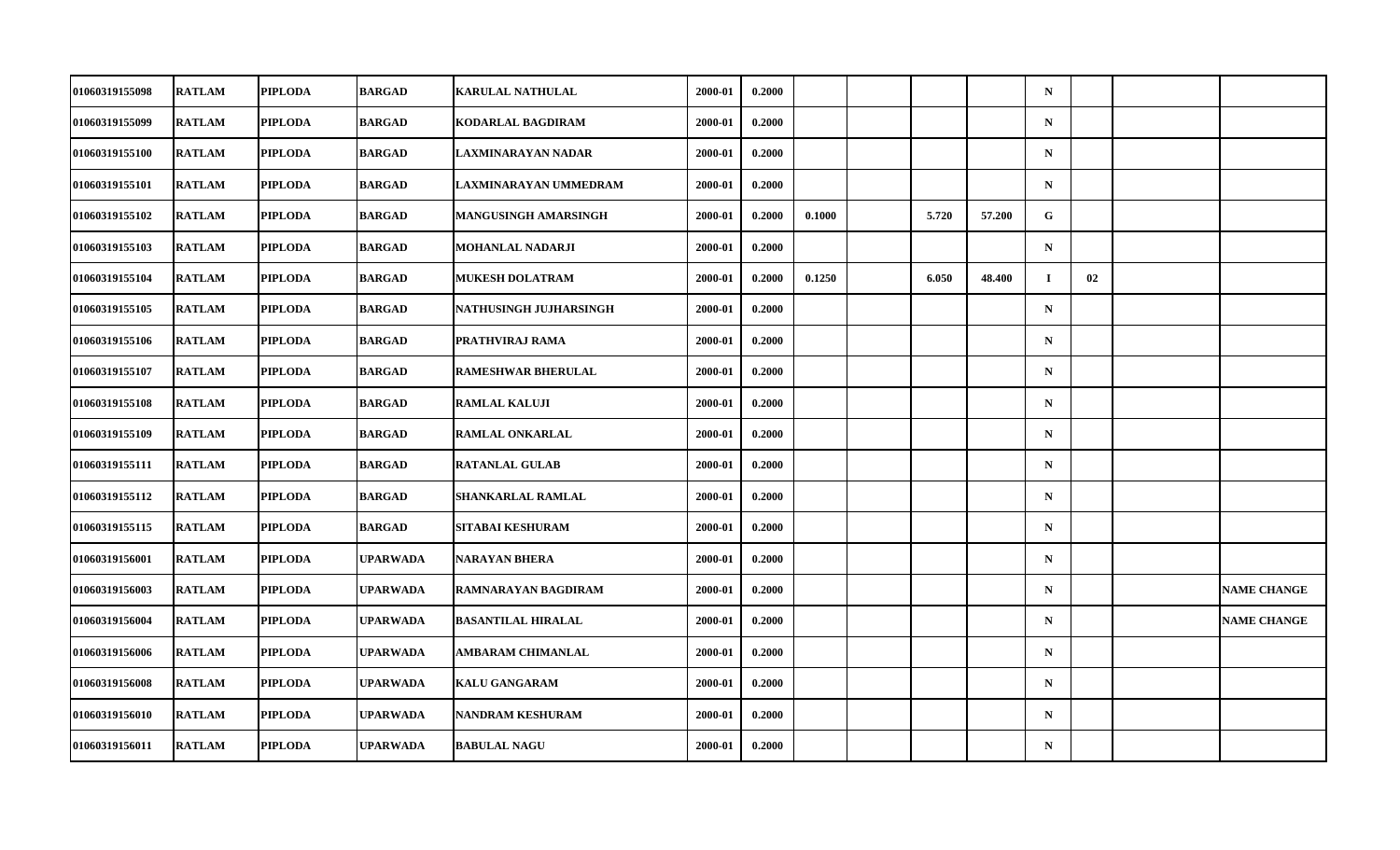| | | | | | | | | | | | | | | |
|---|---|---|---|---|---|---|---|---|---|---|---|---|---|---|
| 01060319155098 | RATLAM | PIPLODA | BARGAD | KARULAL NATHULAL | 2000-01 | 0.2000 | | | | | N | | | |
| 01060319155099 | RATLAM | PIPLODA | BARGAD | KODARLAL BAGDIRAM | 2000-01 | 0.2000 | | | | | N | | | |
| 01060319155100 | RATLAM | PIPLODA | BARGAD | LAXMINARAYAN NADAR | 2000-01 | 0.2000 | | | | | N | | | |
| 01060319155101 | RATLAM | PIPLODA | BARGAD | LAXMINARAYAN UMMEDRAM | 2000-01 | 0.2000 | | | | | N | | | |
| 01060319155102 | RATLAM | PIPLODA | BARGAD | MANGUSINGH AMARSINGH | 2000-01 | 0.2000 | 0.1000 | | 5.720 | 57.200 | G | | | |
| 01060319155103 | RATLAM | PIPLODA | BARGAD | MOHANLAL NADARJI | 2000-01 | 0.2000 | | | | | N | | | |
| 01060319155104 | RATLAM | PIPLODA | BARGAD | MUKESH DOLATRAM | 2000-01 | 0.2000 | 0.1250 | | 6.050 | 48.400 | I | 02 | | |
| 01060319155105 | RATLAM | PIPLODA | BARGAD | NATHUSINGH JUJHARSINGH | 2000-01 | 0.2000 | | | | | N | | | |
| 01060319155106 | RATLAM | PIPLODA | BARGAD | PRATHVIRAJ RAMA | 2000-01 | 0.2000 | | | | | N | | | |
| 01060319155107 | RATLAM | PIPLODA | BARGAD | RAMESHWAR BHERULAL | 2000-01 | 0.2000 | | | | | N | | | |
| 01060319155108 | RATLAM | PIPLODA | BARGAD | RAMLAL KALUJI | 2000-01 | 0.2000 | | | | | N | | | |
| 01060319155109 | RATLAM | PIPLODA | BARGAD | RAMLAL ONKARLAL | 2000-01 | 0.2000 | | | | | N | | | |
| 01060319155111 | RATLAM | PIPLODA | BARGAD | RATANLAL GULAB | 2000-01 | 0.2000 | | | | | N | | | |
| 01060319155112 | RATLAM | PIPLODA | BARGAD | SHANKARLAL RAMLAL | 2000-01 | 0.2000 | | | | | N | | | |
| 01060319155115 | RATLAM | PIPLODA | BARGAD | SITABAI KESHURAM | 2000-01 | 0.2000 | | | | | N | | | |
| 01060319156001 | RATLAM | PIPLODA | UPARWADA | NARAYAN BHERA | 2000-01 | 0.2000 | | | | | N | | | |
| 01060319156003 | RATLAM | PIPLODA | UPARWADA | RAMNARAYAN BAGDIRAM | 2000-01 | 0.2000 | | | | | N | | | NAME CHANGE |
| 01060319156004 | RATLAM | PIPLODA | UPARWADA | BASANTILAL HIRALAL | 2000-01 | 0.2000 | | | | | N | | | NAME CHANGE |
| 01060319156006 | RATLAM | PIPLODA | UPARWADA | AMBARAM CHIMANLAL | 2000-01 | 0.2000 | | | | | N | | | |
| 01060319156008 | RATLAM | PIPLODA | UPARWADA | KALU GANGARAM | 2000-01 | 0.2000 | | | | | N | | | |
| 01060319156010 | RATLAM | PIPLODA | UPARWADA | NANDRAM KESHURAM | 2000-01 | 0.2000 | | | | | N | | | |
| 01060319156011 | RATLAM | PIPLODA | UPARWADA | BABULAL NAGU | 2000-01 | 0.2000 | | | | | N | | | |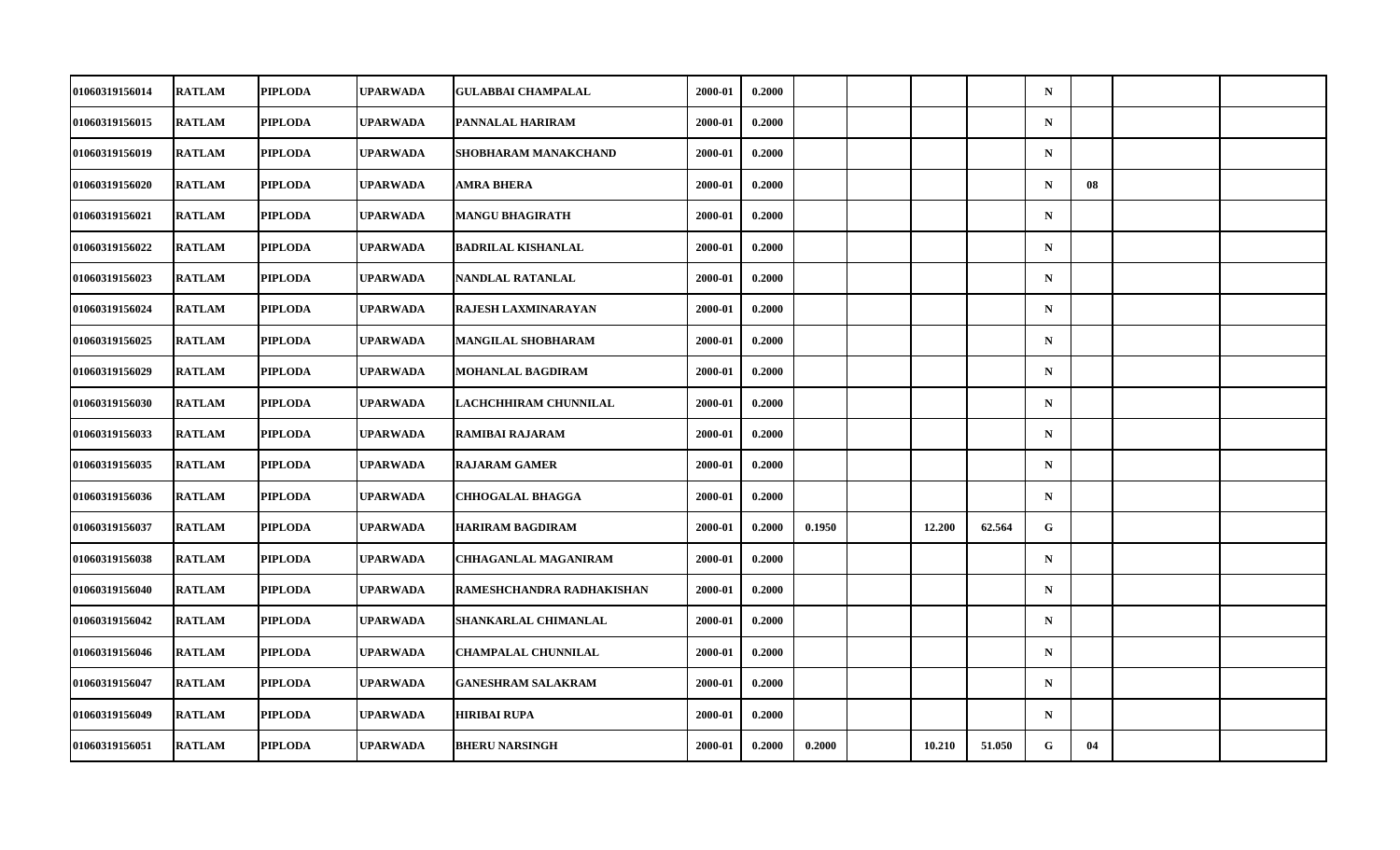| | | | | | | | | | | | | | | |
|---|---|---|---|---|---|---|---|---|---|---|---|---|---|---|
| 01060319156014 | RATLAM | PIPLODA | UPARWADA | GULABBAI CHAMPALAL | 2000-01 | 0.2000 | | | | | N | | | |
| 01060319156015 | RATLAM | PIPLODA | UPARWADA | PANNALAL HARIRAM | 2000-01 | 0.2000 | | | | | N | | | |
| 01060319156019 | RATLAM | PIPLODA | UPARWADA | SHOBHARAM MANAKCHAND | 2000-01 | 0.2000 | | | | | N | | | |
| 01060319156020 | RATLAM | PIPLODA | UPARWADA | AMRA BHERA | 2000-01 | 0.2000 | | | | | N | 08 | | |
| 01060319156021 | RATLAM | PIPLODA | UPARWADA | MANGU BHAGIRATH | 2000-01 | 0.2000 | | | | | N | | | |
| 01060319156022 | RATLAM | PIPLODA | UPARWADA | BADRILAL KISHANLAL | 2000-01 | 0.2000 | | | | | N | | | |
| 01060319156023 | RATLAM | PIPLODA | UPARWADA | NANDLAL RATANLAL | 2000-01 | 0.2000 | | | | | N | | | |
| 01060319156024 | RATLAM | PIPLODA | UPARWADA | RAJESH LAXMINARAYAN | 2000-01 | 0.2000 | | | | | N | | | |
| 01060319156025 | RATLAM | PIPLODA | UPARWADA | MANGILAL SHOBHARAM | 2000-01 | 0.2000 | | | | | N | | | |
| 01060319156029 | RATLAM | PIPLODA | UPARWADA | MOHANLAL BAGDIRAM | 2000-01 | 0.2000 | | | | | N | | | |
| 01060319156030 | RATLAM | PIPLODA | UPARWADA | LACHCHHIRAM CHUNNILAL | 2000-01 | 0.2000 | | | | | N | | | |
| 01060319156033 | RATLAM | PIPLODA | UPARWADA | RAMIBAI RAJARAM | 2000-01 | 0.2000 | | | | | N | | | |
| 01060319156035 | RATLAM | PIPLODA | UPARWADA | RAJARAM GAMER | 2000-01 | 0.2000 | | | | | N | | | |
| 01060319156036 | RATLAM | PIPLODA | UPARWADA | CHHOGALAL BHAGGA | 2000-01 | 0.2000 | | | | | N | | | |
| 01060319156037 | RATLAM | PIPLODA | UPARWADA | HARIRAM BAGDIRAM | 2000-01 | 0.2000 | 0.1950 | | 12.200 | 62.564 | G | | | |
| 01060319156038 | RATLAM | PIPLODA | UPARWADA | CHHAGANLAL MAGANIRAM | 2000-01 | 0.2000 | | | | | N | | | |
| 01060319156040 | RATLAM | PIPLODA | UPARWADA | RAMESHCHANDRA RADHAKISHAN | 2000-01 | 0.2000 | | | | | N | | | |
| 01060319156042 | RATLAM | PIPLODA | UPARWADA | SHANKARLAL CHIMANLAL | 2000-01 | 0.2000 | | | | | N | | | |
| 01060319156046 | RATLAM | PIPLODA | UPARWADA | CHAMPALAL CHUNNILAL | 2000-01 | 0.2000 | | | | | N | | | |
| 01060319156047 | RATLAM | PIPLODA | UPARWADA | GANESHRAM SALAKRAM | 2000-01 | 0.2000 | | | | | N | | | |
| 01060319156049 | RATLAM | PIPLODA | UPARWADA | HIRIBAI RUPA | 2000-01 | 0.2000 | | | | | N | | | |
| 01060319156051 | RATLAM | PIPLODA | UPARWADA | BHERU NARSINGH | 2000-01 | 0.2000 | 0.2000 | | 10.210 | 51.050 | G | 04 | | |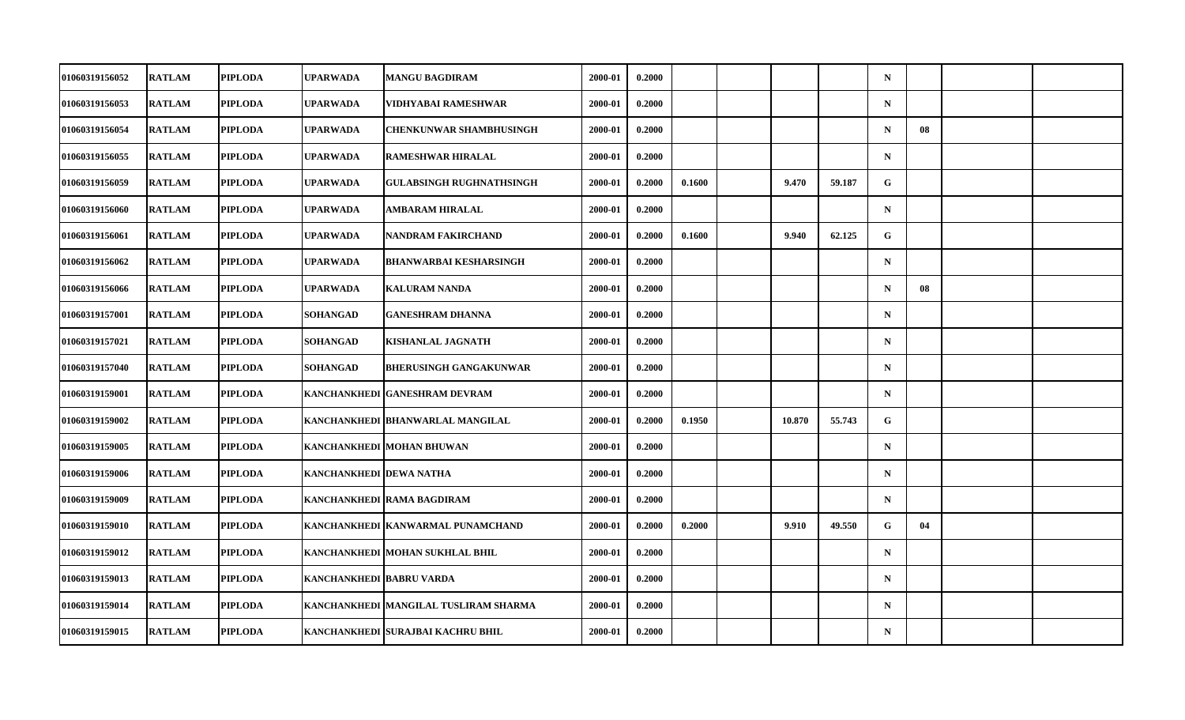| | | | | | | | | | | | | | | | |
|---|---|---|---|---|---|---|---|---|---|---|---|---|---|---|---|
| 01060319156052 | RATLAM | PIPLODA | UPARWADA | MANGU BAGDIRAM | 2000-01 | 0.2000 | | | | | N | | | |
| 01060319156053 | RATLAM | PIPLODA | UPARWADA | VIDHYABAI RAMESHWAR | 2000-01 | 0.2000 | | | | | N | | | |
| 01060319156054 | RATLAM | PIPLODA | UPARWADA | CHENKUNWAR SHAMBHUSINGH | 2000-01 | 0.2000 | | | | | N | 08 | | |
| 01060319156055 | RATLAM | PIPLODA | UPARWADA | RAMESHWAR HIRALAL | 2000-01 | 0.2000 | | | | | N | | | |
| 01060319156059 | RATLAM | PIPLODA | UPARWADA | GULABSINGH RUGHNATHSINGH | 2000-01 | 0.2000 | 0.1600 | | 9.470 | 59.187 | G | | | |
| 01060319156060 | RATLAM | PIPLODA | UPARWADA | AMBARAM HIRALAL | 2000-01 | 0.2000 | | | | | N | | | |
| 01060319156061 | RATLAM | PIPLODA | UPARWADA | NANDRAM FAKIRCHAND | 2000-01 | 0.2000 | 0.1600 | | 9.940 | 62.125 | G | | | |
| 01060319156062 | RATLAM | PIPLODA | UPARWADA | BHANWARBAI KESHARSINGH | 2000-01 | 0.2000 | | | | | N | | | |
| 01060319156066 | RATLAM | PIPLODA | UPARWADA | KALURAM NANDA | 2000-01 | 0.2000 | | | | | N | 08 | | |
| 01060319157001 | RATLAM | PIPLODA | SOHANGAD | GANESHRAM DHANNA | 2000-01 | 0.2000 | | | | | N | | | |
| 01060319157021 | RATLAM | PIPLODA | SOHANGAD | KISHANLAL JAGNATH | 2000-01 | 0.2000 | | | | | N | | | |
| 01060319157040 | RATLAM | PIPLODA | SOHANGAD | BHERUSINGH GANGAKUNWAR | 2000-01 | 0.2000 | | | | | N | | | |
| 01060319159001 | RATLAM | PIPLODA | KANCHANKHEDI | GANESHRAM DEVRAM | 2000-01 | 0.2000 | | | | | N | | | |
| 01060319159002 | RATLAM | PIPLODA | KANCHANKHEDI | BHANWARLAL MANGILAL | 2000-01 | 0.2000 | 0.1950 | | 10.870 | 55.743 | G | | | |
| 01060319159005 | RATLAM | PIPLODA | KANCHANKHEDI | MOHAN BHUWAN | 2000-01 | 0.2000 | | | | | N | | | |
| 01060319159006 | RATLAM | PIPLODA | KANCHANKHEDI | DEWA NATHA | 2000-01 | 0.2000 | | | | | N | | | |
| 01060319159009 | RATLAM | PIPLODA | KANCHANKHEDI | RAMA BAGDIRAM | 2000-01 | 0.2000 | | | | | N | | | |
| 01060319159010 | RATLAM | PIPLODA | KANCHANKHEDI | KANWARMAL PUNAMCHAND | 2000-01 | 0.2000 | 0.2000 | | 9.910 | 49.550 | G | 04 | | |
| 01060319159012 | RATLAM | PIPLODA | KANCHANKHEDI | MOHAN SUKHLAL BHIL | 2000-01 | 0.2000 | | | | | N | | | |
| 01060319159013 | RATLAM | PIPLODA | KANCHANKHEDI | BABRU VARDA | 2000-01 | 0.2000 | | | | | N | | | |
| 01060319159014 | RATLAM | PIPLODA | KANCHANKHEDI | MANGILAL TUSLIRAM SHARMA | 2000-01 | 0.2000 | | | | | N | | | |
| 01060319159015 | RATLAM | PIPLODA | KANCHANKHEDI | SURAJBAI KACHRU BHIL | 2000-01 | 0.2000 | | | | | N | | | |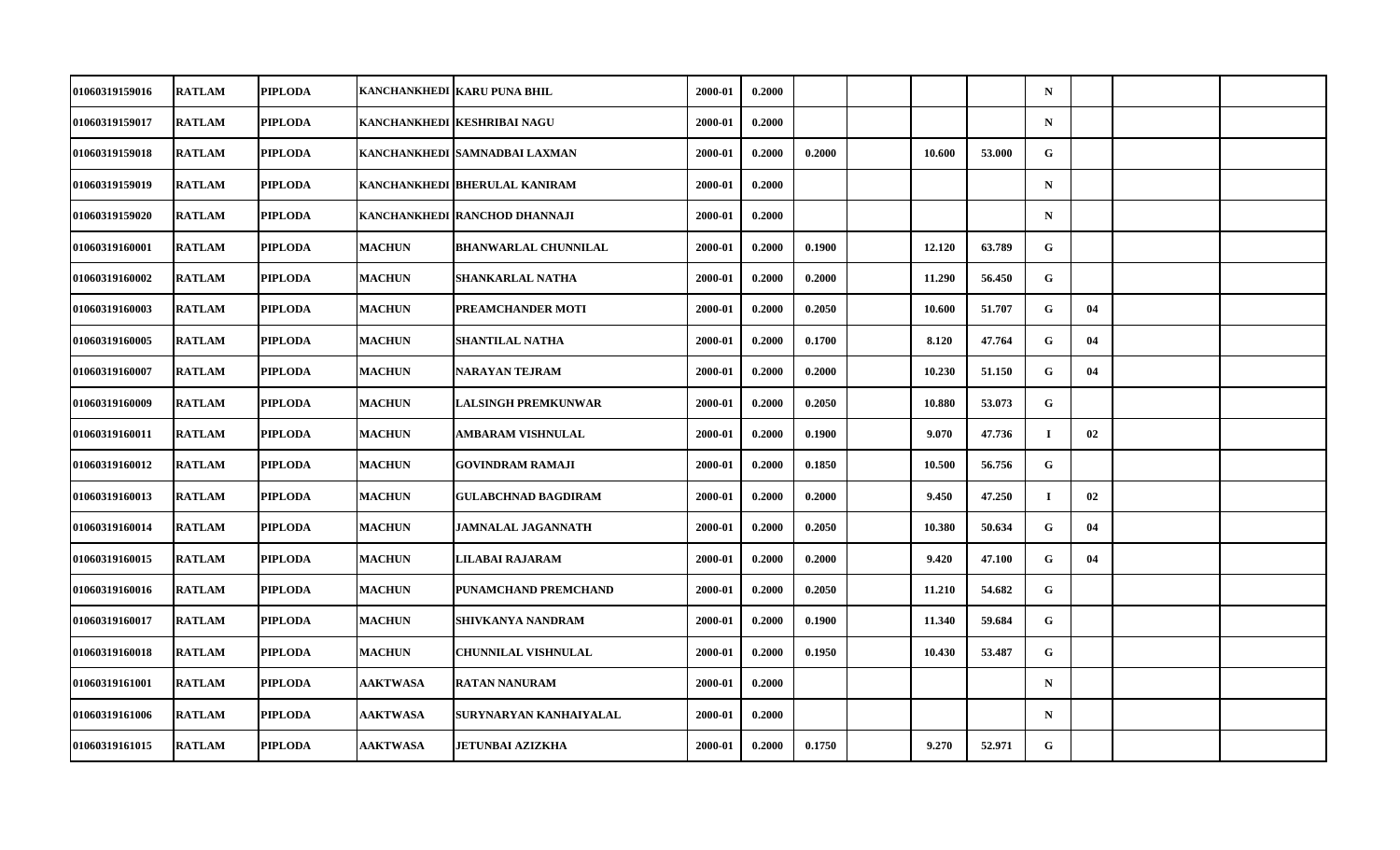| | | | | | | | | | | | | | | |
|---|---|---|---|---|---|---|---|---|---|---|---|---|---|---|
| 01060319159016 | RATLAM | PIPLODA | KANCHANKHEDI | KARU PUNA BHIL | 2000-01 | 0.2000 | | | | | N | | | |
| 01060319159017 | RATLAM | PIPLODA | KANCHANKHEDI | KESHRIBAI NAGU | 2000-01 | 0.2000 | | | | | N | | | |
| 01060319159018 | RATLAM | PIPLODA | KANCHANKHEDI | SAMNADBAI LAXMAN | 2000-01 | 0.2000 | 0.2000 | | 10.600 | 53.000 | G | | | |
| 01060319159019 | RATLAM | PIPLODA | KANCHANKHEDI | BHERULAL KANIRAM | 2000-01 | 0.2000 | | | | | N | | | |
| 01060319159020 | RATLAM | PIPLODA | KANCHANKHEDI | RANCHOD DHANNAJI | 2000-01 | 0.2000 | | | | | N | | | |
| 01060319160001 | RATLAM | PIPLODA | MACHUN | BHANWARLAL CHUNNILAL | 2000-01 | 0.2000 | 0.1900 | | 12.120 | 63.789 | G | | | |
| 01060319160002 | RATLAM | PIPLODA | MACHUN | SHANKARLAL NATHA | 2000-01 | 0.2000 | 0.2000 | | 11.290 | 56.450 | G | | | |
| 01060319160003 | RATLAM | PIPLODA | MACHUN | PREAMCHANDER MOTI | 2000-01 | 0.2000 | 0.2050 | | 10.600 | 51.707 | G | 04 | | |
| 01060319160005 | RATLAM | PIPLODA | MACHUN | SHANTILAL NATHA | 2000-01 | 0.2000 | 0.1700 | | 8.120 | 47.764 | G | 04 | | |
| 01060319160007 | RATLAM | PIPLODA | MACHUN | NARAYAN TEJRAM | 2000-01 | 0.2000 | 0.2000 | | 10.230 | 51.150 | G | 04 | | |
| 01060319160009 | RATLAM | PIPLODA | MACHUN | LALSINGH PREMKUNWAR | 2000-01 | 0.2000 | 0.2050 | | 10.880 | 53.073 | G | | | |
| 01060319160011 | RATLAM | PIPLODA | MACHUN | AMBARAM VISHNULAL | 2000-01 | 0.2000 | 0.1900 | | 9.070 | 47.736 | I | 02 | | |
| 01060319160012 | RATLAM | PIPLODA | MACHUN | GOVINDRAM RAMAJI | 2000-01 | 0.2000 | 0.1850 | | 10.500 | 56.756 | G | | | |
| 01060319160013 | RATLAM | PIPLODA | MACHUN | GULABCHNAD BAGDIRAM | 2000-01 | 0.2000 | 0.2000 | | 9.450 | 47.250 | I | 02 | | |
| 01060319160014 | RATLAM | PIPLODA | MACHUN | JAMNALAL JAGANNATH | 2000-01 | 0.2000 | 0.2050 | | 10.380 | 50.634 | G | 04 | | |
| 01060319160015 | RATLAM | PIPLODA | MACHUN | LILABAI RAJARAM | 2000-01 | 0.2000 | 0.2000 | | 9.420 | 47.100 | G | 04 | | |
| 01060319160016 | RATLAM | PIPLODA | MACHUN | PUNAMCHAND PREMCHAND | 2000-01 | 0.2000 | 0.2050 | | 11.210 | 54.682 | G | | | |
| 01060319160017 | RATLAM | PIPLODA | MACHUN | SHIVKANYA NANDRAM | 2000-01 | 0.2000 | 0.1900 | | 11.340 | 59.684 | G | | | |
| 01060319160018 | RATLAM | PIPLODA | MACHUN | CHUNNILAL VISHNULAL | 2000-01 | 0.2000 | 0.1950 | | 10.430 | 53.487 | G | | | |
| 01060319161001 | RATLAM | PIPLODA | AAKTWASA | RATAN NANURAM | 2000-01 | 0.2000 | | | | | N | | | |
| 01060319161006 | RATLAM | PIPLODA | AAKTWASA | SURYNARYAN KANHAIYALAL | 2000-01 | 0.2000 | | | | | N | | | |
| 01060319161015 | RATLAM | PIPLODA | AAKTWASA | JETUNBAI AZIZKHA | 2000-01 | 0.2000 | 0.1750 | | 9.270 | 52.971 | G | | | |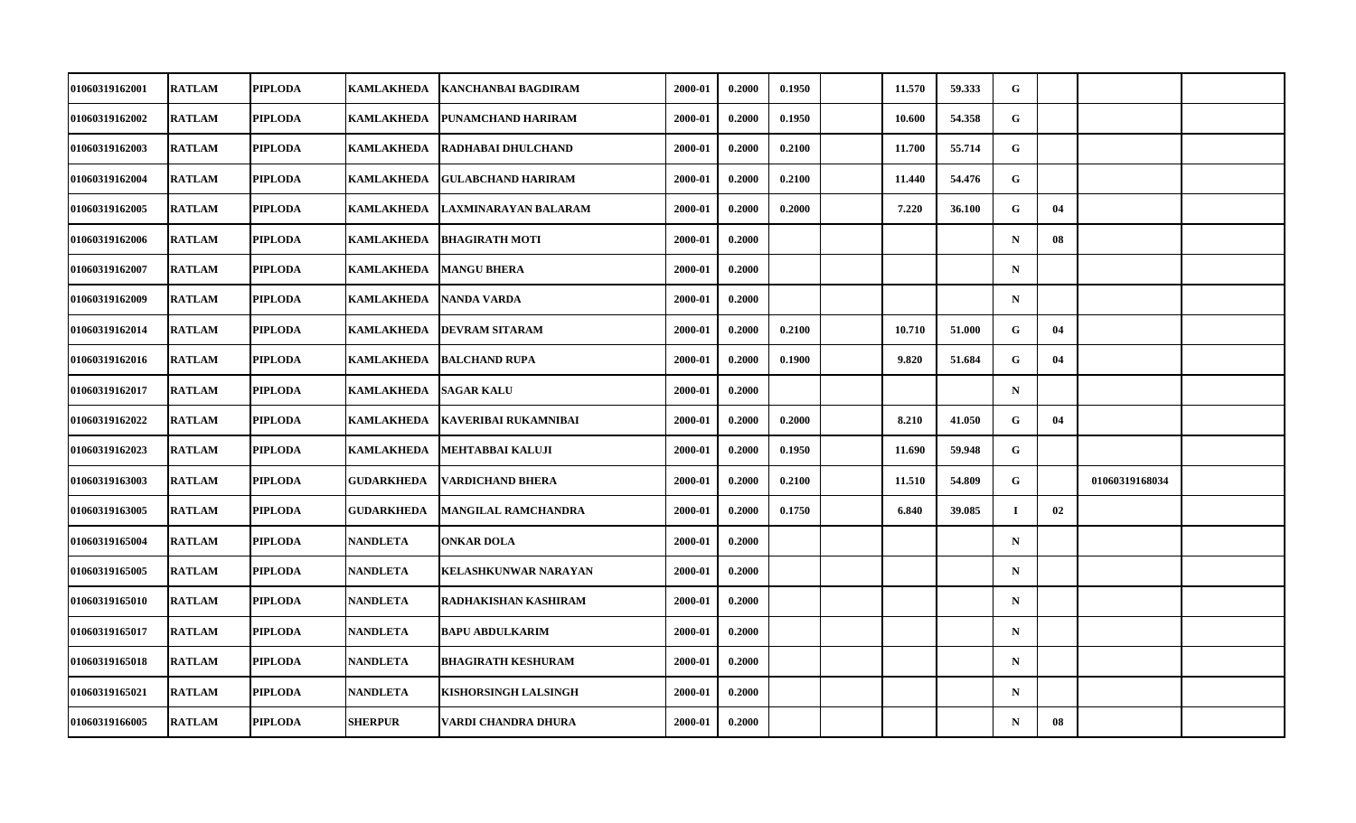| | | | | | | | | | | | | | | |
|---|---|---|---|---|---|---|---|---|---|---|---|---|---|---|
| 01060319162001 | RATLAM | PIPLODA | KAMLAKHEDA | KANCHANBAI BAGDIRAM | 2000-01 | 0.2000 | 0.1950 | | 11.570 | 59.333 | G | | | |
| 01060319162002 | RATLAM | PIPLODA | KAMLAKHEDA | PUNAMCHAND HARIRAM | 2000-01 | 0.2000 | 0.1950 | | 10.600 | 54.358 | G | | | |
| 01060319162003 | RATLAM | PIPLODA | KAMLAKHEDA | RADHABAI DHULCHAND | 2000-01 | 0.2000 | 0.2100 | | 11.700 | 55.714 | G | | | |
| 01060319162004 | RATLAM | PIPLODA | KAMLAKHEDA | GULABCHAND HARIRAM | 2000-01 | 0.2000 | 0.2100 | | 11.440 | 54.476 | G | | | |
| 01060319162005 | RATLAM | PIPLODA | KAMLAKHEDA | LAXMINARAYAN BALARAM | 2000-01 | 0.2000 | 0.2000 | | 7.220 | 36.100 | G | 04 | | |
| 01060319162006 | RATLAM | PIPLODA | KAMLAKHEDA | BHAGIRATH MOTI | 2000-01 | 0.2000 | | | | | N | 08 | | |
| 01060319162007 | RATLAM | PIPLODA | KAMLAKHEDA | MANGU BHERA | 2000-01 | 0.2000 | | | | | N | | | |
| 01060319162009 | RATLAM | PIPLODA | KAMLAKHEDA | NANDA VARDA | 2000-01 | 0.2000 | | | | | N | | | |
| 01060319162014 | RATLAM | PIPLODA | KAMLAKHEDA | DEVRAM SITARAM | 2000-01 | 0.2000 | 0.2100 | | 10.710 | 51.000 | G | 04 | | |
| 01060319162016 | RATLAM | PIPLODA | KAMLAKHEDA | BALCHAND RUPA | 2000-01 | 0.2000 | 0.1900 | | 9.820 | 51.684 | G | 04 | | |
| 01060319162017 | RATLAM | PIPLODA | KAMLAKHEDA | SAGAR KALU | 2000-01 | 0.2000 | | | | | N | | | |
| 01060319162022 | RATLAM | PIPLODA | KAMLAKHEDA | KAVERIBAI RUKAMNIBAI | 2000-01 | 0.2000 | 0.2000 | | 8.210 | 41.050 | G | 04 | | |
| 01060319162023 | RATLAM | PIPLODA | KAMLAKHEDA | MEHTABBAI KALUJI | 2000-01 | 0.2000 | 0.1950 | | 11.690 | 59.948 | G | | | |
| 01060319163003 | RATLAM | PIPLODA | GUDARKHEDA | VARDICHAND BHERA | 2000-01 | 0.2000 | 0.2100 | | 11.510 | 54.809 | G | | 01060319168034 | |
| 01060319163005 | RATLAM | PIPLODA | GUDARKHEDA | MANGILAL RAMCHANDRA | 2000-01 | 0.2000 | 0.1750 | | 6.840 | 39.085 | I | 02 | | |
| 01060319165004 | RATLAM | PIPLODA | NANDLETA | ONKAR DOLA | 2000-01 | 0.2000 | | | | | N | | | |
| 01060319165005 | RATLAM | PIPLODA | NANDLETA | KELASHKUNWAR NARAYAN | 2000-01 | 0.2000 | | | | | N | | | |
| 01060319165010 | RATLAM | PIPLODA | NANDLETA | RADHAKISHAN KASHIRAM | 2000-01 | 0.2000 | | | | | N | | | |
| 01060319165017 | RATLAM | PIPLODA | NANDLETA | BAPU ABDULKARIM | 2000-01 | 0.2000 | | | | | N | | | |
| 01060319165018 | RATLAM | PIPLODA | NANDLETA | BHAGIRATH KESHURAM | 2000-01 | 0.2000 | | | | | N | | | |
| 01060319165021 | RATLAM | PIPLODA | NANDLETA | KISHORSINGH LALSINGH | 2000-01 | 0.2000 | | | | | N | | | |
| 01060319166005 | RATLAM | PIPLODA | SHERPUR | VARDI CHANDRA DHURA | 2000-01 | 0.2000 | | | | | N | 08 | | |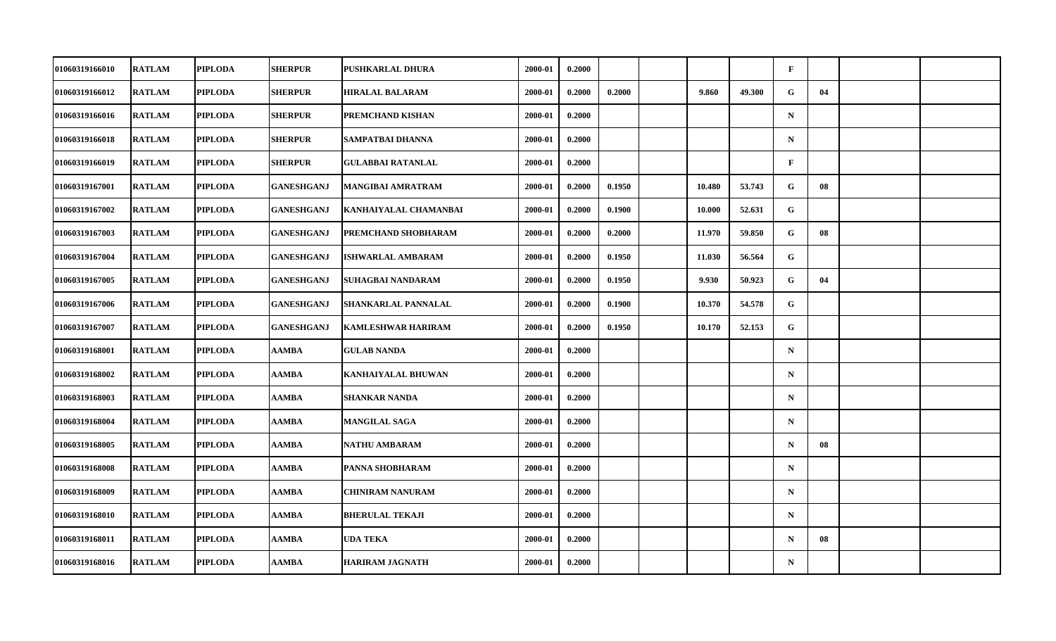| | | | | | | | | | | | | | | |
|---|---|---|---|---|---|---|---|---|---|---|---|---|---|---|
| 01060319166010 | RATLAM | PIPLODA | SHERPUR | PUSHKARLAL DHURA | 2000-01 | 0.2000 | | | | | F | | | |
| 01060319166012 | RATLAM | PIPLODA | SHERPUR | HIRALAL BALARAM | 2000-01 | 0.2000 | 0.2000 | | 9.860 | 49.300 | G | 04 | | |
| 01060319166016 | RATLAM | PIPLODA | SHERPUR | PREMCHAND KISHAN | 2000-01 | 0.2000 | | | | | N | | | |
| 01060319166018 | RATLAM | PIPLODA | SHERPUR | SAMPATBAI DHANNA | 2000-01 | 0.2000 | | | | | N | | | |
| 01060319166019 | RATLAM | PIPLODA | SHERPUR | GULABBAI RATANLAL | 2000-01 | 0.2000 | | | | | F | | | |
| 01060319167001 | RATLAM | PIPLODA | GANESHGANJ | MANGIBAI AMRATRAM | 2000-01 | 0.2000 | 0.1950 | | 10.480 | 53.743 | G | 08 | | |
| 01060319167002 | RATLAM | PIPLODA | GANESHGANJ | KANHAIYALAL CHAMANBAI | 2000-01 | 0.2000 | 0.1900 | | 10.000 | 52.631 | G | | | |
| 01060319167003 | RATLAM | PIPLODA | GANESHGANJ | PREMCHAND SHOBHARAM | 2000-01 | 0.2000 | 0.2000 | | 11.970 | 59.850 | G | 08 | | |
| 01060319167004 | RATLAM | PIPLODA | GANESHGANJ | ISHWARLAL AMBARAM | 2000-01 | 0.2000 | 0.1950 | | 11.030 | 56.564 | G | | | |
| 01060319167005 | RATLAM | PIPLODA | GANESHGANJ | SUHAGBAI NANDARAM | 2000-01 | 0.2000 | 0.1950 | | 9.930 | 50.923 | G | 04 | | |
| 01060319167006 | RATLAM | PIPLODA | GANESHGANJ | SHANKARLAL PANNALAL | 2000-01 | 0.2000 | 0.1900 | | 10.370 | 54.578 | G | | | |
| 01060319167007 | RATLAM | PIPLODA | GANESHGANJ | KAMLESHWAR HARIRAM | 2000-01 | 0.2000 | 0.1950 | | 10.170 | 52.153 | G | | | |
| 01060319168001 | RATLAM | PIPLODA | AAMBA | GULAB NANDA | 2000-01 | 0.2000 | | | | | N | | | |
| 01060319168002 | RATLAM | PIPLODA | AAMBA | KANHAIYALAL BHUWAN | 2000-01 | 0.2000 | | | | | N | | | |
| 01060319168003 | RATLAM | PIPLODA | AAMBA | SHANKAR NANDA | 2000-01 | 0.2000 | | | | | N | | | |
| 01060319168004 | RATLAM | PIPLODA | AAMBA | MANGILAL SAGA | 2000-01 | 0.2000 | | | | | N | | | |
| 01060319168005 | RATLAM | PIPLODA | AAMBA | NATHU AMBARAM | 2000-01 | 0.2000 | | | | | N | 08 | | |
| 01060319168008 | RATLAM | PIPLODA | AAMBA | PANNA SHOBHARAM | 2000-01 | 0.2000 | | | | | N | | | |
| 01060319168009 | RATLAM | PIPLODA | AAMBA | CHINIRAM NANURAM | 2000-01 | 0.2000 | | | | | N | | | |
| 01060319168010 | RATLAM | PIPLODA | AAMBA | BHERULAL TEKAJI | 2000-01 | 0.2000 | | | | | N | | | |
| 01060319168011 | RATLAM | PIPLODA | AAMBA | UDA TEKA | 2000-01 | 0.2000 | | | | | N | 08 | | |
| 01060319168016 | RATLAM | PIPLODA | AAMBA | HARIRAM JAGNATH | 2000-01 | 0.2000 | | | | | N | | | |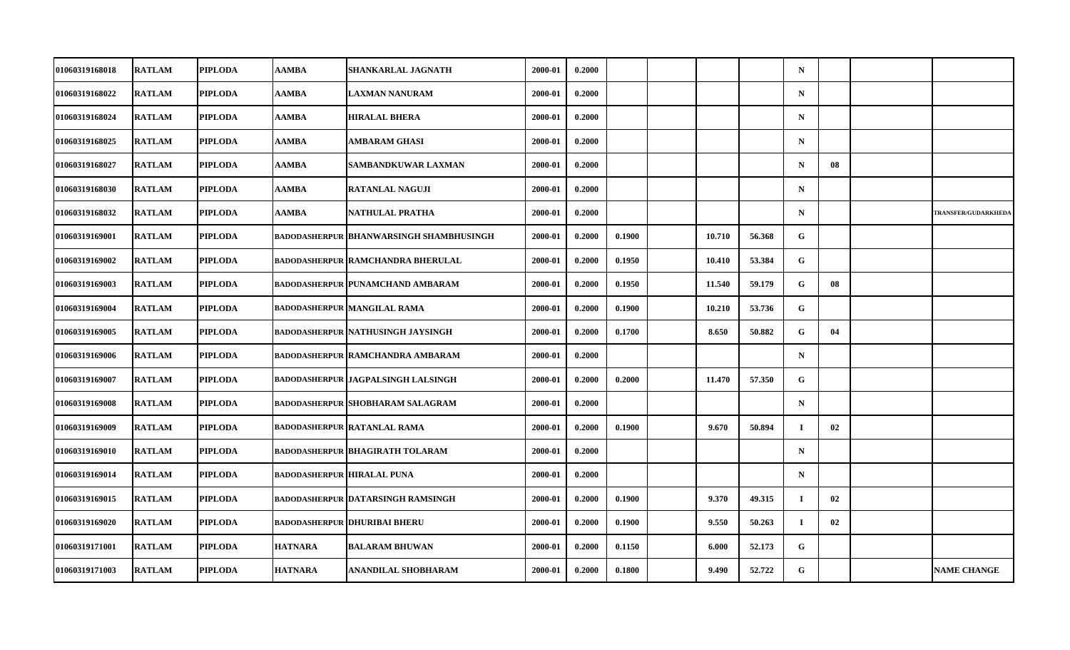| | | | | | | | | | | | | | | |
|---|---|---|---|---|---|---|---|---|---|---|---|---|---|---|
| 01060319168018 | RATLAM | PIPLODA | AAMBA | SHANKARLAL JAGNATH | 2000-01 | 0.2000 | | | | | N | | | |
| 01060319168022 | RATLAM | PIPLODA | AAMBA | LAXMAN NANURAM | 2000-01 | 0.2000 | | | | | N | | | |
| 01060319168024 | RATLAM | PIPLODA | AAMBA | HIRALAL BHERA | 2000-01 | 0.2000 | | | | | N | | | |
| 01060319168025 | RATLAM | PIPLODA | AAMBA | AMBARAM GHASI | 2000-01 | 0.2000 | | | | | N | | | |
| 01060319168027 | RATLAM | PIPLODA | AAMBA | SAMBANDKUWAR LAXMAN | 2000-01 | 0.2000 | | | | | N | 08 | | |
| 01060319168030 | RATLAM | PIPLODA | AAMBA | RATANLAL NAGUJI | 2000-01 | 0.2000 | | | | | N | | | |
| 01060319168032 | RATLAM | PIPLODA | AAMBA | NATHULAL PRATHA | 2000-01 | 0.2000 | | | | | N | | | TRANSFER/GUDARKHEDA |
| 01060319169001 | RATLAM | PIPLODA | BADODASHERPUR | BHANWARSINGH SHAMBHUSINGH | 2000-01 | 0.2000 | 0.1900 | | 10.710 | 56.368 | G | | | |
| 01060319169002 | RATLAM | PIPLODA | BADODASHERPUR | RAMCHANDRA BHERULAL | 2000-01 | 0.2000 | 0.1950 | | 10.410 | 53.384 | G | | | |
| 01060319169003 | RATLAM | PIPLODA | BADODASHERPUR | PUNAMCHAND AMBARAM | 2000-01 | 0.2000 | 0.1950 | | 11.540 | 59.179 | G | 08 | | |
| 01060319169004 | RATLAM | PIPLODA | BADODASHERPUR | MANGILAL RAMA | 2000-01 | 0.2000 | 0.1900 | | 10.210 | 53.736 | G | | | |
| 01060319169005 | RATLAM | PIPLODA | BADODASHERPUR | NATHUSINGH JAYSINGH | 2000-01 | 0.2000 | 0.1700 | | 8.650 | 50.882 | G | 04 | | |
| 01060319169006 | RATLAM | PIPLODA | BADODASHERPUR | RAMCHANDRA AMBARAM | 2000-01 | 0.2000 | | | | | N | | | |
| 01060319169007 | RATLAM | PIPLODA | BADODASHERPUR | JAGPALSINGH LALSINGH | 2000-01 | 0.2000 | 0.2000 | | 11.470 | 57.350 | G | | | |
| 01060319169008 | RATLAM | PIPLODA | BADODASHERPUR | SHOBHARAM SALAGRAM | 2000-01 | 0.2000 | | | | | N | | | |
| 01060319169009 | RATLAM | PIPLODA | BADODASHERPUR | RATANLAL RAMA | 2000-01 | 0.2000 | 0.1900 | | 9.670 | 50.894 | I | 02 | | |
| 01060319169010 | RATLAM | PIPLODA | BADODASHERPUR | BHAGIRATH TOLARAM | 2000-01 | 0.2000 | | | | | N | | | |
| 01060319169014 | RATLAM | PIPLODA | BADODASHERPUR | HIRALAL PUNA | 2000-01 | 0.2000 | | | | | N | | | |
| 01060319169015 | RATLAM | PIPLODA | BADODASHERPUR | DATARSINGH RAMSINGH | 2000-01 | 0.2000 | 0.1900 | | 9.370 | 49.315 | I | 02 | | |
| 01060319169020 | RATLAM | PIPLODA | BADODASHERPUR | DHURIBAI BHERU | 2000-01 | 0.2000 | 0.1900 | | 9.550 | 50.263 | I | 02 | | |
| 01060319171001 | RATLAM | PIPLODA | HATNARA | BALARAM BHUWAN | 2000-01 | 0.2000 | 0.1150 | | 6.000 | 52.173 | G | | | |
| 01060319171003 | RATLAM | PIPLODA | HATNARA | ANANDILAL SHOBHARAM | 2000-01 | 0.2000 | 0.1800 | | 9.490 | 52.722 | G | | | NAME CHANGE |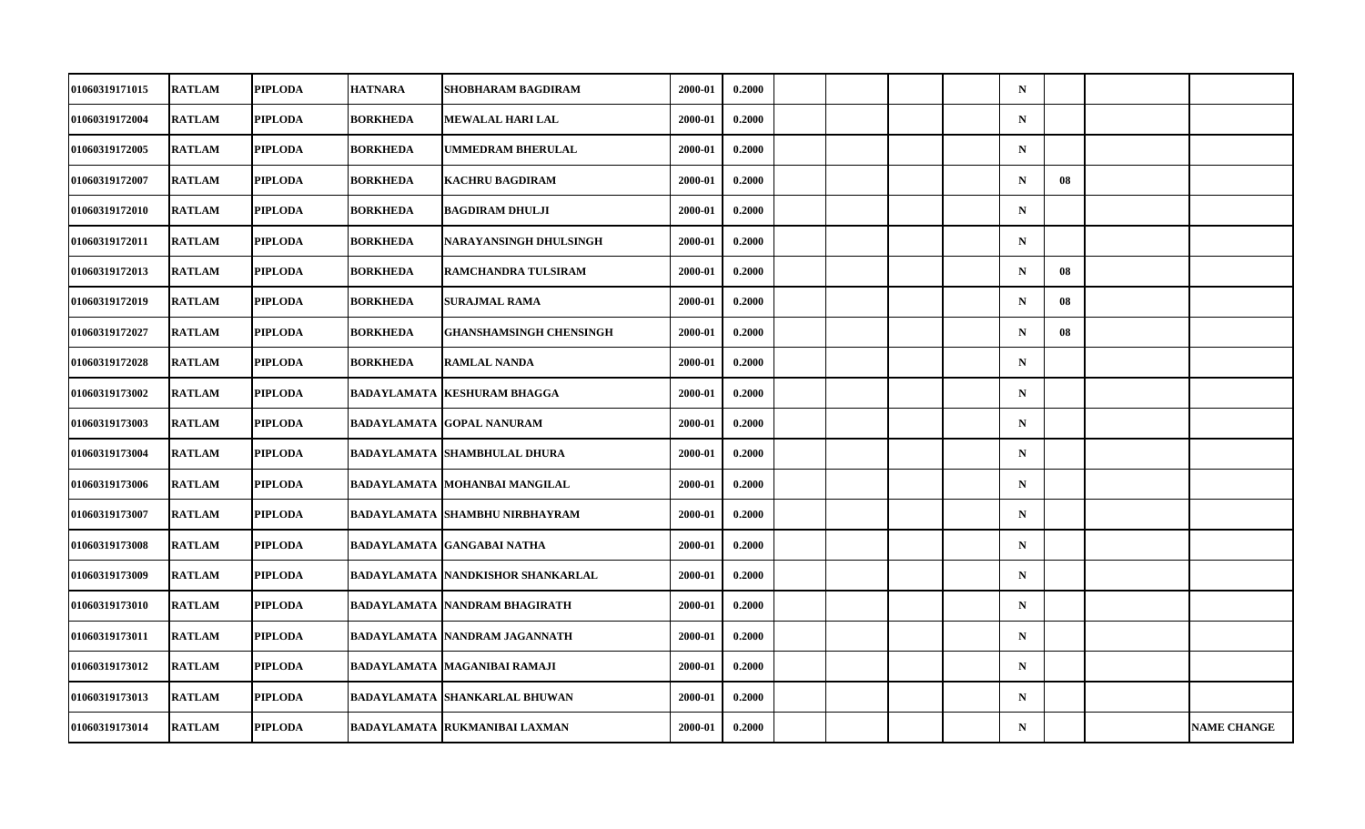| | | | | | | | | | | | | | | |
|---|---|---|---|---|---|---|---|---|---|---|---|---|---|---|
| 01060319171015 | RATLAM | PIPLODA | HATNARA | SHOBHARAM BAGDIRAM | 2000-01 | 0.2000 | | | | | N | | | |
| 01060319172004 | RATLAM | PIPLODA | BORKHEDA | MEWALAL HARI LAL | 2000-01 | 0.2000 | | | | | N | | | |
| 01060319172005 | RATLAM | PIPLODA | BORKHEDA | UMMEDRAM BHERULAL | 2000-01 | 0.2000 | | | | | N | | | |
| 01060319172007 | RATLAM | PIPLODA | BORKHEDA | KACHRU BAGDIRAM | 2000-01 | 0.2000 | | | | | N | 08 | | |
| 01060319172010 | RATLAM | PIPLODA | BORKHEDA | BAGDIRAM DHULJI | 2000-01 | 0.2000 | | | | | N | | | |
| 01060319172011 | RATLAM | PIPLODA | BORKHEDA | NARAYANSINGH DHULSINGH | 2000-01 | 0.2000 | | | | | N | | | |
| 01060319172013 | RATLAM | PIPLODA | BORKHEDA | RAMCHANDRA TULSIRAM | 2000-01 | 0.2000 | | | | | N | 08 | | |
| 01060319172019 | RATLAM | PIPLODA | BORKHEDA | SURAJMAL RAMA | 2000-01 | 0.2000 | | | | | N | 08 | | |
| 01060319172027 | RATLAM | PIPLODA | BORKHEDA | GHANSHAMSINGH CHENSINGH | 2000-01 | 0.2000 | | | | | N | 08 | | |
| 01060319172028 | RATLAM | PIPLODA | BORKHEDA | RAMLAL NANDA | 2000-01 | 0.2000 | | | | | N | | | |
| 01060319173002 | RATLAM | PIPLODA | BADAYLAMATA | KESHURAM BHAGGA | 2000-01 | 0.2000 | | | | | N | | | |
| 01060319173003 | RATLAM | PIPLODA | BADAYLAMATA | GOPAL NANURAM | 2000-01 | 0.2000 | | | | | N | | | |
| 01060319173004 | RATLAM | PIPLODA | BADAYLAMATA | SHAMBHULAL DHURA | 2000-01 | 0.2000 | | | | | N | | | |
| 01060319173006 | RATLAM | PIPLODA | BADAYLAMATA | MOHANBAI MANGILAL | 2000-01 | 0.2000 | | | | | N | | | |
| 01060319173007 | RATLAM | PIPLODA | BADAYLAMATA | SHAMBHU NIRBHAYRAM | 2000-01 | 0.2000 | | | | | N | | | |
| 01060319173008 | RATLAM | PIPLODA | BADAYLAMATA | GANGABAI NATHA | 2000-01 | 0.2000 | | | | | N | | | |
| 01060319173009 | RATLAM | PIPLODA | BADAYLAMATA | NANDKISHOR SHANKARLAL | 2000-01 | 0.2000 | | | | | N | | | |
| 01060319173010 | RATLAM | PIPLODA | BADAYLAMATA | NANDRAM BHAGIRATH | 2000-01 | 0.2000 | | | | | N | | | |
| 01060319173011 | RATLAM | PIPLODA | BADAYLAMATA | NANDRAM JAGANNATH | 2000-01 | 0.2000 | | | | | N | | | |
| 01060319173012 | RATLAM | PIPLODA | BADAYLAMATA | MAGANIBAI RAMAJI | 2000-01 | 0.2000 | | | | | N | | | |
| 01060319173013 | RATLAM | PIPLODA | BADAYLAMATA | SHANKARLAL BHUWAN | 2000-01 | 0.2000 | | | | | N | | | |
| 01060319173014 | RATLAM | PIPLODA | BADAYLAMATA | RUKMANIBAI LAXMAN | 2000-01 | 0.2000 | | | | | N | | | NAME CHANGE |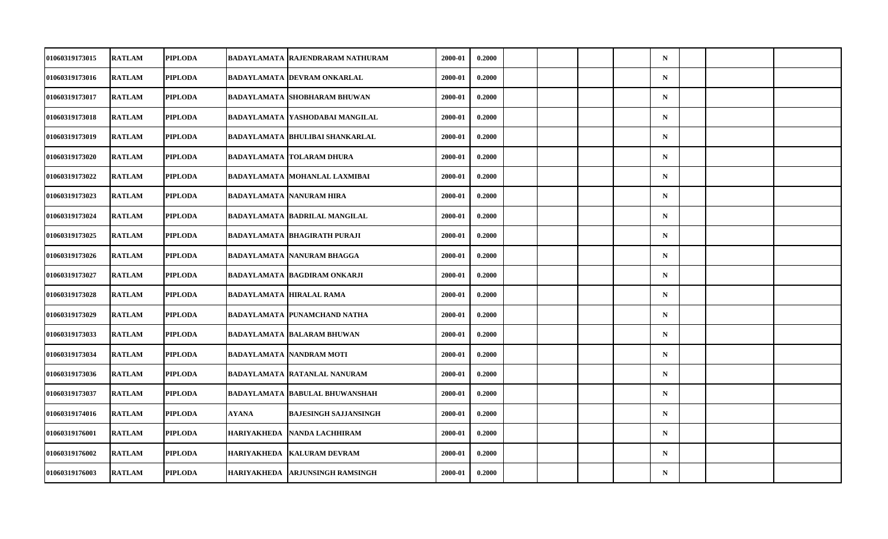| | | | | | | | | | | | | | | |
|---|---|---|---|---|---|---|---|---|---|---|---|---|---|---|
| 01060319173015 | RATLAM | PIPLODA | BADAYLAMATA | RAJENDRARAM NATHURAM | 2000-01 | 0.2000 | | | | | N | | | |
| 01060319173016 | RATLAM | PIPLODA | BADAYLAMATA | DEVRAM ONKARLAL | 2000-01 | 0.2000 | | | | | N | | | |
| 01060319173017 | RATLAM | PIPLODA | BADAYLAMATA | SHOBHARAM BHUWAN | 2000-01 | 0.2000 | | | | | N | | | |
| 01060319173018 | RATLAM | PIPLODA | BADAYLAMATA | YASHODABAI MANGILAL | 2000-01 | 0.2000 | | | | | N | | | |
| 01060319173019 | RATLAM | PIPLODA | BADAYLAMATA | BHULIBAI SHANKARLAL | 2000-01 | 0.2000 | | | | | N | | | |
| 01060319173020 | RATLAM | PIPLODA | BADAYLAMATA | TOLARAM DHURA | 2000-01 | 0.2000 | | | | | N | | | |
| 01060319173022 | RATLAM | PIPLODA | BADAYLAMATA | MOHANLAL LAXMIBAI | 2000-01 | 0.2000 | | | | | N | | | |
| 01060319173023 | RATLAM | PIPLODA | BADAYLAMATA | NANURAM HIRA | 2000-01 | 0.2000 | | | | | N | | | |
| 01060319173024 | RATLAM | PIPLODA | BADAYLAMATA | BADRILAL MANGILAL | 2000-01 | 0.2000 | | | | | N | | | |
| 01060319173025 | RATLAM | PIPLODA | BADAYLAMATA | BHAGIRATH PURAJI | 2000-01 | 0.2000 | | | | | N | | | |
| 01060319173026 | RATLAM | PIPLODA | BADAYLAMATA | NANURAM BHAGGA | 2000-01 | 0.2000 | | | | | N | | | |
| 01060319173027 | RATLAM | PIPLODA | BADAYLAMATA | BAGDIRAM ONKARJI | 2000-01 | 0.2000 | | | | | N | | | |
| 01060319173028 | RATLAM | PIPLODA | BADAYLAMATA | HIRALAL RAMA | 2000-01 | 0.2000 | | | | | N | | | |
| 01060319173029 | RATLAM | PIPLODA | BADAYLAMATA | PUNAMCHAND NATHA | 2000-01 | 0.2000 | | | | | N | | | |
| 01060319173033 | RATLAM | PIPLODA | BADAYLAMATA | BALARAM BHUWAN | 2000-01 | 0.2000 | | | | | N | | | |
| 01060319173034 | RATLAM | PIPLODA | BADAYLAMATA | NANDRAM MOTI | 2000-01 | 0.2000 | | | | | N | | | |
| 01060319173036 | RATLAM | PIPLODA | BADAYLAMATA | RATANLAL NANURAM | 2000-01 | 0.2000 | | | | | N | | | |
| 01060319173037 | RATLAM | PIPLODA | BADAYLAMATA | BABULAL BHUWANSHAH | 2000-01 | 0.2000 | | | | | N | | | |
| 01060319174016 | RATLAM | PIPLODA | AYANA | BAJESINGH SAJJANSINGH | 2000-01 | 0.2000 | | | | | N | | | |
| 01060319176001 | RATLAM | PIPLODA | HARIYAKHEDA | NANDA LACHHIRAM | 2000-01 | 0.2000 | | | | | N | | | |
| 01060319176002 | RATLAM | PIPLODA | HARIYAKHEDA | KALURAM DEVRAM | 2000-01 | 0.2000 | | | | | N | | | |
| 01060319176003 | RATLAM | PIPLODA | HARIYAKHEDA | ARJUNSINGH RAMSINGH | 2000-01 | 0.2000 | | | | | N | | | |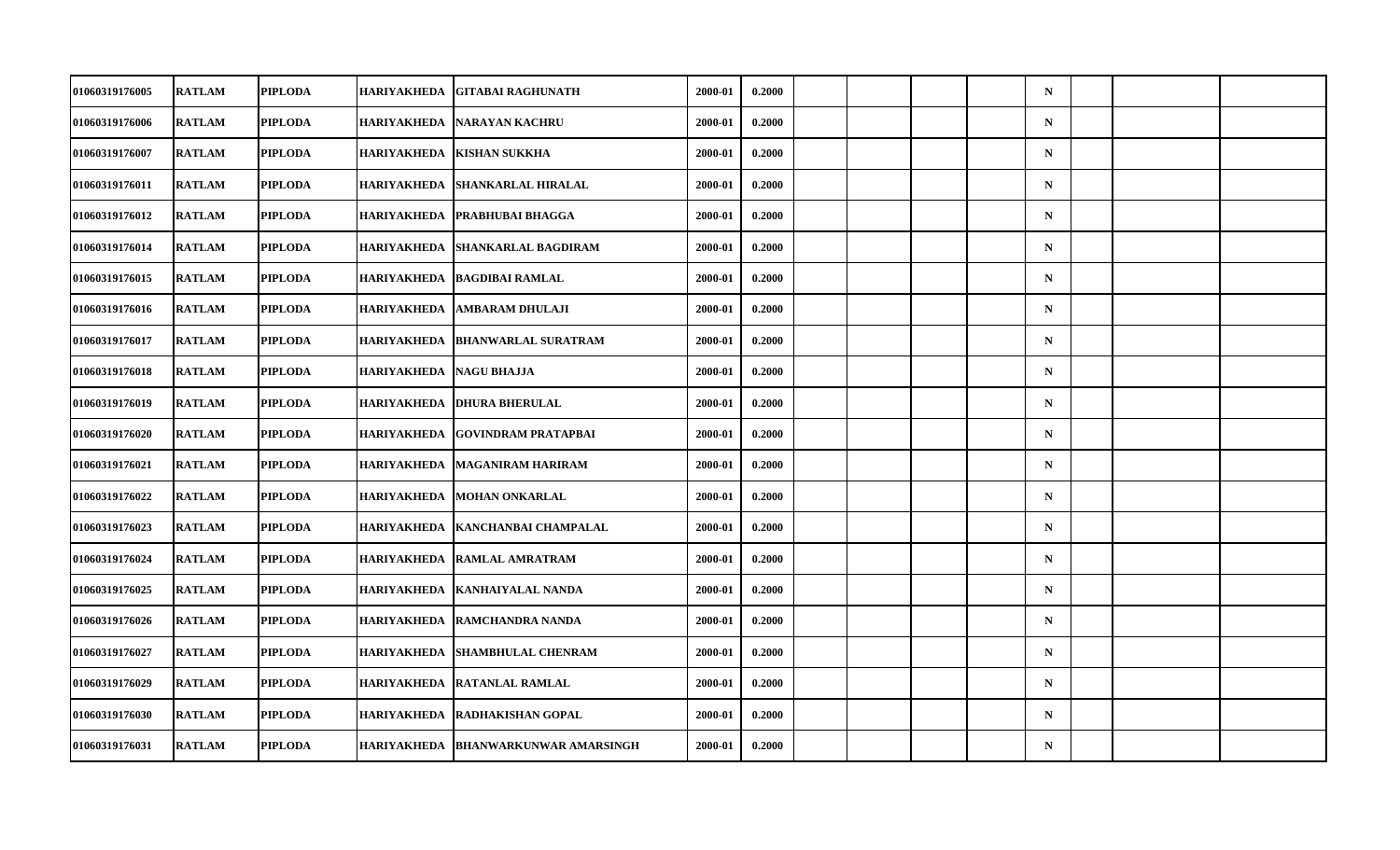| | | | | | | | | | | | | | | |
|---|---|---|---|---|---|---|---|---|---|---|---|---|---|---|
| 01060319176005 | RATLAM | PIPLODA | HARIYAKHEDA | GITABAI RAGHUNATH | 2000-01 | 0.2000 | | | | | N | | | |
| 01060319176006 | RATLAM | PIPLODA | HARIYAKHEDA | NARAYAN KACHRU | 2000-01 | 0.2000 | | | | | N | | | |
| 01060319176007 | RATLAM | PIPLODA | HARIYAKHEDA | KISHAN SUKKHA | 2000-01 | 0.2000 | | | | | N | | | |
| 01060319176011 | RATLAM | PIPLODA | HARIYAKHEDA | SHANKARLAL HIRALAL | 2000-01 | 0.2000 | | | | | N | | | |
| 01060319176012 | RATLAM | PIPLODA | HARIYAKHEDA | PRABHUBAI BHAGGA | 2000-01 | 0.2000 | | | | | N | | | |
| 01060319176014 | RATLAM | PIPLODA | HARIYAKHEDA | SHANKARLAL BAGDIRAM | 2000-01 | 0.2000 | | | | | N | | | |
| 01060319176015 | RATLAM | PIPLODA | HARIYAKHEDA | BAGDIBAI RAMLAL | 2000-01 | 0.2000 | | | | | N | | | |
| 01060319176016 | RATLAM | PIPLODA | HARIYAKHEDA | AMBARAM DHULAJI | 2000-01 | 0.2000 | | | | | N | | | |
| 01060319176017 | RATLAM | PIPLODA | HARIYAKHEDA | BHANWARLAL SURATRAM | 2000-01 | 0.2000 | | | | | N | | | |
| 01060319176018 | RATLAM | PIPLODA | HARIYAKHEDA | NAGU BHAJJA | 2000-01 | 0.2000 | | | | | N | | | |
| 01060319176019 | RATLAM | PIPLODA | HARIYAKHEDA | DHURA BHERULAL | 2000-01 | 0.2000 | | | | | N | | | |
| 01060319176020 | RATLAM | PIPLODA | HARIYAKHEDA | GOVINDRAM PRATAPBAI | 2000-01 | 0.2000 | | | | | N | | | |
| 01060319176021 | RATLAM | PIPLODA | HARIYAKHEDA | MAGANIRAM HARIRAM | 2000-01 | 0.2000 | | | | | N | | | |
| 01060319176022 | RATLAM | PIPLODA | HARIYAKHEDA | MOHAN ONKARLAL | 2000-01 | 0.2000 | | | | | N | | | |
| 01060319176023 | RATLAM | PIPLODA | HARIYAKHEDA | KANCHANBAI CHAMPALAL | 2000-01 | 0.2000 | | | | | N | | | |
| 01060319176024 | RATLAM | PIPLODA | HARIYAKHEDA | RAMLAL AMRATRAM | 2000-01 | 0.2000 | | | | | N | | | |
| 01060319176025 | RATLAM | PIPLODA | HARIYAKHEDA | KANHAIYALAL NANDA | 2000-01 | 0.2000 | | | | | N | | | |
| 01060319176026 | RATLAM | PIPLODA | HARIYAKHEDA | RAMCHANDRA NANDA | 2000-01 | 0.2000 | | | | | N | | | |
| 01060319176027 | RATLAM | PIPLODA | HARIYAKHEDA | SHAMBHULAL CHENRAM | 2000-01 | 0.2000 | | | | | N | | | |
| 01060319176029 | RATLAM | PIPLODA | HARIYAKHEDA | RATANLAL RAMLAL | 2000-01 | 0.2000 | | | | | N | | | |
| 01060319176030 | RATLAM | PIPLODA | HARIYAKHEDA | RADHAKISHAN GOPAL | 2000-01 | 0.2000 | | | | | N | | | |
| 01060319176031 | RATLAM | PIPLODA | HARIYAKHEDA | BHANWARKUNWAR AMARSINGH | 2000-01 | 0.2000 | | | | | N | | | |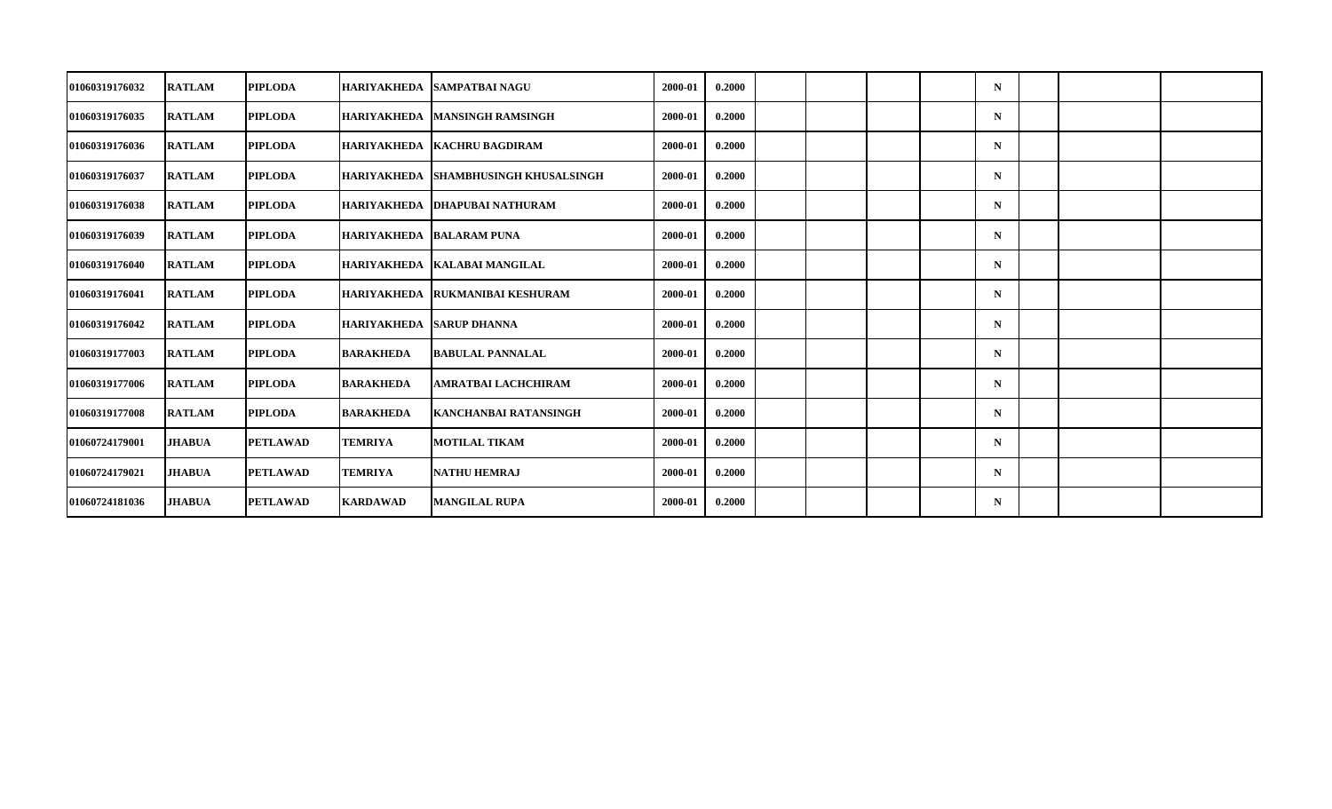| | | | | | | | | | | | | | | |
|---|---|---|---|---|---|---|---|---|---|---|---|---|---|---|
| 01060319176032 | RATLAM | PIPLODA | HARIYAKHEDA | SAMPATBAI NAGU | 2000-01 | 0.2000 | | | | | N | | | |
| 01060319176035 | RATLAM | PIPLODA | HARIYAKHEDA | MANSINGH RAMSINGH | 2000-01 | 0.2000 | | | | | N | | | |
| 01060319176036 | RATLAM | PIPLODA | HARIYAKHEDA | KACHRU BAGDIRAM | 2000-01 | 0.2000 | | | | | N | | | |
| 01060319176037 | RATLAM | PIPLODA | HARIYAKHEDA | SHAMBHUSINGH KHUSALSINGH | 2000-01 | 0.2000 | | | | | N | | | |
| 01060319176038 | RATLAM | PIPLODA | HARIYAKHEDA | DHAPUBAI NATHURAM | 2000-01 | 0.2000 | | | | | N | | | |
| 01060319176039 | RATLAM | PIPLODA | HARIYAKHEDA | BALARAM PUNA | 2000-01 | 0.2000 | | | | | N | | | |
| 01060319176040 | RATLAM | PIPLODA | HARIYAKHEDA | KALABAI MANGILAL | 2000-01 | 0.2000 | | | | | N | | | |
| 01060319176041 | RATLAM | PIPLODA | HARIYAKHEDA | RUKMANIBAI KESHURAM | 2000-01 | 0.2000 | | | | | N | | | |
| 01060319176042 | RATLAM | PIPLODA | HARIYAKHEDA | SARUP DHANNA | 2000-01 | 0.2000 | | | | | N | | | |
| 01060319177003 | RATLAM | PIPLODA | BARAKHEDA | BABULAL PANNALAL | 2000-01 | 0.2000 | | | | | N | | | |
| 01060319177006 | RATLAM | PIPLODA | BARAKHEDA | AMRATBAI LACHCHIRAM | 2000-01 | 0.2000 | | | | | N | | | |
| 01060319177008 | RATLAM | PIPLODA | BARAKHEDA | KANCHANBAI RATANSINGH | 2000-01 | 0.2000 | | | | | N | | | |
| 01060724179001 | JHABUA | PETLAWAD | TEMRIYA | MOTILAL TIKAM | 2000-01 | 0.2000 | | | | | N | | | |
| 01060724179021 | JHABUA | PETLAWAD | TEMRIYA | NATHU HEMRAJ | 2000-01 | 0.2000 | | | | | N | | | |
| 01060724181036 | JHABUA | PETLAWAD | KARDAWAD | MANGILAL RUPA | 2000-01 | 0.2000 | | | | | N | | | |